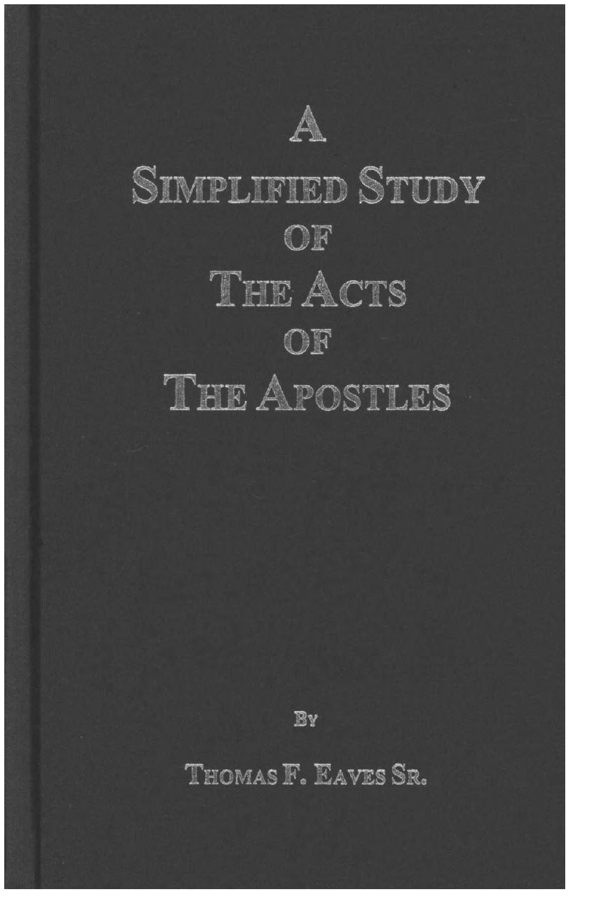# A Simplified Study of The Acts of The Apostles

By

Thomas F. Eaves Sr.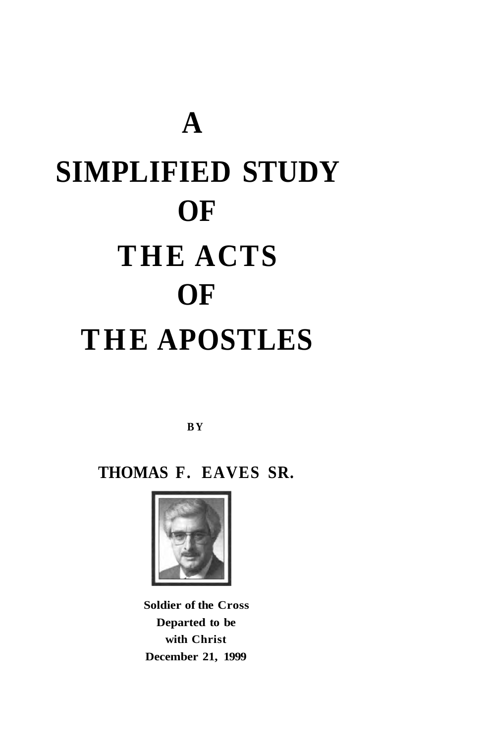# A SIMPLIFIED STUDY OF THE ACTS OF THE APOSTLES

**BY**

**THOMAS F. EAVES SR.**

**Soldier of the Cross**
**Departed to be**
**with Christ**
**December 21, 1999**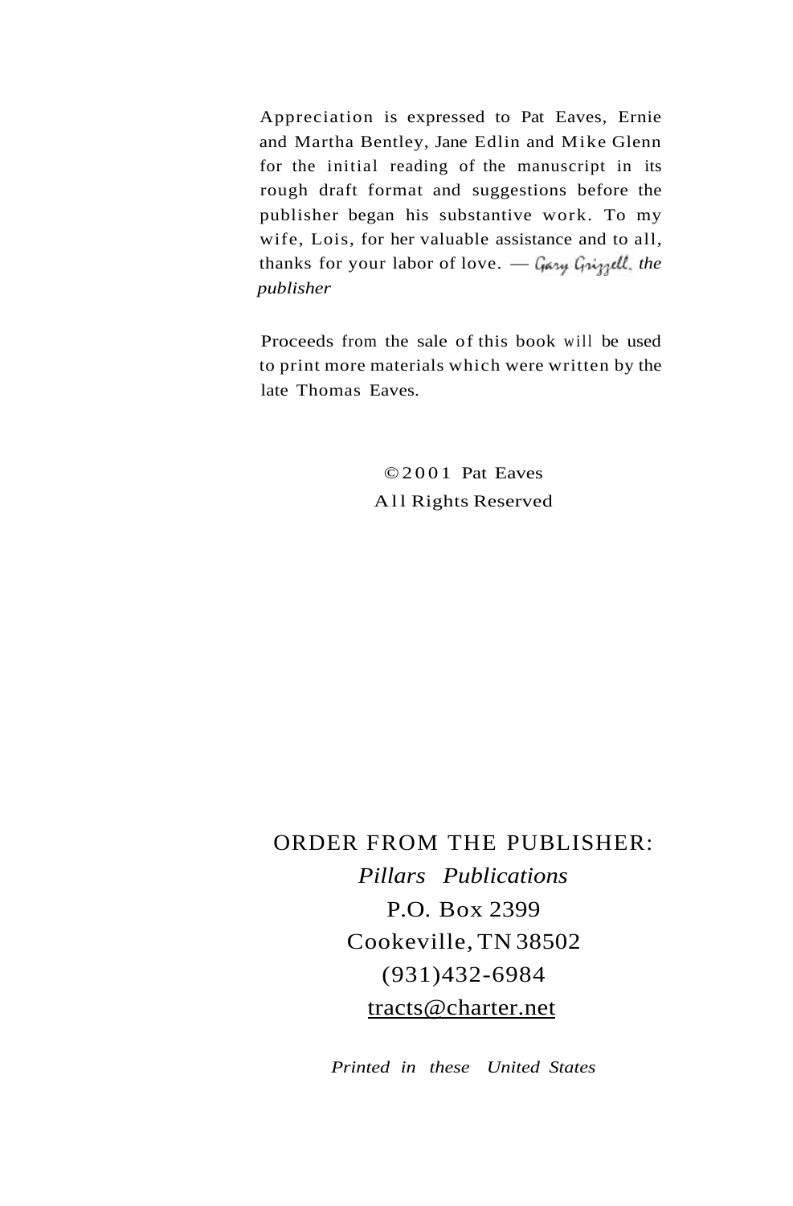Appreciation is expressed to Pat Eaves, Ernie and Martha Bentley, Jane Edlin and Mike Glenn for the initial reading of the manuscript in its rough draft format and suggestions before the publisher began his substantive work. To my wife, Lois, for her valuable assistance and to all, thanks for your labor of love. — Gary Grizzell, *the publisher*

Proceeds from the sale of this book will be used to print more materials which were written by the late Thomas Eaves.

© 2001 Pat Eaves
All Rights Reserved

ORDER FROM THE PUBLISHER:
*Pillars Publications*
P.O. Box 2399
Cookeville, TN 38502
(931)432-6984
tracts@charter.net

*Printed in these United States*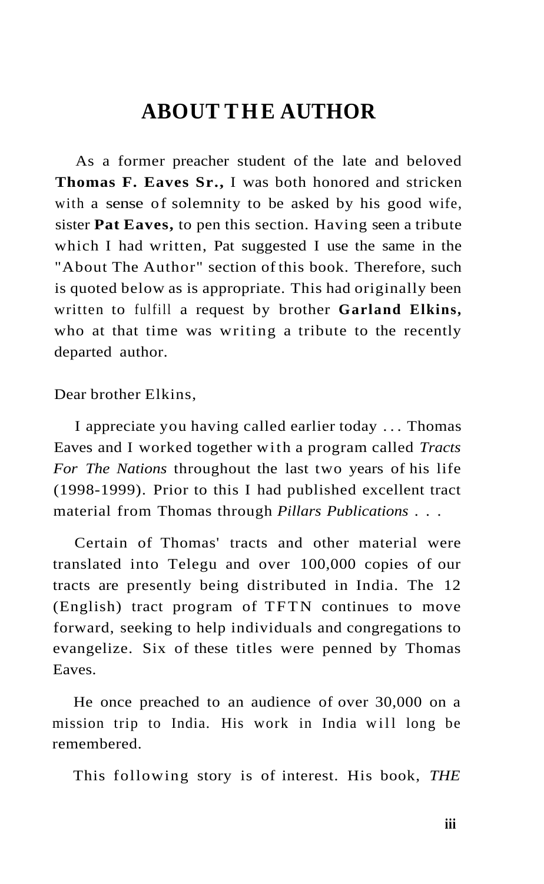# ABOUT THE AUTHOR

As a former preacher student of the late and beloved **Thomas F. Eaves Sr.,** I was both honored and stricken with a sense of solemnity to be asked by his good wife, sister **Pat Eaves,** to pen this section. Having seen a tribute which I had written, Pat suggested I use the same in the "About The Author" section of this book. Therefore, such is quoted below as is appropriate. This had originally been written to fulfill a request by brother **Garland Elkins,** who at that time was writing a tribute to the recently departed author.

Dear brother Elkins,

I appreciate you having called earlier today . . . Thomas Eaves and I worked together with a program called *Tracts For The Nations* throughout the last two years of his life (1998-1999). Prior to this I had published excellent tract material from Thomas through *Pillars Publications* . . .

Certain of Thomas' tracts and other material were translated into Telegu and over 100,000 copies of our tracts are presently being distributed in India. The 12 (English) tract program of TFTN continues to move forward, seeking to help individuals and congregations to evangelize. Six of these titles were penned by Thomas Eaves.

He once preached to an audience of over 30,000 on a mission trip to India. His work in India will long be remembered.

This following story is of interest. His book, *THE*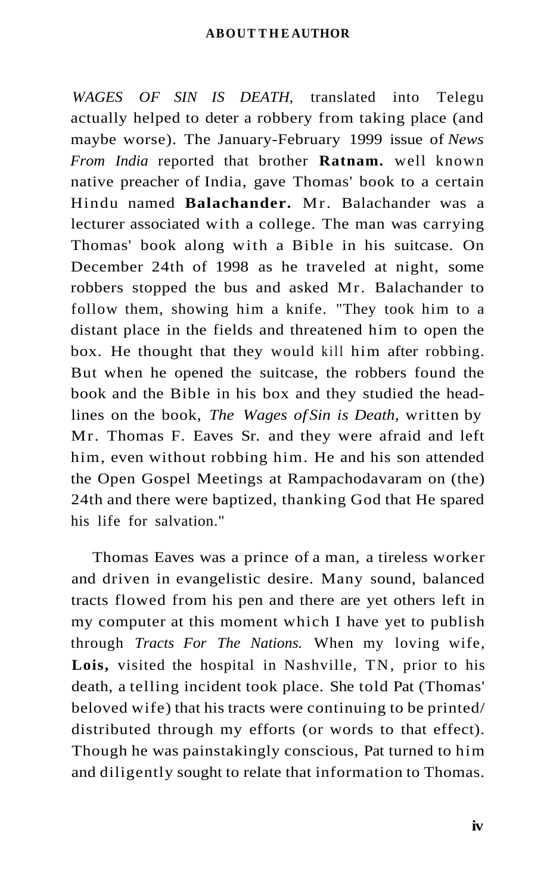*WAGES OF SIN IS DEATH,* translated into Telegu actually helped to deter a robbery from taking place (and maybe worse). The January-February 1999 issue of *News From India* reported that brother **Ratnam.** well known native preacher of India, gave Thomas' book to a certain Hindu named **Balachander.** Mr. Balachander was a lecturer associated with a college. The man was carrying Thomas' book along with a Bible in his suitcase. On December 24th of 1998 as he traveled at night, some robbers stopped the bus and asked Mr. Balachander to follow them, showing him a knife. "They took him to a distant place in the fields and threatened him to open the box. He thought that they would kill him after robbing. But when he opened the suitcase, the robbers found the book and the Bible in his box and they studied the head-lines on the book, *The Wages of Sin is Death,* written by Mr. Thomas F. Eaves Sr. and they were afraid and left him, even without robbing him. He and his son attended the Open Gospel Meetings at Rampachodavaram on (the) 24th and there were baptized, thanking God that He spared his life for salvation."

Thomas Eaves was a prince of a man, a tireless worker and driven in evangelistic desire. Many sound, balanced tracts flowed from his pen and there are yet others left in my computer at this moment which I have yet to publish through *Tracts For The Nations.* When my loving wife, **Lois,** visited the hospital in Nashville, TN, prior to his death, a telling incident took place. She told Pat (Thomas' beloved wife) that his tracts were continuing to be printed/ distributed through my efforts (or words to that effect). Though he was painstakingly conscious, Pat turned to him and diligently sought to relate that information to Thomas.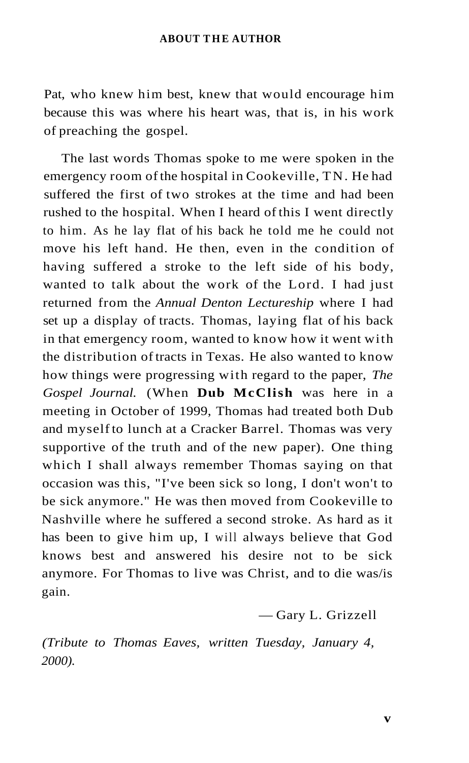Pat, who knew him best, knew that would encourage him because this was where his heart was, that is, in his work of preaching the gospel.

The last words Thomas spoke to me were spoken in the emergency room of the hospital in Cookeville, TN. He had suffered the first of two strokes at the time and had been rushed to the hospital. When I heard of this I went directly to him. As he lay flat of his back he told me he could not move his left hand. He then, even in the condition of having suffered a stroke to the left side of his body, wanted to talk about the work of the Lord. I had just returned from the *Annual Denton Lectureship* where I had set up a display of tracts. Thomas, laying flat of his back in that emergency room, wanted to know how it went with the distribution of tracts in Texas. He also wanted to know how things were progressing with regard to the paper, *The Gospel Journal.* (When **Dub McClish** was here in a meeting in October of 1999, Thomas had treated both Dub and myself to lunch at a Cracker Barrel. Thomas was very supportive of the truth and of the new paper). One thing which I shall always remember Thomas saying on that occasion was this, "I've been sick so long, I don't won't to be sick anymore." He was then moved from Cookeville to Nashville where he suffered a second stroke. As hard as it has been to give him up, I will always believe that God knows best and answered his desire not to be sick anymore. For Thomas to live was Christ, and to die was/is gain.

— Gary L. Grizzell

*(Tribute to Thomas Eaves, written Tuesday, January 4, 2000).*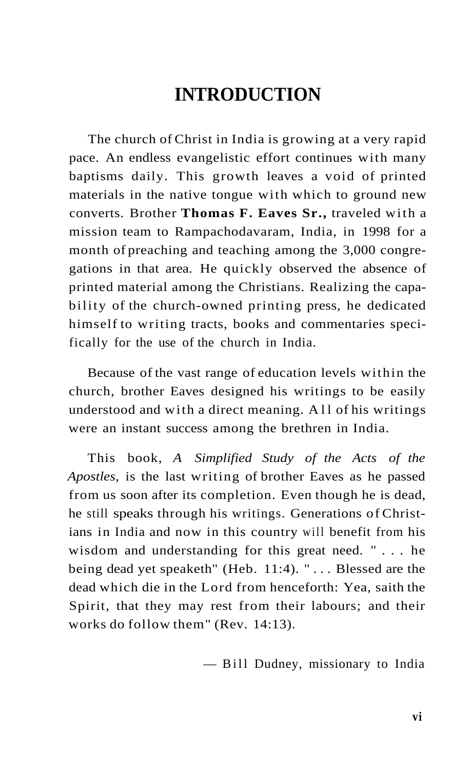# INTRODUCTION

The church of Christ in India is growing at a very rapid pace. An endless evangelistic effort continues with many baptisms daily. This growth leaves a void of printed materials in the native tongue with which to ground new converts. Brother **Thomas F. Eaves Sr.,** traveled with a mission team to Rampachodavaram, India, in 1998 for a month of preaching and teaching among the 3,000 congregations in that area. He quickly observed the absence of printed material among the Christians. Realizing the capability of the church-owned printing press, he dedicated himself to writing tracts, books and commentaries specifically for the use of the church in India.

Because of the vast range of education levels within the church, brother Eaves designed his writings to be easily understood and with a direct meaning. All of his writings were an instant success among the brethren in India.

This book, *A Simplified Study of the Acts of the Apostles,* is the last writing of brother Eaves as he passed from us soon after its completion. Even though he is dead, he still speaks through his writings. Generations of Christians in India and now in this country will benefit from his wisdom and understanding for this great need. " . . . he being dead yet speaketh" (Heb. 11:4). " . . . Blessed are the dead which die in the Lord from henceforth: Yea, saith the Spirit, that they may rest from their labours; and their works do follow them" (Rev. 14:13).

— Bill Dudney, missionary to India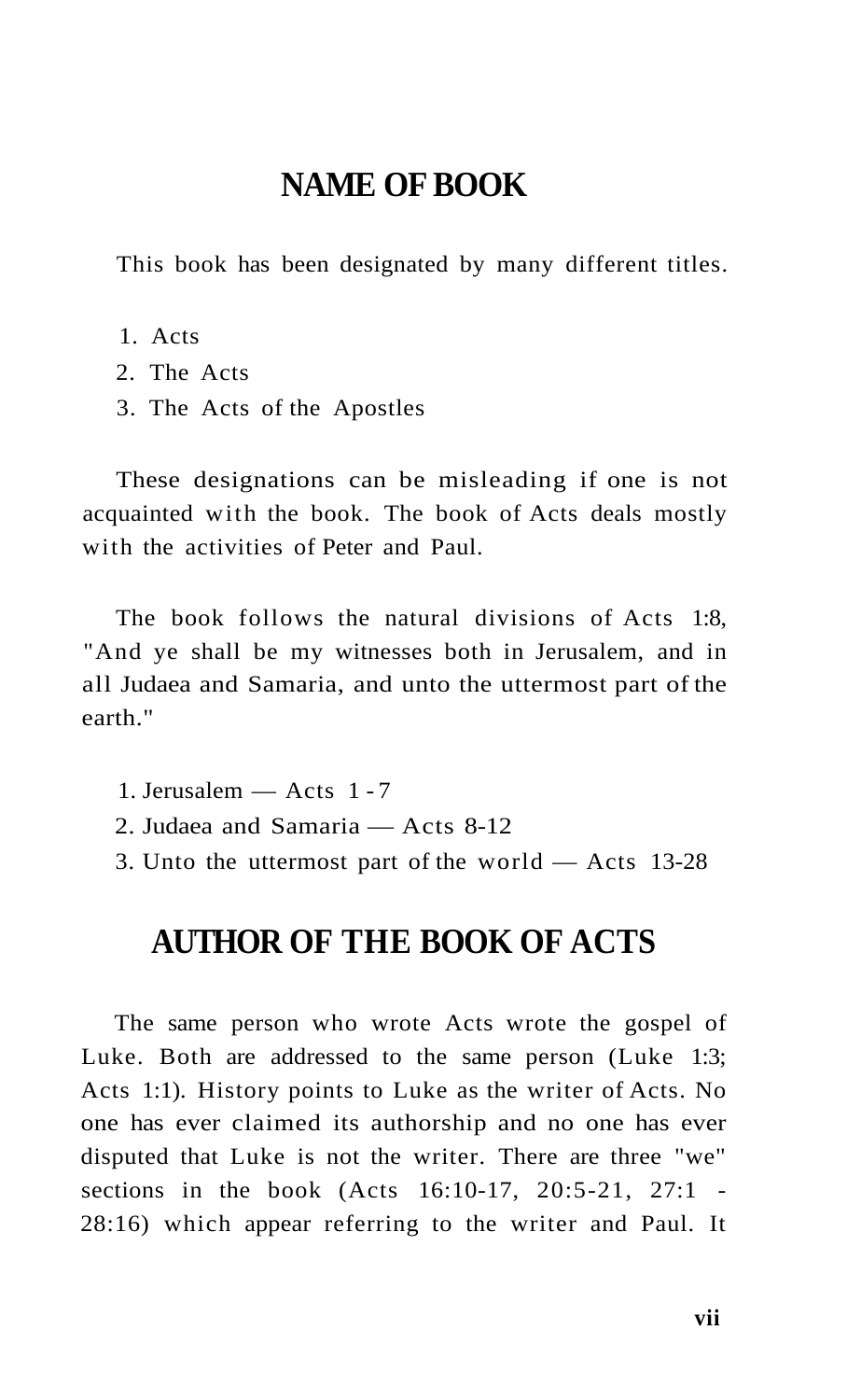## NAME OF BOOK

This book has been designated by many different titles.

1. Acts
2. The Acts
3. The Acts of the Apostles

These designations can be misleading if one is not acquainted with the book. The book of Acts deals mostly with the activities of Peter and Paul.

The book follows the natural divisions of Acts 1:8, "And ye shall be my witnesses both in Jerusalem, and in all Judaea and Samaria, and unto the uttermost part of the earth."

1. Jerusalem — Acts 1-7
2. Judaea and Samaria — Acts 8-12
3. Unto the uttermost part of the world — Acts 13-28

## AUTHOR OF THE BOOK OF ACTS

The same person who wrote Acts wrote the gospel of Luke. Both are addressed to the same person (Luke 1:3; Acts 1:1). History points to Luke as the writer of Acts. No one has ever claimed its authorship and no one has ever disputed that Luke is not the writer. There are three "we" sections in the book (Acts 16:10-17, 20:5-21, 27:1 - 28:16) which appear referring to the writer and Paul. It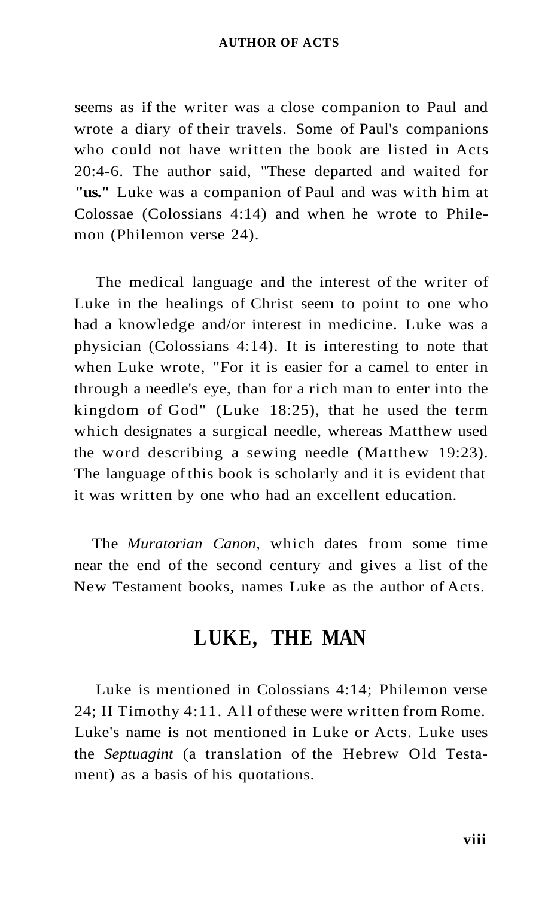seems as if the writer was a close companion to Paul and wrote a diary of their travels. Some of Paul's companions who could not have written the book are listed in Acts 20:4-6. The author said, "These departed and waited for **"us."** Luke was a companion of Paul and was with him at Colossae (Colossians 4:14) and when he wrote to Philemon (Philemon verse 24).

The medical language and the interest of the writer of Luke in the healings of Christ seem to point to one who had a knowledge and/or interest in medicine. Luke was a physician (Colossians 4:14). It is interesting to note that when Luke wrote, "For it is easier for a camel to enter in through a needle's eye, than for a rich man to enter into the kingdom of God" (Luke 18:25), that he used the term which designates a surgical needle, whereas Matthew used the word describing a sewing needle (Matthew 19:23). The language of this book is scholarly and it is evident that it was written by one who had an excellent education.

The *Muratorian Canon,* which dates from some time near the end of the second century and gives a list of the New Testament books, names Luke as the author of Acts.

## LUKE, THE MAN

Luke is mentioned in Colossians 4:14; Philemon verse 24; II Timothy 4:11. All of these were written from Rome. Luke's name is not mentioned in Luke or Acts. Luke uses the *Septuagint* (a translation of the Hebrew Old Testament) as a basis of his quotations.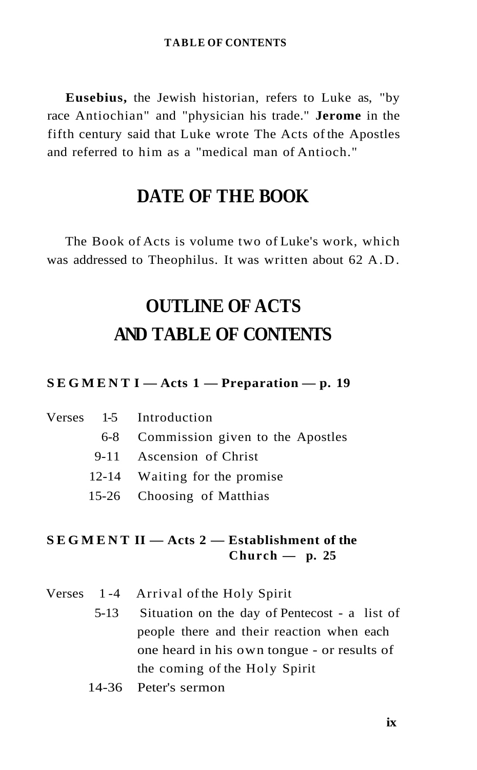**Eusebius,** the Jewish historian, refers to Luke as, "by race Antiochian" and "physician his trade." **Jerome** in the fifth century said that Luke wrote The Acts of the Apostles and referred to him as a "medical man of Antioch."

# DATE OF THE BOOK

The Book of Acts is volume two of Luke's work, which was addressed to Theophilus. It was written about 62 A.D.

# OUTLINE OF ACTS AND TABLE OF CONTENTS

**SEGMENT I — Acts 1 — Preparation — p. 19**

| Verses | | |
|---|---|---|
| | 1-5 | Introduction |
| | 6-8 | Commission given to the Apostles |
| | 9-11 | Ascension of Christ |
| | 12-14 | Waiting for the promise |
| | 15-26 | Choosing of Matthias |

**SEGMENT II — Acts 2 — Establishment of the Church — p. 25**

| Verses | | |
|---|---|---|
| | 1-4 | Arrival of the Holy Spirit |
| | 5-13 | Situation on the day of Pentecost - a list of people there and their reaction when each one heard in his own tongue - or results of the coming of the Holy Spirit |
| | 14-36 | Peter's sermon |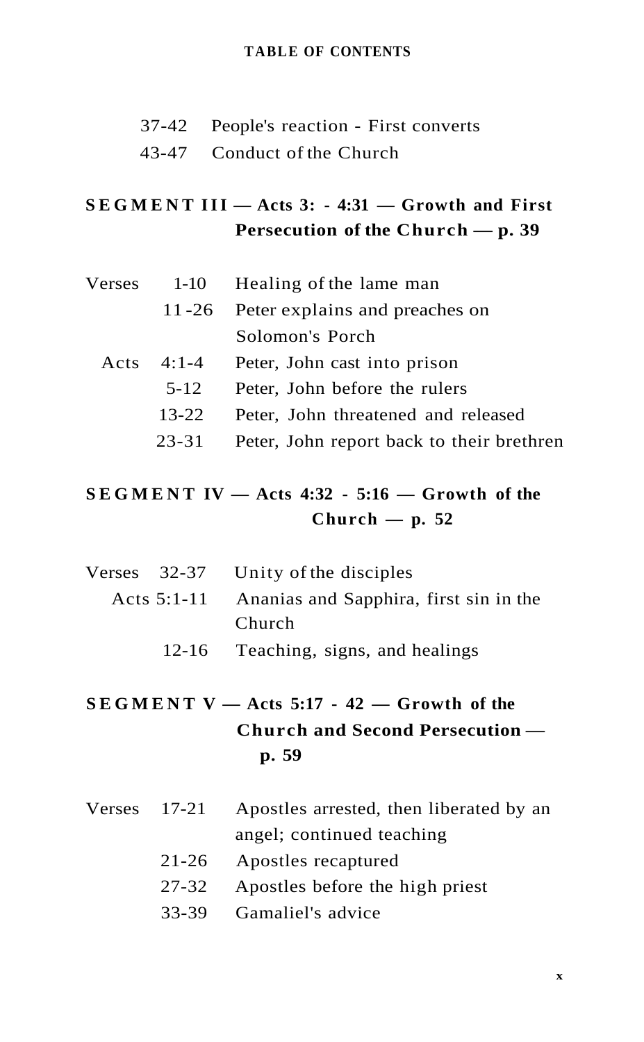TABLE OF CONTENTS

37-42 People's reaction - First converts
43-47 Conduct of the Church

## SEGMENT III — Acts 3: - 4:31 — Growth and First Persecution of the Church — p. 39

| | | |
|---|---|---|
| Verses | 1-10 | Healing of the lame man |
| | 11-26 | Peter explains and preaches on Solomon's Porch |
| Acts | 4:1-4 | Peter, John cast into prison |
| | 5-12 | Peter, John before the rulers |
| | 13-22 | Peter, John threatened and released |
| | 23-31 | Peter, John report back to their brethren |

## SEGMENT IV — Acts 4:32 - 5:16 — Growth of the Church — p. 52

| | | |
|---|---|---|
| Verses | 32-37 | Unity of the disciples |
| Acts | 5:1-11 | Ananias and Sapphira, first sin in the Church |
| | 12-16 | Teaching, signs, and healings |

## SEGMENT V — Acts 5:17 - 42 — Growth of the Church and Second Persecution — p. 59

| | | |
|---|---|---|
| Verses | 17-21 | Apostles arrested, then liberated by an angel; continued teaching |
| | 21-26 | Apostles recaptured |
| | 27-32 | Apostles before the high priest |
| | 33-39 | Gamaliel's advice |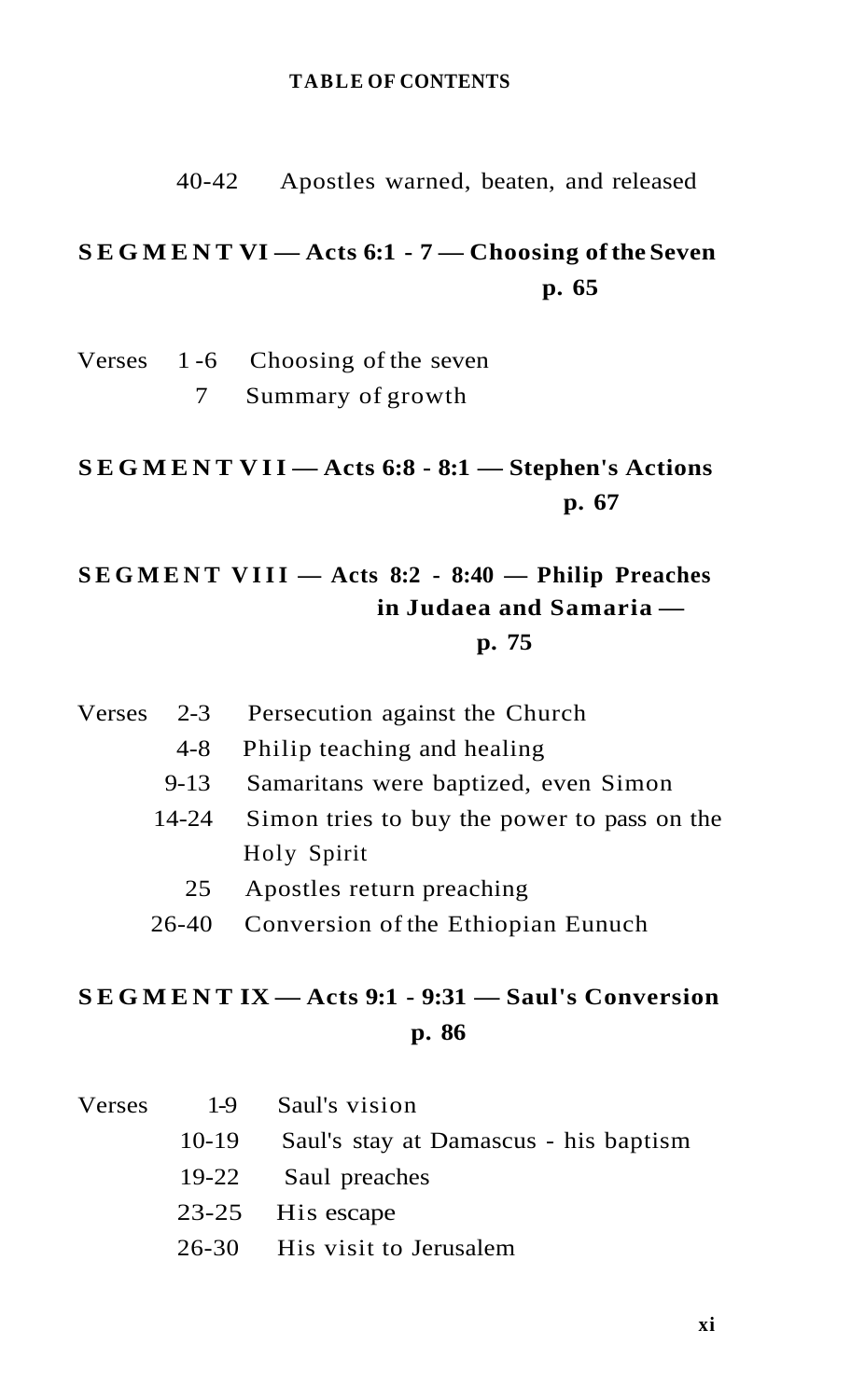TABLE OF CONTENTS

40-42 Apostles warned, beaten, and released

## SEGMENT VI — Acts 6:1 - 7 — Choosing of the Seven
**p. 65**

Verses 1-6 Choosing of the seven
7 Summary of growth

## SEGMENT VII — Acts 6:8 - 8:1 — Stephen's Actions
**p. 67**

## SEGMENT VIII — Acts 8:2 - 8:40 — Philip Preaches in Judaea and Samaria —
**p. 75**

Verses 2-3 Persecution against the Church
4-8 Philip teaching and healing
9-13 Samaritans were baptized, even Simon
14-24 Simon tries to buy the power to pass on the Holy Spirit
25 Apostles return preaching
26-40 Conversion of the Ethiopian Eunuch

## SEGMENT IX — Acts 9:1 - 9:31 — Saul's Conversion
**p. 86**

Verses 1-9 Saul's vision
10-19 Saul's stay at Damascus - his baptism
19-22 Saul preaches
23-25 His escape
26-30 His visit to Jerusalem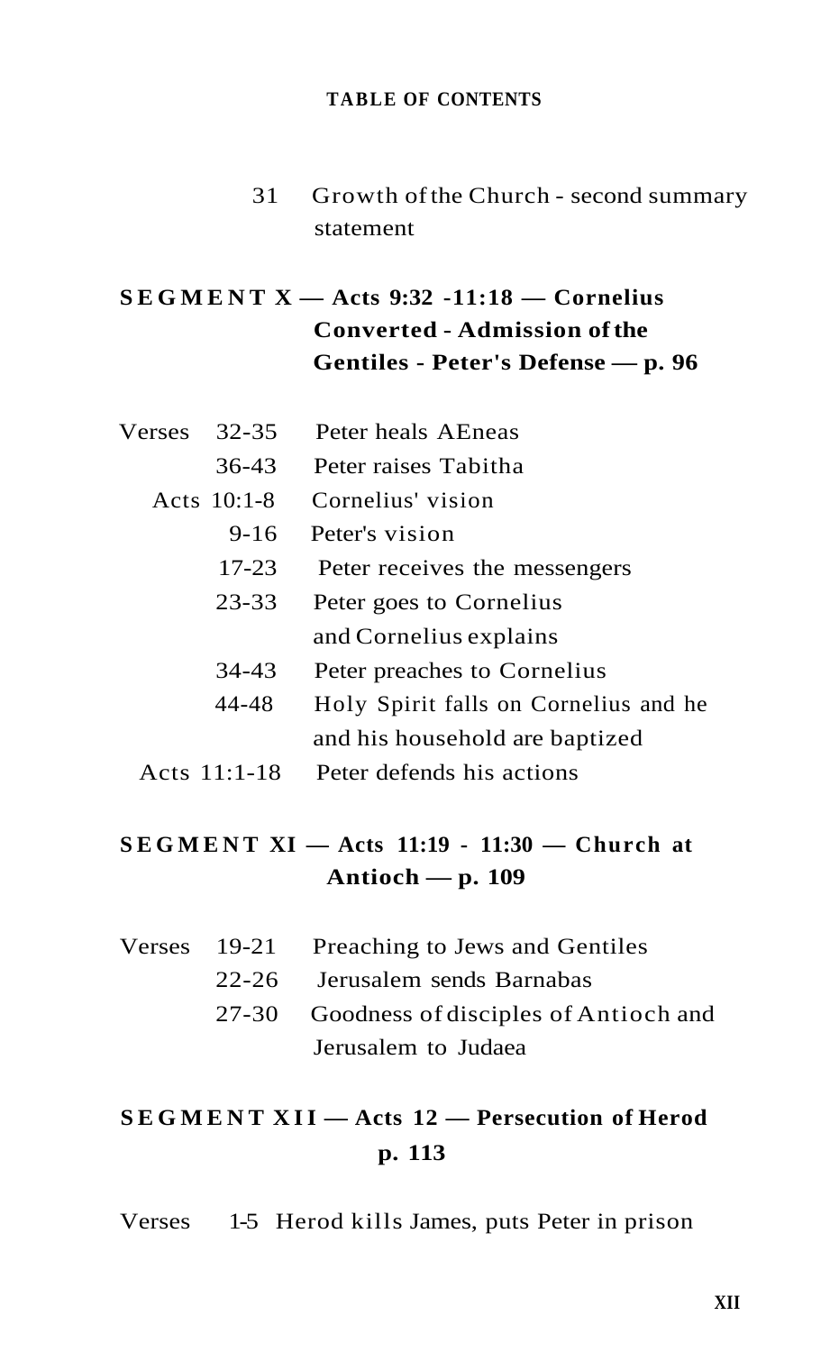31 Growth of the Church - second summary statement

## SEGMENT X — Acts 9:32 -11:18 — Cornelius Converted - Admission of the Gentiles - Peter's Defense — p. 96

| | |
|---|---|
| Verses 32-35 | Peter heals AEneas |
| 36-43 | Peter raises Tabitha |
| Acts 10:1-8 | Cornelius' vision |
| 9-16 | Peter's vision |
| 17-23 | Peter receives the messengers |
| 23-33 | Peter goes to Cornelius and Cornelius explains |
| 34-43 | Peter preaches to Cornelius |
| 44-48 | Holy Spirit falls on Cornelius and he and his household are baptized |
| Acts 11:1-18 | Peter defends his actions |

## SEGMENT XI — Acts 11:19 - 11:30 — Church at Antioch — p. 109

| | |
|---|---|
| Verses 19-21 | Preaching to Jews and Gentiles |
| 22-26 | Jerusalem sends Barnabas |
| 27-30 | Goodness of disciples of Antioch and Jerusalem to Judaea |

## SEGMENT XII — Acts 12 — Persecution of Herod p. 113

| | |
|---|---|
| Verses 1-5 | Herod kills James, puts Peter in prison |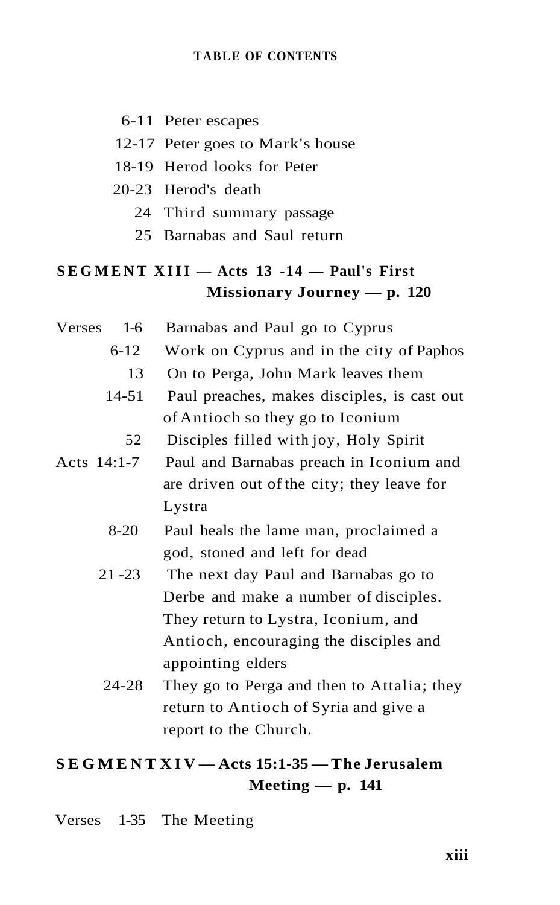**TABLE OF CONTENTS**

| | |
|---|---|
| 6-11 | Peter escapes |
| 12-17 | Peter goes to Mark's house |
| 18-19 | Herod looks for Peter |
| 20-23 | Herod's death |
| 24 | Third summary passage |
| 25 | Barnabas and Saul return |

**SEGMENT XIII — Acts 13 -14 — Paul's First Missionary Journey — p. 120**

| | |
|---|---|
| Verses 1-6 | Barnabas and Paul go to Cyprus |
| 6-12 | Work on Cyprus and in the city of Paphos |
| 13 | On to Perga, John Mark leaves them |
| 14-51 | Paul preaches, makes disciples, is cast out of Antioch so they go to Iconium |
| 52 | Disciples filled with joy, Holy Spirit |
| Acts 14:1-7 | Paul and Barnabas preach in Iconium and are driven out of the city; they leave for Lystra |
| 8-20 | Paul heals the lame man, proclaimed a god, stoned and left for dead |
| 21 -23 | The next day Paul and Barnabas go to Derbe and make a number of disciples. They return to Lystra, Iconium, and Antioch, encouraging the disciples and appointing elders |
| 24-28 | They go to Perga and then to Attalia; they return to Antioch of Syria and give a report to the Church. |

**SEGMENT XIV — Acts 15:1-35 — The Jerusalem Meeting — p. 141**

| | |
|---|---|
| Verses 1-35 | The Meeting |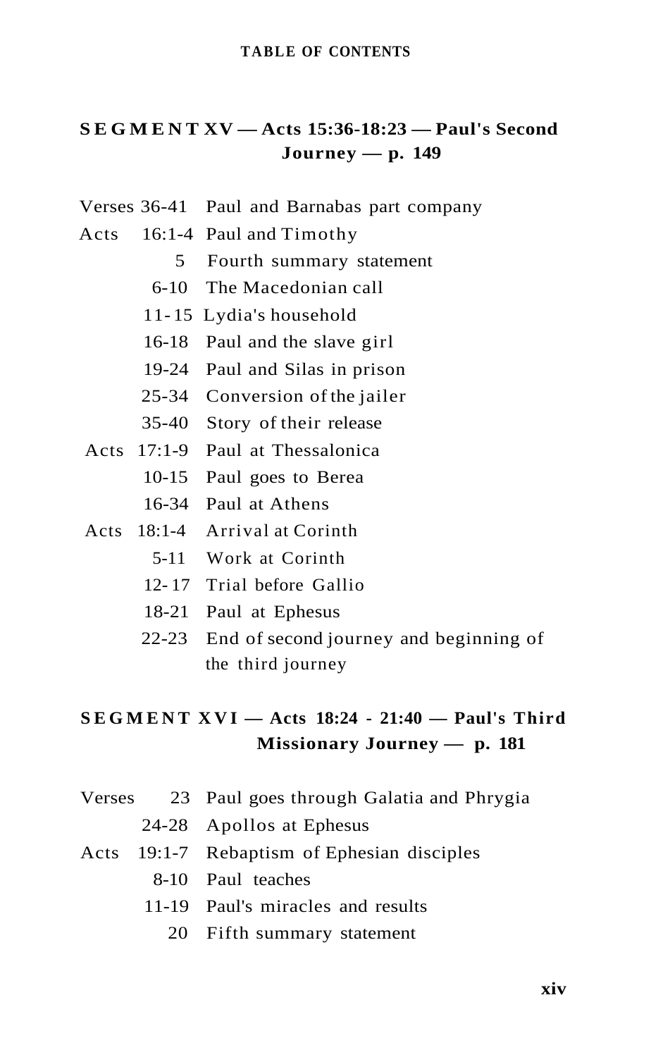**TABLE OF CONTENTS**

## SEGMENT XV — Acts 15:36-18:23 — Paul's Second Journey — p. 149

| | | |
|---|---|---|
| Verses | 36-41 | Paul and Barnabas part company |
| Acts | 16:1-4 | Paul and Timothy |
| | 5 | Fourth summary statement |
| | 6-10 | The Macedonian call |
| | 11-15 | Lydia's household |
| | 16-18 | Paul and the slave girl |
| | 19-24 | Paul and Silas in prison |
| | 25-34 | Conversion of the jailer |
| | 35-40 | Story of their release |
| Acts | 17:1-9 | Paul at Thessalonica |
| | 10-15 | Paul goes to Berea |
| | 16-34 | Paul at Athens |
| Acts | 18:1-4 | Arrival at Corinth |
| | 5-11 | Work at Corinth |
| | 12-17 | Trial before Gallio |
| | 18-21 | Paul at Ephesus |
| | 22-23 | End of second journey and beginning of the third journey |

## SEGMENT XVI — Acts 18:24 - 21:40 — Paul's Third Missionary Journey — p. 181

| | | |
|---|---|---|
| Verses | 23 | Paul goes through Galatia and Phrygia |
| | 24-28 | Apollos at Ephesus |
| Acts | 19:1-7 | Rebaptism of Ephesian disciples |
| | 8-10 | Paul teaches |
| | 11-19 | Paul's miracles and results |
| | 20 | Fifth summary statement |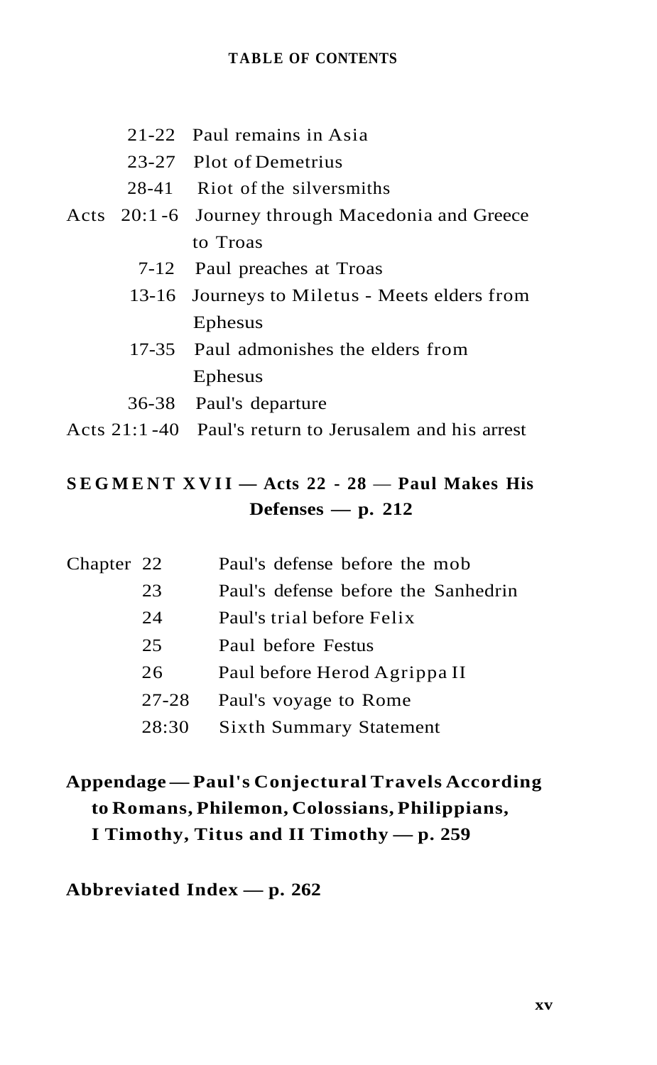21-22 Paul remains in Asia
23-27 Plot of Demetrius
28-41 Riot of the silversmiths
Acts 20:1-6 Journey through Macedonia and Greece to Troas
7-12 Paul preaches at Troas
13-16 Journeys to Miletus - Meets elders from Ephesus
17-35 Paul admonishes the elders from Ephesus
36-38 Paul's departure
Acts 21:1-40 Paul's return to Jerusalem and his arrest

**SEGMENT XVII — Acts 22 - 28 — Paul Makes His Defenses — p. 212**

Chapter 22 Paul's defense before the mob
23 Paul's defense before the Sanhedrin
24 Paul's trial before Felix
25 Paul before Festus
26 Paul before Herod Agrippa II
27-28 Paul's voyage to Rome
28:30 Sixth Summary Statement

**Appendage — Paul's Conjectural Travels According to Romans, Philemon, Colossians, Philippians, I Timothy, Titus and II Timothy — p. 259**

**Abbreviated Index — p. 262**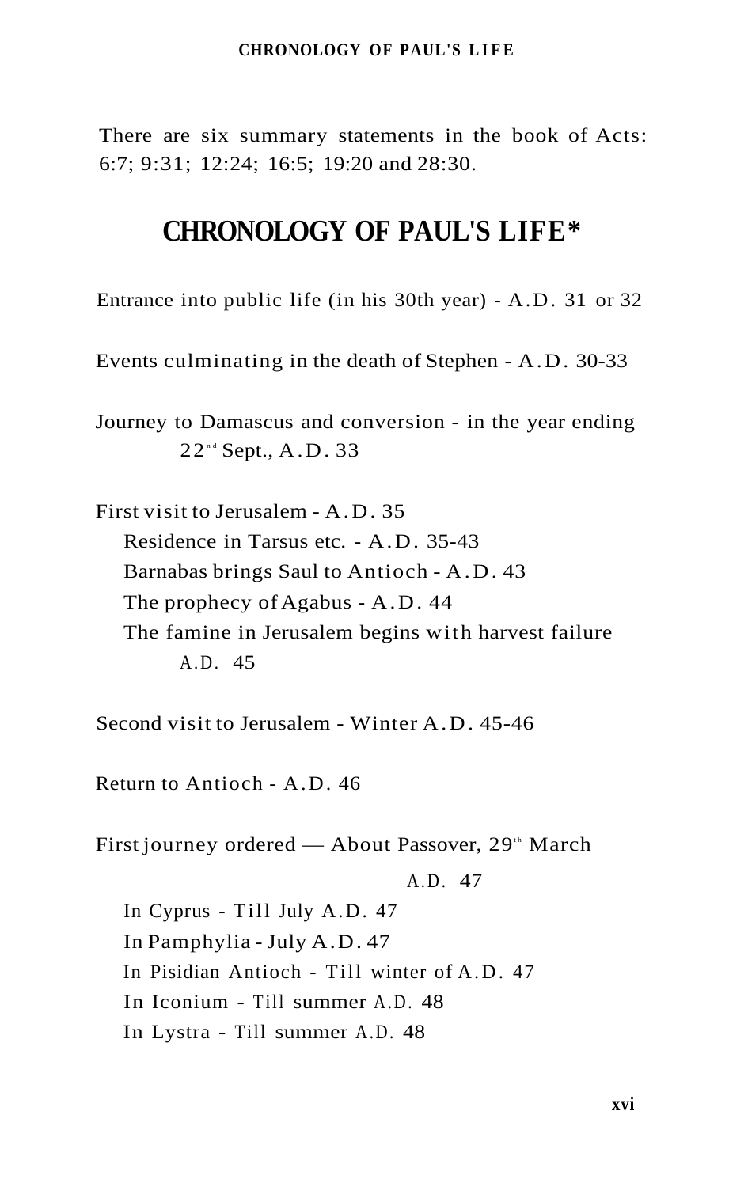There are six summary statements in the book of Acts: 6:7; 9:31; 12:24; 16:5; 19:20 and 28:30.

## CHRONOLOGY OF PAUL'S LIFE*

Entrance into public life (in his 30th year) - A.D. 31 or 32

Events culminating in the death of Stephen - A.D. 30-33

Journey to Damascus and conversion - in the year ending 22nd Sept., A.D. 33

First visit to Jerusalem - A.D. 35
- Residence in Tarsus etc. - A.D. 35-43
- Barnabas brings Saul to Antioch - A.D. 43
- The prophecy of Agabus - A.D. 44
- The famine in Jerusalem begins with harvest failure A.D. 45

Second visit to Jerusalem - Winter A.D. 45-46

Return to Antioch - A.D. 46

First journey ordered — About Passover, 29th March A.D. 47
- In Cyprus - Till July A.D. 47
- In Pamphylia - July A.D. 47
- In Pisidian Antioch - Till winter of A.D. 47
- In Iconium - Till summer A.D. 48
- In Lystra - Till summer A.D. 48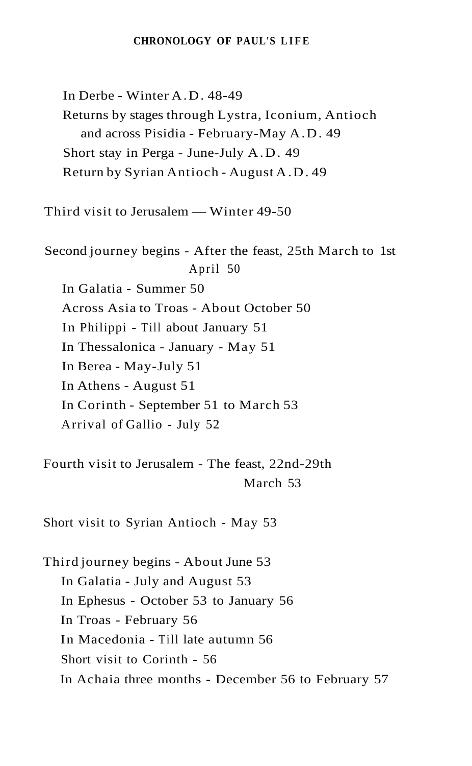In Derbe - Winter A.D. 48-49
Returns by stages through Lystra, Iconium, Antioch and across Pisidia - February-May A.D. 49
Short stay in Perga - June-July A.D. 49
Return by Syrian Antioch - August A.D. 49

Third visit to Jerusalem — Winter 49-50

Second journey begins - After the feast, 25th March to 1st April 50
In Galatia - Summer 50
Across Asia to Troas - About October 50
In Philippi - Till about January 51
In Thessalonica - January - May 51
In Berea - May-July 51
In Athens - August 51
In Corinth - September 51 to March 53
Arrival of Gallio - July 52

Fourth visit to Jerusalem - The feast, 22nd-29th March 53

Short visit to Syrian Antioch - May 53

Third journey begins - About June 53
In Galatia - July and August 53
In Ephesus - October 53 to January 56
In Troas - February 56
In Macedonia - Till late autumn 56
Short visit to Corinth - 56
In Achaia three months - December 56 to February 57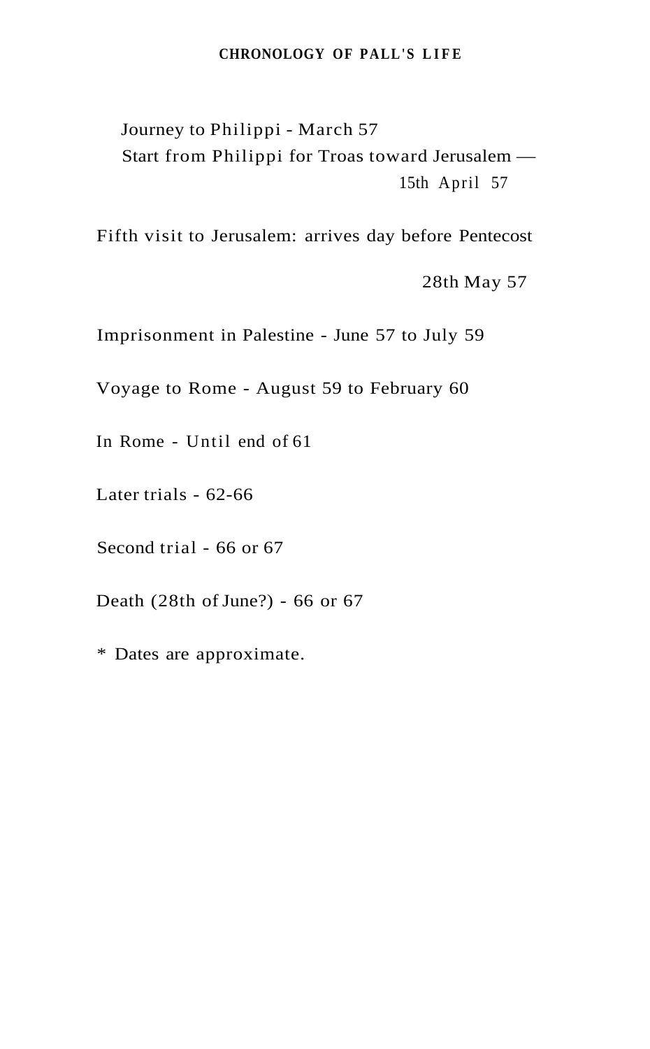Journey to Philippi - March 57

Start from Philippi for Troas toward Jerusalem — 15th April 57

Fifth visit to Jerusalem: arrives day before Pentecost 28th May 57

Imprisonment in Palestine - June 57 to July 59

Voyage to Rome - August 59 to February 60

In Rome - Until end of 61

Later trials - 62-66

Second trial - 66 or 67

Death (28th of June?) - 66 or 67

* Dates are approximate.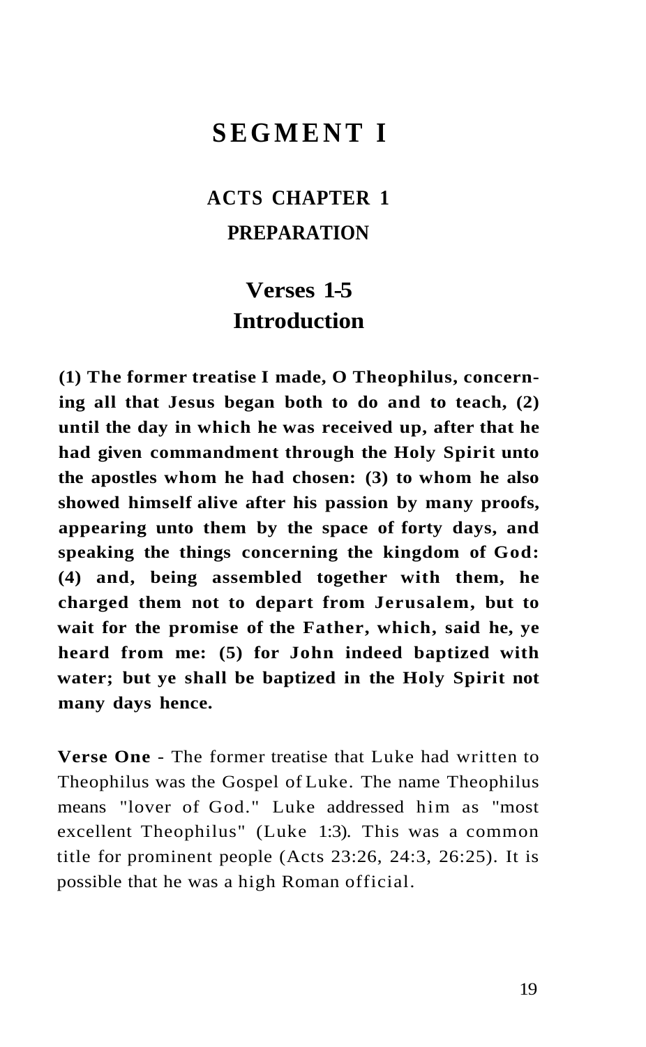# SEGMENT I

## ACTS CHAPTER 1

## PREPARATION

### Verses 1-5
### Introduction

**(1) The former treatise I made, O Theophilus, concerning all that Jesus began both to do and to teach, (2) until the day in which he was received up, after that he had given commandment through the Holy Spirit unto the apostles whom he had chosen: (3) to whom he also showed himself alive after his passion by many proofs, appearing unto them by the space of forty days, and speaking the things concerning the kingdom of God: (4) and, being assembled together with them, he charged them not to depart from Jerusalem, but to wait for the promise of the Father, which, said he, ye heard from me: (5) for John indeed baptized with water; but ye shall be baptized in the Holy Spirit not many days hence.**

**Verse One** - The former treatise that Luke had written to Theophilus was the Gospel of Luke. The name Theophilus means "lover of God." Luke addressed him as "most excellent Theophilus" (Luke 1:3). This was a common title for prominent people (Acts 23:26, 24:3, 26:25). It is possible that he was a high Roman official.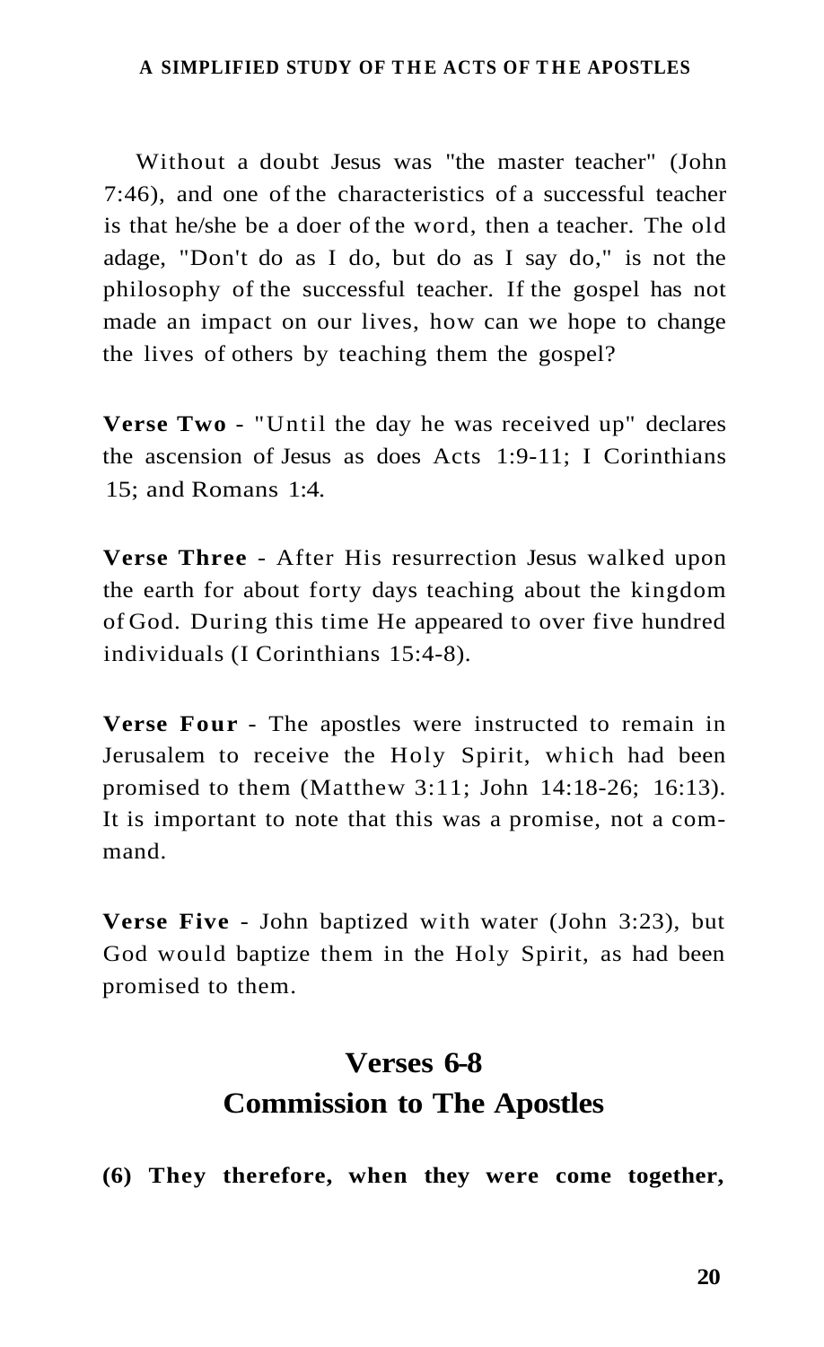Without a doubt Jesus was "the master teacher" (John 7:46), and one of the characteristics of a successful teacher is that he/she be a doer of the word, then a teacher. The old adage, "Don't do as I do, but do as I say do," is not the philosophy of the successful teacher. If the gospel has not made an impact on our lives, how can we hope to change the lives of others by teaching them the gospel?

**Verse Two** - "Until the day he was received up" declares the ascension of Jesus as does Acts 1:9-11; I Corinthians 15; and Romans 1:4.

**Verse Three** - After His resurrection Jesus walked upon the earth for about forty days teaching about the kingdom of God. During this time He appeared to over five hundred individuals (I Corinthians 15:4-8).

**Verse Four** - The apostles were instructed to remain in Jerusalem to receive the Holy Spirit, which had been promised to them (Matthew 3:11; John 14:18-26; 16:13). It is important to note that this was a promise, not a command.

**Verse Five** - John baptized with water (John 3:23), but God would baptize them in the Holy Spirit, as had been promised to them.

## Verses 6-8
## Commission to The Apostles

**(6) They therefore, when they were come together,**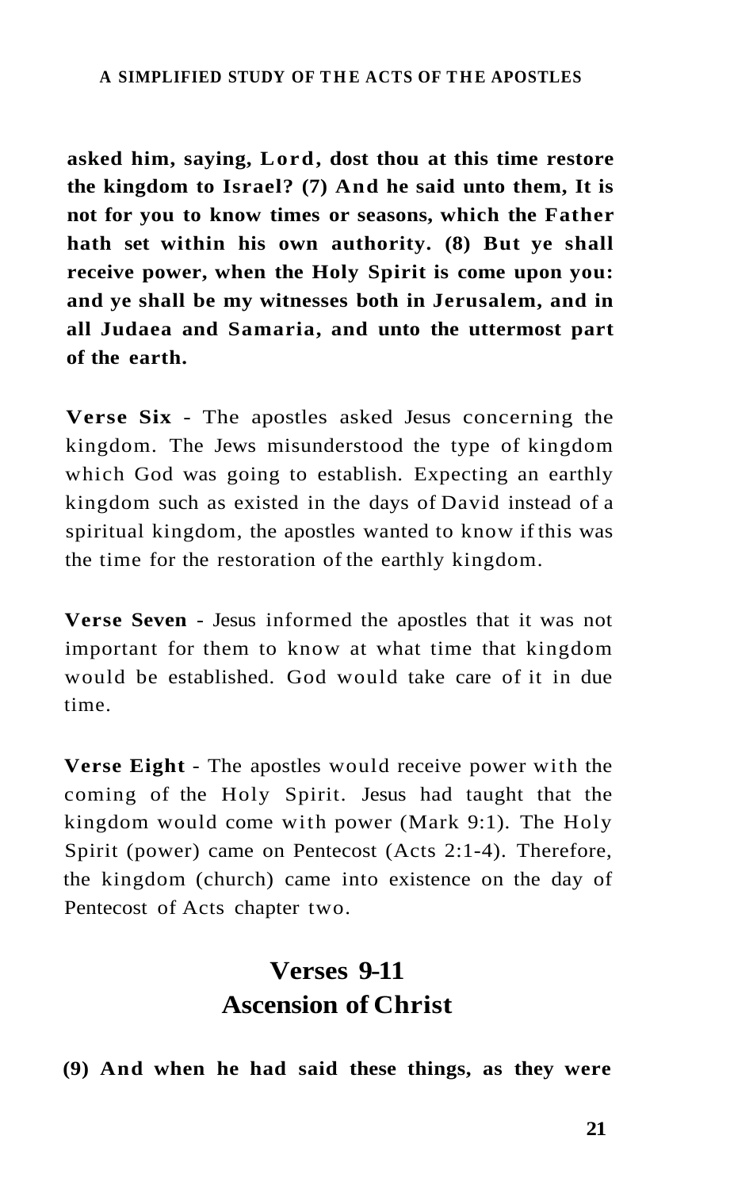**asked him, saying, Lord, dost thou at this time restore the kingdom to Israel? (7) And he said unto them, It is not for you to know times or seasons, which the Father hath set within his own authority. (8) But ye shall receive power, when the Holy Spirit is come upon you: and ye shall be my witnesses both in Jerusalem, and in all Judaea and Samaria, and unto the uttermost part of the earth.**

**Verse Six** - The apostles asked Jesus concerning the kingdom. The Jews misunderstood the type of kingdom which God was going to establish. Expecting an earthly kingdom such as existed in the days of David instead of a spiritual kingdom, the apostles wanted to know if this was the time for the restoration of the earthly kingdom.

**Verse Seven** - Jesus informed the apostles that it was not important for them to know at what time that kingdom would be established. God would take care of it in due time.

**Verse Eight** - The apostles would receive power with the coming of the Holy Spirit. Jesus had taught that the kingdom would come with power (Mark 9:1). The Holy Spirit (power) came on Pentecost (Acts 2:1-4). Therefore, the kingdom (church) came into existence on the day of Pentecost of Acts chapter two.

## Verses 9-11
## Ascension of Christ

**(9) And when he had said these things, as they were**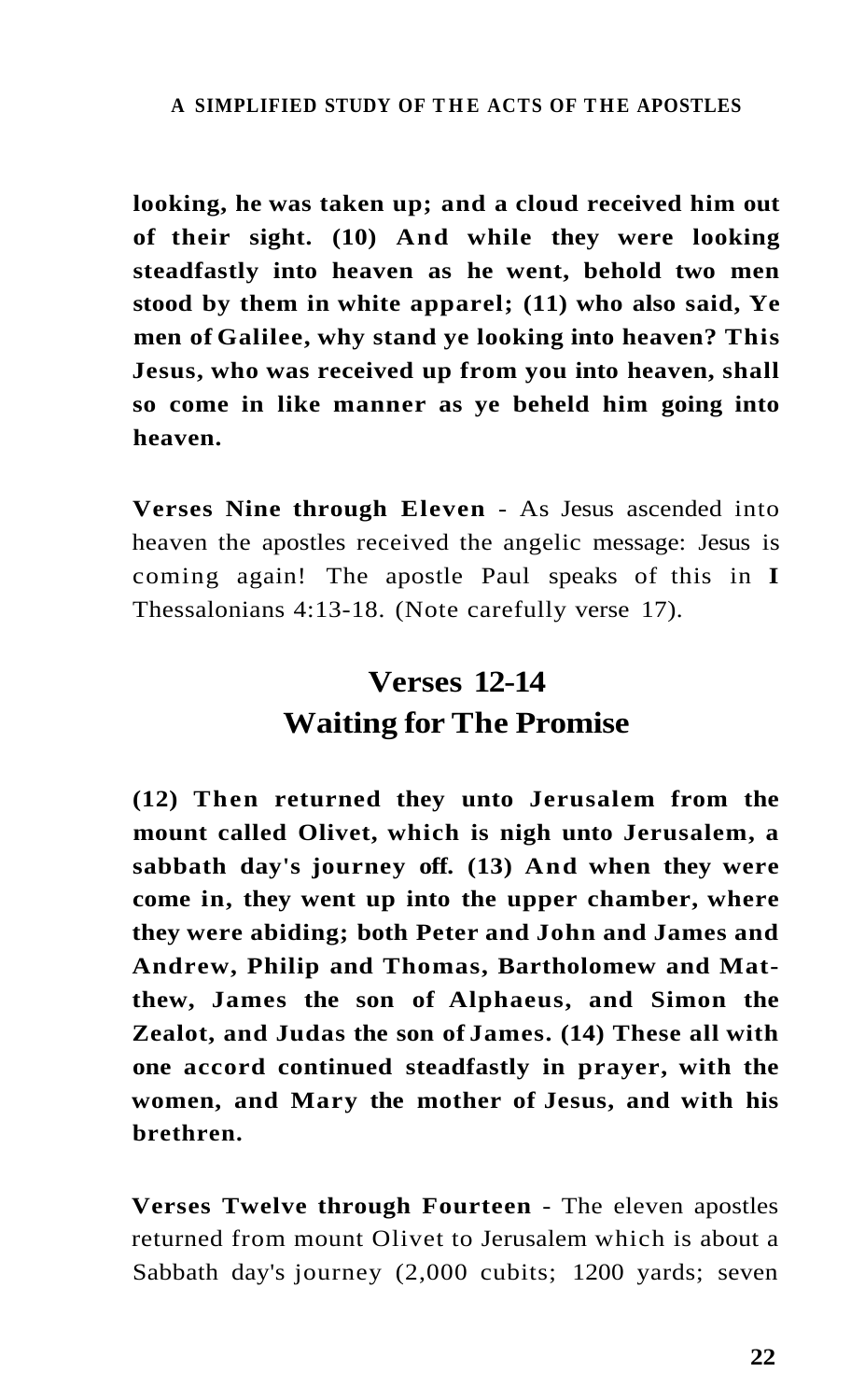**looking, he was taken up; and a cloud received him out of their sight. (10) And while they were looking steadfastly into heaven as he went, behold two men stood by them in white apparel; (11) who also said, Ye men of Galilee, why stand ye looking into heaven? This Jesus, who was received up from you into heaven, shall so come in like manner as ye beheld him going into heaven.**

**Verses Nine through Eleven** - As Jesus ascended into heaven the apostles received the angelic message: Jesus is coming again! The apostle Paul speaks of this in **I** Thessalonians 4:13-18. (Note carefully verse 17).

## Verses 12-14
## Waiting for The Promise

**(12) Then returned they unto Jerusalem from the mount called Olivet, which is nigh unto Jerusalem, a sabbath day's journey off. (13) And when they were come in, they went up into the upper chamber, where they were abiding; both Peter and John and James and Andrew, Philip and Thomas, Bartholomew and Matthew, James the son of Alphaeus, and Simon the Zealot, and Judas the son of James. (14) These all with one accord continued steadfastly in prayer, with the women, and Mary the mother of Jesus, and with his brethren.**

**Verses Twelve through Fourteen** - The eleven apostles returned from mount Olivet to Jerusalem which is about a Sabbath day's journey (2,000 cubits; 1200 yards; seven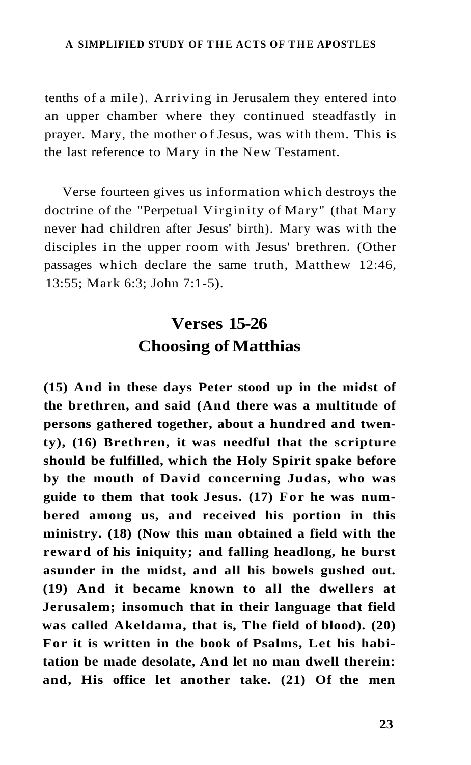tenths of a mile). Arriving in Jerusalem they entered into an upper chamber where they continued steadfastly in prayer. Mary, the mother of Jesus, was with them. This is the last reference to Mary in the New Testament.

Verse fourteen gives us information which destroys the doctrine of the "Perpetual Virginity of Mary" (that Mary never had children after Jesus' birth). Mary was with the disciples in the upper room with Jesus' brethren. (Other passages which declare the same truth, Matthew 12:46, 13:55; Mark 6:3; John 7:1-5).

## Verses 15-26
## Choosing of Matthias

**(15) And in these days Peter stood up in the midst of the brethren, and said (And there was a multitude of persons gathered together, about a hundred and twenty), (16) Brethren, it was needful that the scripture should be fulfilled, which the Holy Spirit spake before by the mouth of David concerning Judas, who was guide to them that took Jesus. (17) For he was numbered among us, and received his portion in this ministry. (18) (Now this man obtained a field with the reward of his iniquity; and falling headlong, he burst asunder in the midst, and all his bowels gushed out. (19) And it became known to all the dwellers at Jerusalem; insomuch that in their language that field was called Akeldama, that is, The field of blood). (20) For it is written in the book of Psalms, Let his habitation be made desolate, And let no man dwell therein: and, His office let another take. (21) Of the men**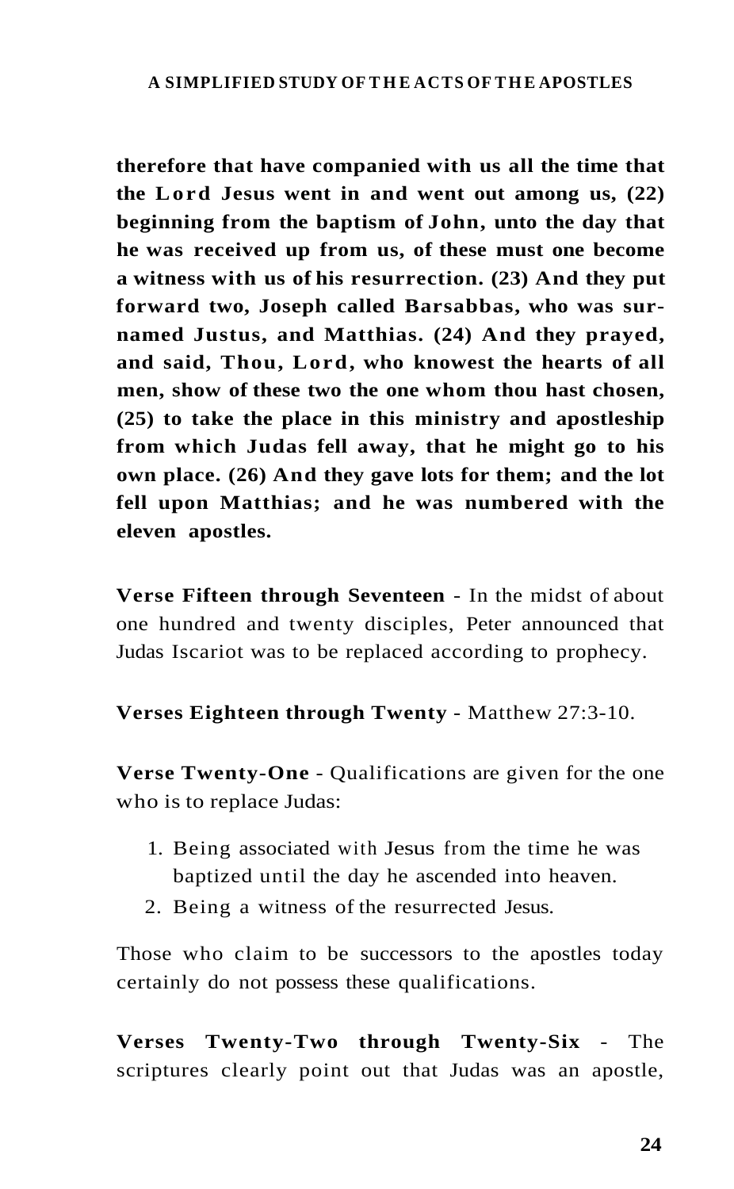**therefore that have companied with us all the time that the Lord Jesus went in and went out among us, (22) beginning from the baptism of John, unto the day that he was received up from us, of these must one become a witness with us of his resurrection. (23) And they put forward two, Joseph called Barsabbas, who was surnamed Justus, and Matthias. (24) And they prayed, and said, Thou, Lord, who knowest the hearts of all men, show of these two the one whom thou hast chosen, (25) to take the place in this ministry and apostleship from which Judas fell away, that he might go to his own place. (26) And they gave lots for them; and the lot fell upon Matthias; and he was numbered with the eleven apostles.**

**Verse Fifteen through Seventeen** - In the midst of about one hundred and twenty disciples, Peter announced that Judas Iscariot was to be replaced according to prophecy.

**Verses Eighteen through Twenty** - Matthew 27:3-10.

**Verse Twenty-One** - Qualifications are given for the one who is to replace Judas:

1. Being associated with Jesus from the time he was baptized until the day he ascended into heaven.
2. Being a witness of the resurrected Jesus.

Those who claim to be successors to the apostles today certainly do not possess these qualifications.

**Verses Twenty-Two through Twenty-Six** - The scriptures clearly point out that Judas was an apostle,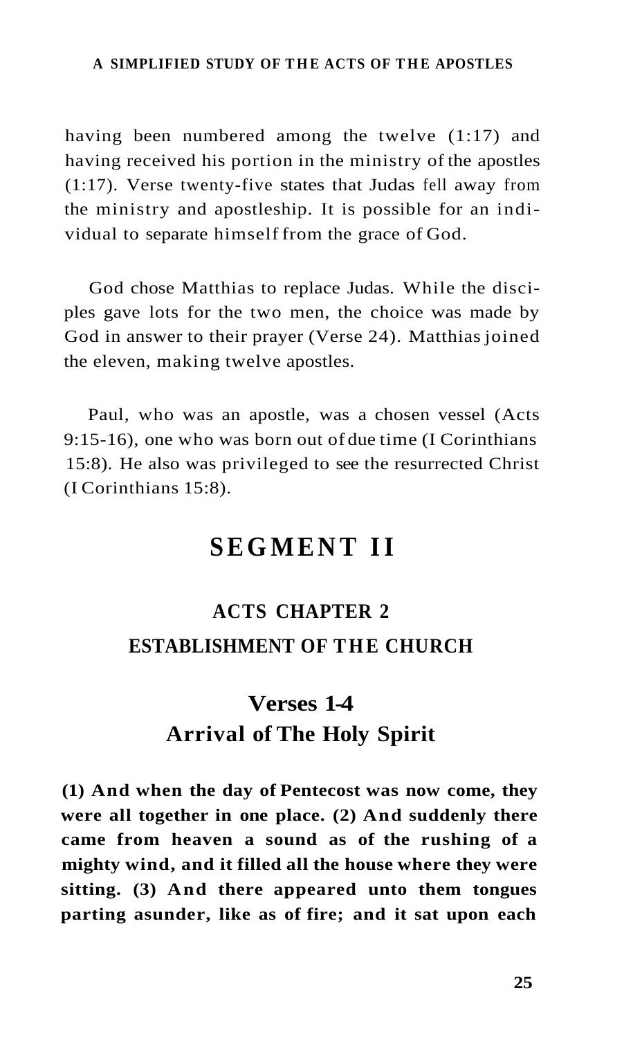having been numbered among the twelve (1:17) and having received his portion in the ministry of the apostles (1:17). Verse twenty-five states that Judas fell away from the ministry and apostleship. It is possible for an individual to separate himself from the grace of God.

God chose Matthias to replace Judas. While the disciples gave lots for the two men, the choice was made by God in answer to their prayer (Verse 24). Matthias joined the eleven, making twelve apostles.

Paul, who was an apostle, was a chosen vessel (Acts 9:15-16), one who was born out of due time (I Corinthians 15:8). He also was privileged to see the resurrected Christ (I Corinthians 15:8).

# SEGMENT II

## ACTS CHAPTER 2
## ESTABLISHMENT OF THE CHURCH

### Verses 1-4
### Arrival of The Holy Spirit

**(1) And when the day of Pentecost was now come, they were all together in one place. (2) And suddenly there came from heaven a sound as of the rushing of a mighty wind, and it filled all the house where they were sitting. (3) And there appeared unto them tongues parting asunder, like as of fire; and it sat upon each**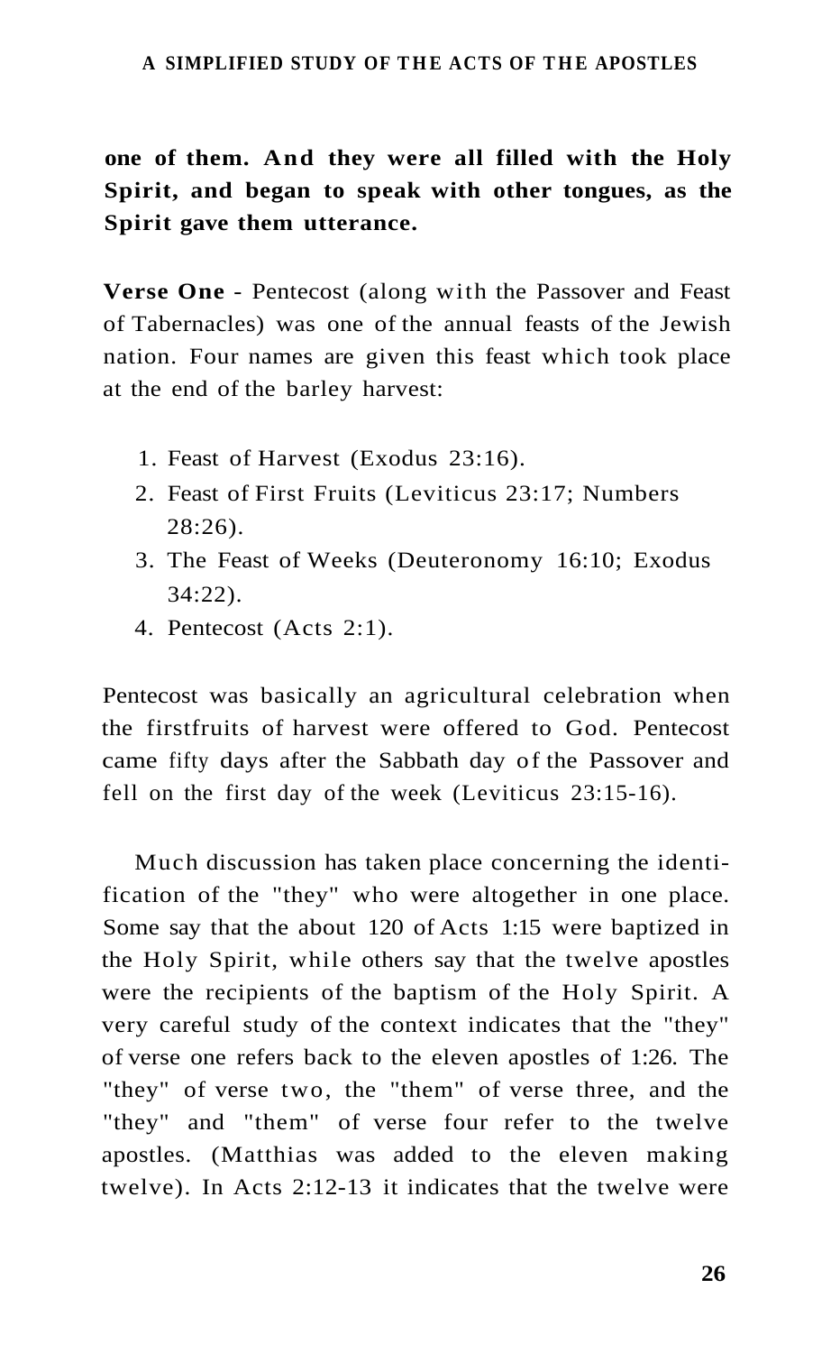**one of them. And they were all filled with the Holy Spirit, and began to speak with other tongues, as the Spirit gave them utterance.**

**Verse One** - Pentecost (along with the Passover and Feast of Tabernacles) was one of the annual feasts of the Jewish nation. Four names are given this feast which took place at the end of the barley harvest:

1. Feast of Harvest (Exodus 23:16).
2. Feast of First Fruits (Leviticus 23:17; Numbers 28:26).
3. The Feast of Weeks (Deuteronomy 16:10; Exodus 34:22).
4. Pentecost (Acts 2:1).

Pentecost was basically an agricultural celebration when the firstfruits of harvest were offered to God. Pentecost came fifty days after the Sabbath day of the Passover and fell on the first day of the week (Leviticus 23:15-16).

Much discussion has taken place concerning the identification of the "they" who were altogether in one place. Some say that the about 120 of Acts 1:15 were baptized in the Holy Spirit, while others say that the twelve apostles were the recipients of the baptism of the Holy Spirit. A very careful study of the context indicates that the "they" of verse one refers back to the eleven apostles of 1:26. The "they" of verse two, the "them" of verse three, and the "they" and "them" of verse four refer to the twelve apostles. (Matthias was added to the eleven making twelve). In Acts 2:12-13 it indicates that the twelve were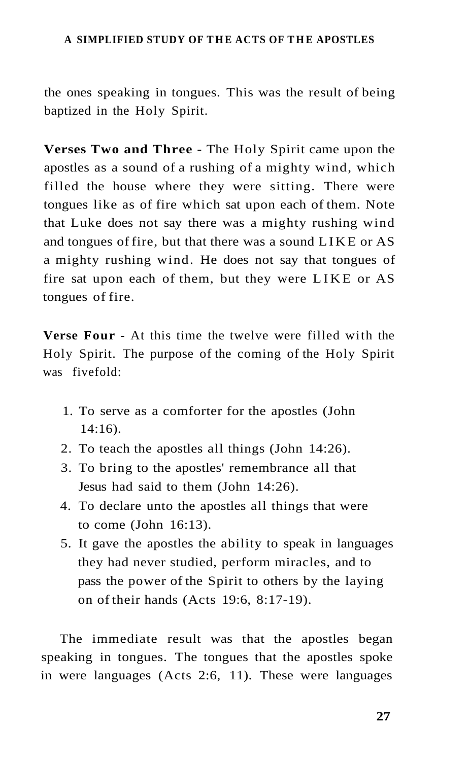the ones speaking in tongues. This was the result of being baptized in the Holy Spirit.

**Verses Two and Three** - The Holy Spirit came upon the apostles as a sound of a rushing of a mighty wind, which filled the house where they were sitting. There were tongues like as of fire which sat upon each of them. Note that Luke does not say there was a mighty rushing wind and tongues of fire, but that there was a sound LIKE or AS a mighty rushing wind. He does not say that tongues of fire sat upon each of them, but they were LIKE or AS tongues of fire.

**Verse Four** - At this time the twelve were filled with the Holy Spirit. The purpose of the coming of the Holy Spirit was fivefold:

1. To serve as a comforter for the apostles (John 14:16).
2. To teach the apostles all things (John 14:26).
3. To bring to the apostles' remembrance all that Jesus had said to them (John 14:26).
4. To declare unto the apostles all things that were to come (John 16:13).
5. It gave the apostles the ability to speak in languages they had never studied, perform miracles, and to pass the power of the Spirit to others by the laying on of their hands (Acts 19:6, 8:17-19).

The immediate result was that the apostles began speaking in tongues. The tongues that the apostles spoke in were languages (Acts 2:6, 11). These were languages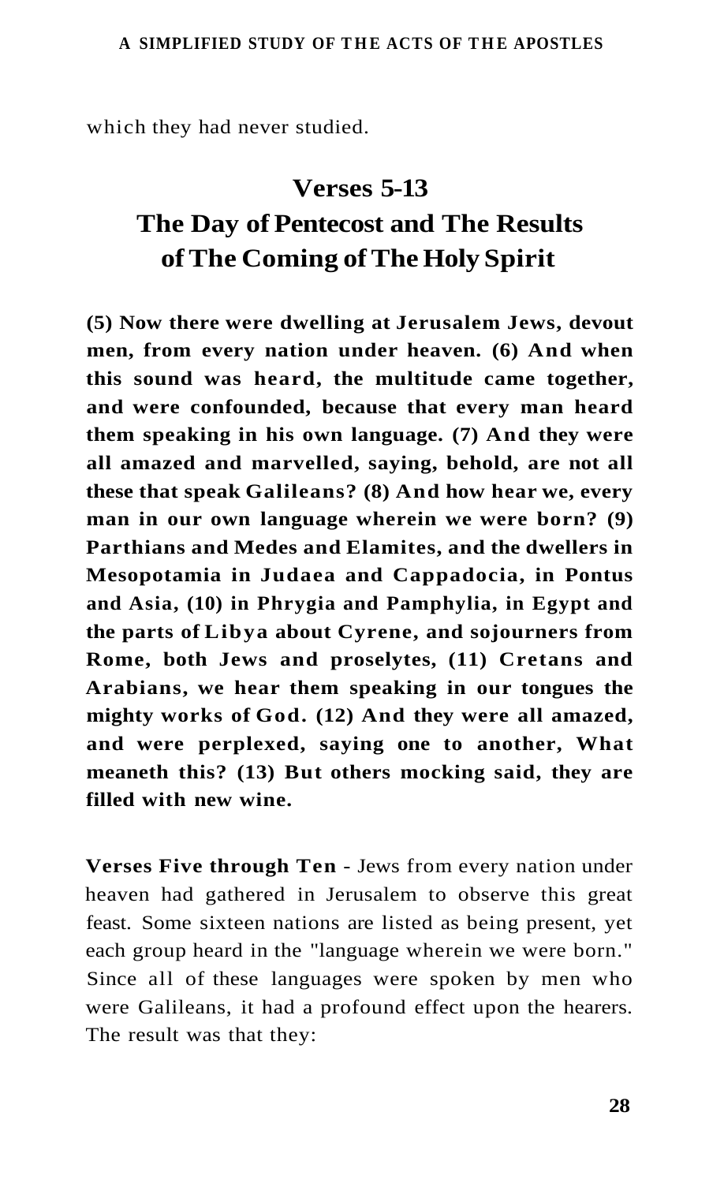which they had never studied.

## Verses 5-13

## The Day of Pentecost and The Results of The Coming of The Holy Spirit

**(5) Now there were dwelling at Jerusalem Jews, devout men, from every nation under heaven. (6) And when this sound was heard, the multitude came together, and were confounded, because that every man heard them speaking in his own language. (7) And they were all amazed and marvelled, saying, behold, are not all these that speak Galileans? (8) And how hear we, every man in our own language wherein we were born? (9) Parthians and Medes and Elamites, and the dwellers in Mesopotamia in Judaea and Cappadocia, in Pontus and Asia, (10) in Phrygia and Pamphylia, in Egypt and the parts of Libya about Cyrene, and sojourners from Rome, both Jews and proselytes, (11) Cretans and Arabians, we hear them speaking in our tongues the mighty works of God. (12) And they were all amazed, and were perplexed, saying one to another, What meaneth this? (13) But others mocking said, they are filled with new wine.**

**Verses Five through Ten** - Jews from every nation under heaven had gathered in Jerusalem to observe this great feast. Some sixteen nations are listed as being present, yet each group heard in the "language wherein we were born." Since all of these languages were spoken by men who were Galileans, it had a profound effect upon the hearers. The result was that they: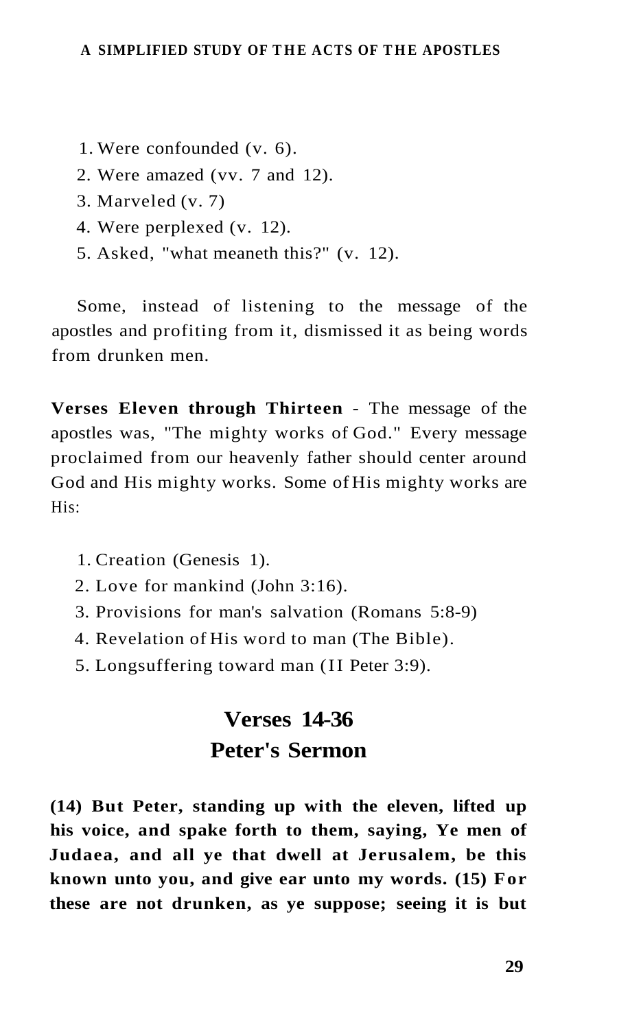1. Were confounded (v. 6).
2. Were amazed (vv. 7 and 12).
3. Marveled (v. 7)
4. Were perplexed (v. 12).
5. Asked, "what meaneth this?" (v. 12).

Some, instead of listening to the message of the apostles and profiting from it, dismissed it as being words from drunken men.

**Verses Eleven through Thirteen** - The message of the apostles was, "The mighty works of God." Every message proclaimed from our heavenly father should center around God and His mighty works. Some of His mighty works are His:

1. Creation (Genesis 1).
2. Love for mankind (John 3:16).
3. Provisions for man's salvation (Romans 5:8-9)
4. Revelation of His word to man (The Bible).
5. Longsuffering toward man (II Peter 3:9).

## Verses 14-36
## Peter's Sermon

**(14) But Peter, standing up with the eleven, lifted up his voice, and spake forth to them, saying, Ye men of Judaea, and all ye that dwell at Jerusalem, be this known unto you, and give ear unto my words. (15) For these are not drunken, as ye suppose; seeing it is but**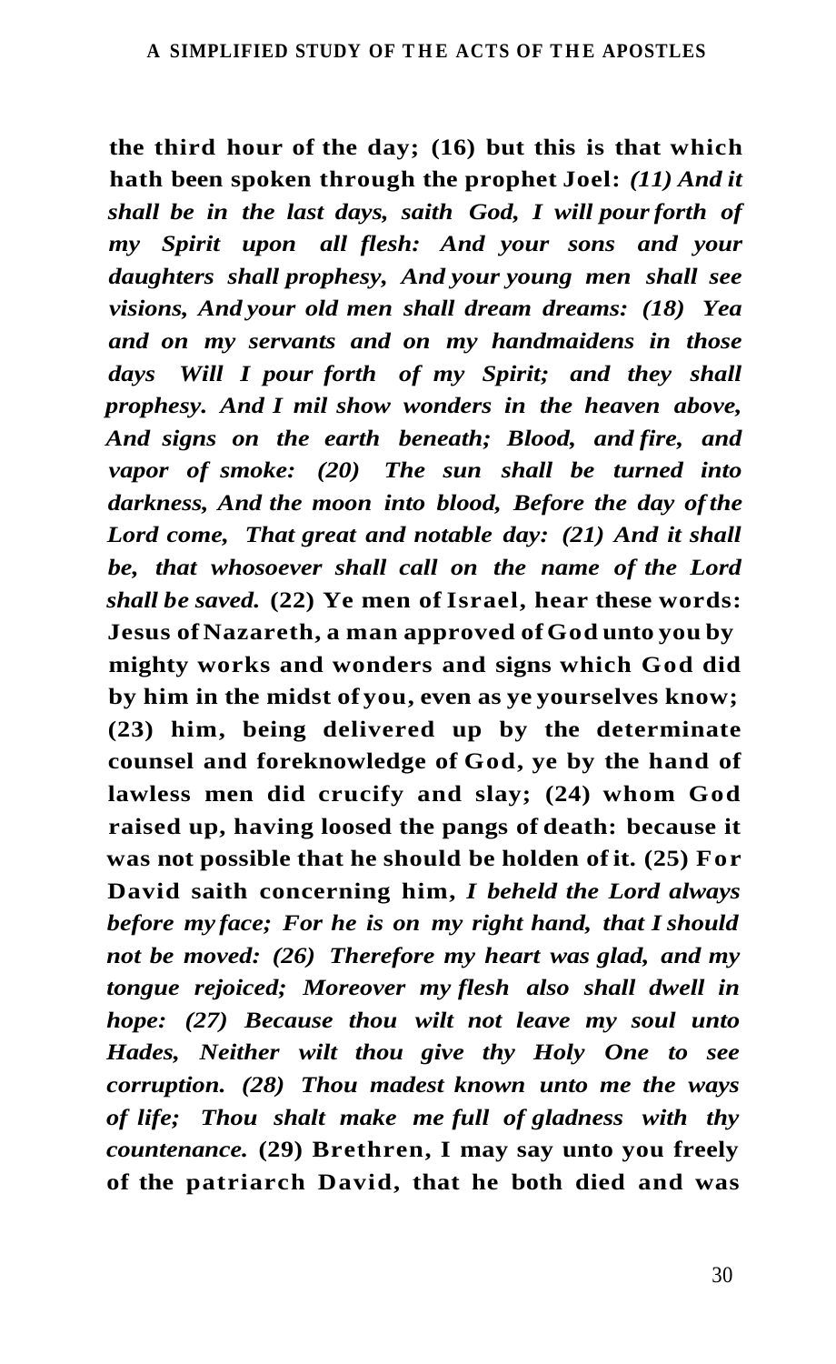**the third hour of the day; (16) but this is that which hath been spoken through the prophet Joel:** ***(11) And it shall be in the last days, saith God, I will pour forth of my Spirit upon all flesh: And your sons and your daughters shall prophesy, And your young men shall see visions, And your old men shall dream dreams: (18) Yea and on my servants and on my handmaidens in those days Will I pour forth of my Spirit; and they shall prophesy. And I mil show wonders in the heaven above, And signs on the earth beneath; Blood, and fire, and vapor of smoke: (20) The sun shall be turned into darkness, And the moon into blood, Before the day of the Lord come, That great and notable day: (21) And it shall be, that whosoever shall call on the name of the Lord shall be saved.*** **(22) Ye men of Israel, hear these words: Jesus of Nazareth, a man approved of God unto you by mighty works and wonders and signs which God did by him in the midst of you, even as ye yourselves know; (23) him, being delivered up by the determinate counsel and foreknowledge of God, ye by the hand of lawless men did crucify and slay; (24) whom God raised up, having loosed the pangs of death: because it was not possible that he should be holden of it. (25) For David saith concerning him,** ***I beheld the Lord always before my face; For he is on my right hand, that I should not be moved: (26) Therefore my heart was glad, and my tongue rejoiced; Moreover my flesh also shall dwell in hope: (27) Because thou wilt not leave my soul unto Hades, Neither wilt thou give thy Holy One to see corruption. (28) Thou madest known unto me the ways of life; Thou shalt make me full of gladness with thy countenance.*** **(29) Brethren, I may say unto you freely of the patriarch David, that he both died and was**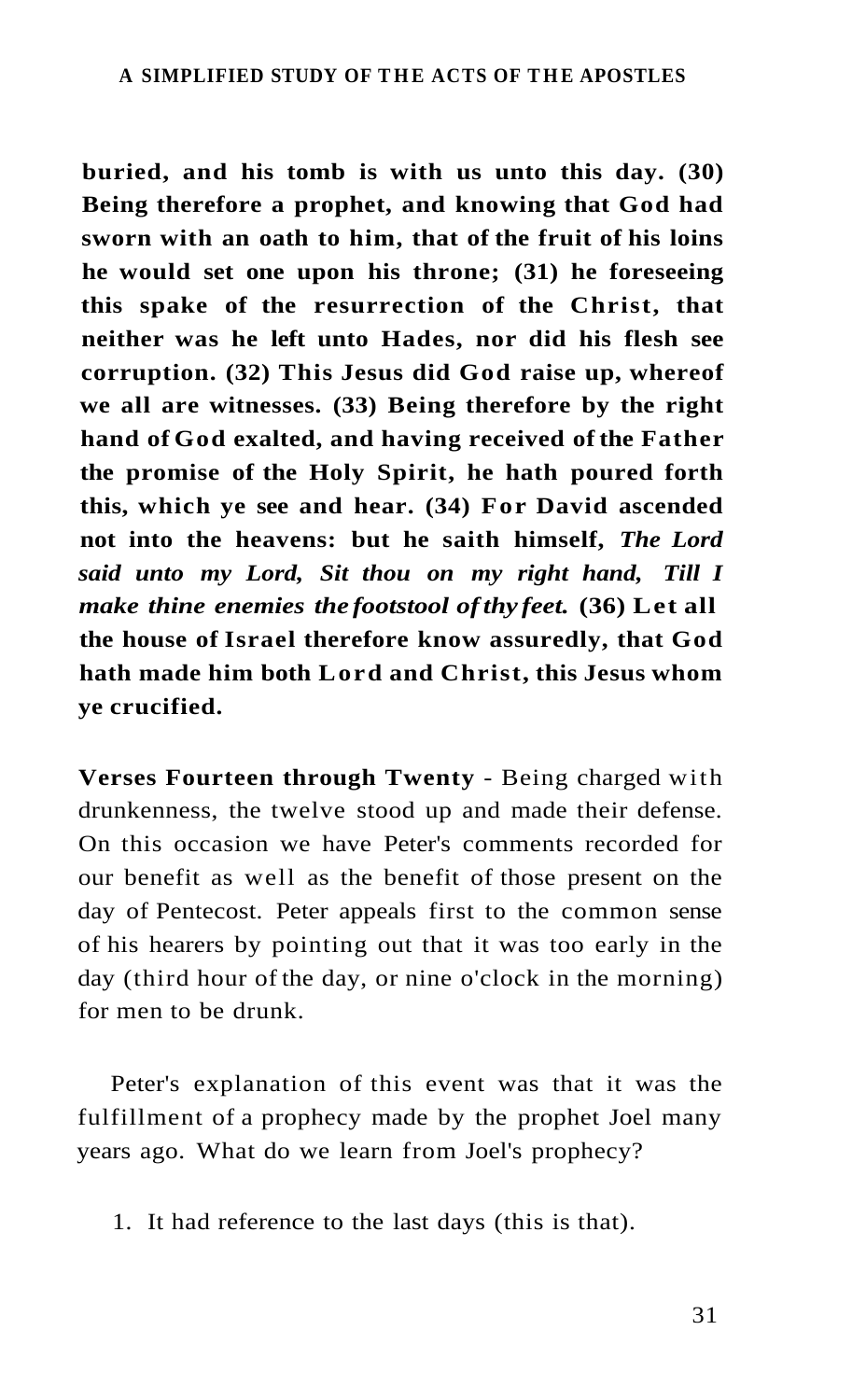**buried, and his tomb is with us unto this day. (30) Being therefore a prophet, and knowing that God had sworn with an oath to him, that of the fruit of his loins he would set one upon his throne; (31) he foreseeing this spake of the resurrection of the Christ, that neither was he left unto Hades, nor did his flesh see corruption. (32) This Jesus did God raise up, whereof we all are witnesses. (33) Being therefore by the right hand of God exalted, and having received of the Father the promise of the Holy Spirit, he hath poured forth this, which ye see and hear. (34) For David ascended not into the heavens: but he saith himself,** ***The Lord said unto my Lord, Sit thou on my right hand, Till I make thine enemies the footstool of thy feet.*** **(36) Let all the house of Israel therefore know assuredly, that God hath made him both Lord and Christ, this Jesus whom ye crucified.**

**Verses Fourteen through Twenty** - Being charged with drunkenness, the twelve stood up and made their defense. On this occasion we have Peter's comments recorded for our benefit as well as the benefit of those present on the day of Pentecost. Peter appeals first to the common sense of his hearers by pointing out that it was too early in the day (third hour of the day, or nine o'clock in the morning) for men to be drunk.

Peter's explanation of this event was that it was the fulfillment of a prophecy made by the prophet Joel many years ago. What do we learn from Joel's prophecy?

1. It had reference to the last days (this is that).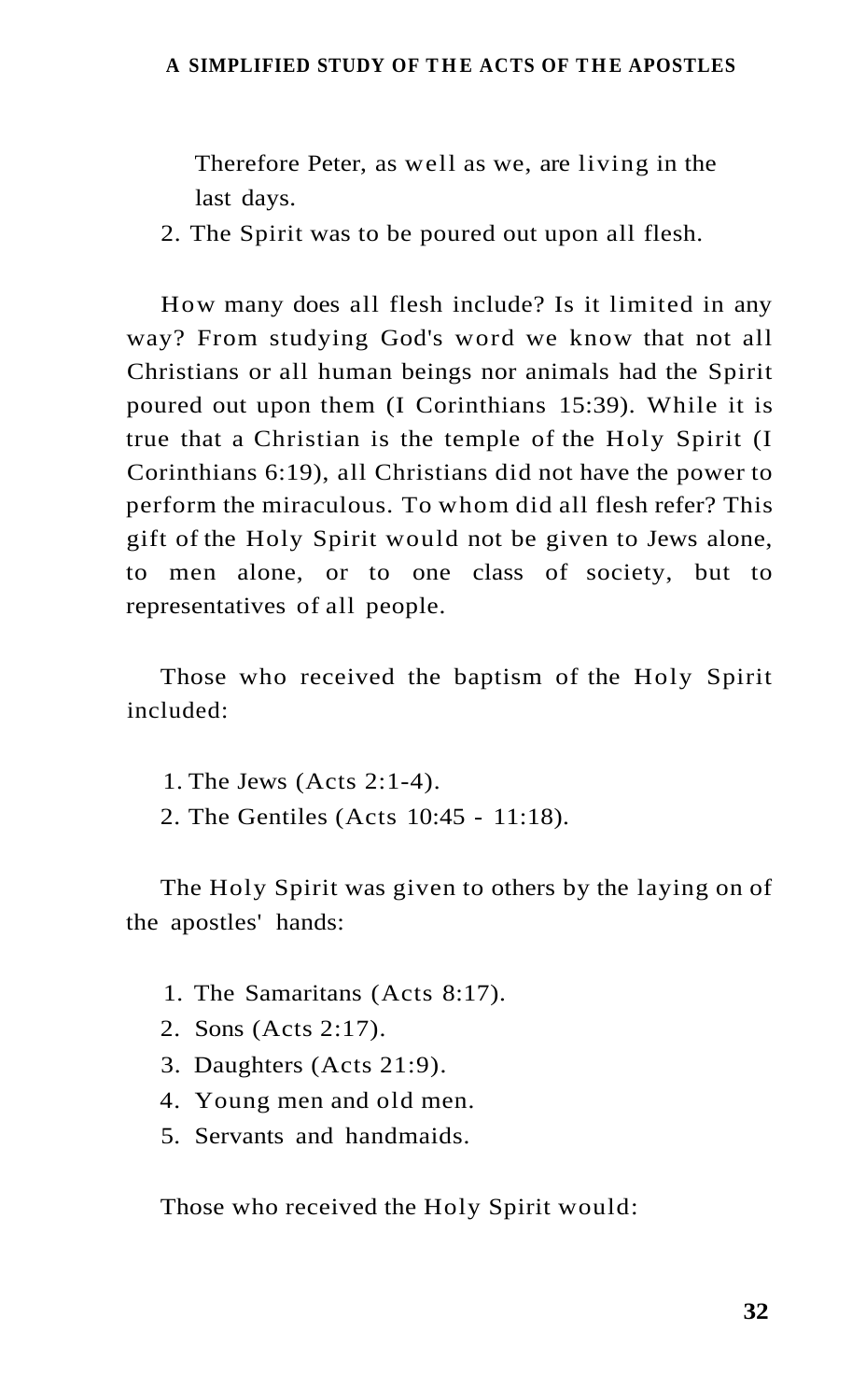Therefore Peter, as well as we, are living in the last days.

2. The Spirit was to be poured out upon all flesh.

How many does all flesh include? Is it limited in any way? From studying God's word we know that not all Christians or all human beings nor animals had the Spirit poured out upon them (I Corinthians 15:39). While it is true that a Christian is the temple of the Holy Spirit (I Corinthians 6:19), all Christians did not have the power to perform the miraculous. To whom did all flesh refer? This gift of the Holy Spirit would not be given to Jews alone, to men alone, or to one class of society, but to representatives of all people.

Those who received the baptism of the Holy Spirit included:

1. The Jews (Acts 2:1-4).
2. The Gentiles (Acts 10:45 - 11:18).

The Holy Spirit was given to others by the laying on of the apostles' hands:

1. The Samaritans (Acts 8:17).
2. Sons (Acts 2:17).
3. Daughters (Acts 21:9).
4. Young men and old men.
5. Servants and handmaids.

Those who received the Holy Spirit would: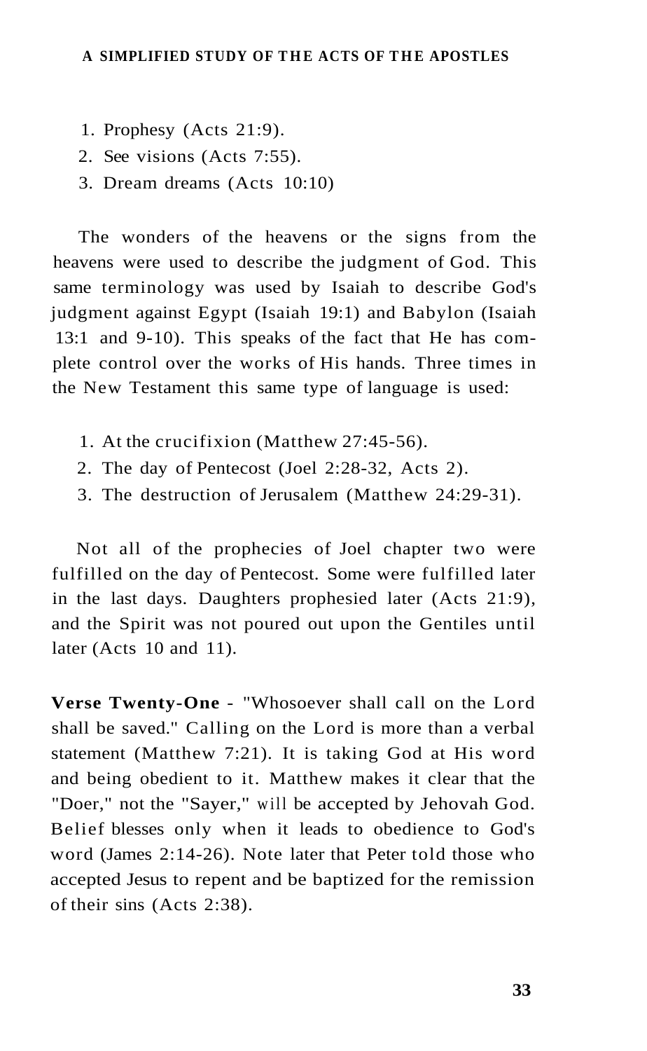1. Prophesy (Acts 21:9).
2. See visions (Acts 7:55).
3. Dream dreams (Acts 10:10)

The wonders of the heavens or the signs from the heavens were used to describe the judgment of God. This same terminology was used by Isaiah to describe God's judgment against Egypt (Isaiah 19:1) and Babylon (Isaiah 13:1 and 9-10). This speaks of the fact that He has complete control over the works of His hands. Three times in the New Testament this same type of language is used:

1. At the crucifixion (Matthew 27:45-56).
2. The day of Pentecost (Joel 2:28-32, Acts 2).
3. The destruction of Jerusalem (Matthew 24:29-31).

Not all of the prophecies of Joel chapter two were fulfilled on the day of Pentecost. Some were fulfilled later in the last days. Daughters prophesied later (Acts 21:9), and the Spirit was not poured out upon the Gentiles until later (Acts 10 and 11).

**Verse Twenty-One** - "Whosoever shall call on the Lord shall be saved." Calling on the Lord is more than a verbal statement (Matthew 7:21). It is taking God at His word and being obedient to it. Matthew makes it clear that the "Doer," not the "Sayer," will be accepted by Jehovah God. Belief blesses only when it leads to obedience to God's word (James 2:14-26). Note later that Peter told those who accepted Jesus to repent and be baptized for the remission of their sins (Acts 2:38).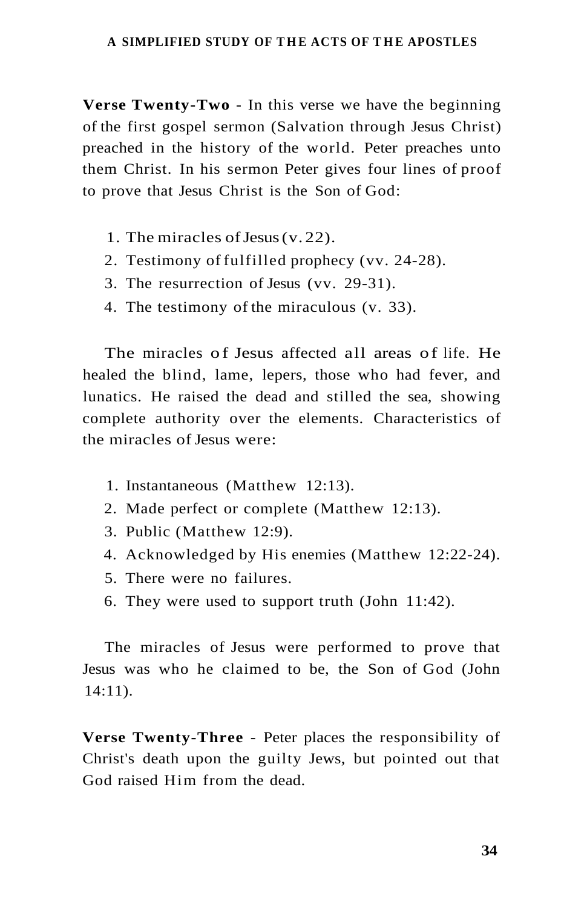**Verse Twenty-Two** - In this verse we have the beginning of the first gospel sermon (Salvation through Jesus Christ) preached in the history of the world. Peter preaches unto them Christ. In his sermon Peter gives four lines of proof to prove that Jesus Christ is the Son of God:

1. The miracles of Jesus (v. 22).
2. Testimony of fulfilled prophecy (vv. 24-28).
3. The resurrection of Jesus (vv. 29-31).
4. The testimony of the miraculous (v. 33).

The miracles of Jesus affected all areas of life. He healed the blind, lame, lepers, those who had fever, and lunatics. He raised the dead and stilled the sea, showing complete authority over the elements. Characteristics of the miracles of Jesus were:

1. Instantaneous (Matthew 12:13).
2. Made perfect or complete (Matthew 12:13).
3. Public (Matthew 12:9).
4. Acknowledged by His enemies (Matthew 12:22-24).
5. There were no failures.
6. They were used to support truth (John 11:42).

The miracles of Jesus were performed to prove that Jesus was who he claimed to be, the Son of God (John 14:11).

**Verse Twenty-Three** - Peter places the responsibility of Christ's death upon the guilty Jews, but pointed out that God raised Him from the dead.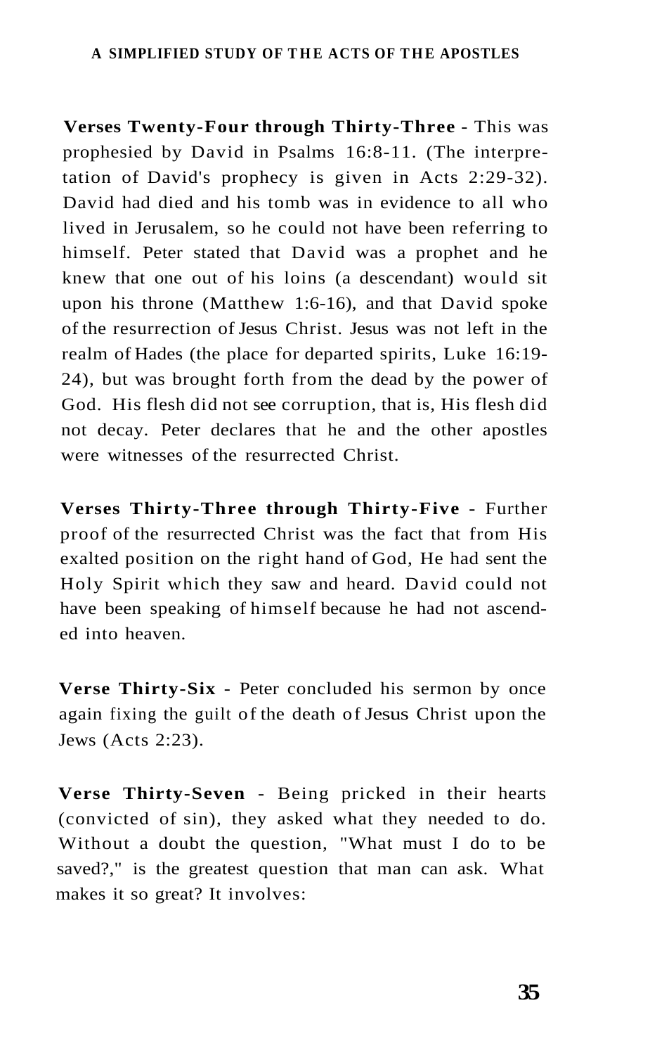**Verses Twenty-Four through Thirty-Three** - This was prophesied by David in Psalms 16:8-11. (The interpretation of David's prophecy is given in Acts 2:29-32). David had died and his tomb was in evidence to all who lived in Jerusalem, so he could not have been referring to himself. Peter stated that David was a prophet and he knew that one out of his loins (a descendant) would sit upon his throne (Matthew 1:6-16), and that David spoke of the resurrection of Jesus Christ. Jesus was not left in the realm of Hades (the place for departed spirits, Luke 16:19-24), but was brought forth from the dead by the power of God. His flesh did not see corruption, that is, His flesh did not decay. Peter declares that he and the other apostles were witnesses of the resurrected Christ.

**Verses Thirty-Three through Thirty-Five** - Further proof of the resurrected Christ was the fact that from His exalted position on the right hand of God, He had sent the Holy Spirit which they saw and heard. David could not have been speaking of himself because he had not ascended into heaven.

**Verse Thirty-Six** - Peter concluded his sermon by once again fixing the guilt of the death of Jesus Christ upon the Jews (Acts 2:23).

**Verse Thirty-Seven** - Being pricked in their hearts (convicted of sin), they asked what they needed to do. Without a doubt the question, "What must I do to be saved?," is the greatest question that man can ask. What makes it so great? It involves: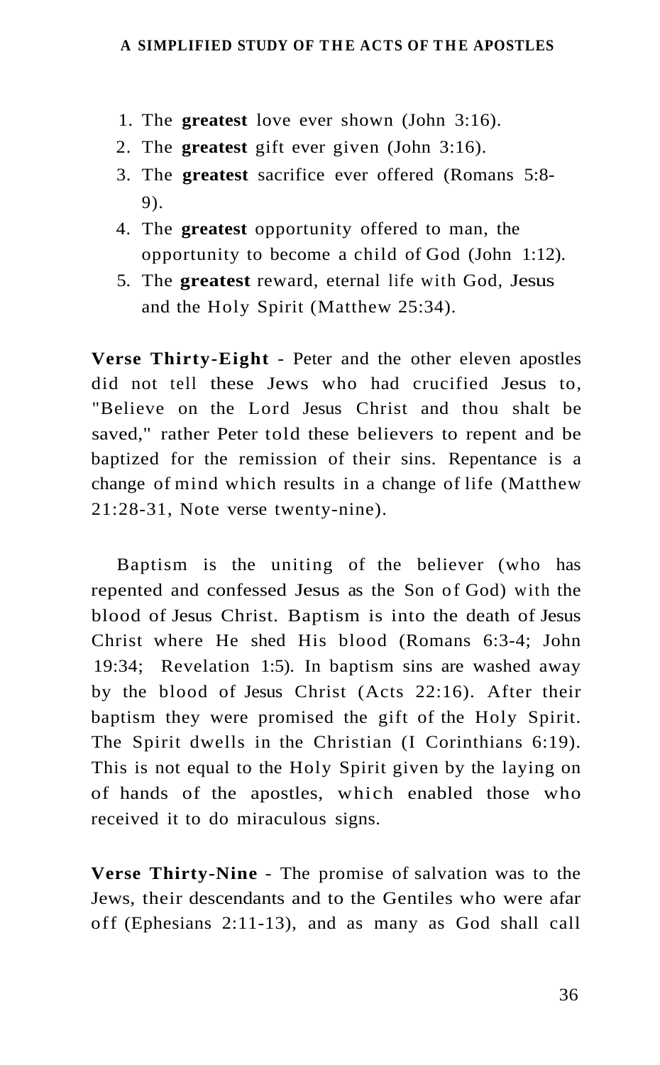1. The **greatest** love ever shown (John 3:16).
2. The **greatest** gift ever given (John 3:16).
3. The **greatest** sacrifice ever offered (Romans 5:8-9).
4. The **greatest** opportunity offered to man, the opportunity to become a child of God (John 1:12).
5. The **greatest** reward, eternal life with God, Jesus and the Holy Spirit (Matthew 25:34).

**Verse Thirty-Eight** - Peter and the other eleven apostles did not tell these Jews who had crucified Jesus to, "Believe on the Lord Jesus Christ and thou shalt be saved," rather Peter told these believers to repent and be baptized for the remission of their sins. Repentance is a change of mind which results in a change of life (Matthew 21:28-31, Note verse twenty-nine).

Baptism is the uniting of the believer (who has repented and confessed Jesus as the Son of God) with the blood of Jesus Christ. Baptism is into the death of Jesus Christ where He shed His blood (Romans 6:3-4; John 19:34; Revelation 1:5). In baptism sins are washed away by the blood of Jesus Christ (Acts 22:16). After their baptism they were promised the gift of the Holy Spirit. The Spirit dwells in the Christian (I Corinthians 6:19). This is not equal to the Holy Spirit given by the laying on of hands of the apostles, which enabled those who received it to do miraculous signs.

**Verse Thirty-Nine** - The promise of salvation was to the Jews, their descendants and to the Gentiles who were afar off (Ephesians 2:11-13), and as many as God shall call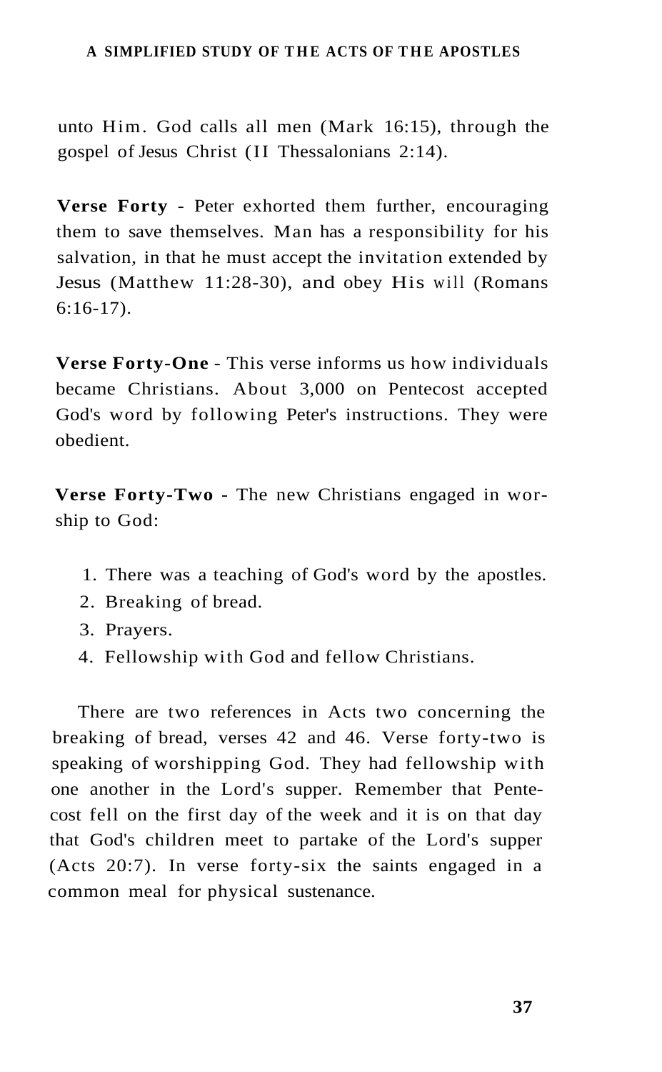unto Him. God calls all men (Mark 16:15), through the gospel of Jesus Christ (II Thessalonians 2:14).

**Verse Forty** - Peter exhorted them further, encouraging them to save themselves. Man has a responsibility for his salvation, in that he must accept the invitation extended by Jesus (Matthew 11:28-30), and obey His will (Romans 6:16-17).

**Verse Forty-One** - This verse informs us how individuals became Christians. About 3,000 on Pentecost accepted God's word by following Peter's instructions. They were obedient.

**Verse Forty-Two** - The new Christians engaged in worship to God:

1. There was a teaching of God's word by the apostles.
2. Breaking of bread.
3. Prayers.
4. Fellowship with God and fellow Christians.

There are two references in Acts two concerning the breaking of bread, verses 42 and 46. Verse forty-two is speaking of worshipping God. They had fellowship with one another in the Lord's supper. Remember that Pentecost fell on the first day of the week and it is on that day that God's children meet to partake of the Lord's supper (Acts 20:7). In verse forty-six the saints engaged in a common meal for physical sustenance.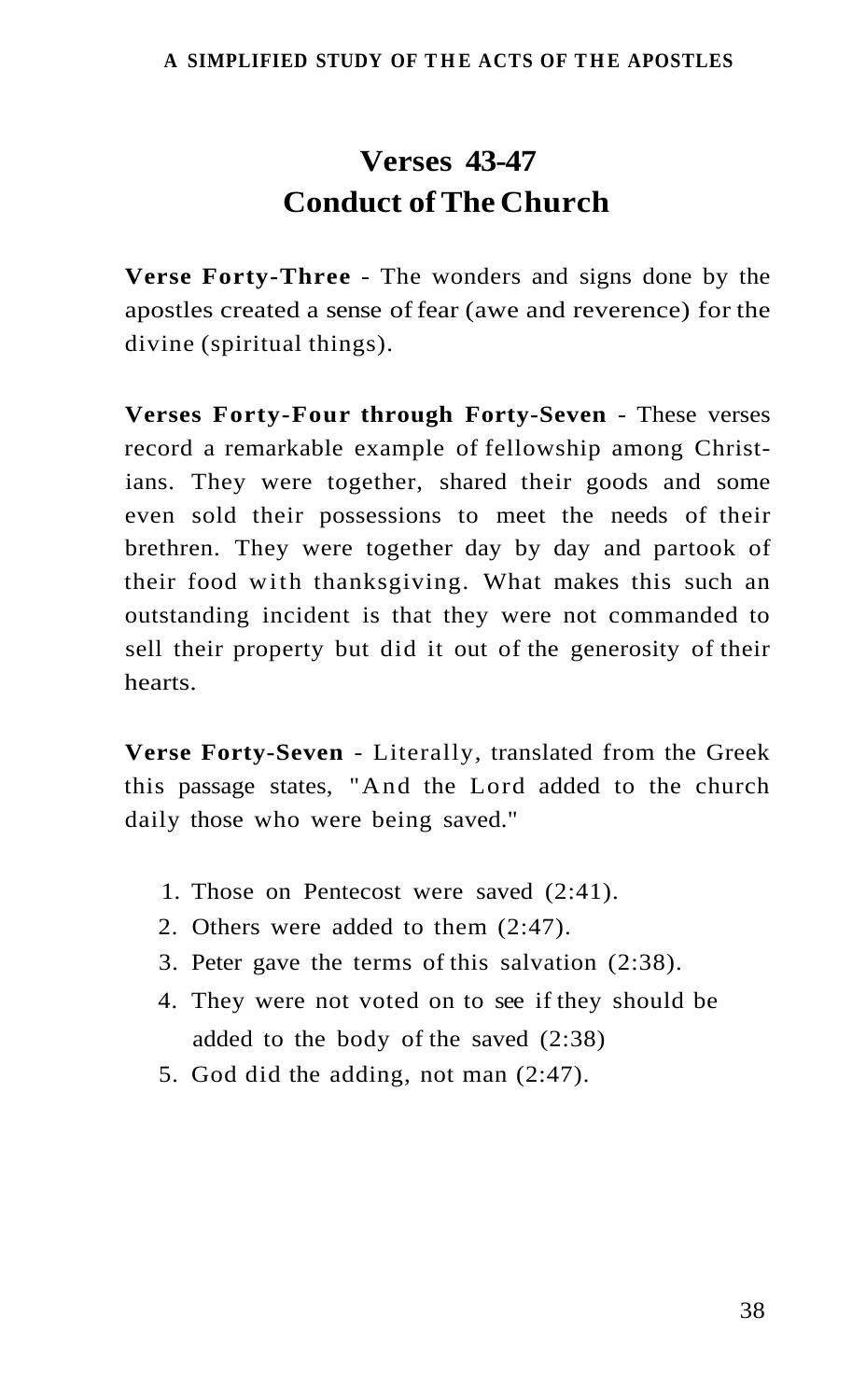## Verses 43-47
## Conduct of The Church

**Verse Forty-Three** - The wonders and signs done by the apostles created a sense of fear (awe and reverence) for the divine (spiritual things).

**Verses Forty-Four through Forty-Seven** - These verses record a remarkable example of fellowship among Christians. They were together, shared their goods and some even sold their possessions to meet the needs of their brethren. They were together day by day and partook of their food with thanksgiving. What makes this such an outstanding incident is that they were not commanded to sell their property but did it out of the generosity of their hearts.

**Verse Forty-Seven** - Literally, translated from the Greek this passage states, "And the Lord added to the church daily those who were being saved."

1. Those on Pentecost were saved (2:41).
2. Others were added to them (2:47).
3. Peter gave the terms of this salvation (2:38).
4. They were not voted on to see if they should be added to the body of the saved (2:38)
5. God did the adding, not man (2:47).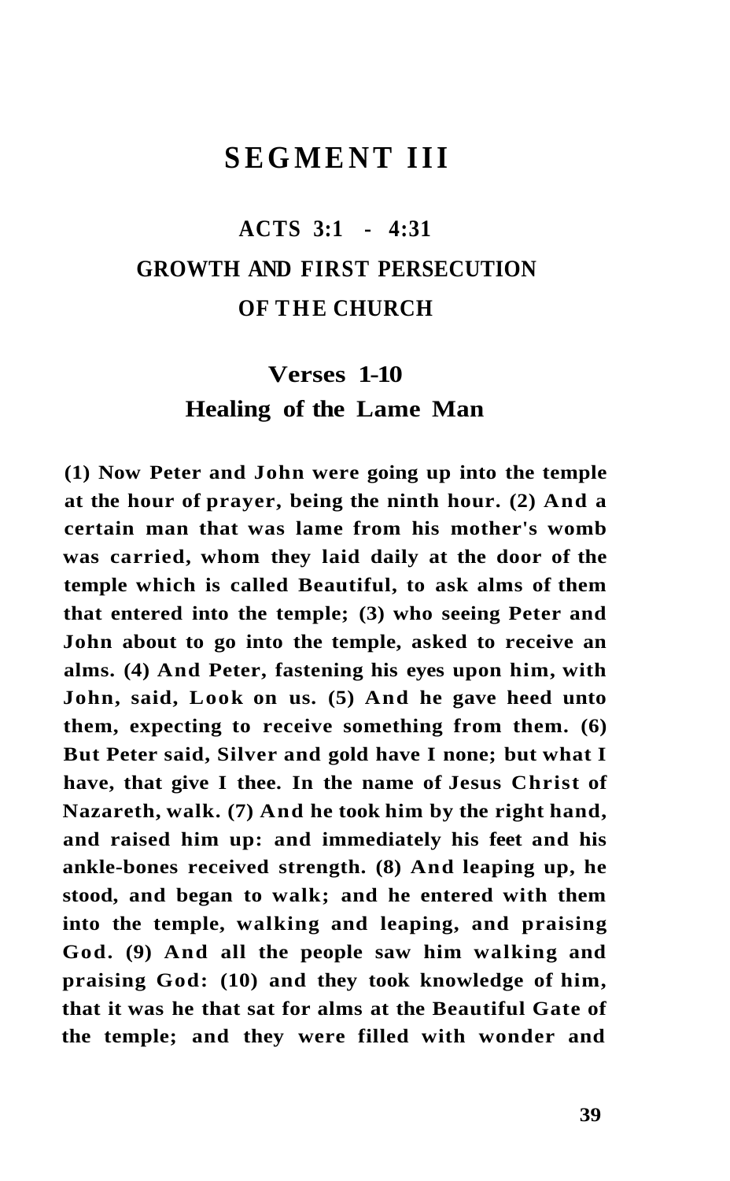# SEGMENT III

## ACTS 3:1 - 4:31
## GROWTH AND FIRST PERSECUTION OF THE CHURCH

### Verses 1-10
### Healing of the Lame Man

**(1) Now Peter and John were going up into the temple at the hour of prayer, being the ninth hour. (2) And a certain man that was lame from his mother's womb was carried, whom they laid daily at the door of the temple which is called Beautiful, to ask alms of them that entered into the temple; (3) who seeing Peter and John about to go into the temple, asked to receive an alms. (4) And Peter, fastening his eyes upon him, with John, said, Look on us. (5) And he gave heed unto them, expecting to receive something from them. (6) But Peter said, Silver and gold have I none; but what I have, that give I thee. In the name of Jesus Christ of Nazareth, walk. (7) And he took him by the right hand, and raised him up: and immediately his feet and his ankle-bones received strength. (8) And leaping up, he stood, and began to walk; and he entered with them into the temple, walking and leaping, and praising God. (9) And all the people saw him walking and praising God: (10) and they took knowledge of him, that it was he that sat for alms at the Beautiful Gate of the temple; and they were filled with wonder and**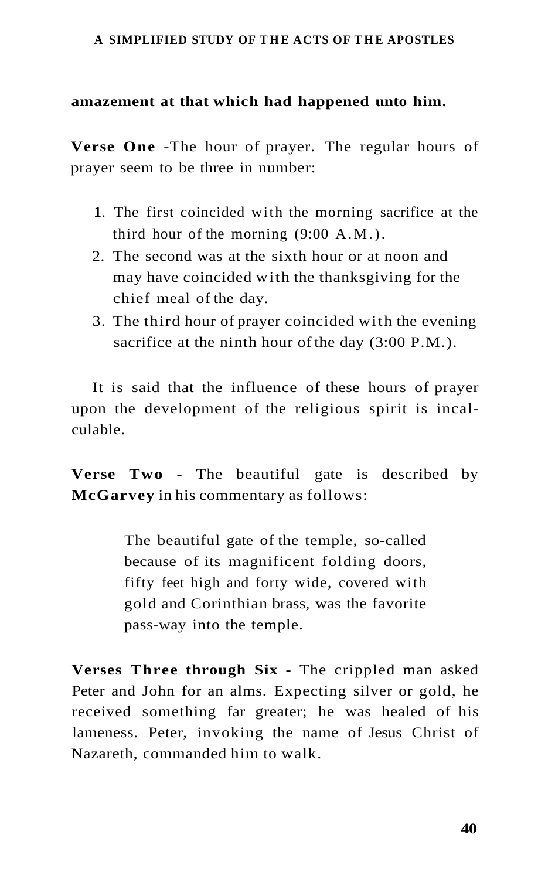**amazement at that which had happened unto him.**

**Verse One** -The hour of prayer. The regular hours of prayer seem to be three in number:

1. The first coincided with the morning sacrifice at the third hour of the morning (9:00 A.M.).
2. The second was at the sixth hour or at noon and may have coincided with the thanksgiving for the chief meal of the day.
3. The third hour of prayer coincided with the evening sacrifice at the ninth hour of the day (3:00 P.M.).

It is said that the influence of these hours of prayer upon the development of the religious spirit is incalculable.

**Verse Two** - The beautiful gate is described by **McGarvey** in his commentary as follows:

> The beautiful gate of the temple, so-called because of its magnificent folding doors, fifty feet high and forty wide, covered with gold and Corinthian brass, was the favorite pass-way into the temple.

**Verses Three through Six** - The crippled man asked Peter and John for an alms. Expecting silver or gold, he received something far greater; he was healed of his lameness. Peter, invoking the name of Jesus Christ of Nazareth, commanded him to walk.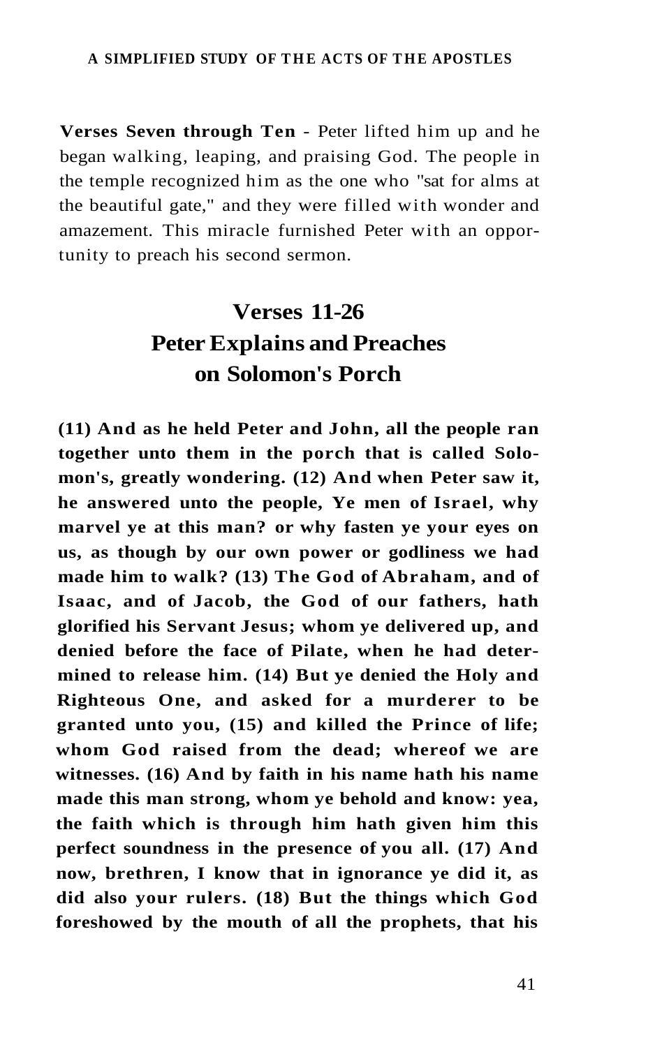**Verses Seven through Ten** - Peter lifted him up and he began walking, leaping, and praising God. The people in the temple recognized him as the one who "sat for alms at the beautiful gate," and they were filled with wonder and amazement. This miracle furnished Peter with an opportunity to preach his second sermon.

## Verses 11-26
## Peter Explains and Preaches on Solomon's Porch

**(11) And as he held Peter and John, all the people ran together unto them in the porch that is called Solomon's, greatly wondering. (12) And when Peter saw it, he answered unto the people, Ye men of Israel, why marvel ye at this man? or why fasten ye your eyes on us, as though by our own power or godliness we had made him to walk? (13) The God of Abraham, and of Isaac, and of Jacob, the God of our fathers, hath glorified his Servant Jesus; whom ye delivered up, and denied before the face of Pilate, when he had determined to release him. (14) But ye denied the Holy and Righteous One, and asked for a murderer to be granted unto you, (15) and killed the Prince of life; whom God raised from the dead; whereof we are witnesses. (16) And by faith in his name hath his name made this man strong, whom ye behold and know: yea, the faith which is through him hath given him this perfect soundness in the presence of you all. (17) And now, brethren, I know that in ignorance ye did it, as did also your rulers. (18) But the things which God foreshowed by the mouth of all the prophets, that his**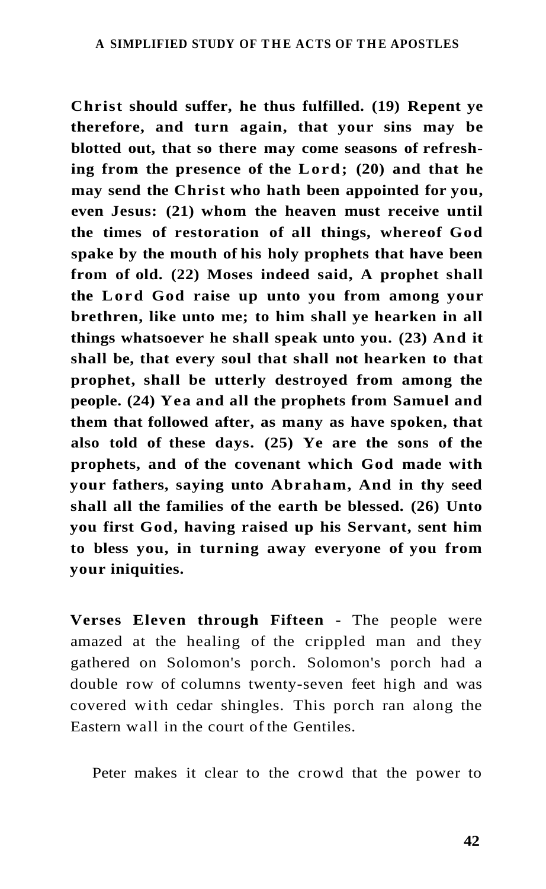**Christ should suffer, he thus fulfilled. (19) Repent ye therefore, and turn again, that your sins may be blotted out, that so there may come seasons of refreshing from the presence of the Lord; (20) and that he may send the Christ who hath been appointed for you, even Jesus: (21) whom the heaven must receive until the times of restoration of all things, whereof God spake by the mouth of his holy prophets that have been from of old. (22) Moses indeed said, A prophet shall the Lord God raise up unto you from among your brethren, like unto me; to him shall ye hearken in all things whatsoever he shall speak unto you. (23) And it shall be, that every soul that shall not hearken to that prophet, shall be utterly destroyed from among the people. (24) Yea and all the prophets from Samuel and them that followed after, as many as have spoken, that also told of these days. (25) Ye are the sons of the prophets, and of the covenant which God made with your fathers, saying unto Abraham, And in thy seed shall all the families of the earth be blessed. (26) Unto you first God, having raised up his Servant, sent him to bless you, in turning away everyone of you from your iniquities.**

**Verses Eleven through Fifteen** - The people were amazed at the healing of the crippled man and they gathered on Solomon's porch. Solomon's porch had a double row of columns twenty-seven feet high and was covered with cedar shingles. This porch ran along the Eastern wall in the court of the Gentiles.

Peter makes it clear to the crowd that the power to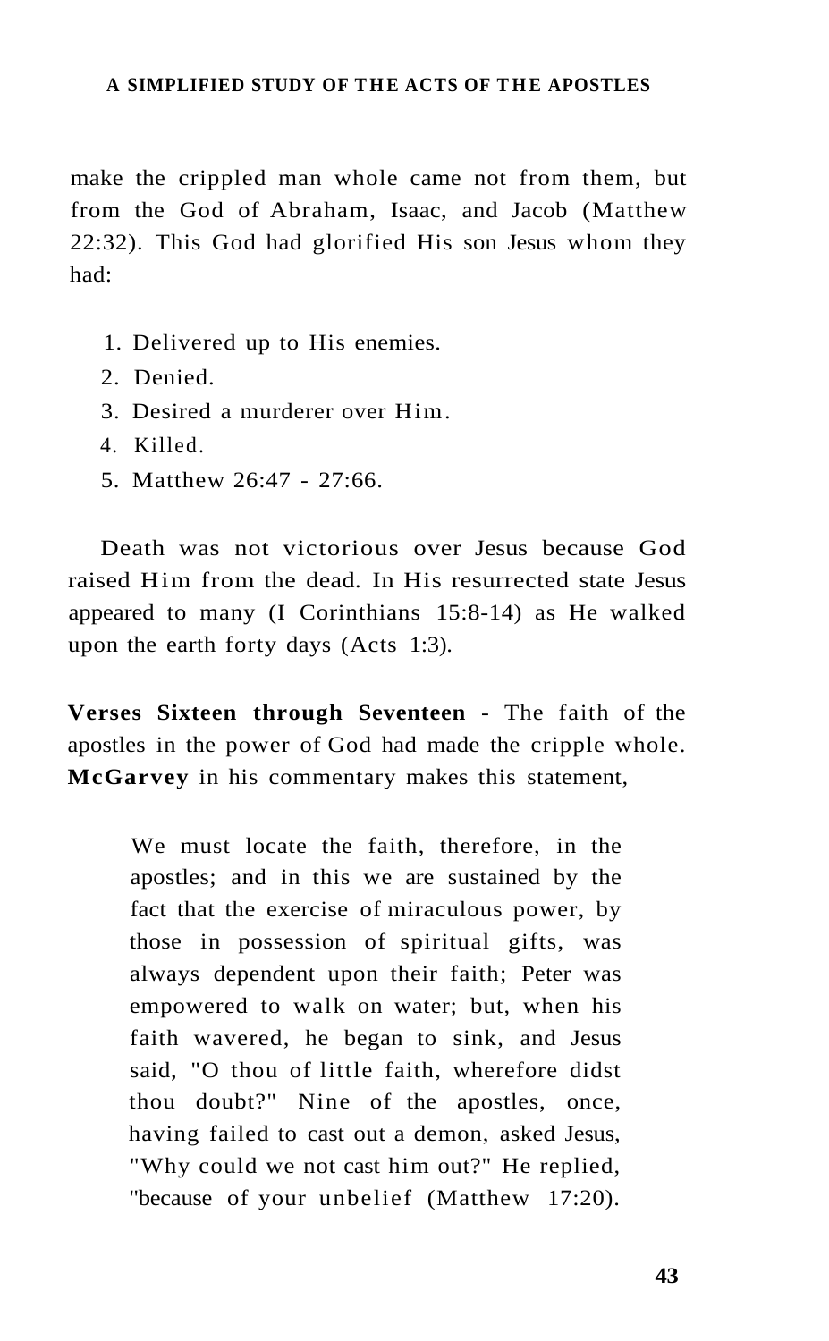make the crippled man whole came not from them, but from the God of Abraham, Isaac, and Jacob (Matthew 22:32). This God had glorified His son Jesus whom they had:

1. Delivered up to His enemies.
2. Denied.
3. Desired a murderer over Him.
4. Killed.
5. Matthew 26:47 - 27:66.

Death was not victorious over Jesus because God raised Him from the dead. In His resurrected state Jesus appeared to many (I Corinthians 15:8-14) as He walked upon the earth forty days (Acts 1:3).

**Verses Sixteen through Seventeen** - The faith of the apostles in the power of God had made the cripple whole. **McGarvey** in his commentary makes this statement,

> We must locate the faith, therefore, in the apostles; and in this we are sustained by the fact that the exercise of miraculous power, by those in possession of spiritual gifts, was always dependent upon their faith; Peter was empowered to walk on water; but, when his faith wavered, he began to sink, and Jesus said, "O thou of little faith, wherefore didst thou doubt?" Nine of the apostles, once, having failed to cast out a demon, asked Jesus, "Why could we not cast him out?" He replied, "because of your unbelief (Matthew 17:20).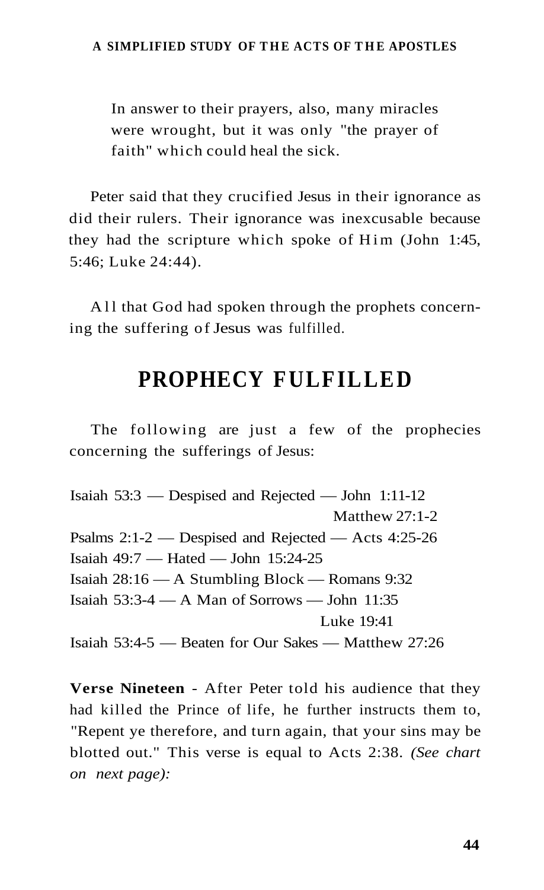In answer to their prayers, also, many miracles were wrought, but it was only "the prayer of faith" which could heal the sick.

Peter said that they crucified Jesus in their ignorance as did their rulers. Their ignorance was inexcusable because they had the scripture which spoke of Him (John 1:45, 5:46; Luke 24:44).

All that God had spoken through the prophets concerning the suffering of Jesus was fulfilled.

## PROPHECY FULFILLED

The following are just a few of the prophecies concerning the sufferings of Jesus:

Isaiah 53:3 — Despised and Rejected — John 1:11-12
Matthew 27:1-2
Psalms 2:1-2 — Despised and Rejected — Acts 4:25-26
Isaiah 49:7 — Hated — John 15:24-25
Isaiah 28:16 — A Stumbling Block — Romans 9:32
Isaiah 53:3-4 — A Man of Sorrows — John 11:35
Luke 19:41
Isaiah 53:4-5 — Beaten for Our Sakes — Matthew 27:26

**Verse Nineteen** - After Peter told his audience that they had killed the Prince of life, he further instructs them to, "Repent ye therefore, and turn again, that your sins may be blotted out." This verse is equal to Acts 2:38. *(See chart on next page):*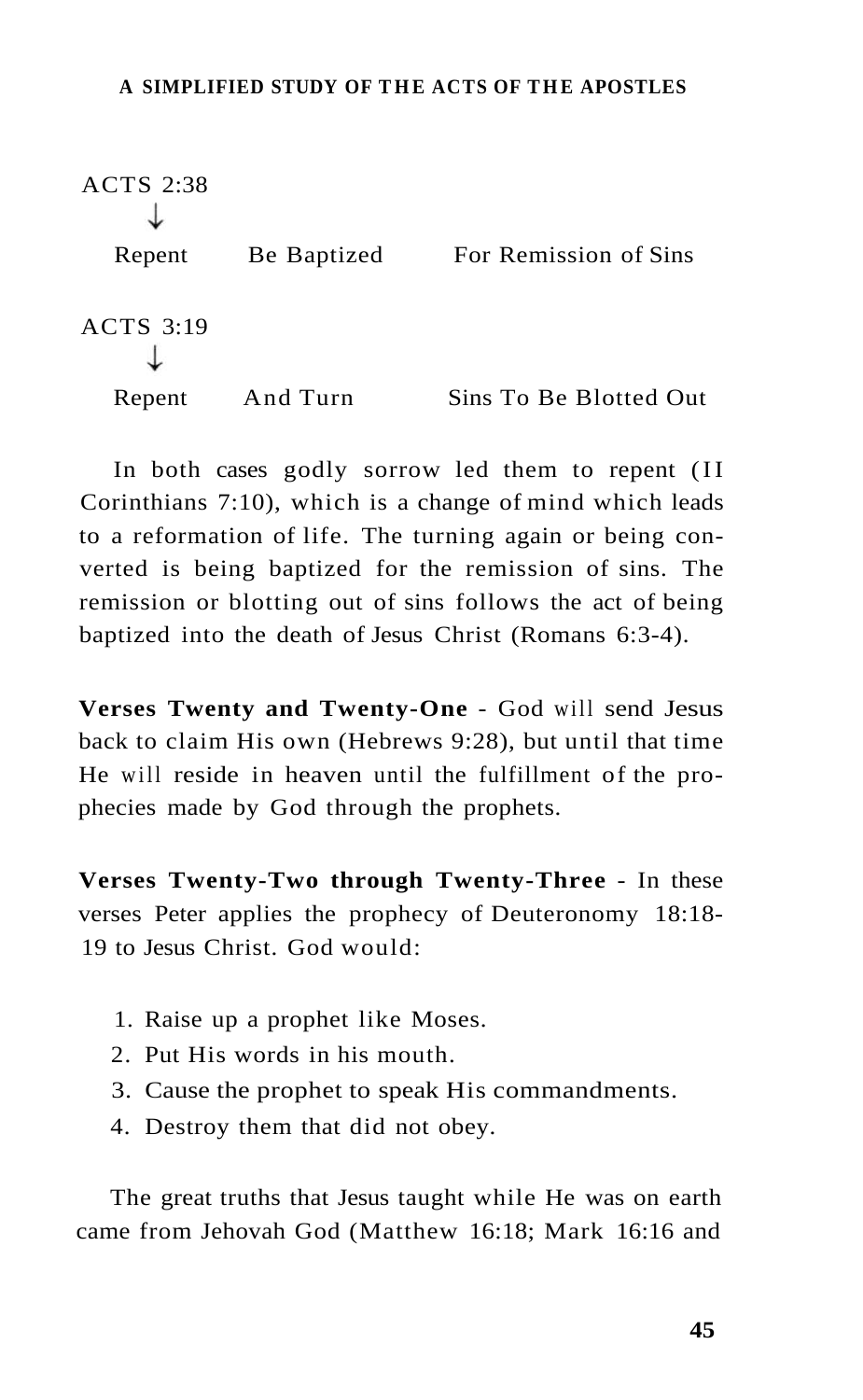ACTS 2:38
↓

| Repent | Be Baptized | For Remission of Sins |
|---|---|---|

ACTS 3:19
↓

| Repent | And Turn | Sins To Be Blotted Out |
|---|---|---|

In both cases godly sorrow led them to repent (II Corinthians 7:10), which is a change of mind which leads to a reformation of life. The turning again or being converted is being baptized for the remission of sins. The remission or blotting out of sins follows the act of being baptized into the death of Jesus Christ (Romans 6:3-4).

**Verses Twenty and Twenty-One** - God will send Jesus back to claim His own (Hebrews 9:28), but until that time He will reside in heaven until the fulfillment of the prophecies made by God through the prophets.

**Verses Twenty-Two through Twenty-Three** - In these verses Peter applies the prophecy of Deuteronomy 18:18-19 to Jesus Christ. God would:

1. Raise up a prophet like Moses.
2. Put His words in his mouth.
3. Cause the prophet to speak His commandments.
4. Destroy them that did not obey.

The great truths that Jesus taught while He was on earth came from Jehovah God (Matthew 16:18; Mark 16:16 and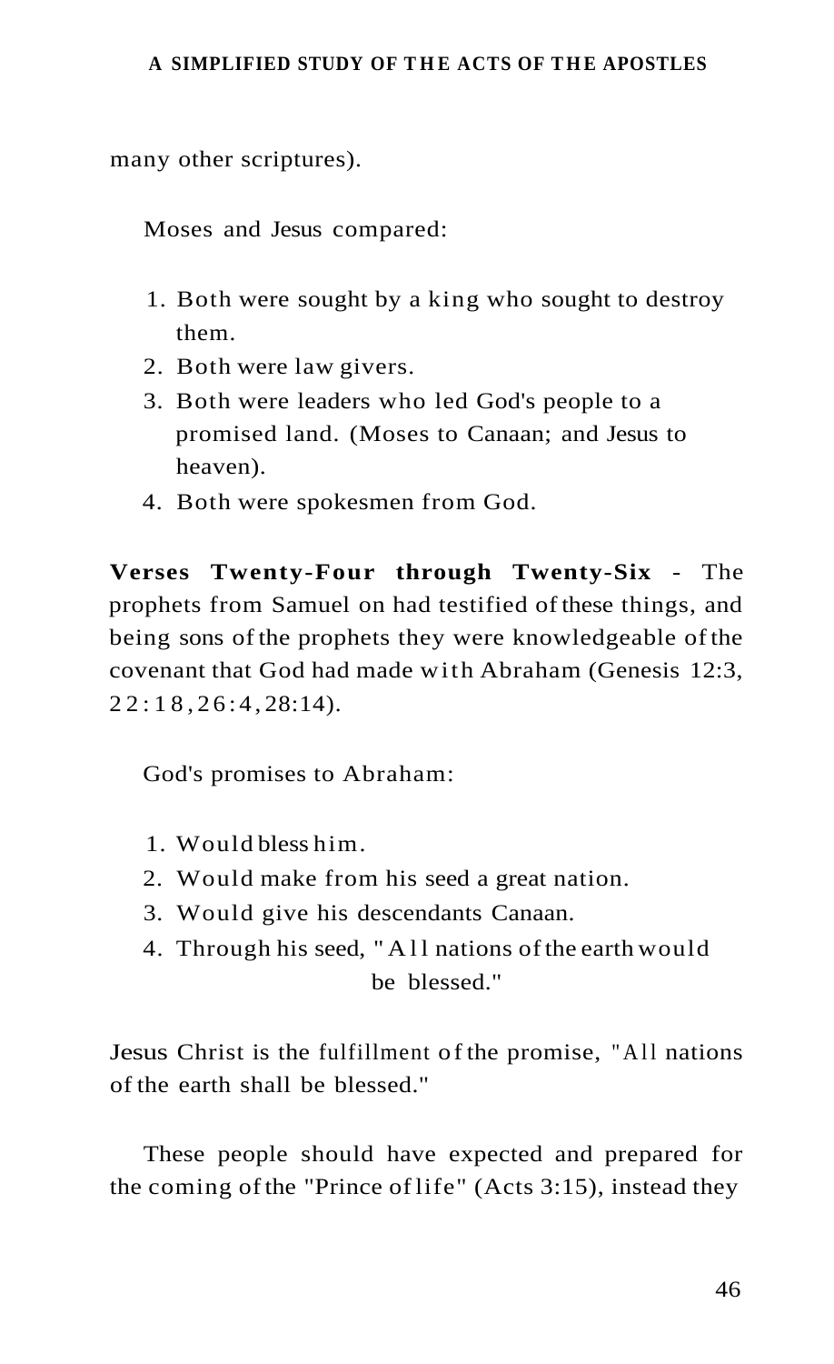many other scriptures).

Moses and Jesus compared:

1. Both were sought by a king who sought to destroy them.
2. Both were law givers.
3. Both were leaders who led God's people to a promised land. (Moses to Canaan; and Jesus to heaven).
4. Both were spokesmen from God.

**Verses Twenty-Four through Twenty-Six** - The prophets from Samuel on had testified of these things, and being sons of the prophets they were knowledgeable of the covenant that God had made with Abraham (Genesis 12:3, 22:18, 26:4, 28:14).

God's promises to Abraham:

1. Would bless him.
2. Would make from his seed a great nation.
3. Would give his descendants Canaan.
4. Through his seed, "All nations of the earth would be blessed."

Jesus Christ is the fulfillment of the promise, "All nations of the earth shall be blessed."

These people should have expected and prepared for the coming of the "Prince of life" (Acts 3:15), instead they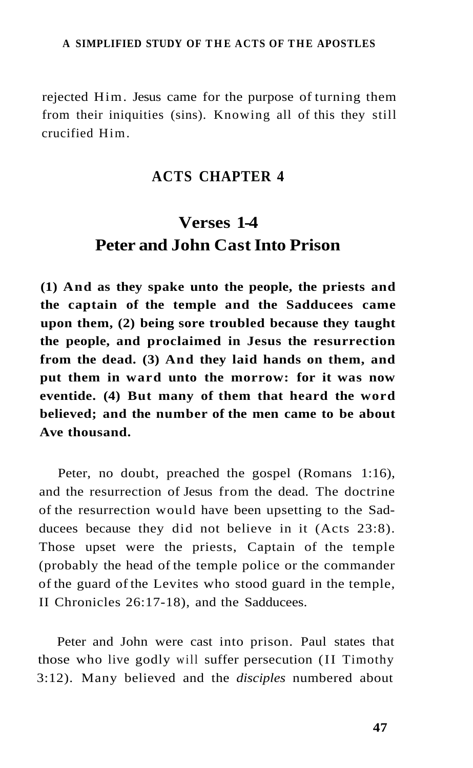rejected Him. Jesus came for the purpose of turning them from their iniquities (sins). Knowing all of this they still crucified Him.

## ACTS CHAPTER 4

### Verses 1-4
### Peter and John Cast Into Prison

**(1) And as they spake unto the people, the priests and the captain of the temple and the Sadducees came upon them, (2) being sore troubled because they taught the people, and proclaimed in Jesus the resurrection from the dead. (3) And they laid hands on them, and put them in ward unto the morrow: for it was now eventide. (4) But many of them that heard the word believed; and the number of the men came to be about Ave thousand.**

Peter, no doubt, preached the gospel (Romans 1:16), and the resurrection of Jesus from the dead. The doctrine of the resurrection would have been upsetting to the Sadducees because they did not believe in it (Acts 23:8). Those upset were the priests, Captain of the temple (probably the head of the temple police or the commander of the guard of the Levites who stood guard in the temple, II Chronicles 26:17-18), and the Sadducees.

Peter and John were cast into prison. Paul states that those who live godly will suffer persecution (II Timothy 3:12). Many believed and the *disciples* numbered about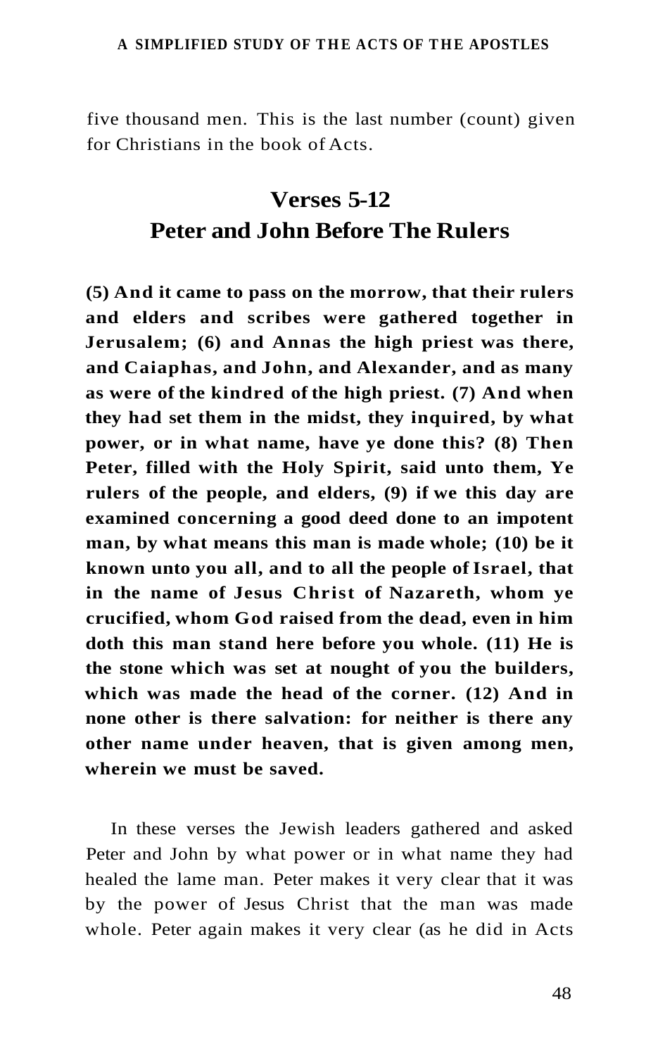five thousand men. This is the last number (count) given for Christians in the book of Acts.

## Verses 5-12
## Peter and John Before The Rulers

**(5) And it came to pass on the morrow, that their rulers and elders and scribes were gathered together in Jerusalem; (6) and Annas the high priest was there, and Caiaphas, and John, and Alexander, and as many as were of the kindred of the high priest. (7) And when they had set them in the midst, they inquired, by what power, or in what name, have ye done this? (8) Then Peter, filled with the Holy Spirit, said unto them, Ye rulers of the people, and elders, (9) if we this day are examined concerning a good deed done to an impotent man, by what means this man is made whole; (10) be it known unto you all, and to all the people of Israel, that in the name of Jesus Christ of Nazareth, whom ye crucified, whom God raised from the dead, even in him doth this man stand here before you whole. (11) He is the stone which was set at nought of you the builders, which was made the head of the corner. (12) And in none other is there salvation: for neither is there any other name under heaven, that is given among men, wherein we must be saved.**

In these verses the Jewish leaders gathered and asked Peter and John by what power or in what name they had healed the lame man. Peter makes it very clear that it was by the power of Jesus Christ that the man was made whole. Peter again makes it very clear (as he did in Acts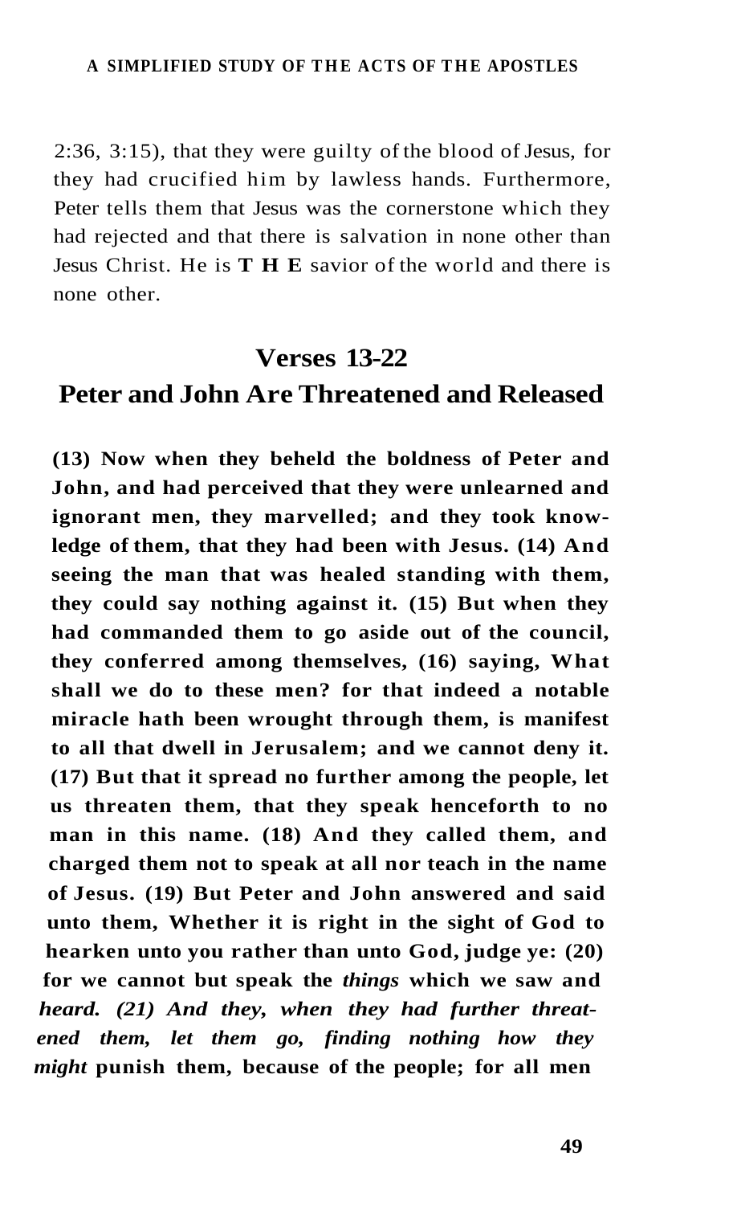2:36, 3:15), that they were guilty of the blood of Jesus, for they had crucified him by lawless hands. Furthermore, Peter tells them that Jesus was the cornerstone which they had rejected and that there is salvation in none other than Jesus Christ. He is **T H E** savior of the world and there is none other.

## Verses 13-22

## Peter and John Are Threatened and Released

**(13) Now when they beheld the boldness of Peter and John, and had perceived that they were unlearned and ignorant men, they marvelled; and they took knowledge of them, that they had been with Jesus. (14) And seeing the man that was healed standing with them, they could say nothing against it. (15) But when they had commanded them to go aside out of the council, they conferred among themselves, (16) saying, What shall we do to these men? for that indeed a notable miracle hath been wrought through them, is manifest to all that dwell in Jerusalem; and we cannot deny it. (17) But that it spread no further among the people, let us threaten them, that they speak henceforth to no man in this name. (18) And they called them, and charged them not to speak at all nor teach in the name of Jesus. (19) But Peter and John answered and said unto them, Whether it is right in the sight of God to hearken unto you rather than unto God, judge ye: (20) for we cannot but speak the *things* which we saw and** ***heard. (21) And they, when they had further threatened them, let them go, finding nothing how they might*** **punish them, because of the people; for all men**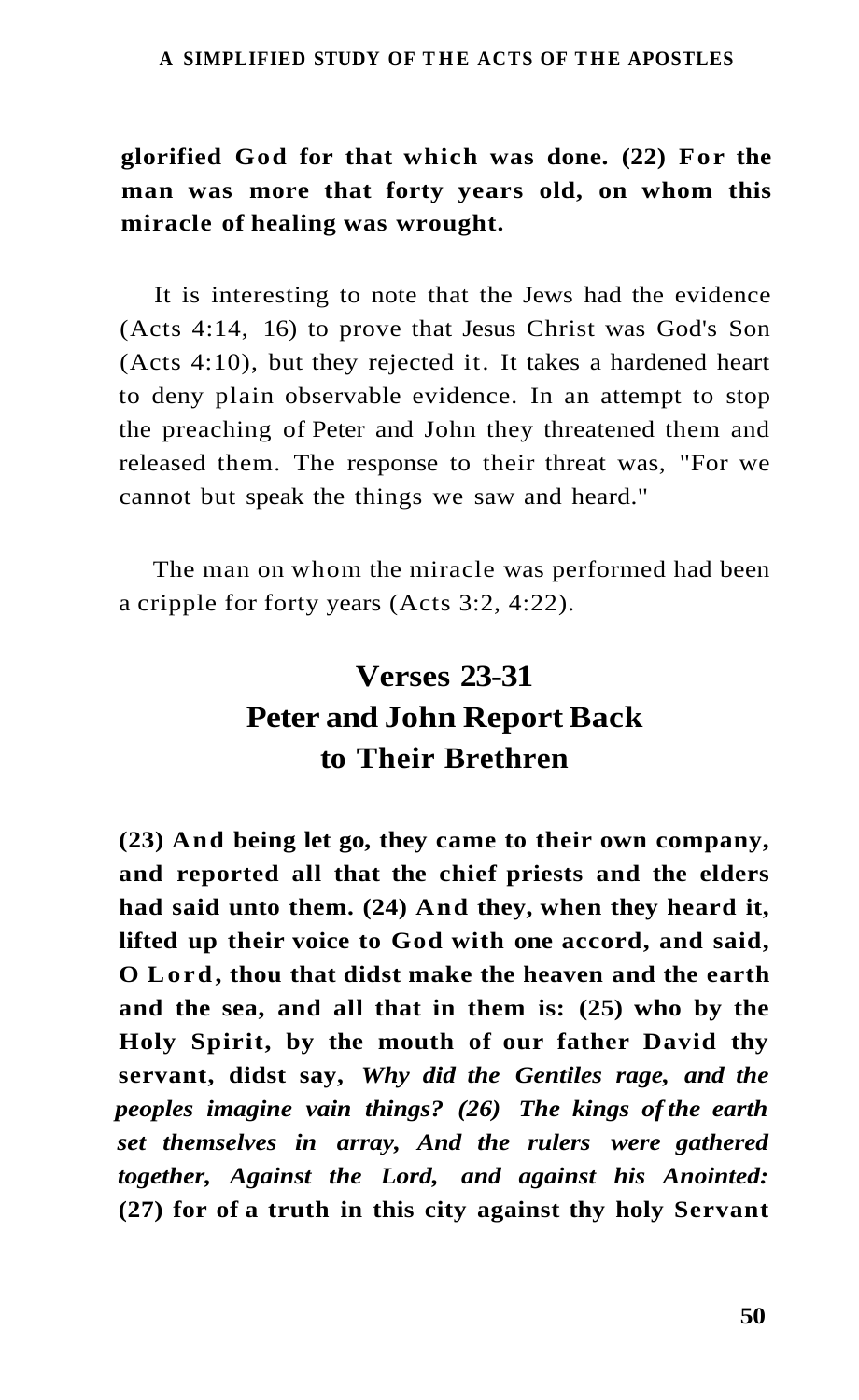**glorified God for that which was done. (22) For the man was more that forty years old, on whom this miracle of healing was wrought.**

It is interesting to note that the Jews had the evidence (Acts 4:14, 16) to prove that Jesus Christ was God's Son (Acts 4:10), but they rejected it. It takes a hardened heart to deny plain observable evidence. In an attempt to stop the preaching of Peter and John they threatened them and released them. The response to their threat was, "For we cannot but speak the things we saw and heard."

The man on whom the miracle was performed had been a cripple for forty years (Acts 3:2, 4:22).

## Verses 23-31
## Peter and John Report Back to Their Brethren

**(23) And being let go, they came to their own company, and reported all that the chief priests and the elders had said unto them. (24) And they, when they heard it, lifted up their voice to God with one accord, and said, O Lord, thou that didst make the heaven and the earth and the sea, and all that in them is: (25) who by the Holy Spirit, by the mouth of our father David thy servant, didst say,** ***Why did the Gentiles rage, and the peoples imagine vain things? (26) The kings of the earth set themselves in array, And the rulers were gathered together, Against the Lord, and against his Anointed:*** **(27) for of a truth in this city against thy holy Servant**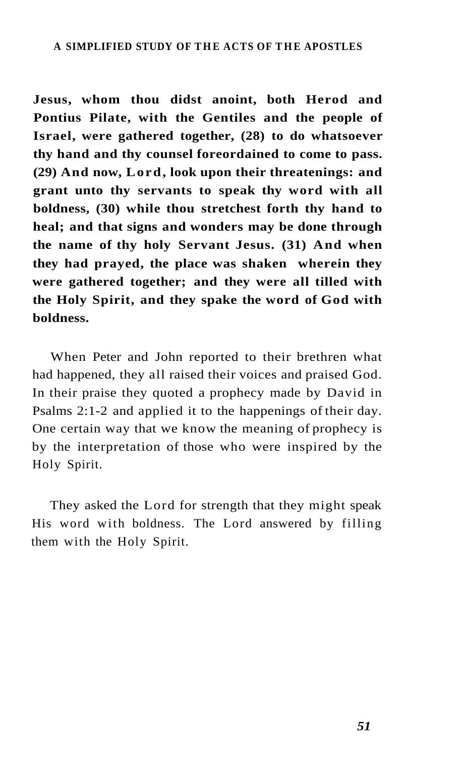**Jesus, whom thou didst anoint, both Herod and Pontius Pilate, with the Gentiles and the people of Israel, were gathered together, (28) to do whatsoever thy hand and thy counsel foreordained to come to pass. (29) And now, Lord, look upon their threatenings: and grant unto thy servants to speak thy word with all boldness, (30) while thou stretchest forth thy hand to heal; and that signs and wonders may be done through the name of thy holy Servant Jesus. (31) And when they had prayed, the place was shaken wherein they were gathered together; and they were all tilled with the Holy Spirit, and they spake the word of God with boldness.**

When Peter and John reported to their brethren what had happened, they all raised their voices and praised God. In their praise they quoted a prophecy made by David in Psalms 2:1-2 and applied it to the happenings of their day. One certain way that we know the meaning of prophecy is by the interpretation of those who were inspired by the Holy Spirit.

They asked the Lord for strength that they might speak His word with boldness. The Lord answered by filling them with the Holy Spirit.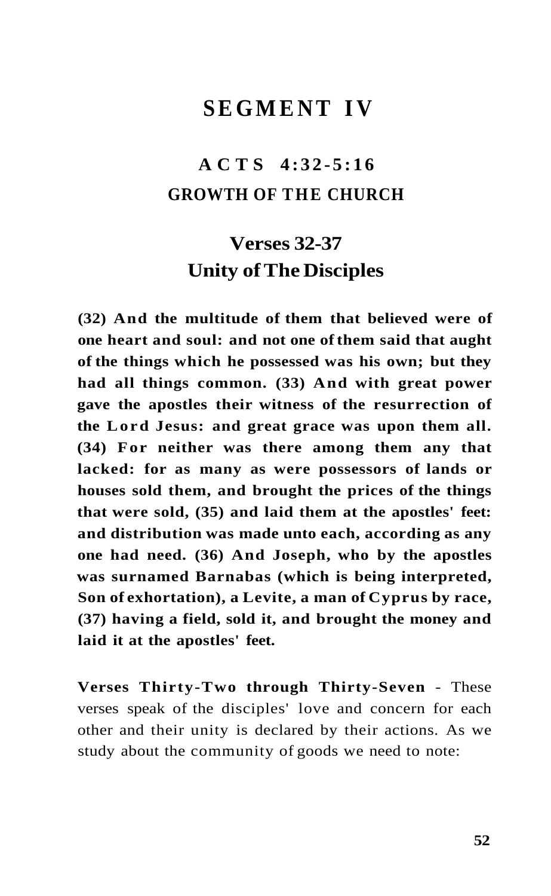# SEGMENT IV

## ACTS 4:32-5:16
## GROWTH OF THE CHURCH

### Verses 32-37
### Unity of The Disciples

**(32) And the multitude of them that believed were of one heart and soul: and not one of them said that aught of the things which he possessed was his own; but they had all things common. (33) And with great power gave the apostles their witness of the resurrection of the Lord Jesus: and great grace was upon them all. (34) For neither was there among them any that lacked: for as many as were possessors of lands or houses sold them, and brought the prices of the things that were sold, (35) and laid them at the apostles' feet: and distribution was made unto each, according as any one had need. (36) And Joseph, who by the apostles was surnamed Barnabas (which is being interpreted, Son of exhortation), a Levite, a man of Cyprus by race, (37) having a field, sold it, and brought the money and laid it at the apostles' feet.**

**Verses Thirty-Two through Thirty-Seven** - These verses speak of the disciples' love and concern for each other and their unity is declared by their actions. As we study about the community of goods we need to note: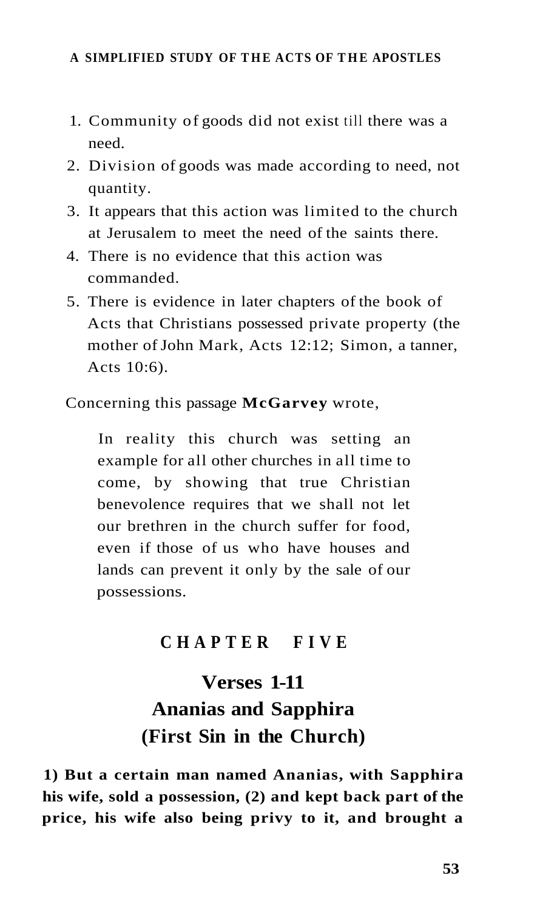1. Community of goods did not exist till there was a need.
2. Division of goods was made according to need, not quantity.
3. It appears that this action was limited to the church at Jerusalem to meet the need of the saints there.
4. There is no evidence that this action was commanded.
5. There is evidence in later chapters of the book of Acts that Christians possessed private property (the mother of John Mark, Acts 12:12; Simon, a tanner, Acts 10:6).

Concerning this passage **McGarvey** wrote,

> In reality this church was setting an example for all other churches in all time to come, by showing that true Christian benevolence requires that we shall not let our brethren in the church suffer for food, even if those of us who have houses and lands can prevent it only by the sale of our possessions.

## CHAPTER FIVE

### Verses 1-11
### Ananias and Sapphira
### (First Sin in the Church)

**1) But a certain man named Ananias, with Sapphira his wife, sold a possession, (2) and kept back part of the price, his wife also being privy to it, and brought a**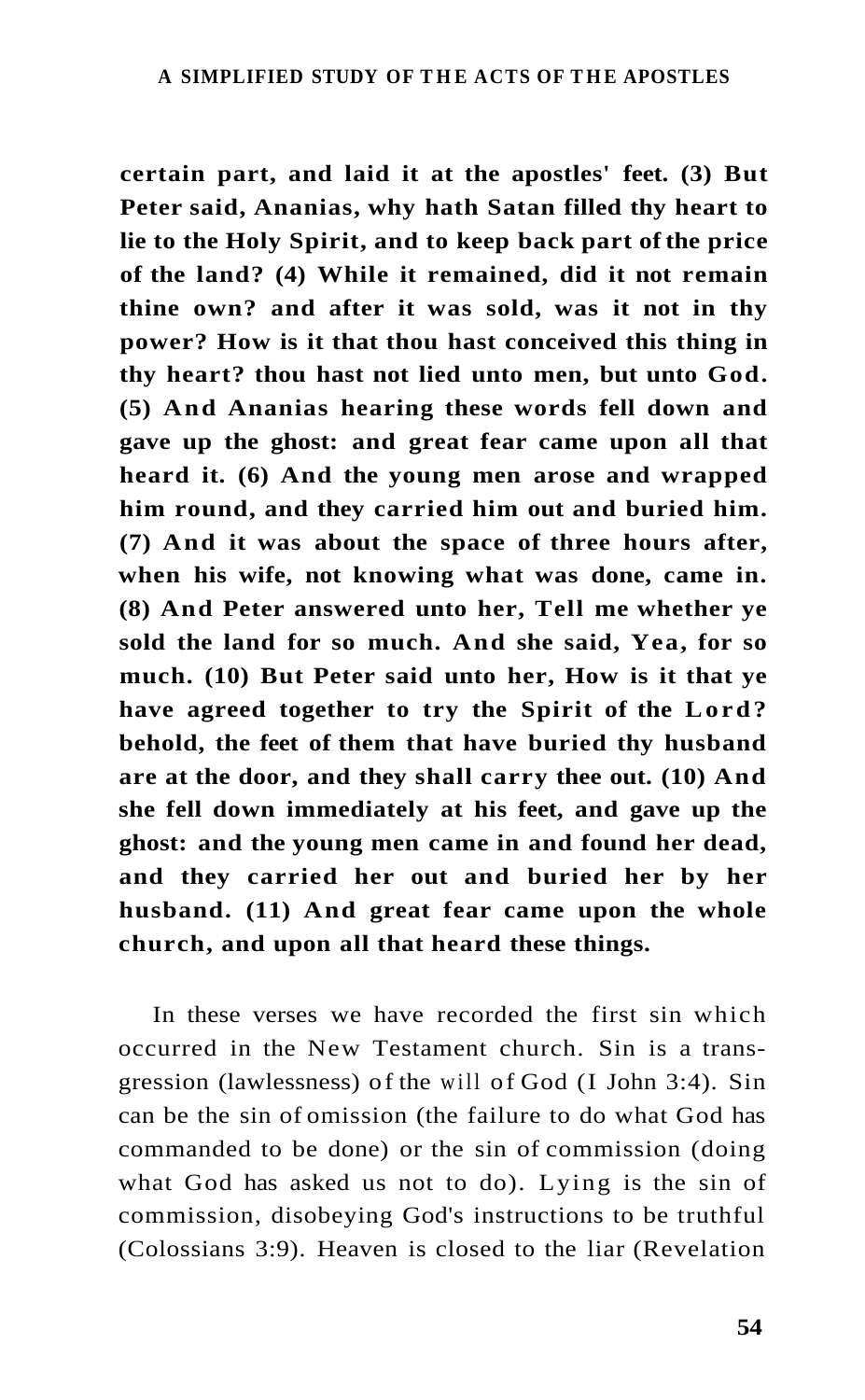**certain part, and laid it at the apostles' feet. (3) But Peter said, Ananias, why hath Satan filled thy heart to lie to the Holy Spirit, and to keep back part of the price of the land? (4) While it remained, did it not remain thine own? and after it was sold, was it not in thy power? How is it that thou hast conceived this thing in thy heart? thou hast not lied unto men, but unto God. (5) And Ananias hearing these words fell down and gave up the ghost: and great fear came upon all that heard it. (6) And the young men arose and wrapped him round, and they carried him out and buried him. (7) And it was about the space of three hours after, when his wife, not knowing what was done, came in. (8) And Peter answered unto her, Tell me whether ye sold the land for so much. And she said, Yea, for so much. (10) But Peter said unto her, How is it that ye have agreed together to try the Spirit of the Lord? behold, the feet of them that have buried thy husband are at the door, and they shall carry thee out. (10) And she fell down immediately at his feet, and gave up the ghost: and the young men came in and found her dead, and they carried her out and buried her by her husband. (11) And great fear came upon the whole church, and upon all that heard these things.**

In these verses we have recorded the first sin which occurred in the New Testament church. Sin is a transgression (lawlessness) of the will of God (I John 3:4). Sin can be the sin of omission (the failure to do what God has commanded to be done) or the sin of commission (doing what God has asked us not to do). Lying is the sin of commission, disobeying God's instructions to be truthful (Colossians 3:9). Heaven is closed to the liar (Revelation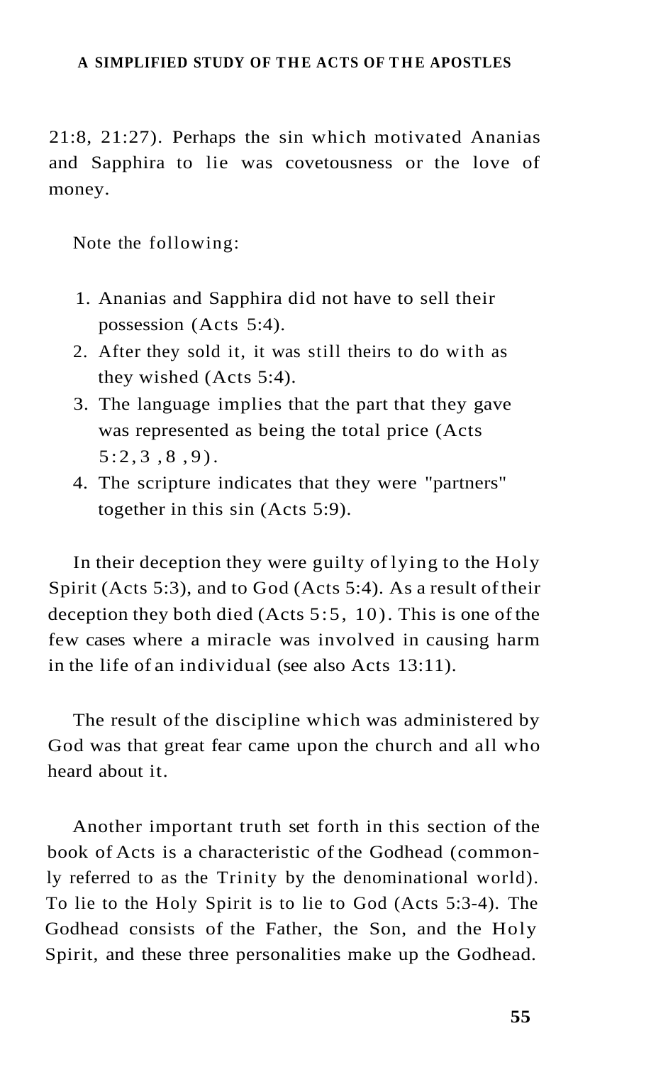21:8, 21:27). Perhaps the sin which motivated Ananias and Sapphira to lie was covetousness or the love of money.

Note the following:

1. Ananias and Sapphira did not have to sell their possession (Acts 5:4).
2. After they sold it, it was still theirs to do with as they wished (Acts 5:4).
3. The language implies that the part that they gave was represented as being the total price (Acts 5:2,3,8,9).
4. The scripture indicates that they were "partners" together in this sin (Acts 5:9).

In their deception they were guilty of lying to the Holy Spirit (Acts 5:3), and to God (Acts 5:4). As a result of their deception they both died (Acts 5:5, 10). This is one of the few cases where a miracle was involved in causing harm in the life of an individual (see also Acts 13:11).

The result of the discipline which was administered by God was that great fear came upon the church and all who heard about it.

Another important truth set forth in this section of the book of Acts is a characteristic of the Godhead (commonly referred to as the Trinity by the denominational world). To lie to the Holy Spirit is to lie to God (Acts 5:3-4). The Godhead consists of the Father, the Son, and the Holy Spirit, and these three personalities make up the Godhead.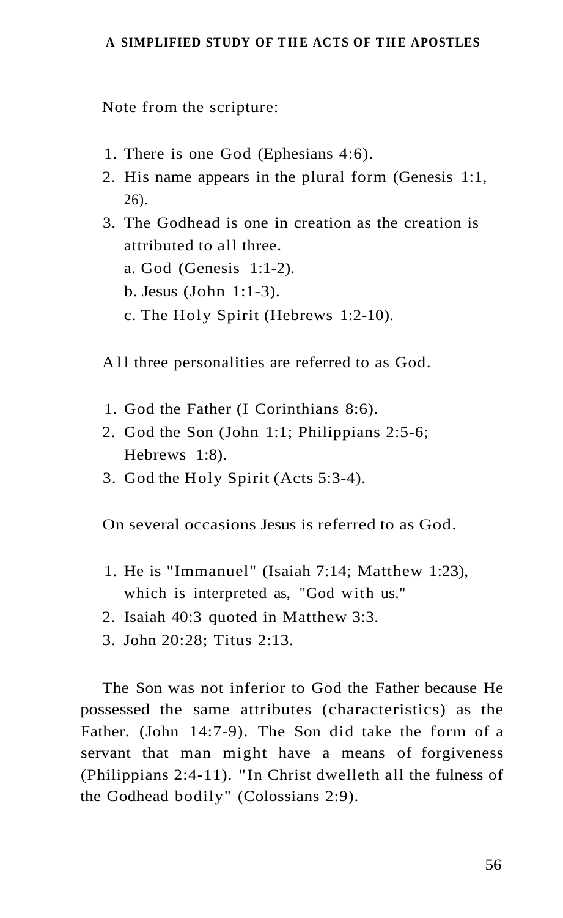Note from the scripture:

1. There is one God (Ephesians 4:6).
2. His name appears in the plural form (Genesis 1:1, 26).
3. The Godhead is one in creation as the creation is attributed to all three.
   a. God (Genesis 1:1-2).
   b. Jesus (John 1:1-3).
   c. The Holy Spirit (Hebrews 1:2-10).

All three personalities are referred to as God.

1. God the Father (I Corinthians 8:6).
2. God the Son (John 1:1; Philippians 2:5-6; Hebrews 1:8).
3. God the Holy Spirit (Acts 5:3-4).

On several occasions Jesus is referred to as God.

1. He is "Immanuel" (Isaiah 7:14; Matthew 1:23), which is interpreted as, "God with us."
2. Isaiah 40:3 quoted in Matthew 3:3.
3. John 20:28; Titus 2:13.

The Son was not inferior to God the Father because He possessed the same attributes (characteristics) as the Father. (John 14:7-9). The Son did take the form of a servant that man might have a means of forgiveness (Philippians 2:4-11). "In Christ dwelleth all the fulness of the Godhead bodily" (Colossians 2:9).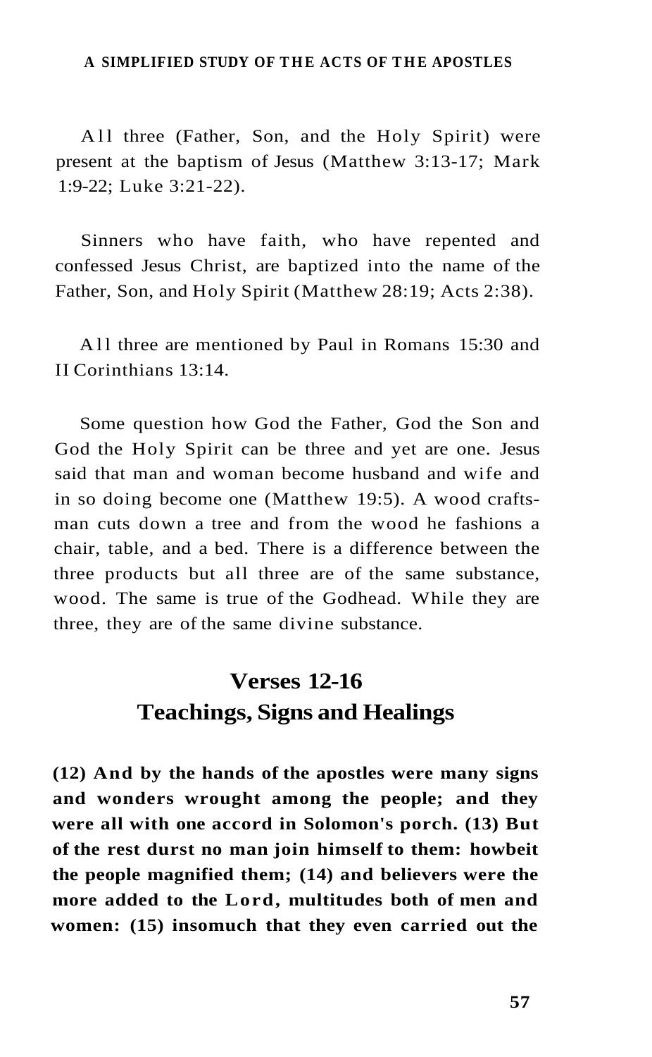All three (Father, Son, and the Holy Spirit) were present at the baptism of Jesus (Matthew 3:13-17; Mark 1:9-22; Luke 3:21-22).

Sinners who have faith, who have repented and confessed Jesus Christ, are baptized into the name of the Father, Son, and Holy Spirit (Matthew 28:19; Acts 2:38).

All three are mentioned by Paul in Romans 15:30 and II Corinthians 13:14.

Some question how God the Father, God the Son and God the Holy Spirit can be three and yet are one. Jesus said that man and woman become husband and wife and in so doing become one (Matthew 19:5). A wood craftsman cuts down a tree and from the wood he fashions a chair, table, and a bed. There is a difference between the three products but all three are of the same substance, wood. The same is true of the Godhead. While they are three, they are of the same divine substance.

## Verses 12-16
## Teachings, Signs and Healings

**(12) And by the hands of the apostles were many signs and wonders wrought among the people; and they were all with one accord in Solomon's porch. (13) But of the rest durst no man join himself to them: howbeit the people magnified them; (14) and believers were the more added to the Lord, multitudes both of men and women: (15) insomuch that they even carried out the**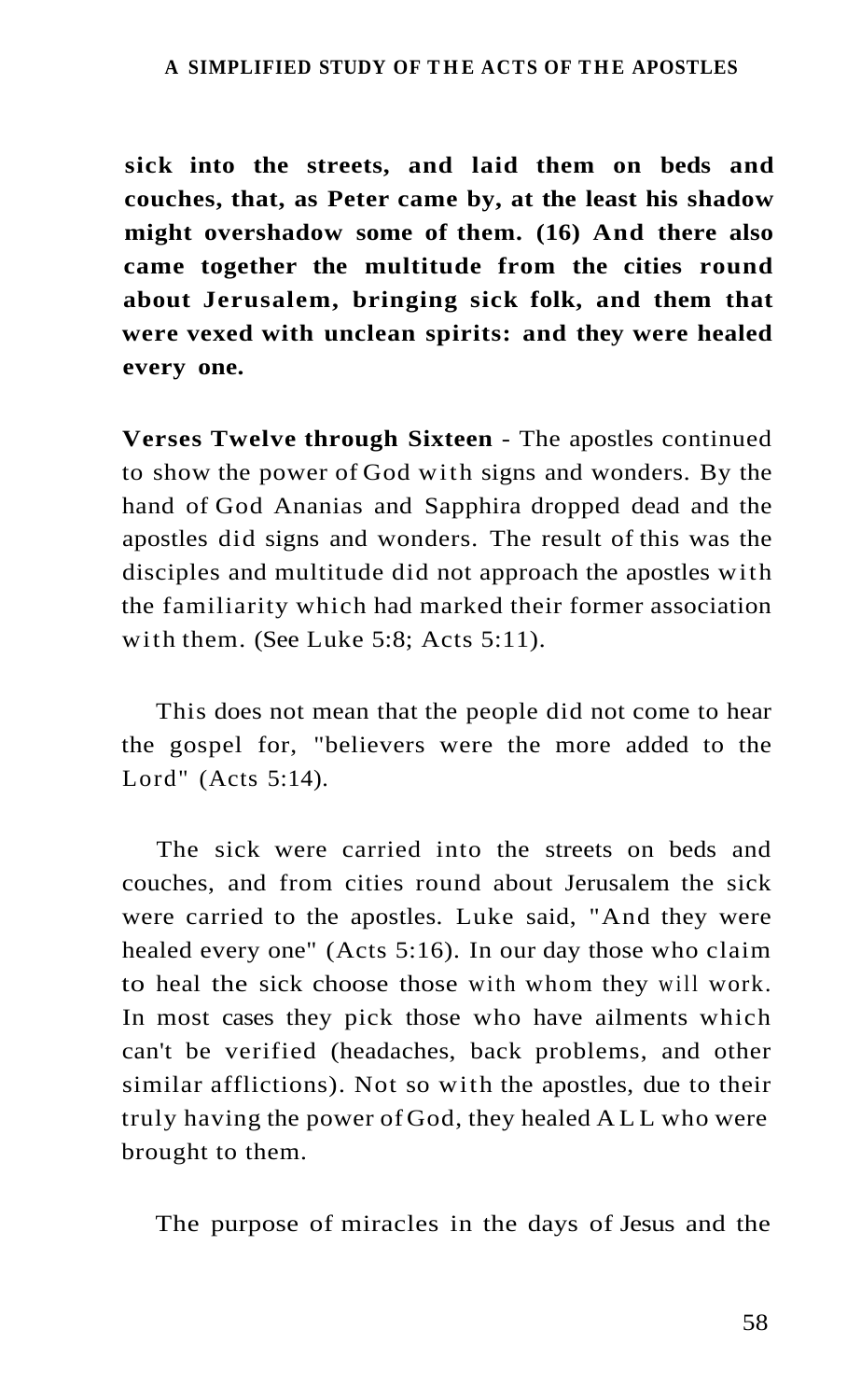**sick into the streets, and laid them on beds and couches, that, as Peter came by, at the least his shadow might overshadow some of them. (16) And there also came together the multitude from the cities round about Jerusalem, bringing sick folk, and them that were vexed with unclean spirits: and they were healed every one.**

**Verses Twelve through Sixteen** - The apostles continued to show the power of God with signs and wonders. By the hand of God Ananias and Sapphira dropped dead and the apostles did signs and wonders. The result of this was the disciples and multitude did not approach the apostles with the familiarity which had marked their former association with them. (See Luke 5:8; Acts 5:11).

This does not mean that the people did not come to hear the gospel for, "believers were the more added to the Lord" (Acts 5:14).

The sick were carried into the streets on beds and couches, and from cities round about Jerusalem the sick were carried to the apostles. Luke said, "And they were healed every one" (Acts 5:16). In our day those who claim to heal the sick choose those with whom they will work. In most cases they pick those who have ailments which can't be verified (headaches, back problems, and other similar afflictions). Not so with the apostles, due to their truly having the power of God, they healed ALL who were brought to them.

The purpose of miracles in the days of Jesus and the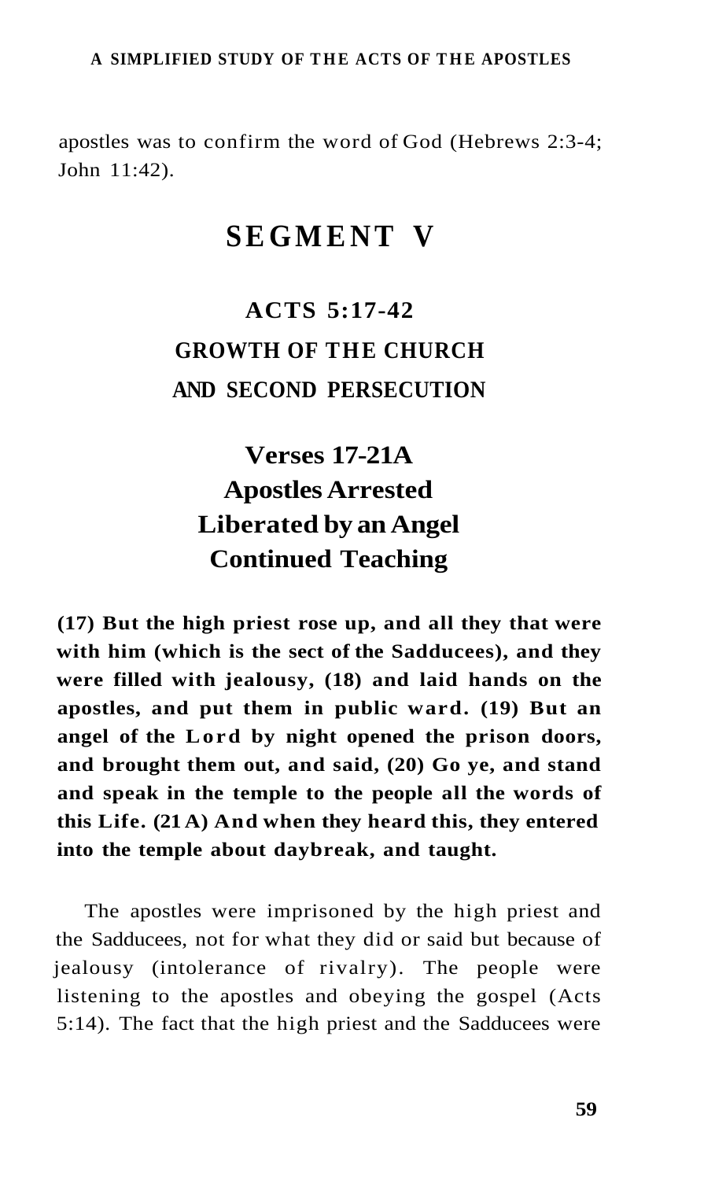apostles was to confirm the word of God (Hebrews 2:3-4; John 11:42).

# SEGMENT V

## ACTS 5:17-42
## GROWTH OF THE CHURCH AND SECOND PERSECUTION

### Verses 17-21A
### Apostles Arrested
### Liberated by an Angel
### Continued Teaching

**(17) But the high priest rose up, and all they that were with him (which is the sect of the Sadducees), and they were filled with jealousy, (18) and laid hands on the apostles, and put them in public ward. (19) But an angel of the Lord by night opened the prison doors, and brought them out, and said, (20) Go ye, and stand and speak in the temple to the people all the words of this Life. (21 A) And when they heard this, they entered into the temple about daybreak, and taught.**

The apostles were imprisoned by the high priest and the Sadducees, not for what they did or said but because of jealousy (intolerance of rivalry). The people were listening to the apostles and obeying the gospel (Acts 5:14). The fact that the high priest and the Sadducees were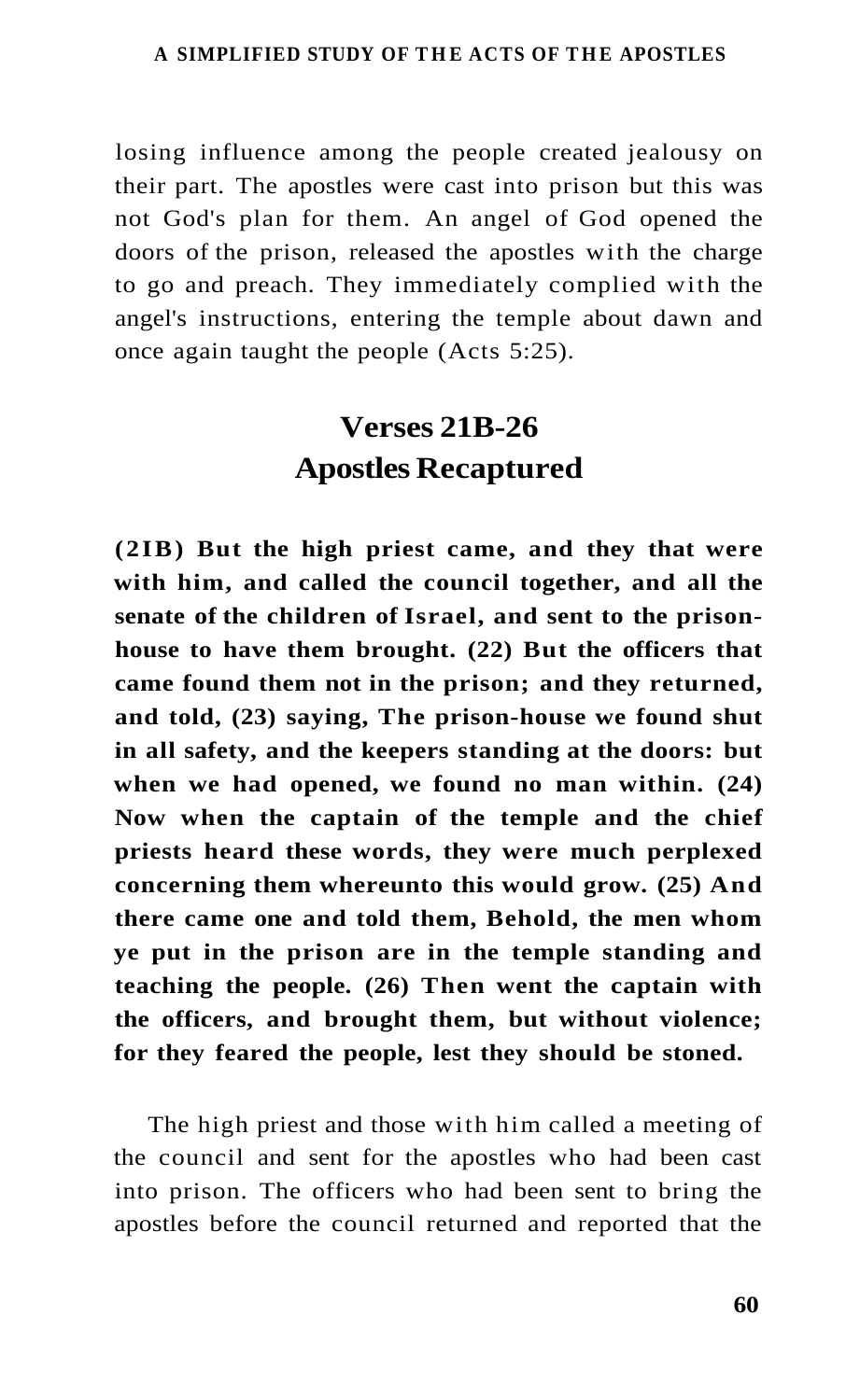losing influence among the people created jealousy on their part. The apostles were cast into prison but this was not God's plan for them. An angel of God opened the doors of the prison, released the apostles with the charge to go and preach. They immediately complied with the angel's instructions, entering the temple about dawn and once again taught the people (Acts 5:25).

## Verses 21B-26
## Apostles Recaptured

**(2IB) But the high priest came, and they that were with him, and called the council together, and all the senate of the children of Israel, and sent to the prison-house to have them brought. (22) But the officers that came found them not in the prison; and they returned, and told, (23) saying, The prison-house we found shut in all safety, and the keepers standing at the doors: but when we had opened, we found no man within. (24) Now when the captain of the temple and the chief priests heard these words, they were much perplexed concerning them whereunto this would grow. (25) And there came one and told them, Behold, the men whom ye put in the prison are in the temple standing and teaching the people. (26) Then went the captain with the officers, and brought them, but without violence; for they feared the people, lest they should be stoned.**

The high priest and those with him called a meeting of the council and sent for the apostles who had been cast into prison. The officers who had been sent to bring the apostles before the council returned and reported that the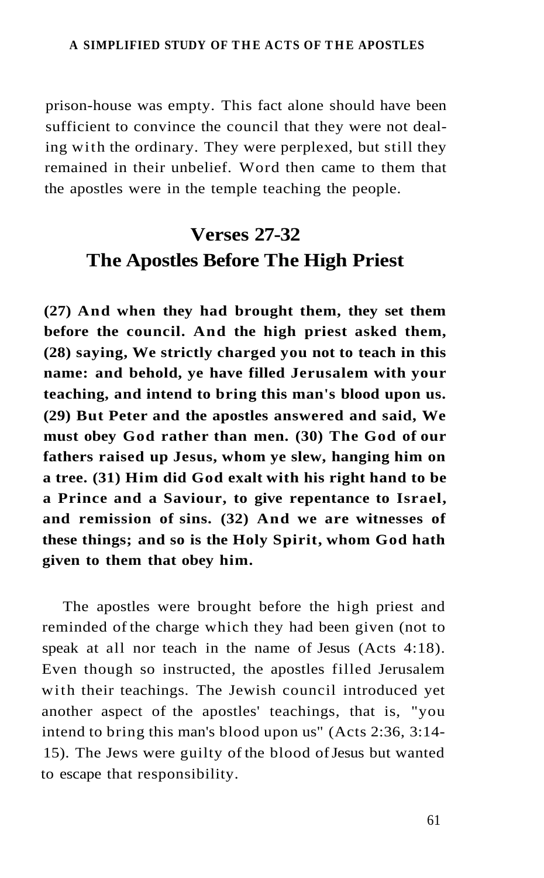prison-house was empty. This fact alone should have been sufficient to convince the council that they were not dealing with the ordinary. They were perplexed, but still they remained in their unbelief. Word then came to them that the apostles were in the temple teaching the people.

## Verses 27-32
## The Apostles Before The High Priest

**(27) And when they had brought them, they set them before the council. And the high priest asked them, (28) saying, We strictly charged you not to teach in this name: and behold, ye have filled Jerusalem with your teaching, and intend to bring this man's blood upon us. (29) But Peter and the apostles answered and said, We must obey God rather than men. (30) The God of our fathers raised up Jesus, whom ye slew, hanging him on a tree. (31) Him did God exalt with his right hand to be a Prince and a Saviour, to give repentance to Israel, and remission of sins. (32) And we are witnesses of these things; and so is the Holy Spirit, whom God hath given to them that obey him.**

The apostles were brought before the high priest and reminded of the charge which they had been given (not to speak at all nor teach in the name of Jesus (Acts 4:18). Even though so instructed, the apostles filled Jerusalem with their teachings. The Jewish council introduced yet another aspect of the apostles' teachings, that is, "you intend to bring this man's blood upon us" (Acts 2:36, 3:14-15). The Jews were guilty of the blood of Jesus but wanted to escape that responsibility.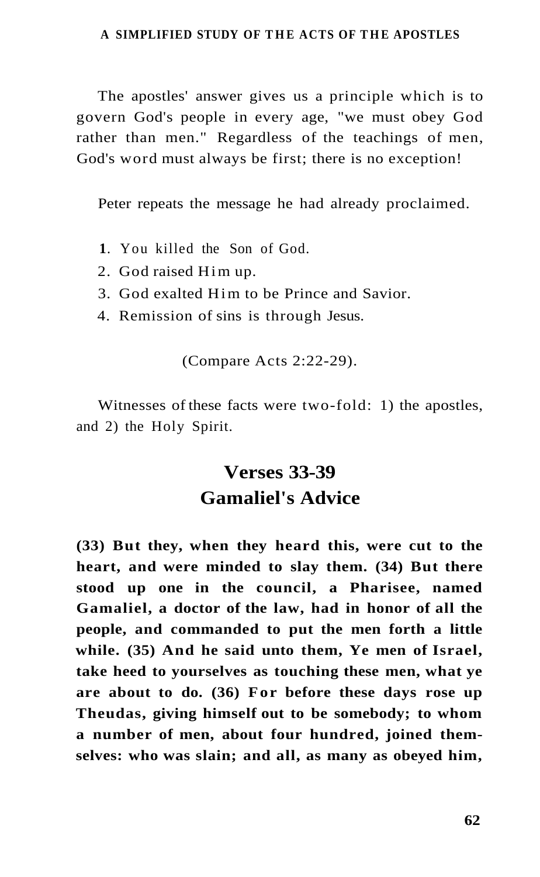The apostles' answer gives us a principle which is to govern God's people in every age, "we must obey God rather than men." Regardless of the teachings of men, God's word must always be first; there is no exception!

Peter repeats the message he had already proclaimed.

1. You killed the Son of God.
2. God raised Him up.
3. God exalted Him to be Prince and Savior.
4. Remission of sins is through Jesus.

(Compare Acts 2:22-29).

Witnesses of these facts were two-fold: 1) the apostles, and 2) the Holy Spirit.

## Verses 33-39
## Gamaliel's Advice

**(33) But they, when they heard this, were cut to the heart, and were minded to slay them. (34) But there stood up one in the council, a Pharisee, named Gamaliel, a doctor of the law, had in honor of all the people, and commanded to put the men forth a little while. (35) And he said unto them, Ye men of Israel, take heed to yourselves as touching these men, what ye are about to do. (36) For before these days rose up Theudas, giving himself out to be somebody; to whom a number of men, about four hundred, joined themselves: who was slain; and all, as many as obeyed him,**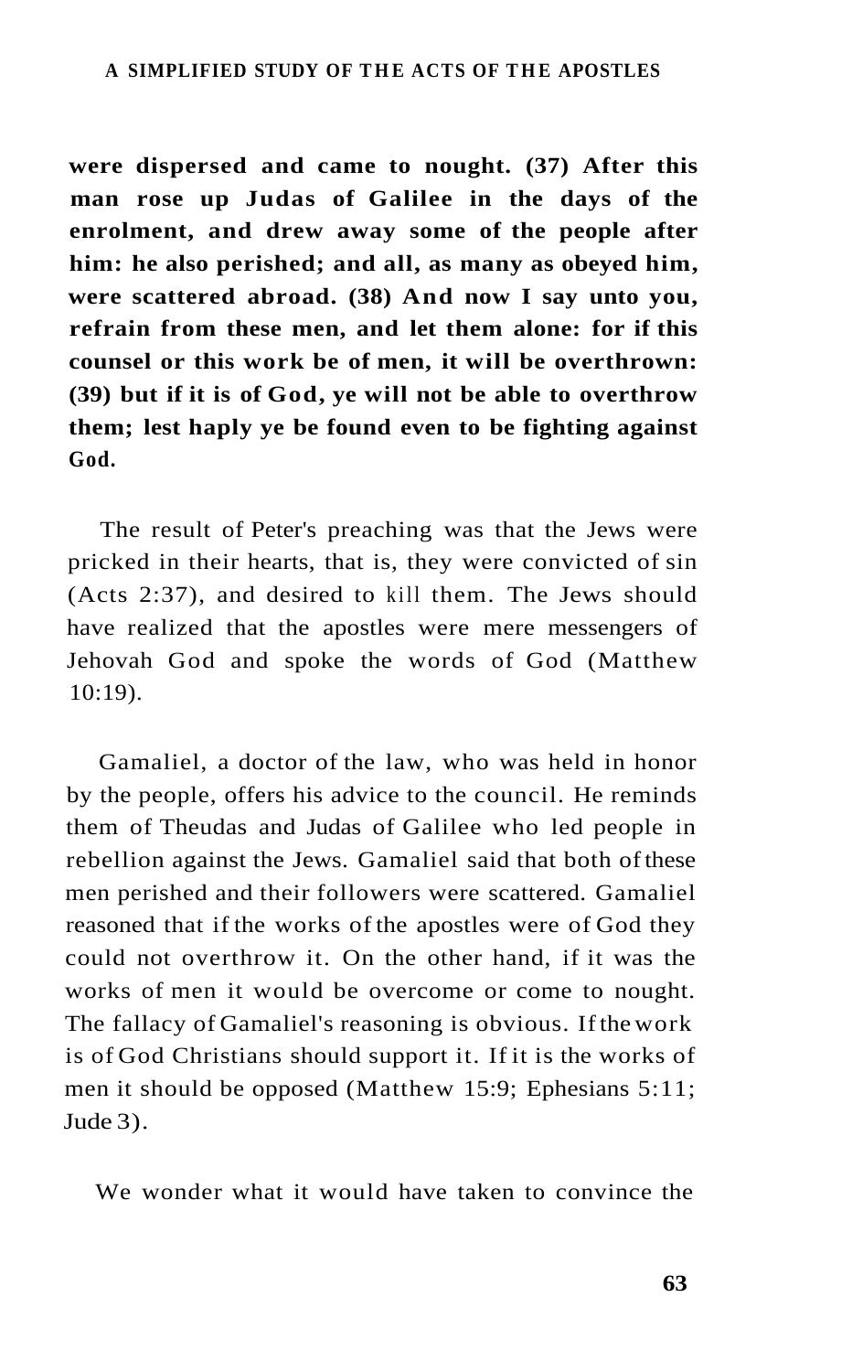**were dispersed and came to nought. (37) After this man rose up Judas of Galilee in the days of the enrolment, and drew away some of the people after him: he also perished; and all, as many as obeyed him, were scattered abroad. (38) And now I say unto you, refrain from these men, and let them alone: for if this counsel or this work be of men, it will be overthrown: (39) but if it is of God, ye will not be able to overthrow them; lest haply ye be found even to be fighting against God.**

The result of Peter's preaching was that the Jews were pricked in their hearts, that is, they were convicted of sin (Acts 2:37), and desired to kill them. The Jews should have realized that the apostles were mere messengers of Jehovah God and spoke the words of God (Matthew 10:19).

Gamaliel, a doctor of the law, who was held in honor by the people, offers his advice to the council. He reminds them of Theudas and Judas of Galilee who led people in rebellion against the Jews. Gamaliel said that both of these men perished and their followers were scattered. Gamaliel reasoned that if the works of the apostles were of God they could not overthrow it. On the other hand, if it was the works of men it would be overcome or come to nought. The fallacy of Gamaliel's reasoning is obvious. If the work is of God Christians should support it. If it is the works of men it should be opposed (Matthew 15:9; Ephesians 5:11; Jude 3).

We wonder what it would have taken to convince the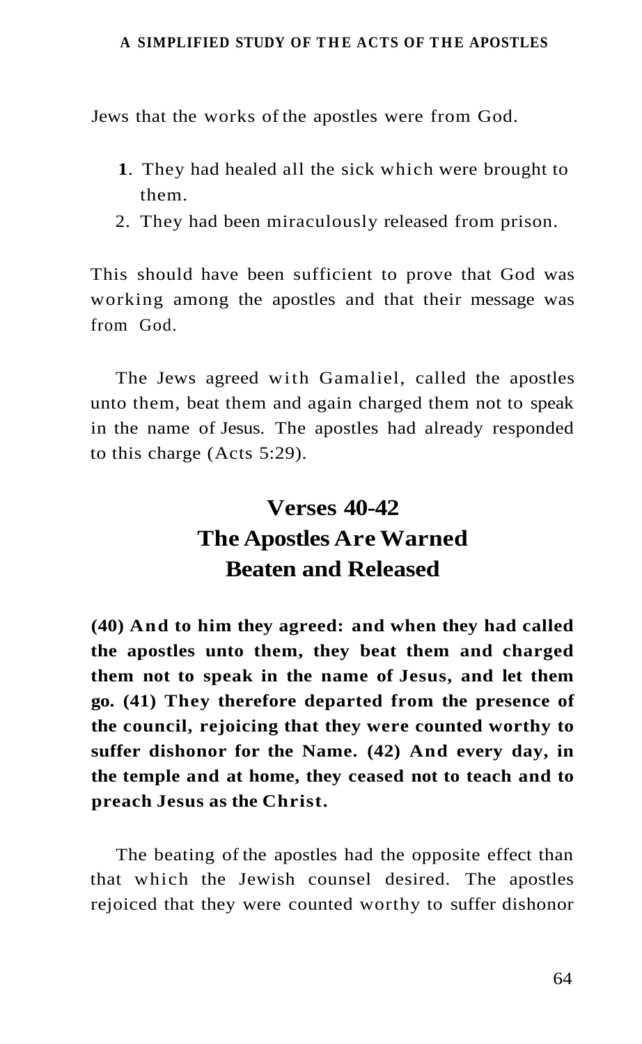Jews that the works of the apostles were from God.

1. They had healed all the sick which were brought to them.
2. They had been miraculously released from prison.

This should have been sufficient to prove that God was working among the apostles and that their message was from God.

The Jews agreed with Gamaliel, called the apostles unto them, beat them and again charged them not to speak in the name of Jesus. The apostles had already responded to this charge (Acts 5:29).

## Verses 40-42
## The Apostles Are Warned Beaten and Released

**(40) And to him they agreed: and when they had called the apostles unto them, they beat them and charged them not to speak in the name of Jesus, and let them go. (41) They therefore departed from the presence of the council, rejoicing that they were counted worthy to suffer dishonor for the Name. (42) And every day, in the temple and at home, they ceased not to teach and to preach Jesus as the Christ.**

The beating of the apostles had the opposite effect than that which the Jewish counsel desired. The apostles rejoiced that they were counted worthy to suffer dishonor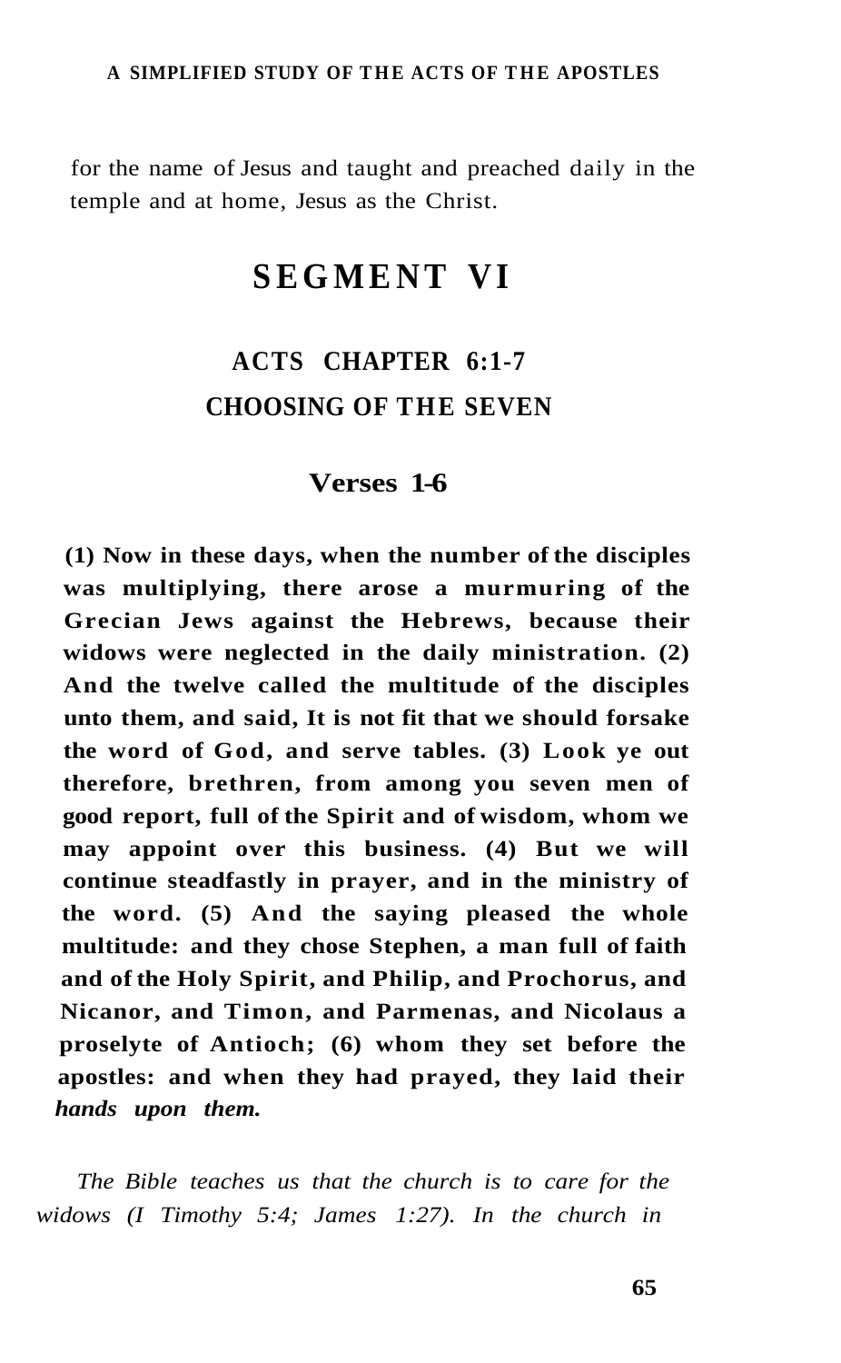for the name of Jesus and taught and preached daily in the temple and at home, Jesus as the Christ.

# SEGMENT VI

## ACTS CHAPTER 6:1-7
## CHOOSING OF THE SEVEN

### Verses 1-6

**(1) Now in these days, when the number of the disciples was multiplying, there arose a murmuring of the Grecian Jews against the Hebrews, because their widows were neglected in the daily ministration. (2) And the twelve called the multitude of the disciples unto them, and said, It is not fit that we should forsake the word of God, and serve tables. (3) Look ye out therefore, brethren, from among you seven men of good report, full of the Spirit and of wisdom, whom we may appoint over this business. (4) But we will continue steadfastly in prayer, and in the ministry of the word. (5) And the saying pleased the whole multitude: and they chose Stephen, a man full of faith and of the Holy Spirit, and Philip, and Prochorus, and Nicanor, and Timon, and Parmenas, and Nicolaus a proselyte of Antioch; (6) whom they set before the apostles: and when they had prayed, they laid their *hands upon them.***

*The Bible teaches us that the church is to care for the widows (I Timothy 5:4; James 1:27). In the church in*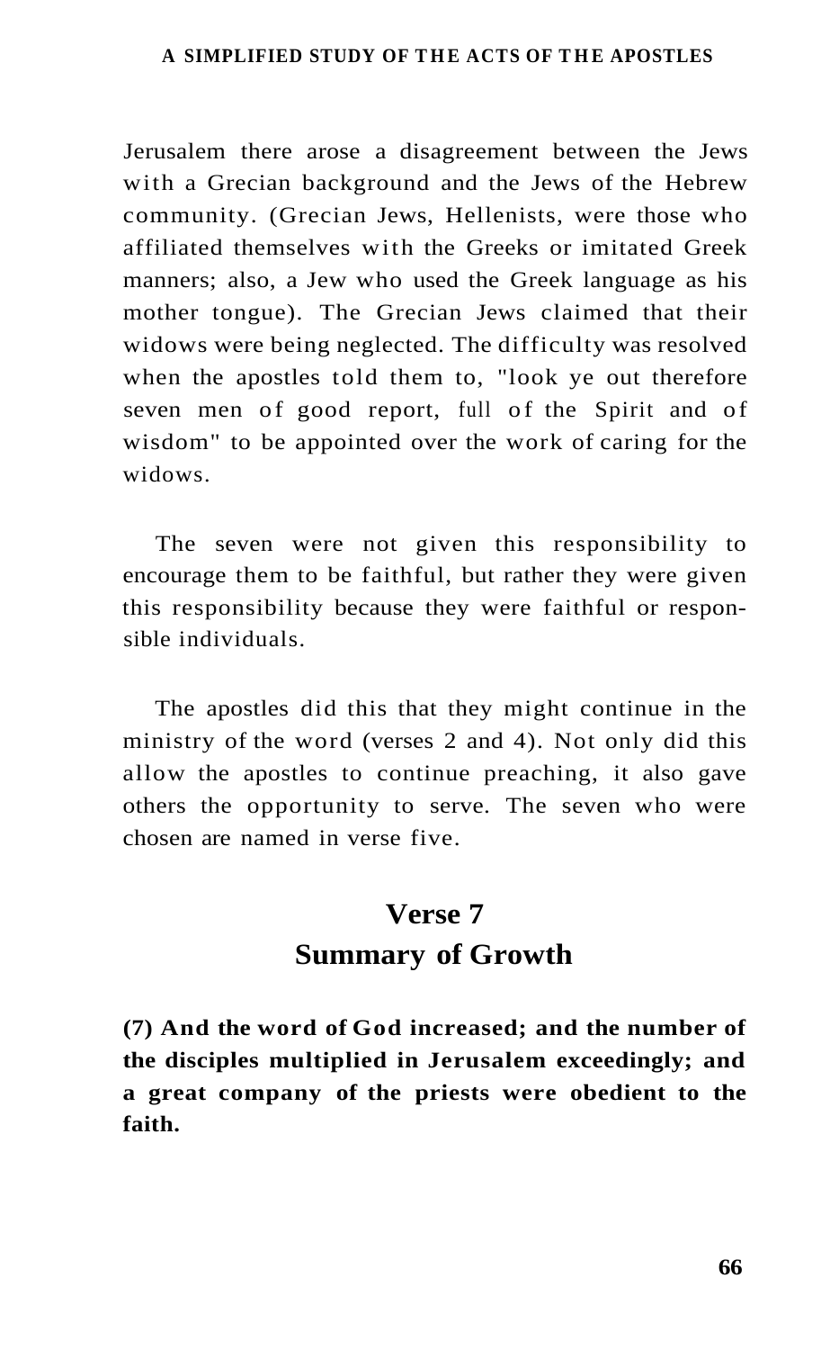Jerusalem there arose a disagreement between the Jews with a Grecian background and the Jews of the Hebrew community. (Grecian Jews, Hellenists, were those who affiliated themselves with the Greeks or imitated Greek manners; also, a Jew who used the Greek language as his mother tongue). The Grecian Jews claimed that their widows were being neglected. The difficulty was resolved when the apostles told them to, "look ye out therefore seven men of good report, full of the Spirit and of wisdom" to be appointed over the work of caring for the widows.

The seven were not given this responsibility to encourage them to be faithful, but rather they were given this responsibility because they were faithful or responsible individuals.

The apostles did this that they might continue in the ministry of the word (verses 2 and 4). Not only did this allow the apostles to continue preaching, it also gave others the opportunity to serve. The seven who were chosen are named in verse five.

## Verse 7
## Summary of Growth

**(7) And the word of God increased; and the number of the disciples multiplied in Jerusalem exceedingly; and a great company of the priests were obedient to the faith.**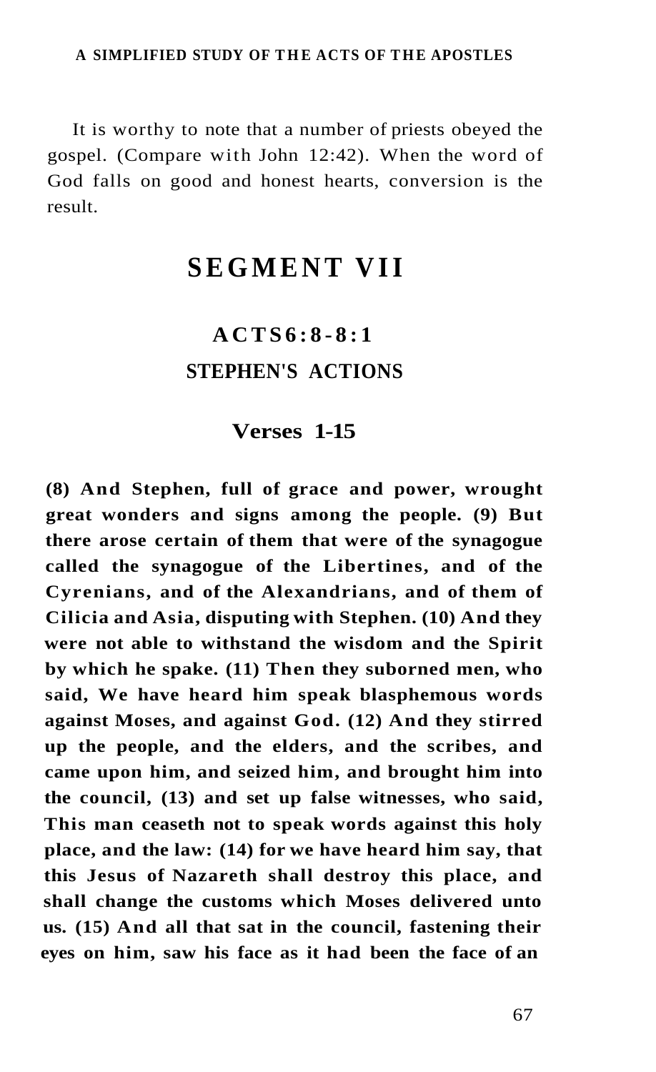It is worthy to note that a number of priests obeyed the gospel. (Compare with John 12:42). When the word of God falls on good and honest hearts, conversion is the result.

# SEGMENT VII

## ACTS 6:8-8:1

## STEPHEN'S ACTIONS

### Verses 1-15

**(8) And Stephen, full of grace and power, wrought great wonders and signs among the people. (9) But there arose certain of them that were of the synagogue called the synagogue of the Libertines, and of the Cyrenians, and of the Alexandrians, and of them of Cilicia and Asia, disputing with Stephen. (10) And they were not able to withstand the wisdom and the Spirit by which he spake. (11) Then they suborned men, who said, We have heard him speak blasphemous words against Moses, and against God. (12) And they stirred up the people, and the elders, and the scribes, and came upon him, and seized him, and brought him into the council, (13) and set up false witnesses, who said, This man ceaseth not to speak words against this holy place, and the law: (14) for we have heard him say, that this Jesus of Nazareth shall destroy this place, and shall change the customs which Moses delivered unto us. (15) And all that sat in the council, fastening their eyes on him, saw his face as it had been the face of an**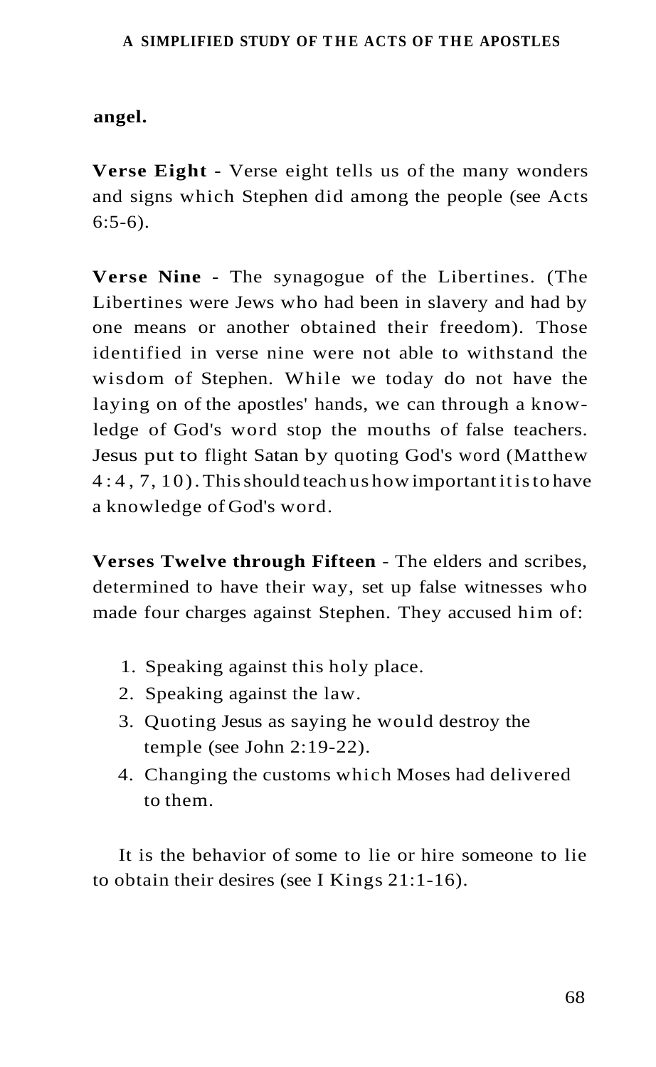**angel.**

**Verse Eight** - Verse eight tells us of the many wonders and signs which Stephen did among the people (see Acts 6:5-6).

**Verse Nine** - The synagogue of the Libertines. (The Libertines were Jews who had been in slavery and had by one means or another obtained their freedom). Those identified in verse nine were not able to withstand the wisdom of Stephen. While we today do not have the laying on of the apostles' hands, we can through a knowledge of God's word stop the mouths of false teachers. Jesus put to flight Satan by quoting God's word (Matthew 4:4, 7, 10). This should teach us how important it is to have a knowledge of God's word.

**Verses Twelve through Fifteen** - The elders and scribes, determined to have their way, set up false witnesses who made four charges against Stephen. They accused him of:

1. Speaking against this holy place.
2. Speaking against the law.
3. Quoting Jesus as saying he would destroy the temple (see John 2:19-22).
4. Changing the customs which Moses had delivered to them.

It is the behavior of some to lie or hire someone to lie to obtain their desires (see I Kings 21:1-16).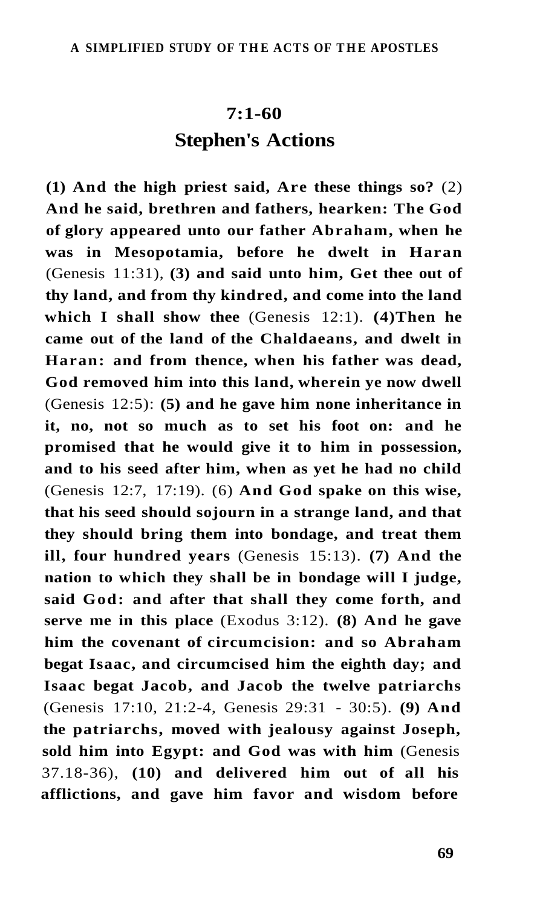## 7:1-60

## Stephen's Actions

**(1) And the high priest said, Are these things so?** (2) **And he said, brethren and fathers, hearken: The God of glory appeared unto our father Abraham, when he was in Mesopotamia, before he dwelt in Haran** (Genesis 11:31), **(3) and said unto him, Get thee out of thy land, and from thy kindred, and come into the land which I shall show thee** (Genesis 12:1). **(4)Then he came out of the land of the Chaldaeans, and dwelt in Haran: and from thence, when his father was dead, God removed him into this land, wherein ye now dwell** (Genesis 12:5): **(5) and he gave him none inheritance in it, no, not so much as to set his foot on: and he promised that he would give it to him in possession, and to his seed after him, when as yet he had no child** (Genesis 12:7, 17:19). (6) **And God spake on this wise, that his seed should sojourn in a strange land, and that they should bring them into bondage, and treat them ill, four hundred years** (Genesis 15:13). **(7) And the nation to which they shall be in bondage will I judge, said God: and after that shall they come forth, and serve me in this place** (Exodus 3:12). **(8) And he gave him the covenant of circumcision: and so Abraham begat Isaac, and circumcised him the eighth day; and Isaac begat Jacob, and Jacob the twelve patriarchs** (Genesis 17:10, 21:2-4, Genesis 29:31 - 30:5). **(9) And the patriarchs, moved with jealousy against Joseph, sold him into Egypt: and God was with him** (Genesis 37.18-36), **(10) and delivered him out of all his afflictions, and gave him favor and wisdom before**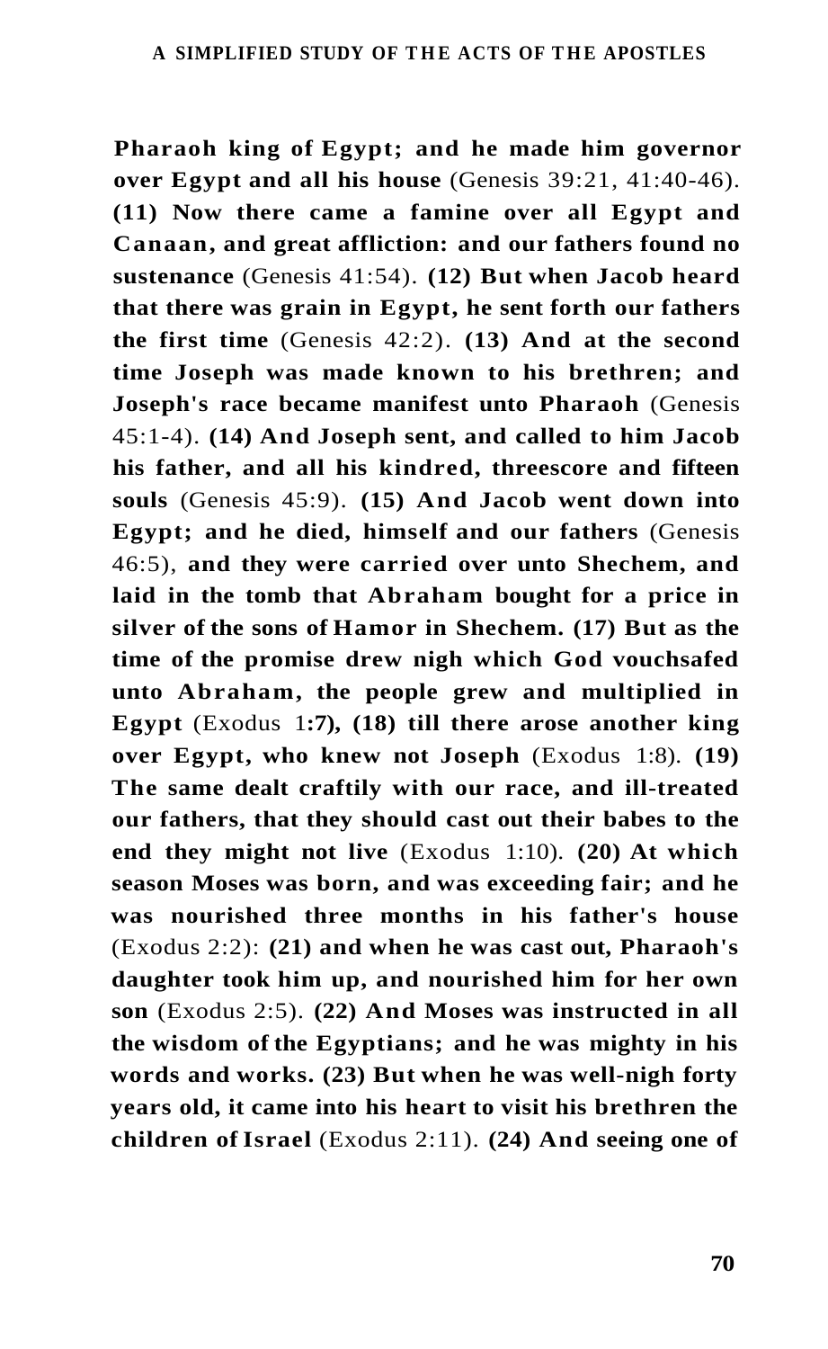**Pharaoh king of Egypt; and he made him governor over Egypt and all his house** (Genesis 39:21, 41:40-46). **(11) Now there came a famine over all Egypt and Canaan, and great affliction: and our fathers found no sustenance** (Genesis 41:54). **(12) But when Jacob heard that there was grain in Egypt, he sent forth our fathers the first time** (Genesis 42:2). **(13) And at the second time Joseph was made known to his brethren; and Joseph's race became manifest unto Pharaoh** (Genesis 45:1-4). **(14) And Joseph sent, and called to him Jacob his father, and all his kindred, threescore and fifteen souls** (Genesis 45:9). **(15) And Jacob went down into Egypt; and he died, himself and our fathers** (Genesis 46:5), **and they were carried over unto Shechem, and laid in the tomb that Abraham bought for a price in silver of the sons of Hamor in Shechem. (17) But as the time of the promise drew nigh which God vouchsafed unto Abraham, the people grew and multiplied in Egypt** (Exodus 1**:7), (18) till there arose another king over Egypt, who knew not Joseph** (Exodus 1:8). **(19) The same dealt craftily with our race, and ill-treated our fathers, that they should cast out their babes to the end they might not live** (Exodus 1:10). **(20) At which season Moses was born, and was exceeding fair; and he was nourished three months in his father's house** (Exodus 2:2): **(21) and when he was cast out, Pharaoh's daughter took him up, and nourished him for her own son** (Exodus 2:5). **(22) And Moses was instructed in all the wisdom of the Egyptians; and he was mighty in his words and works. (23) But when he was well-nigh forty years old, it came into his heart to visit his brethren the children of Israel** (Exodus 2:11). **(24) And seeing one of**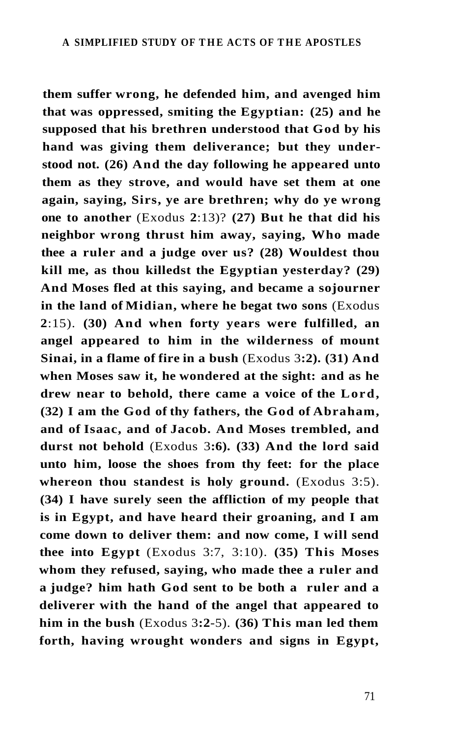**them suffer wrong, he defended him, and avenged him that was oppressed, smiting the Egyptian: (25) and he supposed that his brethren understood that God by his hand was giving them deliverance; but they understood not. (26) And the day following he appeared unto them as they strove, and would have set them at one again, saying, Sirs, ye are brethren; why do ye wrong one to another** (Exodus **2**:13)? **(27) But he that did his neighbor wrong thrust him away, saying, Who made thee a ruler and a judge over us? (28) Wouldest thou kill me, as thou killedst the Egyptian yesterday? (29) And Moses fled at this saying, and became a sojourner in the land of Midian, where he begat two sons** (Exodus **2**:15). **(30) And when forty years were fulfilled, an angel appeared to him in the wilderness of mount Sinai, in a flame of fire in a bush** (Exodus 3**:2). (31) And when Moses saw it, he wondered at the sight: and as he drew near to behold, there came a voice of the Lord, (32) I am the God of thy fathers, the God of Abraham, and of Isaac, and of Jacob. And Moses trembled, and durst not behold** (Exodus 3**:6). (33) And the lord said unto him, loose the shoes from thy feet: for the place whereon thou standest is holy ground.** (Exodus 3:5). **(34) I have surely seen the affliction of my people that is in Egypt, and have heard their groaning, and I am come down to deliver them: and now come, I will send thee into Egypt** (Exodus 3:7, 3:10). **(35) This Moses whom they refused, saying, who made thee a ruler and a judge? him hath God sent to be both a ruler and a deliverer with the hand of the angel that appeared to him in the bush** (Exodus 3**:2**-5). **(36) This man led them forth, having wrought wonders and signs in Egypt,**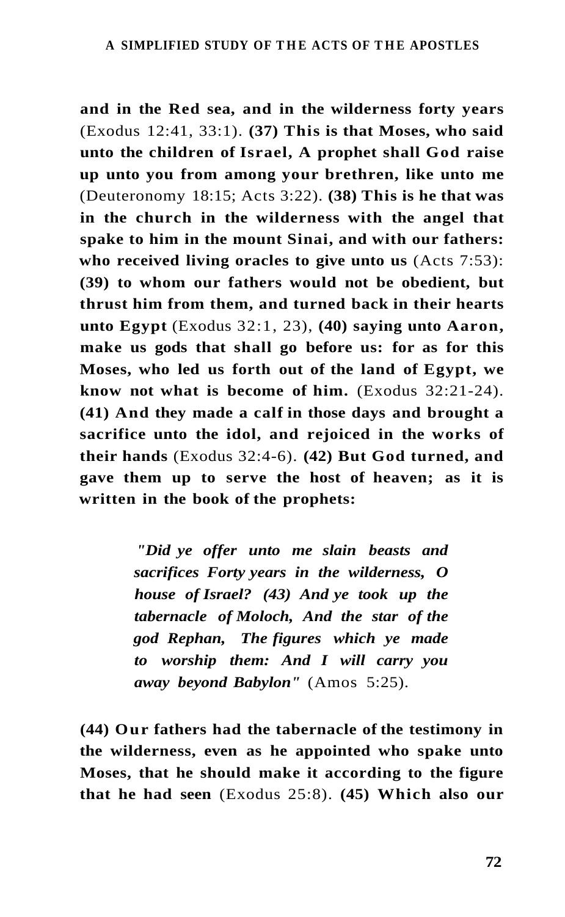**and in the Red sea, and in the wilderness forty years** (Exodus 12:41, 33:1). **(37) This is that Moses, who said unto the children of Israel, A prophet shall God raise up unto you from among your brethren, like unto me** (Deuteronomy 18:15; Acts 3:22). **(38) This is he that was in the church in the wilderness with the angel that spake to him in the mount Sinai, and with our fathers: who received living oracles to give unto us** (Acts 7:53): **(39) to whom our fathers would not be obedient, but thrust him from them, and turned back in their hearts unto Egypt** (Exodus 32:1, 23), **(40) saying unto Aaron, make us gods that shall go before us: for as for this Moses, who led us forth out of the land of Egypt, we know not what is become of him.** (Exodus 32:21-24). **(41) And they made a calf in those days and brought a sacrifice unto the idol, and rejoiced in the works of their hands** (Exodus 32:4-6). **(42) But God turned, and gave them up to serve the host of heaven; as it is written in the book of the prophets:**

> ***"Did ye offer unto me slain beasts and sacrifices Forty years in the wilderness, O house of Israel? (43) And ye took up the tabernacle of Moloch, And the star of the god Rephan, The figures which ye made to worship them: And I will carry you away beyond Babylon"*** (Amos 5:25).

**(44) Our fathers had the tabernacle of the testimony in the wilderness, even as he appointed who spake unto Moses, that he should make it according to the figure that he had seen** (Exodus 25:8). **(45) Which also our**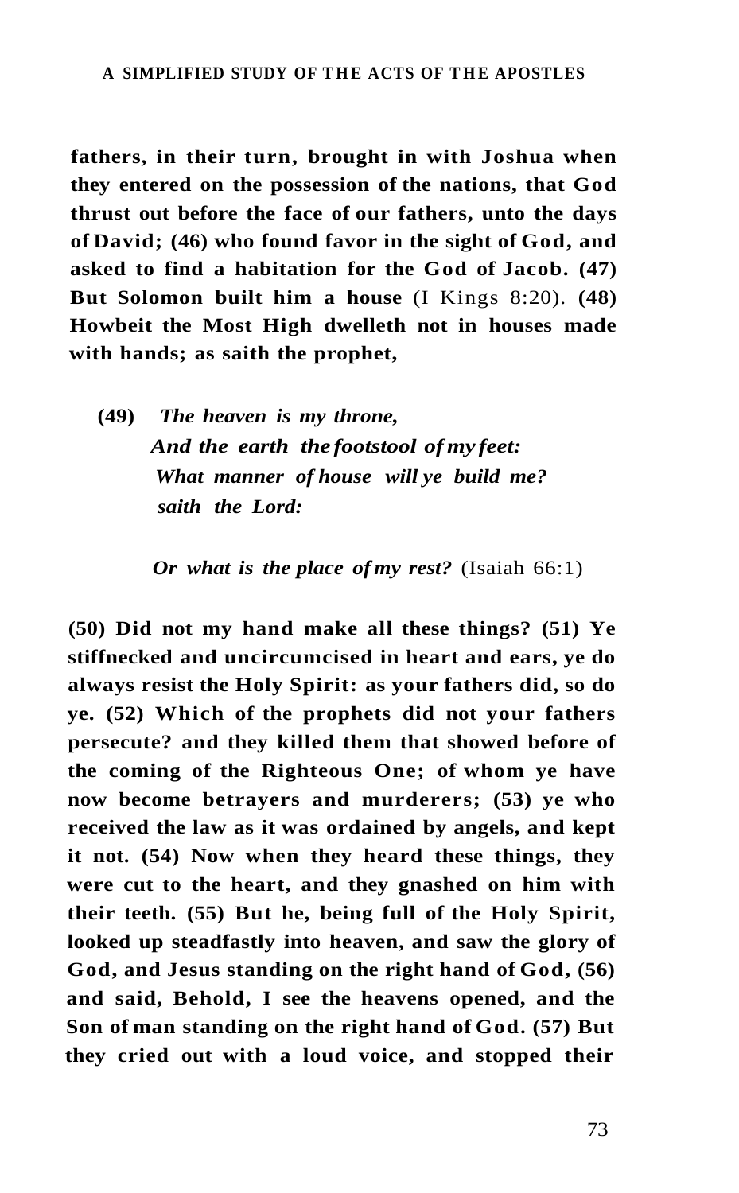**fathers, in their turn, brought in with Joshua when they entered on the possession of the nations, that God thrust out before the face of our fathers, unto the days of David; (46) who found favor in the sight of God, and asked to find a habitation for the God of Jacob. (47) But Solomon built him a house** (I Kings 8:20). **(48) Howbeit the Most High dwelleth not in houses made with hands; as saith the prophet,**

> **(49)** ***The heaven is my throne,***
> ***And the earth the footstool of my feet:***
> ***What manner of house will ye build me? saith the Lord:***
>
> ***Or what is the place of my rest?*** (Isaiah 66:1)

**(50) Did not my hand make all these things? (51) Ye stiffnecked and uncircumcised in heart and ears, ye do always resist the Holy Spirit: as your fathers did, so do ye. (52) Which of the prophets did not your fathers persecute? and they killed them that showed before of the coming of the Righteous One; of whom ye have now become betrayers and murderers; (53) ye who received the law as it was ordained by angels, and kept it not. (54) Now when they heard these things, they were cut to the heart, and they gnashed on him with their teeth. (55) But he, being full of the Holy Spirit, looked up steadfastly into heaven, and saw the glory of God, and Jesus standing on the right hand of God, (56) and said, Behold, I see the heavens opened, and the Son of man standing on the right hand of God. (57) But they cried out with a loud voice, and stopped their**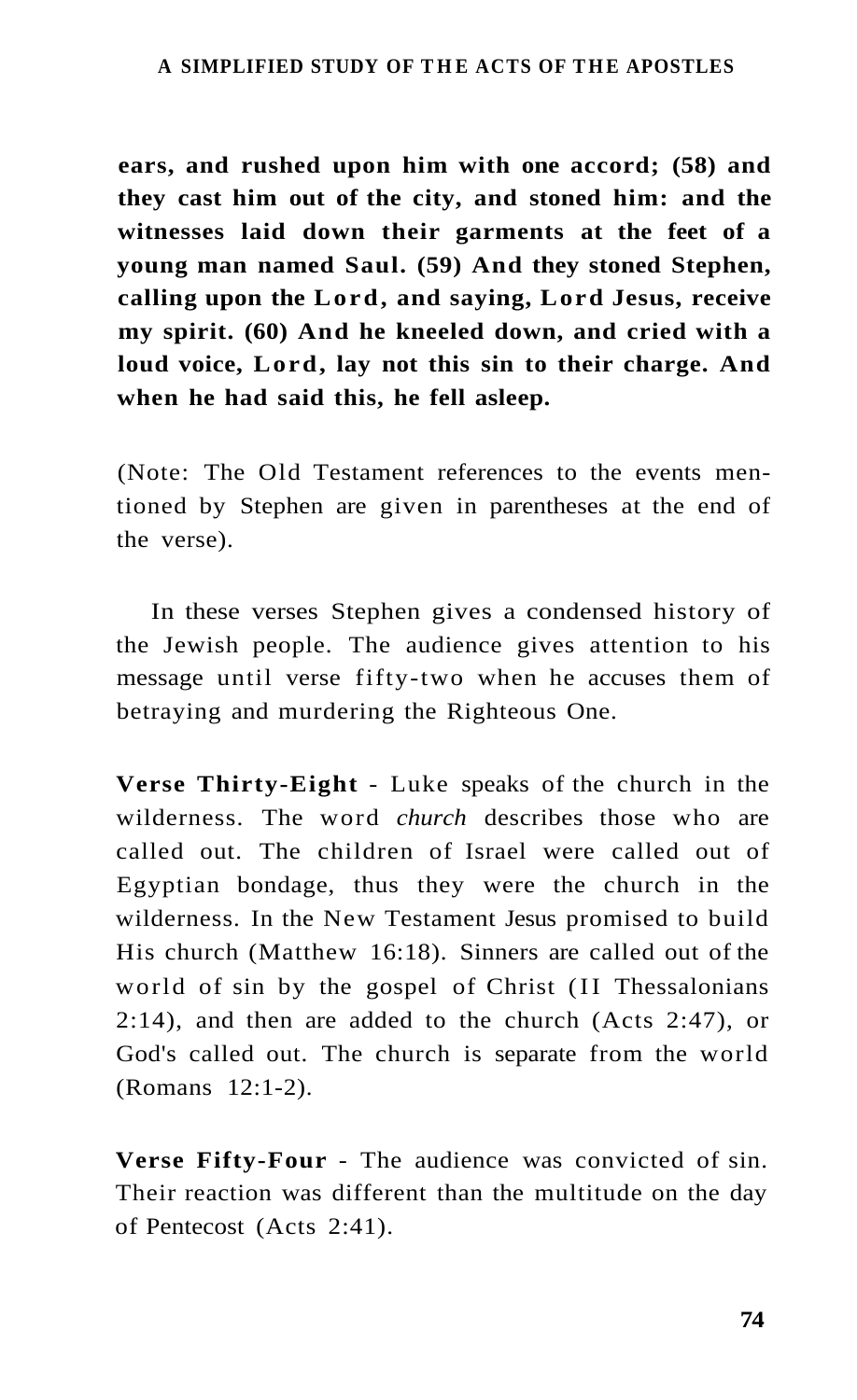**ears, and rushed upon him with one accord; (58) and they cast him out of the city, and stoned him: and the witnesses laid down their garments at the feet of a young man named Saul. (59) And they stoned Stephen, calling upon the Lord, and saying, Lord Jesus, receive my spirit. (60) And he kneeled down, and cried with a loud voice, Lord, lay not this sin to their charge. And when he had said this, he fell asleep.**

(Note: The Old Testament references to the events mentioned by Stephen are given in parentheses at the end of the verse).

In these verses Stephen gives a condensed history of the Jewish people. The audience gives attention to his message until verse fifty-two when he accuses them of betraying and murdering the Righteous One.

**Verse Thirty-Eight** - Luke speaks of the church in the wilderness. The word *church* describes those who are called out. The children of Israel were called out of Egyptian bondage, thus they were the church in the wilderness. In the New Testament Jesus promised to build His church (Matthew 16:18). Sinners are called out of the world of sin by the gospel of Christ (II Thessalonians 2:14), and then are added to the church (Acts 2:47), or God's called out. The church is separate from the world (Romans 12:1-2).

**Verse Fifty-Four** - The audience was convicted of sin. Their reaction was different than the multitude on the day of Pentecost (Acts 2:41).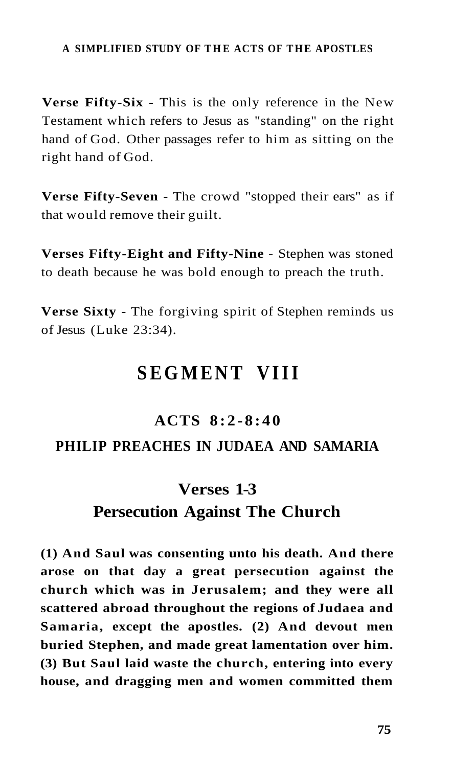**Verse Fifty-Six** - This is the only reference in the New Testament which refers to Jesus as "standing" on the right hand of God. Other passages refer to him as sitting on the right hand of God.

**Verse Fifty-Seven** - The crowd "stopped their ears" as if that would remove their guilt.

**Verses Fifty-Eight and Fifty-Nine** - Stephen was stoned to death because he was bold enough to preach the truth.

**Verse Sixty** - The forgiving spirit of Stephen reminds us of Jesus (Luke 23:34).

# SEGMENT VIII

## ACTS 8:2-8:40

## PHILIP PREACHES IN JUDAEA AND SAMARIA

### Verses 1-3
### Persecution Against The Church

**(1) And Saul was consenting unto his death. And there arose on that day a great persecution against the church which was in Jerusalem; and they were all scattered abroad throughout the regions of Judaea and Samaria, except the apostles. (2) And devout men buried Stephen, and made great lamentation over him. (3) But Saul laid waste the church, entering into every house, and dragging men and women committed them**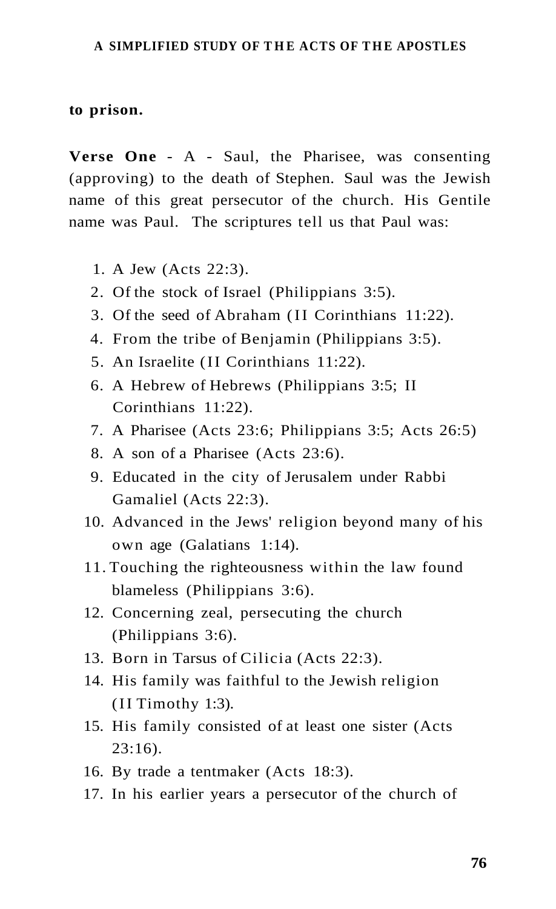**to prison.**

**Verse One** - A - Saul, the Pharisee, was consenting (approving) to the death of Stephen. Saul was the Jewish name of this great persecutor of the church. His Gentile name was Paul. The scriptures tell us that Paul was:

1. A Jew (Acts 22:3).
2. Of the stock of Israel (Philippians 3:5).
3. Of the seed of Abraham (II Corinthians 11:22).
4. From the tribe of Benjamin (Philippians 3:5).
5. An Israelite (II Corinthians 11:22).
6. A Hebrew of Hebrews (Philippians 3:5; II Corinthians 11:22).
7. A Pharisee (Acts 23:6; Philippians 3:5; Acts 26:5)
8. A son of a Pharisee (Acts 23:6).
9. Educated in the city of Jerusalem under Rabbi Gamaliel (Acts 22:3).
10. Advanced in the Jews' religion beyond many of his own age (Galatians 1:14).
11. Touching the righteousness within the law found blameless (Philippians 3:6).
12. Concerning zeal, persecuting the church (Philippians 3:6).
13. Born in Tarsus of Cilicia (Acts 22:3).
14. His family was faithful to the Jewish religion (II Timothy 1:3).
15. His family consisted of at least one sister (Acts 23:16).
16. By trade a tentmaker (Acts 18:3).
17. In his earlier years a persecutor of the church of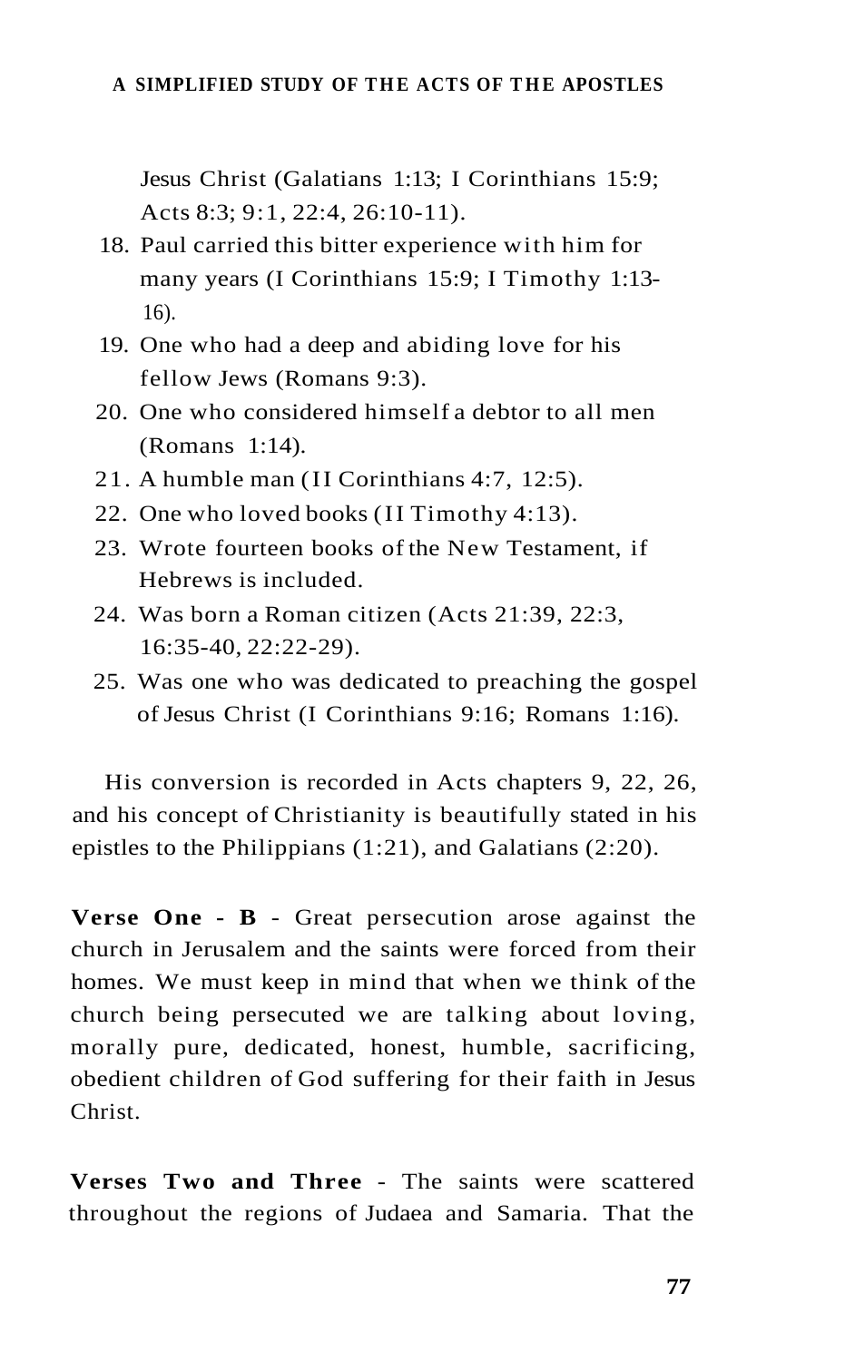Jesus Christ (Galatians 1:13; I Corinthians 15:9; Acts 8:3; 9:1, 22:4, 26:10-11).

18. Paul carried this bitter experience with him for many years (I Corinthians 15:9; I Timothy 1:13-16).
19. One who had a deep and abiding love for his fellow Jews (Romans 9:3).
20. One who considered himself a debtor to all men (Romans 1:14).
21. A humble man (II Corinthians 4:7, 12:5).
22. One who loved books (II Timothy 4:13).
23. Wrote fourteen books of the New Testament, if Hebrews is included.
24. Was born a Roman citizen (Acts 21:39, 22:3, 16:35-40, 22:22-29).
25. Was one who was dedicated to preaching the gospel of Jesus Christ (I Corinthians 9:16; Romans 1:16).

His conversion is recorded in Acts chapters 9, 22, 26, and his concept of Christianity is beautifully stated in his epistles to the Philippians (1:21), and Galatians (2:20).

**Verse One - B** - Great persecution arose against the church in Jerusalem and the saints were forced from their homes. We must keep in mind that when we think of the church being persecuted we are talking about loving, morally pure, dedicated, honest, humble, sacrificing, obedient children of God suffering for their faith in Jesus Christ.

**Verses Two and Three** - The saints were scattered throughout the regions of Judaea and Samaria. That the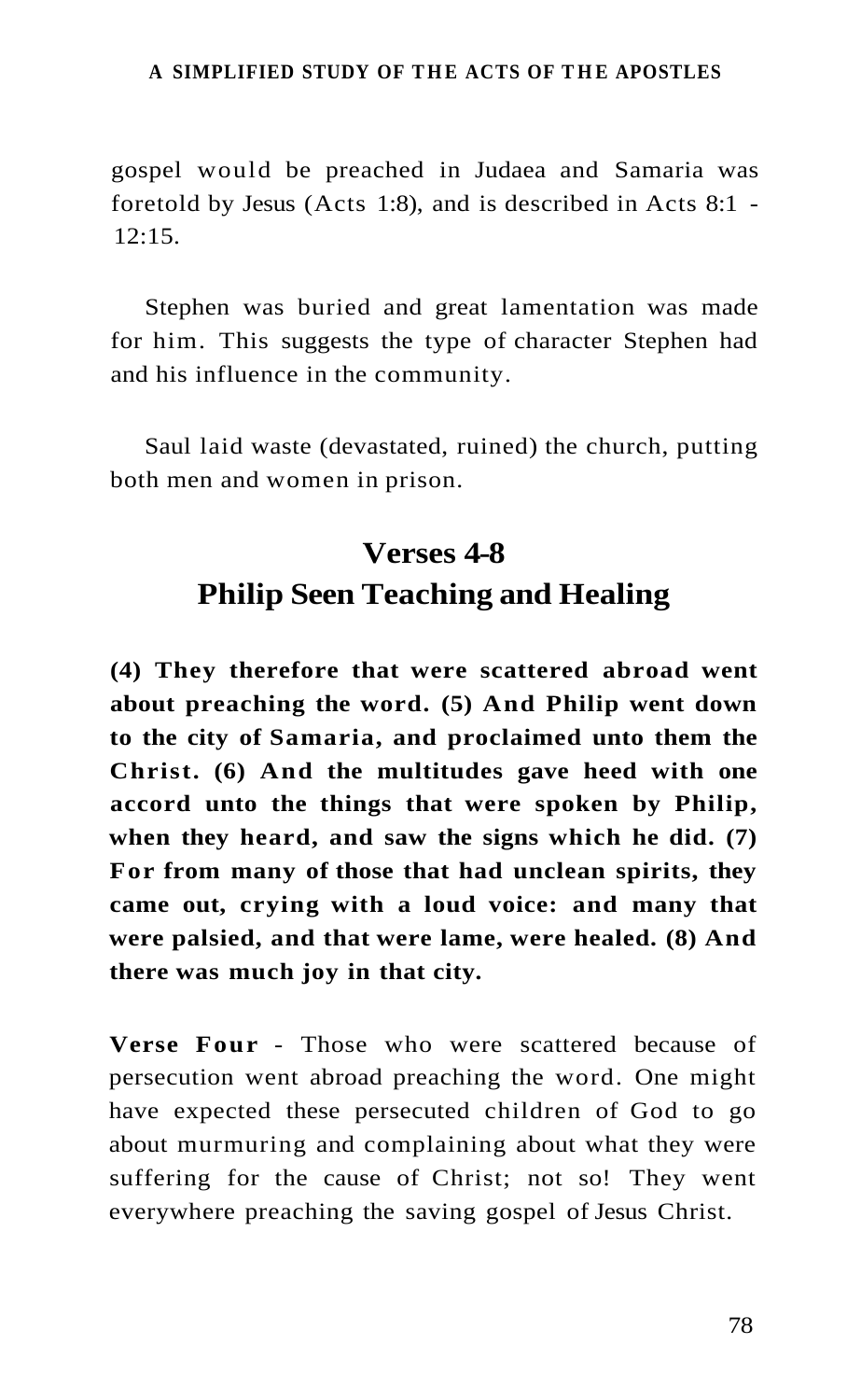gospel would be preached in Judaea and Samaria was foretold by Jesus (Acts 1:8), and is described in Acts 8:1 - 12:15.

Stephen was buried and great lamentation was made for him. This suggests the type of character Stephen had and his influence in the community.

Saul laid waste (devastated, ruined) the church, putting both men and women in prison.

## Verses 4-8
## Philip Seen Teaching and Healing

**(4) They therefore that were scattered abroad went about preaching the word. (5) And Philip went down to the city of Samaria, and proclaimed unto them the Christ. (6) And the multitudes gave heed with one accord unto the things that were spoken by Philip, when they heard, and saw the signs which he did. (7) For from many of those that had unclean spirits, they came out, crying with a loud voice: and many that were palsied, and that were lame, were healed. (8) And there was much joy in that city.**

**Verse Four** - Those who were scattered because of persecution went abroad preaching the word. One might have expected these persecuted children of God to go about murmuring and complaining about what they were suffering for the cause of Christ; not so! They went everywhere preaching the saving gospel of Jesus Christ.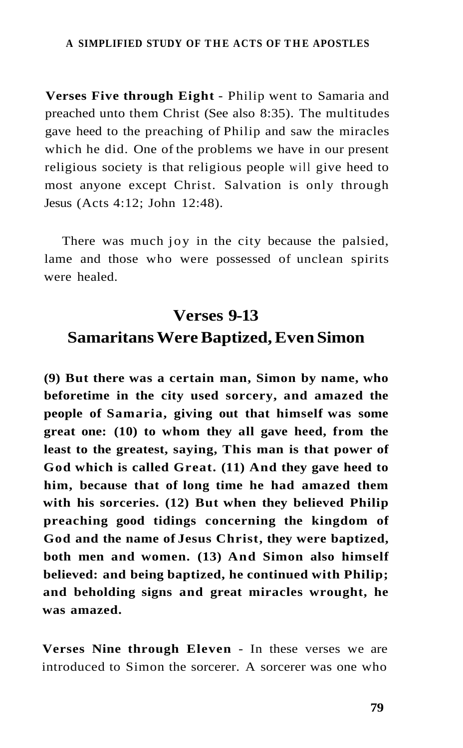**Verses Five through Eight** - Philip went to Samaria and preached unto them Christ (See also 8:35). The multitudes gave heed to the preaching of Philip and saw the miracles which he did. One of the problems we have in our present religious society is that religious people will give heed to most anyone except Christ. Salvation is only through Jesus (Acts 4:12; John 12:48).

There was much joy in the city because the palsied, lame and those who were possessed of unclean spirits were healed.

## Verses 9-13
## Samaritans Were Baptized, Even Simon

**(9) But there was a certain man, Simon by name, who beforetime in the city used sorcery, and amazed the people of Samaria, giving out that himself was some great one: (10) to whom they all gave heed, from the least to the greatest, saying, This man is that power of God which is called Great. (11) And they gave heed to him, because that of long time he had amazed them with his sorceries. (12) But when they believed Philip preaching good tidings concerning the kingdom of God and the name of Jesus Christ, they were baptized, both men and women. (13) And Simon also himself believed: and being baptized, he continued with Philip; and beholding signs and great miracles wrought, he was amazed.**

**Verses Nine through Eleven** - In these verses we are introduced to Simon the sorcerer. A sorcerer was one who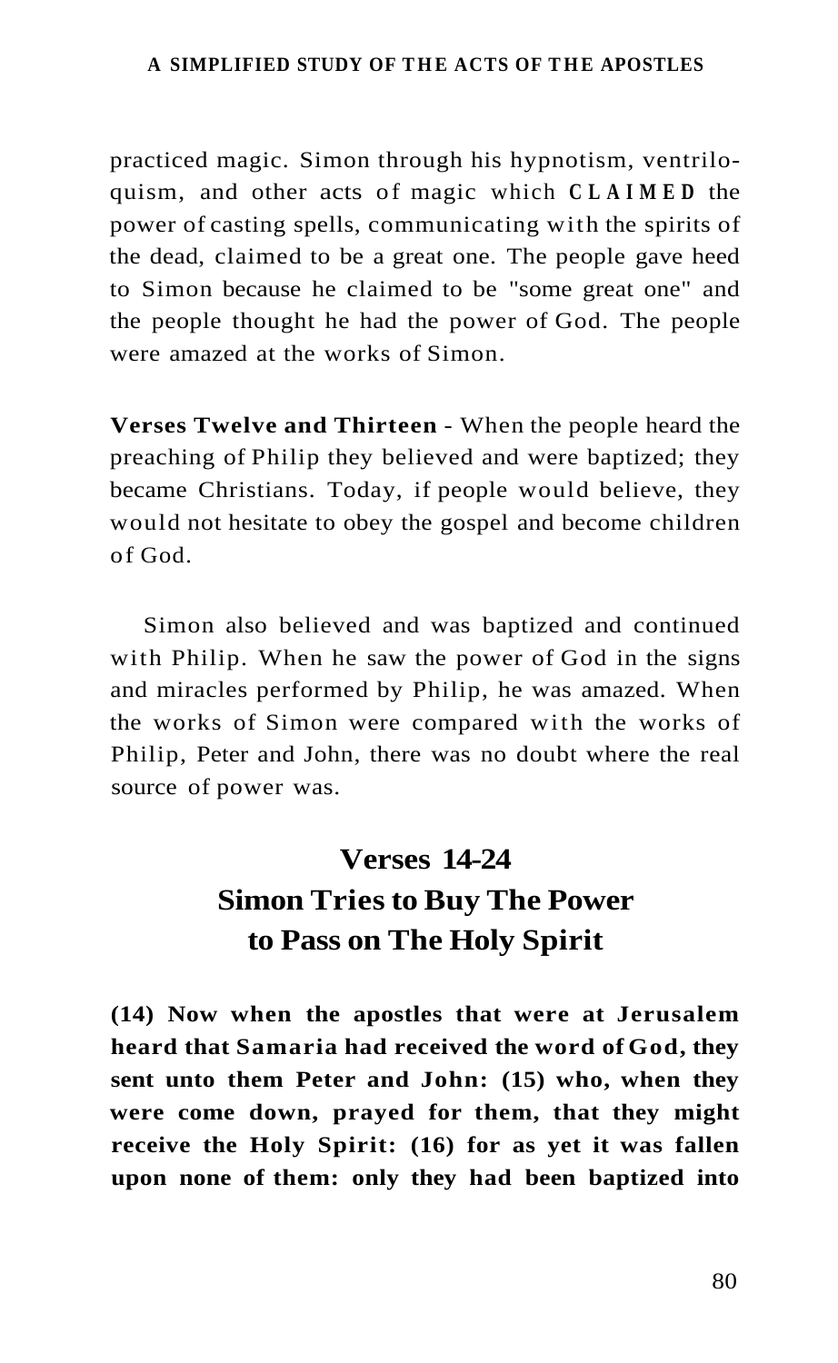practiced magic. Simon through his hypnotism, ventriloquism, and other acts of magic which **CLAIMED** the power of casting spells, communicating with the spirits of the dead, claimed to be a great one. The people gave heed to Simon because he claimed to be "some great one" and the people thought he had the power of God. The people were amazed at the works of Simon.

**Verses Twelve and Thirteen** - When the people heard the preaching of Philip they believed and were baptized; they became Christians. Today, if people would believe, they would not hesitate to obey the gospel and become children of God.

Simon also believed and was baptized and continued with Philip. When he saw the power of God in the signs and miracles performed by Philip, he was amazed. When the works of Simon were compared with the works of Philip, Peter and John, there was no doubt where the real source of power was.

## Verses 14-24
## Simon Tries to Buy The Power to Pass on The Holy Spirit

**(14) Now when the apostles that were at Jerusalem heard that Samaria had received the word of God, they sent unto them Peter and John: (15) who, when they were come down, prayed for them, that they might receive the Holy Spirit: (16) for as yet it was fallen upon none of them: only they had been baptized into**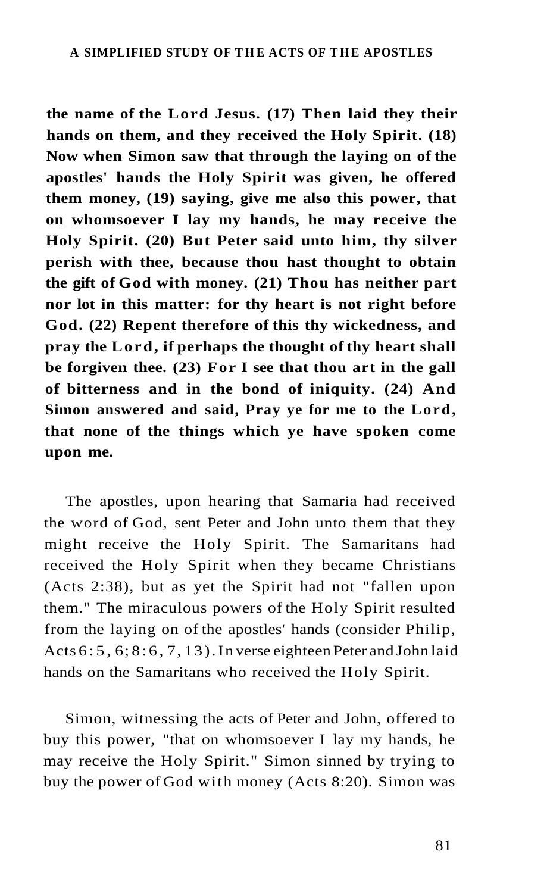**the name of the Lord Jesus. (17) Then laid they their hands on them, and they received the Holy Spirit. (18) Now when Simon saw that through the laying on of the apostles' hands the Holy Spirit was given, he offered them money, (19) saying, give me also this power, that on whomsoever I lay my hands, he may receive the Holy Spirit. (20) But Peter said unto him, thy silver perish with thee, because thou hast thought to obtain the gift of God with money. (21) Thou has neither part nor lot in this matter: for thy heart is not right before God. (22) Repent therefore of this thy wickedness, and pray the Lord, if perhaps the thought of thy heart shall be forgiven thee. (23) For I see that thou art in the gall of bitterness and in the bond of iniquity. (24) And Simon answered and said, Pray ye for me to the Lord, that none of the things which ye have spoken come upon me.**

The apostles, upon hearing that Samaria had received the word of God, sent Peter and John unto them that they might receive the Holy Spirit. The Samaritans had received the Holy Spirit when they became Christians (Acts 2:38), but as yet the Spirit had not "fallen upon them." The miraculous powers of the Holy Spirit resulted from the laying on of the apostles' hands (consider Philip, Acts 6:5, 6; 8:6, 7, 13). In verse eighteen Peter and John laid hands on the Samaritans who received the Holy Spirit.

Simon, witnessing the acts of Peter and John, offered to buy this power, "that on whomsoever I lay my hands, he may receive the Holy Spirit." Simon sinned by trying to buy the power of God with money (Acts 8:20). Simon was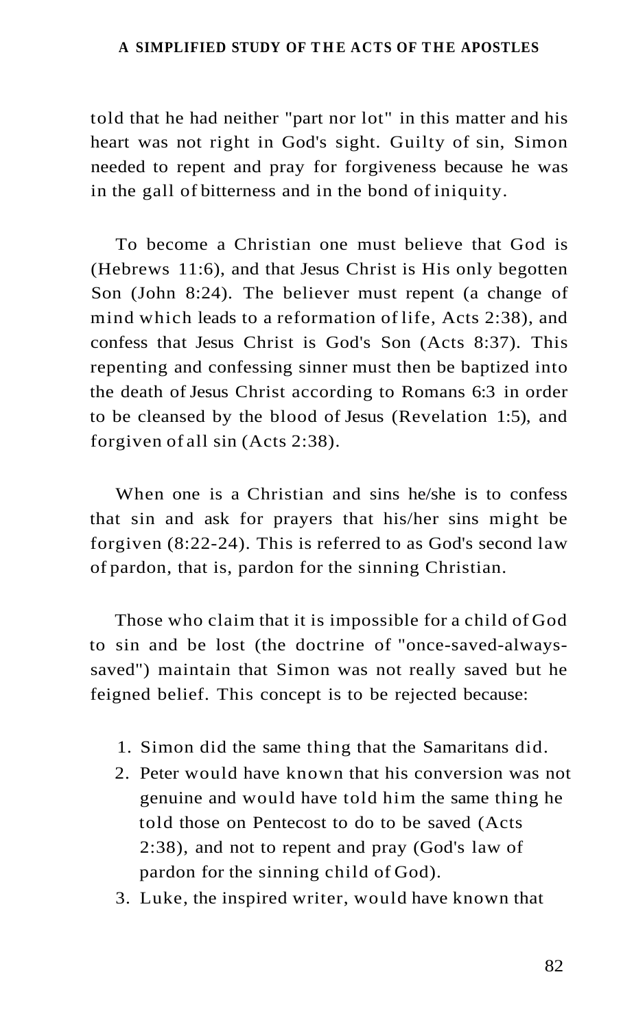told that he had neither "part nor lot" in this matter and his heart was not right in God's sight. Guilty of sin, Simon needed to repent and pray for forgiveness because he was in the gall of bitterness and in the bond of iniquity.

To become a Christian one must believe that God is (Hebrews 11:6), and that Jesus Christ is His only begotten Son (John 8:24). The believer must repent (a change of mind which leads to a reformation of life, Acts 2:38), and confess that Jesus Christ is God's Son (Acts 8:37). This repenting and confessing sinner must then be baptized into the death of Jesus Christ according to Romans 6:3 in order to be cleansed by the blood of Jesus (Revelation 1:5), and forgiven of all sin (Acts 2:38).

When one is a Christian and sins he/she is to confess that sin and ask for prayers that his/her sins might be forgiven (8:22-24). This is referred to as God's second law of pardon, that is, pardon for the sinning Christian.

Those who claim that it is impossible for a child of God to sin and be lost (the doctrine of "once-saved-always-saved") maintain that Simon was not really saved but he feigned belief. This concept is to be rejected because:

1. Simon did the same thing that the Samaritans did.
2. Peter would have known that his conversion was not genuine and would have told him the same thing he told those on Pentecost to do to be saved (Acts 2:38), and not to repent and pray (God's law of pardon for the sinning child of God).
3. Luke, the inspired writer, would have known that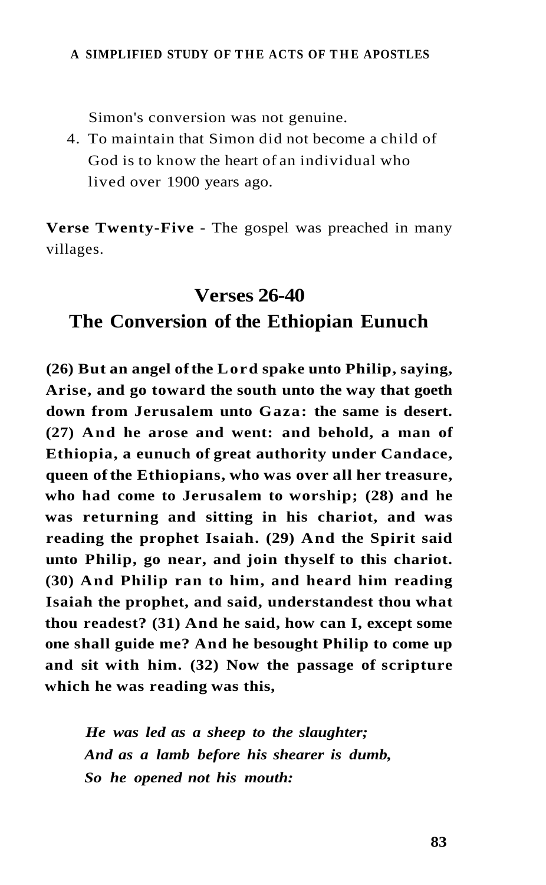Simon's conversion was not genuine.

4. To maintain that Simon did not become a child of God is to know the heart of an individual who lived over 1900 years ago.

**Verse Twenty-Five** - The gospel was preached in many villages.

## Verses 26-40
## The Conversion of the Ethiopian Eunuch

**(26) But an angel of the Lord spake unto Philip, saying, Arise, and go toward the south unto the way that goeth down from Jerusalem unto Gaza: the same is desert. (27) And he arose and went: and behold, a man of Ethiopia, a eunuch of great authority under Candace, queen of the Ethiopians, who was over all her treasure, who had come to Jerusalem to worship; (28) and he was returning and sitting in his chariot, and was reading the prophet Isaiah. (29) And the Spirit said unto Philip, go near, and join thyself to this chariot. (30) And Philip ran to him, and heard him reading Isaiah the prophet, and said, understandest thou what thou readest? (31) And he said, how can I, except some one shall guide me? And he besought Philip to come up and sit with him. (32) Now the passage of scripture which he was reading was this,**

***He was led as a sheep to the slaughter;***
***And as a lamb before his shearer is dumb,***
***So he opened not his mouth:***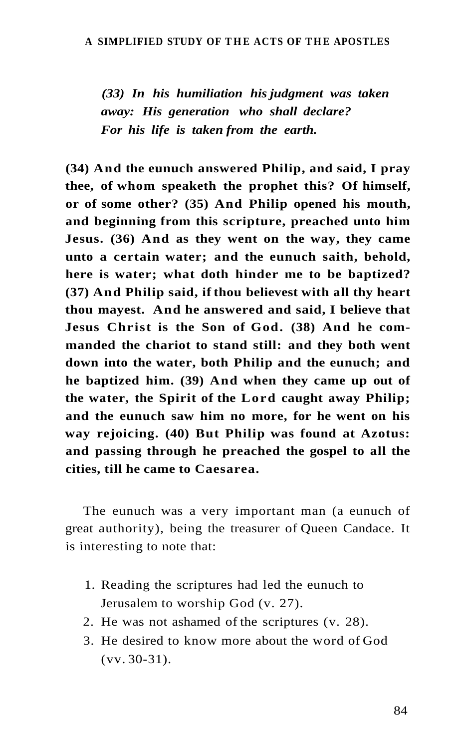*(33) In his humiliation his judgment was taken away: His generation who shall declare? For his life is taken from the earth.*

**(34) And the eunuch answered Philip, and said, I pray thee, of whom speaketh the prophet this? Of himself, or of some other? (35) And Philip opened his mouth, and beginning from this scripture, preached unto him Jesus. (36) And as they went on the way, they came unto a certain water; and the eunuch saith, behold, here is water; what doth hinder me to be baptized? (37) And Philip said, if thou believest with all thy heart thou mayest. And he answered and said, I believe that Jesus Christ is the Son of God. (38) And he commanded the chariot to stand still: and they both went down into the water, both Philip and the eunuch; and he baptized him. (39) And when they came up out of the water, the Spirit of the Lord caught away Philip; and the eunuch saw him no more, for he went on his way rejoicing. (40) But Philip was found at Azotus: and passing through he preached the gospel to all the cities, till he came to Caesarea.**

The eunuch was a very important man (a eunuch of great authority), being the treasurer of Queen Candace. It is interesting to note that:

1. Reading the scriptures had led the eunuch to Jerusalem to worship God (v. 27).
2. He was not ashamed of the scriptures (v. 28).
3. He desired to know more about the word of God (vv. 30-31).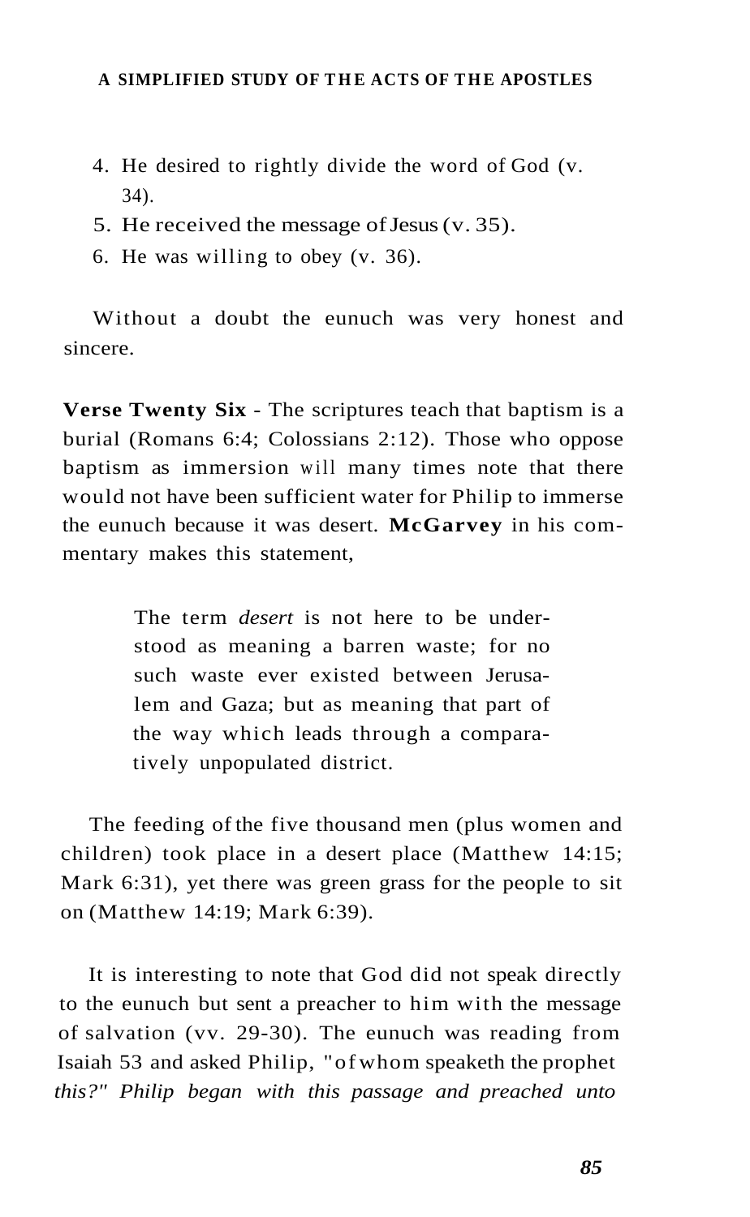4. He desired to rightly divide the word of God (v. 34).
5. He received the message of Jesus (v. 35).
6. He was willing to obey (v. 36).

Without a doubt the eunuch was very honest and sincere.

**Verse Twenty Six** - The scriptures teach that baptism is a burial (Romans 6:4; Colossians 2:12). Those who oppose baptism as immersion will many times note that there would not have been sufficient water for Philip to immerse the eunuch because it was desert. **McGarvey** in his commentary makes this statement,

> The term *desert* is not here to be understood as meaning a barren waste; for no such waste ever existed between Jerusalem and Gaza; but as meaning that part of the way which leads through a comparatively unpopulated district.

The feeding of the five thousand men (plus women and children) took place in a desert place (Matthew 14:15; Mark 6:31), yet there was green grass for the people to sit on (Matthew 14:19; Mark 6:39).

It is interesting to note that God did not speak directly to the eunuch but sent a preacher to him with the message of salvation (vv. 29-30). The eunuch was reading from Isaiah 53 and asked Philip, "of whom speaketh the prophet *this?" Philip began with this passage and preached unto*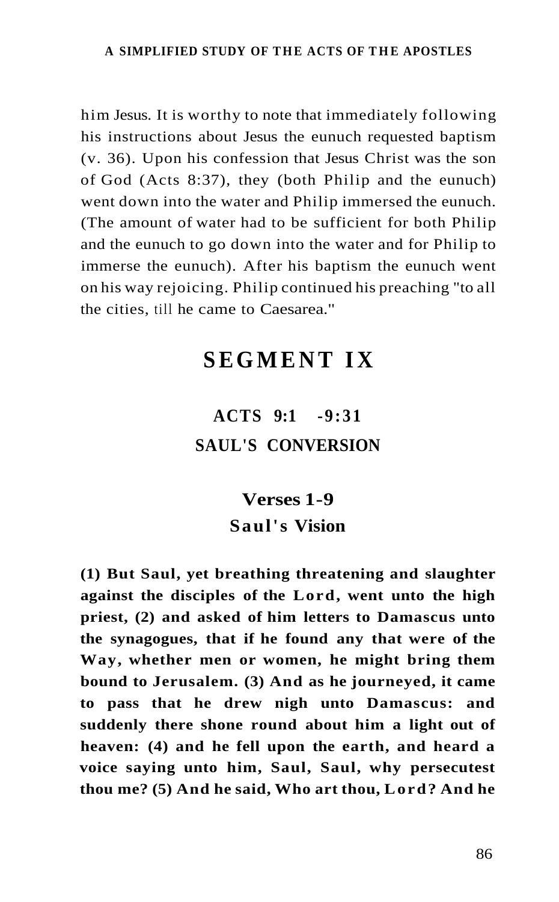him Jesus. It is worthy to note that immediately following his instructions about Jesus the eunuch requested baptism (v. 36). Upon his confession that Jesus Christ was the son of God (Acts 8:37), they (both Philip and the eunuch) went down into the water and Philip immersed the eunuch. (The amount of water had to be sufficient for both Philip and the eunuch to go down into the water and for Philip to immerse the eunuch). After his baptism the eunuch went on his way rejoicing. Philip continued his preaching "to all the cities, till he came to Caesarea."

# SEGMENT IX

## ACTS 9:1 -9:31
## SAUL'S CONVERSION

### Verses 1-9
### Saul's Vision

**(1) But Saul, yet breathing threatening and slaughter against the disciples of the Lord, went unto the high priest, (2) and asked of him letters to Damascus unto the synagogues, that if he found any that were of the Way, whether men or women, he might bring them bound to Jerusalem. (3) And as he journeyed, it came to pass that he drew nigh unto Damascus: and suddenly there shone round about him a light out of heaven: (4) and he fell upon the earth, and heard a voice saying unto him, Saul, Saul, why persecutest thou me? (5) And he said, Who art thou, Lord? And he**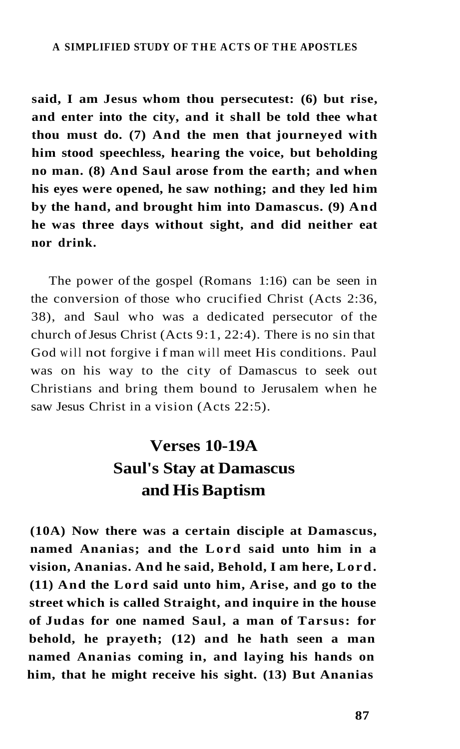**said, I am Jesus whom thou persecutest: (6) but rise, and enter into the city, and it shall be told thee what thou must do. (7) And the men that journeyed with him stood speechless, hearing the voice, but beholding no man. (8) And Saul arose from the earth; and when his eyes were opened, he saw nothing; and they led him by the hand, and brought him into Damascus. (9) And he was three days without sight, and did neither eat nor drink.**

The power of the gospel (Romans 1:16) can be seen in the conversion of those who crucified Christ (Acts 2:36, 38), and Saul who was a dedicated persecutor of the church of Jesus Christ (Acts 9:1, 22:4). There is no sin that God will not forgive if man will meet His conditions. Paul was on his way to the city of Damascus to seek out Christians and bring them bound to Jerusalem when he saw Jesus Christ in a vision (Acts 22:5).

## Verses 10-19A
## Saul's Stay at Damascus and His Baptism

**(10A) Now there was a certain disciple at Damascus, named Ananias; and the Lord said unto him in a vision, Ananias. And he said, Behold, I am here, Lord. (11) And the Lord said unto him, Arise, and go to the street which is called Straight, and inquire in the house of Judas for one named Saul, a man of Tarsus: for behold, he prayeth; (12) and he hath seen a man named Ananias coming in, and laying his hands on him, that he might receive his sight. (13) But Ananias**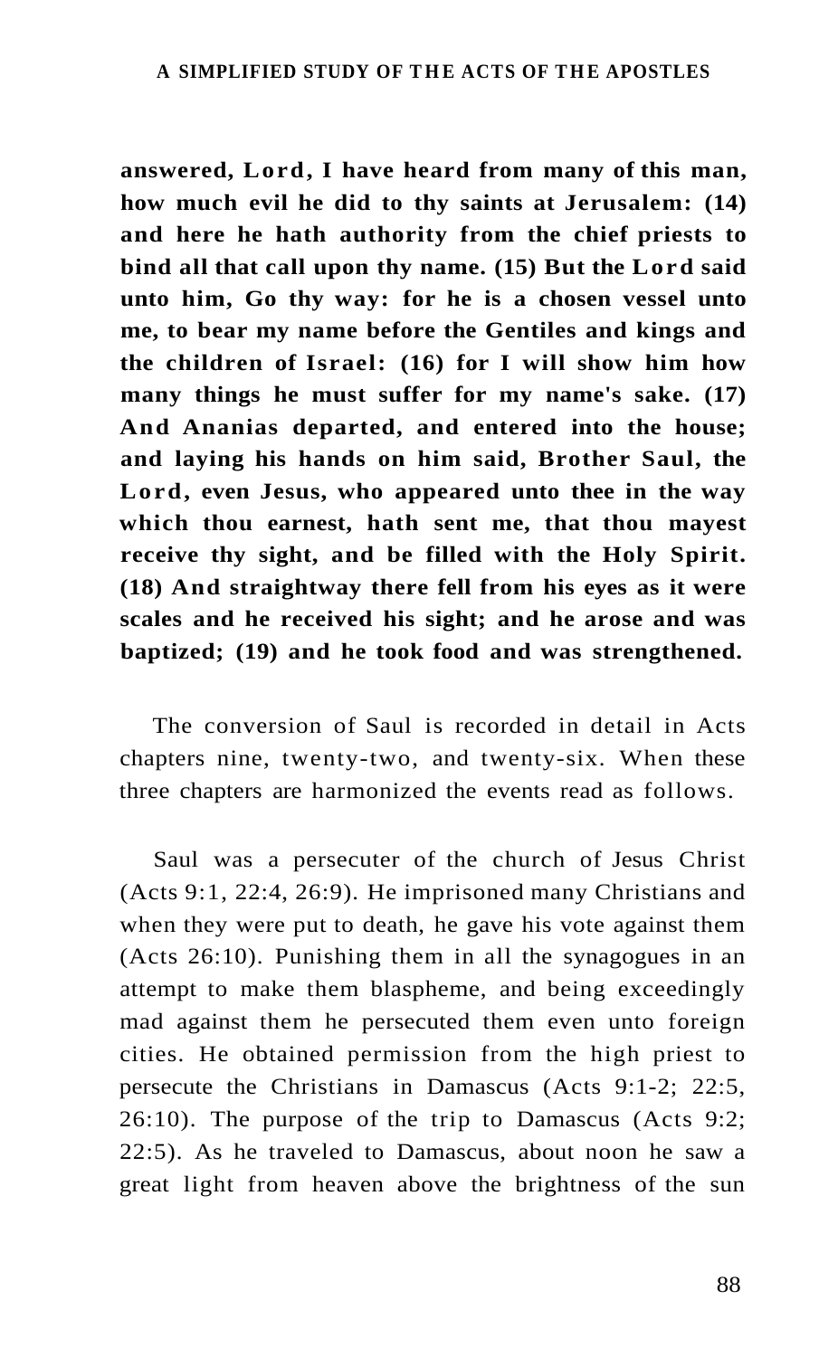**answered, Lord, I have heard from many of this man, how much evil he did to thy saints at Jerusalem: (14) and here he hath authority from the chief priests to bind all that call upon thy name. (15) But the Lord said unto him, Go thy way: for he is a chosen vessel unto me, to bear my name before the Gentiles and kings and the children of Israel: (16) for I will show him how many things he must suffer for my name's sake. (17) And Ananias departed, and entered into the house; and laying his hands on him said, Brother Saul, the Lord, even Jesus, who appeared unto thee in the way which thou earnest, hath sent me, that thou mayest receive thy sight, and be filled with the Holy Spirit. (18) And straightway there fell from his eyes as it were scales and he received his sight; and he arose and was baptized; (19) and he took food and was strengthened.**

The conversion of Saul is recorded in detail in Acts chapters nine, twenty-two, and twenty-six. When these three chapters are harmonized the events read as follows.

Saul was a persecuter of the church of Jesus Christ (Acts 9:1, 22:4, 26:9). He imprisoned many Christians and when they were put to death, he gave his vote against them (Acts 26:10). Punishing them in all the synagogues in an attempt to make them blaspheme, and being exceedingly mad against them he persecuted them even unto foreign cities. He obtained permission from the high priest to persecute the Christians in Damascus (Acts 9:1-2; 22:5, 26:10). The purpose of the trip to Damascus (Acts 9:2; 22:5). As he traveled to Damascus, about noon he saw a great light from heaven above the brightness of the sun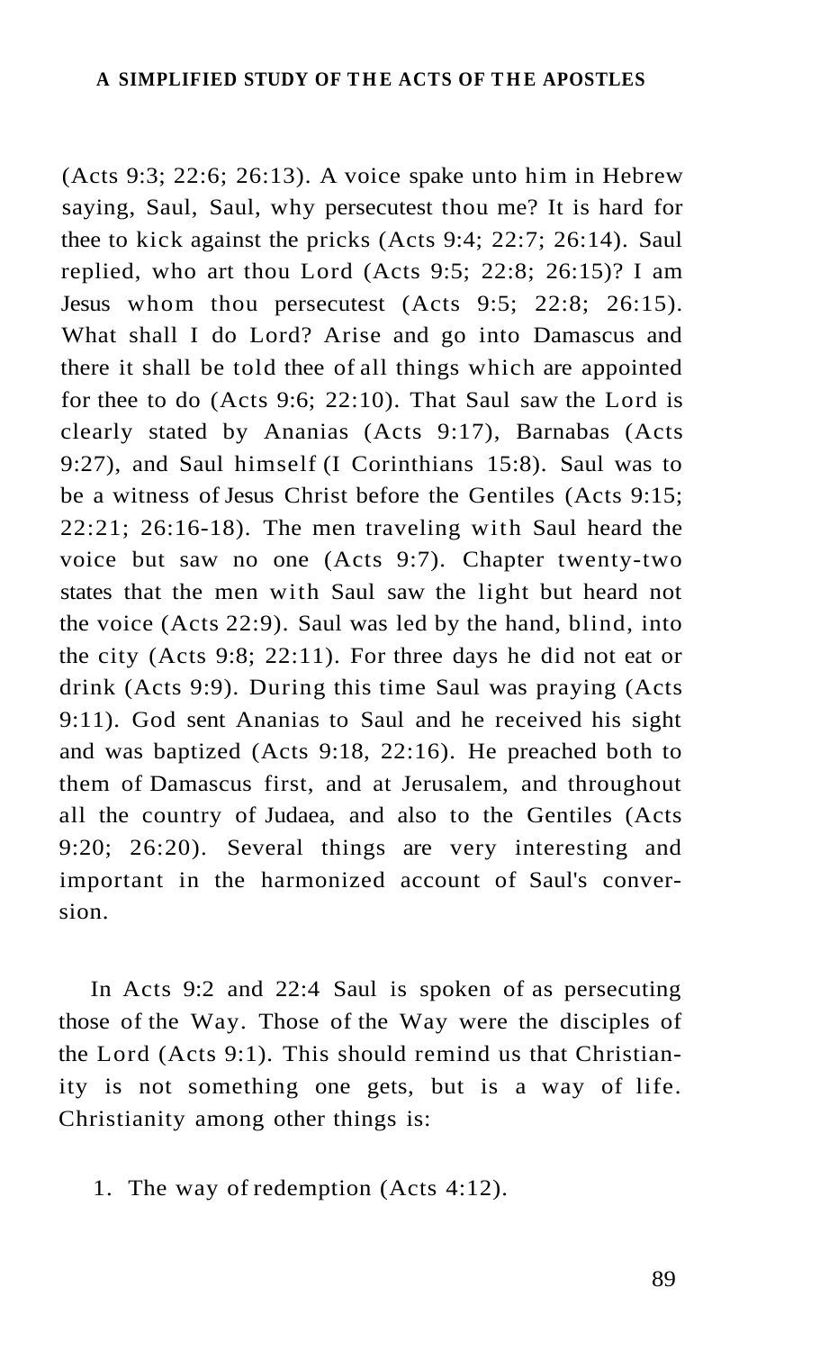(Acts 9:3; 22:6; 26:13). A voice spake unto him in Hebrew saying, Saul, Saul, why persecutest thou me? It is hard for thee to kick against the pricks (Acts 9:4; 22:7; 26:14). Saul replied, who art thou Lord (Acts 9:5; 22:8; 26:15)? I am Jesus whom thou persecutest (Acts 9:5; 22:8; 26:15). What shall I do Lord? Arise and go into Damascus and there it shall be told thee of all things which are appointed for thee to do (Acts 9:6; 22:10). That Saul saw the Lord is clearly stated by Ananias (Acts 9:17), Barnabas (Acts 9:27), and Saul himself (I Corinthians 15:8). Saul was to be a witness of Jesus Christ before the Gentiles (Acts 9:15; 22:21; 26:16-18). The men traveling with Saul heard the voice but saw no one (Acts 9:7). Chapter twenty-two states that the men with Saul saw the light but heard not the voice (Acts 22:9). Saul was led by the hand, blind, into the city (Acts 9:8; 22:11). For three days he did not eat or drink (Acts 9:9). During this time Saul was praying (Acts 9:11). God sent Ananias to Saul and he received his sight and was baptized (Acts 9:18, 22:16). He preached both to them of Damascus first, and at Jerusalem, and throughout all the country of Judaea, and also to the Gentiles (Acts 9:20; 26:20). Several things are very interesting and important in the harmonized account of Saul's conversion.

In Acts 9:2 and 22:4 Saul is spoken of as persecuting those of the Way. Those of the Way were the disciples of the Lord (Acts 9:1). This should remind us that Christianity is not something one gets, but is a way of life. Christianity among other things is:

1. The way of redemption (Acts 4:12).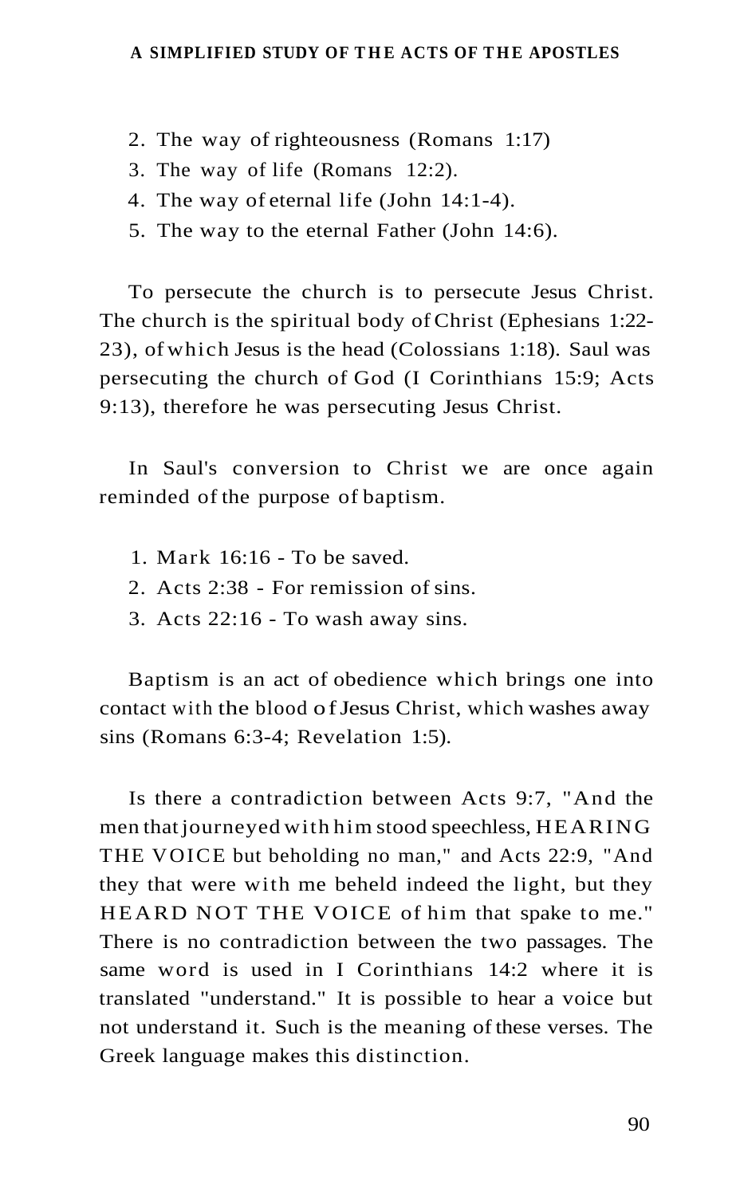2. The way of righteousness (Romans 1:17)
3. The way of life (Romans 12:2).
4. The way of eternal life (John 14:1-4).
5. The way to the eternal Father (John 14:6).

To persecute the church is to persecute Jesus Christ. The church is the spiritual body of Christ (Ephesians 1:22-23), of which Jesus is the head (Colossians 1:18). Saul was persecuting the church of God (I Corinthians 15:9; Acts 9:13), therefore he was persecuting Jesus Christ.

In Saul's conversion to Christ we are once again reminded of the purpose of baptism.

1. Mark 16:16 - To be saved.
2. Acts 2:38 - For remission of sins.
3. Acts 22:16 - To wash away sins.

Baptism is an act of obedience which brings one into contact with the blood of Jesus Christ, which washes away sins (Romans 6:3-4; Revelation 1:5).

Is there a contradiction between Acts 9:7, "And the men that journeyed with him stood speechless, HEARING THE VOICE but beholding no man," and Acts 22:9, "And they that were with me beheld indeed the light, but they HEARD NOT THE VOICE of him that spake to me." There is no contradiction between the two passages. The same word is used in I Corinthians 14:2 where it is translated "understand." It is possible to hear a voice but not understand it. Such is the meaning of these verses. The Greek language makes this distinction.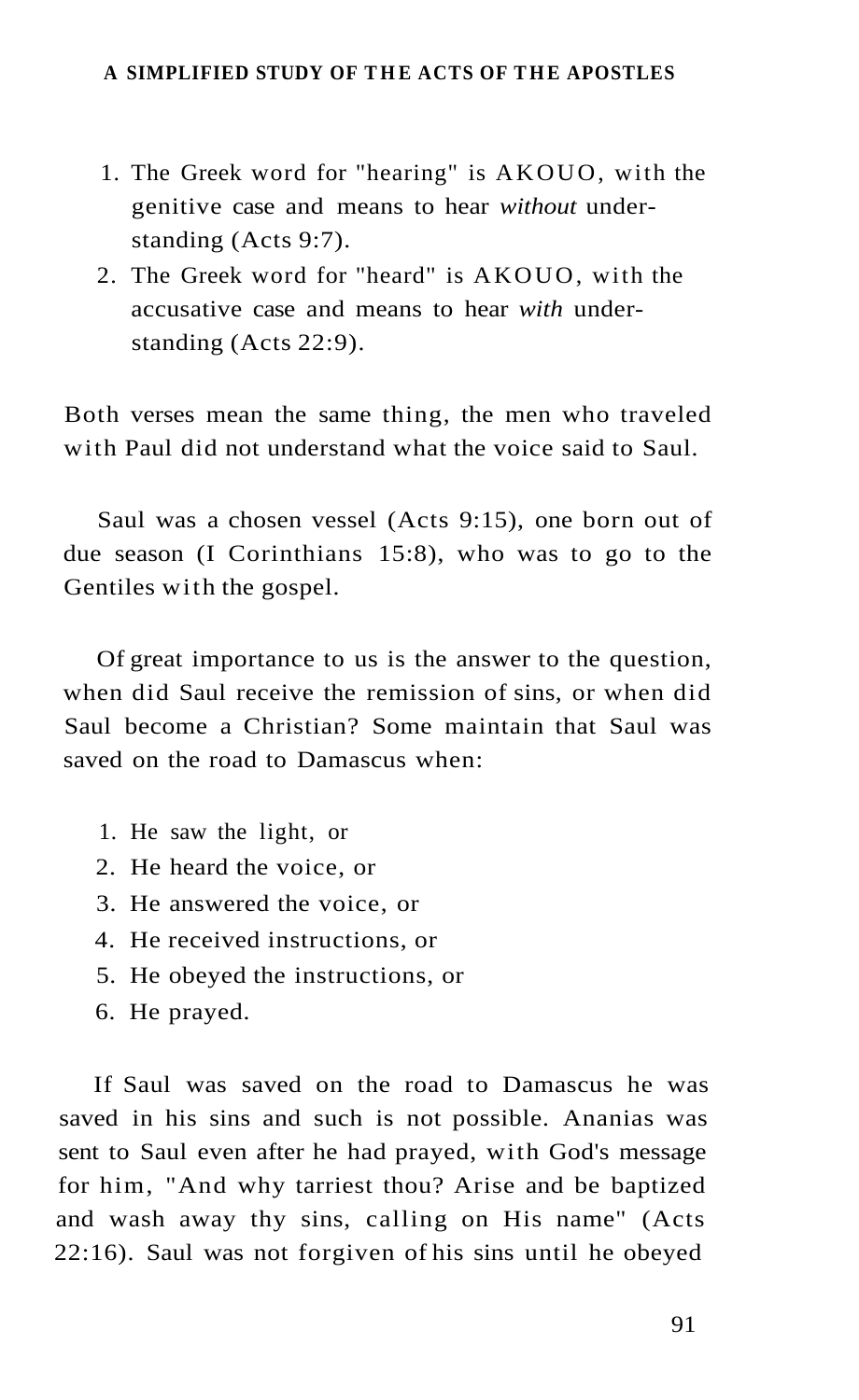1. The Greek word for "hearing" is AKOUO, with the genitive case and means to hear *without* understanding (Acts 9:7).
2. The Greek word for "heard" is AKOUO, with the accusative case and means to hear *with* understanding (Acts 22:9).

Both verses mean the same thing, the men who traveled with Paul did not understand what the voice said to Saul.

Saul was a chosen vessel (Acts 9:15), one born out of due season (I Corinthians 15:8), who was to go to the Gentiles with the gospel.

Of great importance to us is the answer to the question, when did Saul receive the remission of sins, or when did Saul become a Christian? Some maintain that Saul was saved on the road to Damascus when:

1. He saw the light, or
2. He heard the voice, or
3. He answered the voice, or
4. He received instructions, or
5. He obeyed the instructions, or
6. He prayed.

If Saul was saved on the road to Damascus he was saved in his sins and such is not possible. Ananias was sent to Saul even after he had prayed, with God's message for him, "And why tarriest thou? Arise and be baptized and wash away thy sins, calling on His name" (Acts 22:16). Saul was not forgiven of his sins until he obeyed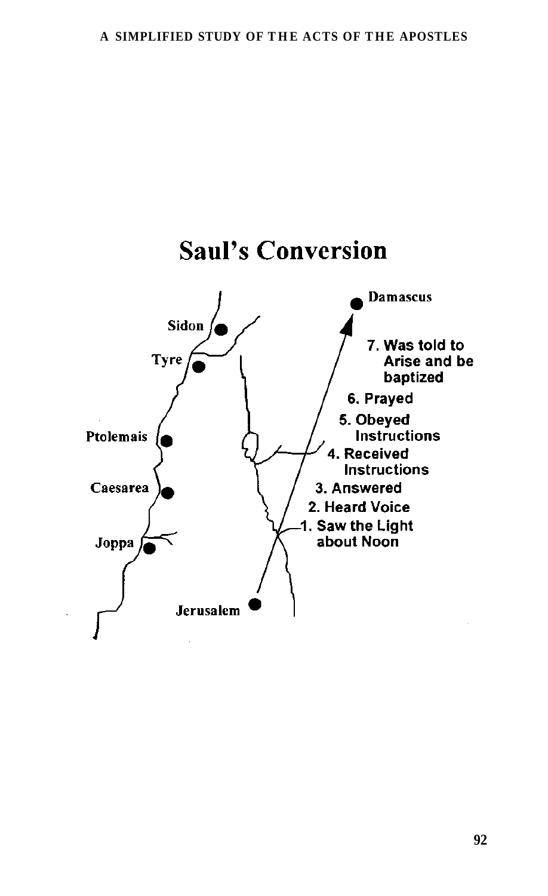# Saul's Conversion

Damascus

Sidon

Tyre

Ptolemais

Caesarea

Joppa

Jerusalem

7. Was told to Arise and be baptized
6. Prayed
5. Obeyed Instructions
4. Received Instructions
3. Answered
2. Heard Voice
1. Saw the Light about Noon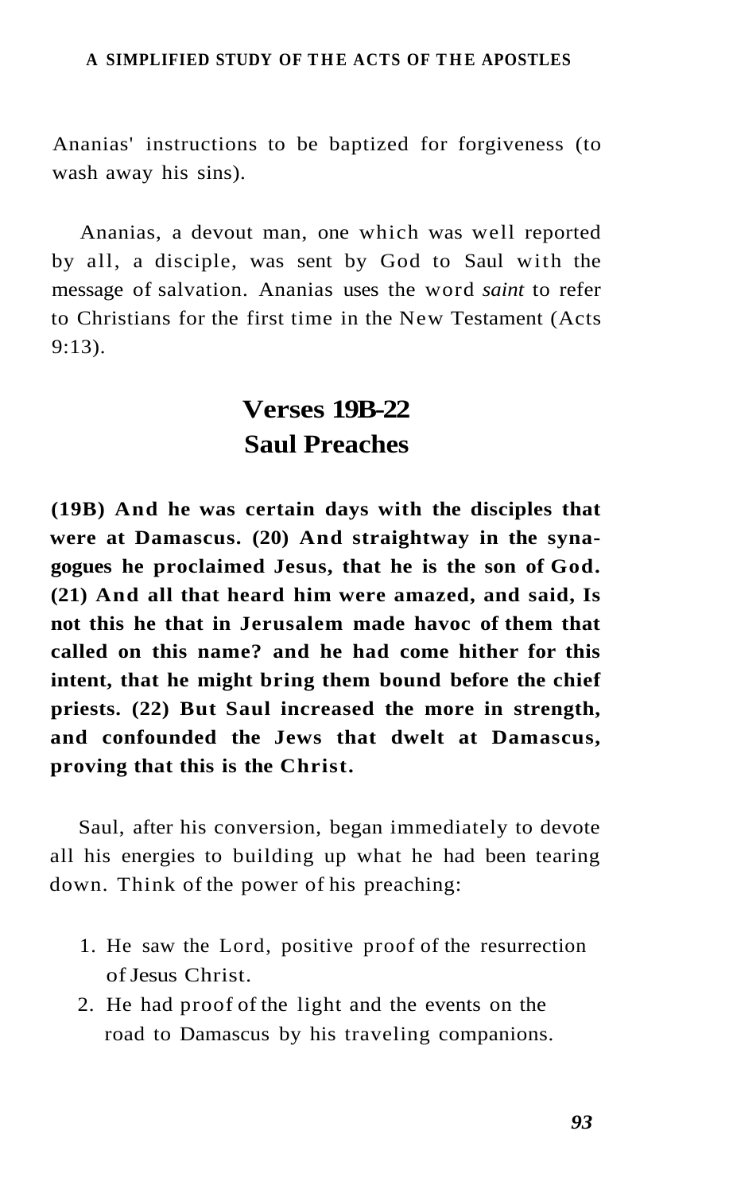Ananias' instructions to be baptized for forgiveness (to wash away his sins).

Ananias, a devout man, one which was well reported by all, a disciple, was sent by God to Saul with the message of salvation. Ananias uses the word *saint* to refer to Christians for the first time in the New Testament (Acts 9:13).

## Verses 19B-22
## Saul Preaches

**(19B) And he was certain days with the disciples that were at Damascus. (20) And straightway in the synagogues he proclaimed Jesus, that he is the son of God. (21) And all that heard him were amazed, and said, Is not this he that in Jerusalem made havoc of them that called on this name? and he had come hither for this intent, that he might bring them bound before the chief priests. (22) But Saul increased the more in strength, and confounded the Jews that dwelt at Damascus, proving that this is the Christ.**

Saul, after his conversion, began immediately to devote all his energies to building up what he had been tearing down. Think of the power of his preaching:

1. He saw the Lord, positive proof of the resurrection of Jesus Christ.
2. He had proof of the light and the events on the road to Damascus by his traveling companions.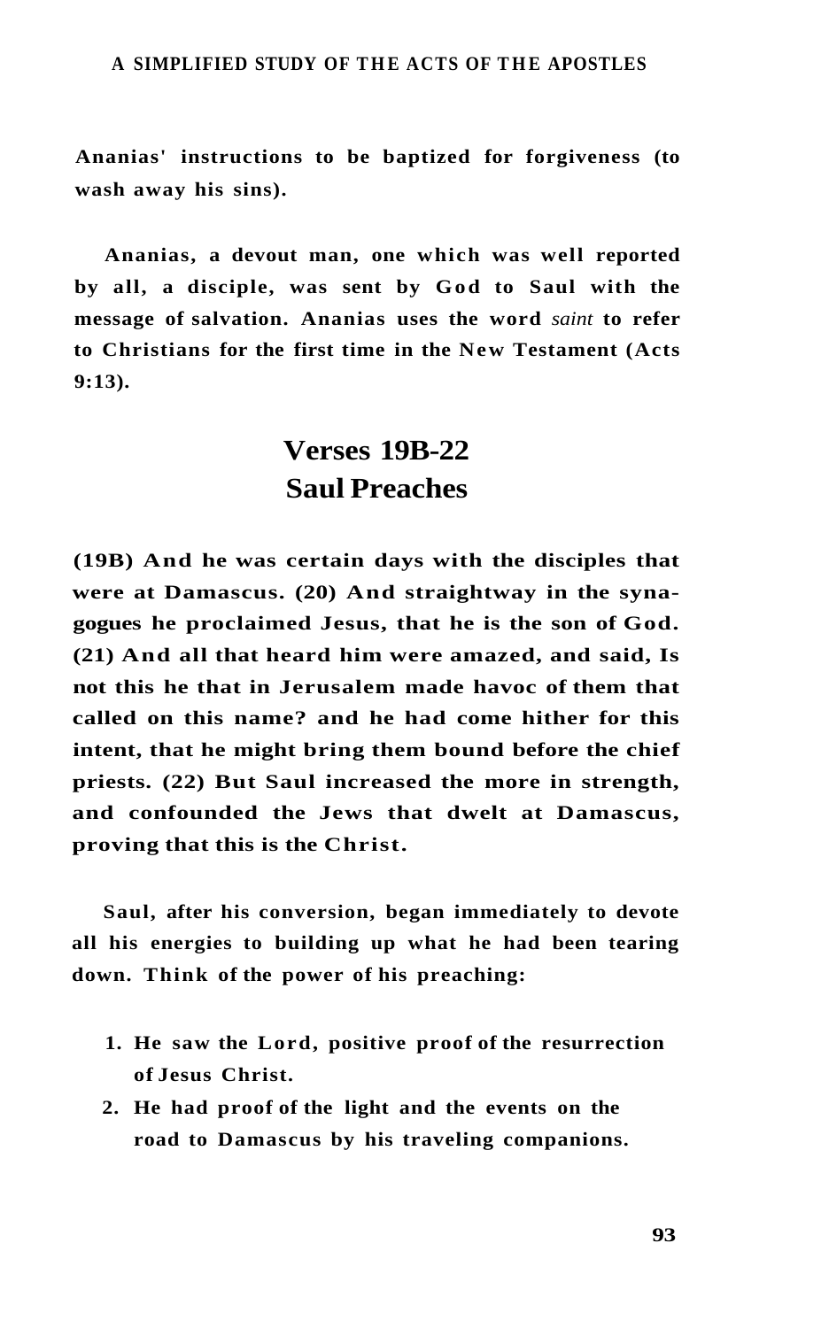**Ananias' instructions to be baptized for forgiveness (to wash away his sins).**

**Ananias, a devout man, one which was well reported by all, a disciple, was sent by God to Saul with the message of salvation. Ananias uses the word *saint* to refer to Christians for the first time in the New Testament (Acts 9:13).**

## Verses 19B-22
## Saul Preaches

**(19B) And he was certain days with the disciples that were at Damascus. (20) And straightway in the synagogues he proclaimed Jesus, that he is the son of God. (21) And all that heard him were amazed, and said, Is not this he that in Jerusalem made havoc of them that called on this name? and he had come hither for this intent, that he might bring them bound before the chief priests. (22) But Saul increased the more in strength, and confounded the Jews that dwelt at Damascus, proving that this is the Christ.**

**Saul, after his conversion, began immediately to devote all his energies to building up what he had been tearing down. Think of the power of his preaching:**

1. **He saw the Lord, positive proof of the resurrection of Jesus Christ.**
2. **He had proof of the light and the events on the road to Damascus by his traveling companions.**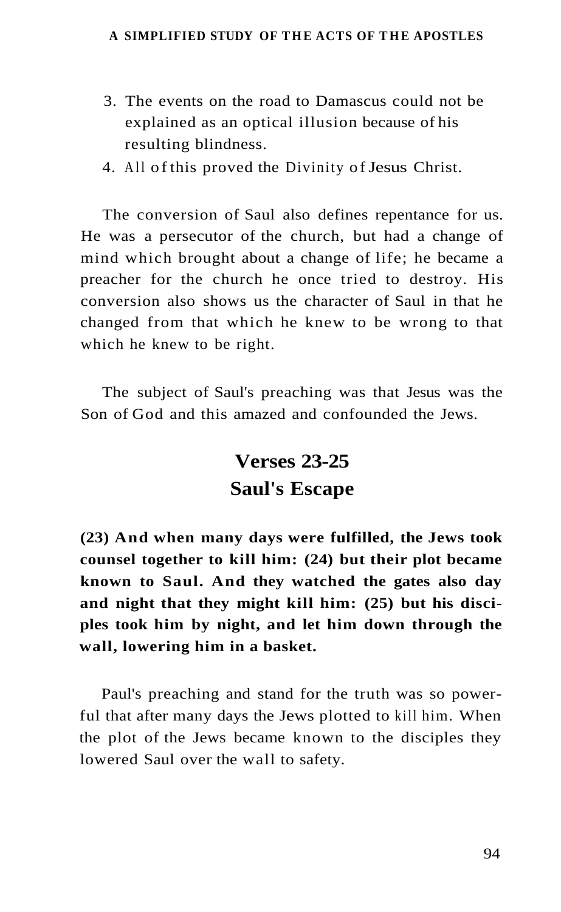3. The events on the road to Damascus could not be explained as an optical illusion because of his resulting blindness.
4. All of this proved the Divinity of Jesus Christ.

The conversion of Saul also defines repentance for us. He was a persecutor of the church, but had a change of mind which brought about a change of life; he became a preacher for the church he once tried to destroy. His conversion also shows us the character of Saul in that he changed from that which he knew to be wrong to that which he knew to be right.

The subject of Saul's preaching was that Jesus was the Son of God and this amazed and confounded the Jews.

## Verses 23-25
## Saul's Escape

**(23) And when many days were fulfilled, the Jews took counsel together to kill him: (24) but their plot became known to Saul. And they watched the gates also day and night that they might kill him: (25) but his disciples took him by night, and let him down through the wall, lowering him in a basket.**

Paul's preaching and stand for the truth was so powerful that after many days the Jews plotted to kill him. When the plot of the Jews became known to the disciples they lowered Saul over the wall to safety.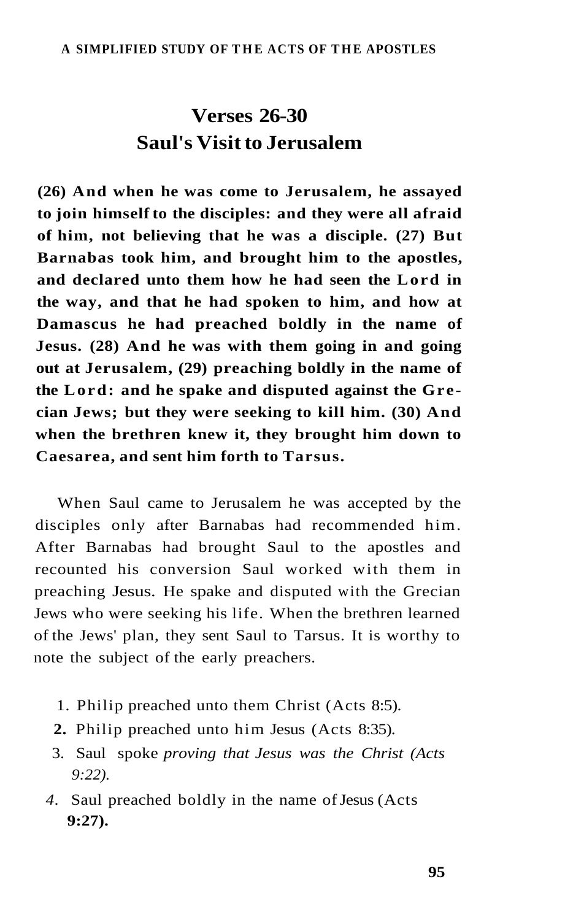## Verses 26-30
## Saul's Visit to Jerusalem

**(26) And when he was come to Jerusalem, he assayed to join himself to the disciples: and they were all afraid of him, not believing that he was a disciple. (27) But Barnabas took him, and brought him to the apostles, and declared unto them how he had seen the Lord in the way, and that he had spoken to him, and how at Damascus he had preached boldly in the name of Jesus. (28) And he was with them going in and going out at Jerusalem, (29) preaching boldly in the name of the Lord: and he spake and disputed against the Grecian Jews; but they were seeking to kill him. (30) And when the brethren knew it, they brought him down to Caesarea, and sent him forth to Tarsus.**

When Saul came to Jerusalem he was accepted by the disciples only after Barnabas had recommended him. After Barnabas had brought Saul to the apostles and recounted his conversion Saul worked with them in preaching Jesus. He spake and disputed with the Grecian Jews who were seeking his life. When the brethren learned of the Jews' plan, they sent Saul to Tarsus. It is worthy to note the subject of the early preachers.

1. Philip preached unto them Christ (Acts 8:5).
2. Philip preached unto him Jesus (Acts 8:35).
3. Saul spoke *proving that Jesus was the Christ (Acts 9:22).*
4. Saul preached boldly in the name of Jesus (Acts 9:27).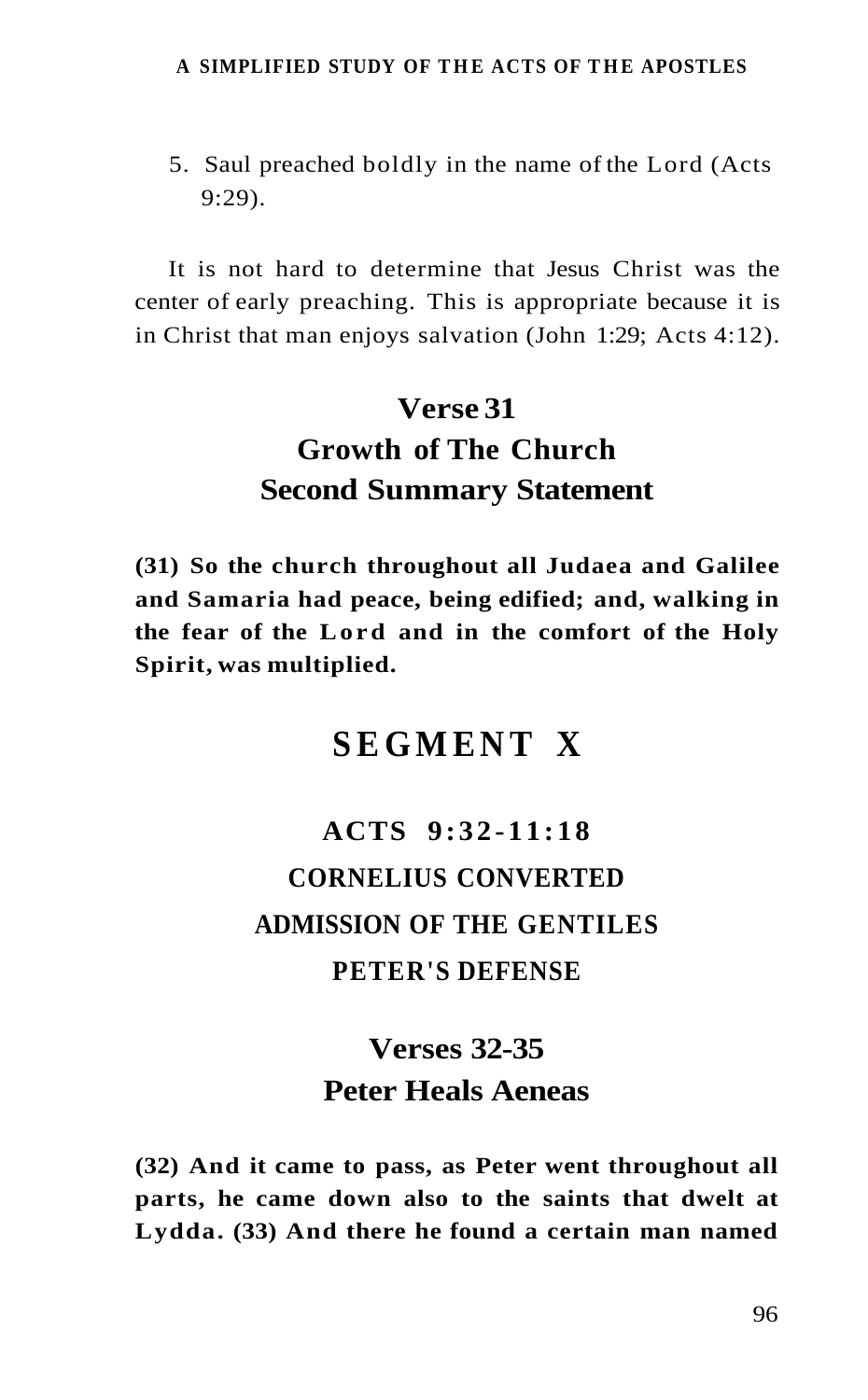5. Saul preached boldly in the name of the Lord (Acts 9:29).

It is not hard to determine that Jesus Christ was the center of early preaching. This is appropriate because it is in Christ that man enjoys salvation (John 1:29; Acts 4:12).

## Verse 31
## Growth of The Church
## Second Summary Statement

**(31) So the church throughout all Judaea and Galilee and Samaria had peace, being edified; and, walking in the fear of the Lord and in the comfort of the Holy Spirit, was multiplied.**

# SEGMENT X

## ACTS 9:32-11:18
## CORNELIUS CONVERTED
## ADMISSION OF THE GENTILES
## PETER'S DEFENSE

## Verses 32-35
## Peter Heals Aeneas

**(32) And it came to pass, as Peter went throughout all parts, he came down also to the saints that dwelt at Lydda. (33) And there he found a certain man named**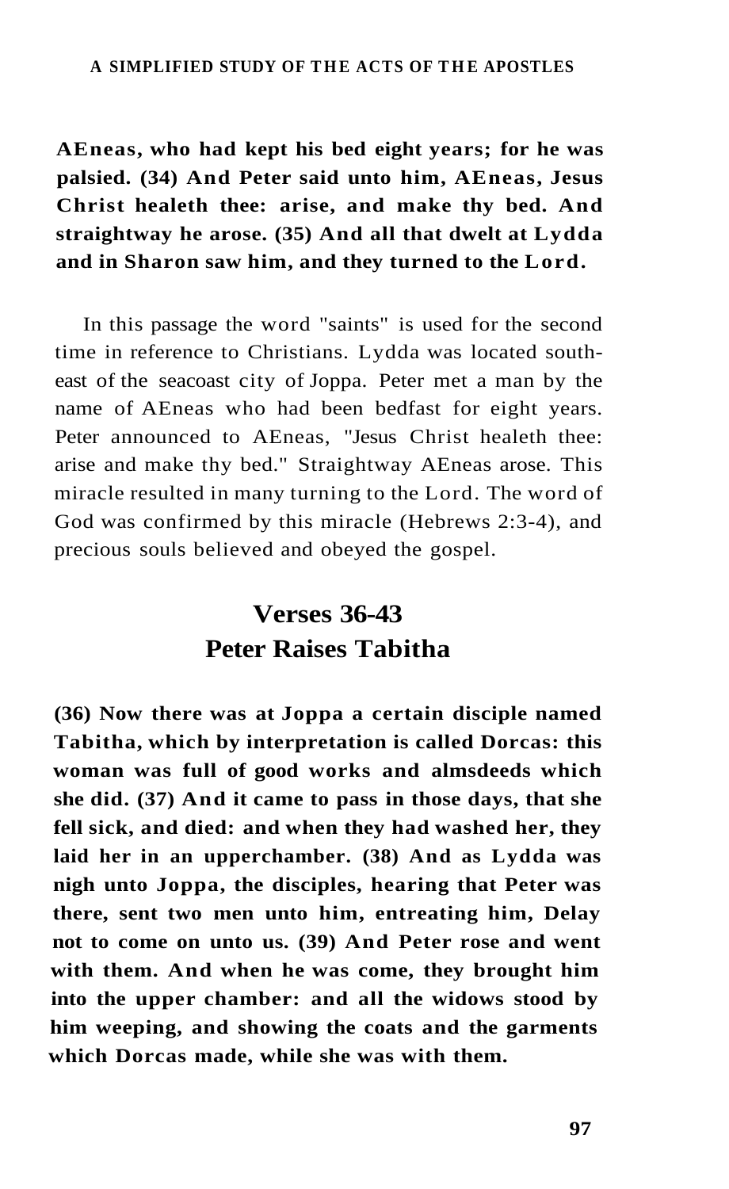**AEneas, who had kept his bed eight years; for he was palsied. (34) And Peter said unto him, AEneas, Jesus Christ healeth thee: arise, and make thy bed. And straightway he arose. (35) And all that dwelt at Lydda and in Sharon saw him, and they turned to the Lord.**

In this passage the word "saints" is used for the second time in reference to Christians. Lydda was located south-east of the seacoast city of Joppa. Peter met a man by the name of AEneas who had been bedfast for eight years. Peter announced to AEneas, "Jesus Christ healeth thee: arise and make thy bed." Straightway AEneas arose. This miracle resulted in many turning to the Lord. The word of God was confirmed by this miracle (Hebrews 2:3-4), and precious souls believed and obeyed the gospel.

## Verses 36-43
## Peter Raises Tabitha

**(36) Now there was at Joppa a certain disciple named Tabitha, which by interpretation is called Dorcas: this woman was full of good works and almsdeeds which she did. (37) And it came to pass in those days, that she fell sick, and died: and when they had washed her, they laid her in an upperchamber. (38) And as Lydda was nigh unto Joppa, the disciples, hearing that Peter was there, sent two men unto him, entreating him, Delay not to come on unto us. (39) And Peter rose and went with them. And when he was come, they brought him into the upper chamber: and all the widows stood by him weeping, and showing the coats and the garments which Dorcas made, while she was with them.**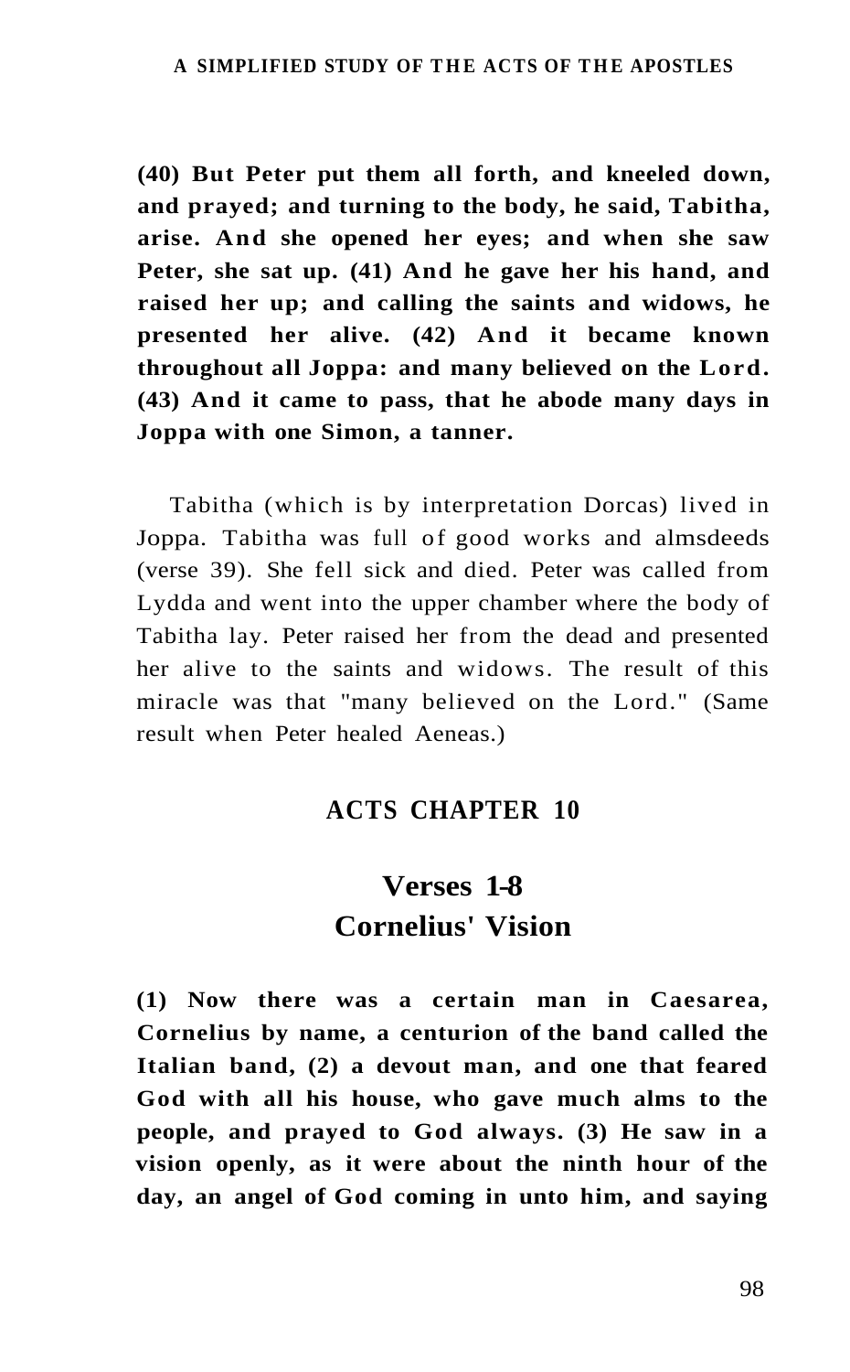**(40) But Peter put them all forth, and kneeled down, and prayed; and turning to the body, he said, Tabitha, arise. And she opened her eyes; and when she saw Peter, she sat up. (41) And he gave her his hand, and raised her up; and calling the saints and widows, he presented her alive. (42) And it became known throughout all Joppa: and many believed on the Lord. (43) And it came to pass, that he abode many days in Joppa with one Simon, a tanner.**

Tabitha (which is by interpretation Dorcas) lived in Joppa. Tabitha was full of good works and almsdeeds (verse 39). She fell sick and died. Peter was called from Lydda and went into the upper chamber where the body of Tabitha lay. Peter raised her from the dead and presented her alive to the saints and widows. The result of this miracle was that "many believed on the Lord." (Same result when Peter healed Aeneas.)

## ACTS CHAPTER 10

## Verses 1-8
## Cornelius' Vision

**(1) Now there was a certain man in Caesarea, Cornelius by name, a centurion of the band called the Italian band, (2) a devout man, and one that feared God with all his house, who gave much alms to the people, and prayed to God always. (3) He saw in a vision openly, as it were about the ninth hour of the day, an angel of God coming in unto him, and saying**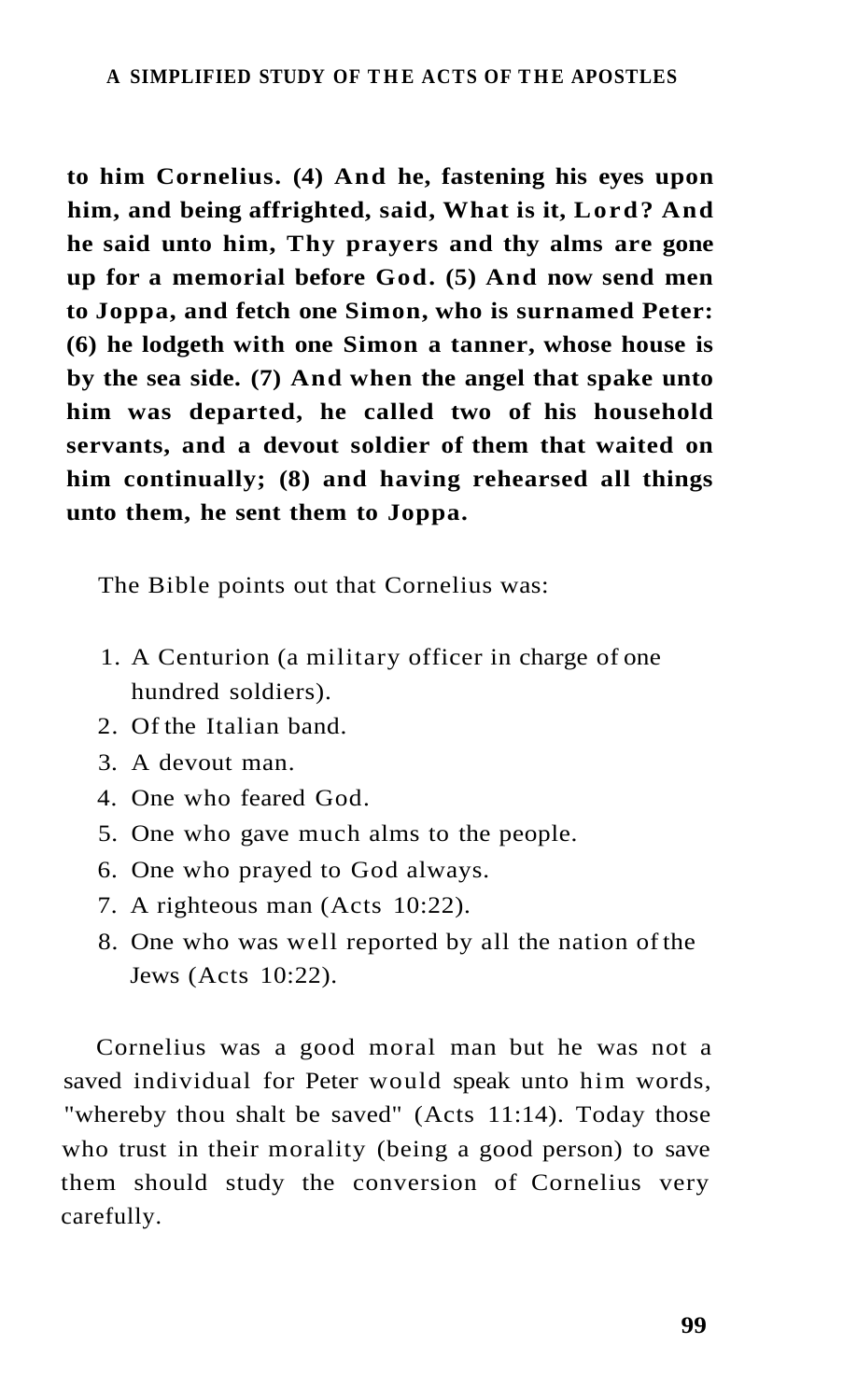**to him Cornelius. (4) And he, fastening his eyes upon him, and being affrighted, said, What is it, Lord? And he said unto him, Thy prayers and thy alms are gone up for a memorial before God. (5) And now send men to Joppa, and fetch one Simon, who is surnamed Peter: (6) he lodgeth with one Simon a tanner, whose house is by the sea side. (7) And when the angel that spake unto him was departed, he called two of his household servants, and a devout soldier of them that waited on him continually; (8) and having rehearsed all things unto them, he sent them to Joppa.**

The Bible points out that Cornelius was:

1. A Centurion (a military officer in charge of one hundred soldiers).
2. Of the Italian band.
3. A devout man.
4. One who feared God.
5. One who gave much alms to the people.
6. One who prayed to God always.
7. A righteous man (Acts 10:22).
8. One who was well reported by all the nation of the Jews (Acts 10:22).

Cornelius was a good moral man but he was not a saved individual for Peter would speak unto him words, "whereby thou shalt be saved" (Acts 11:14). Today those who trust in their morality (being a good person) to save them should study the conversion of Cornelius very carefully.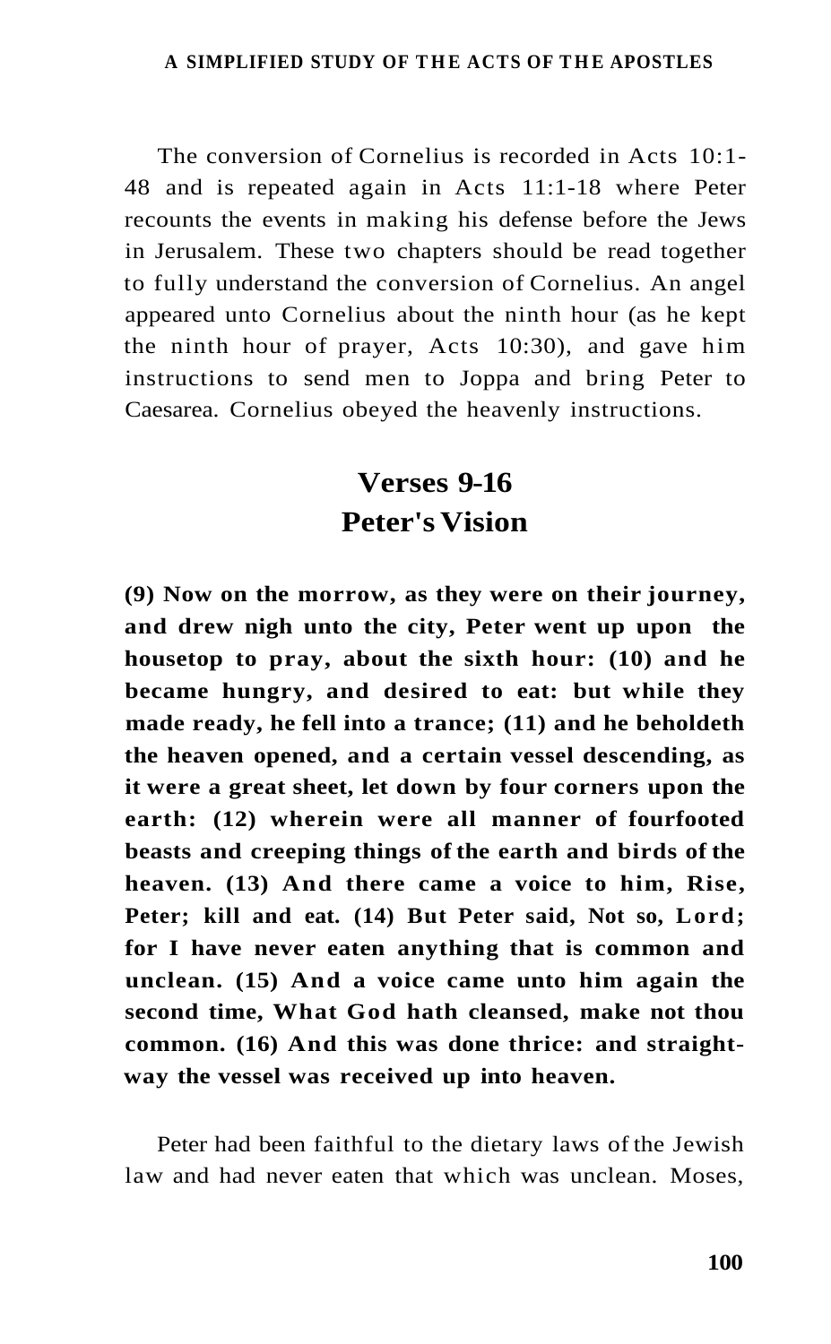The conversion of Cornelius is recorded in Acts 10:1-48 and is repeated again in Acts 11:1-18 where Peter recounts the events in making his defense before the Jews in Jerusalem. These two chapters should be read together to fully understand the conversion of Cornelius. An angel appeared unto Cornelius about the ninth hour (as he kept the ninth hour of prayer, Acts 10:30), and gave him instructions to send men to Joppa and bring Peter to Caesarea. Cornelius obeyed the heavenly instructions.

## Verses 9-16
## Peter's Vision

**(9) Now on the morrow, as they were on their journey, and drew nigh unto the city, Peter went up upon the housetop to pray, about the sixth hour: (10) and he became hungry, and desired to eat: but while they made ready, he fell into a trance; (11) and he beholdeth the heaven opened, and a certain vessel descending, as it were a great sheet, let down by four corners upon the earth: (12) wherein were all manner of fourfooted beasts and creeping things of the earth and birds of the heaven. (13) And there came a voice to him, Rise, Peter; kill and eat. (14) But Peter said, Not so, Lord; for I have never eaten anything that is common and unclean. (15) And a voice came unto him again the second time, What God hath cleansed, make not thou common. (16) And this was done thrice: and straightway the vessel was received up into heaven.**

Peter had been faithful to the dietary laws of the Jewish law and had never eaten that which was unclean. Moses,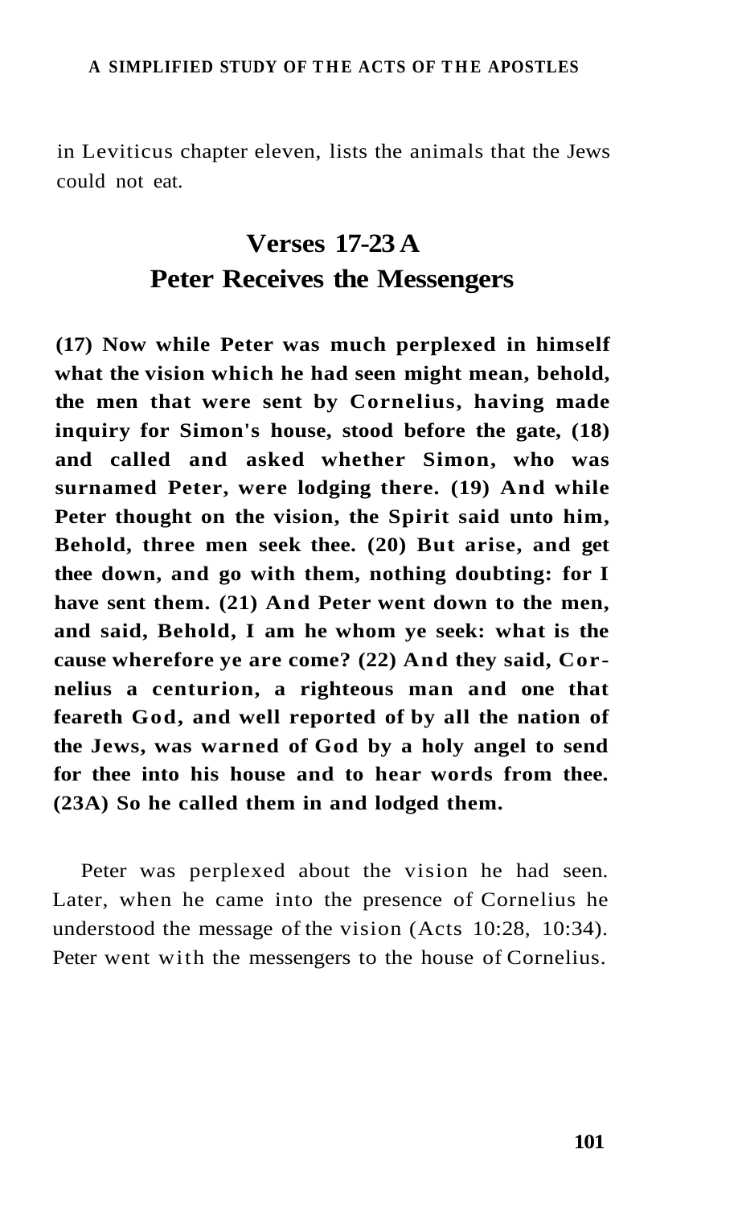in Leviticus chapter eleven, lists the animals that the Jews could not eat.

## Verses 17-23 A
## Peter Receives the Messengers

**(17) Now while Peter was much perplexed in himself what the vision which he had seen might mean, behold, the men that were sent by Cornelius, having made inquiry for Simon's house, stood before the gate, (18) and called and asked whether Simon, who was surnamed Peter, were lodging there. (19) And while Peter thought on the vision, the Spirit said unto him, Behold, three men seek thee. (20) But arise, and get thee down, and go with them, nothing doubting: for I have sent them. (21) And Peter went down to the men, and said, Behold, I am he whom ye seek: what is the cause wherefore ye are come? (22) And they said, Cornelius a centurion, a righteous man and one that feareth God, and well reported of by all the nation of the Jews, was warned of God by a holy angel to send for thee into his house and to hear words from thee. (23A) So he called them in and lodged them.**

Peter was perplexed about the vision he had seen. Later, when he came into the presence of Cornelius he understood the message of the vision (Acts 10:28, 10:34). Peter went with the messengers to the house of Cornelius.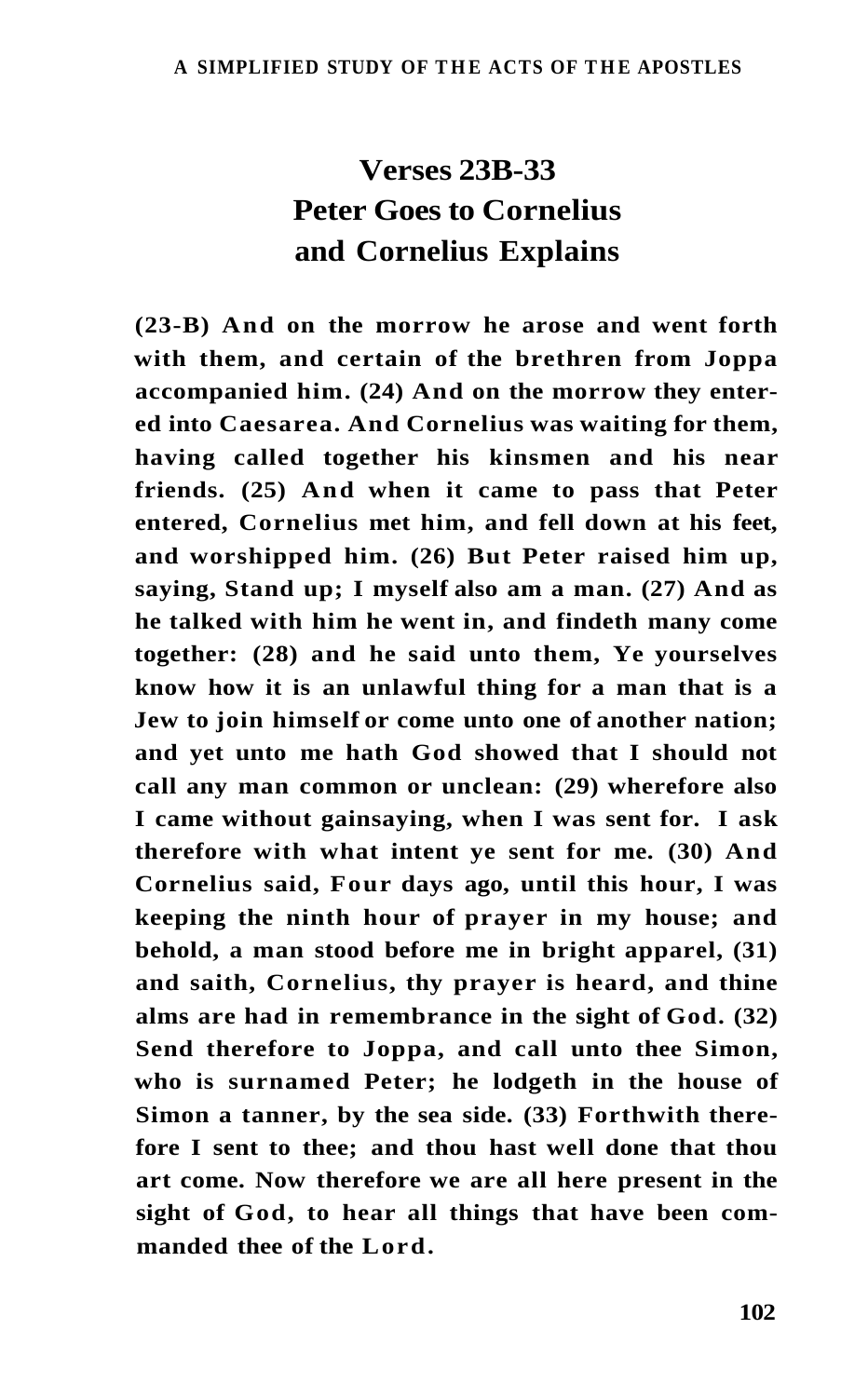## Verses 23B-33
## Peter Goes to Cornelius
## and Cornelius Explains

**(23-B) And on the morrow he arose and went forth with them, and certain of the brethren from Joppa accompanied him. (24) And on the morrow they entered into Caesarea. And Cornelius was waiting for them, having called together his kinsmen and his near friends. (25) And when it came to pass that Peter entered, Cornelius met him, and fell down at his feet, and worshipped him. (26) But Peter raised him up, saying, Stand up; I myself also am a man. (27) And as he talked with him he went in, and findeth many come together: (28) and he said unto them, Ye yourselves know how it is an unlawful thing for a man that is a Jew to join himself or come unto one of another nation; and yet unto me hath God showed that I should not call any man common or unclean: (29) wherefore also I came without gainsaying, when I was sent for. I ask therefore with what intent ye sent for me. (30) And Cornelius said, Four days ago, until this hour, I was keeping the ninth hour of prayer in my house; and behold, a man stood before me in bright apparel, (31) and saith, Cornelius, thy prayer is heard, and thine alms are had in remembrance in the sight of God. (32) Send therefore to Joppa, and call unto thee Simon, who is surnamed Peter; he lodgeth in the house of Simon a tanner, by the sea side. (33) Forthwith therefore I sent to thee; and thou hast well done that thou art come. Now therefore we are all here present in the sight of God, to hear all things that have been commanded thee of the Lord.**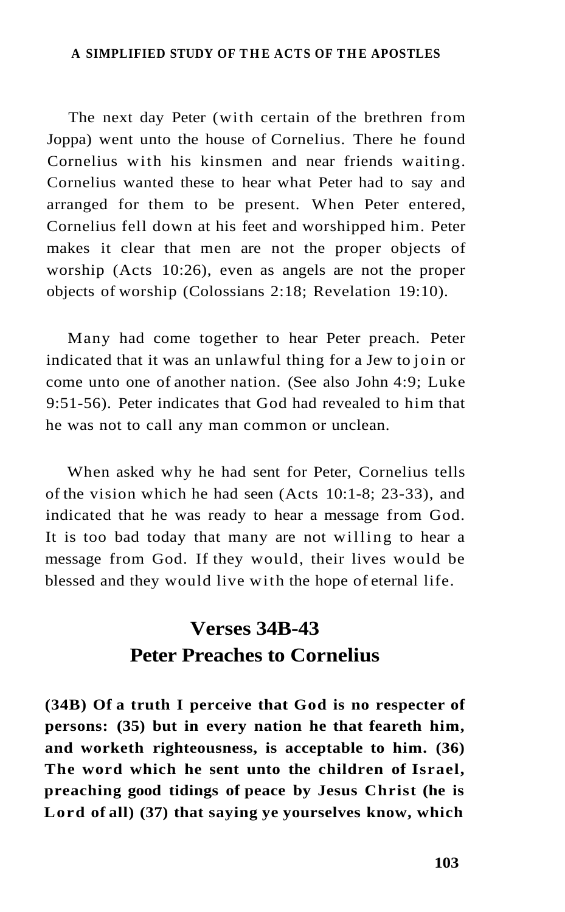The next day Peter (with certain of the brethren from Joppa) went unto the house of Cornelius. There he found Cornelius with his kinsmen and near friends waiting. Cornelius wanted these to hear what Peter had to say and arranged for them to be present. When Peter entered, Cornelius fell down at his feet and worshipped him. Peter makes it clear that men are not the proper objects of worship (Acts 10:26), even as angels are not the proper objects of worship (Colossians 2:18; Revelation 19:10).

Many had come together to hear Peter preach. Peter indicated that it was an unlawful thing for a Jew to join or come unto one of another nation. (See also John 4:9; Luke 9:51-56). Peter indicates that God had revealed to him that he was not to call any man common or unclean.

When asked why he had sent for Peter, Cornelius tells of the vision which he had seen (Acts 10:1-8; 23-33), and indicated that he was ready to hear a message from God. It is too bad today that many are not willing to hear a message from God. If they would, their lives would be blessed and they would live with the hope of eternal life.

## Verses 34B-43
## Peter Preaches to Cornelius

**(34B) Of a truth I perceive that God is no respecter of persons: (35) but in every nation he that feareth him, and worketh righteousness, is acceptable to him. (36) The word which he sent unto the children of Israel, preaching good tidings of peace by Jesus Christ (he is Lord of all) (37) that saying ye yourselves know, which**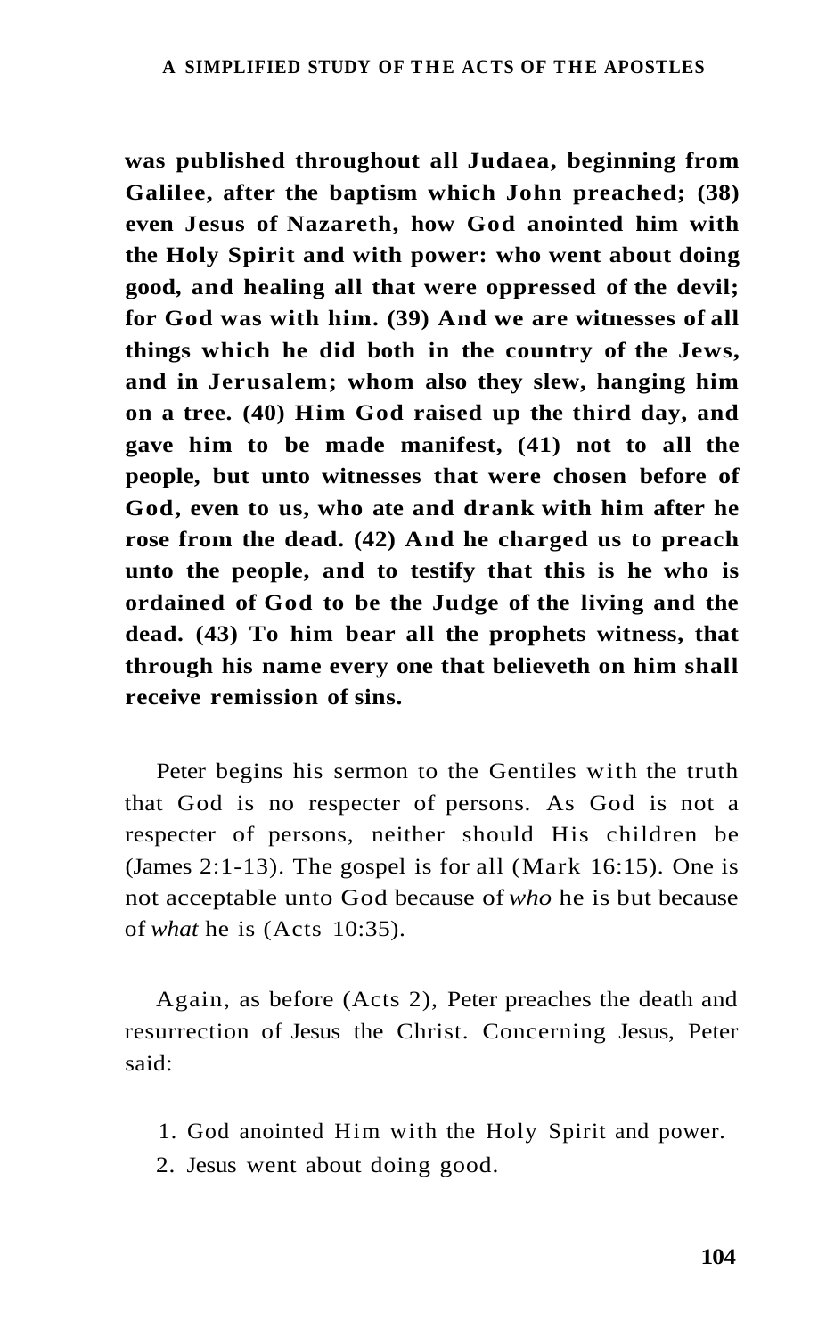**was published throughout all Judaea, beginning from Galilee, after the baptism which John preached; (38) even Jesus of Nazareth, how God anointed him with the Holy Spirit and with power: who went about doing good, and healing all that were oppressed of the devil; for God was with him. (39) And we are witnesses of all things which he did both in the country of the Jews, and in Jerusalem; whom also they slew, hanging him on a tree. (40) Him God raised up the third day, and gave him to be made manifest, (41) not to all the people, but unto witnesses that were chosen before of God, even to us, who ate and drank with him after he rose from the dead. (42) And he charged us to preach unto the people, and to testify that this is he who is ordained of God to be the Judge of the living and the dead. (43) To him bear all the prophets witness, that through his name every one that believeth on him shall receive remission of sins.**

Peter begins his sermon to the Gentiles with the truth that God is no respecter of persons. As God is not a respecter of persons, neither should His children be (James 2:1-13). The gospel is for all (Mark 16:15). One is not acceptable unto God because of *who* he is but because of *what* he is (Acts 10:35).

Again, as before (Acts 2), Peter preaches the death and resurrection of Jesus the Christ. Concerning Jesus, Peter said:

1. God anointed Him with the Holy Spirit and power.
2. Jesus went about doing good.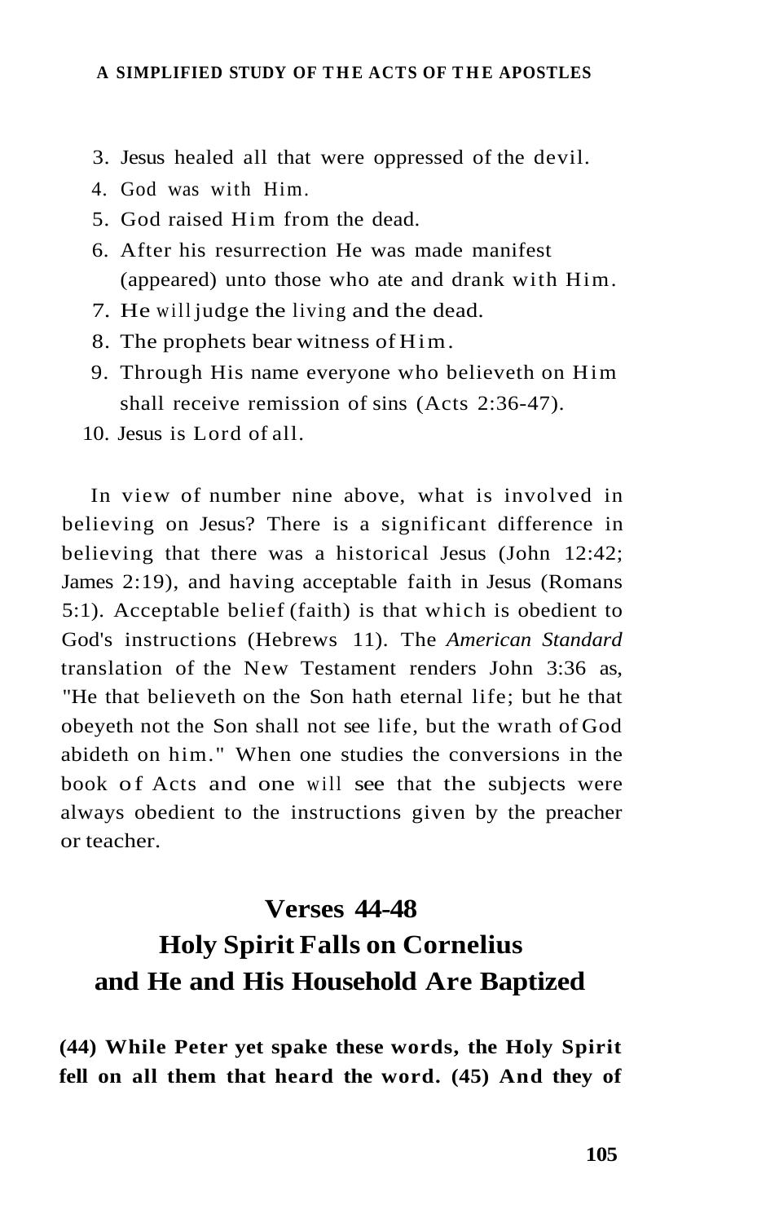3. Jesus healed all that were oppressed of the devil.
4. God was with Him.
5. God raised Him from the dead.
6. After his resurrection He was made manifest (appeared) unto those who ate and drank with Him.
7. He will judge the living and the dead.
8. The prophets bear witness of Him.
9. Through His name everyone who believeth on Him shall receive remission of sins (Acts 2:36-47).
10. Jesus is Lord of all.

In view of number nine above, what is involved in believing on Jesus? There is a significant difference in believing that there was a historical Jesus (John 12:42; James 2:19), and having acceptable faith in Jesus (Romans 5:1). Acceptable belief (faith) is that which is obedient to God's instructions (Hebrews 11). The *American Standard* translation of the New Testament renders John 3:36 as, "He that believeth on the Son hath eternal life; but he that obeyeth not the Son shall not see life, but the wrath of God abideth on him." When one studies the conversions in the book of Acts and one will see that the subjects were always obedient to the instructions given by the preacher or teacher.

## Verses 44-48
## Holy Spirit Falls on Cornelius and He and His Household Are Baptized

**(44) While Peter yet spake these words, the Holy Spirit fell on all them that heard the word. (45) And they of**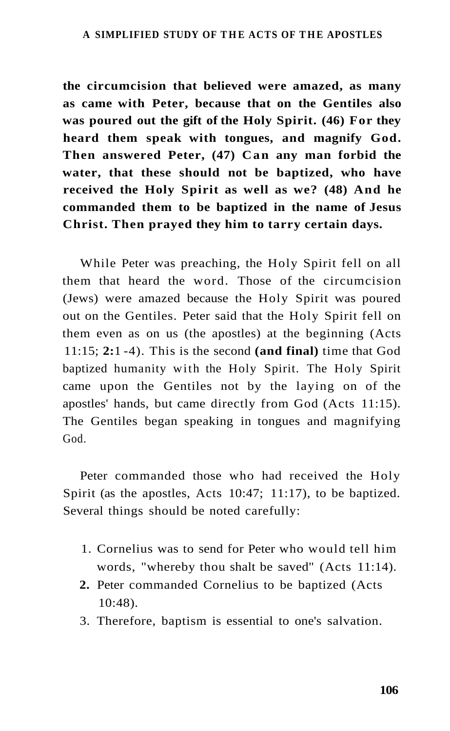**the circumcision that believed were amazed, as many as came with Peter, because that on the Gentiles also was poured out the gift of the Holy Spirit. (46) For they heard them speak with tongues, and magnify God. Then answered Peter, (47) Can any man forbid the water, that these should not be baptized, who have received the Holy Spirit as well as we? (48) And he commanded them to be baptized in the name of Jesus Christ. Then prayed they him to tarry certain days.**

While Peter was preaching, the Holy Spirit fell on all them that heard the word. Those of the circumcision (Jews) were amazed because the Holy Spirit was poured out on the Gentiles. Peter said that the Holy Spirit fell on them even as on us (the apostles) at the beginning (Acts 11:15; **2:**1-4). This is the second **(and final)** time that God baptized humanity with the Holy Spirit. The Holy Spirit came upon the Gentiles not by the laying on of the apostles' hands, but came directly from God (Acts 11:15). The Gentiles began speaking in tongues and magnifying God.

Peter commanded those who had received the Holy Spirit (as the apostles, Acts 10:47; 11:17), to be baptized. Several things should be noted carefully:

1. Cornelius was to send for Peter who would tell him words, "whereby thou shalt be saved" (Acts 11:14).
2. Peter commanded Cornelius to be baptized (Acts 10:48).
3. Therefore, baptism is essential to one's salvation.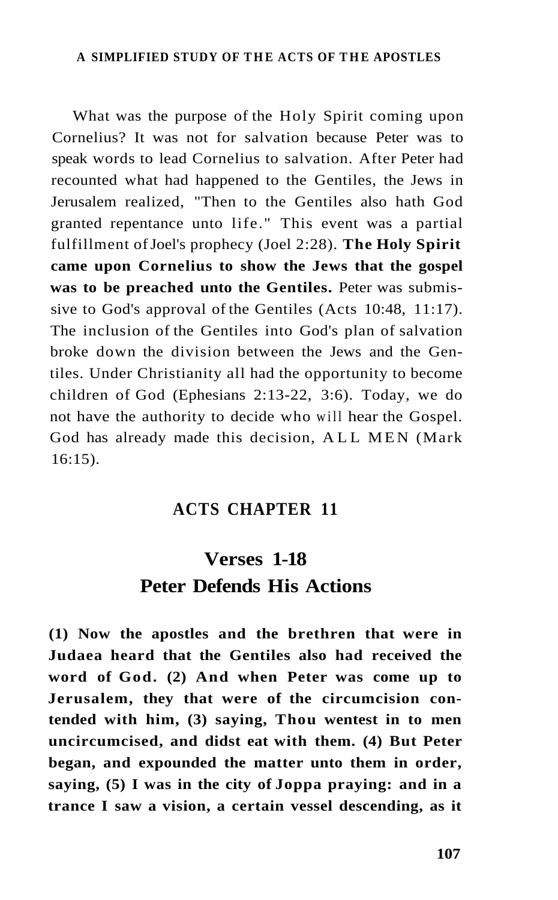What was the purpose of the Holy Spirit coming upon Cornelius? It was not for salvation because Peter was to speak words to lead Cornelius to salvation. After Peter had recounted what had happened to the Gentiles, the Jews in Jerusalem realized, "Then to the Gentiles also hath God granted repentance unto life." This event was a partial fulfillment of Joel's prophecy (Joel 2:28). **The Holy Spirit came upon Cornelius to show the Jews that the gospel was to be preached unto the Gentiles.** Peter was submissive to God's approval of the Gentiles (Acts 10:48, 11:17). The inclusion of the Gentiles into God's plan of salvation broke down the division between the Jews and the Gentiles. Under Christianity all had the opportunity to become children of God (Ephesians 2:13-22, 3:6). Today, we do not have the authority to decide who will hear the Gospel. God has already made this decision, ALL MEN (Mark 16:15).

## ACTS CHAPTER 11

### Verses 1-18
### Peter Defends His Actions

**(1) Now the apostles and the brethren that were in Judaea heard that the Gentiles also had received the word of God. (2) And when Peter was come up to Jerusalem, they that were of the circumcision contended with him, (3) saying, Thou wentest in to men uncircumcised, and didst eat with them. (4) But Peter began, and expounded the matter unto them in order, saying, (5) I was in the city of Joppa praying: and in a trance I saw a vision, a certain vessel descending, as it**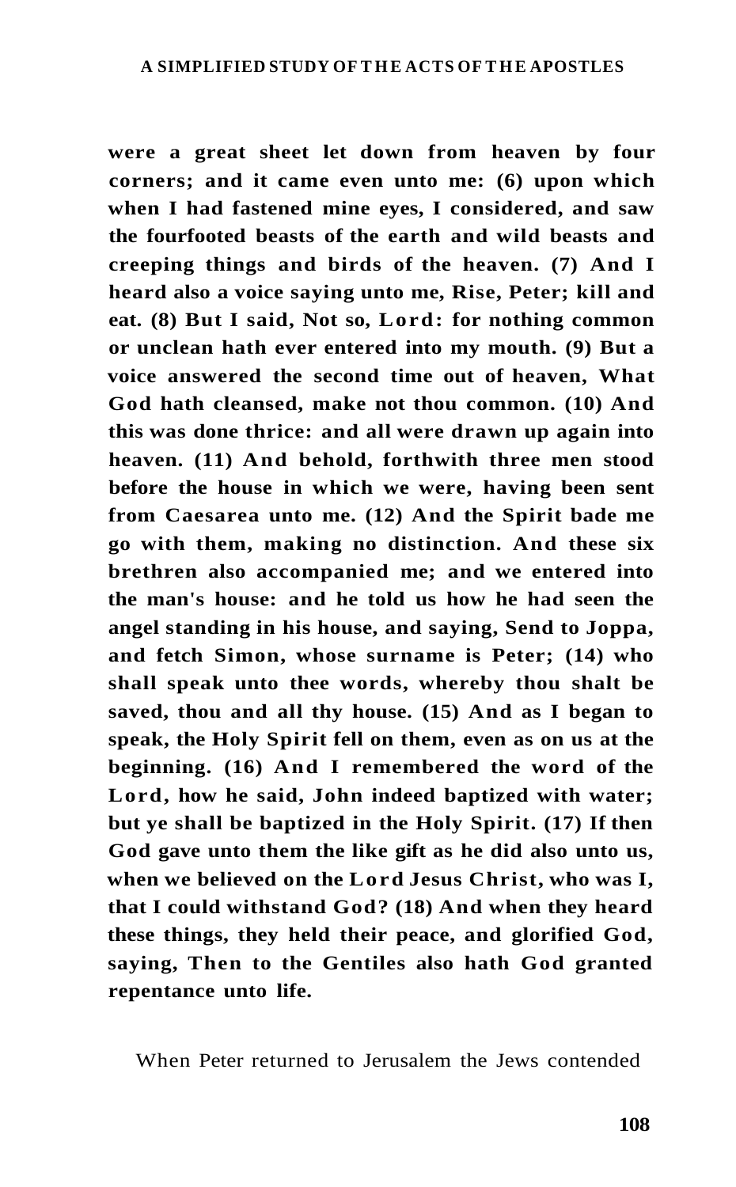**were a great sheet let down from heaven by four corners; and it came even unto me: (6) upon which when I had fastened mine eyes, I considered, and saw the fourfooted beasts of the earth and wild beasts and creeping things and birds of the heaven. (7) And I heard also a voice saying unto me, Rise, Peter; kill and eat. (8) But I said, Not so, Lord: for nothing common or unclean hath ever entered into my mouth. (9) But a voice answered the second time out of heaven, What God hath cleansed, make not thou common. (10) And this was done thrice: and all were drawn up again into heaven. (11) And behold, forthwith three men stood before the house in which we were, having been sent from Caesarea unto me. (12) And the Spirit bade me go with them, making no distinction. And these six brethren also accompanied me; and we entered into the man's house: and he told us how he had seen the angel standing in his house, and saying, Send to Joppa, and fetch Simon, whose surname is Peter; (14) who shall speak unto thee words, whereby thou shalt be saved, thou and all thy house. (15) And as I began to speak, the Holy Spirit fell on them, even as on us at the beginning. (16) And I remembered the word of the Lord, how he said, John indeed baptized with water; but ye shall be baptized in the Holy Spirit. (17) If then God gave unto them the like gift as he did also unto us, when we believed on the Lord Jesus Christ, who was I, that I could withstand God? (18) And when they heard these things, they held their peace, and glorified God, saying, Then to the Gentiles also hath God granted repentance unto life.**

When Peter returned to Jerusalem the Jews contended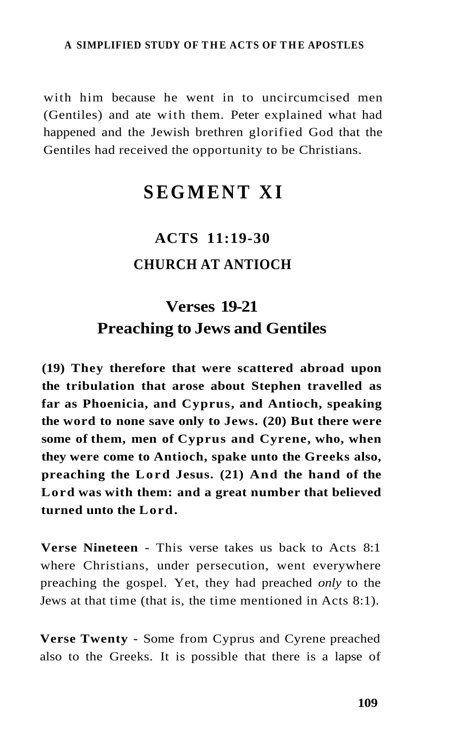with him because he went in to uncircumcised men (Gentiles) and ate with them. Peter explained what had happened and the Jewish brethren glorified God that the Gentiles had received the opportunity to be Christians.

# SEGMENT XI

## ACTS 11:19-30

## CHURCH AT ANTIOCH

### Verses 19-21
### Preaching to Jews and Gentiles

**(19) They therefore that were scattered abroad upon the tribulation that arose about Stephen travelled as far as Phoenicia, and Cyprus, and Antioch, speaking the word to none save only to Jews. (20) But there were some of them, men of Cyprus and Cyrene, who, when they were come to Antioch, spake unto the Greeks also, preaching the Lord Jesus. (21) And the hand of the Lord was with them: and a great number that believed turned unto the Lord.**

**Verse Nineteen** - This verse takes us back to Acts 8:1 where Christians, under persecution, went everywhere preaching the gospel. Yet, they had preached *only* to the Jews at that time (that is, the time mentioned in Acts 8:1).

**Verse Twenty** - Some from Cyprus and Cyrene preached also to the Greeks. It is possible that there is a lapse of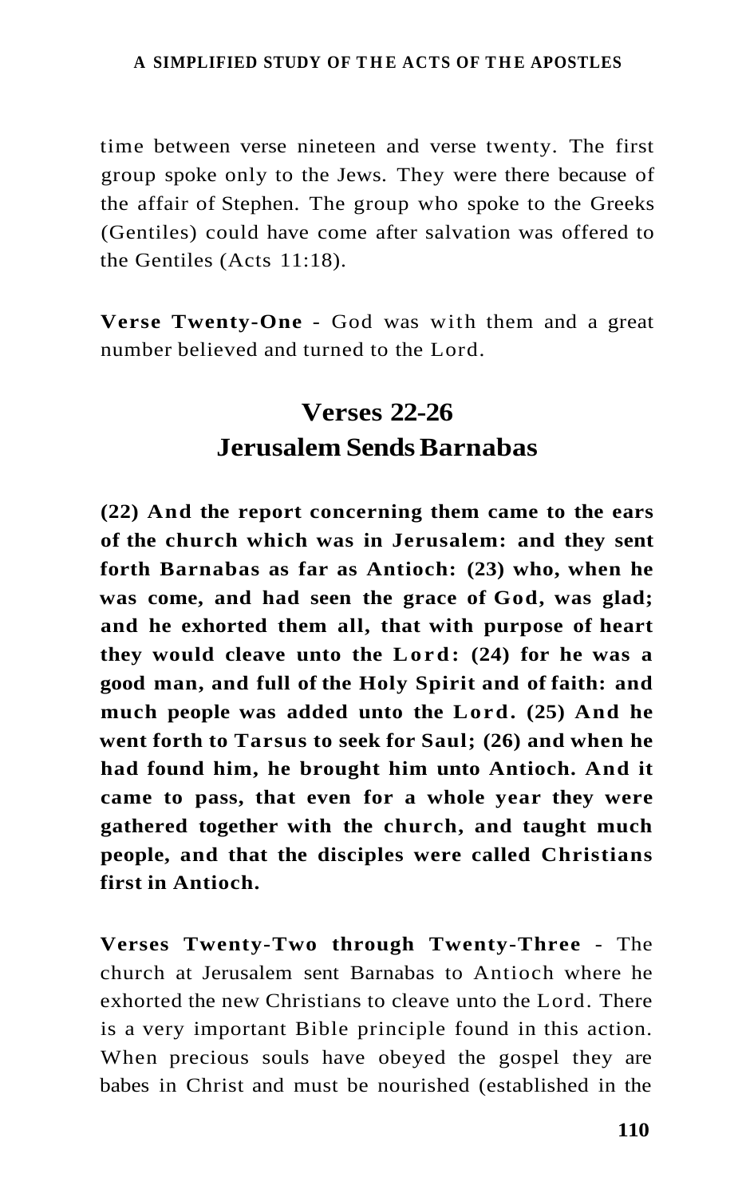time between verse nineteen and verse twenty. The first group spoke only to the Jews. They were there because of the affair of Stephen. The group who spoke to the Greeks (Gentiles) could have come after salvation was offered to the Gentiles (Acts 11:18).

**Verse Twenty-One** - God was with them and a great number believed and turned to the Lord.

## Verses 22-26
## Jerusalem Sends Barnabas

**(22) And the report concerning them came to the ears of the church which was in Jerusalem: and they sent forth Barnabas as far as Antioch: (23) who, when he was come, and had seen the grace of God, was glad; and he exhorted them all, that with purpose of heart they would cleave unto the Lord: (24) for he was a good man, and full of the Holy Spirit and of faith: and much people was added unto the Lord. (25) And he went forth to Tarsus to seek for Saul; (26) and when he had found him, he brought him unto Antioch. And it came to pass, that even for a whole year they were gathered together with the church, and taught much people, and that the disciples were called Christians first in Antioch.**

**Verses Twenty-Two through Twenty-Three** - The church at Jerusalem sent Barnabas to Antioch where he exhorted the new Christians to cleave unto the Lord. There is a very important Bible principle found in this action. When precious souls have obeyed the gospel they are babes in Christ and must be nourished (established in the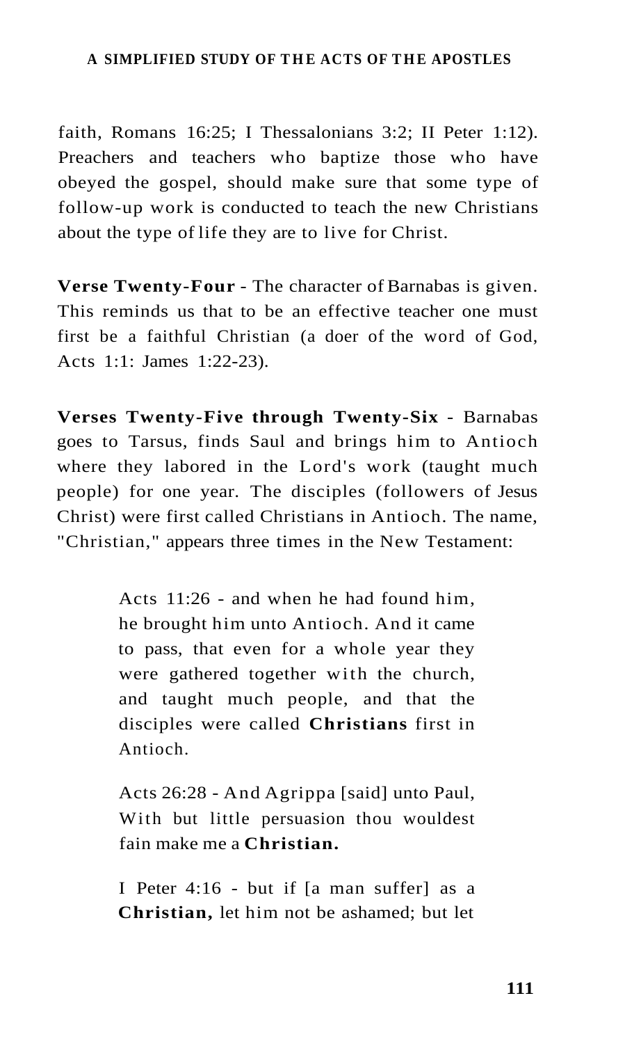faith, Romans 16:25; I Thessalonians 3:2; II Peter 1:12). Preachers and teachers who baptize those who have obeyed the gospel, should make sure that some type of follow-up work is conducted to teach the new Christians about the type of life they are to live for Christ.

**Verse Twenty-Four** - The character of Barnabas is given. This reminds us that to be an effective teacher one must first be a faithful Christian (a doer of the word of God, Acts 1:1: James 1:22-23).

**Verses Twenty-Five through Twenty-Six** - Barnabas goes to Tarsus, finds Saul and brings him to Antioch where they labored in the Lord's work (taught much people) for one year. The disciples (followers of Jesus Christ) were first called Christians in Antioch. The name, "Christian," appears three times in the New Testament:

> Acts 11:26 - and when he had found him, he brought him unto Antioch. And it came to pass, that even for a whole year they were gathered together with the church, and taught much people, and that the disciples were called **Christians** first in Antioch.
>
> Acts 26:28 - And Agrippa [said] unto Paul, With but little persuasion thou wouldest fain make me a **Christian.**
>
> I Peter 4:16 - but if [a man suffer] as a **Christian,** let him not be ashamed; but let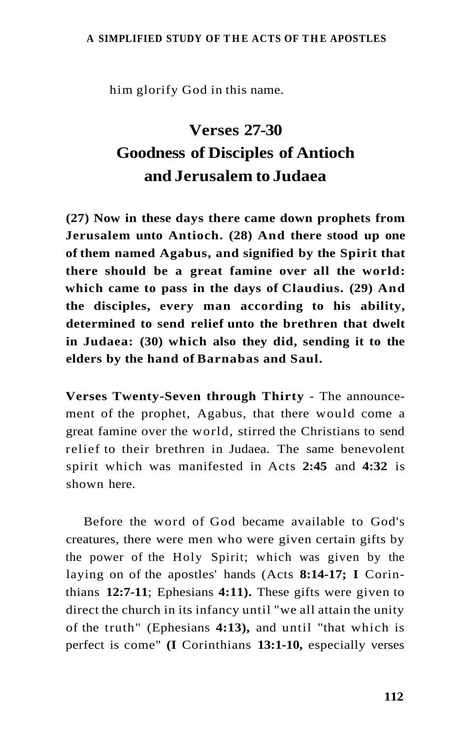him glorify God in this name.

## Verses 27-30
## Goodness of Disciples of Antioch and Jerusalem to Judaea

**(27) Now in these days there came down prophets from Jerusalem unto Antioch. (28) And there stood up one of them named Agabus, and signified by the Spirit that there should be a great famine over all the world: which came to pass in the days of Claudius. (29) And the disciples, every man according to his ability, determined to send relief unto the brethren that dwelt in Judaea: (30) which also they did, sending it to the elders by the hand of Barnabas and Saul.**

**Verses Twenty-Seven through Thirty** - The announcement of the prophet, Agabus, that there would come a great famine over the world, stirred the Christians to send relief to their brethren in Judaea. The same benevolent spirit which was manifested in Acts **2:45** and **4:32** is shown here.

Before the word of God became available to God's creatures, there were men who were given certain gifts by the power of the Holy Spirit; which was given by the laying on of the apostles' hands (Acts **8:14-17; I** Corinthians **12:7-11**; Ephesians **4:11).** These gifts were given to direct the church in its infancy until "we all attain the unity of the truth" (Ephesians **4:13),** and until "that which is perfect is come" **(I** Corinthians **13:1-10,** especially verses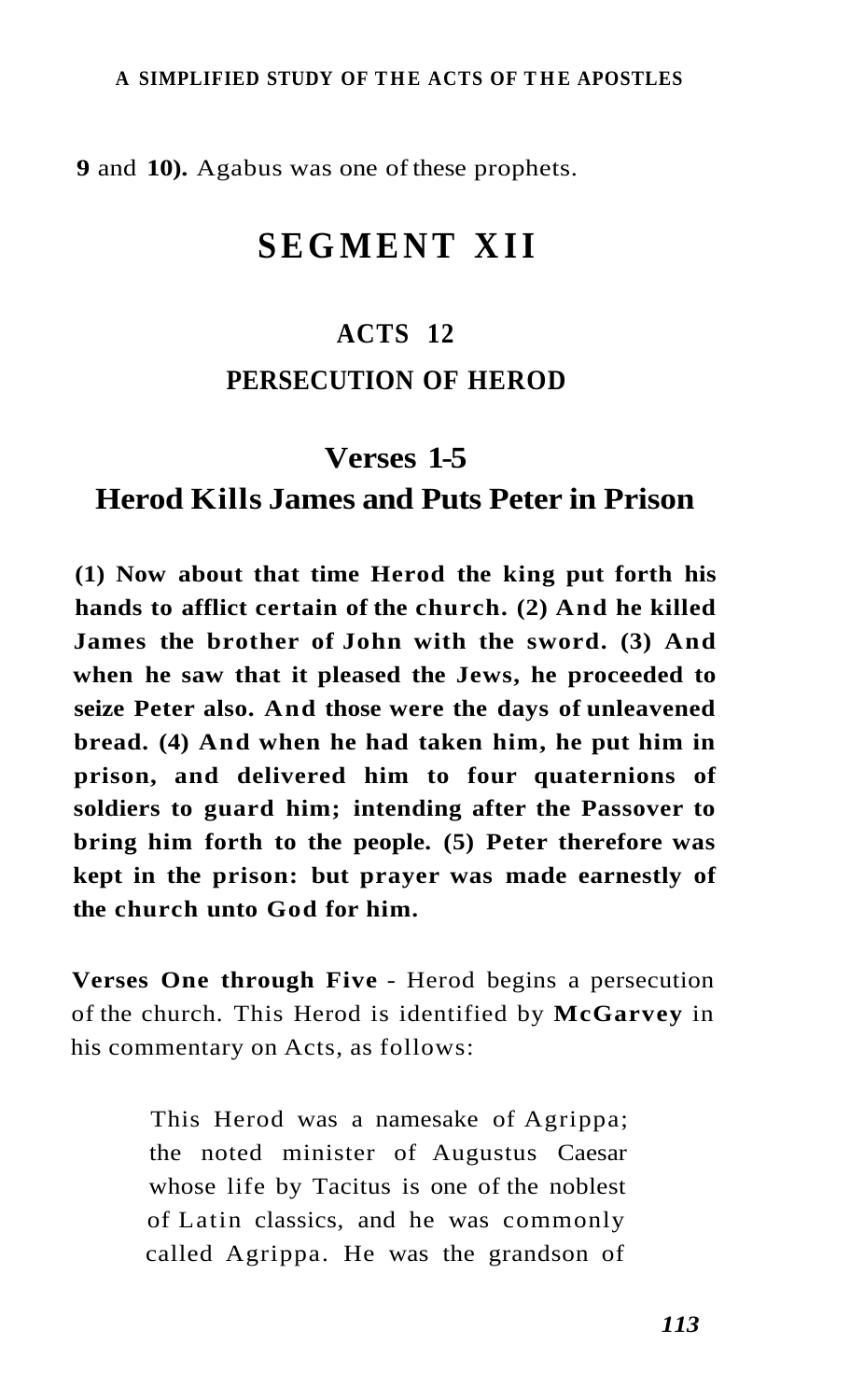**9** and **10).** Agabus was one of these prophets.

# SEGMENT XII

## ACTS 12

## PERSECUTION OF HEROD

### Verses 1-5

### Herod Kills James and Puts Peter in Prison

**(1) Now about that time Herod the king put forth his hands to afflict certain of the church. (2) And he killed James the brother of John with the sword. (3) And when he saw that it pleased the Jews, he proceeded to seize Peter also. And those were the days of unleavened bread. (4) And when he had taken him, he put him in prison, and delivered him to four quaternions of soldiers to guard him; intending after the Passover to bring him forth to the people. (5) Peter therefore was kept in the prison: but prayer was made earnestly of the church unto God for him.**

**Verses One through Five** - Herod begins a persecution of the church. This Herod is identified by **McGarvey** in his commentary on Acts, as follows:

> This Herod was a namesake of Agrippa; the noted minister of Augustus Caesar whose life by Tacitus is one of the noblest of Latin classics, and he was commonly called Agrippa. He was the grandson of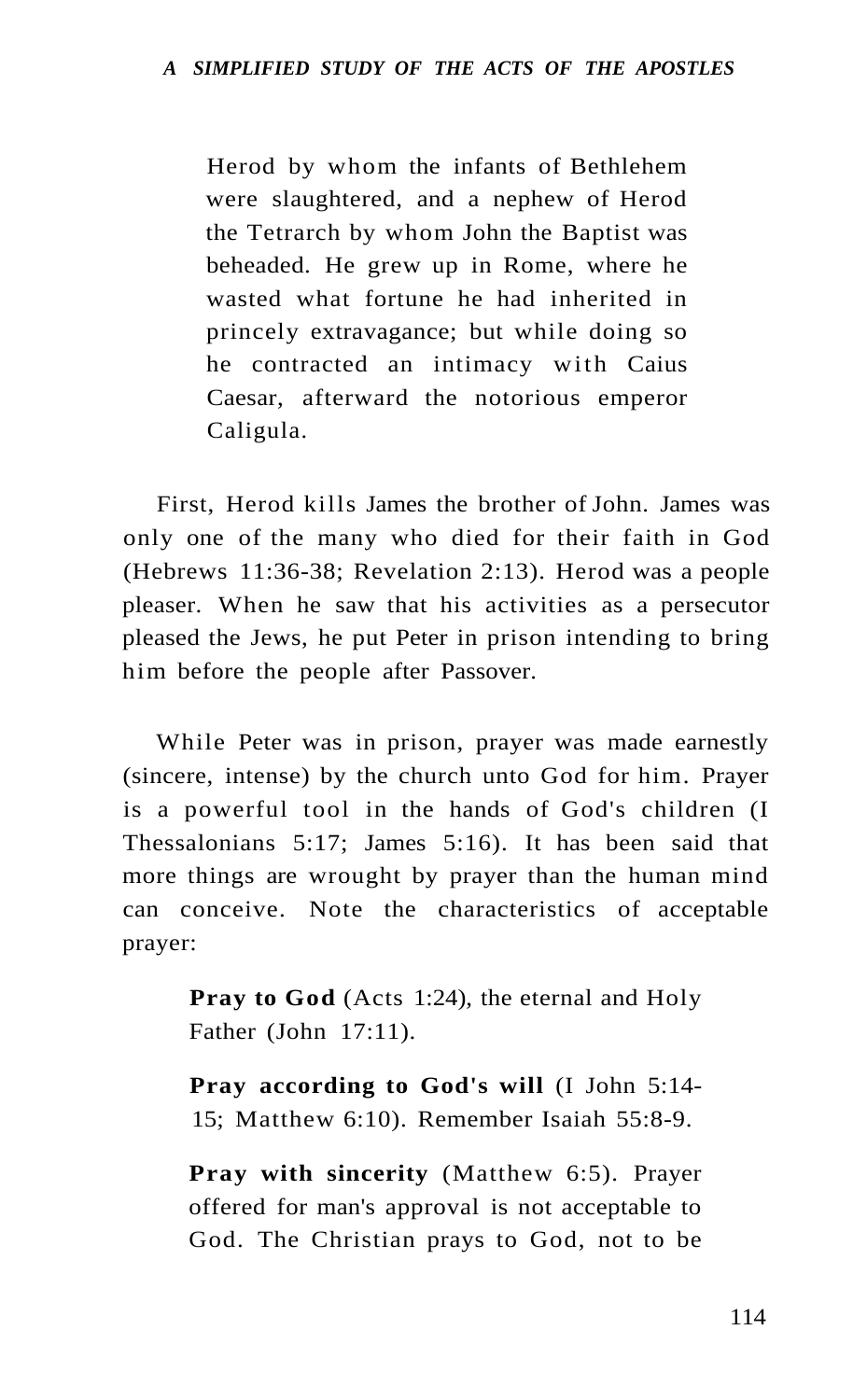> Herod by whom the infants of Bethlehem were slaughtered, and a nephew of Herod the Tetrarch by whom John the Baptist was beheaded. He grew up in Rome, where he wasted what fortune he had inherited in princely extravagance; but while doing so he contracted an intimacy with Caius Caesar, afterward the notorious emperor Caligula.

First, Herod kills James the brother of John. James was only one of the many who died for their faith in God (Hebrews 11:36-38; Revelation 2:13). Herod was a people pleaser. When he saw that his activities as a persecutor pleased the Jews, he put Peter in prison intending to bring him before the people after Passover.

While Peter was in prison, prayer was made earnestly (sincere, intense) by the church unto God for him. Prayer is a powerful tool in the hands of God's children (I Thessalonians 5:17; James 5:16). It has been said that more things are wrought by prayer than the human mind can conceive. Note the characteristics of acceptable prayer:

> **Pray to God** (Acts 1:24), the eternal and Holy Father (John 17:11).
>
> **Pray according to God's will** (I John 5:14-15; Matthew 6:10). Remember Isaiah 55:8-9.
>
> **Pray with sincerity** (Matthew 6:5). Prayer offered for man's approval is not acceptable to God. The Christian prays to God, not to be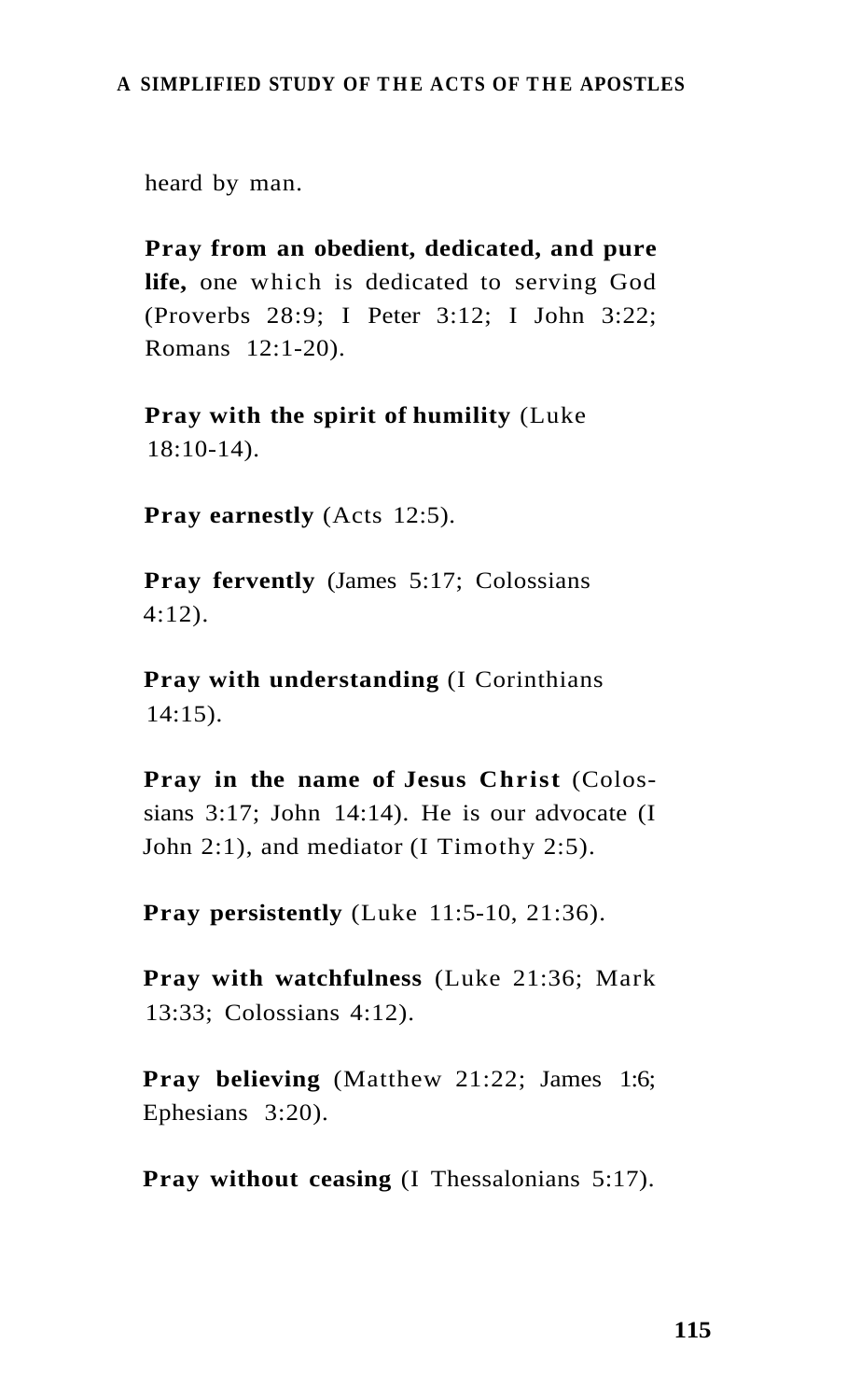heard by man.

**Pray from an obedient, dedicated, and pure life,** one which is dedicated to serving God (Proverbs 28:9; I Peter 3:12; I John 3:22; Romans 12:1-20).

**Pray with the spirit of humility** (Luke 18:10-14).

**Pray earnestly** (Acts 12:5).

**Pray fervently** (James 5:17; Colossians 4:12).

**Pray with understanding** (I Corinthians 14:15).

**Pray in the name of Jesus Christ** (Colossians 3:17; John 14:14). He is our advocate (I John 2:1), and mediator (I Timothy 2:5).

**Pray persistently** (Luke 11:5-10, 21:36).

**Pray with watchfulness** (Luke 21:36; Mark 13:33; Colossians 4:12).

**Pray believing** (Matthew 21:22; James 1:6; Ephesians 3:20).

**Pray without ceasing** (I Thessalonians 5:17).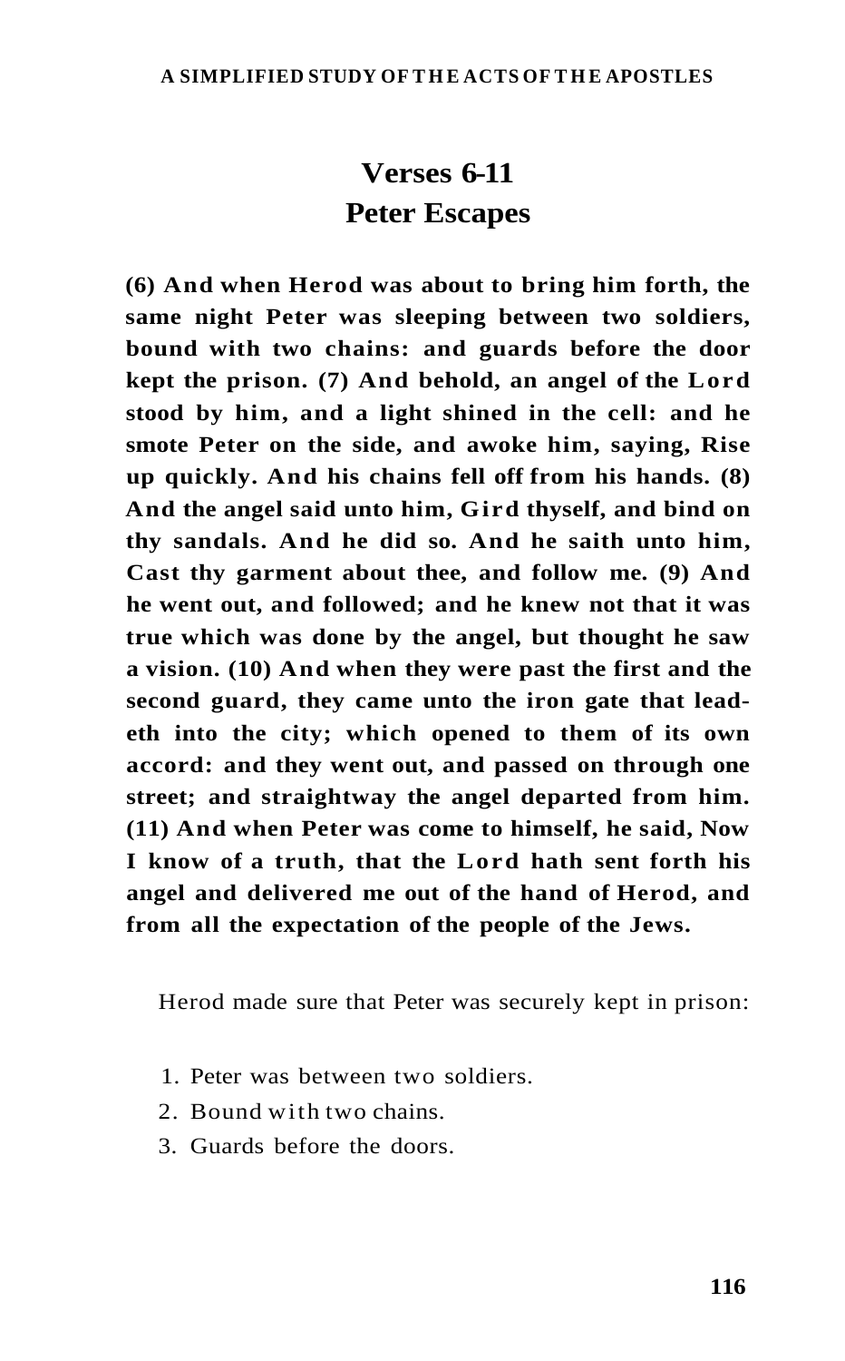## Verses 6-11
## Peter Escapes

**(6) And when Herod was about to bring him forth, the same night Peter was sleeping between two soldiers, bound with two chains: and guards before the door kept the prison. (7) And behold, an angel of the Lord stood by him, and a light shined in the cell: and he smote Peter on the side, and awoke him, saying, Rise up quickly. And his chains fell off from his hands. (8) And the angel said unto him, Gird thyself, and bind on thy sandals. And he did so. And he saith unto him, Cast thy garment about thee, and follow me. (9) And he went out, and followed; and he knew not that it was true which was done by the angel, but thought he saw a vision. (10) And when they were past the first and the second guard, they came unto the iron gate that leadeth into the city; which opened to them of its own accord: and they went out, and passed on through one street; and straightway the angel departed from him. (11) And when Peter was come to himself, he said, Now I know of a truth, that the Lord hath sent forth his angel and delivered me out of the hand of Herod, and from all the expectation of the people of the Jews.**

Herod made sure that Peter was securely kept in prison:

1. Peter was between two soldiers.
2. Bound with two chains.
3. Guards before the doors.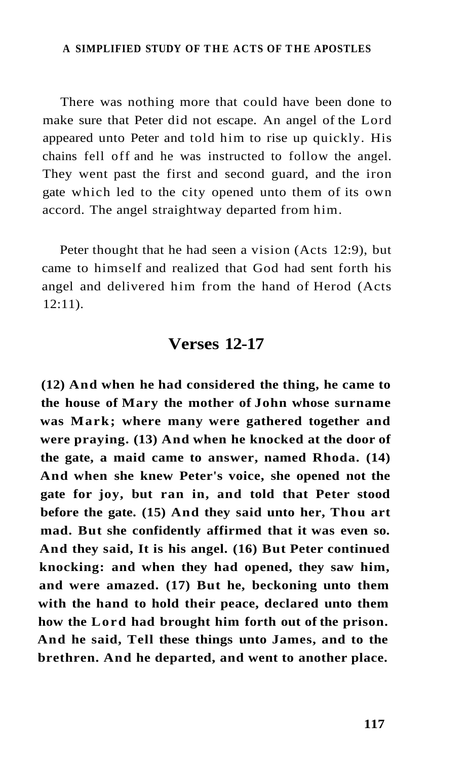There was nothing more that could have been done to make sure that Peter did not escape. An angel of the Lord appeared unto Peter and told him to rise up quickly. His chains fell off and he was instructed to follow the angel. They went past the first and second guard, and the iron gate which led to the city opened unto them of its own accord. The angel straightway departed from him.

Peter thought that he had seen a vision (Acts 12:9), but came to himself and realized that God had sent forth his angel and delivered him from the hand of Herod (Acts 12:11).

## Verses 12-17

**(12) And when he had considered the thing, he came to the house of Mary the mother of John whose surname was Mark; where many were gathered together and were praying. (13) And when he knocked at the door of the gate, a maid came to answer, named Rhoda. (14) And when she knew Peter's voice, she opened not the gate for joy, but ran in, and told that Peter stood before the gate. (15) And they said unto her, Thou art mad. But she confidently affirmed that it was even so. And they said, It is his angel. (16) But Peter continued knocking: and when they had opened, they saw him, and were amazed. (17) But he, beckoning unto them with the hand to hold their peace, declared unto them how the Lord had brought him forth out of the prison. And he said, Tell these things unto James, and to the brethren. And he departed, and went to another place.**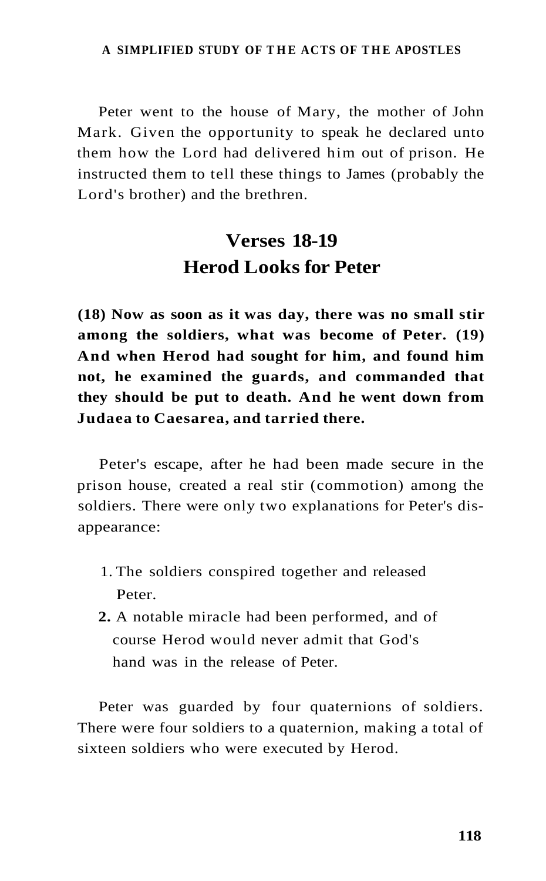Peter went to the house of Mary, the mother of John Mark. Given the opportunity to speak he declared unto them how the Lord had delivered him out of prison. He instructed them to tell these things to James (probably the Lord's brother) and the brethren.

## Verses 18-19
## Herod Looks for Peter

**(18) Now as soon as it was day, there was no small stir among the soldiers, what was become of Peter. (19) And when Herod had sought for him, and found him not, he examined the guards, and commanded that they should be put to death. And he went down from Judaea to Caesarea, and tarried there.**

Peter's escape, after he had been made secure in the prison house, created a real stir (commotion) among the soldiers. There were only two explanations for Peter's disappearance:

1. The soldiers conspired together and released Peter.
2. A notable miracle had been performed, and of course Herod would never admit that God's hand was in the release of Peter.

Peter was guarded by four quaternions of soldiers. There were four soldiers to a quaternion, making a total of sixteen soldiers who were executed by Herod.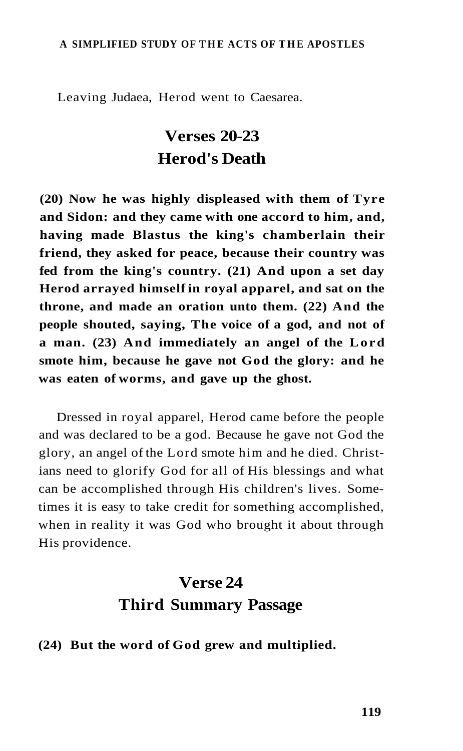Leaving Judaea, Herod went to Caesarea.

## Verses 20-23
## Herod's Death

**(20) Now he was highly displeased with them of Tyre and Sidon: and they came with one accord to him, and, having made Blastus the king's chamberlain their friend, they asked for peace, because their country was fed from the king's country. (21) And upon a set day Herod arrayed himself in royal apparel, and sat on the throne, and made an oration unto them. (22) And the people shouted, saying, The voice of a god, and not of a man. (23) And immediately an angel of the Lord smote him, because he gave not God the glory: and he was eaten of worms, and gave up the ghost.**

Dressed in royal apparel, Herod came before the people and was declared to be a god. Because he gave not God the glory, an angel of the Lord smote him and he died. Christians need to glorify God for all of His blessings and what can be accomplished through His children's lives. Sometimes it is easy to take credit for something accomplished, when in reality it was God who brought it about through His providence.

## Verse 24
## Third Summary Passage

**(24) But the word of God grew and multiplied.**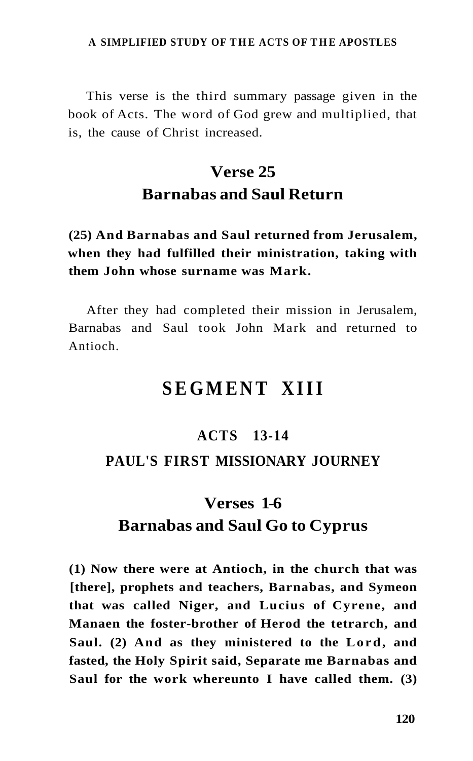This verse is the third summary passage given in the book of Acts. The word of God grew and multiplied, that is, the cause of Christ increased.

## Verse 25
## Barnabas and Saul Return

**(25) And Barnabas and Saul returned from Jerusalem, when they had fulfilled their ministration, taking with them John whose surname was Mark.**

After they had completed their mission in Jerusalem, Barnabas and Saul took John Mark and returned to Antioch.

# SEGMENT XIII

### ACTS 13-14

### PAUL'S FIRST MISSIONARY JOURNEY

## Verses 1-6
## Barnabas and Saul Go to Cyprus

**(1) Now there were at Antioch, in the church that was [there], prophets and teachers, Barnabas, and Symeon that was called Niger, and Lucius of Cyrene, and Manaen the foster-brother of Herod the tetrarch, and Saul. (2) And as they ministered to the Lord, and fasted, the Holy Spirit said, Separate me Barnabas and Saul for the work whereunto I have called them. (3)**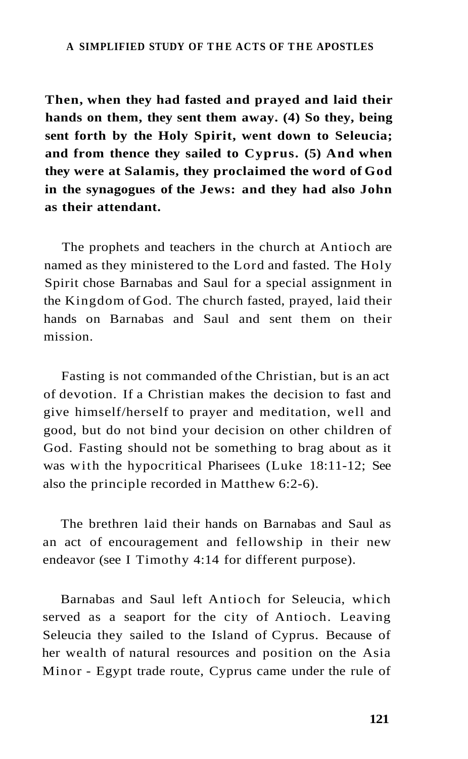**Then, when they had fasted and prayed and laid their hands on them, they sent them away. (4) So they, being sent forth by the Holy Spirit, went down to Seleucia; and from thence they sailed to Cyprus. (5) And when they were at Salamis, they proclaimed the word of God in the synagogues of the Jews: and they had also John as their attendant.**

The prophets and teachers in the church at Antioch are named as they ministered to the Lord and fasted. The Holy Spirit chose Barnabas and Saul for a special assignment in the Kingdom of God. The church fasted, prayed, laid their hands on Barnabas and Saul and sent them on their mission.

Fasting is not commanded of the Christian, but is an act of devotion. If a Christian makes the decision to fast and give himself/herself to prayer and meditation, well and good, but do not bind your decision on other children of God. Fasting should not be something to brag about as it was with the hypocritical Pharisees (Luke 18:11-12; See also the principle recorded in Matthew 6:2-6).

The brethren laid their hands on Barnabas and Saul as an act of encouragement and fellowship in their new endeavor (see I Timothy 4:14 for different purpose).

Barnabas and Saul left Antioch for Seleucia, which served as a seaport for the city of Antioch. Leaving Seleucia they sailed to the Island of Cyprus. Because of her wealth of natural resources and position on the Asia Minor - Egypt trade route, Cyprus came under the rule of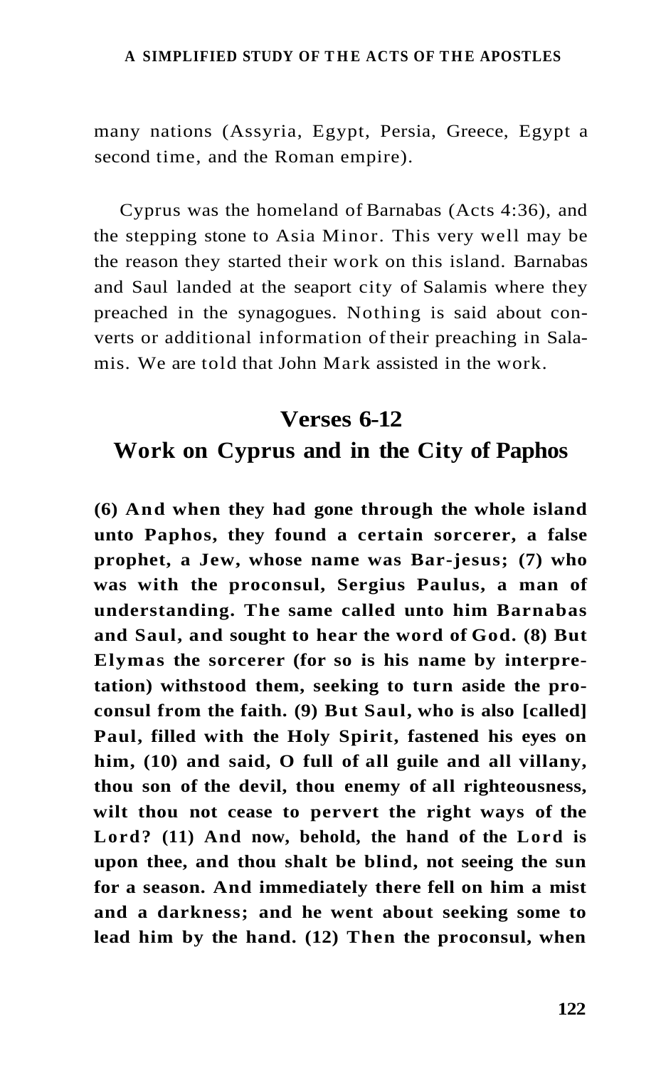many nations (Assyria, Egypt, Persia, Greece, Egypt a second time, and the Roman empire).

Cyprus was the homeland of Barnabas (Acts 4:36), and the stepping stone to Asia Minor. This very well may be the reason they started their work on this island. Barnabas and Saul landed at the seaport city of Salamis where they preached in the synagogues. Nothing is said about converts or additional information of their preaching in Salamis. We are told that John Mark assisted in the work.

## Verses 6-12

## Work on Cyprus and in the City of Paphos

**(6) And when they had gone through the whole island unto Paphos, they found a certain sorcerer, a false prophet, a Jew, whose name was Bar-jesus; (7) who was with the proconsul, Sergius Paulus, a man of understanding. The same called unto him Barnabas and Saul, and sought to hear the word of God. (8) But Elymas the sorcerer (for so is his name by interpretation) withstood them, seeking to turn aside the proconsul from the faith. (9) But Saul, who is also [called] Paul, filled with the Holy Spirit, fastened his eyes on him, (10) and said, O full of all guile and all villany, thou son of the devil, thou enemy of all righteousness, wilt thou not cease to pervert the right ways of the Lord? (11) And now, behold, the hand of the Lord is upon thee, and thou shalt be blind, not seeing the sun for a season. And immediately there fell on him a mist and a darkness; and he went about seeking some to lead him by the hand. (12) Then the proconsul, when**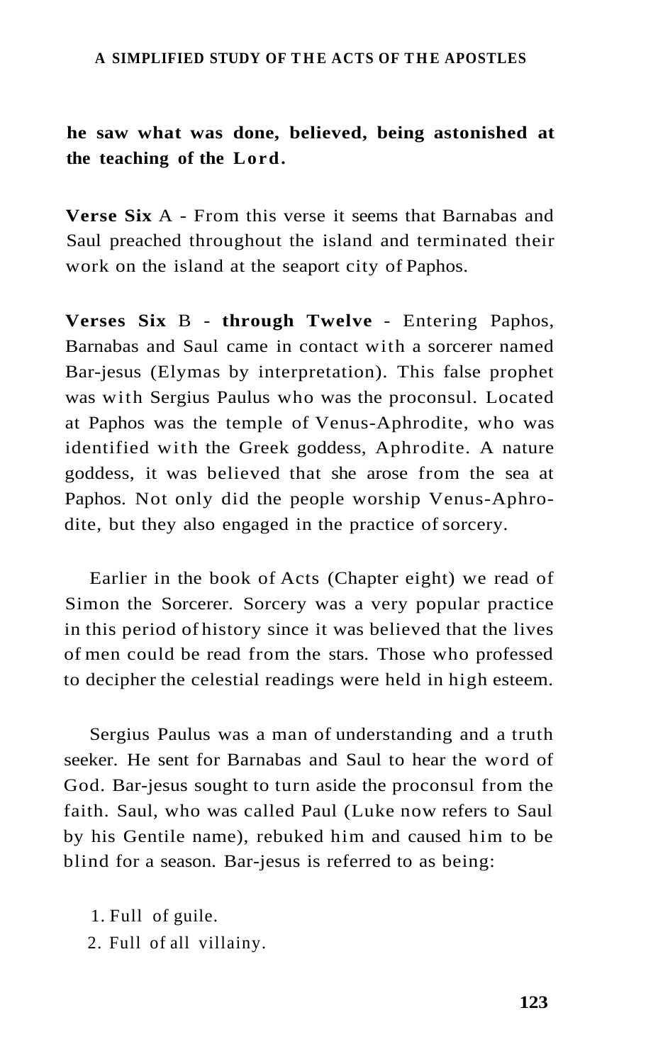**he saw what was done, believed, being astonished at the teaching of the Lord.**

**Verse Six** A - From this verse it seems that Barnabas and Saul preached throughout the island and terminated their work on the island at the seaport city of Paphos.

**Verses Six** B - **through Twelve** - Entering Paphos, Barnabas and Saul came in contact with a sorcerer named Bar-jesus (Elymas by interpretation). This false prophet was with Sergius Paulus who was the proconsul. Located at Paphos was the temple of Venus-Aphrodite, who was identified with the Greek goddess, Aphrodite. A nature goddess, it was believed that she arose from the sea at Paphos. Not only did the people worship Venus-Aphrodite, but they also engaged in the practice of sorcery.

Earlier in the book of Acts (Chapter eight) we read of Simon the Sorcerer. Sorcery was a very popular practice in this period of history since it was believed that the lives of men could be read from the stars. Those who professed to decipher the celestial readings were held in high esteem.

Sergius Paulus was a man of understanding and a truth seeker. He sent for Barnabas and Saul to hear the word of God. Bar-jesus sought to turn aside the proconsul from the faith. Saul, who was called Paul (Luke now refers to Saul by his Gentile name), rebuked him and caused him to be blind for a season. Bar-jesus is referred to as being:

1. Full of guile.
2. Full of all villainy.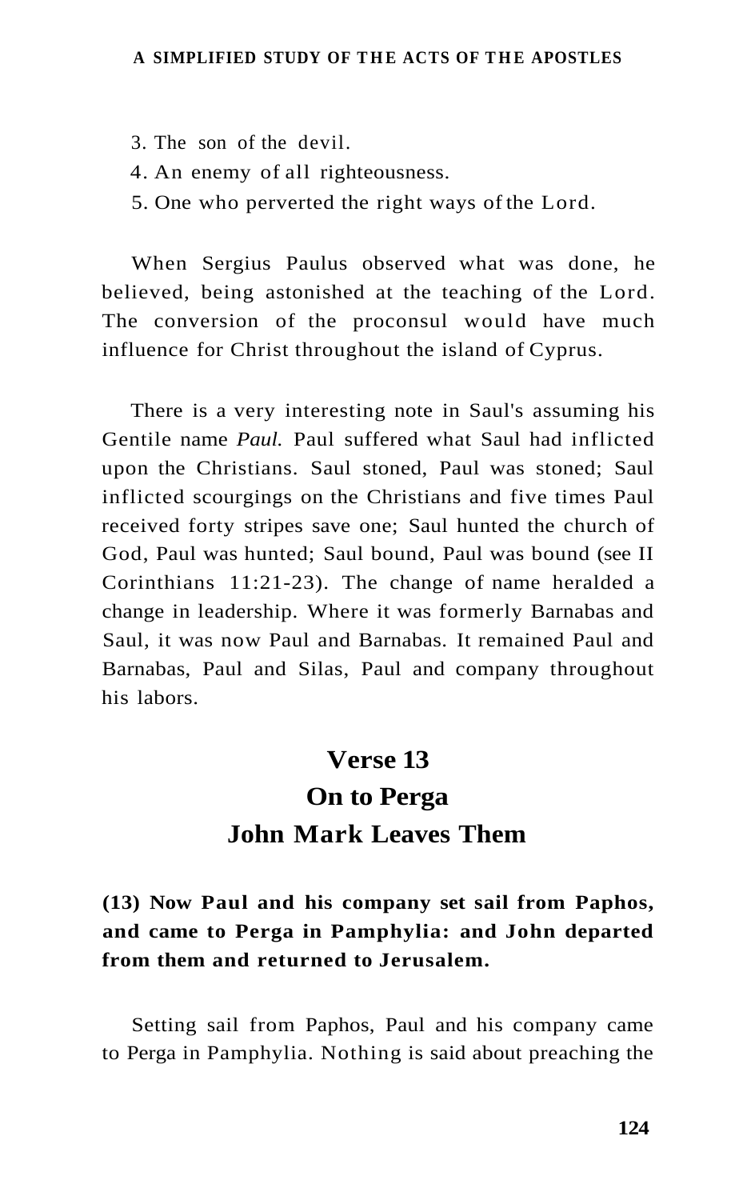3. The son of the devil.
4. An enemy of all righteousness.
5. One who perverted the right ways of the Lord.

When Sergius Paulus observed what was done, he believed, being astonished at the teaching of the Lord. The conversion of the proconsul would have much influence for Christ throughout the island of Cyprus.

There is a very interesting note in Saul's assuming his Gentile name *Paul.* Paul suffered what Saul had inflicted upon the Christians. Saul stoned, Paul was stoned; Saul inflicted scourgings on the Christians and five times Paul received forty stripes save one; Saul hunted the church of God, Paul was hunted; Saul bound, Paul was bound (see II Corinthians 11:21-23). The change of name heralded a change in leadership. Where it was formerly Barnabas and Saul, it was now Paul and Barnabas. It remained Paul and Barnabas, Paul and Silas, Paul and company throughout his labors.

## Verse 13
## On to Perga
## John Mark Leaves Them

**(13) Now Paul and his company set sail from Paphos, and came to Perga in Pamphylia: and John departed from them and returned to Jerusalem.**

Setting sail from Paphos, Paul and his company came to Perga in Pamphylia. Nothing is said about preaching the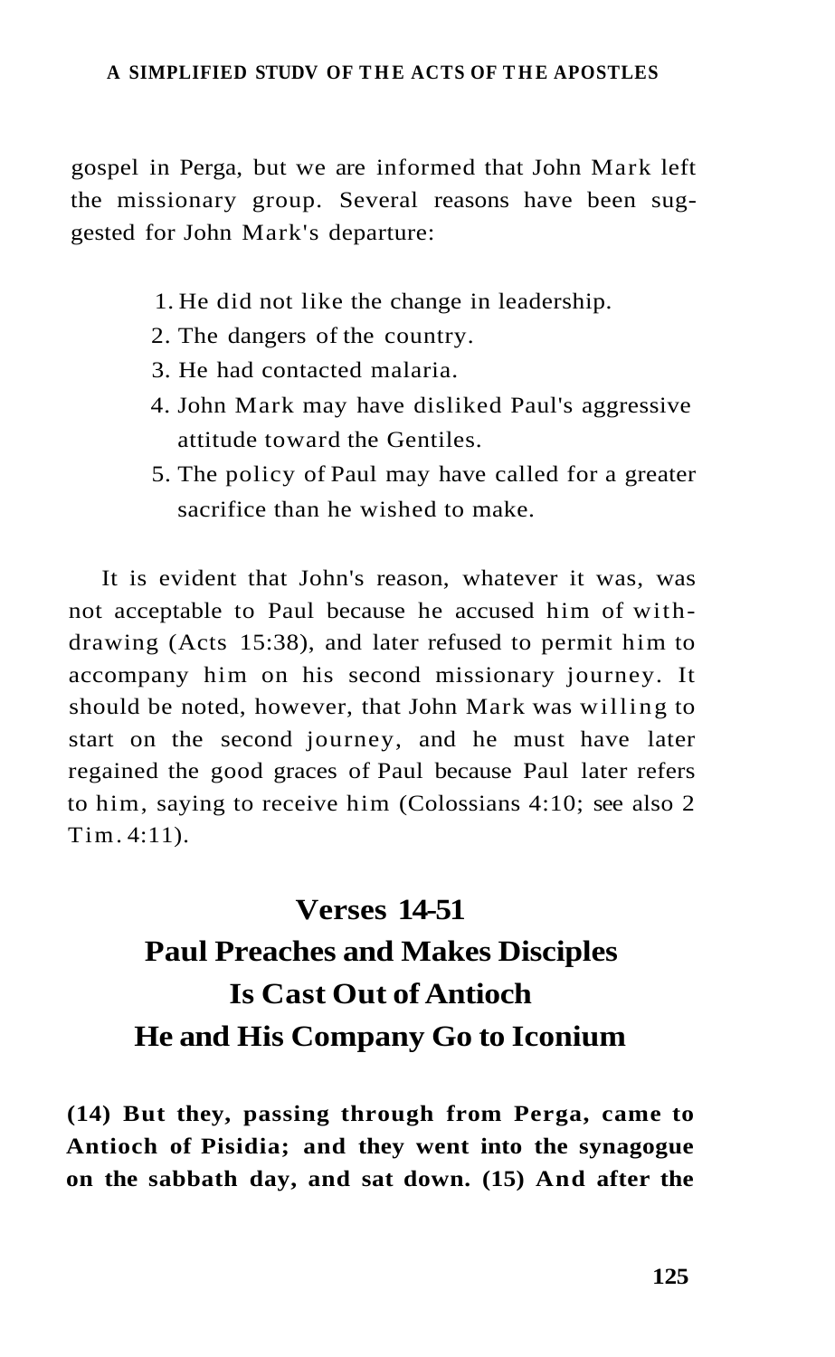gospel in Perga, but we are informed that John Mark left the missionary group. Several reasons have been suggested for John Mark's departure:

1. He did not like the change in leadership.
2. The dangers of the country.
3. He had contacted malaria.
4. John Mark may have disliked Paul's aggressive attitude toward the Gentiles.
5. The policy of Paul may have called for a greater sacrifice than he wished to make.

It is evident that John's reason, whatever it was, was not acceptable to Paul because he accused him of withdrawing (Acts 15:38), and later refused to permit him to accompany him on his second missionary journey. It should be noted, however, that John Mark was willing to start on the second journey, and he must have later regained the good graces of Paul because Paul later refers to him, saying to receive him (Colossians 4:10; see also 2 Tim. 4:11).

## Verses 14-51
## Paul Preaches and Makes Disciples
## Is Cast Out of Antioch
## He and His Company Go to Iconium

**(14) But they, passing through from Perga, came to Antioch of Pisidia; and they went into the synagogue on the sabbath day, and sat down. (15) And after the**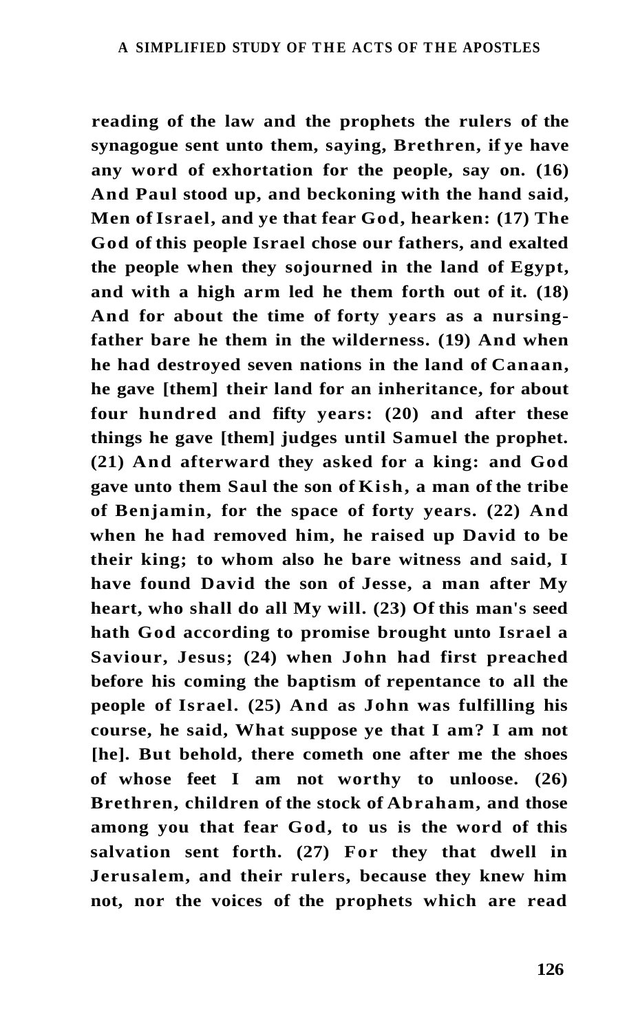**reading of the law and the prophets the rulers of the synagogue sent unto them, saying, Brethren, if ye have any word of exhortation for the people, say on. (16) And Paul stood up, and beckoning with the hand said, Men of Israel, and ye that fear God, hearken: (17) The God of this people Israel chose our fathers, and exalted the people when they sojourned in the land of Egypt, and with a high arm led he them forth out of it. (18) And for about the time of forty years as a nursing-father bare he them in the wilderness. (19) And when he had destroyed seven nations in the land of Canaan, he gave [them] their land for an inheritance, for about four hundred and fifty years: (20) and after these things he gave [them] judges until Samuel the prophet. (21) And afterward they asked for a king: and God gave unto them Saul the son of Kish, a man of the tribe of Benjamin, for the space of forty years. (22) And when he had removed him, he raised up David to be their king; to whom also he bare witness and said, I have found David the son of Jesse, a man after My heart, who shall do all My will. (23) Of this man's seed hath God according to promise brought unto Israel a Saviour, Jesus; (24) when John had first preached before his coming the baptism of repentance to all the people of Israel. (25) And as John was fulfilling his course, he said, What suppose ye that I am? I am not [he]. But behold, there cometh one after me the shoes of whose feet I am not worthy to unloose. (26) Brethren, children of the stock of Abraham, and those among you that fear God, to us is the word of this salvation sent forth. (27) For they that dwell in Jerusalem, and their rulers, because they knew him not, nor the voices of the prophets which are read**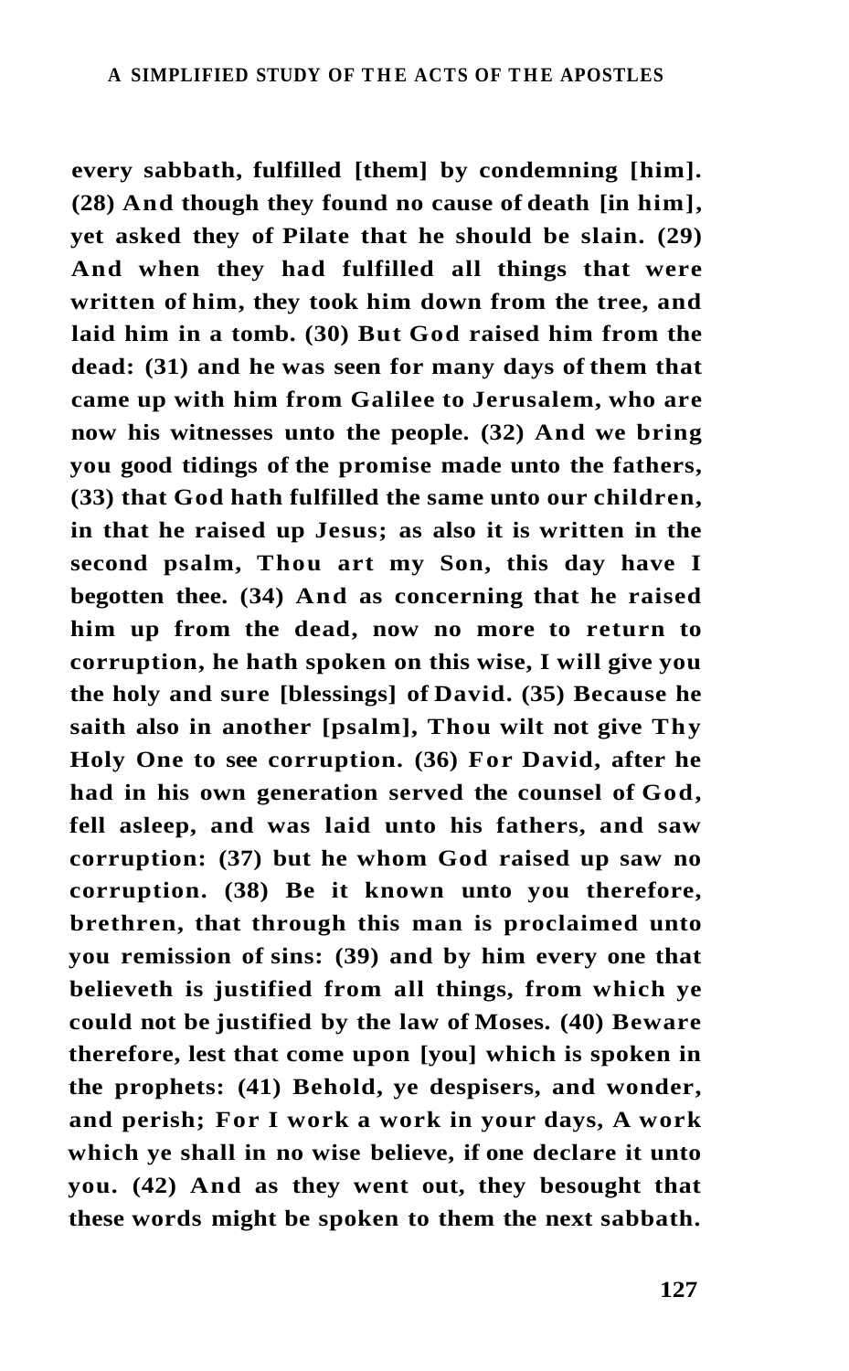**every sabbath, fulfilled [them] by condemning [him]. (28) And though they found no cause of death [in him], yet asked they of Pilate that he should be slain. (29) And when they had fulfilled all things that were written of him, they took him down from the tree, and laid him in a tomb. (30) But God raised him from the dead: (31) and he was seen for many days of them that came up with him from Galilee to Jerusalem, who are now his witnesses unto the people. (32) And we bring you good tidings of the promise made unto the fathers, (33) that God hath fulfilled the same unto our children, in that he raised up Jesus; as also it is written in the second psalm, Thou art my Son, this day have I begotten thee. (34) And as concerning that he raised him up from the dead, now no more to return to corruption, he hath spoken on this wise, I will give you the holy and sure [blessings] of David. (35) Because he saith also in another [psalm], Thou wilt not give Thy Holy One to see corruption. (36) For David, after he had in his own generation served the counsel of God, fell asleep, and was laid unto his fathers, and saw corruption: (37) but he whom God raised up saw no corruption. (38) Be it known unto you therefore, brethren, that through this man is proclaimed unto you remission of sins: (39) and by him every one that believeth is justified from all things, from which ye could not be justified by the law of Moses. (40) Beware therefore, lest that come upon [you] which is spoken in the prophets: (41) Behold, ye despisers, and wonder, and perish; For I work a work in your days, A work which ye shall in no wise believe, if one declare it unto you. (42) And as they went out, they besought that these words might be spoken to them the next sabbath.**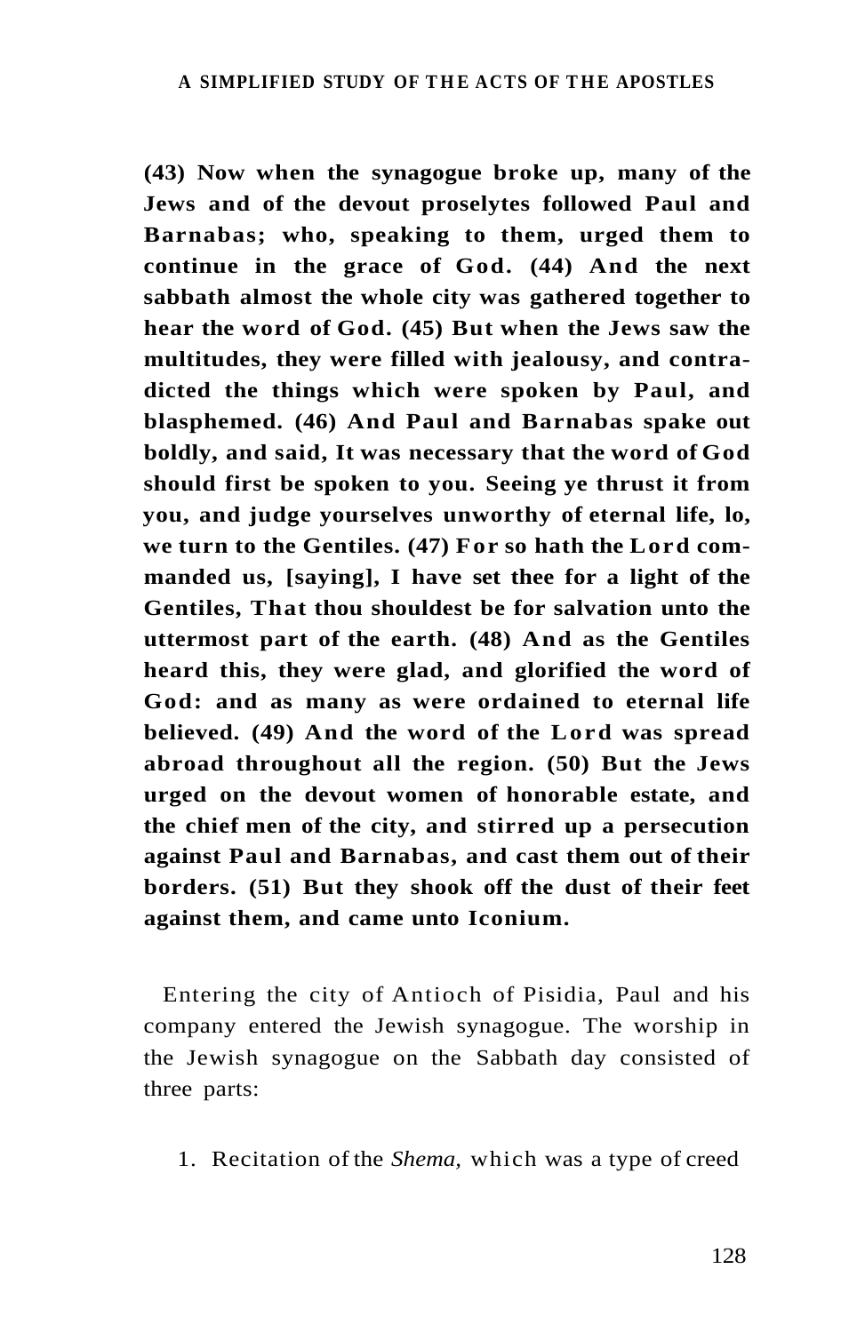**(43) Now when the synagogue broke up, many of the Jews and of the devout proselytes followed Paul and Barnabas; who, speaking to them, urged them to continue in the grace of God. (44) And the next sabbath almost the whole city was gathered together to hear the word of God. (45) But when the Jews saw the multitudes, they were filled with jealousy, and contradicted the things which were spoken by Paul, and blasphemed. (46) And Paul and Barnabas spake out boldly, and said, It was necessary that the word of God should first be spoken to you. Seeing ye thrust it from you, and judge yourselves unworthy of eternal life, lo, we turn to the Gentiles. (47) For so hath the Lord commanded us, [saying], I have set thee for a light of the Gentiles, That thou shouldest be for salvation unto the uttermost part of the earth. (48) And as the Gentiles heard this, they were glad, and glorified the word of God: and as many as were ordained to eternal life believed. (49) And the word of the Lord was spread abroad throughout all the region. (50) But the Jews urged on the devout women of honorable estate, and the chief men of the city, and stirred up a persecution against Paul and Barnabas, and cast them out of their borders. (51) But they shook off the dust of their feet against them, and came unto Iconium.**

Entering the city of Antioch of Pisidia, Paul and his company entered the Jewish synagogue. The worship in the Jewish synagogue on the Sabbath day consisted of three parts:

1. Recitation of the *Shema,* which was a type of creed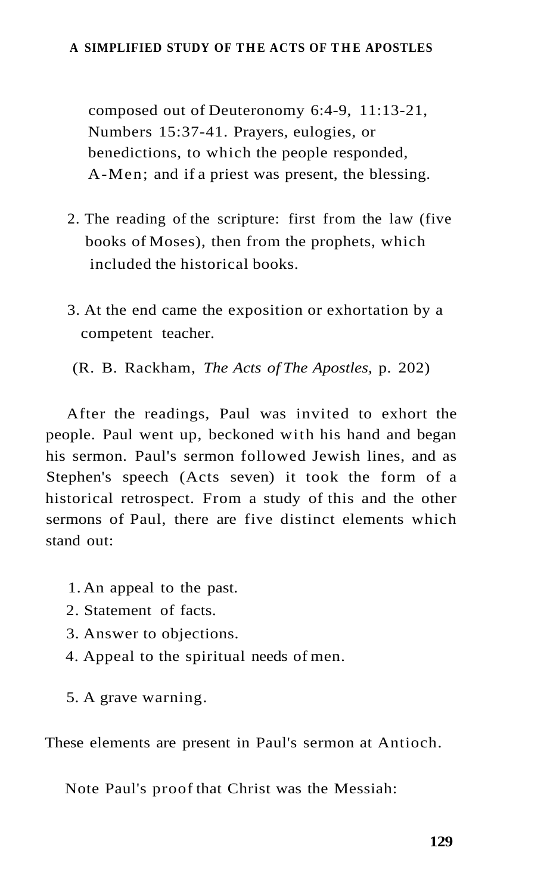composed out of Deuteronomy 6:4-9, 11:13-21, Numbers 15:37-41. Prayers, eulogies, or benedictions, to which the people responded, A-Men; and if a priest was present, the blessing.

2. The reading of the scripture: first from the law (five books of Moses), then from the prophets, which included the historical books.

3. At the end came the exposition or exhortation by a competent teacher.

(R. B. Rackham, *The Acts of The Apostles,* p. 202)

After the readings, Paul was invited to exhort the people. Paul went up, beckoned with his hand and began his sermon. Paul's sermon followed Jewish lines, and as Stephen's speech (Acts seven) it took the form of a historical retrospect. From a study of this and the other sermons of Paul, there are five distinct elements which stand out:

1. An appeal to the past.
2. Statement of facts.
3. Answer to objections.
4. Appeal to the spiritual needs of men.
5. A grave warning.

These elements are present in Paul's sermon at Antioch.

Note Paul's proof that Christ was the Messiah: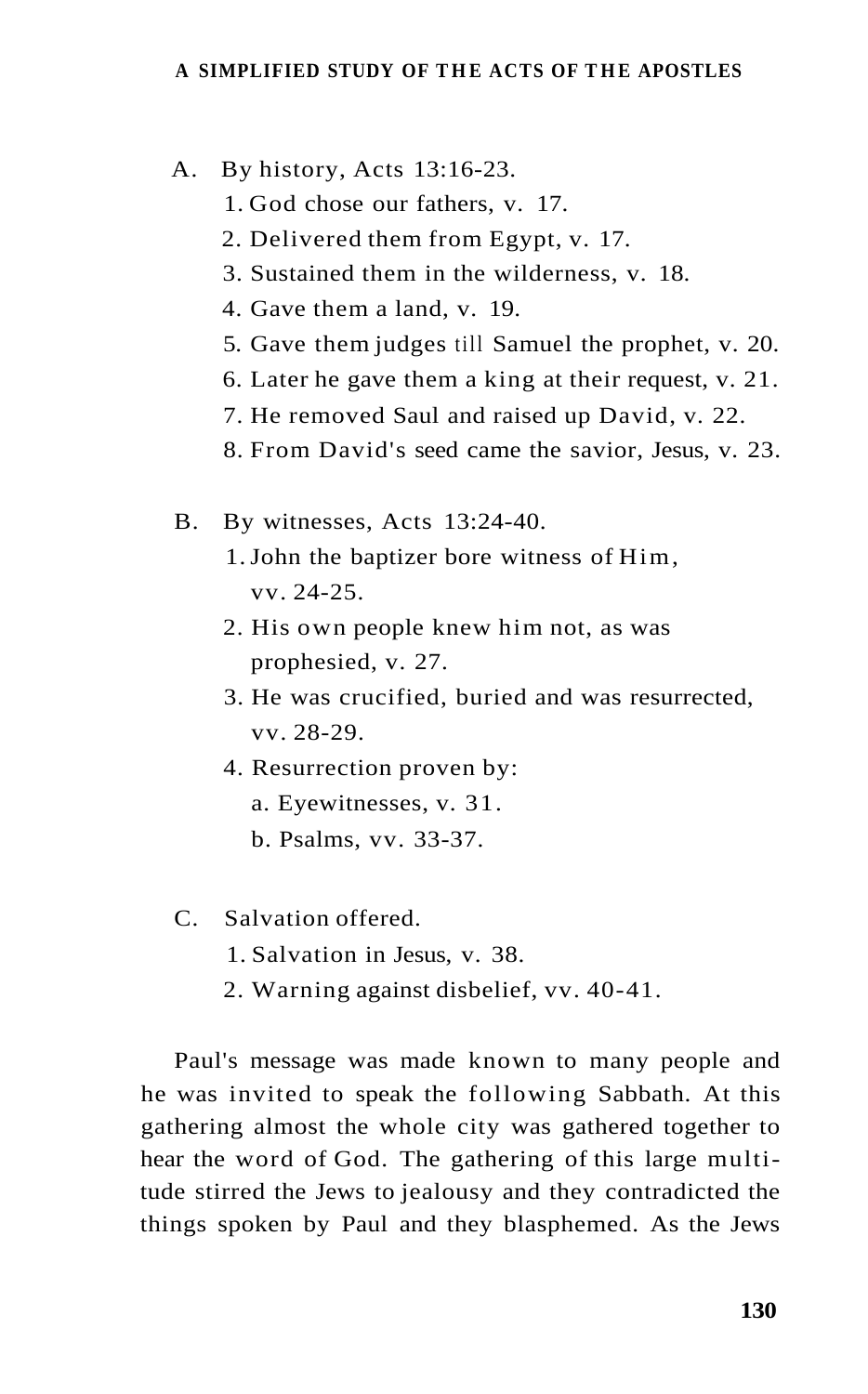A. By history, Acts 13:16-23.

1. God chose our fathers, v. 17.
2. Delivered them from Egypt, v. 17.
3. Sustained them in the wilderness, v. 18.
4. Gave them a land, v. 19.
5. Gave them judges till Samuel the prophet, v. 20.
6. Later he gave them a king at their request, v. 21.
7. He removed Saul and raised up David, v. 22.
8. From David's seed came the savior, Jesus, v. 23.

B. By witnesses, Acts 13:24-40.

1. John the baptizer bore witness of Him, vv. 24-25.
2. His own people knew him not, as was prophesied, v. 27.
3. He was crucified, buried and was resurrected, vv. 28-29.
4. Resurrection proven by:
   a. Eyewitnesses, v. 31.
   b. Psalms, vv. 33-37.

C. Salvation offered.

1. Salvation in Jesus, v. 38.
2. Warning against disbelief, vv. 40-41.

Paul's message was made known to many people and he was invited to speak the following Sabbath. At this gathering almost the whole city was gathered together to hear the word of God. The gathering of this large multitude stirred the Jews to jealousy and they contradicted the things spoken by Paul and they blasphemed. As the Jews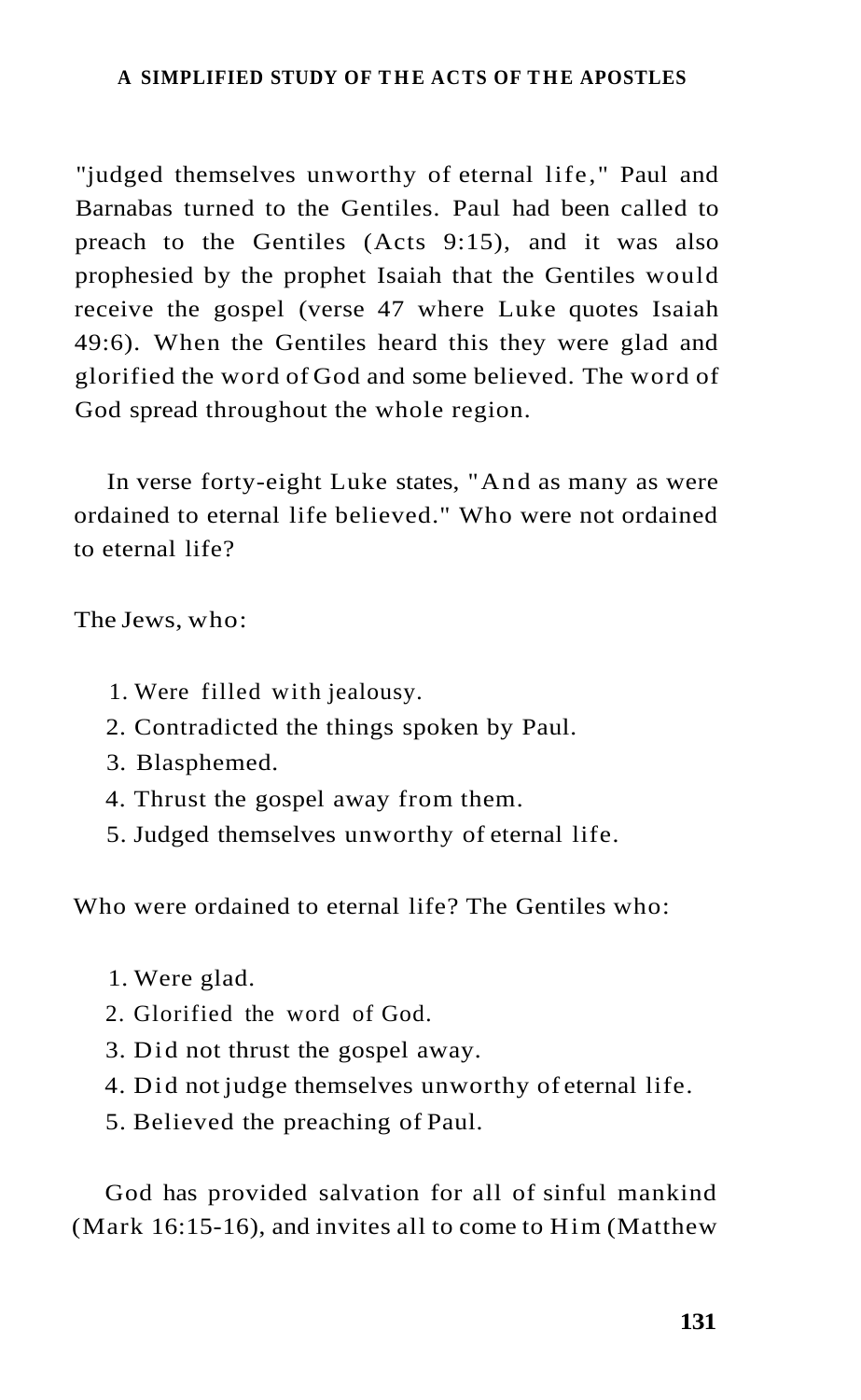"judged themselves unworthy of eternal life," Paul and Barnabas turned to the Gentiles. Paul had been called to preach to the Gentiles (Acts 9:15), and it was also prophesied by the prophet Isaiah that the Gentiles would receive the gospel (verse 47 where Luke quotes Isaiah 49:6). When the Gentiles heard this they were glad and glorified the word of God and some believed. The word of God spread throughout the whole region.

In verse forty-eight Luke states, "And as many as were ordained to eternal life believed." Who were not ordained to eternal life?

The Jews, who:

1. Were filled with jealousy.
2. Contradicted the things spoken by Paul.
3. Blasphemed.
4. Thrust the gospel away from them.
5. Judged themselves unworthy of eternal life.

Who were ordained to eternal life? The Gentiles who:

1. Were glad.
2. Glorified the word of God.
3. Did not thrust the gospel away.
4. Did not judge themselves unworthy of eternal life.
5. Believed the preaching of Paul.

God has provided salvation for all of sinful mankind (Mark 16:15-16), and invites all to come to Him (Matthew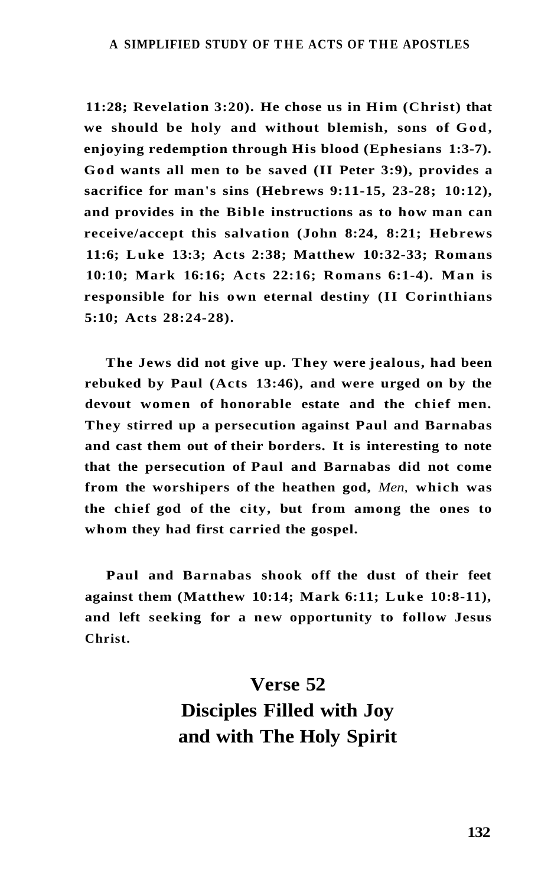11:28; Revelation 3:20). He chose us in Him (Christ) that we should be holy and without blemish, sons of God, enjoying redemption through His blood (Ephesians 1:3-7). God wants all men to be saved (II Peter 3:9), provides a sacrifice for man's sins (Hebrews 9:11-15, 23-28; 10:12), and provides in the Bible instructions as to how man can receive/accept this salvation (John 8:24, 8:21; Hebrews 11:6; Luke 13:3; Acts 2:38; Matthew 10:32-33; Romans 10:10; Mark 16:16; Acts 22:16; Romans 6:1-4). Man is responsible for his own eternal destiny (II Corinthians 5:10; Acts 28:24-28).

The Jews did not give up. They were jealous, had been rebuked by Paul (Acts 13:46), and were urged on by the devout women of honorable estate and the chief men. They stirred up a persecution against Paul and Barnabas and cast them out of their borders. It is interesting to note that the persecution of Paul and Barnabas did not come from the worshipers of the heathen god, *Men,* which was the chief god of the city, but from among the ones to whom they had first carried the gospel.

Paul and Barnabas shook off the dust of their feet against them (Matthew 10:14; Mark 6:11; Luke 10:8-11), and left seeking for a new opportunity to follow Jesus Christ.

## Verse 52
## Disciples Filled with Joy and with The Holy Spirit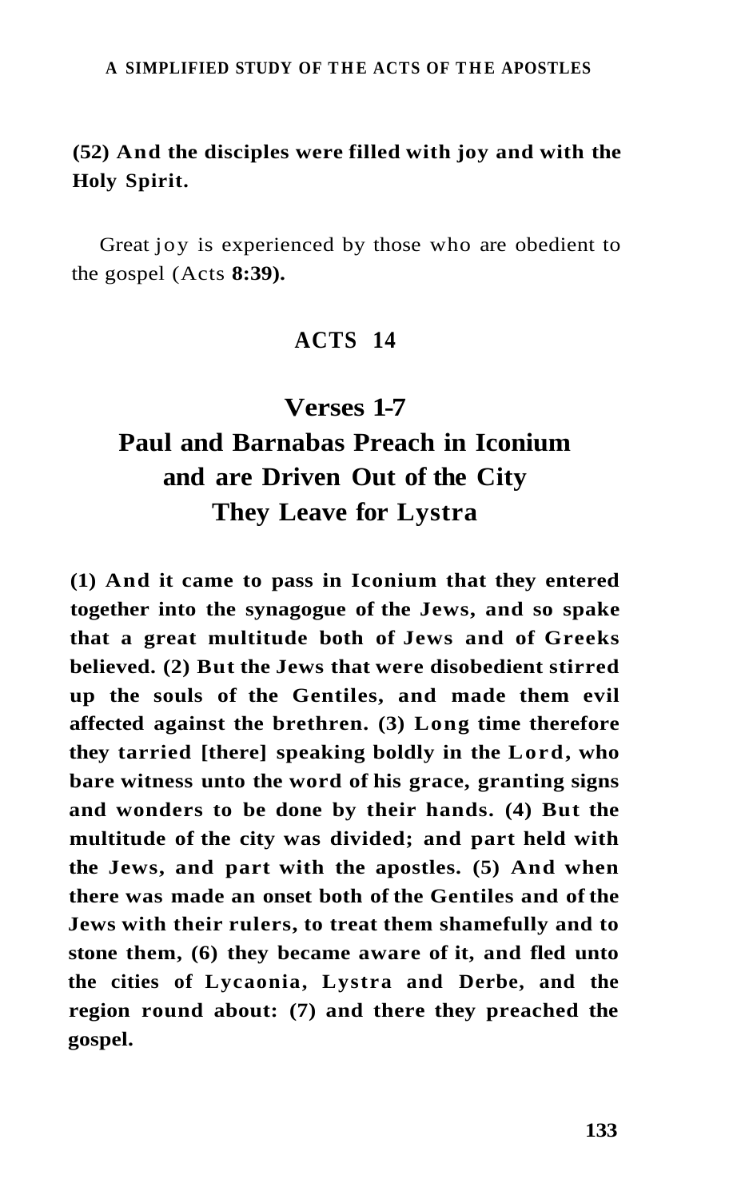**(52) And the disciples were filled with joy and with the Holy Spirit.**

Great joy is experienced by those who are obedient to the gospel (Acts **8:39).**

## ACTS 14

## Verses 1-7
## Paul and Barnabas Preach in Iconium and are Driven Out of the City They Leave for Lystra

**(1) And it came to pass in Iconium that they entered together into the synagogue of the Jews, and so spake that a great multitude both of Jews and of Greeks believed. (2) But the Jews that were disobedient stirred up the souls of the Gentiles, and made them evil affected against the brethren. (3) Long time therefore they tarried [there] speaking boldly in the Lord, who bare witness unto the word of his grace, granting signs and wonders to be done by their hands. (4) But the multitude of the city was divided; and part held with the Jews, and part with the apostles. (5) And when there was made an onset both of the Gentiles and of the Jews with their rulers, to treat them shamefully and to stone them, (6) they became aware of it, and fled unto the cities of Lycaonia, Lystra and Derbe, and the region round about: (7) and there they preached the gospel.**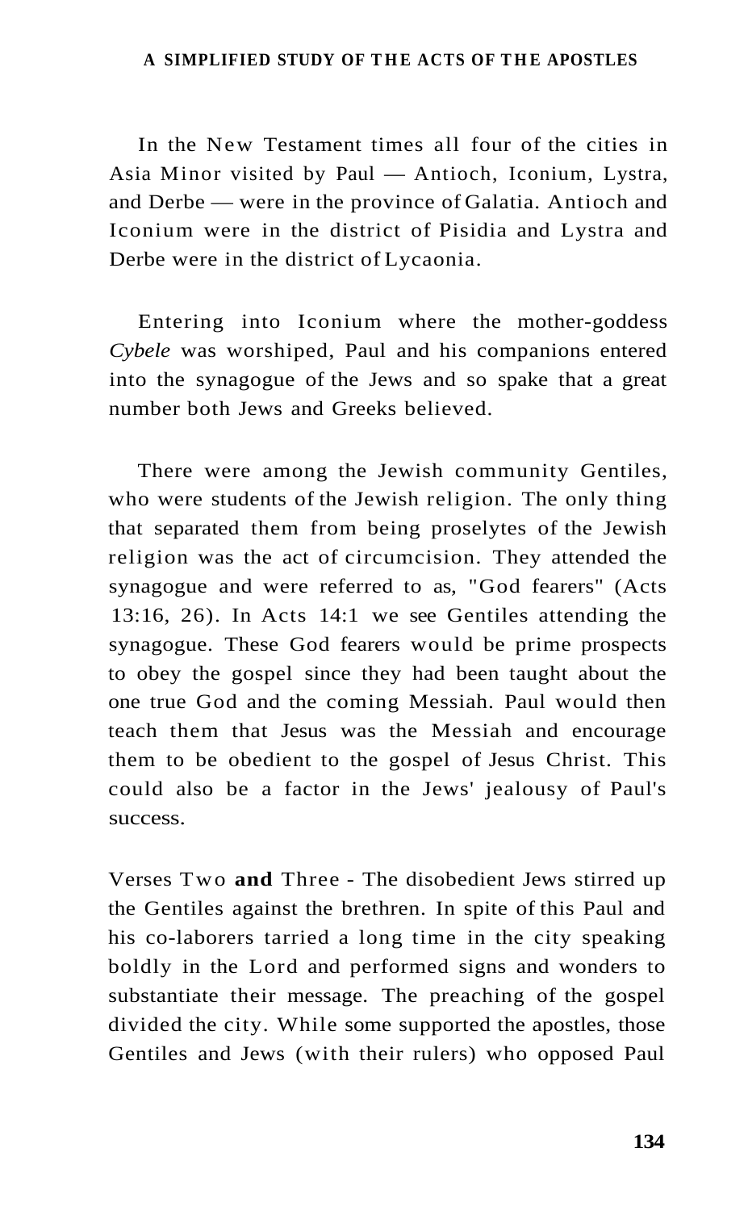In the New Testament times all four of the cities in Asia Minor visited by Paul — Antioch, Iconium, Lystra, and Derbe — were in the province of Galatia. Antioch and Iconium were in the district of Pisidia and Lystra and Derbe were in the district of Lycaonia.

Entering into Iconium where the mother-goddess *Cybele* was worshiped, Paul and his companions entered into the synagogue of the Jews and so spake that a great number both Jews and Greeks believed.

There were among the Jewish community Gentiles, who were students of the Jewish religion. The only thing that separated them from being proselytes of the Jewish religion was the act of circumcision. They attended the synagogue and were referred to as, "God fearers" (Acts 13:16, 26). In Acts 14:1 we see Gentiles attending the synagogue. These God fearers would be prime prospects to obey the gospel since they had been taught about the one true God and the coming Messiah. Paul would then teach them that Jesus was the Messiah and encourage them to be obedient to the gospel of Jesus Christ. This could also be a factor in the Jews' jealousy of Paul's success.

Verses Two **and** Three - The disobedient Jews stirred up the Gentiles against the brethren. In spite of this Paul and his co-laborers tarried a long time in the city speaking boldly in the Lord and performed signs and wonders to substantiate their message. The preaching of the gospel divided the city. While some supported the apostles, those Gentiles and Jews (with their rulers) who opposed Paul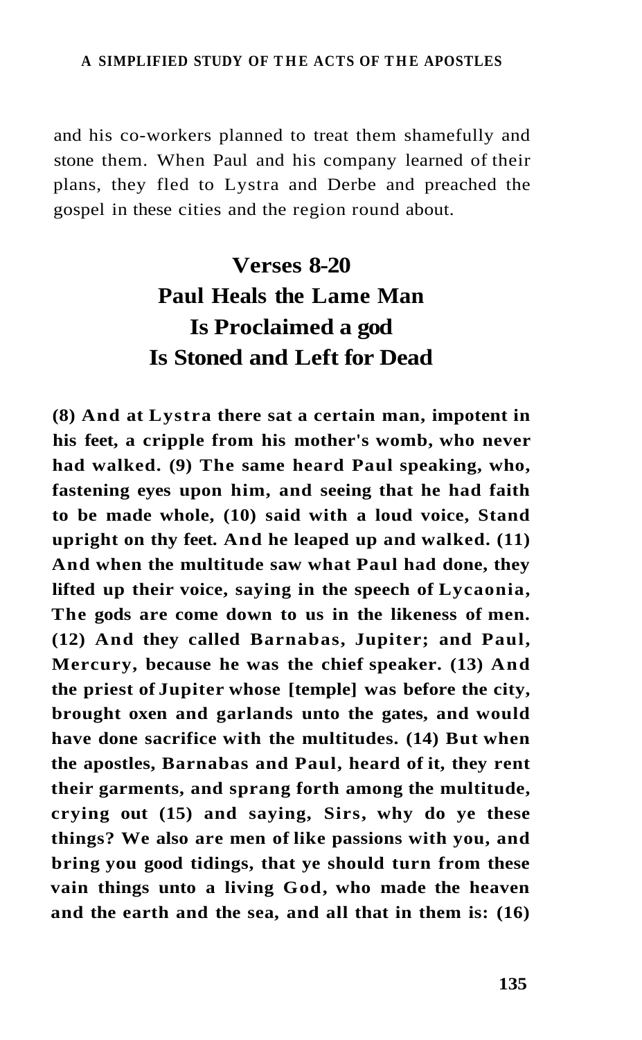and his co-workers planned to treat them shamefully and stone them. When Paul and his company learned of their plans, they fled to Lystra and Derbe and preached the gospel in these cities and the region round about.

## Verses 8-20
## Paul Heals the Lame Man
## Is Proclaimed a god
## Is Stoned and Left for Dead

**(8) And at Lystra there sat a certain man, impotent in his feet, a cripple from his mother's womb, who never had walked. (9) The same heard Paul speaking, who, fastening eyes upon him, and seeing that he had faith to be made whole, (10) said with a loud voice, Stand upright on thy feet. And he leaped up and walked. (11) And when the multitude saw what Paul had done, they lifted up their voice, saying in the speech of Lycaonia, The gods are come down to us in the likeness of men. (12) And they called Barnabas, Jupiter; and Paul, Mercury, because he was the chief speaker. (13) And the priest of Jupiter whose [temple] was before the city, brought oxen and garlands unto the gates, and would have done sacrifice with the multitudes. (14) But when the apostles, Barnabas and Paul, heard of it, they rent their garments, and sprang forth among the multitude, crying out (15) and saying, Sirs, why do ye these things? We also are men of like passions with you, and bring you good tidings, that ye should turn from these vain things unto a living God, who made the heaven and the earth and the sea, and all that in them is: (16)**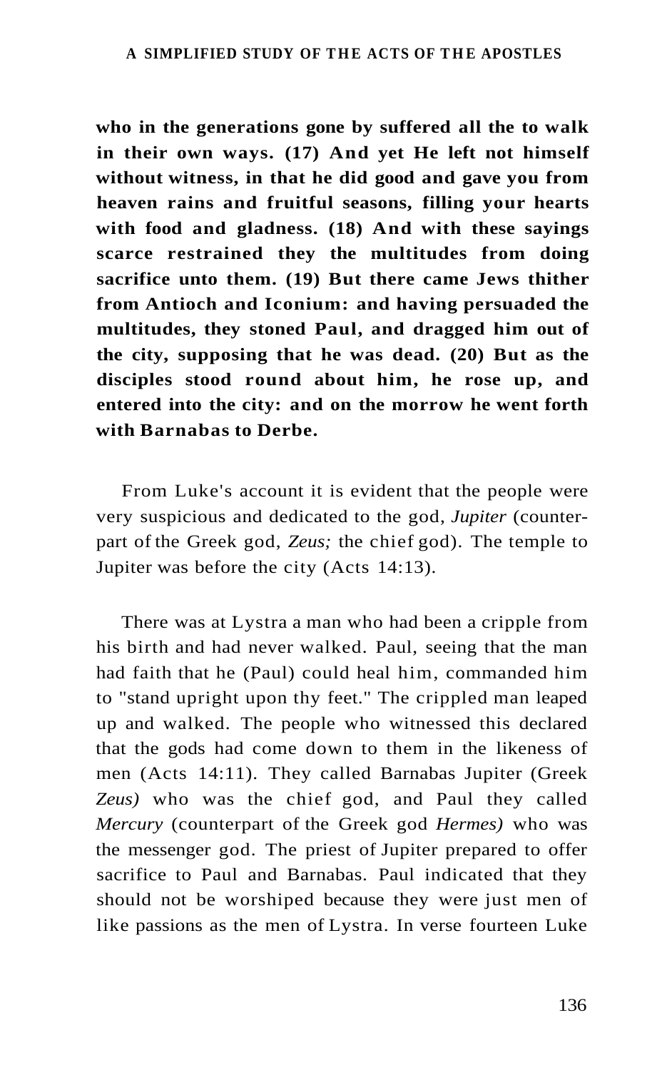**who in the generations gone by suffered all the to walk in their own ways. (17) And yet He left not himself without witness, in that he did good and gave you from heaven rains and fruitful seasons, filling your hearts with food and gladness. (18) And with these sayings scarce restrained they the multitudes from doing sacrifice unto them. (19) But there came Jews thither from Antioch and Iconium: and having persuaded the multitudes, they stoned Paul, and dragged him out of the city, supposing that he was dead. (20) But as the disciples stood round about him, he rose up, and entered into the city: and on the morrow he went forth with Barnabas to Derbe.**

From Luke's account it is evident that the people were very suspicious and dedicated to the god, *Jupiter* (counterpart of the Greek god, *Zeus;* the chief god). The temple to Jupiter was before the city (Acts 14:13).

There was at Lystra a man who had been a cripple from his birth and had never walked. Paul, seeing that the man had faith that he (Paul) could heal him, commanded him to "stand upright upon thy feet." The crippled man leaped up and walked. The people who witnessed this declared that the gods had come down to them in the likeness of men (Acts 14:11). They called Barnabas Jupiter (Greek *Zeus)* who was the chief god, and Paul they called *Mercury* (counterpart of the Greek god *Hermes)* who was the messenger god. The priest of Jupiter prepared to offer sacrifice to Paul and Barnabas. Paul indicated that they should not be worshiped because they were just men of like passions as the men of Lystra. In verse fourteen Luke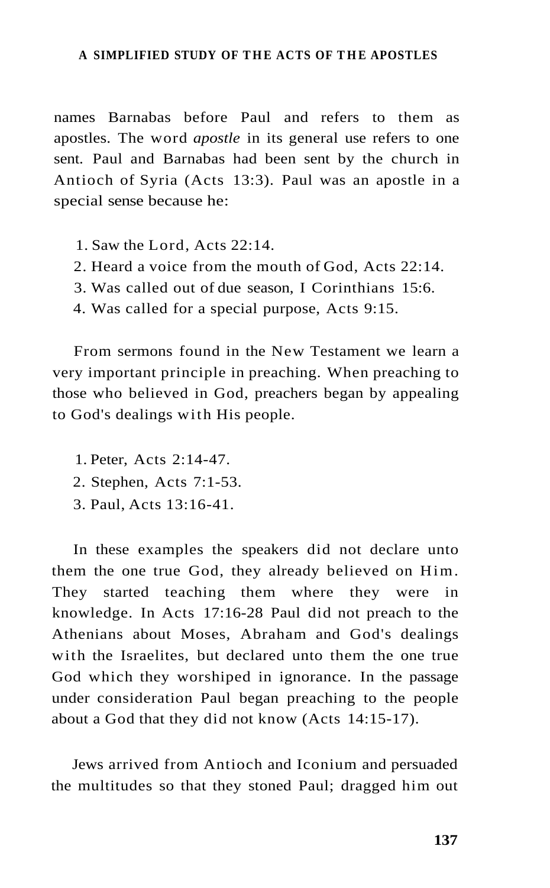names Barnabas before Paul and refers to them as apostles. The word *apostle* in its general use refers to one sent. Paul and Barnabas had been sent by the church in Antioch of Syria (Acts 13:3). Paul was an apostle in a special sense because he:

1. Saw the Lord, Acts 22:14.
2. Heard a voice from the mouth of God, Acts 22:14.
3. Was called out of due season, I Corinthians 15:6.
4. Was called for a special purpose, Acts 9:15.

From sermons found in the New Testament we learn a very important principle in preaching. When preaching to those who believed in God, preachers began by appealing to God's dealings with His people.

1. Peter, Acts 2:14-47.
2. Stephen, Acts 7:1-53.
3. Paul, Acts 13:16-41.

In these examples the speakers did not declare unto them the one true God, they already believed on Him. They started teaching them where they were in knowledge. In Acts 17:16-28 Paul did not preach to the Athenians about Moses, Abraham and God's dealings with the Israelites, but declared unto them the one true God which they worshiped in ignorance. In the passage under consideration Paul began preaching to the people about a God that they did not know (Acts 14:15-17).

Jews arrived from Antioch and Iconium and persuaded the multitudes so that they stoned Paul; dragged him out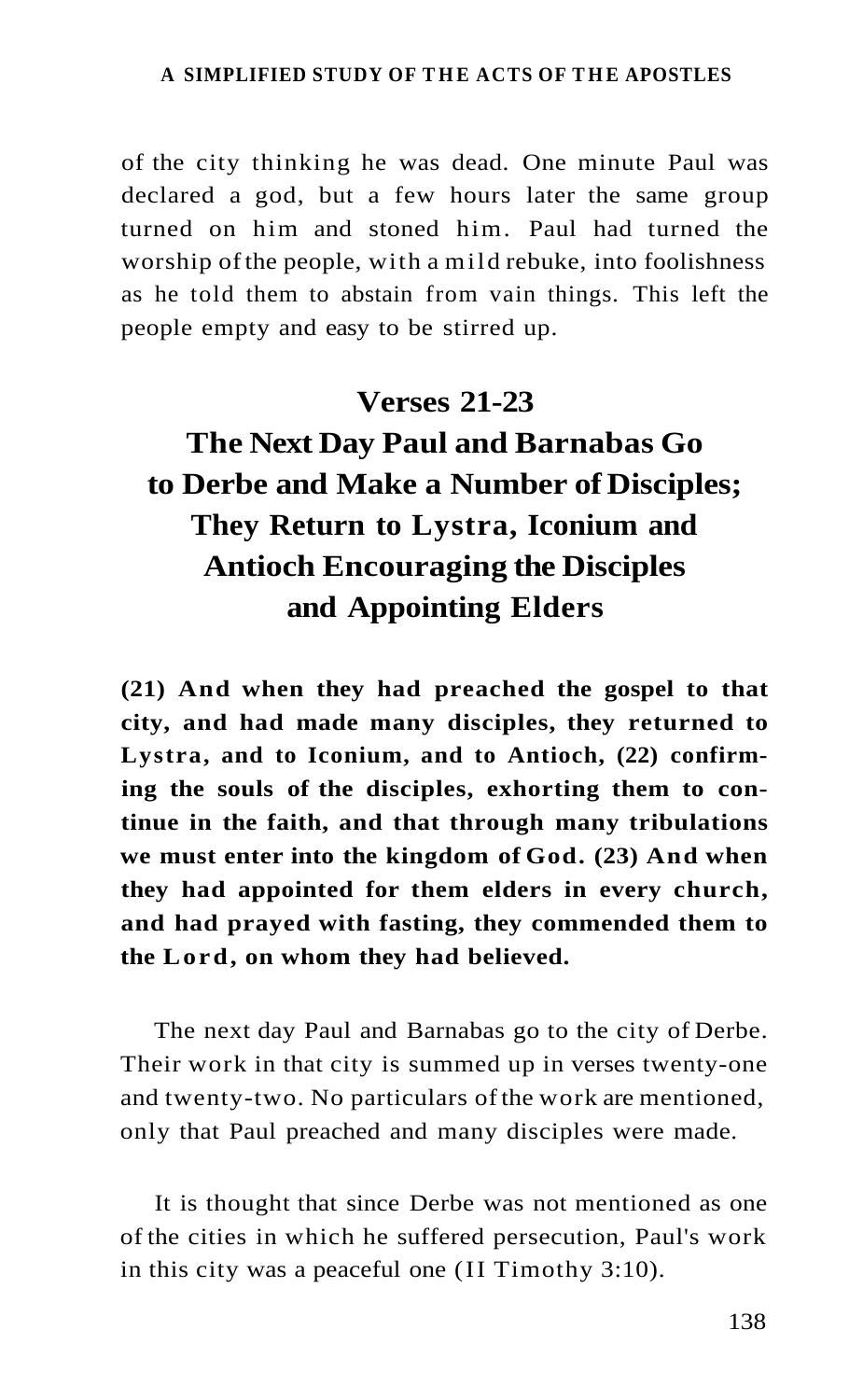of the city thinking he was dead. One minute Paul was declared a god, but a few hours later the same group turned on him and stoned him. Paul had turned the worship of the people, with a mild rebuke, into foolishness as he told them to abstain from vain things. This left the people empty and easy to be stirred up.

## Verses 21-23

## The Next Day Paul and Barnabas Go to Derbe and Make a Number of Disciples; They Return to Lystra, Iconium and Antioch Encouraging the Disciples and Appointing Elders

**(21) And when they had preached the gospel to that city, and had made many disciples, they returned to Lystra, and to Iconium, and to Antioch, (22) confirming the souls of the disciples, exhorting them to continue in the faith, and that through many tribulations we must enter into the kingdom of God. (23) And when they had appointed for them elders in every church, and had prayed with fasting, they commended them to the Lord, on whom they had believed.**

The next day Paul and Barnabas go to the city of Derbe. Their work in that city is summed up in verses twenty-one and twenty-two. No particulars of the work are mentioned, only that Paul preached and many disciples were made.

It is thought that since Derbe was not mentioned as one of the cities in which he suffered persecution, Paul's work in this city was a peaceful one (II Timothy 3:10).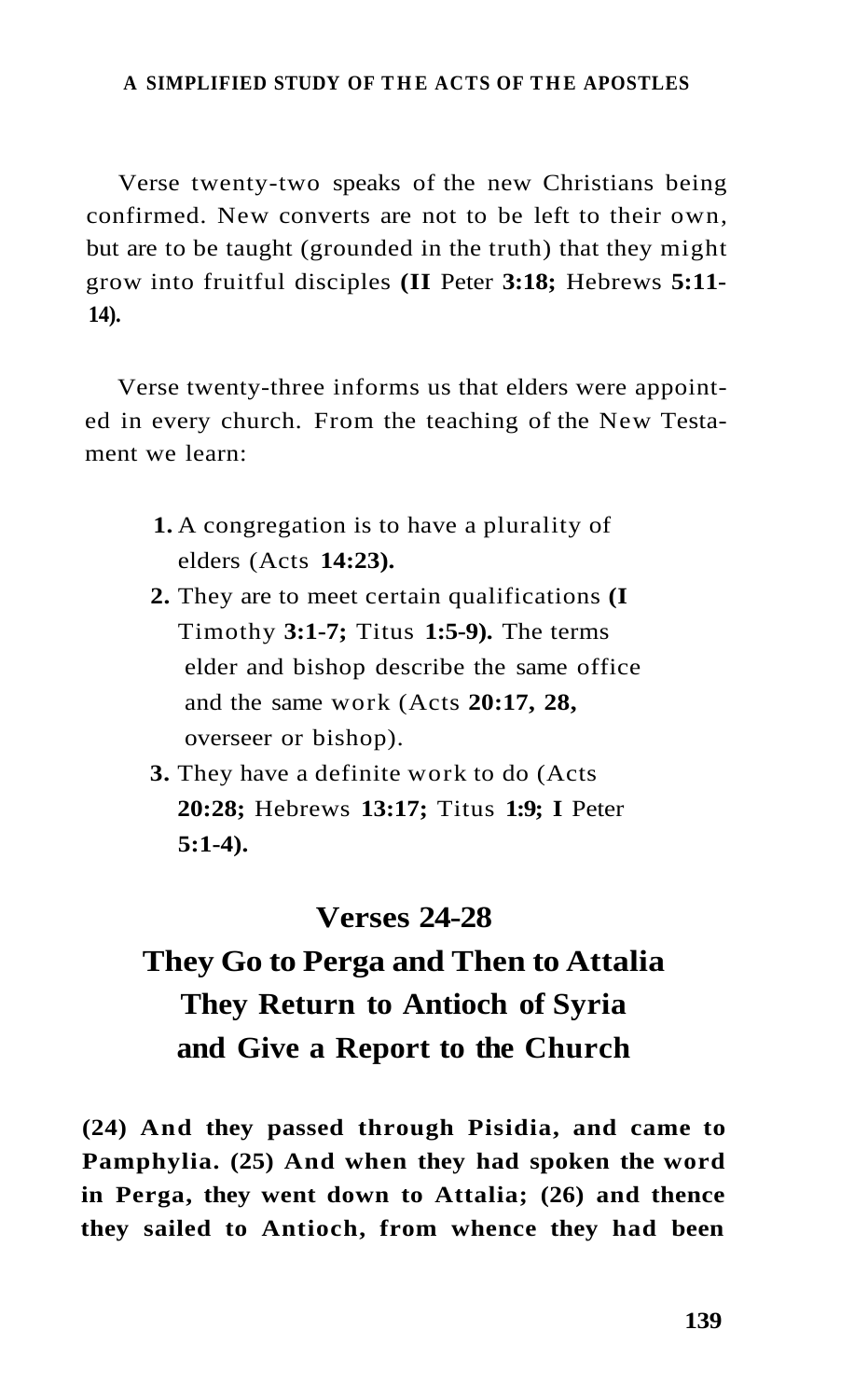Verse twenty-two speaks of the new Christians being confirmed. New converts are not to be left to their own, but are to be taught (grounded in the truth) that they might grow into fruitful disciples (**II** Peter **3:18;** Hebrews **5:11-14).**

Verse twenty-three informs us that elders were appointed in every church. From the teaching of the New Testament we learn:

1. A congregation is to have a plurality of elders (Acts **14:23).**
2. They are to meet certain qualifications **(I** Timothy **3:1-7;** Titus **1:5-9).** The terms elder and bishop describe the same office and the same work (Acts **20:17, 28,** overseer or bishop).
3. They have a definite work to do (Acts **20:28;** Hebrews **13:17;** Titus **1:9; I** Peter **5:1-4).**

## Verses 24-28

## They Go to Perga and Then to Attalia They Return to Antioch of Syria and Give a Report to the Church

**(24) And they passed through Pisidia, and came to Pamphylia. (25) And when they had spoken the word in Perga, they went down to Attalia; (26) and thence they sailed to Antioch, from whence they had been**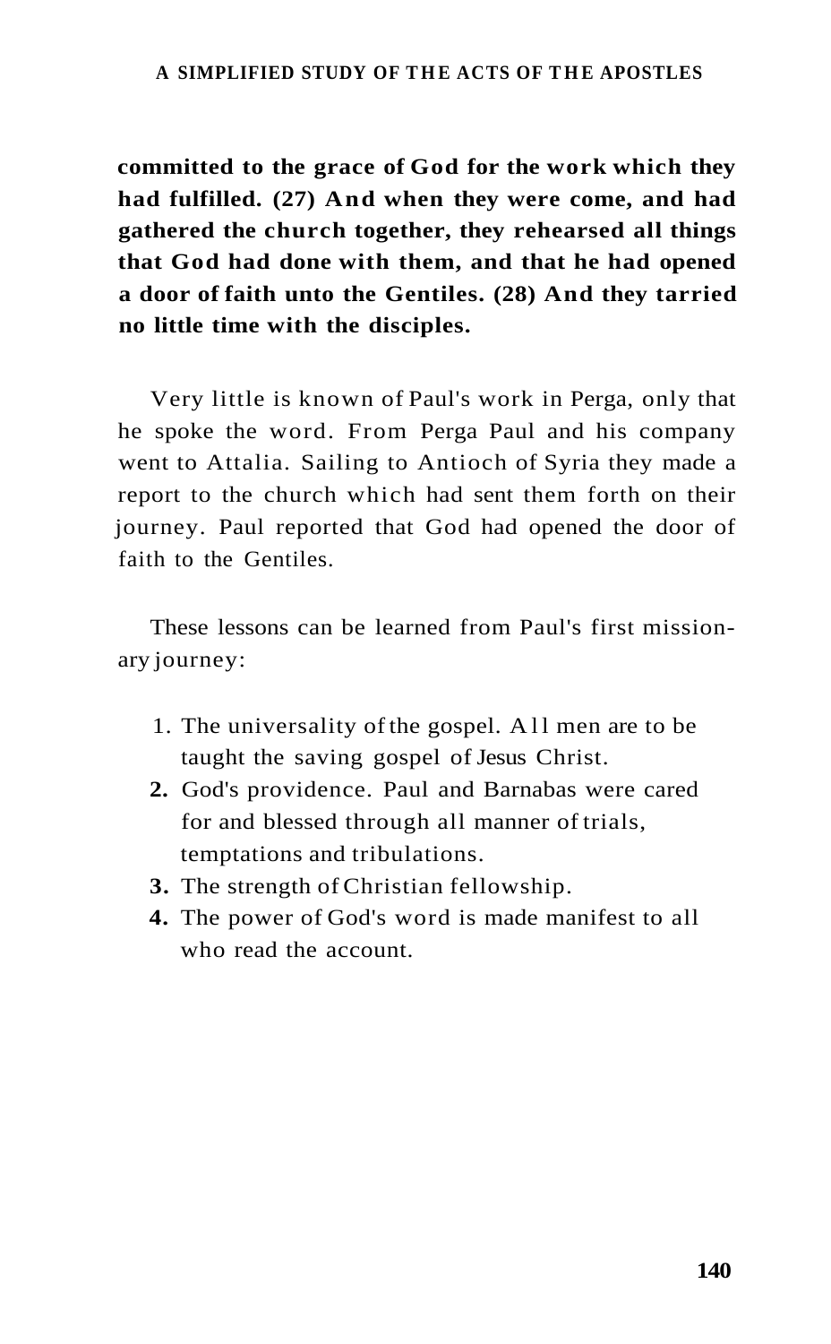**committed to the grace of God for the work which they had fulfilled. (27) And when they were come, and had gathered the church together, they rehearsed all things that God had done with them, and that he had opened a door of faith unto the Gentiles. (28) And they tarried no little time with the disciples.**

Very little is known of Paul's work in Perga, only that he spoke the word. From Perga Paul and his company went to Attalia. Sailing to Antioch of Syria they made a report to the church which had sent them forth on their journey. Paul reported that God had opened the door of faith to the Gentiles.

These lessons can be learned from Paul's first missionary journey:

1. The universality of the gospel. All men are to be taught the saving gospel of Jesus Christ.
2. God's providence. Paul and Barnabas were cared for and blessed through all manner of trials, temptations and tribulations.
3. The strength of Christian fellowship.
4. The power of God's word is made manifest to all who read the account.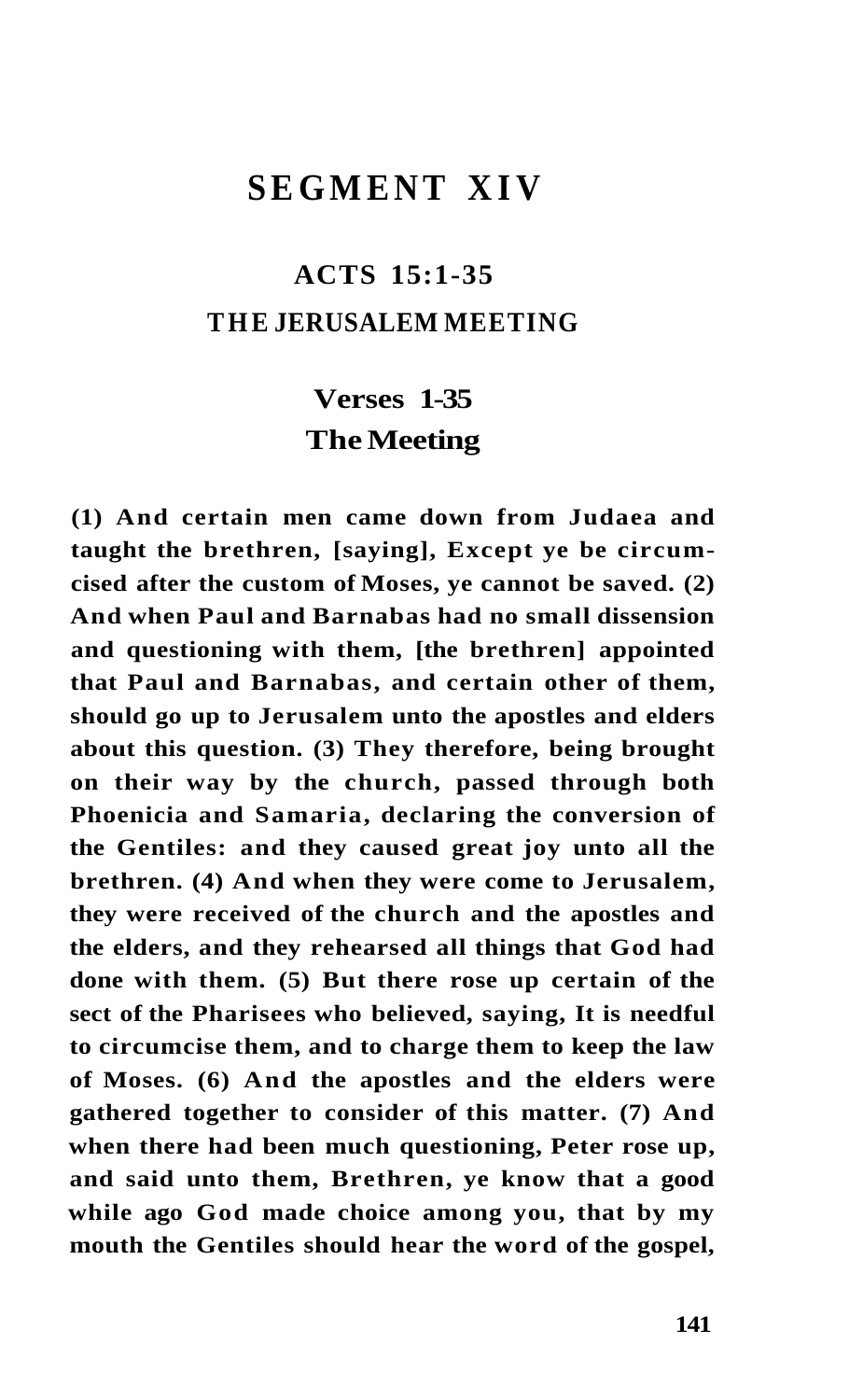# SEGMENT XIV

## ACTS 15:1-35

## THE JERUSALEM MEETING

### Verses 1-35

### The Meeting

**(1) And certain men came down from Judaea and taught the brethren, [saying], Except ye be circumcised after the custom of Moses, ye cannot be saved. (2) And when Paul and Barnabas had no small dissension and questioning with them, [the brethren] appointed that Paul and Barnabas, and certain other of them, should go up to Jerusalem unto the apostles and elders about this question. (3) They therefore, being brought on their way by the church, passed through both Phoenicia and Samaria, declaring the conversion of the Gentiles: and they caused great joy unto all the brethren. (4) And when they were come to Jerusalem, they were received of the church and the apostles and the elders, and they rehearsed all things that God had done with them. (5) But there rose up certain of the sect of the Pharisees who believed, saying, It is needful to circumcise them, and to charge them to keep the law of Moses. (6) And the apostles and the elders were gathered together to consider of this matter. (7) And when there had been much questioning, Peter rose up, and said unto them, Brethren, ye know that a good while ago God made choice among you, that by my mouth the Gentiles should hear the word of the gospel,**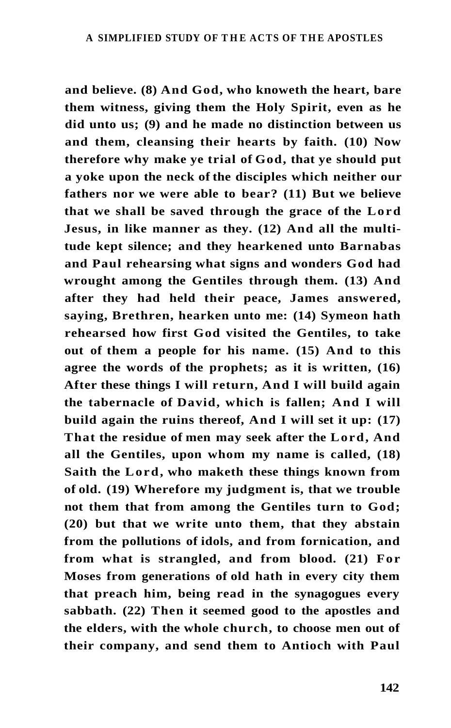**and believe. (8) And God, who knoweth the heart, bare them witness, giving them the Holy Spirit, even as he did unto us; (9) and he made no distinction between us and them, cleansing their hearts by faith. (10) Now therefore why make ye trial of God, that ye should put a yoke upon the neck of the disciples which neither our fathers nor we were able to bear? (11) But we believe that we shall be saved through the grace of the Lord Jesus, in like manner as they. (12) And all the multitude kept silence; and they hearkened unto Barnabas and Paul rehearsing what signs and wonders God had wrought among the Gentiles through them. (13) And after they had held their peace, James answered, saying, Brethren, hearken unto me: (14) Symeon hath rehearsed how first God visited the Gentiles, to take out of them a people for his name. (15) And to this agree the words of the prophets; as it is written, (16) After these things I will return, And I will build again the tabernacle of David, which is fallen; And I will build again the ruins thereof, And I will set it up: (17) That the residue of men may seek after the Lord, And all the Gentiles, upon whom my name is called, (18) Saith the Lord, who maketh these things known from of old. (19) Wherefore my judgment is, that we trouble not them that from among the Gentiles turn to God; (20) but that we write unto them, that they abstain from the pollutions of idols, and from fornication, and from what is strangled, and from blood. (21) For Moses from generations of old hath in every city them that preach him, being read in the synagogues every sabbath. (22) Then it seemed good to the apostles and the elders, with the whole church, to choose men out of their company, and send them to Antioch with Paul**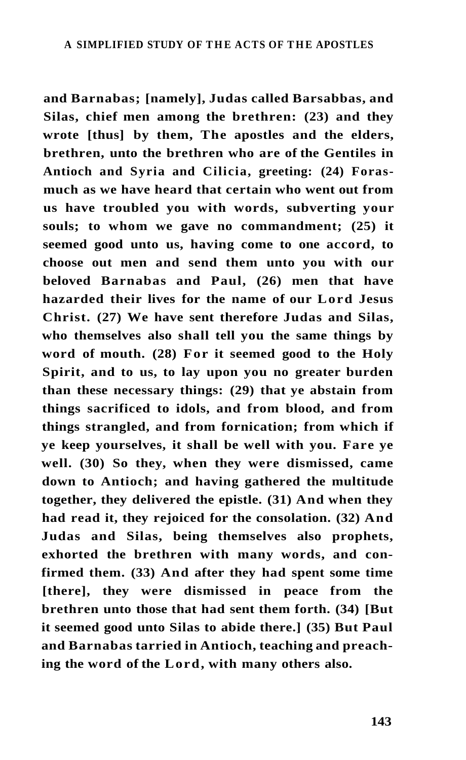**and Barnabas; [namely], Judas called Barsabbas, and Silas, chief men among the brethren: (23) and they wrote [thus] by them, The apostles and the elders, brethren, unto the brethren who are of the Gentiles in Antioch and Syria and Cilicia, greeting: (24) Forasmuch as we have heard that certain who went out from us have troubled you with words, subverting your souls; to whom we gave no commandment; (25) it seemed good unto us, having come to one accord, to choose out men and send them unto you with our beloved Barnabas and Paul, (26) men that have hazarded their lives for the name of our Lord Jesus Christ. (27) We have sent therefore Judas and Silas, who themselves also shall tell you the same things by word of mouth. (28) For it seemed good to the Holy Spirit, and to us, to lay upon you no greater burden than these necessary things: (29) that ye abstain from things sacrificed to idols, and from blood, and from things strangled, and from fornication; from which if ye keep yourselves, it shall be well with you. Fare ye well. (30) So they, when they were dismissed, came down to Antioch; and having gathered the multitude together, they delivered the epistle. (31) And when they had read it, they rejoiced for the consolation. (32) And Judas and Silas, being themselves also prophets, exhorted the brethren with many words, and confirmed them. (33) And after they had spent some time [there], they were dismissed in peace from the brethren unto those that had sent them forth. (34) [But it seemed good unto Silas to abide there.] (35) But Paul and Barnabas tarried in Antioch, teaching and preaching the word of the Lord, with many others also.**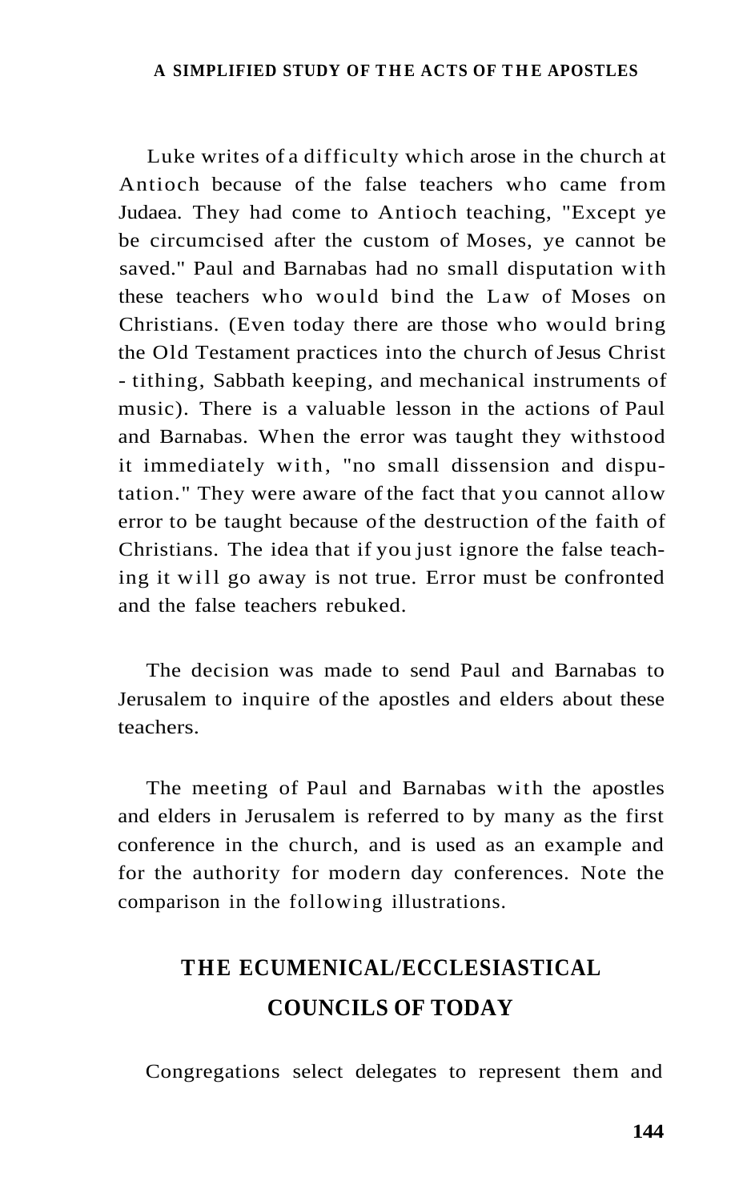Luke writes of a difficulty which arose in the church at Antioch because of the false teachers who came from Judaea. They had come to Antioch teaching, "Except ye be circumcised after the custom of Moses, ye cannot be saved." Paul and Barnabas had no small disputation with these teachers who would bind the Law of Moses on Christians. (Even today there are those who would bring the Old Testament practices into the church of Jesus Christ - tithing, Sabbath keeping, and mechanical instruments of music). There is a valuable lesson in the actions of Paul and Barnabas. When the error was taught they withstood it immediately with, "no small dissension and disputation." They were aware of the fact that you cannot allow error to be taught because of the destruction of the faith of Christians. The idea that if you just ignore the false teaching it will go away is not true. Error must be confronted and the false teachers rebuked.

The decision was made to send Paul and Barnabas to Jerusalem to inquire of the apostles and elders about these teachers.

The meeting of Paul and Barnabas with the apostles and elders in Jerusalem is referred to by many as the first conference in the church, and is used as an example and for the authority for modern day conferences. Note the comparison in the following illustrations.

## THE ECUMENICAL/ECCLESIASTICAL COUNCILS OF TODAY

Congregations select delegates to represent them and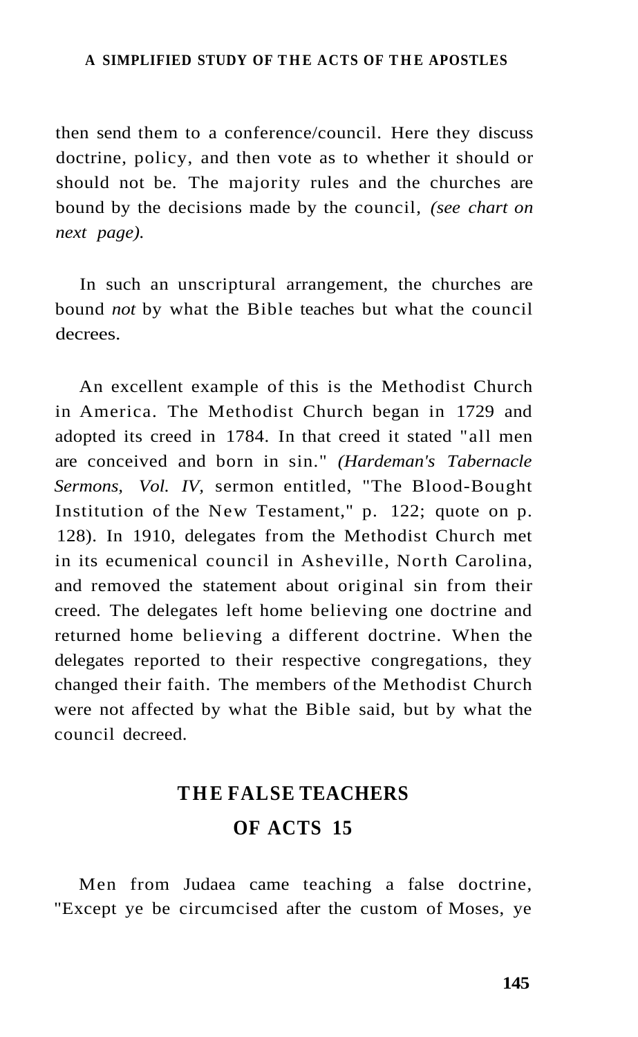then send them to a conference/council. Here they discuss doctrine, policy, and then vote as to whether it should or should not be. The majority rules and the churches are bound by the decisions made by the council, *(see chart on next page).*

In such an unscriptural arrangement, the churches are bound *not* by what the Bible teaches but what the council decrees.

An excellent example of this is the Methodist Church in America. The Methodist Church began in 1729 and adopted its creed in 1784. In that creed it stated "all men are conceived and born in sin." *(Hardeman's Tabernacle Sermons, Vol. IV,* sermon entitled, "The Blood-Bought Institution of the New Testament," p. 122; quote on p. 128). In 1910, delegates from the Methodist Church met in its ecumenical council in Asheville, North Carolina, and removed the statement about original sin from their creed. The delegates left home believing one doctrine and returned home believing a different doctrine. When the delegates reported to their respective congregations, they changed their faith. The members of the Methodist Church were not affected by what the Bible said, but by what the council decreed.

## THE FALSE TEACHERS OF ACTS 15

Men from Judaea came teaching a false doctrine, "Except ye be circumcised after the custom of Moses, ye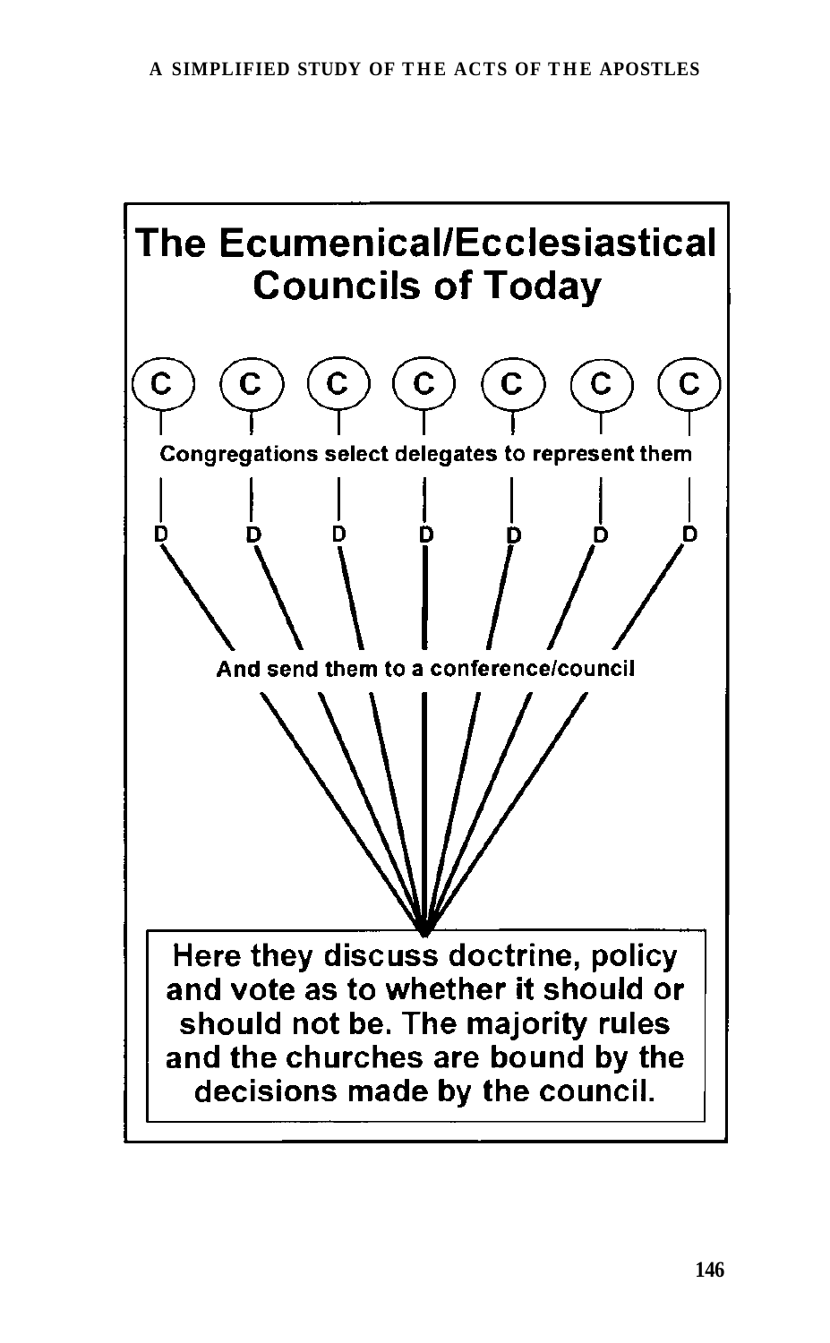## The Ecumenical/Ecclesiastical Councils of Today

C C C C C C C

Congregations select delegates to represent them

D D D D D D D

And send them to a conference/council

Here they discuss doctrine, policy and vote as to whether it should or should not be. The majority rules and the churches are bound by the decisions made by the council.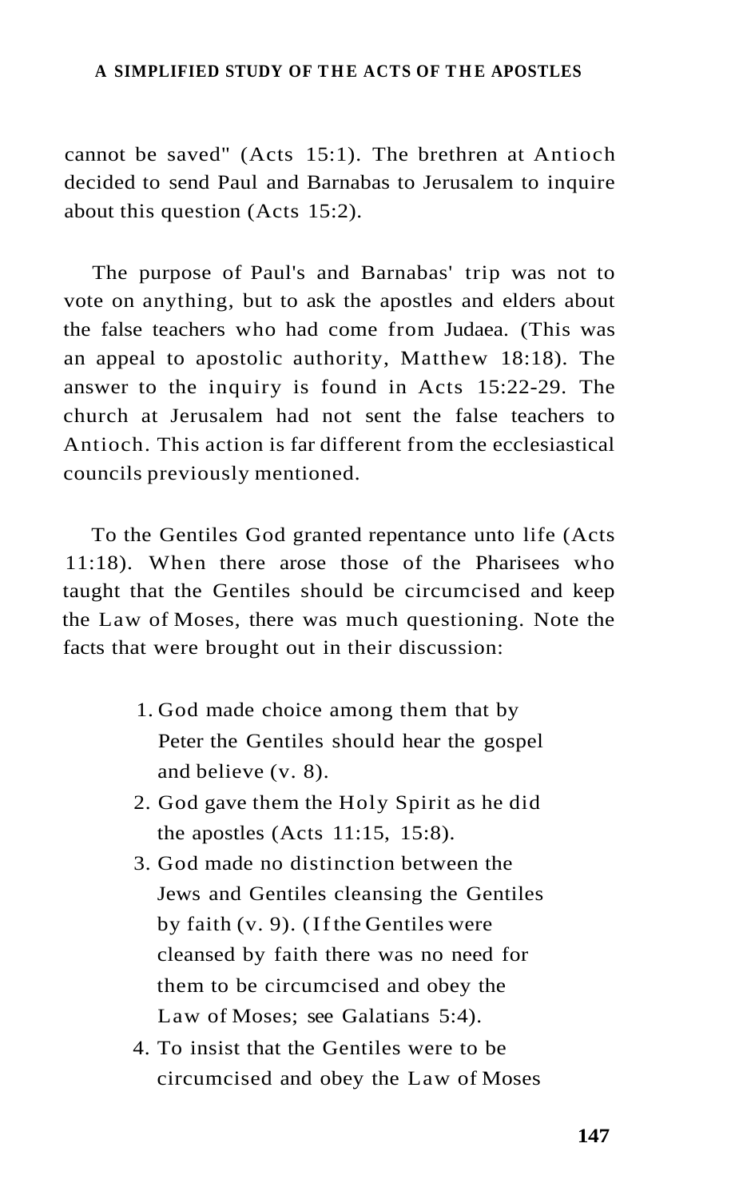cannot be saved" (Acts 15:1). The brethren at Antioch decided to send Paul and Barnabas to Jerusalem to inquire about this question (Acts 15:2).

The purpose of Paul's and Barnabas' trip was not to vote on anything, but to ask the apostles and elders about the false teachers who had come from Judaea. (This was an appeal to apostolic authority, Matthew 18:18). The answer to the inquiry is found in Acts 15:22-29. The church at Jerusalem had not sent the false teachers to Antioch. This action is far different from the ecclesiastical councils previously mentioned.

To the Gentiles God granted repentance unto life (Acts 11:18). When there arose those of the Pharisees who taught that the Gentiles should be circumcised and keep the Law of Moses, there was much questioning. Note the facts that were brought out in their discussion:

1. God made choice among them that by Peter the Gentiles should hear the gospel and believe (v. 8).
2. God gave them the Holy Spirit as he did the apostles (Acts 11:15, 15:8).
3. God made no distinction between the Jews and Gentiles cleansing the Gentiles by faith (v. 9). (If the Gentiles were cleansed by faith there was no need for them to be circumcised and obey the Law of Moses; see Galatians 5:4).
4. To insist that the Gentiles were to be circumcised and obey the Law of Moses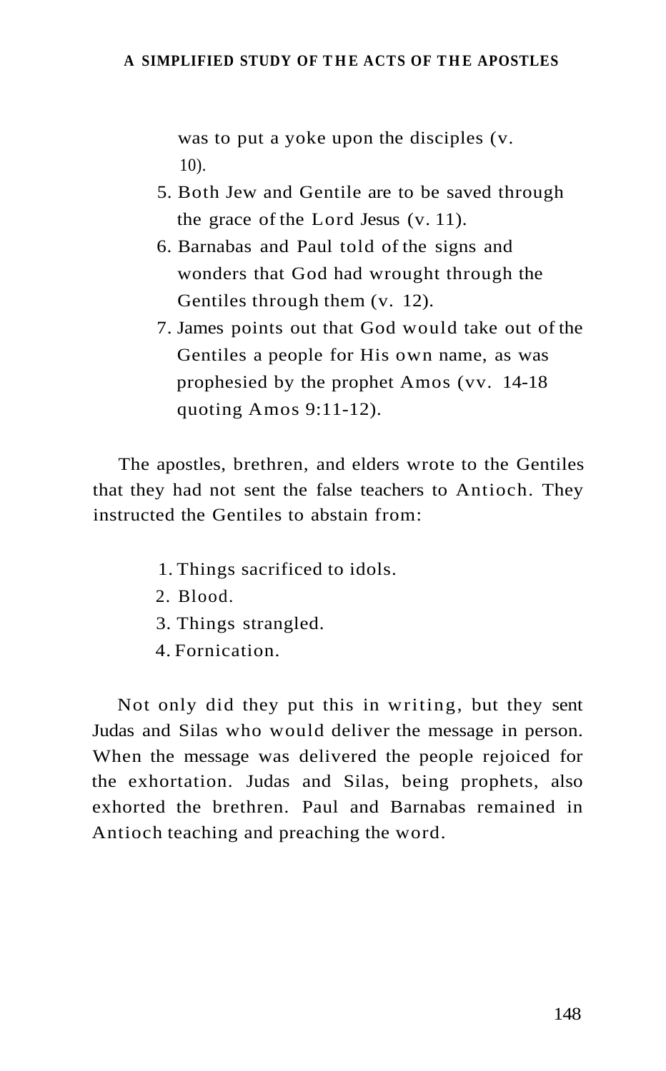was to put a yoke upon the disciples (v. 10).

5. Both Jew and Gentile are to be saved through the grace of the Lord Jesus (v. 11).
6. Barnabas and Paul told of the signs and wonders that God had wrought through the Gentiles through them (v. 12).
7. James points out that God would take out of the Gentiles a people for His own name, as was prophesied by the prophet Amos (vv. 14-18 quoting Amos 9:11-12).

The apostles, brethren, and elders wrote to the Gentiles that they had not sent the false teachers to Antioch. They instructed the Gentiles to abstain from:

1. Things sacrificed to idols.
2. Blood.
3. Things strangled.
4. Fornication.

Not only did they put this in writing, but they sent Judas and Silas who would deliver the message in person. When the message was delivered the people rejoiced for the exhortation. Judas and Silas, being prophets, also exhorted the brethren. Paul and Barnabas remained in Antioch teaching and preaching the word.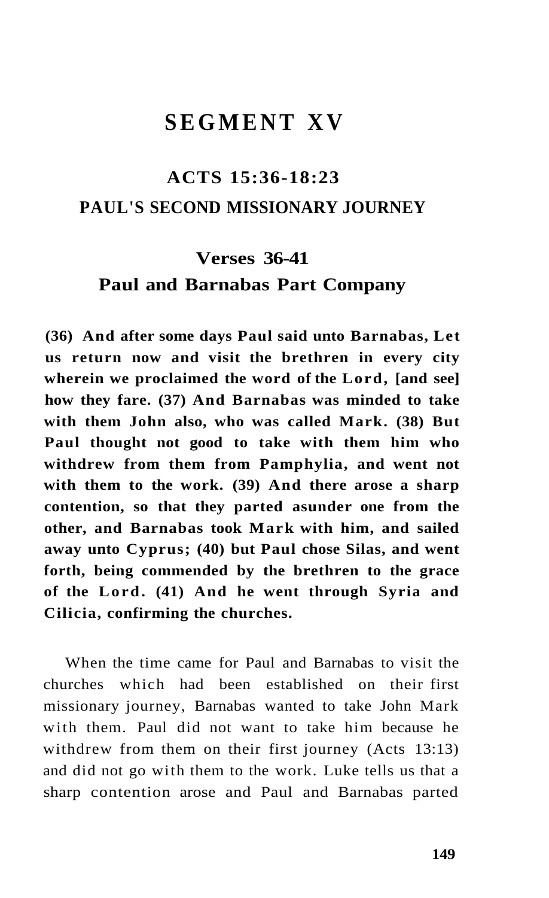# SEGMENT XV

## ACTS 15:36-18:23

## PAUL'S SECOND MISSIONARY JOURNEY

### Verses 36-41

### Paul and Barnabas Part Company

**(36) And after some days Paul said unto Barnabas, Let us return now and visit the brethren in every city wherein we proclaimed the word of the Lord, [and see] how they fare. (37) And Barnabas was minded to take with them John also, who was called Mark. (38) But Paul thought not good to take with them him who withdrew from them from Pamphylia, and went not with them to the work. (39) And there arose a sharp contention, so that they parted asunder one from the other, and Barnabas took Mark with him, and sailed away unto Cyprus; (40) but Paul chose Silas, and went forth, being commended by the brethren to the grace of the Lord. (41) And he went through Syria and Cilicia, confirming the churches.**

When the time came for Paul and Barnabas to visit the churches which had been established on their first missionary journey, Barnabas wanted to take John Mark with them. Paul did not want to take him because he withdrew from them on their first journey (Acts 13:13) and did not go with them to the work. Luke tells us that a sharp contention arose and Paul and Barnabas parted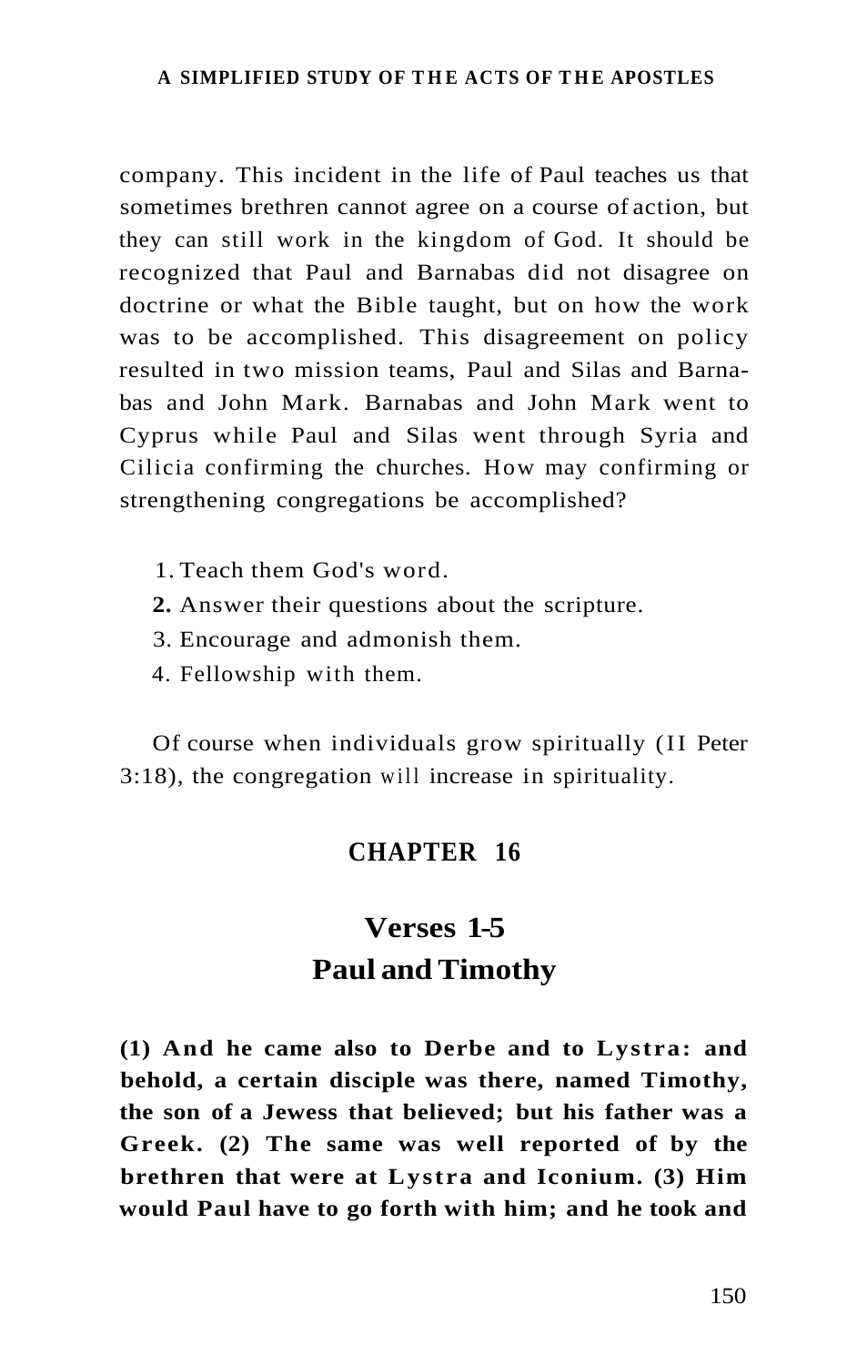company. This incident in the life of Paul teaches us that sometimes brethren cannot agree on a course of action, but they can still work in the kingdom of God. It should be recognized that Paul and Barnabas did not disagree on doctrine or what the Bible taught, but on how the work was to be accomplished. This disagreement on policy resulted in two mission teams, Paul and Silas and Barnabas and John Mark. Barnabas and John Mark went to Cyprus while Paul and Silas went through Syria and Cilicia confirming the churches. How may confirming or strengthening congregations be accomplished?

1. Teach them God's word.
2. Answer their questions about the scripture.
3. Encourage and admonish them.
4. Fellowship with them.

Of course when individuals grow spiritually (II Peter 3:18), the congregation will increase in spirituality.

## CHAPTER 16

### Verses 1-5
### Paul and Timothy

**(1) And he came also to Derbe and to Lystra: and behold, a certain disciple was there, named Timothy, the son of a Jewess that believed; but his father was a Greek. (2) The same was well reported of by the brethren that were at Lystra and Iconium. (3) Him would Paul have to go forth with him; and he took and**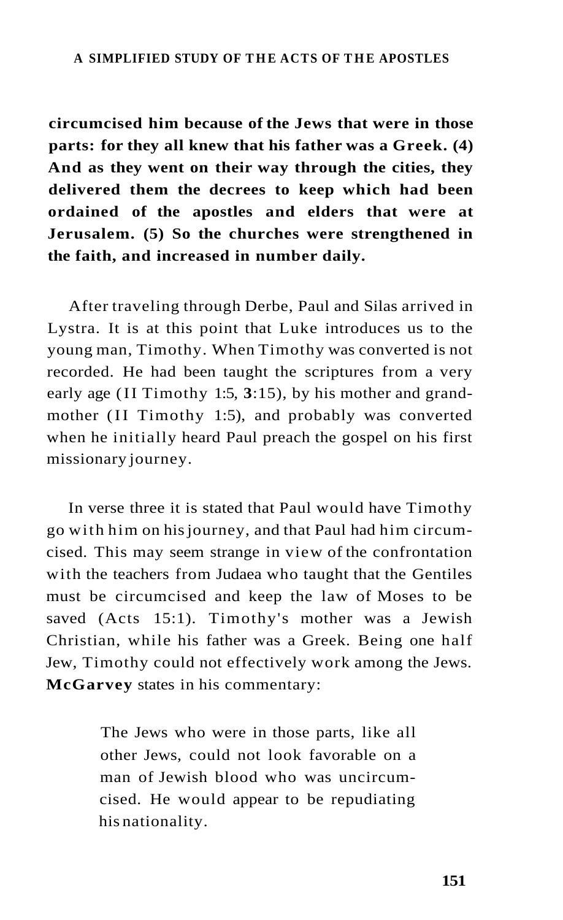**circumcised him because of the Jews that were in those parts: for they all knew that his father was a Greek. (4) And as they went on their way through the cities, they delivered them the decrees to keep which had been ordained of the apostles and elders that were at Jerusalem. (5) So the churches were strengthened in the faith, and increased in number daily.**

After traveling through Derbe, Paul and Silas arrived in Lystra. It is at this point that Luke introduces us to the young man, Timothy. When Timothy was converted is not recorded. He had been taught the scriptures from a very early age (II Timothy 1:5, **3**:15), by his mother and grandmother (II Timothy 1:5), and probably was converted when he initially heard Paul preach the gospel on his first missionary journey.

In verse three it is stated that Paul would have Timothy go with him on his journey, and that Paul had him circumcised. This may seem strange in view of the confrontation with the teachers from Judaea who taught that the Gentiles must be circumcised and keep the law of Moses to be saved (Acts 15:1). Timothy's mother was a Jewish Christian, while his father was a Greek. Being one half Jew, Timothy could not effectively work among the Jews. **McGarvey** states in his commentary:

> The Jews who were in those parts, like all other Jews, could not look favorable on a man of Jewish blood who was uncircumcised. He would appear to be repudiating his nationality.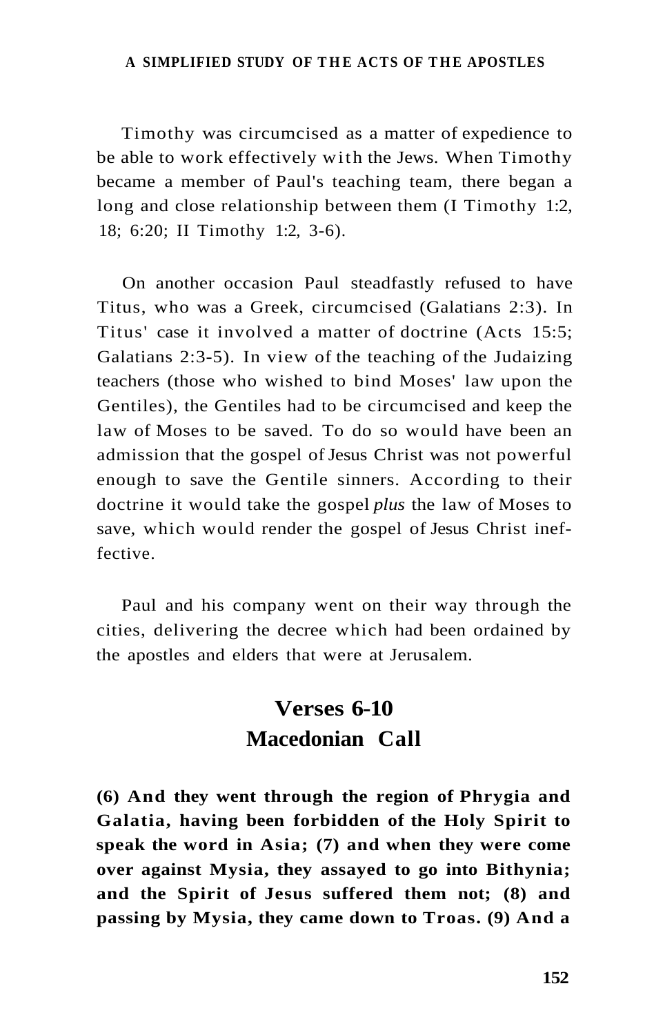Timothy was circumcised as a matter of expedience to be able to work effectively with the Jews. When Timothy became a member of Paul's teaching team, there began a long and close relationship between them (I Timothy 1:2, 18; 6:20; II Timothy 1:2, 3-6).

On another occasion Paul steadfastly refused to have Titus, who was a Greek, circumcised (Galatians 2:3). In Titus' case it involved a matter of doctrine (Acts 15:5; Galatians 2:3-5). In view of the teaching of the Judaizing teachers (those who wished to bind Moses' law upon the Gentiles), the Gentiles had to be circumcised and keep the law of Moses to be saved. To do so would have been an admission that the gospel of Jesus Christ was not powerful enough to save the Gentile sinners. According to their doctrine it would take the gospel *plus* the law of Moses to save, which would render the gospel of Jesus Christ ineffective.

Paul and his company went on their way through the cities, delivering the decree which had been ordained by the apostles and elders that were at Jerusalem.

## Verses 6-10
## Macedonian Call

**(6) And they went through the region of Phrygia and Galatia, having been forbidden of the Holy Spirit to speak the word in Asia; (7) and when they were come over against Mysia, they assayed to go into Bithynia; and the Spirit of Jesus suffered them not; (8) and passing by Mysia, they came down to Troas. (9) And a**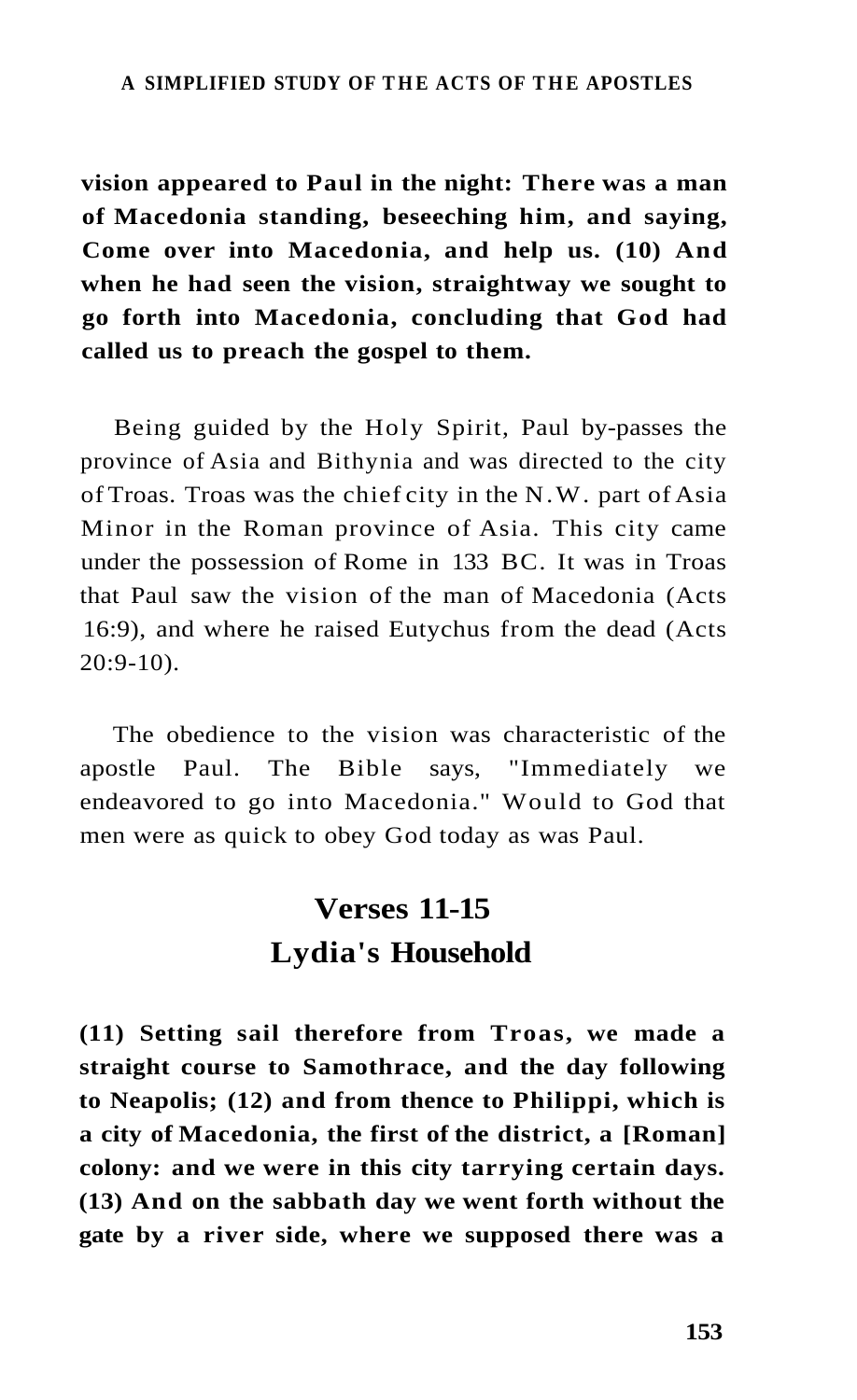**vision appeared to Paul in the night: There was a man of Macedonia standing, beseeching him, and saying, Come over into Macedonia, and help us. (10) And when he had seen the vision, straightway we sought to go forth into Macedonia, concluding that God had called us to preach the gospel to them.**

Being guided by the Holy Spirit, Paul by-passes the province of Asia and Bithynia and was directed to the city of Troas. Troas was the chief city in the N.W. part of Asia Minor in the Roman province of Asia. This city came under the possession of Rome in 133 BC. It was in Troas that Paul saw the vision of the man of Macedonia (Acts 16:9), and where he raised Eutychus from the dead (Acts 20:9-10).

The obedience to the vision was characteristic of the apostle Paul. The Bible says, "Immediately we endeavored to go into Macedonia." Would to God that men were as quick to obey God today as was Paul.

## Verses 11-15
## Lydia's Household

**(11) Setting sail therefore from Troas, we made a straight course to Samothrace, and the day following to Neapolis; (12) and from thence to Philippi, which is a city of Macedonia, the first of the district, a [Roman] colony: and we were in this city tarrying certain days. (13) And on the sabbath day we went forth without the gate by a river side, where we supposed there was a**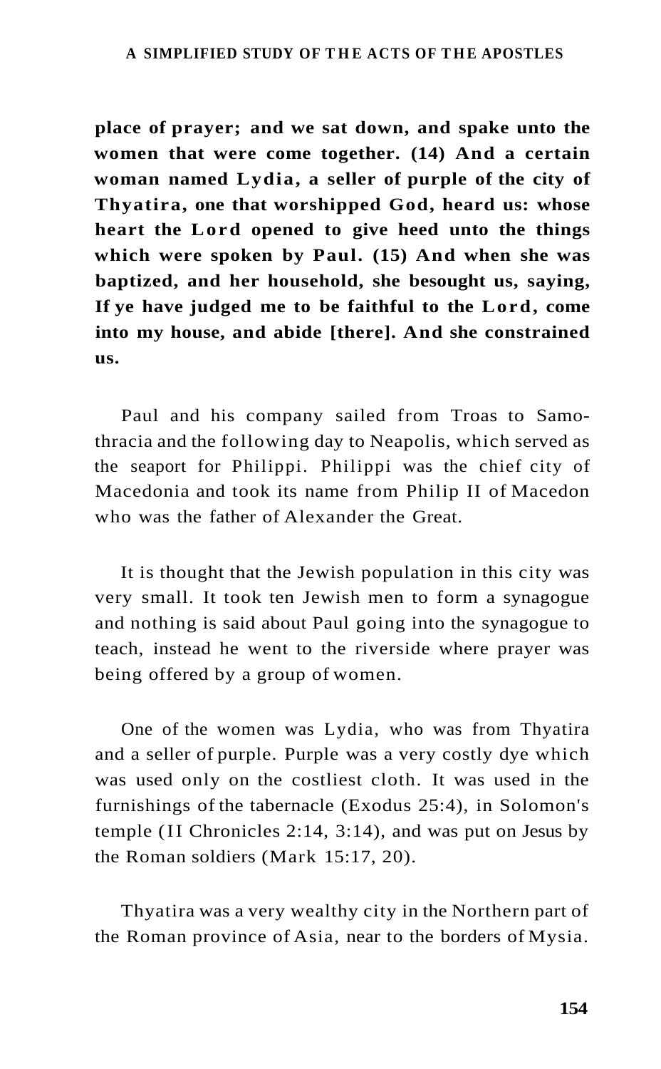**place of prayer; and we sat down, and spake unto the women that were come together. (14) And a certain woman named Lydia, a seller of purple of the city of Thyatira, one that worshipped God, heard us: whose heart the Lord opened to give heed unto the things which were spoken by Paul. (15) And when she was baptized, and her household, she besought us, saying, If ye have judged me to be faithful to the Lord, come into my house, and abide [there]. And she constrained us.**

Paul and his company sailed from Troas to Samothracia and the following day to Neapolis, which served as the seaport for Philippi. Philippi was the chief city of Macedonia and took its name from Philip II of Macedon who was the father of Alexander the Great.

It is thought that the Jewish population in this city was very small. It took ten Jewish men to form a synagogue and nothing is said about Paul going into the synagogue to teach, instead he went to the riverside where prayer was being offered by a group of women.

One of the women was Lydia, who was from Thyatira and a seller of purple. Purple was a very costly dye which was used only on the costliest cloth. It was used in the furnishings of the tabernacle (Exodus 25:4), in Solomon's temple (II Chronicles 2:14, 3:14), and was put on Jesus by the Roman soldiers (Mark 15:17, 20).

Thyatira was a very wealthy city in the Northern part of the Roman province of Asia, near to the borders of Mysia.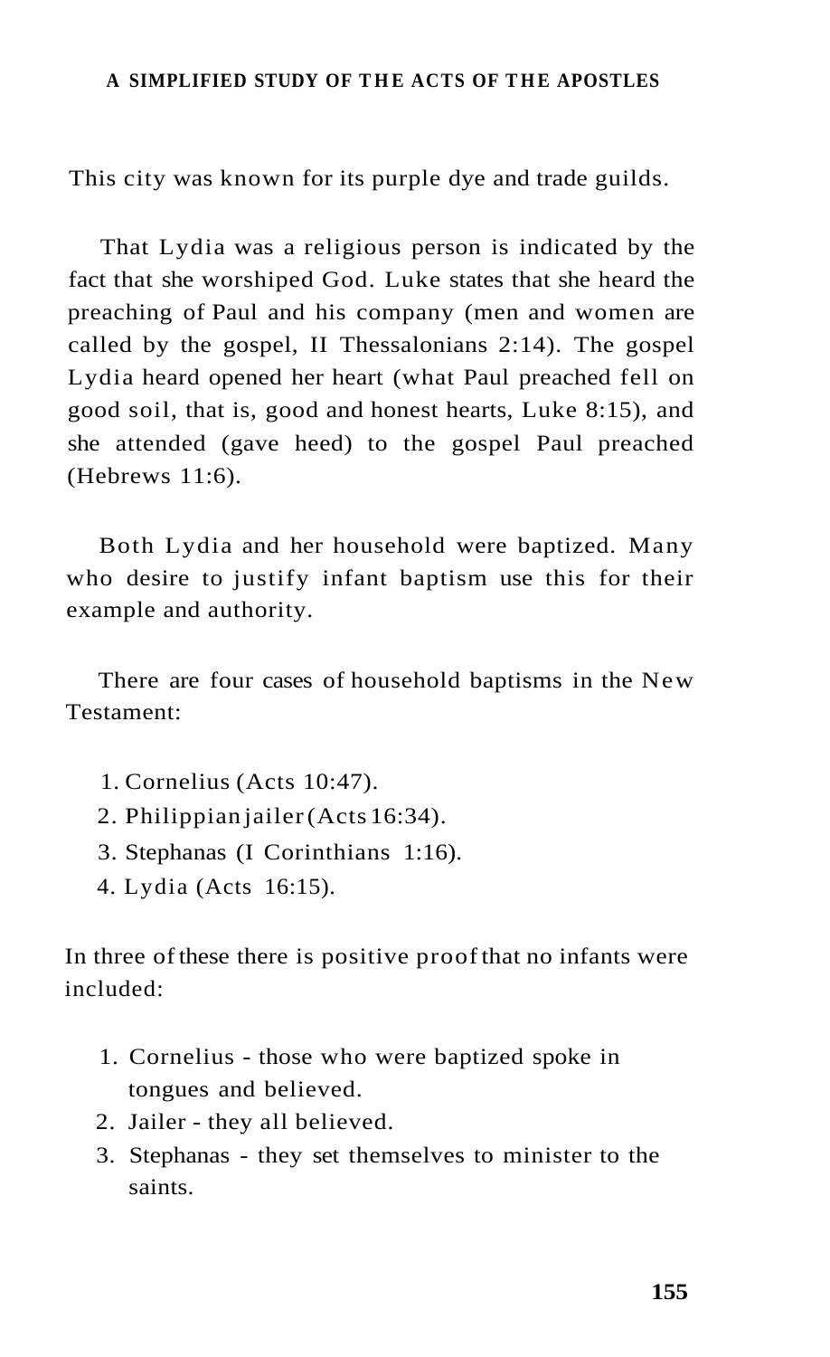This city was known for its purple dye and trade guilds.

That Lydia was a religious person is indicated by the fact that she worshiped God. Luke states that she heard the preaching of Paul and his company (men and women are called by the gospel, II Thessalonians 2:14). The gospel Lydia heard opened her heart (what Paul preached fell on good soil, that is, good and honest hearts, Luke 8:15), and she attended (gave heed) to the gospel Paul preached (Hebrews 11:6).

Both Lydia and her household were baptized. Many who desire to justify infant baptism use this for their example and authority.

There are four cases of household baptisms in the New Testament:

1. Cornelius (Acts 10:47).
2. Philippian jailer (Acts 16:34).
3. Stephanas (I Corinthians 1:16).
4. Lydia (Acts 16:15).

In three of these there is positive proof that no infants were included:

1. Cornelius - those who were baptized spoke in tongues and believed.
2. Jailer - they all believed.
3. Stephanas - they set themselves to minister to the saints.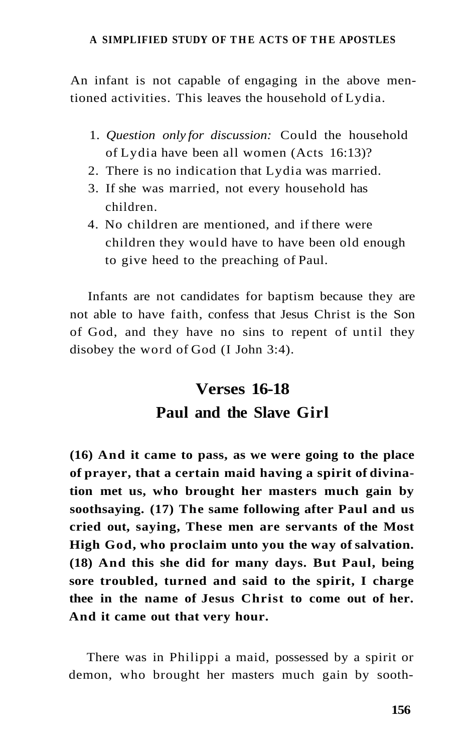An infant is not capable of engaging in the above mentioned activities. This leaves the household of Lydia.

1. *Question only for discussion:* Could the household of Lydia have been all women (Acts 16:13)?
2. There is no indication that Lydia was married.
3. If she was married, not every household has children.
4. No children are mentioned, and if there were children they would have to have been old enough to give heed to the preaching of Paul.

Infants are not candidates for baptism because they are not able to have faith, confess that Jesus Christ is the Son of God, and they have no sins to repent of until they disobey the word of God (I John 3:4).

## Verses 16-18

## Paul and the Slave Girl

**(16) And it came to pass, as we were going to the place of prayer, that a certain maid having a spirit of divination met us, who brought her masters much gain by soothsaying. (17) The same following after Paul and us cried out, saying, These men are servants of the Most High God, who proclaim unto you the way of salvation. (18) And this she did for many days. But Paul, being sore troubled, turned and said to the spirit, I charge thee in the name of Jesus Christ to come out of her. And it came out that very hour.**

There was in Philippi a maid, possessed by a spirit or demon, who brought her masters much gain by sooth-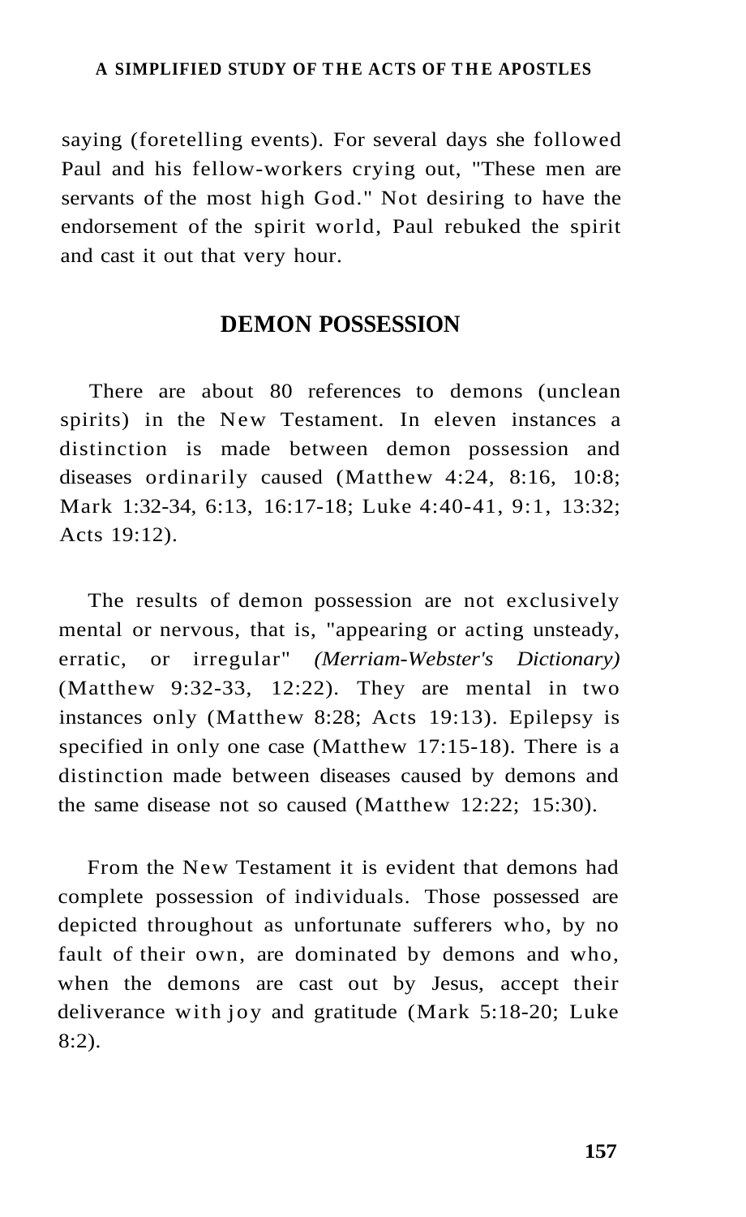saying (foretelling events). For several days she followed Paul and his fellow-workers crying out, "These men are servants of the most high God." Not desiring to have the endorsement of the spirit world, Paul rebuked the spirit and cast it out that very hour.

## DEMON POSSESSION

There are about 80 references to demons (unclean spirits) in the New Testament. In eleven instances a distinction is made between demon possession and diseases ordinarily caused (Matthew 4:24, 8:16, 10:8; Mark 1:32-34, 6:13, 16:17-18; Luke 4:40-41, 9:1, 13:32; Acts 19:12).

The results of demon possession are not exclusively mental or nervous, that is, "appearing or acting unsteady, erratic, or irregular" *(Merriam-Webster's Dictionary)* (Matthew 9:32-33, 12:22). They are mental in two instances only (Matthew 8:28; Acts 19:13). Epilepsy is specified in only one case (Matthew 17:15-18). There is a distinction made between diseases caused by demons and the same disease not so caused (Matthew 12:22; 15:30).

From the New Testament it is evident that demons had complete possession of individuals. Those possessed are depicted throughout as unfortunate sufferers who, by no fault of their own, are dominated by demons and who, when the demons are cast out by Jesus, accept their deliverance with joy and gratitude (Mark 5:18-20; Luke 8:2).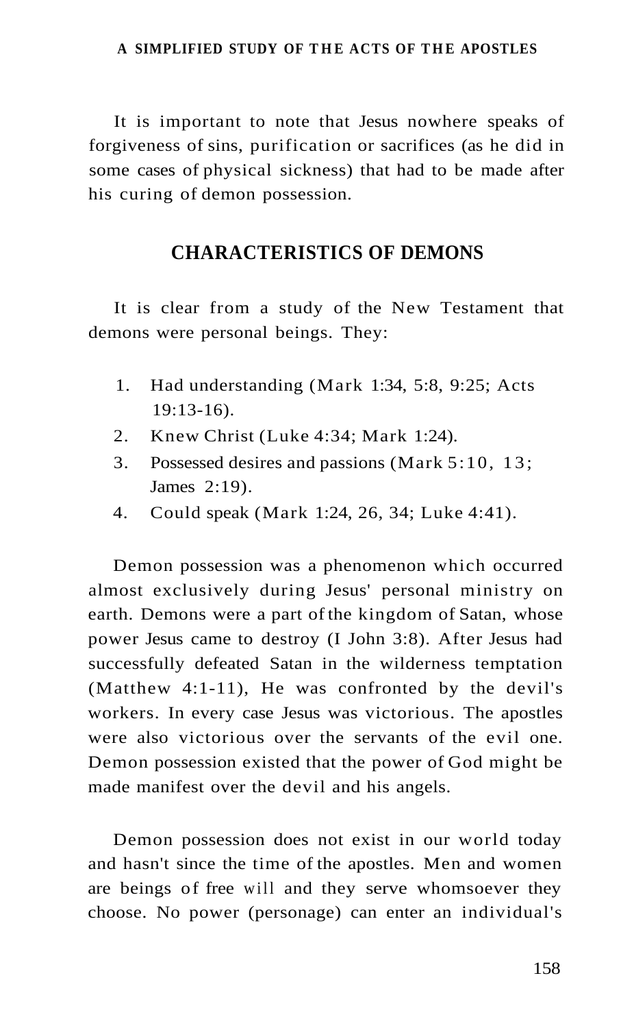It is important to note that Jesus nowhere speaks of forgiveness of sins, purification or sacrifices (as he did in some cases of physical sickness) that had to be made after his curing of demon possession.

## CHARACTERISTICS OF DEMONS

It is clear from a study of the New Testament that demons were personal beings. They:

1. Had understanding (Mark 1:34, 5:8, 9:25; Acts 19:13-16).
2. Knew Christ (Luke 4:34; Mark 1:24).
3. Possessed desires and passions (Mark 5:10, 13; James 2:19).
4. Could speak (Mark 1:24, 26, 34; Luke 4:41).

Demon possession was a phenomenon which occurred almost exclusively during Jesus' personal ministry on earth. Demons were a part of the kingdom of Satan, whose power Jesus came to destroy (I John 3:8). After Jesus had successfully defeated Satan in the wilderness temptation (Matthew 4:1-11), He was confronted by the devil's workers. In every case Jesus was victorious. The apostles were also victorious over the servants of the evil one. Demon possession existed that the power of God might be made manifest over the devil and his angels.

Demon possession does not exist in our world today and hasn't since the time of the apostles. Men and women are beings of free will and they serve whomsoever they choose. No power (personage) can enter an individual's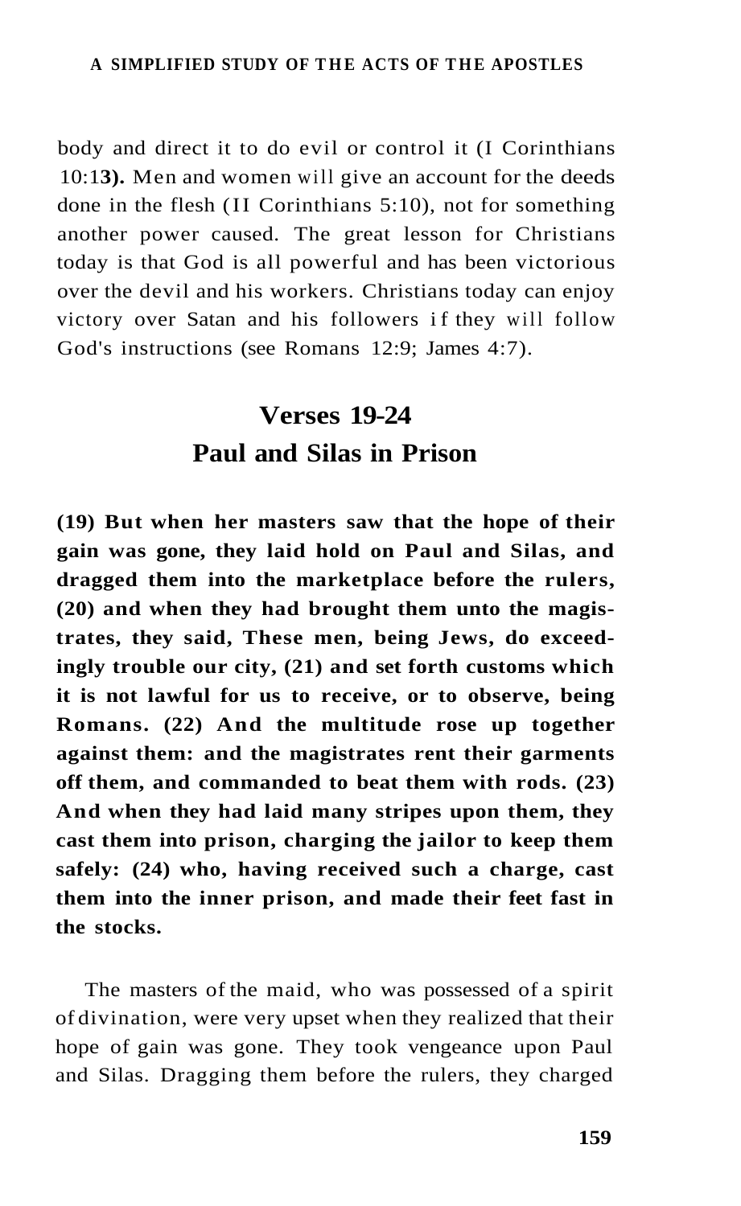body and direct it to do evil or control it (I Corinthians 10:13). Men and women will give an account for the deeds done in the flesh (II Corinthians 5:10), not for something another power caused. The great lesson for Christians today is that God is all powerful and has been victorious over the devil and his workers. Christians today can enjoy victory over Satan and his followers if they will follow God's instructions (see Romans 12:9; James 4:7).

## Verses 19-24
## Paul and Silas in Prison

**(19) But when her masters saw that the hope of their gain was gone, they laid hold on Paul and Silas, and dragged them into the marketplace before the rulers, (20) and when they had brought them unto the magistrates, they said, These men, being Jews, do exceedingly trouble our city, (21) and set forth customs which it is not lawful for us to receive, or to observe, being Romans. (22) And the multitude rose up together against them: and the magistrates rent their garments off them, and commanded to beat them with rods. (23) And when they had laid many stripes upon them, they cast them into prison, charging the jailor to keep them safely: (24) who, having received such a charge, cast them into the inner prison, and made their feet fast in the stocks.**

The masters of the maid, who was possessed of a spirit of divination, were very upset when they realized that their hope of gain was gone. They took vengeance upon Paul and Silas. Dragging them before the rulers, they charged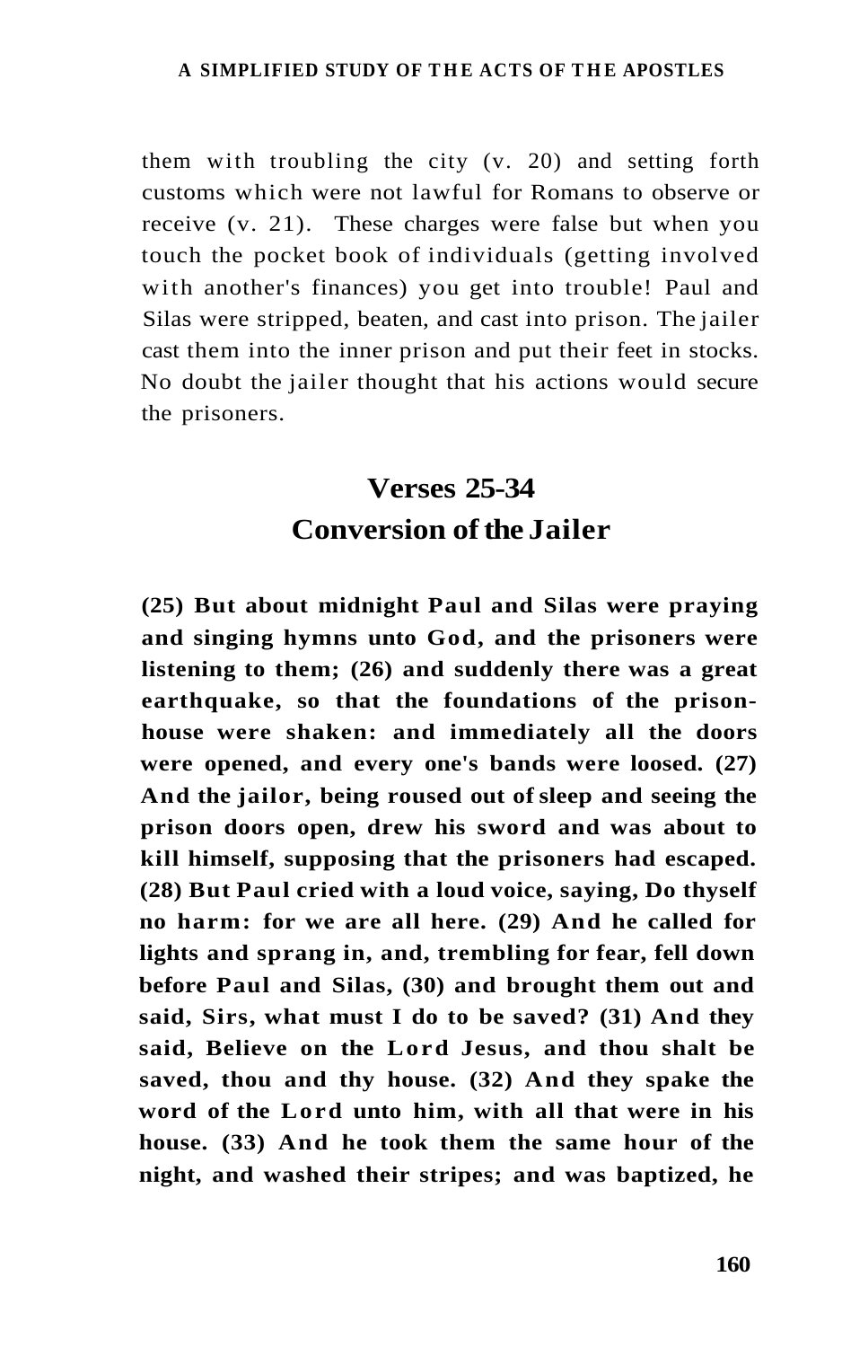them with troubling the city (v. 20) and setting forth customs which were not lawful for Romans to observe or receive (v. 21). These charges were false but when you touch the pocket book of individuals (getting involved with another's finances) you get into trouble! Paul and Silas were stripped, beaten, and cast into prison. The jailer cast them into the inner prison and put their feet in stocks. No doubt the jailer thought that his actions would secure the prisoners.

## Verses 25-34
## Conversion of the Jailer

**(25) But about midnight Paul and Silas were praying and singing hymns unto God, and the prisoners were listening to them; (26) and suddenly there was a great earthquake, so that the foundations of the prison-house were shaken: and immediately all the doors were opened, and every one's bands were loosed. (27) And the jailor, being roused out of sleep and seeing the prison doors open, drew his sword and was about to kill himself, supposing that the prisoners had escaped. (28) But Paul cried with a loud voice, saying, Do thyself no harm: for we are all here. (29) And he called for lights and sprang in, and, trembling for fear, fell down before Paul and Silas, (30) and brought them out and said, Sirs, what must I do to be saved? (31) And they said, Believe on the Lord Jesus, and thou shalt be saved, thou and thy house. (32) And they spake the word of the Lord unto him, with all that were in his house. (33) And he took them the same hour of the night, and washed their stripes; and was baptized, he**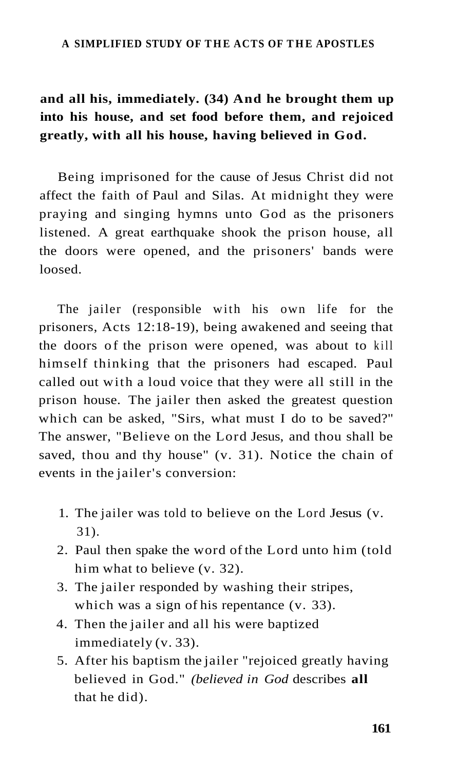**and all his, immediately. (34) And he brought them up into his house, and set food before them, and rejoiced greatly, with all his house, having believed in God.**

Being imprisoned for the cause of Jesus Christ did not affect the faith of Paul and Silas. At midnight they were praying and singing hymns unto God as the prisoners listened. A great earthquake shook the prison house, all the doors were opened, and the prisoners' bands were loosed.

The jailer (responsible with his own life for the prisoners, Acts 12:18-19), being awakened and seeing that the doors of the prison were opened, was about to kill himself thinking that the prisoners had escaped. Paul called out with a loud voice that they were all still in the prison house. The jailer then asked the greatest question which can be asked, "Sirs, what must I do to be saved?" The answer, "Believe on the Lord Jesus, and thou shall be saved, thou and thy house" (v. 31). Notice the chain of events in the jailer's conversion:

1. The jailer was told to believe on the Lord Jesus (v. 31).
2. Paul then spake the word of the Lord unto him (told him what to believe (v. 32).
3. The jailer responded by washing their stripes, which was a sign of his repentance (v. 33).
4. Then the jailer and all his were baptized immediately (v. 33).
5. After his baptism the jailer "rejoiced greatly having believed in God." *(believed in God* describes **all** that he did).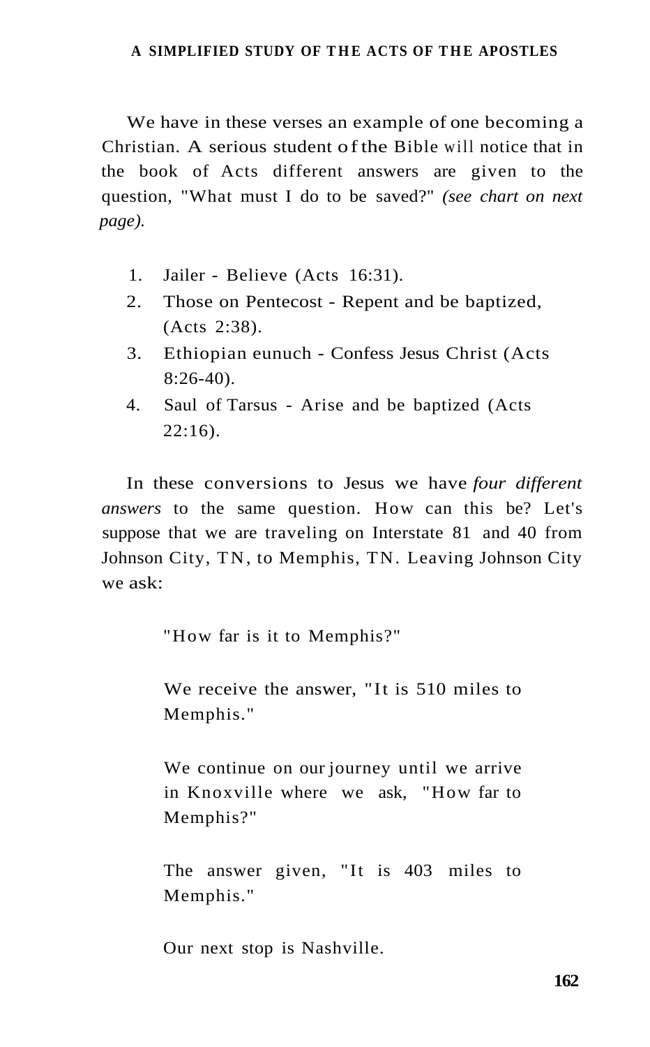We have in these verses an example of one becoming a Christian. A serious student of the Bible will notice that in the book of Acts different answers are given to the question, "What must I do to be saved?" *(see chart on next page).*

1. Jailer - Believe (Acts 16:31).
2. Those on Pentecost - Repent and be baptized, (Acts 2:38).
3. Ethiopian eunuch - Confess Jesus Christ (Acts 8:26-40).
4. Saul of Tarsus - Arise and be baptized (Acts 22:16).

In these conversions to Jesus we have *four different answers* to the same question. How can this be? Let's suppose that we are traveling on Interstate 81 and 40 from Johnson City, TN, to Memphis, TN. Leaving Johnson City we ask:

> "How far is it to Memphis?"
>
> We receive the answer, "It is 510 miles to Memphis."
>
> We continue on our journey until we arrive in Knoxville where we ask, "How far to Memphis?"
>
> The answer given, "It is 403 miles to Memphis."
>
> Our next stop is Nashville.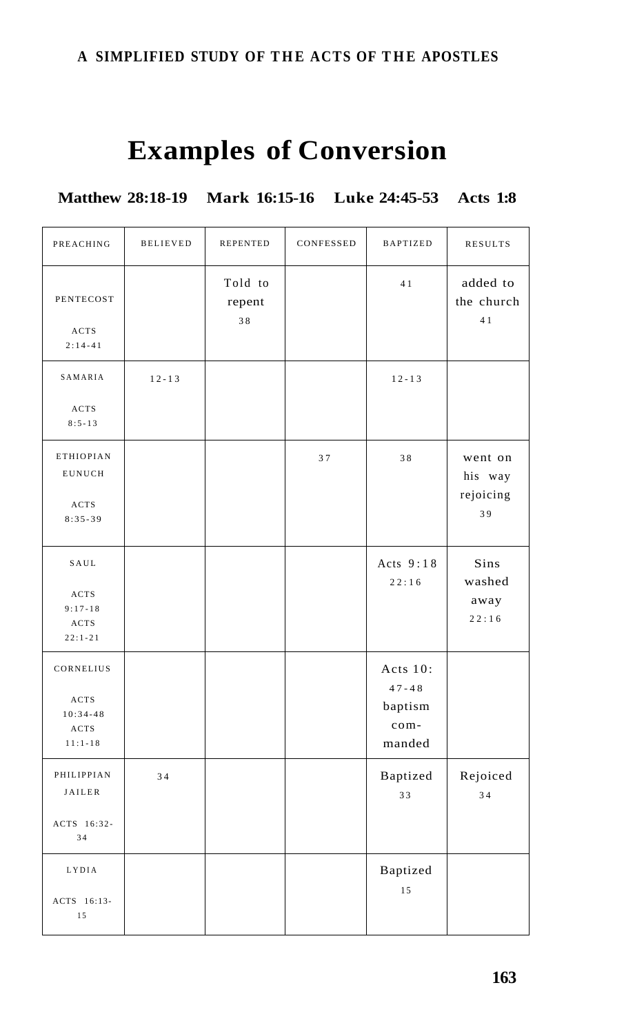# Examples of Conversion

**Matthew 28:18-19 Mark 16:15-16 Luke 24:45-53 Acts 1:8**

| PREACHING | BELIEVED | REPENTED | CONFESSED | BAPTIZED | RESULTS |
|---|---|---|---|---|---|
| PENTECOST ACTS 2:14-41 | | Told to repent 38 | | 41 | added to the church 41 |
| SAMARIA ACTS 8:5-13 | 12-13 | | | 12-13 | |
| ETHIOPIAN EUNUCH ACTS 8:35-39 | | | 37 | 38 | went on his way rejoicing 39 |
| SAUL ACTS 9:17-18 ACTS 22:1-21 | | | | Acts 9:18 22:16 | Sins washed away 22:16 |
| CORNELIUS ACTS 10:34-48 ACTS 11:1-18 | | | | Acts 10: 47-48 baptism com-manded | |
| PHILIPPIAN JAILER ACTS 16:32-34 | 34 | | | Baptized 33 | Rejoiced 34 |
| LYDIA ACTS 16:13-15 | | | | Baptized 15 | |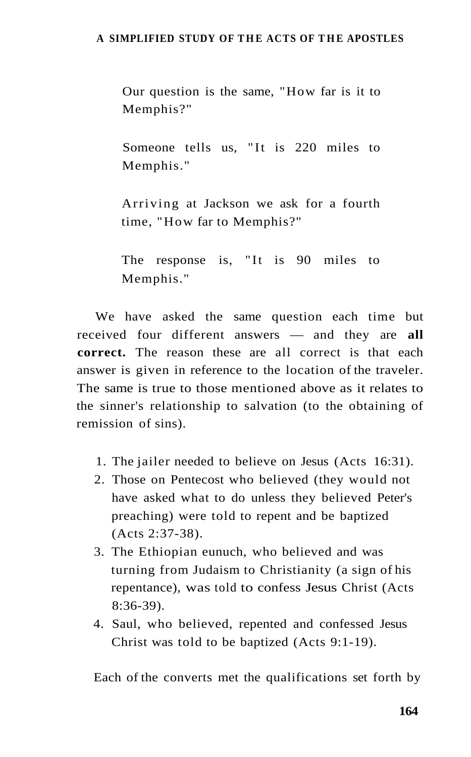> Our question is the same, "How far is it to Memphis?"
>
> Someone tells us, "It is 220 miles to Memphis."
>
> Arriving at Jackson we ask for a fourth time, "How far to Memphis?"
>
> The response is, "It is 90 miles to Memphis."

We have asked the same question each time but received four different answers — and they are **all correct.** The reason these are all correct is that each answer is given in reference to the location of the traveler. The same is true to those mentioned above as it relates to the sinner's relationship to salvation (to the obtaining of remission of sins).

1. The jailer needed to believe on Jesus (Acts 16:31).
2. Those on Pentecost who believed (they would not have asked what to do unless they believed Peter's preaching) were told to repent and be baptized (Acts 2:37-38).
3. The Ethiopian eunuch, who believed and was turning from Judaism to Christianity (a sign of his repentance), was told to confess Jesus Christ (Acts 8:36-39).
4. Saul, who believed, repented and confessed Jesus Christ was told to be baptized (Acts 9:1-19).

Each of the converts met the qualifications set forth by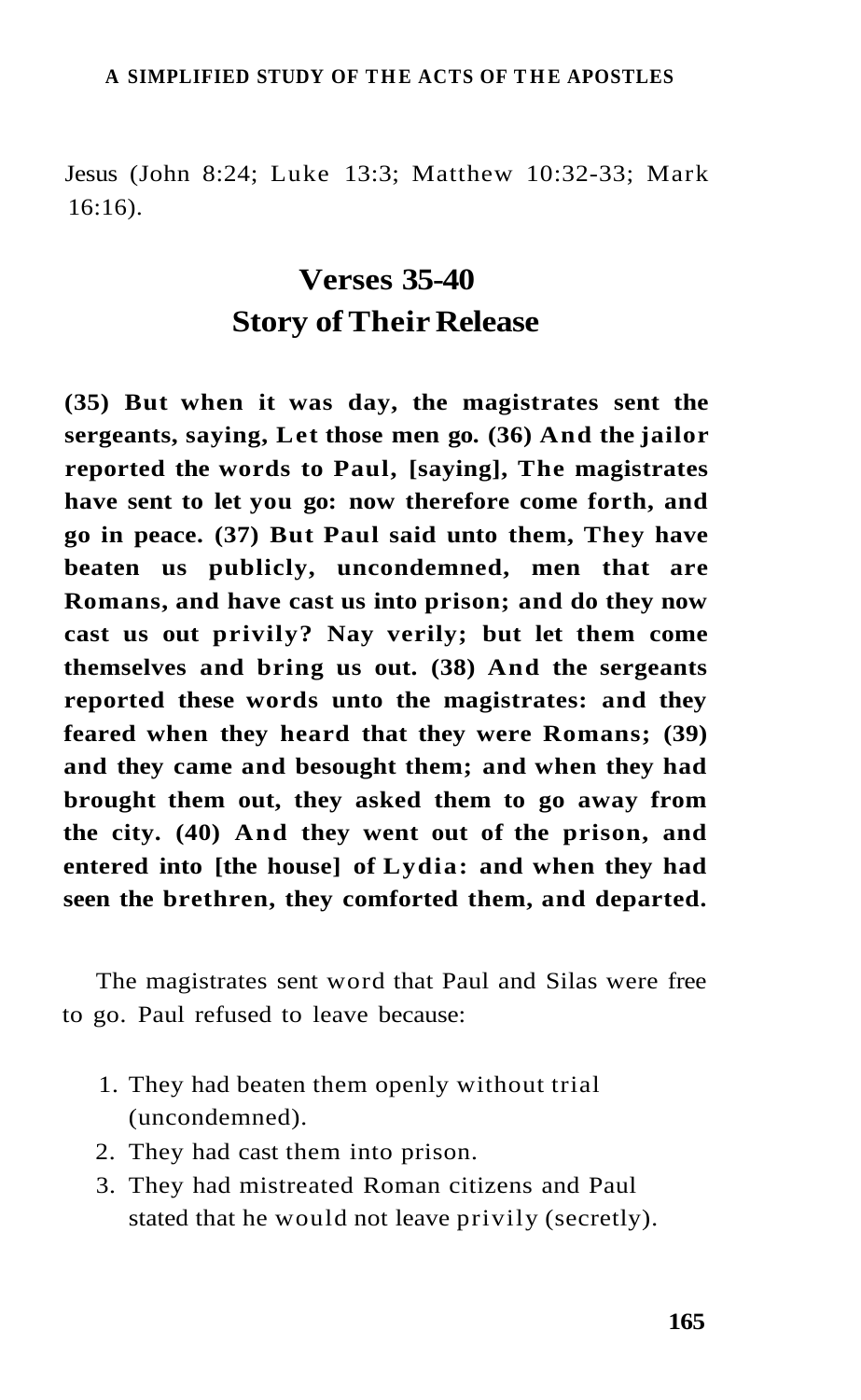Jesus (John 8:24; Luke 13:3; Matthew 10:32-33; Mark 16:16).

## Verses 35-40
## Story of Their Release

**(35) But when it was day, the magistrates sent the sergeants, saying, Let those men go. (36) And the jailor reported the words to Paul, [saying], The magistrates have sent to let you go: now therefore come forth, and go in peace. (37) But Paul said unto them, They have beaten us publicly, uncondemned, men that are Romans, and have cast us into prison; and do they now cast us out privily? Nay verily; but let them come themselves and bring us out. (38) And the sergeants reported these words unto the magistrates: and they feared when they heard that they were Romans; (39) and they came and besought them; and when they had brought them out, they asked them to go away from the city. (40) And they went out of the prison, and entered into [the house] of Lydia: and when they had seen the brethren, they comforted them, and departed.**

The magistrates sent word that Paul and Silas were free to go. Paul refused to leave because:

1. They had beaten them openly without trial (uncondemned).
2. They had cast them into prison.
3. They had mistreated Roman citizens and Paul stated that he would not leave privily (secretly).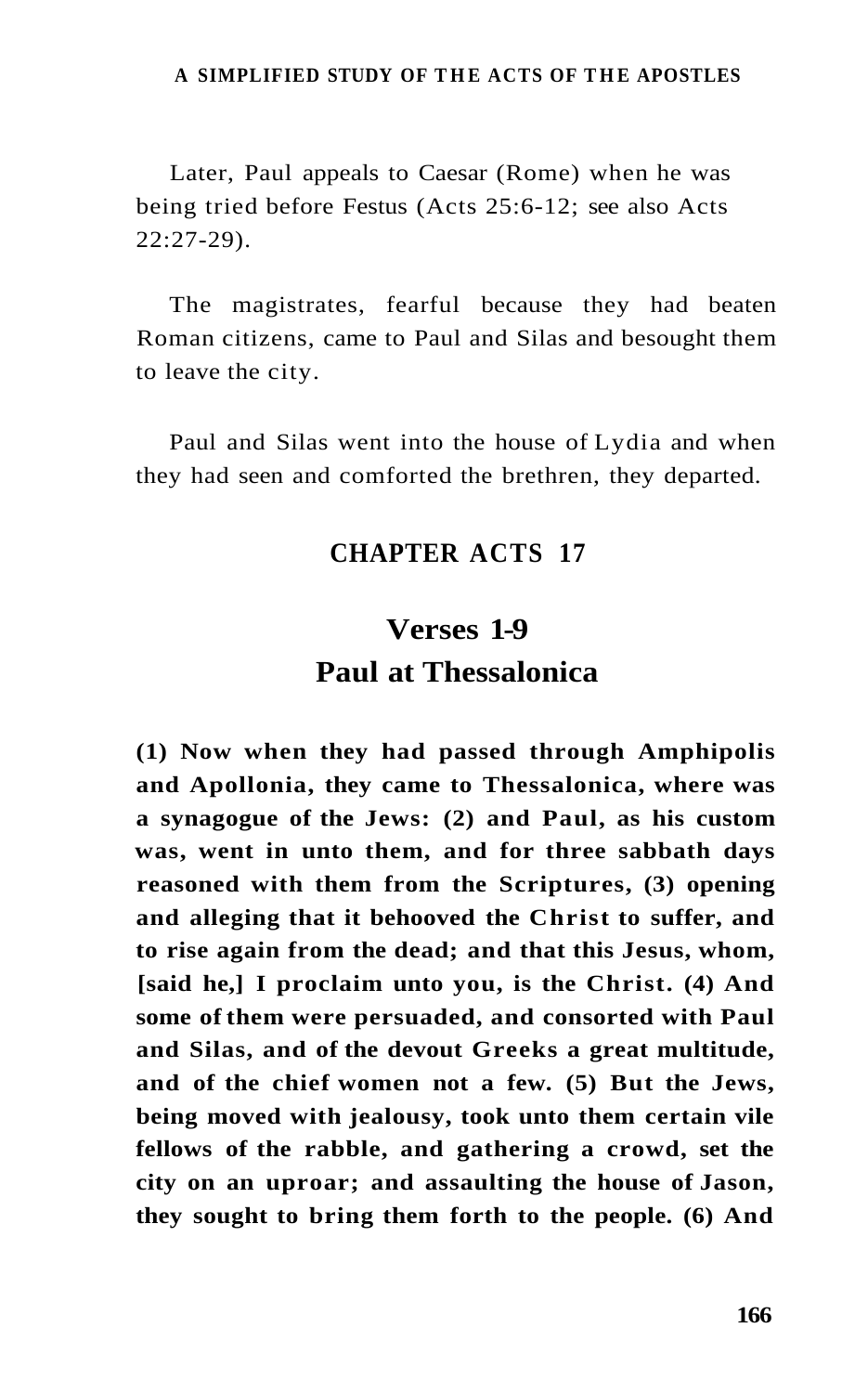Later, Paul appeals to Caesar (Rome) when he was being tried before Festus (Acts 25:6-12; see also Acts 22:27-29).

The magistrates, fearful because they had beaten Roman citizens, came to Paul and Silas and besought them to leave the city.

Paul and Silas went into the house of Lydia and when they had seen and comforted the brethren, they departed.

## CHAPTER ACTS 17

## Verses 1-9
## Paul at Thessalonica

**(1) Now when they had passed through Amphipolis and Apollonia, they came to Thessalonica, where was a synagogue of the Jews: (2) and Paul, as his custom was, went in unto them, and for three sabbath days reasoned with them from the Scriptures, (3) opening and alleging that it behooved the Christ to suffer, and to rise again from the dead; and that this Jesus, whom, [said he,] I proclaim unto you, is the Christ. (4) And some of them were persuaded, and consorted with Paul and Silas, and of the devout Greeks a great multitude, and of the chief women not a few. (5) But the Jews, being moved with jealousy, took unto them certain vile fellows of the rabble, and gathering a crowd, set the city on an uproar; and assaulting the house of Jason, they sought to bring them forth to the people. (6) And**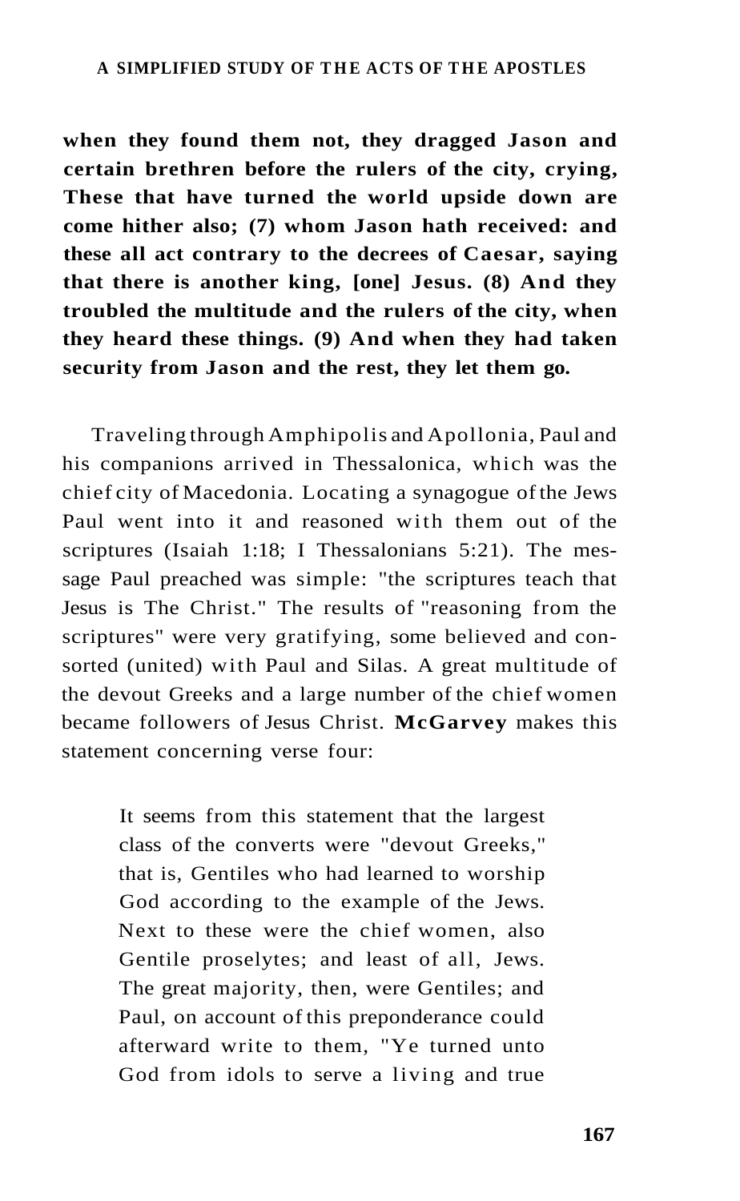**when they found them not, they dragged Jason and certain brethren before the rulers of the city, crying, These that have turned the world upside down are come hither also; (7) whom Jason hath received: and these all act contrary to the decrees of Caesar, saying that there is another king, [one] Jesus. (8) And they troubled the multitude and the rulers of the city, when they heard these things. (9) And when they had taken security from Jason and the rest, they let them go.**

Traveling through Amphipolis and Apollonia, Paul and his companions arrived in Thessalonica, which was the chief city of Macedonia. Locating a synagogue of the Jews Paul went into it and reasoned with them out of the scriptures (Isaiah 1:18; I Thessalonians 5:21). The message Paul preached was simple: "the scriptures teach that Jesus is The Christ." The results of "reasoning from the scriptures" were very gratifying, some believed and consorted (united) with Paul and Silas. A great multitude of the devout Greeks and a large number of the chief women became followers of Jesus Christ. **McGarvey** makes this statement concerning verse four:

> It seems from this statement that the largest class of the converts were "devout Greeks," that is, Gentiles who had learned to worship God according to the example of the Jews. Next to these were the chief women, also Gentile proselytes; and least of all, Jews. The great majority, then, were Gentiles; and Paul, on account of this preponderance could afterward write to them, "Ye turned unto God from idols to serve a living and true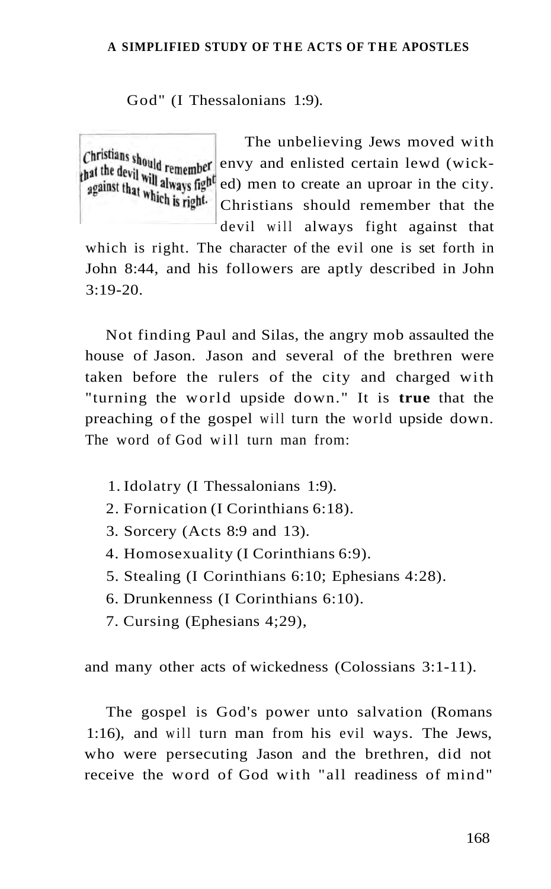God" (I Thessalonians 1:9).

> Christians should remember that the devil will always fight against that which is right.

The unbelieving Jews moved with envy and enlisted certain lewd (wicked) men to create an uproar in the city. Christians should remember that the devil will always fight against that which is right. The character of the evil one is set forth in John 8:44, and his followers are aptly described in John 3:19-20.

Not finding Paul and Silas, the angry mob assaulted the house of Jason. Jason and several of the brethren were taken before the rulers of the city and charged with "turning the world upside down." It is **true** that the preaching of the gospel will turn the world upside down. The word of God will turn man from:

1. Idolatry (I Thessalonians 1:9).
2. Fornication (I Corinthians 6:18).
3. Sorcery (Acts 8:9 and 13).
4. Homosexuality (I Corinthians 6:9).
5. Stealing (I Corinthians 6:10; Ephesians 4:28).
6. Drunkenness (I Corinthians 6:10).
7. Cursing (Ephesians 4;29),

and many other acts of wickedness (Colossians 3:1-11).

The gospel is God's power unto salvation (Romans 1:16), and will turn man from his evil ways. The Jews, who were persecuting Jason and the brethren, did not receive the word of God with "all readiness of mind"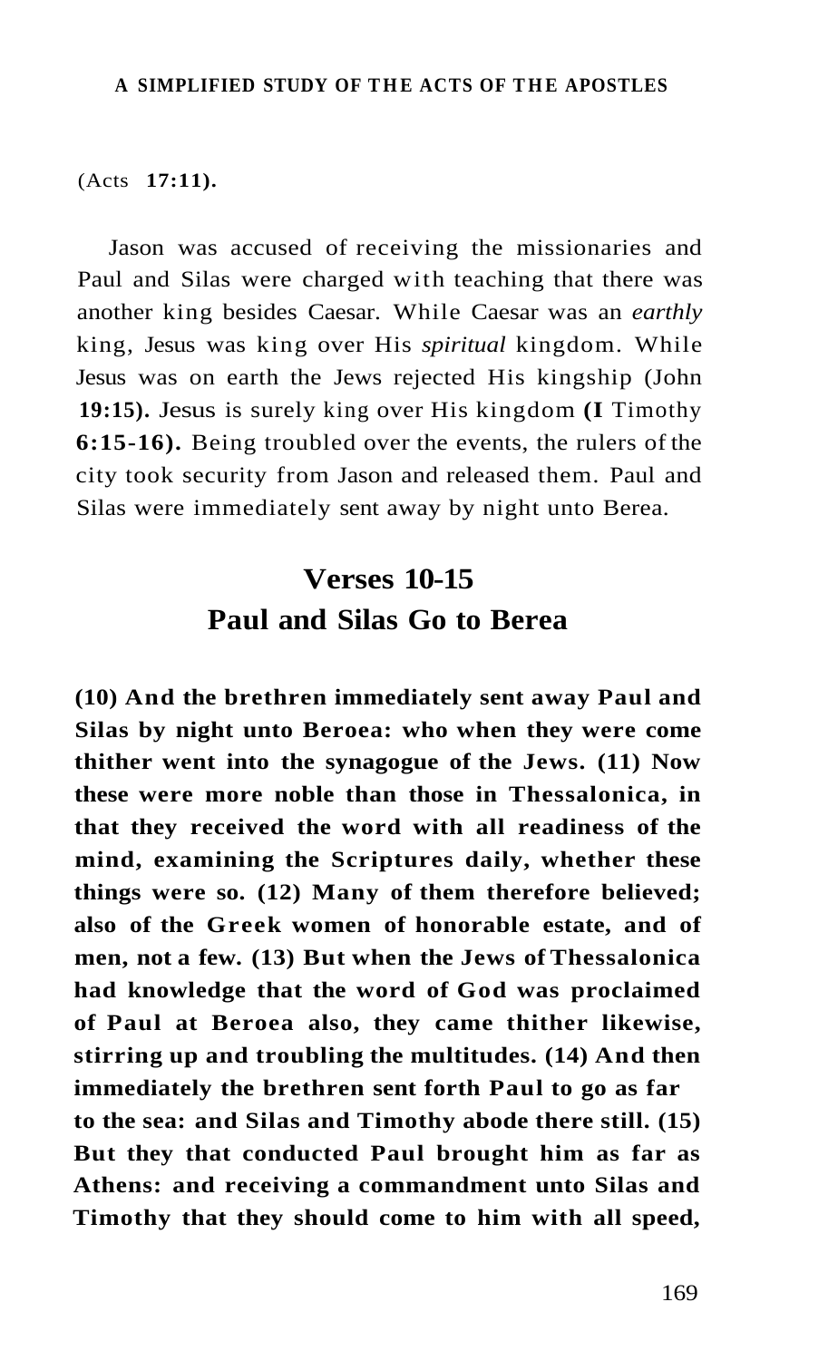(Acts **17:11).**

Jason was accused of receiving the missionaries and Paul and Silas were charged with teaching that there was another king besides Caesar. While Caesar was an *earthly* king, Jesus was king over His *spiritual* kingdom. While Jesus was on earth the Jews rejected His kingship (John **19:15).** Jesus is surely king over His kingdom **(I** Timothy **6:15-16).** Being troubled over the events, the rulers of the city took security from Jason and released them. Paul and Silas were immediately sent away by night unto Berea.

## Verses 10-15
## Paul and Silas Go to Berea

**(10) And the brethren immediately sent away Paul and Silas by night unto Beroea: who when they were come thither went into the synagogue of the Jews. (11) Now these were more noble than those in Thessalonica, in that they received the word with all readiness of the mind, examining the Scriptures daily, whether these things were so. (12) Many of them therefore believed; also of the Greek women of honorable estate, and of men, not a few. (13) But when the Jews of Thessalonica had knowledge that the word of God was proclaimed of Paul at Beroea also, they came thither likewise, stirring up and troubling the multitudes. (14) And then immediately the brethren sent forth Paul to go as far to the sea: and Silas and Timothy abode there still. (15) But they that conducted Paul brought him as far as Athens: and receiving a commandment unto Silas and Timothy that they should come to him with all speed,**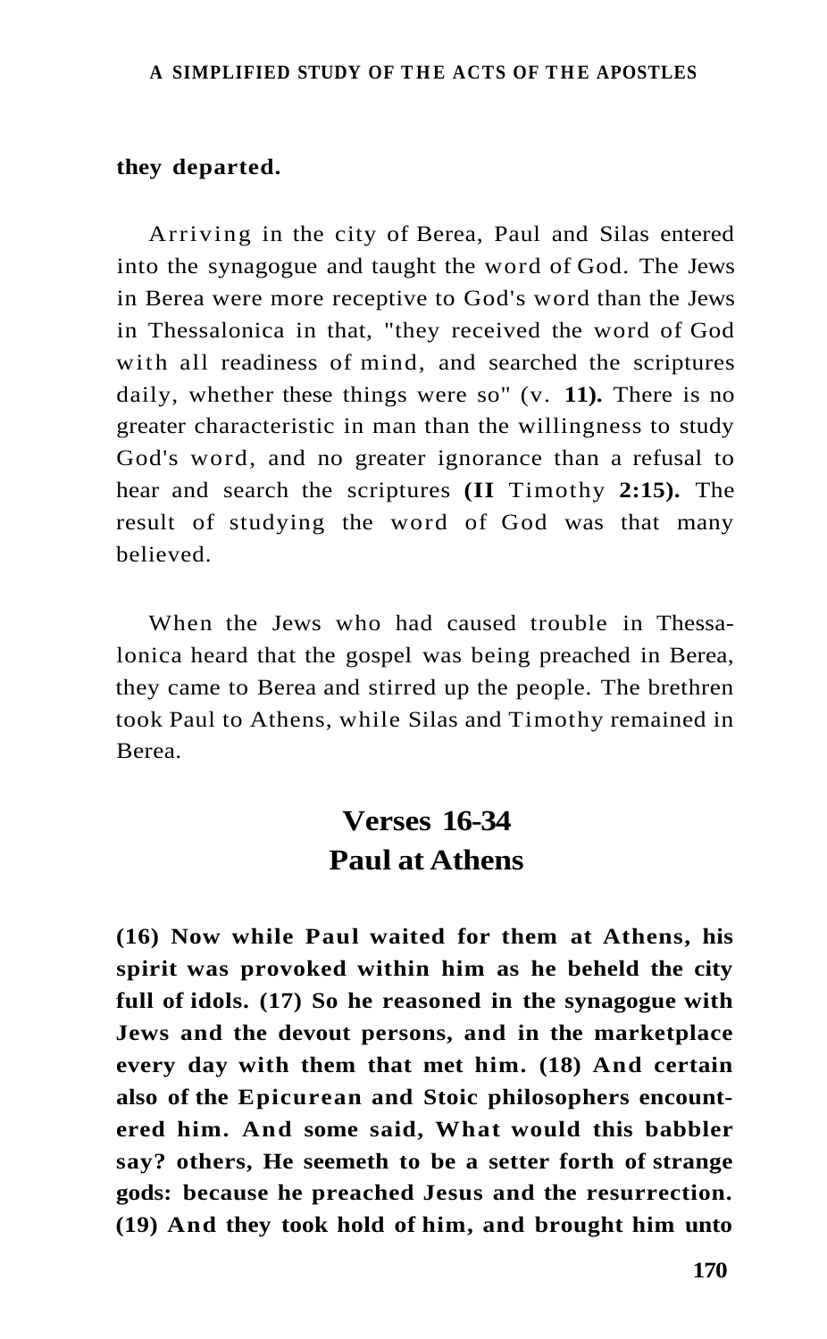**they departed.**

Arriving in the city of Berea, Paul and Silas entered into the synagogue and taught the word of God. The Jews in Berea were more receptive to God's word than the Jews in Thessalonica in that, "they received the word of God with all readiness of mind, and searched the scriptures daily, whether these things were so" (v. **11).** There is no greater characteristic in man than the willingness to study God's word, and no greater ignorance than a refusal to hear and search the scriptures **(II** Timothy **2:15).** The result of studying the word of God was that many believed.

When the Jews who had caused trouble in Thessalonica heard that the gospel was being preached in Berea, they came to Berea and stirred up the people. The brethren took Paul to Athens, while Silas and Timothy remained in Berea.

## Verses 16-34
## Paul at Athens

**(16) Now while Paul waited for them at Athens, his spirit was provoked within him as he beheld the city full of idols. (17) So he reasoned in the synagogue with Jews and the devout persons, and in the marketplace every day with them that met him. (18) And certain also of the Epicurean and Stoic philosophers encountered him. And some said, What would this babbler say? others, He seemeth to be a setter forth of strange gods: because he preached Jesus and the resurrection. (19) And they took hold of him, and brought him unto**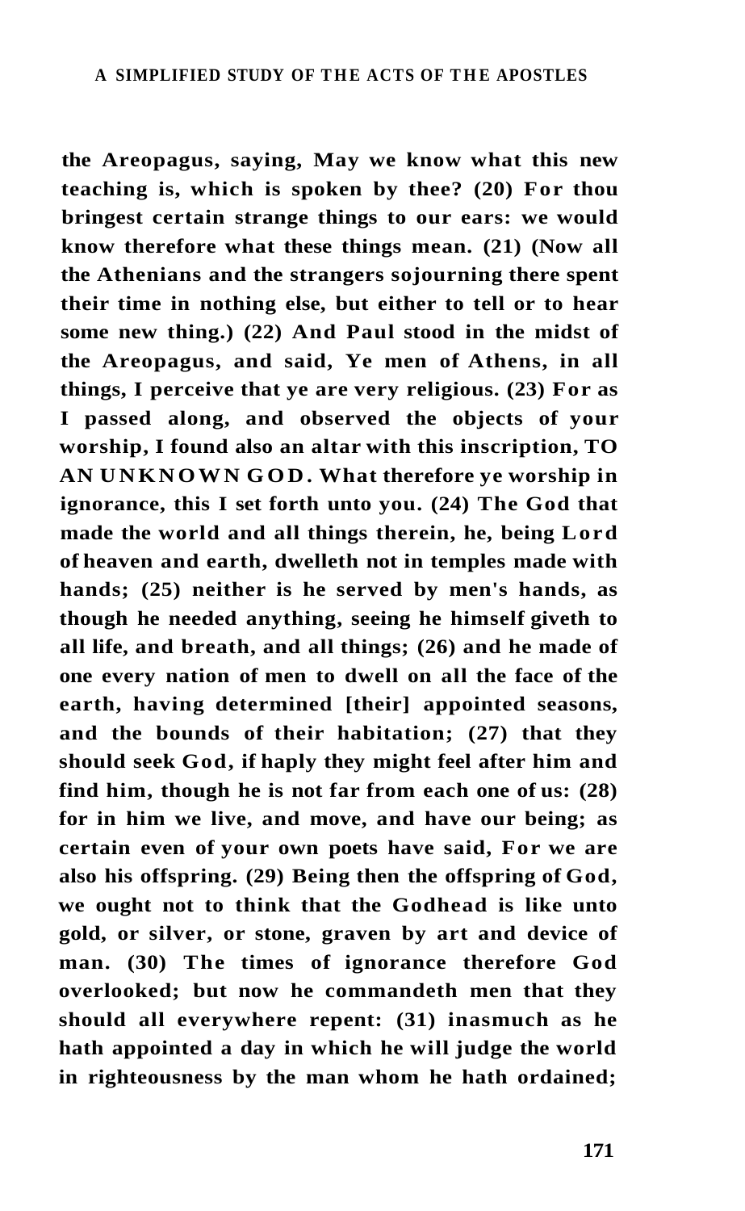**the Areopagus, saying, May we know what this new teaching is, which is spoken by thee? (20) For thou bringest certain strange things to our ears: we would know therefore what these things mean. (21) (Now all the Athenians and the strangers sojourning there spent their time in nothing else, but either to tell or to hear some new thing.) (22) And Paul stood in the midst of the Areopagus, and said, Ye men of Athens, in all things, I perceive that ye are very religious. (23) For as I passed along, and observed the objects of your worship, I found also an altar with this inscription, TO AN UNKNOWN GOD. What therefore ye worship in ignorance, this I set forth unto you. (24) The God that made the world and all things therein, he, being Lord of heaven and earth, dwelleth not in temples made with hands; (25) neither is he served by men's hands, as though he needed anything, seeing he himself giveth to all life, and breath, and all things; (26) and he made of one every nation of men to dwell on all the face of the earth, having determined [their] appointed seasons, and the bounds of their habitation; (27) that they should seek God, if haply they might feel after him and find him, though he is not far from each one of us: (28) for in him we live, and move, and have our being; as certain even of your own poets have said, For we are also his offspring. (29) Being then the offspring of God, we ought not to think that the Godhead is like unto gold, or silver, or stone, graven by art and device of man. (30) The times of ignorance therefore God overlooked; but now he commandeth men that they should all everywhere repent: (31) inasmuch as he hath appointed a day in which he will judge the world in righteousness by the man whom he hath ordained;**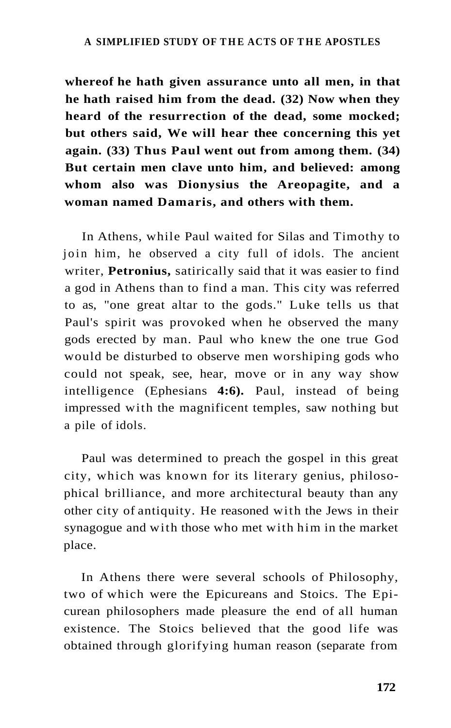**whereof he hath given assurance unto all men, in that he hath raised him from the dead. (32) Now when they heard of the resurrection of the dead, some mocked; but others said, We will hear thee concerning this yet again. (33) Thus Paul went out from among them. (34) But certain men clave unto him, and believed: among whom also was Dionysius the Areopagite, and a woman named Damaris, and others with them.**

In Athens, while Paul waited for Silas and Timothy to join him, he observed a city full of idols. The ancient writer, **Petronius,** satirically said that it was easier to find a god in Athens than to find a man. This city was referred to as, "one great altar to the gods." Luke tells us that Paul's spirit was provoked when he observed the many gods erected by man. Paul who knew the one true God would be disturbed to observe men worshiping gods who could not speak, see, hear, move or in any way show intelligence (Ephesians **4:6).** Paul, instead of being impressed with the magnificent temples, saw nothing but a pile of idols.

Paul was determined to preach the gospel in this great city, which was known for its literary genius, philosophical brilliance, and more architectural beauty than any other city of antiquity. He reasoned with the Jews in their synagogue and with those who met with him in the market place.

In Athens there were several schools of Philosophy, two of which were the Epicureans and Stoics. The Epicurean philosophers made pleasure the end of all human existence. The Stoics believed that the good life was obtained through glorifying human reason (separate from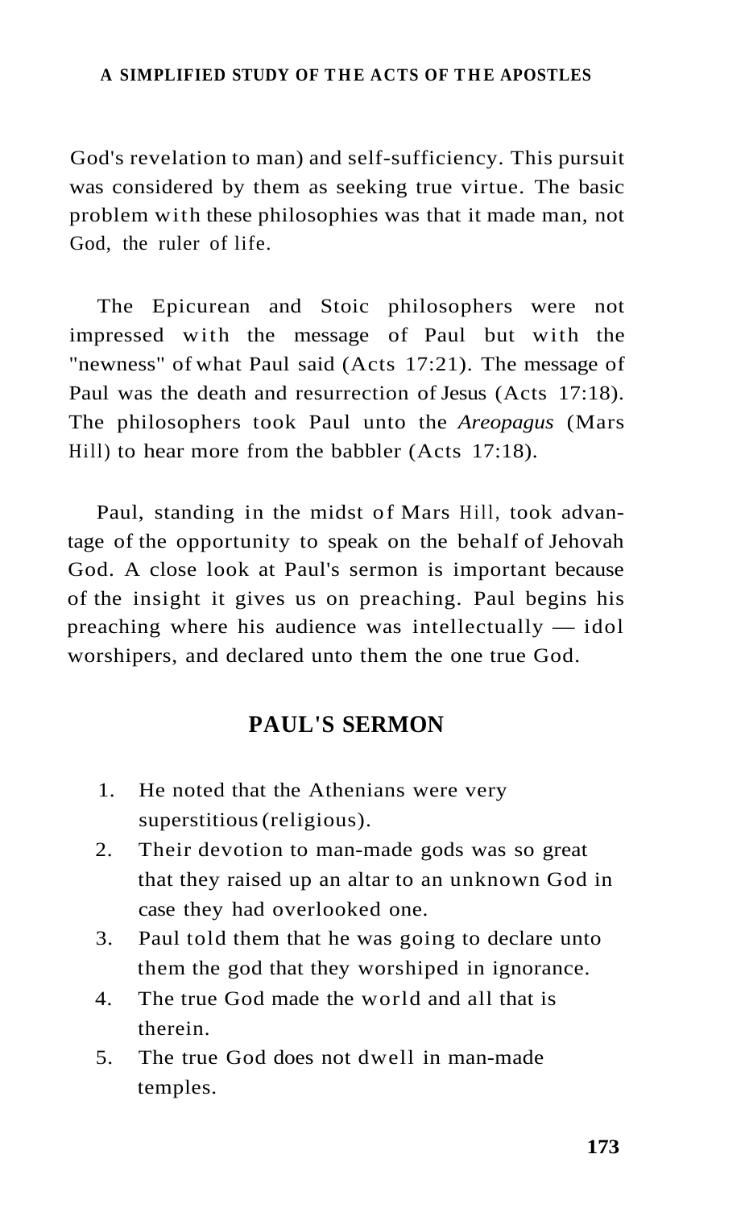God's revelation to man) and self-sufficiency. This pursuit was considered by them as seeking true virtue. The basic problem with these philosophies was that it made man, not God, the ruler of life.

The Epicurean and Stoic philosophers were not impressed with the message of Paul but with the "newness" of what Paul said (Acts 17:21). The message of Paul was the death and resurrection of Jesus (Acts 17:18). The philosophers took Paul unto the *Areopagus* (Mars Hill) to hear more from the babbler (Acts 17:18).

Paul, standing in the midst of Mars Hill, took advantage of the opportunity to speak on the behalf of Jehovah God. A close look at Paul's sermon is important because of the insight it gives us on preaching. Paul begins his preaching where his audience was intellectually — idol worshipers, and declared unto them the one true God.

## PAUL'S SERMON

1. He noted that the Athenians were very superstitious (religious).
2. Their devotion to man-made gods was so great that they raised up an altar to an unknown God in case they had overlooked one.
3. Paul told them that he was going to declare unto them the god that they worshiped in ignorance.
4. The true God made the world and all that is therein.
5. The true God does not dwell in man-made temples.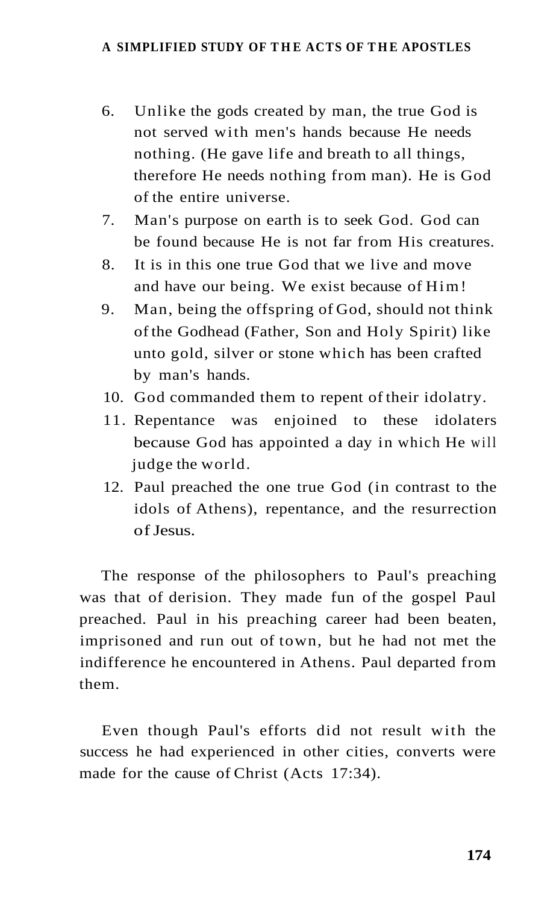6. Unlike the gods created by man, the true God is not served with men's hands because He needs nothing. (He gave life and breath to all things, therefore He needs nothing from man). He is God of the entire universe.
7. Man's purpose on earth is to seek God. God can be found because He is not far from His creatures.
8. It is in this one true God that we live and move and have our being. We exist because of Him!
9. Man, being the offspring of God, should not think of the Godhead (Father, Son and Holy Spirit) like unto gold, silver or stone which has been crafted by man's hands.
10. God commanded them to repent of their idolatry.
11. Repentance was enjoined to these idolaters because God has appointed a day in which He will judge the world.
12. Paul preached the one true God (in contrast to the idols of Athens), repentance, and the resurrection of Jesus.

The response of the philosophers to Paul's preaching was that of derision. They made fun of the gospel Paul preached. Paul in his preaching career had been beaten, imprisoned and run out of town, but he had not met the indifference he encountered in Athens. Paul departed from them.

Even though Paul's efforts did not result with the success he had experienced in other cities, converts were made for the cause of Christ (Acts 17:34).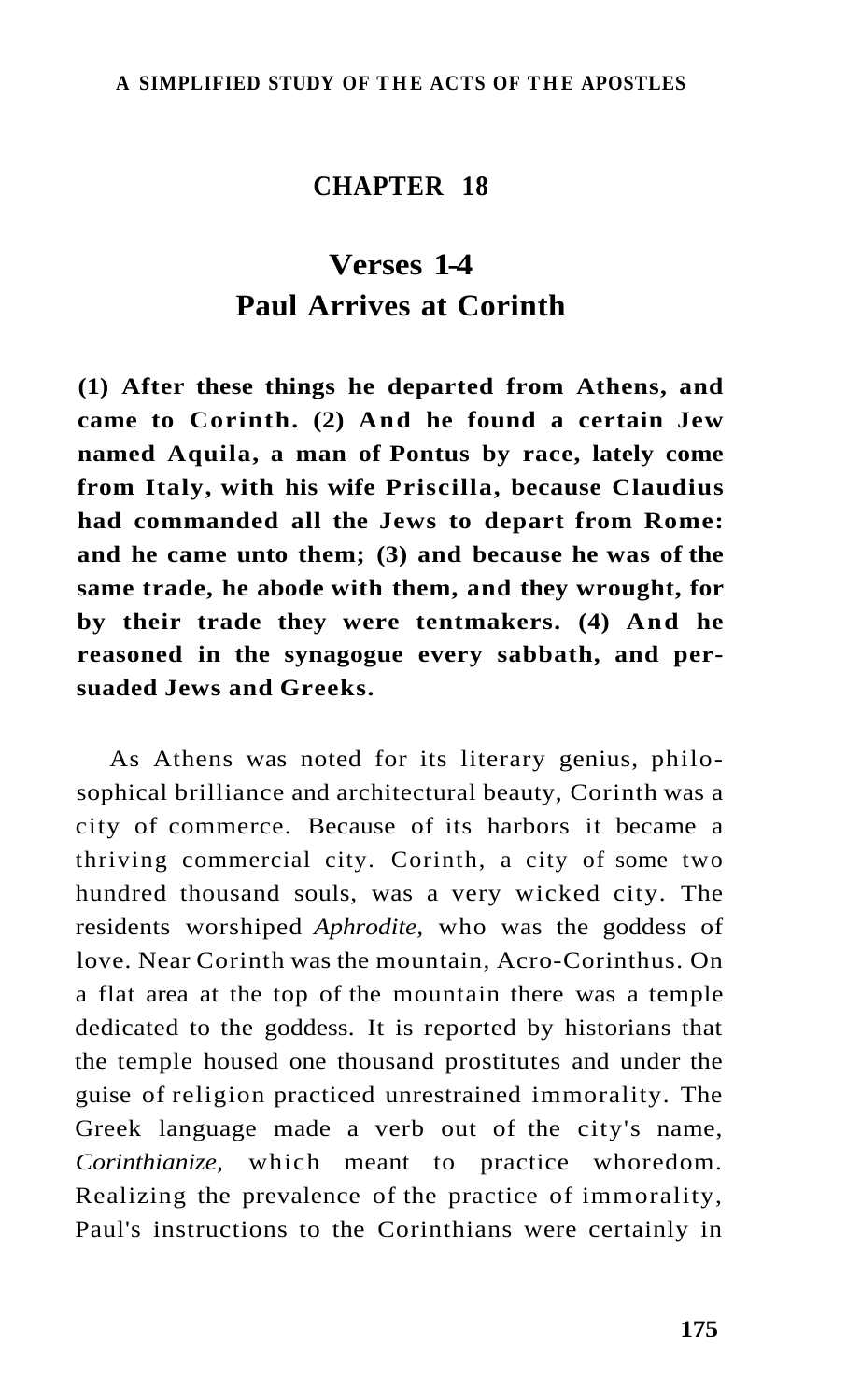## CHAPTER 18

## Verses 1-4
## Paul Arrives at Corinth

**(1) After these things he departed from Athens, and came to Corinth. (2) And he found a certain Jew named Aquila, a man of Pontus by race, lately come from Italy, with his wife Priscilla, because Claudius had commanded all the Jews to depart from Rome: and he came unto them; (3) and because he was of the same trade, he abode with them, and they wrought, for by their trade they were tentmakers. (4) And he reasoned in the synagogue every sabbath, and persuaded Jews and Greeks.**

As Athens was noted for its literary genius, philosophical brilliance and architectural beauty, Corinth was a city of commerce. Because of its harbors it became a thriving commercial city. Corinth, a city of some two hundred thousand souls, was a very wicked city. The residents worshiped *Aphrodite,* who was the goddess of love. Near Corinth was the mountain, Acro-Corinthus. On a flat area at the top of the mountain there was a temple dedicated to the goddess. It is reported by historians that the temple housed one thousand prostitutes and under the guise of religion practiced unrestrained immorality. The Greek language made a verb out of the city's name, *Corinthianize,* which meant to practice whoredom. Realizing the prevalence of the practice of immorality, Paul's instructions to the Corinthians were certainly in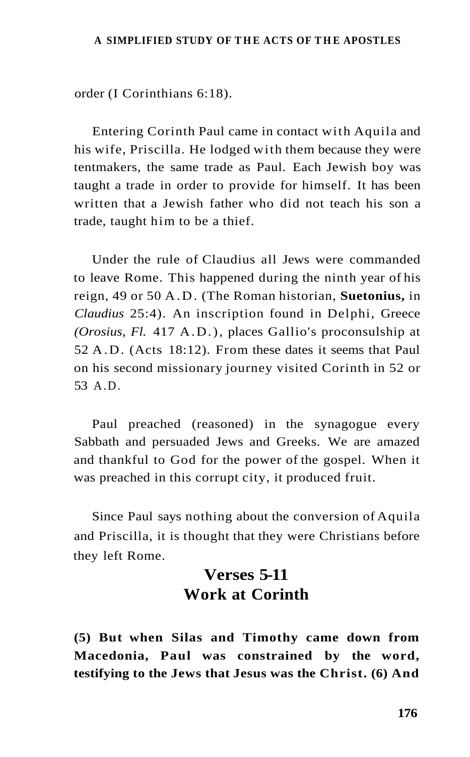order (I Corinthians 6:18).

Entering Corinth Paul came in contact with Aquila and his wife, Priscilla. He lodged with them because they were tentmakers, the same trade as Paul. Each Jewish boy was taught a trade in order to provide for himself. It has been written that a Jewish father who did not teach his son a trade, taught him to be a thief.

Under the rule of Claudius all Jews were commanded to leave Rome. This happened during the ninth year of his reign, 49 or 50 A.D. (The Roman historian, **Suetonius,** in *Claudius* 25:4). An inscription found in Delphi, Greece *(Orosius, Fl.* 417 A.D.), places Gallio's proconsulship at 52 A.D. (Acts 18:12). From these dates it seems that Paul on his second missionary journey visited Corinth in 52 or 53 A.D.

Paul preached (reasoned) in the synagogue every Sabbath and persuaded Jews and Greeks. We are amazed and thankful to God for the power of the gospel. When it was preached in this corrupt city, it produced fruit.

Since Paul says nothing about the conversion of Aquila and Priscilla, it is thought that they were Christians before they left Rome.

## Verses 5-11
## Work at Corinth

**(5) But when Silas and Timothy came down from Macedonia, Paul was constrained by the word, testifying to the Jews that Jesus was the Christ. (6) And**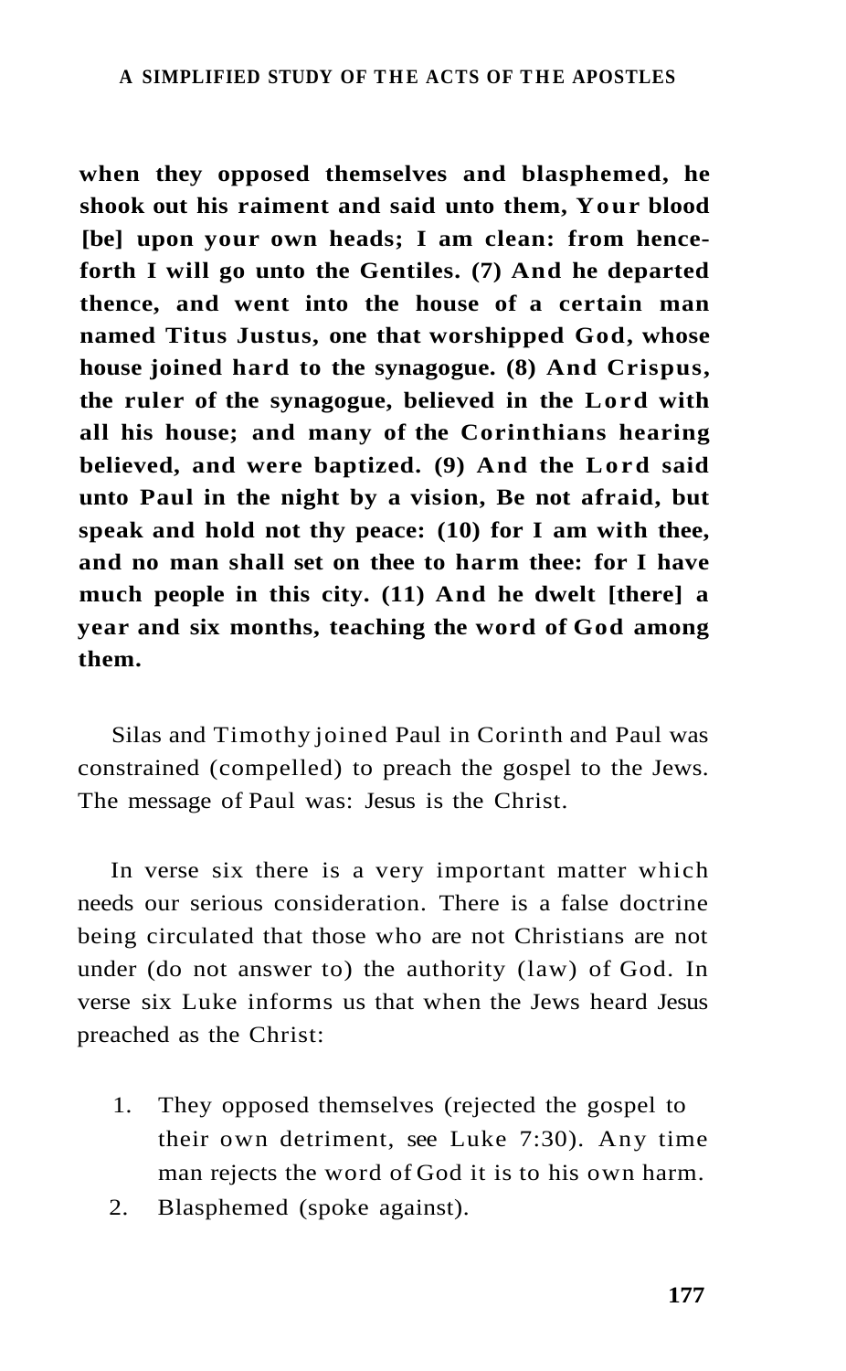**when they opposed themselves and blasphemed, he shook out his raiment and said unto them, Your blood [be] upon your own heads; I am clean: from henceforth I will go unto the Gentiles. (7) And he departed thence, and went into the house of a certain man named Titus Justus, one that worshipped God, whose house joined hard to the synagogue. (8) And Crispus, the ruler of the synagogue, believed in the Lord with all his house; and many of the Corinthians hearing believed, and were baptized. (9) And the Lord said unto Paul in the night by a vision, Be not afraid, but speak and hold not thy peace: (10) for I am with thee, and no man shall set on thee to harm thee: for I have much people in this city. (11) And he dwelt [there] a year and six months, teaching the word of God among them.**

Silas and Timothy joined Paul in Corinth and Paul was constrained (compelled) to preach the gospel to the Jews. The message of Paul was: Jesus is the Christ.

In verse six there is a very important matter which needs our serious consideration. There is a false doctrine being circulated that those who are not Christians are not under (do not answer to) the authority (law) of God. In verse six Luke informs us that when the Jews heard Jesus preached as the Christ:

1. They opposed themselves (rejected the gospel to their own detriment, see Luke 7:30). Any time man rejects the word of God it is to his own harm.
2. Blasphemed (spoke against).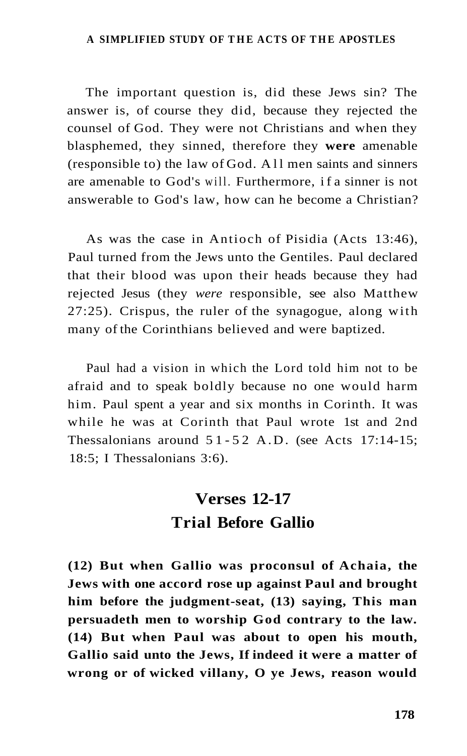The important question is, did these Jews sin? The answer is, of course they did, because they rejected the counsel of God. They were not Christians and when they blasphemed, they sinned, therefore they **were** amenable (responsible to) the law of God. All men saints and sinners are amenable to God's will. Furthermore, if a sinner is not answerable to God's law, how can he become a Christian?

As was the case in Antioch of Pisidia (Acts 13:46), Paul turned from the Jews unto the Gentiles. Paul declared that their blood was upon their heads because they had rejected Jesus (they *were* responsible, see also Matthew 27:25). Crispus, the ruler of the synagogue, along with many of the Corinthians believed and were baptized.

Paul had a vision in which the Lord told him not to be afraid and to speak boldly because no one would harm him. Paul spent a year and six months in Corinth. It was while he was at Corinth that Paul wrote 1st and 2nd Thessalonians around 51-52 A.D. (see Acts 17:14-15; 18:5; I Thessalonians 3:6).

## Verses 12-17
## Trial Before Gallio

**(12) But when Gallio was proconsul of Achaia, the Jews with one accord rose up against Paul and brought him before the judgment-seat, (13) saying, This man persuadeth men to worship God contrary to the law. (14) But when Paul was about to open his mouth, Gallio said unto the Jews, If indeed it were a matter of wrong or of wicked villany, O ye Jews, reason would**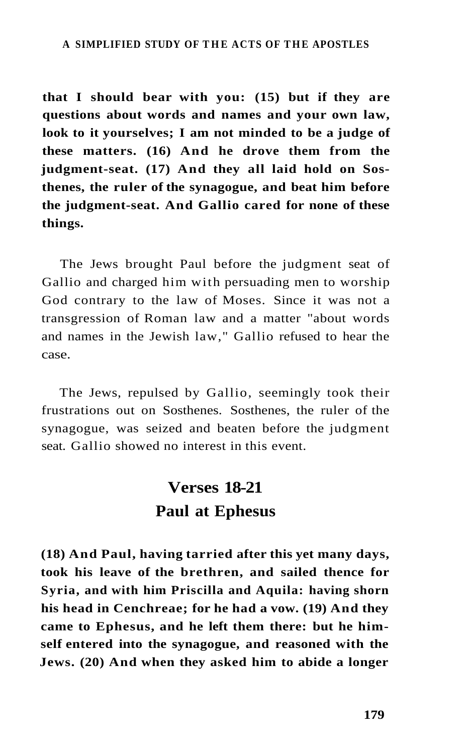**that I should bear with you: (15) but if they are questions about words and names and your own law, look to it yourselves; I am not minded to be a judge of these matters. (16) And he drove them from the judgment-seat. (17) And they all laid hold on Sosthenes, the ruler of the synagogue, and beat him before the judgment-seat. And Gallio cared for none of these things.**

The Jews brought Paul before the judgment seat of Gallio and charged him with persuading men to worship God contrary to the law of Moses. Since it was not a transgression of Roman law and a matter "about words and names in the Jewish law," Gallio refused to hear the case.

The Jews, repulsed by Gallio, seemingly took their frustrations out on Sosthenes. Sosthenes, the ruler of the synagogue, was seized and beaten before the judgment seat. Gallio showed no interest in this event.

## Verses 18-21
## Paul at Ephesus

**(18) And Paul, having tarried after this yet many days, took his leave of the brethren, and sailed thence for Syria, and with him Priscilla and Aquila: having shorn his head in Cenchreae; for he had a vow. (19) And they came to Ephesus, and he left them there: but he himself entered into the synagogue, and reasoned with the Jews. (20) And when they asked him to abide a longer**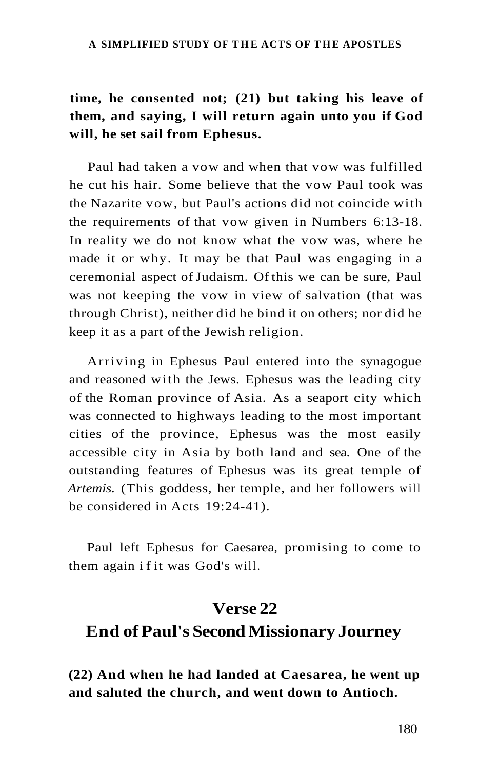**time, he consented not; (21) but taking his leave of them, and saying, I will return again unto you if God will, he set sail from Ephesus.**

Paul had taken a vow and when that vow was fulfilled he cut his hair. Some believe that the vow Paul took was the Nazarite vow, but Paul's actions did not coincide with the requirements of that vow given in Numbers 6:13-18. In reality we do not know what the vow was, where he made it or why. It may be that Paul was engaging in a ceremonial aspect of Judaism. Of this we can be sure, Paul was not keeping the vow in view of salvation (that was through Christ), neither did he bind it on others; nor did he keep it as a part of the Jewish religion.

Arriving in Ephesus Paul entered into the synagogue and reasoned with the Jews. Ephesus was the leading city of the Roman province of Asia. As a seaport city which was connected to highways leading to the most important cities of the province, Ephesus was the most easily accessible city in Asia by both land and sea. One of the outstanding features of Ephesus was its great temple of *Artemis.* (This goddess, her temple, and her followers will be considered in Acts 19:24-41).

Paul left Ephesus for Caesarea, promising to come to them again if it was God's will.

## Verse 22
## End of Paul's Second Missionary Journey

**(22) And when he had landed at Caesarea, he went up and saluted the church, and went down to Antioch.**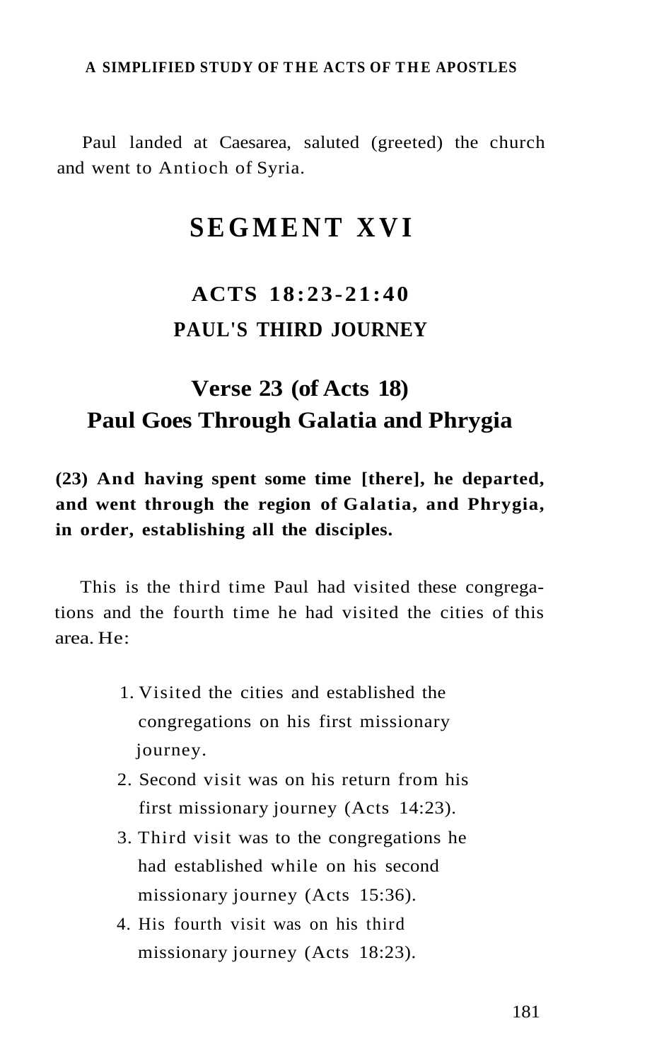Paul landed at Caesarea, saluted (greeted) the church and went to Antioch of Syria.

# SEGMENT XVI

## ACTS 18:23-21:40
## PAUL'S THIRD JOURNEY

## Verse 23 (of Acts 18)
## Paul Goes Through Galatia and Phrygia

**(23) And having spent some time [there], he departed, and went through the region of Galatia, and Phrygia, in order, establishing all the disciples.**

This is the third time Paul had visited these congregations and the fourth time he had visited the cities of this area. He:

1. Visited the cities and established the congregations on his first missionary journey.
2. Second visit was on his return from his first missionary journey (Acts 14:23).
3. Third visit was to the congregations he had established while on his second missionary journey (Acts 15:36).
4. His fourth visit was on his third missionary journey (Acts 18:23).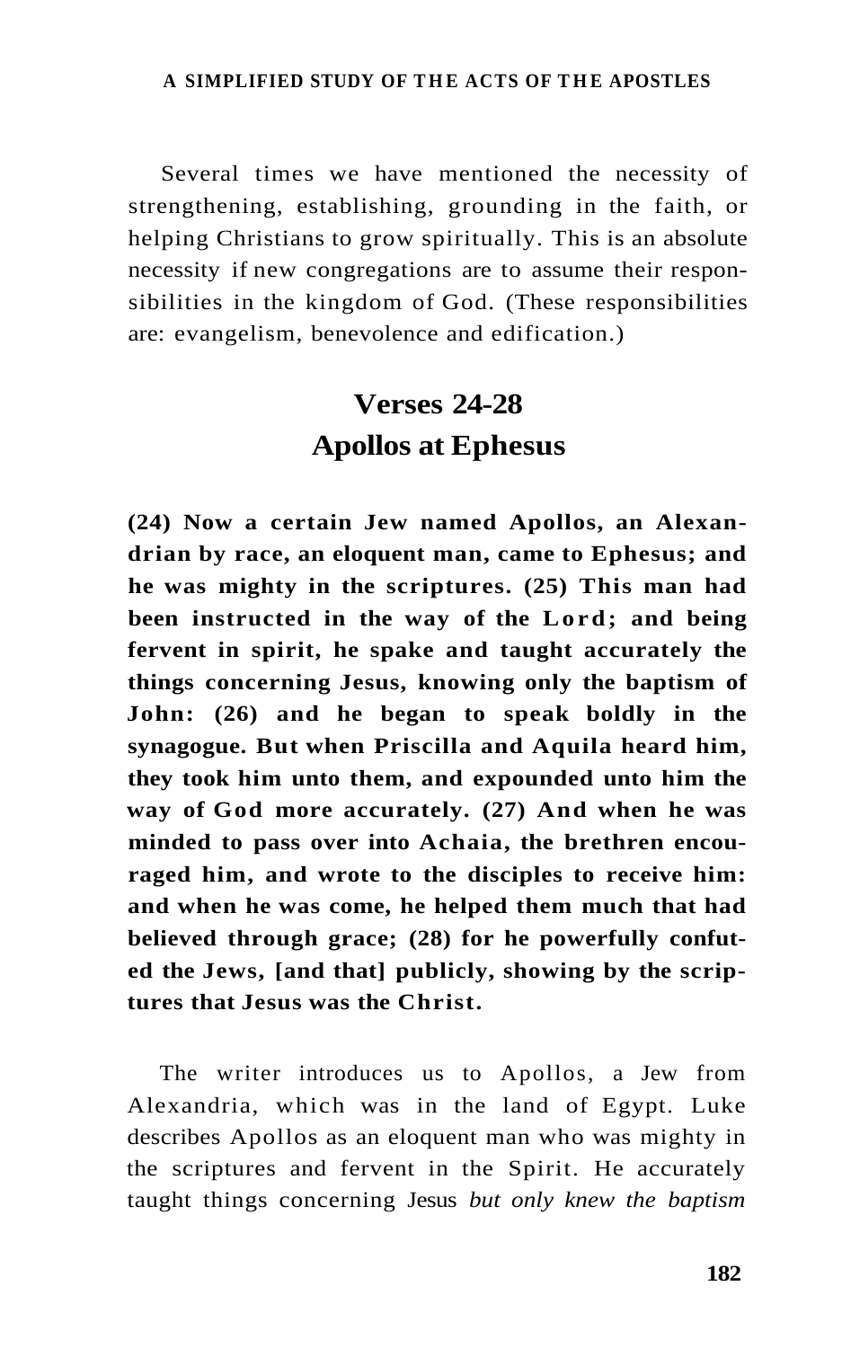Several times we have mentioned the necessity of strengthening, establishing, grounding in the faith, or helping Christians to grow spiritually. This is an absolute necessity if new congregations are to assume their responsibilities in the kingdom of God. (These responsibilities are: evangelism, benevolence and edification.)

## Verses 24-28
## Apollos at Ephesus

**(24) Now a certain Jew named Apollos, an Alexandrian by race, an eloquent man, came to Ephesus; and he was mighty in the scriptures. (25) This man had been instructed in the way of the Lord; and being fervent in spirit, he spake and taught accurately the things concerning Jesus, knowing only the baptism of John: (26) and he began to speak boldly in the synagogue. But when Priscilla and Aquila heard him, they took him unto them, and expounded unto him the way of God more accurately. (27) And when he was minded to pass over into Achaia, the brethren encouraged him, and wrote to the disciples to receive him: and when he was come, he helped them much that had believed through grace; (28) for he powerfully confuted the Jews, [and that] publicly, showing by the scriptures that Jesus was the Christ.**

The writer introduces us to Apollos, a Jew from Alexandria, which was in the land of Egypt. Luke describes Apollos as an eloquent man who was mighty in the scriptures and fervent in the Spirit. He accurately taught things concerning Jesus *but only knew the baptism*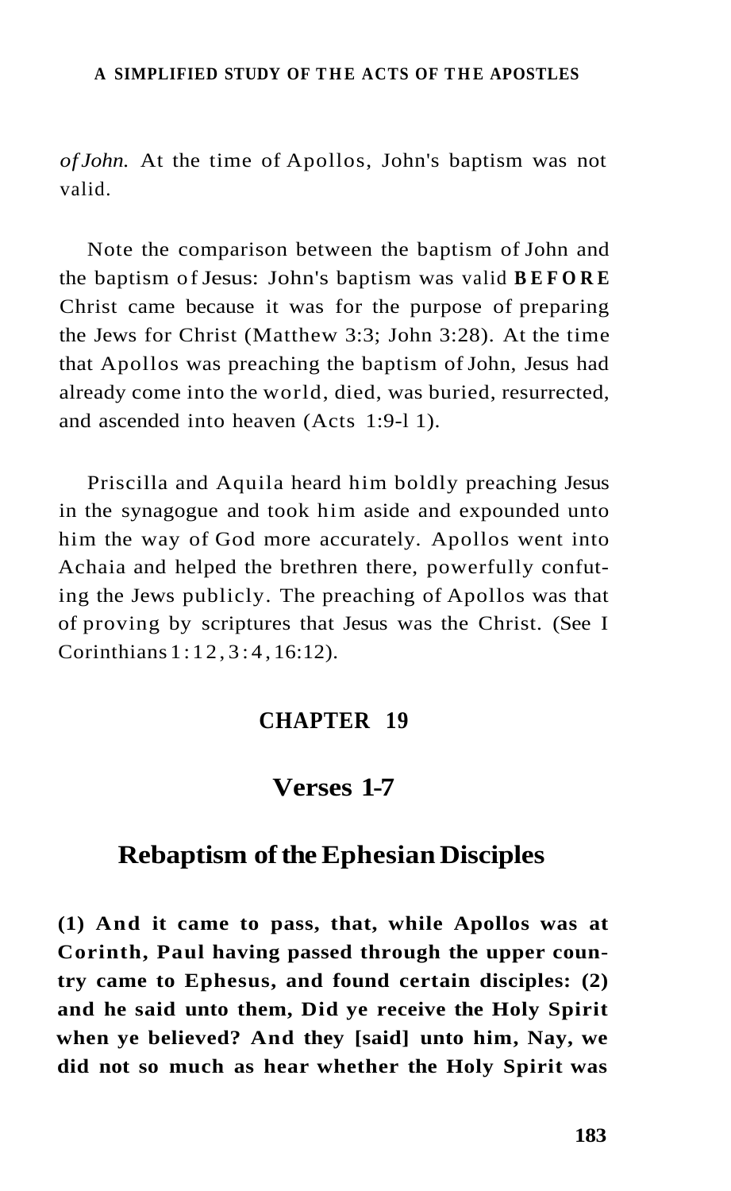*of John.* At the time of Apollos, John's baptism was not valid.

Note the comparison between the baptism of John and the baptism of Jesus: John's baptism was valid **BEFORE** Christ came because it was for the purpose of preparing the Jews for Christ (Matthew 3:3; John 3:28). At the time that Apollos was preaching the baptism of John, Jesus had already come into the world, died, was buried, resurrected, and ascended into heaven (Acts 1:9-11).

Priscilla and Aquila heard him boldly preaching Jesus in the synagogue and took him aside and expounded unto him the way of God more accurately. Apollos went into Achaia and helped the brethren there, powerfully confuting the Jews publicly. The preaching of Apollos was that of proving by scriptures that Jesus was the Christ. (See I Corinthians 1:12, 3:4, 16:12).

## CHAPTER 19

### Verses 1-7

### Rebaptism of the Ephesian Disciples

**(1) And it came to pass, that, while Apollos was at Corinth, Paul having passed through the upper country came to Ephesus, and found certain disciples: (2) and he said unto them, Did ye receive the Holy Spirit when ye believed? And they [said] unto him, Nay, we did not so much as hear whether the Holy Spirit was**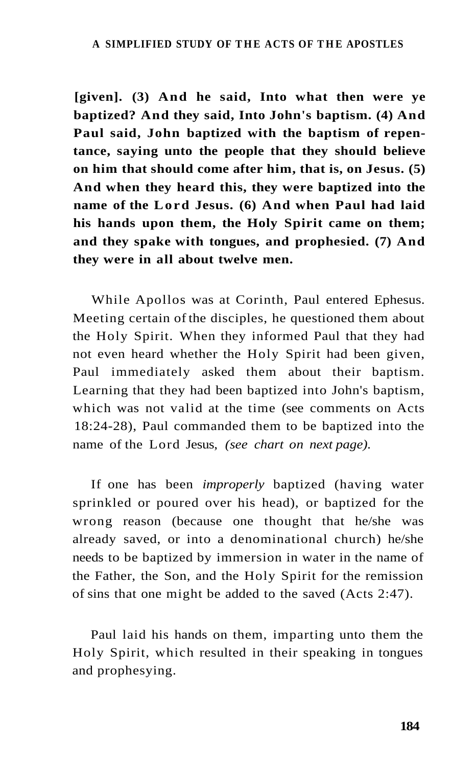**[given]. (3) And he said, Into what then were ye baptized? And they said, Into John's baptism. (4) And Paul said, John baptized with the baptism of repentance, saying unto the people that they should believe on him that should come after him, that is, on Jesus. (5) And when they heard this, they were baptized into the name of the Lord Jesus. (6) And when Paul had laid his hands upon them, the Holy Spirit came on them; and they spake with tongues, and prophesied. (7) And they were in all about twelve men.**

While Apollos was at Corinth, Paul entered Ephesus. Meeting certain of the disciples, he questioned them about the Holy Spirit. When they informed Paul that they had not even heard whether the Holy Spirit had been given, Paul immediately asked them about their baptism. Learning that they had been baptized into John's baptism, which was not valid at the time (see comments on Acts 18:24-28), Paul commanded them to be baptized into the name of the Lord Jesus, *(see chart on next page).*

If one has been *improperly* baptized (having water sprinkled or poured over his head), or baptized for the wrong reason (because one thought that he/she was already saved, or into a denominational church) he/she needs to be baptized by immersion in water in the name of the Father, the Son, and the Holy Spirit for the remission of sins that one might be added to the saved (Acts 2:47).

Paul laid his hands on them, imparting unto them the Holy Spirit, which resulted in their speaking in tongues and prophesying.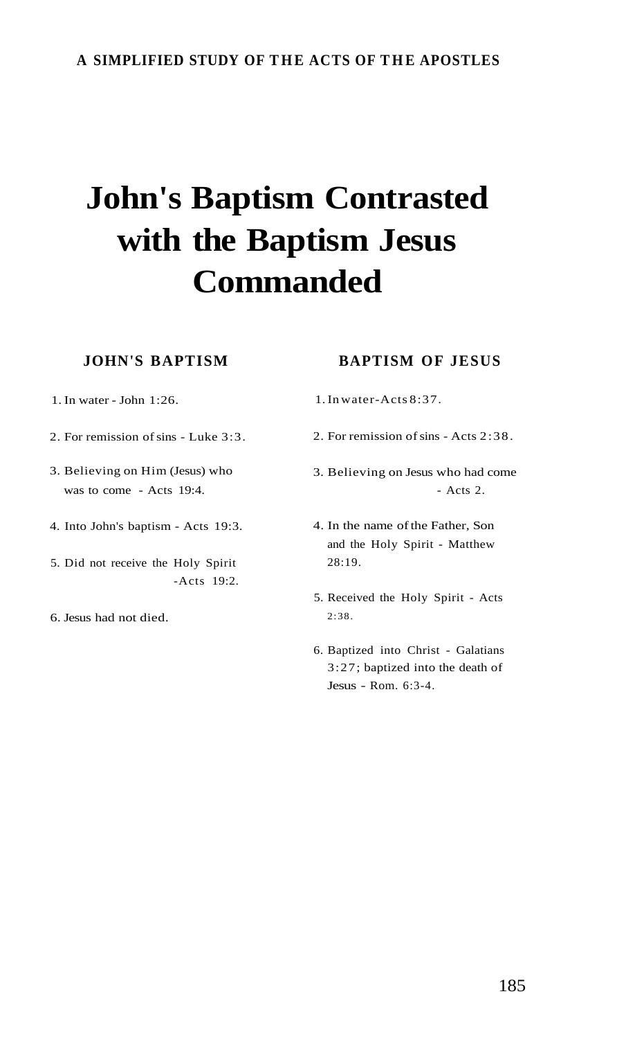# John's Baptism Contrasted with the Baptism Jesus Commanded

| JOHN'S BAPTISM | BAPTISM OF JESUS |
|---|---|
| 1. In water - John 1:26. | 1. In water - Acts 8:37. |
| 2. For remission of sins - Luke 3:3. | 2. For remission of sins - Acts 2:38. |
| 3. Believing on Him (Jesus) who was to come - Acts 19:4. | 3. Believing on Jesus who had come - Acts 2. |
| 4. Into John's baptism - Acts 19:3. | 4. In the name of the Father, Son and the Holy Spirit - Matthew 28:19. |
| 5. Did not receive the Holy Spirit - Acts 19:2. | 5. Received the Holy Spirit - Acts 2:38. |
| 6. Jesus had not died. | 6. Baptized into Christ - Galatians 3:27; baptized into the death of Jesus - Rom. 6:3-4. |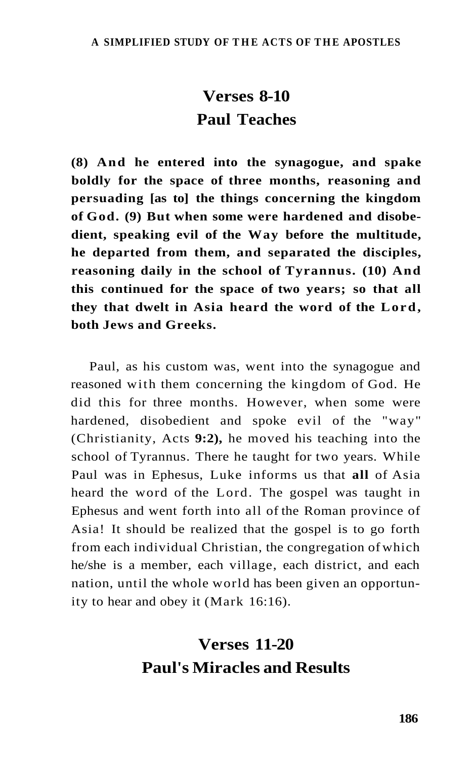## Verses 8-10
## Paul Teaches

**(8) And he entered into the synagogue, and spake boldly for the space of three months, reasoning and persuading [as to] the things concerning the kingdom of God. (9) But when some were hardened and disobedient, speaking evil of the Way before the multitude, he departed from them, and separated the disciples, reasoning daily in the school of Tyrannus. (10) And this continued for the space of two years; so that all they that dwelt in Asia heard the word of the Lord, both Jews and Greeks.**

Paul, as his custom was, went into the synagogue and reasoned with them concerning the kingdom of God. He did this for three months. However, when some were hardened, disobedient and spoke evil of the "way" (Christianity, Acts **9:2),** he moved his teaching into the school of Tyrannus. There he taught for two years. While Paul was in Ephesus, Luke informs us that **all** of Asia heard the word of the Lord. The gospel was taught in Ephesus and went forth into all of the Roman province of Asia! It should be realized that the gospel is to go forth from each individual Christian, the congregation of which he/she is a member, each village, each district, and each nation, until the whole world has been given an opportunity to hear and obey it (Mark 16:16).

## Verses 11-20
## Paul's Miracles and Results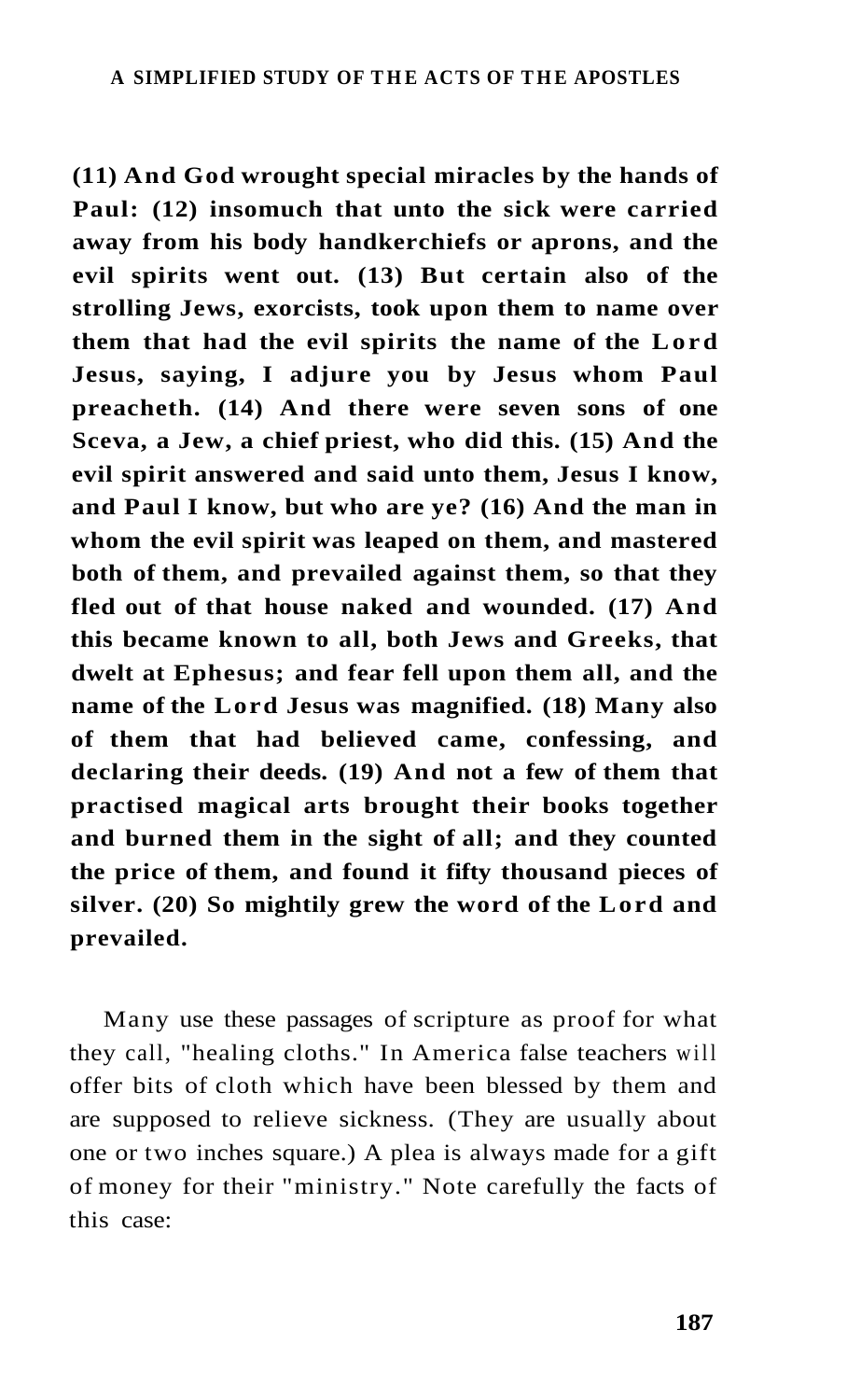**(11) And God wrought special miracles by the hands of Paul: (12) insomuch that unto the sick were carried away from his body handkerchiefs or aprons, and the evil spirits went out. (13) But certain also of the strolling Jews, exorcists, took upon them to name over them that had the evil spirits the name of the Lord Jesus, saying, I adjure you by Jesus whom Paul preacheth. (14) And there were seven sons of one Sceva, a Jew, a chief priest, who did this. (15) And the evil spirit answered and said unto them, Jesus I know, and Paul I know, but who are ye? (16) And the man in whom the evil spirit was leaped on them, and mastered both of them, and prevailed against them, so that they fled out of that house naked and wounded. (17) And this became known to all, both Jews and Greeks, that dwelt at Ephesus; and fear fell upon them all, and the name of the Lord Jesus was magnified. (18) Many also of them that had believed came, confessing, and declaring their deeds. (19) And not a few of them that practised magical arts brought their books together and burned them in the sight of all; and they counted the price of them, and found it fifty thousand pieces of silver. (20) So mightily grew the word of the Lord and prevailed.**

Many use these passages of scripture as proof for what they call, "healing cloths." In America false teachers will offer bits of cloth which have been blessed by them and are supposed to relieve sickness. (They are usually about one or two inches square.) A plea is always made for a gift of money for their "ministry." Note carefully the facts of this case: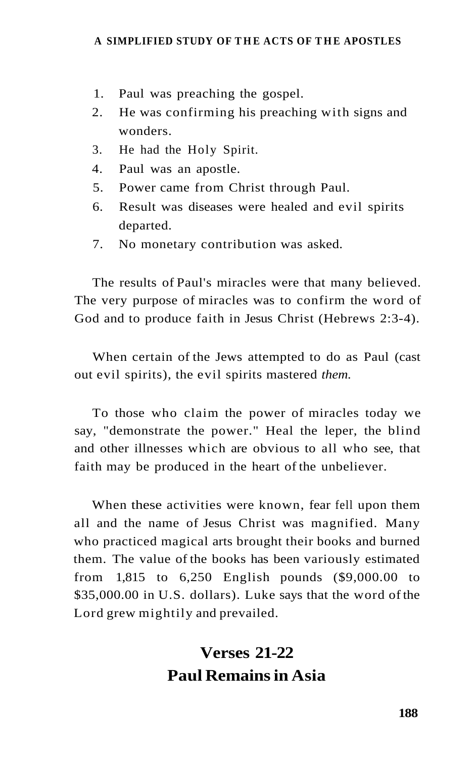1. Paul was preaching the gospel.
2. He was confirming his preaching with signs and wonders.
3. He had the Holy Spirit.
4. Paul was an apostle.
5. Power came from Christ through Paul.
6. Result was diseases were healed and evil spirits departed.
7. No monetary contribution was asked.

The results of Paul's miracles were that many believed. The very purpose of miracles was to confirm the word of God and to produce faith in Jesus Christ (Hebrews 2:3-4).

When certain of the Jews attempted to do as Paul (cast out evil spirits), the evil spirits mastered *them.*

To those who claim the power of miracles today we say, "demonstrate the power." Heal the leper, the blind and other illnesses which are obvious to all who see, that faith may be produced in the heart of the unbeliever.

When these activities were known, fear fell upon them all and the name of Jesus Christ was magnified. Many who practiced magical arts brought their books and burned them. The value of the books has been variously estimated from 1,815 to 6,250 English pounds ($9,000.00 to $35,000.00 in U.S. dollars). Luke says that the word of the Lord grew mightily and prevailed.

## Verses 21-22
## Paul Remains in Asia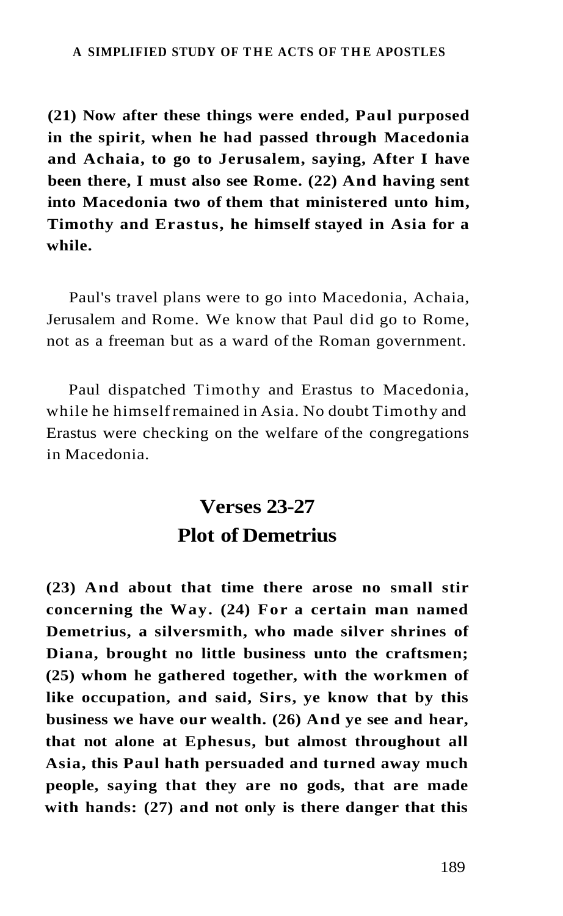**(21) Now after these things were ended, Paul purposed in the spirit, when he had passed through Macedonia and Achaia, to go to Jerusalem, saying, After I have been there, I must also see Rome. (22) And having sent into Macedonia two of them that ministered unto him, Timothy and Erastus, he himself stayed in Asia for a while.**

Paul's travel plans were to go into Macedonia, Achaia, Jerusalem and Rome. We know that Paul did go to Rome, not as a freeman but as a ward of the Roman government.

Paul dispatched Timothy and Erastus to Macedonia, while he himself remained in Asia. No doubt Timothy and Erastus were checking on the welfare of the congregations in Macedonia.

## Verses 23-27
## Plot of Demetrius

**(23) And about that time there arose no small stir concerning the Way. (24) For a certain man named Demetrius, a silversmith, who made silver shrines of Diana, brought no little business unto the craftsmen; (25) whom he gathered together, with the workmen of like occupation, and said, Sirs, ye know that by this business we have our wealth. (26) And ye see and hear, that not alone at Ephesus, but almost throughout all Asia, this Paul hath persuaded and turned away much people, saying that they are no gods, that are made with hands: (27) and not only is there danger that this**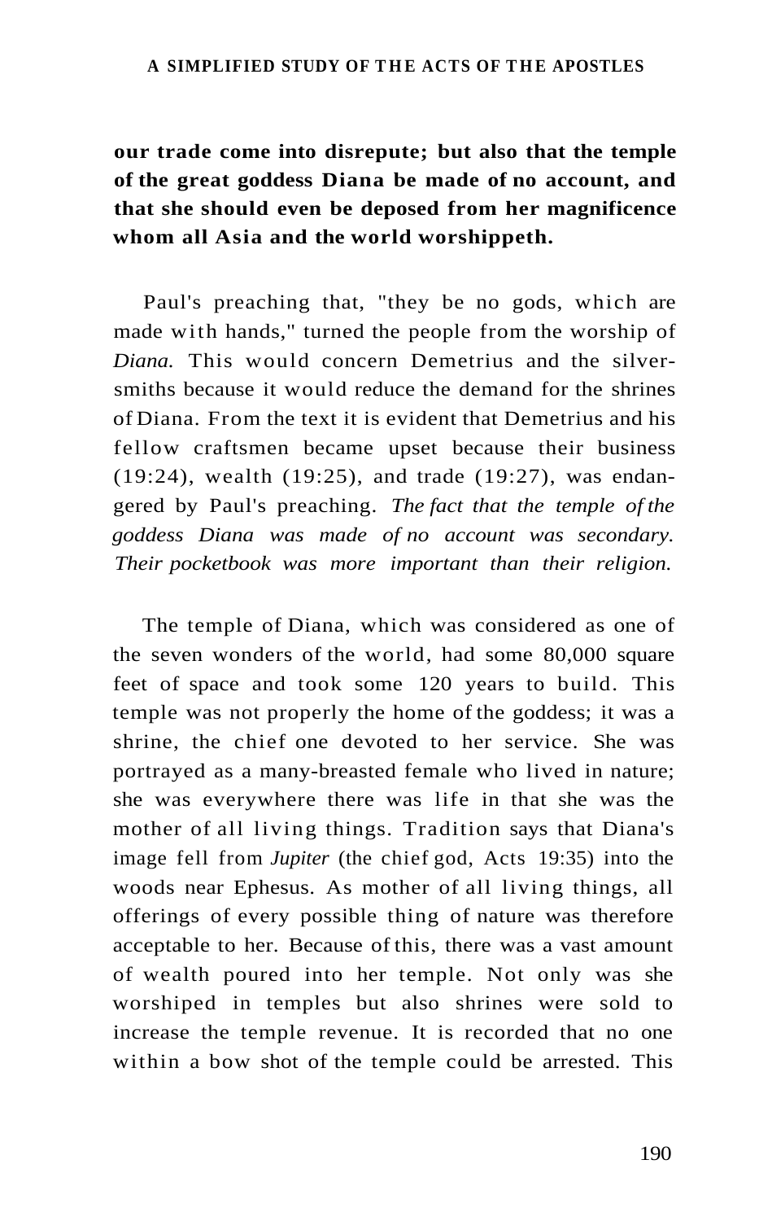**our trade come into disrepute; but also that the temple of the great goddess Diana be made of no account, and that she should even be deposed from her magnificence whom all Asia and the world worshippeth.**

Paul's preaching that, "they be no gods, which are made with hands," turned the people from the worship of *Diana.* This would concern Demetrius and the silversmiths because it would reduce the demand for the shrines of Diana. From the text it is evident that Demetrius and his fellow craftsmen became upset because their business (19:24), wealth (19:25), and trade (19:27), was endangered by Paul's preaching. *The fact that the temple of the goddess Diana was made of no account was secondary. Their pocketbook was more important than their religion.*

The temple of Diana, which was considered as one of the seven wonders of the world, had some 80,000 square feet of space and took some 120 years to build. This temple was not properly the home of the goddess; it was a shrine, the chief one devoted to her service. She was portrayed as a many-breasted female who lived in nature; she was everywhere there was life in that she was the mother of all living things. Tradition says that Diana's image fell from *Jupiter* (the chief god, Acts 19:35) into the woods near Ephesus. As mother of all living things, all offerings of every possible thing of nature was therefore acceptable to her. Because of this, there was a vast amount of wealth poured into her temple. Not only was she worshiped in temples but also shrines were sold to increase the temple revenue. It is recorded that no one within a bow shot of the temple could be arrested. This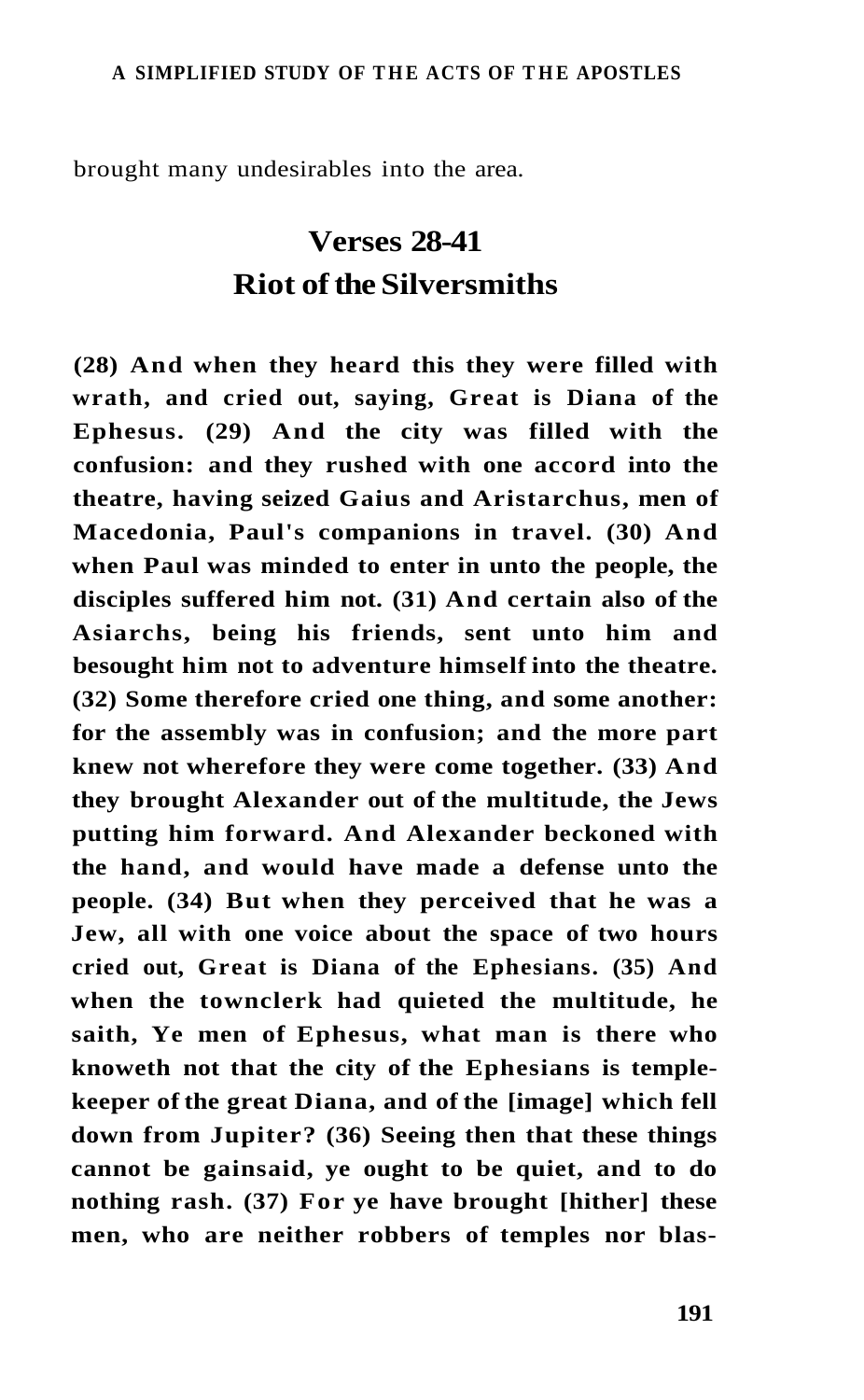brought many undesirables into the area.

## Verses 28-41
## Riot of the Silversmiths

**(28) And when they heard this they were filled with wrath, and cried out, saying, Great is Diana of the Ephesus. (29) And the city was filled with the confusion: and they rushed with one accord into the theatre, having seized Gaius and Aristarchus, men of Macedonia, Paul's companions in travel. (30) And when Paul was minded to enter in unto the people, the disciples suffered him not. (31) And certain also of the Asiarchs, being his friends, sent unto him and besought him not to adventure himself into the theatre. (32) Some therefore cried one thing, and some another: for the assembly was in confusion; and the more part knew not wherefore they were come together. (33) And they brought Alexander out of the multitude, the Jews putting him forward. And Alexander beckoned with the hand, and would have made a defense unto the people. (34) But when they perceived that he was a Jew, all with one voice about the space of two hours cried out, Great is Diana of the Ephesians. (35) And when the townclerk had quieted the multitude, he saith, Ye men of Ephesus, what man is there who knoweth not that the city of the Ephesians is temple-keeper of the great Diana, and of the [image] which fell down from Jupiter? (36) Seeing then that these things cannot be gainsaid, ye ought to be quiet, and to do nothing rash. (37) For ye have brought [hither] these men, who are neither robbers of temples nor blas-**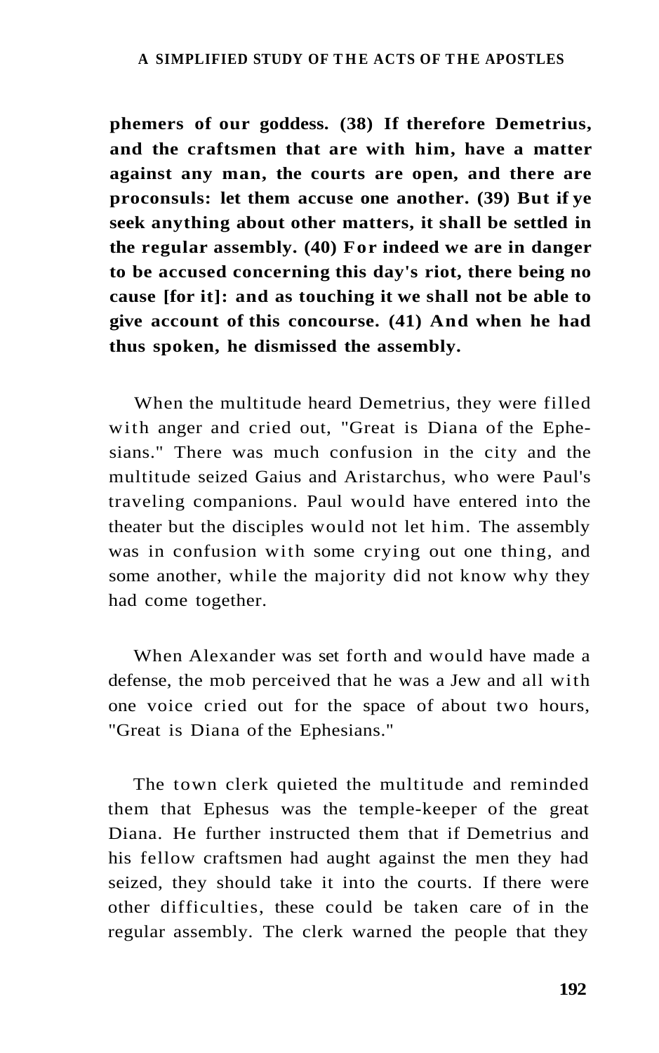**phemers of our goddess. (38) If therefore Demetrius, and the craftsmen that are with him, have a matter against any man, the courts are open, and there are proconsuls: let them accuse one another. (39) But if ye seek anything about other matters, it shall be settled in the regular assembly. (40) For indeed we are in danger to be accused concerning this day's riot, there being no cause [for it]: and as touching it we shall not be able to give account of this concourse. (41) And when he had thus spoken, he dismissed the assembly.**

When the multitude heard Demetrius, they were filled with anger and cried out, "Great is Diana of the Ephesians." There was much confusion in the city and the multitude seized Gaius and Aristarchus, who were Paul's traveling companions. Paul would have entered into the theater but the disciples would not let him. The assembly was in confusion with some crying out one thing, and some another, while the majority did not know why they had come together.

When Alexander was set forth and would have made a defense, the mob perceived that he was a Jew and all with one voice cried out for the space of about two hours, "Great is Diana of the Ephesians."

The town clerk quieted the multitude and reminded them that Ephesus was the temple-keeper of the great Diana. He further instructed them that if Demetrius and his fellow craftsmen had aught against the men they had seized, they should take it into the courts. If there were other difficulties, these could be taken care of in the regular assembly. The clerk warned the people that they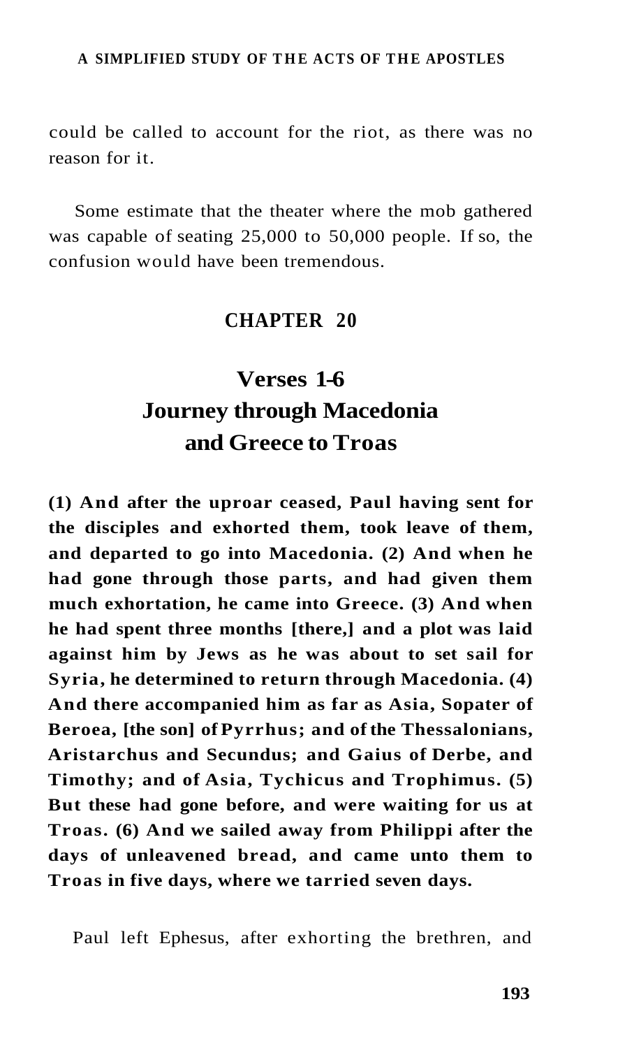could be called to account for the riot, as there was no reason for it.

Some estimate that the theater where the mob gathered was capable of seating 25,000 to 50,000 people. If so, the confusion would have been tremendous.

## CHAPTER 20

### Verses 1-6
### Journey through Macedonia and Greece to Troas

**(1) And after the uproar ceased, Paul having sent for the disciples and exhorted them, took leave of them, and departed to go into Macedonia. (2) And when he had gone through those parts, and had given them much exhortation, he came into Greece. (3) And when he had spent three months [there,] and a plot was laid against him by Jews as he was about to set sail for Syria, he determined to return through Macedonia. (4) And there accompanied him as far as Asia, Sopater of Beroea, [the son] of Pyrrhus; and of the Thessalonians, Aristarchus and Secundus; and Gaius of Derbe, and Timothy; and of Asia, Tychicus and Trophimus. (5) But these had gone before, and were waiting for us at Troas. (6) And we sailed away from Philippi after the days of unleavened bread, and came unto them to Troas in five days, where we tarried seven days.**

Paul left Ephesus, after exhorting the brethren, and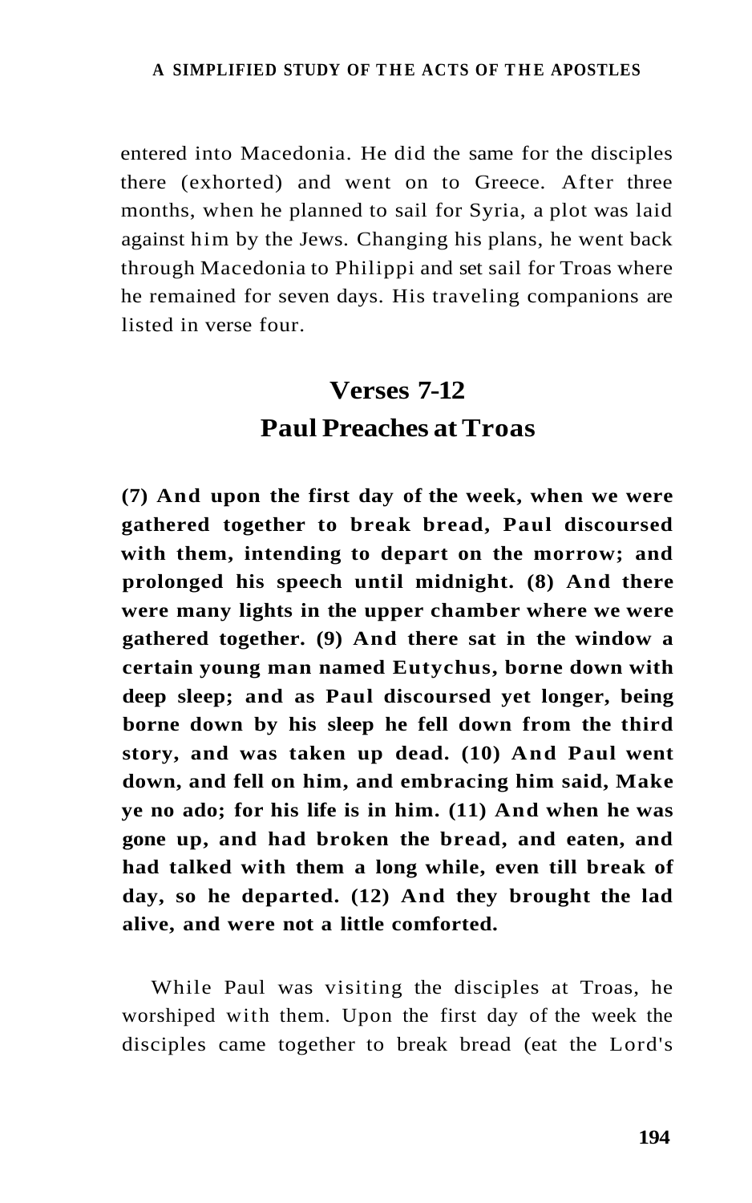entered into Macedonia. He did the same for the disciples there (exhorted) and went on to Greece. After three months, when he planned to sail for Syria, a plot was laid against him by the Jews. Changing his plans, he went back through Macedonia to Philippi and set sail for Troas where he remained for seven days. His traveling companions are listed in verse four.

## Verses 7-12
## Paul Preaches at Troas

**(7) And upon the first day of the week, when we were gathered together to break bread, Paul discoursed with them, intending to depart on the morrow; and prolonged his speech until midnight. (8) And there were many lights in the upper chamber where we were gathered together. (9) And there sat in the window a certain young man named Eutychus, borne down with deep sleep; and as Paul discoursed yet longer, being borne down by his sleep he fell down from the third story, and was taken up dead. (10) And Paul went down, and fell on him, and embracing him said, Make ye no ado; for his life is in him. (11) And when he was gone up, and had broken the bread, and eaten, and had talked with them a long while, even till break of day, so he departed. (12) And they brought the lad alive, and were not a little comforted.**

While Paul was visiting the disciples at Troas, he worshiped with them. Upon the first day of the week the disciples came together to break bread (eat the Lord's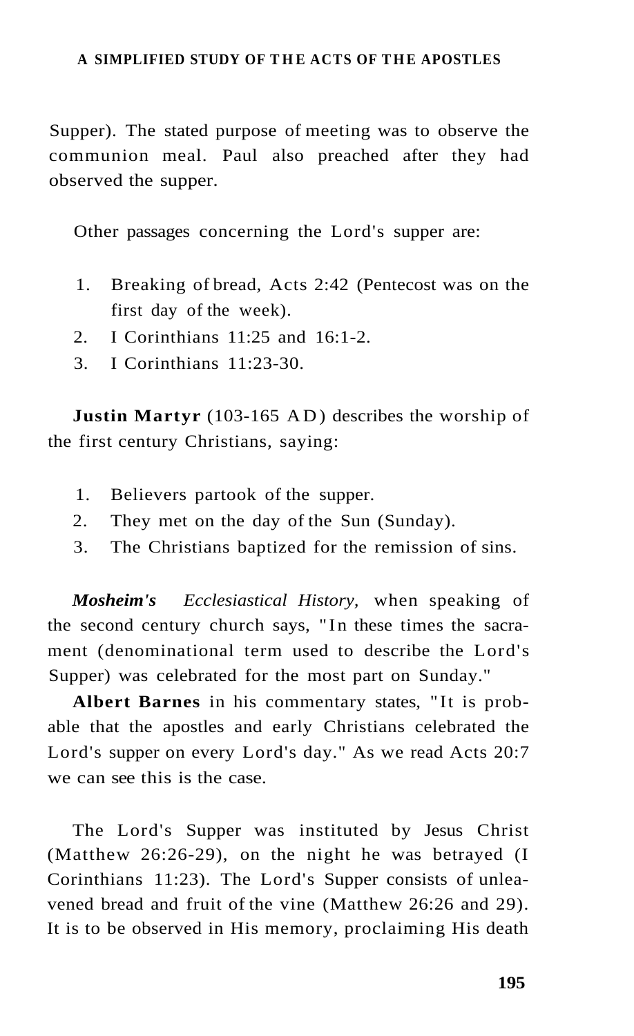Supper). The stated purpose of meeting was to observe the communion meal. Paul also preached after they had observed the supper.

Other passages concerning the Lord's supper are:

1. Breaking of bread, Acts 2:42 (Pentecost was on the first day of the week).
2. I Corinthians 11:25 and 16:1-2.
3. I Corinthians 11:23-30.

**Justin Martyr** (103-165 AD) describes the worship of the first century Christians, saying:

1. Believers partook of the supper.
2. They met on the day of the Sun (Sunday).
3. The Christians baptized for the remission of sins.

***Mosheim's*** *Ecclesiastical History,* when speaking of the second century church says, "In these times the sacrament (denominational term used to describe the Lord's Supper) was celebrated for the most part on Sunday."

**Albert Barnes** in his commentary states, "It is probable that the apostles and early Christians celebrated the Lord's supper on every Lord's day." As we read Acts 20:7 we can see this is the case.

The Lord's Supper was instituted by Jesus Christ (Matthew 26:26-29), on the night he was betrayed (I Corinthians 11:23). The Lord's Supper consists of unleavened bread and fruit of the vine (Matthew 26:26 and 29). It is to be observed in His memory, proclaiming His death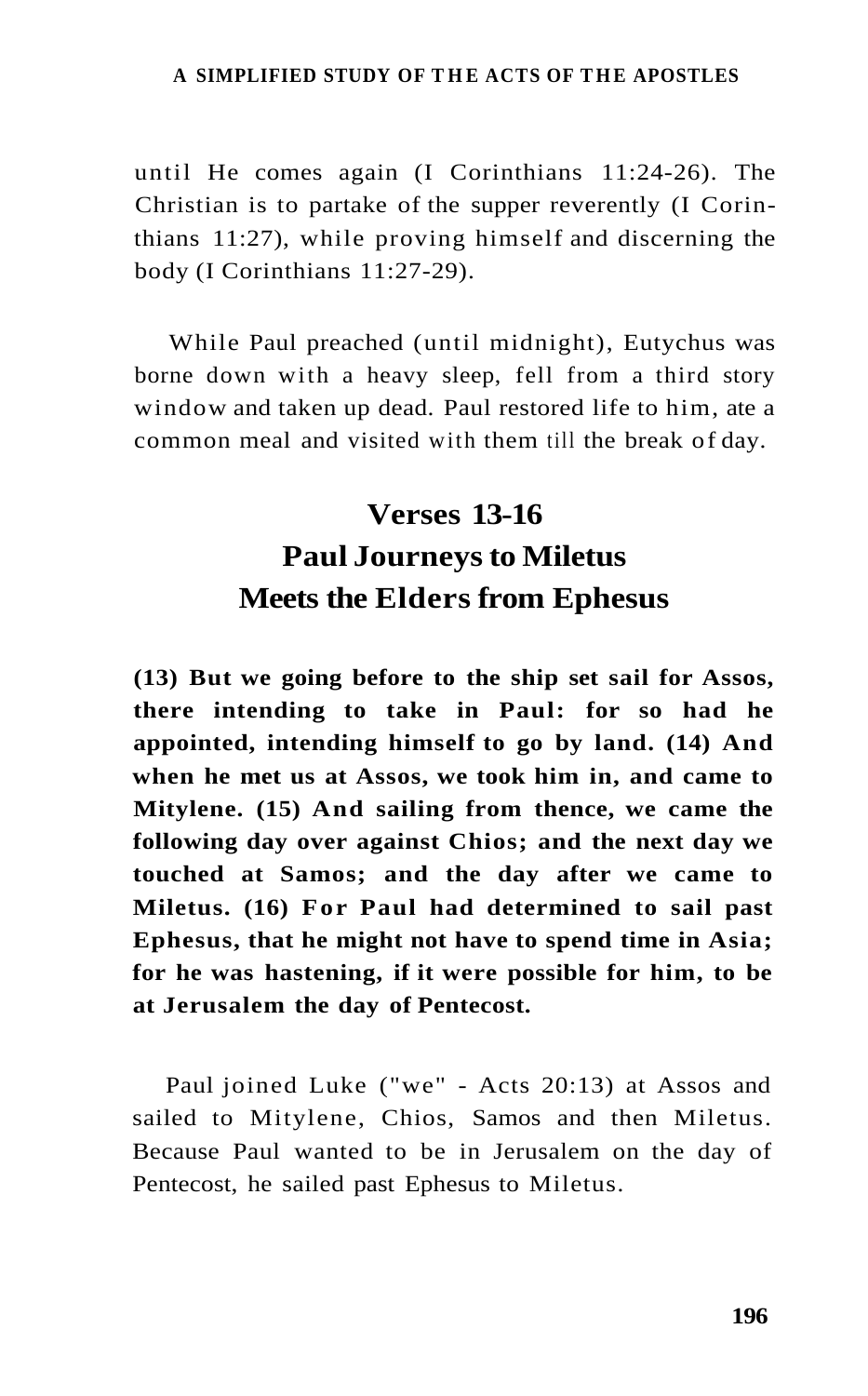until He comes again (I Corinthians 11:24-26). The Christian is to partake of the supper reverently (I Corinthians 11:27), while proving himself and discerning the body (I Corinthians 11:27-29).

While Paul preached (until midnight), Eutychus was borne down with a heavy sleep, fell from a third story window and taken up dead. Paul restored life to him, ate a common meal and visited with them till the break of day.

## Verses 13-16
## Paul Journeys to Miletus
## Meets the Elders from Ephesus

**(13) But we going before to the ship set sail for Assos, there intending to take in Paul: for so had he appointed, intending himself to go by land. (14) And when he met us at Assos, we took him in, and came to Mitylene. (15) And sailing from thence, we came the following day over against Chios; and the next day we touched at Samos; and the day after we came to Miletus. (16) For Paul had determined to sail past Ephesus, that he might not have to spend time in Asia; for he was hastening, if it were possible for him, to be at Jerusalem the day of Pentecost.**

Paul joined Luke ("we" - Acts 20:13) at Assos and sailed to Mitylene, Chios, Samos and then Miletus. Because Paul wanted to be in Jerusalem on the day of Pentecost, he sailed past Ephesus to Miletus.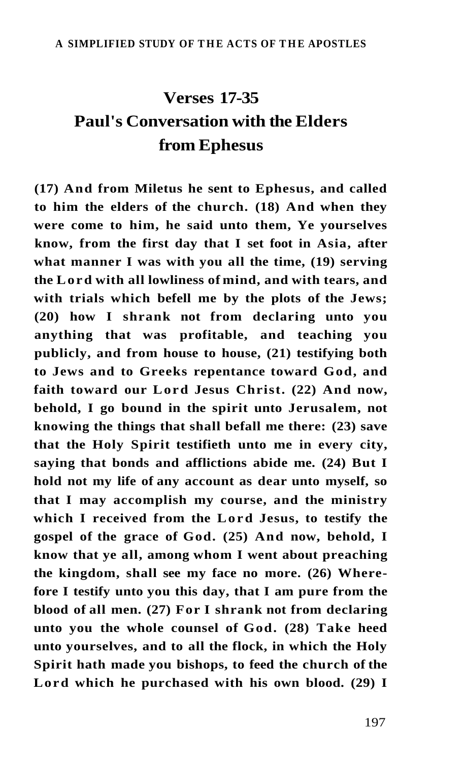# Verses 17-35
# Paul's Conversation with the Elders from Ephesus

**(17) And from Miletus he sent to Ephesus, and called to him the elders of the church. (18) And when they were come to him, he said unto them, Ye yourselves know, from the first day that I set foot in Asia, after what manner I was with you all the time, (19) serving the Lord with all lowliness of mind, and with tears, and with trials which befell me by the plots of the Jews; (20) how I shrank not from declaring unto you anything that was profitable, and teaching you publicly, and from house to house, (21) testifying both to Jews and to Greeks repentance toward God, and faith toward our Lord Jesus Christ. (22) And now, behold, I go bound in the spirit unto Jerusalem, not knowing the things that shall befall me there: (23) save that the Holy Spirit testifieth unto me in every city, saying that bonds and afflictions abide me. (24) But I hold not my life of any account as dear unto myself, so that I may accomplish my course, and the ministry which I received from the Lord Jesus, to testify the gospel of the grace of God. (25) And now, behold, I know that ye all, among whom I went about preaching the kingdom, shall see my face no more. (26) Wherefore I testify unto you this day, that I am pure from the blood of all men. (27) For I shrank not from declaring unto you the whole counsel of God. (28) Take heed unto yourselves, and to all the flock, in which the Holy Spirit hath made you bishops, to feed the church of the Lord which he purchased with his own blood. (29) I**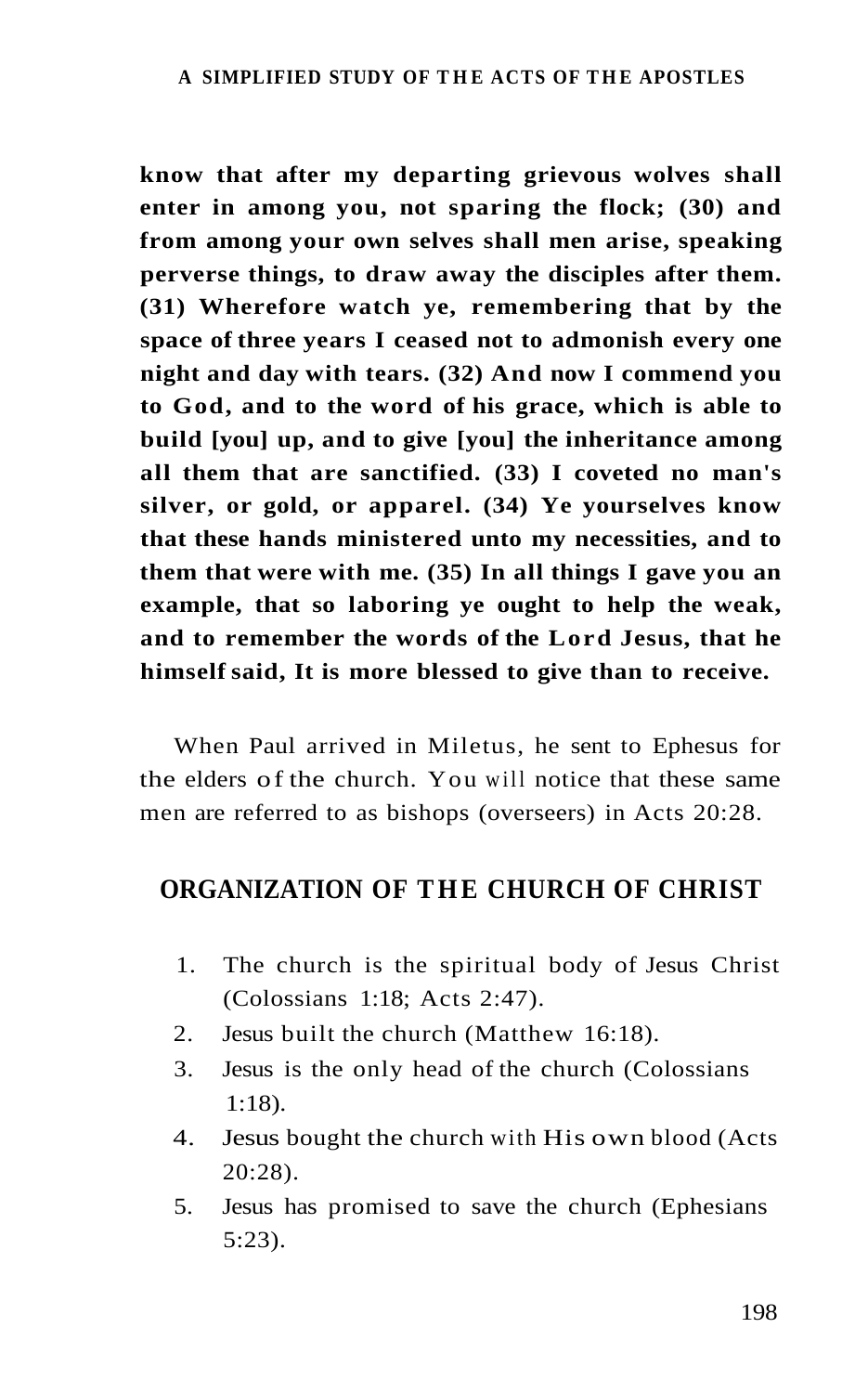**know that after my departing grievous wolves shall enter in among you, not sparing the flock; (30) and from among your own selves shall men arise, speaking perverse things, to draw away the disciples after them. (31) Wherefore watch ye, remembering that by the space of three years I ceased not to admonish every one night and day with tears. (32) And now I commend you to God, and to the word of his grace, which is able to build [you] up, and to give [you] the inheritance among all them that are sanctified. (33) I coveted no man's silver, or gold, or apparel. (34) Ye yourselves know that these hands ministered unto my necessities, and to them that were with me. (35) In all things I gave you an example, that so laboring ye ought to help the weak, and to remember the words of the Lord Jesus, that he himself said, It is more blessed to give than to receive.**

When Paul arrived in Miletus, he sent to Ephesus for the elders of the church. You will notice that these same men are referred to as bishops (overseers) in Acts 20:28.

## ORGANIZATION OF THE CHURCH OF CHRIST

1. The church is the spiritual body of Jesus Christ (Colossians 1:18; Acts 2:47).
2. Jesus built the church (Matthew 16:18).
3. Jesus is the only head of the church (Colossians 1:18).
4. Jesus bought the church with His own blood (Acts 20:28).
5. Jesus has promised to save the church (Ephesians 5:23).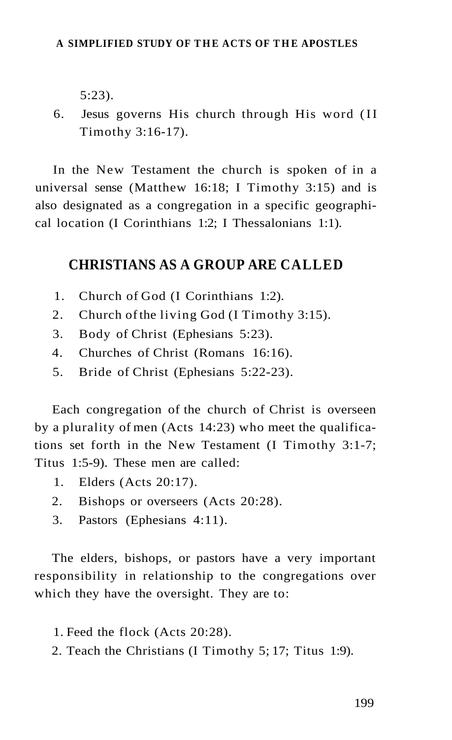5:23).

6. Jesus governs His church through His word (II Timothy 3:16-17).

In the New Testament the church is spoken of in a universal sense (Matthew 16:18; I Timothy 3:15) and is also designated as a congregation in a specific geographical location (I Corinthians 1:2; I Thessalonians 1:1).

## CHRISTIANS AS A GROUP ARE CALLED

1. Church of God (I Corinthians 1:2).
2. Church of the living God (I Timothy 3:15).
3. Body of Christ (Ephesians 5:23).
4. Churches of Christ (Romans 16:16).
5. Bride of Christ (Ephesians 5:22-23).

Each congregation of the church of Christ is overseen by a plurality of men (Acts 14:23) who meet the qualifications set forth in the New Testament (I Timothy 3:1-7; Titus 1:5-9). These men are called:

1. Elders (Acts 20:17).
2. Bishops or overseers (Acts 20:28).
3. Pastors (Ephesians 4:11).

The elders, bishops, or pastors have a very important responsibility in relationship to the congregations over which they have the oversight. They are to:

1. Feed the flock (Acts 20:28).
2. Teach the Christians (I Timothy 5; 17; Titus 1:9).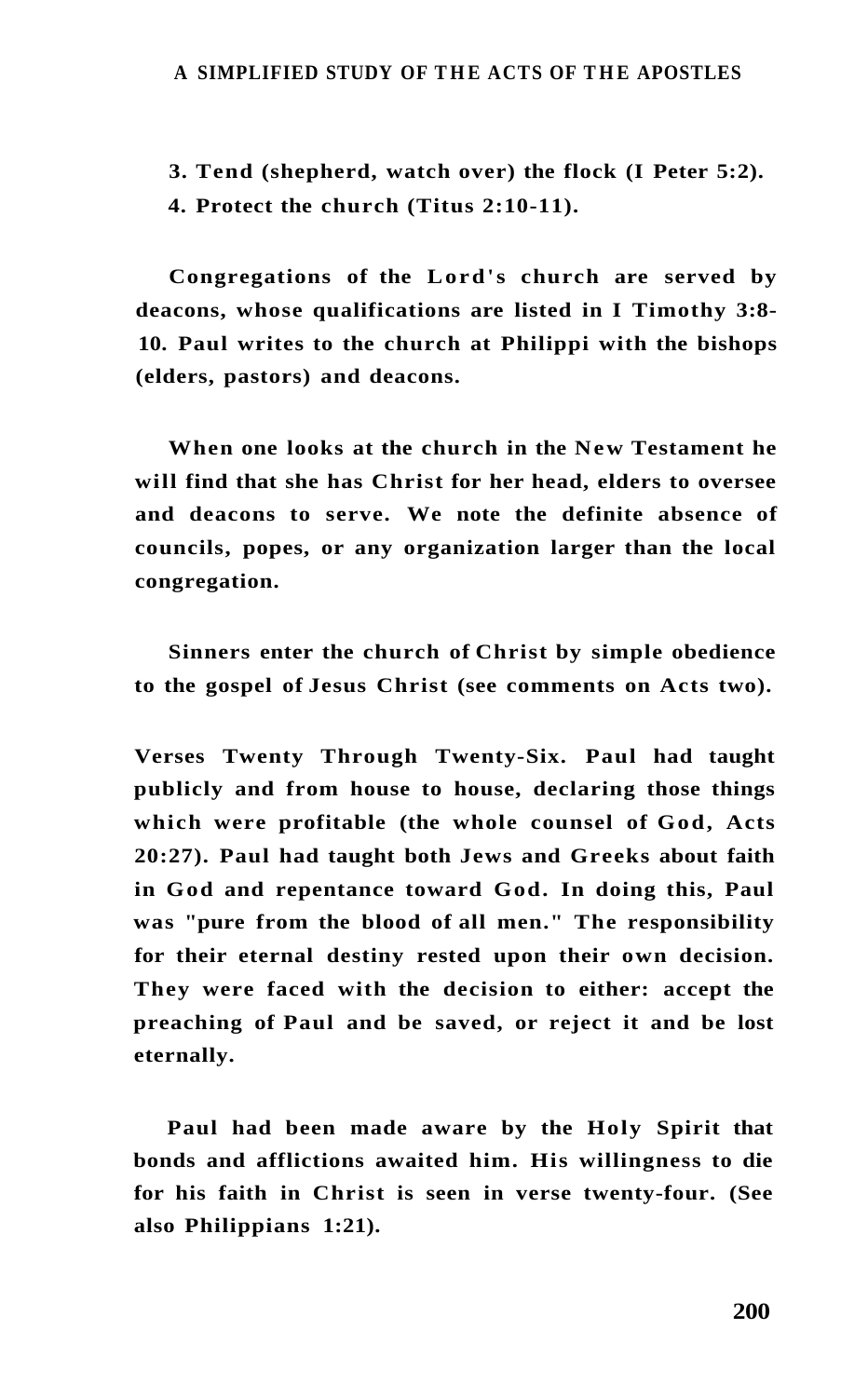3. Tend (shepherd, watch over) the flock (I Peter 5:2).
4. Protect the church (Titus 2:10-11).

Congregations of the Lord's church are served by deacons, whose qualifications are listed in I Timothy 3:8-10. Paul writes to the church at Philippi with the bishops (elders, pastors) and deacons.

When one looks at the church in the New Testament he will find that she has Christ for her head, elders to oversee and deacons to serve. We note the definite absence of councils, popes, or any organization larger than the local congregation.

Sinners enter the church of Christ by simple obedience to the gospel of Jesus Christ (see comments on Acts two).

**Verses Twenty Through Twenty-Six.** Paul had taught publicly and from house to house, declaring those things which were profitable (the whole counsel of God, Acts 20:27). Paul had taught both Jews and Greeks about faith in God and repentance toward God. In doing this, Paul was "pure from the blood of all men." The responsibility for their eternal destiny rested upon their own decision. They were faced with the decision to either: accept the preaching of Paul and be saved, or reject it and be lost eternally.

Paul had been made aware by the Holy Spirit that bonds and afflictions awaited him. His willingness to die for his faith in Christ is seen in verse twenty-four. (See also Philippians 1:21).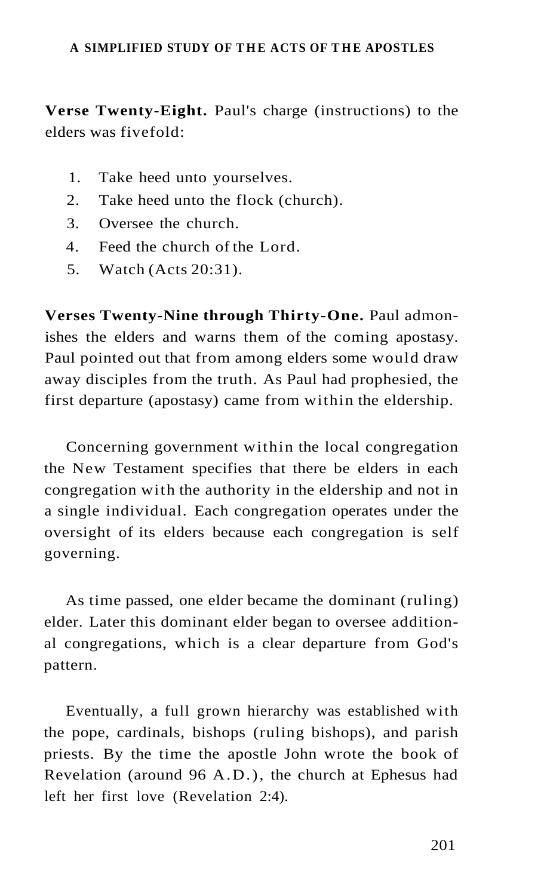**Verse Twenty-Eight.** Paul's charge (instructions) to the elders was fivefold:

1. Take heed unto yourselves.
2. Take heed unto the flock (church).
3. Oversee the church.
4. Feed the church of the Lord.
5. Watch (Acts 20:31).

**Verses Twenty-Nine through Thirty-One.** Paul admonishes the elders and warns them of the coming apostasy. Paul pointed out that from among elders some would draw away disciples from the truth. As Paul had prophesied, the first departure (apostasy) came from within the eldership.

Concerning government within the local congregation the New Testament specifies that there be elders in each congregation with the authority in the eldership and not in a single individual. Each congregation operates under the oversight of its elders because each congregation is self governing.

As time passed, one elder became the dominant (ruling) elder. Later this dominant elder began to oversee additional congregations, which is a clear departure from God's pattern.

Eventually, a full grown hierarchy was established with the pope, cardinals, bishops (ruling bishops), and parish priests. By the time the apostle John wrote the book of Revelation (around 96 A.D.), the church at Ephesus had left her first love (Revelation 2:4).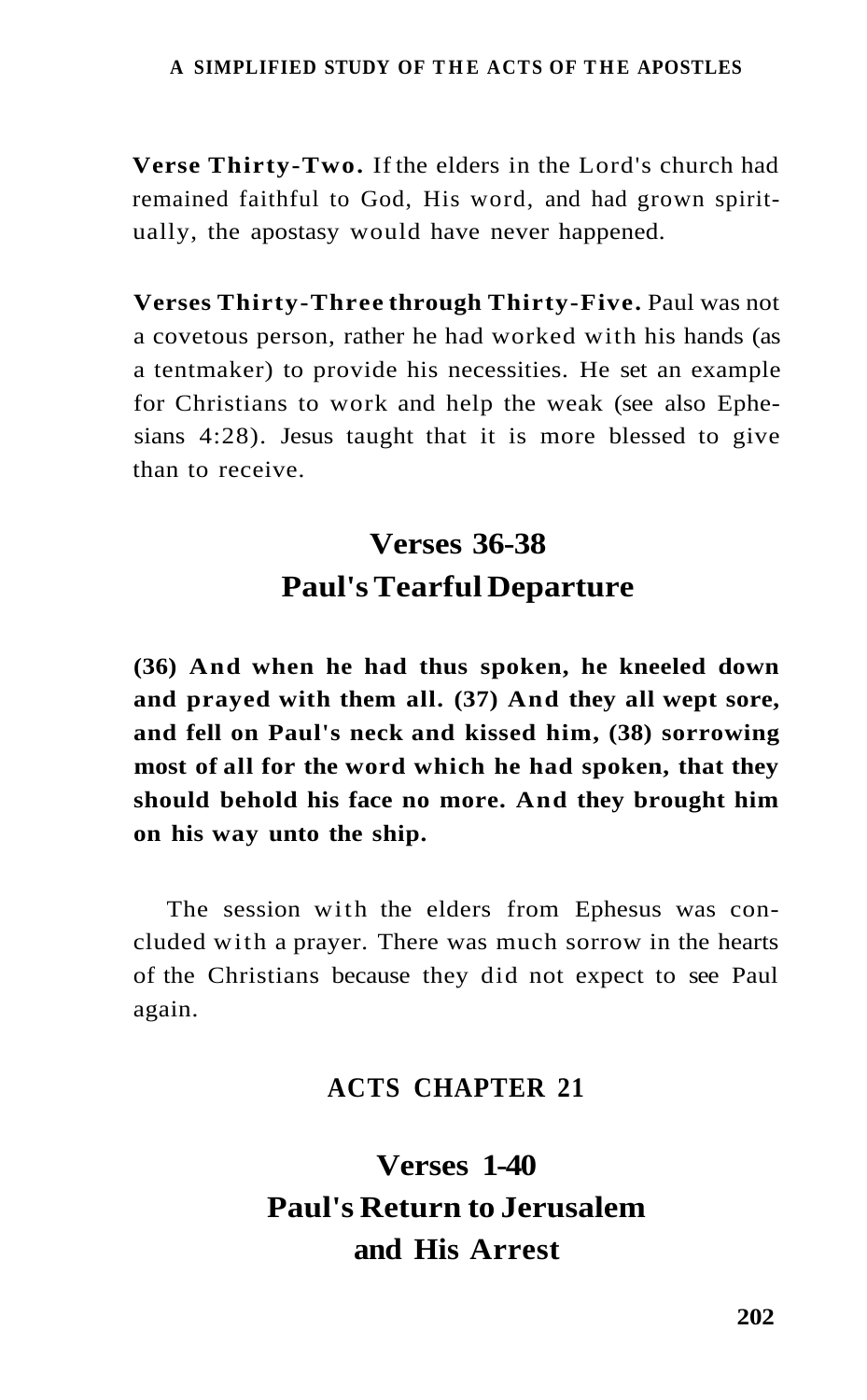**Verse Thirty-Two.** If the elders in the Lord's church had remained faithful to God, His word, and had grown spiritually, the apostasy would have never happened.

**Verses Thirty-Three through Thirty-Five.** Paul was not a covetous person, rather he had worked with his hands (as a tentmaker) to provide his necessities. He set an example for Christians to work and help the weak (see also Ephesians 4:28). Jesus taught that it is more blessed to give than to receive.

## Verses 36-38
## Paul's Tearful Departure

**(36) And when he had thus spoken, he kneeled down and prayed with them all. (37) And they all wept sore, and fell on Paul's neck and kissed him, (38) sorrowing most of all for the word which he had spoken, that they should behold his face no more. And they brought him on his way unto the ship.**

The session with the elders from Ephesus was concluded with a prayer. There was much sorrow in the hearts of the Christians because they did not expect to see Paul again.

# ACTS CHAPTER 21

## Verses 1-40
## Paul's Return to Jerusalem and His Arrest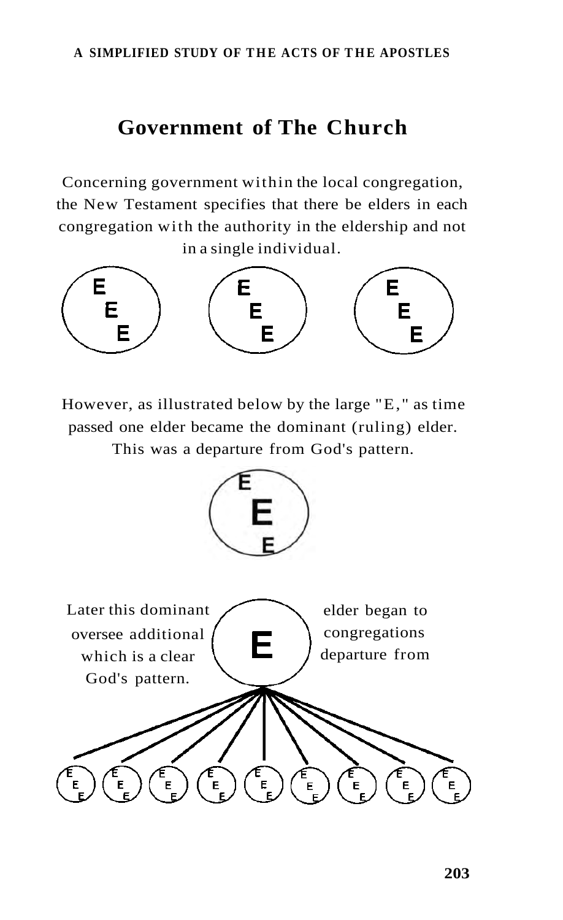# Government of The Church

Concerning government within the local congregation, the New Testament specifies that there be elders in each congregation with the authority in the eldership and not in a single individual.

However, as illustrated below by the large "E," as time passed one elder became the dominant (ruling) elder. This was a departure from God's pattern.

Later this dominant elder began to oversee additional congregations which is a clear departure from God's pattern.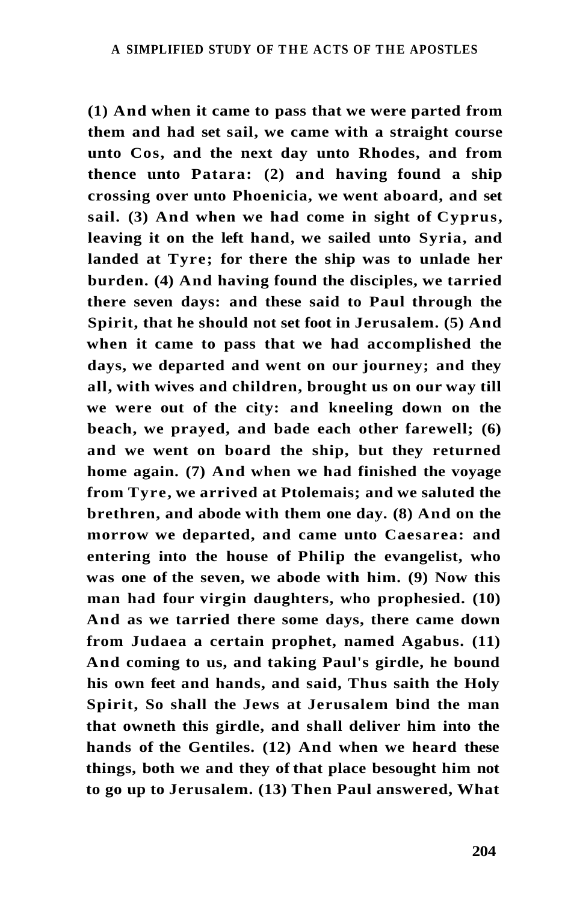**(1) And when it came to pass that we were parted from them and had set sail, we came with a straight course unto Cos, and the next day unto Rhodes, and from thence unto Patara: (2) and having found a ship crossing over unto Phoenicia, we went aboard, and set sail. (3) And when we had come in sight of Cyprus, leaving it on the left hand, we sailed unto Syria, and landed at Tyre; for there the ship was to unlade her burden. (4) And having found the disciples, we tarried there seven days: and these said to Paul through the Spirit, that he should not set foot in Jerusalem. (5) And when it came to pass that we had accomplished the days, we departed and went on our journey; and they all, with wives and children, brought us on our way till we were out of the city: and kneeling down on the beach, we prayed, and bade each other farewell; (6) and we went on board the ship, but they returned home again. (7) And when we had finished the voyage from Tyre, we arrived at Ptolemais; and we saluted the brethren, and abode with them one day. (8) And on the morrow we departed, and came unto Caesarea: and entering into the house of Philip the evangelist, who was one of the seven, we abode with him. (9) Now this man had four virgin daughters, who prophesied. (10) And as we tarried there some days, there came down from Judaea a certain prophet, named Agabus. (11) And coming to us, and taking Paul's girdle, he bound his own feet and hands, and said, Thus saith the Holy Spirit, So shall the Jews at Jerusalem bind the man that owneth this girdle, and shall deliver him into the hands of the Gentiles. (12) And when we heard these things, both we and they of that place besought him not to go up to Jerusalem. (13) Then Paul answered, What**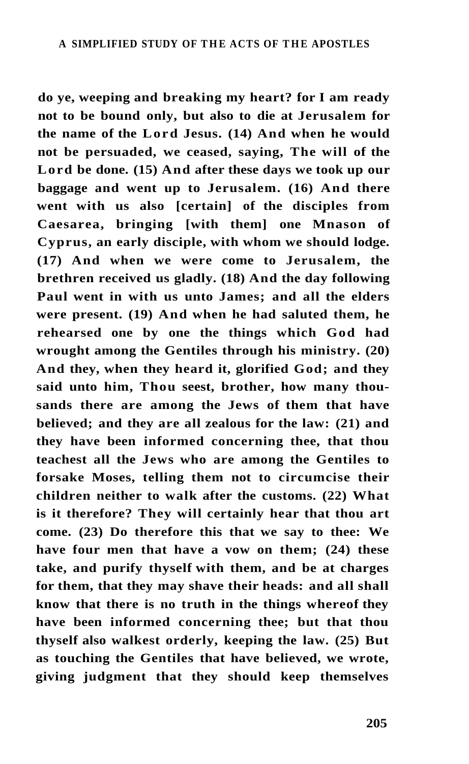**do ye, weeping and breaking my heart? for I am ready not to be bound only, but also to die at Jerusalem for the name of the Lord Jesus. (14) And when he would not be persuaded, we ceased, saying, The will of the Lord be done. (15) And after these days we took up our baggage and went up to Jerusalem. (16) And there went with us also [certain] of the disciples from Caesarea, bringing [with them] one Mnason of Cyprus, an early disciple, with whom we should lodge. (17) And when we were come to Jerusalem, the brethren received us gladly. (18) And the day following Paul went in with us unto James; and all the elders were present. (19) And when he had saluted them, he rehearsed one by one the things which God had wrought among the Gentiles through his ministry. (20) And they, when they heard it, glorified God; and they said unto him, Thou seest, brother, how many thousands there are among the Jews of them that have believed; and they are all zealous for the law: (21) and they have been informed concerning thee, that thou teachest all the Jews who are among the Gentiles to forsake Moses, telling them not to circumcise their children neither to walk after the customs. (22) What is it therefore? They will certainly hear that thou art come. (23) Do therefore this that we say to thee: We have four men that have a vow on them; (24) these take, and purify thyself with them, and be at charges for them, that they may shave their heads: and all shall know that there is no truth in the things whereof they have been informed concerning thee; but that thou thyself also walkest orderly, keeping the law. (25) But as touching the Gentiles that have believed, we wrote, giving judgment that they should keep themselves**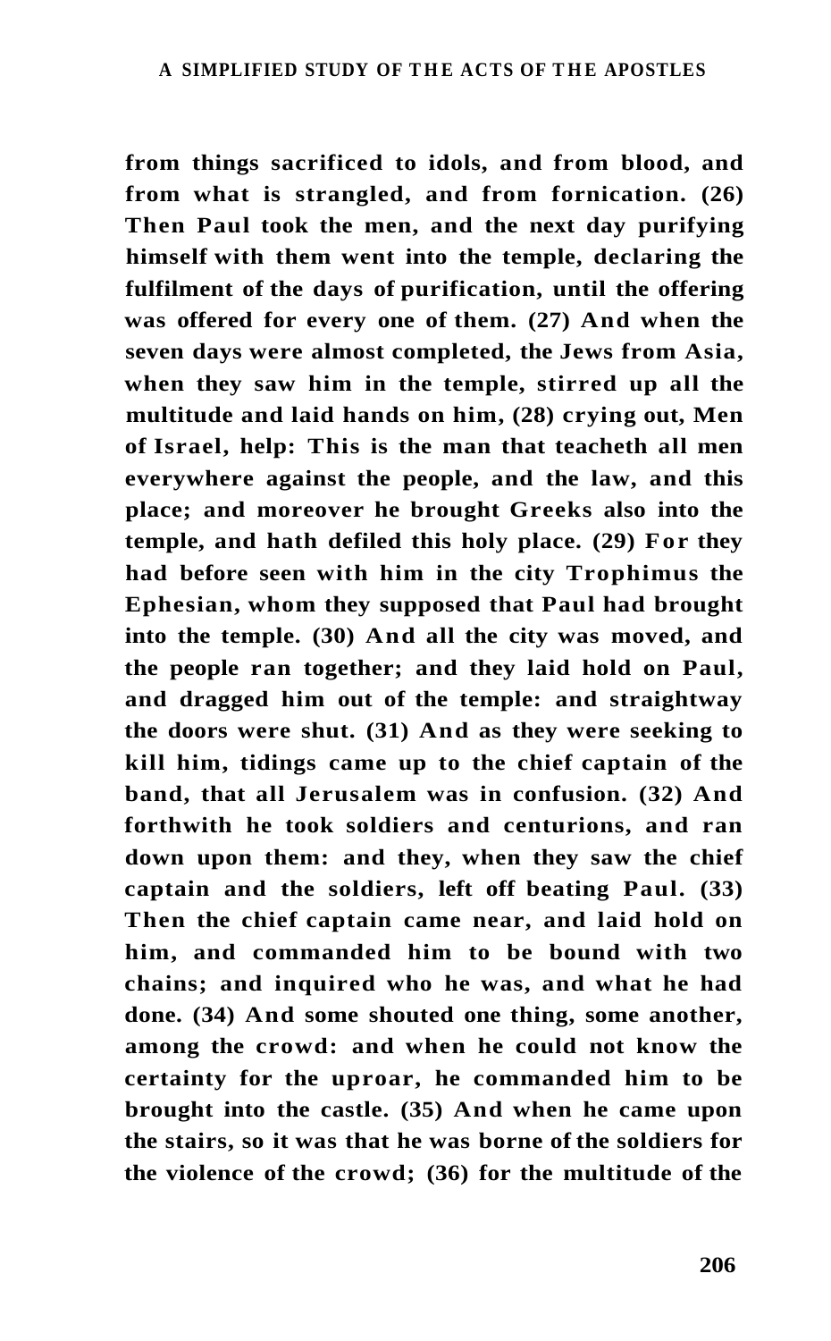**from things sacrificed to idols, and from blood, and from what is strangled, and from fornication. (26) Then Paul took the men, and the next day purifying himself with them went into the temple, declaring the fulfilment of the days of purification, until the offering was offered for every one of them. (27) And when the seven days were almost completed, the Jews from Asia, when they saw him in the temple, stirred up all the multitude and laid hands on him, (28) crying out, Men of Israel, help: This is the man that teacheth all men everywhere against the people, and the law, and this place; and moreover he brought Greeks also into the temple, and hath defiled this holy place. (29) For they had before seen with him in the city Trophimus the Ephesian, whom they supposed that Paul had brought into the temple. (30) And all the city was moved, and the people ran together; and they laid hold on Paul, and dragged him out of the temple: and straightway the doors were shut. (31) And as they were seeking to kill him, tidings came up to the chief captain of the band, that all Jerusalem was in confusion. (32) And forthwith he took soldiers and centurions, and ran down upon them: and they, when they saw the chief captain and the soldiers, left off beating Paul. (33) Then the chief captain came near, and laid hold on him, and commanded him to be bound with two chains; and inquired who he was, and what he had done. (34) And some shouted one thing, some another, among the crowd: and when he could not know the certainty for the uproar, he commanded him to be brought into the castle. (35) And when he came upon the stairs, so it was that he was borne of the soldiers for the violence of the crowd; (36) for the multitude of the**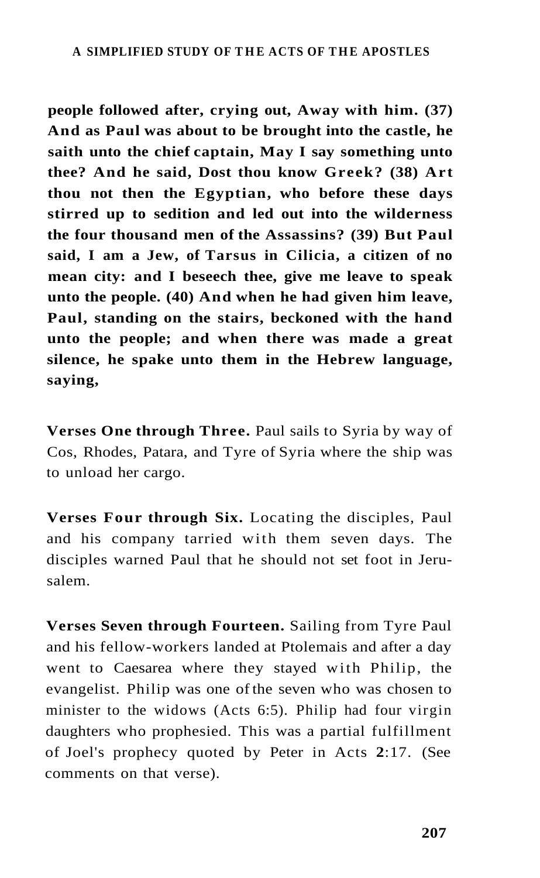**people followed after, crying out, Away with him. (37) And as Paul was about to be brought into the castle, he saith unto the chief captain, May I say something unto thee? And he said, Dost thou know Greek? (38) Art thou not then the Egyptian, who before these days stirred up to sedition and led out into the wilderness the four thousand men of the Assassins? (39) But Paul said, I am a Jew, of Tarsus in Cilicia, a citizen of no mean city: and I beseech thee, give me leave to speak unto the people. (40) And when he had given him leave, Paul, standing on the stairs, beckoned with the hand unto the people; and when there was made a great silence, he spake unto them in the Hebrew language, saying,**

**Verses One through Three.** Paul sails to Syria by way of Cos, Rhodes, Patara, and Tyre of Syria where the ship was to unload her cargo.

**Verses Four through Six.** Locating the disciples, Paul and his company tarried with them seven days. The disciples warned Paul that he should not set foot in Jerusalem.

**Verses Seven through Fourteen.** Sailing from Tyre Paul and his fellow-workers landed at Ptolemais and after a day went to Caesarea where they stayed with Philip, the evangelist. Philip was one of the seven who was chosen to minister to the widows (Acts 6:5). Philip had four virgin daughters who prophesied. This was a partial fulfillment of Joel's prophecy quoted by Peter in Acts **2**:17. (See comments on that verse).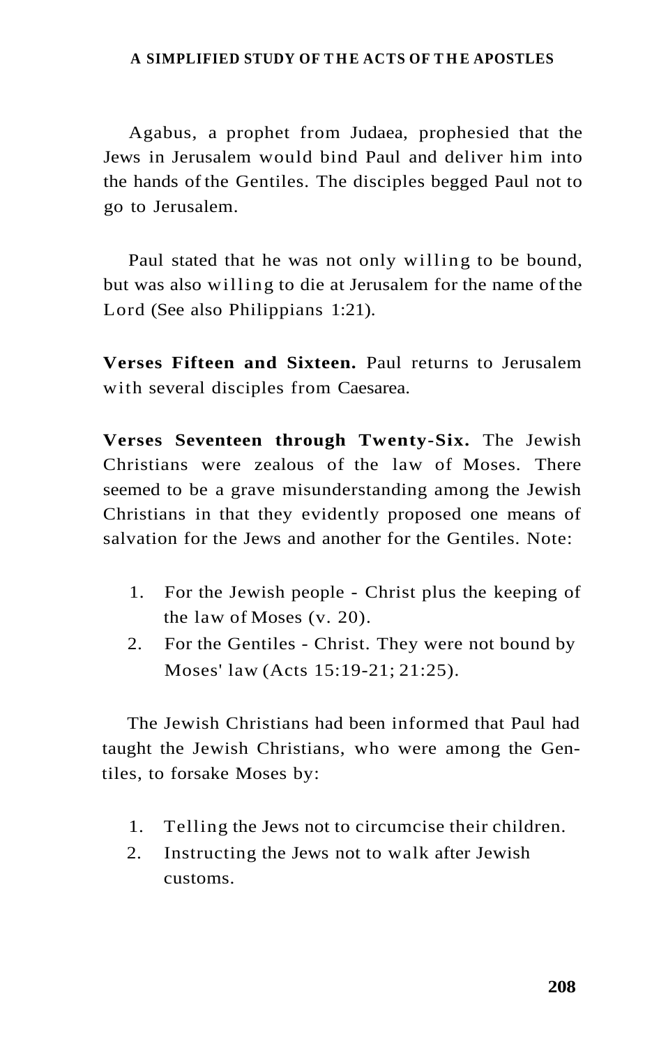Agabus, a prophet from Judaea, prophesied that the Jews in Jerusalem would bind Paul and deliver him into the hands of the Gentiles. The disciples begged Paul not to go to Jerusalem.

Paul stated that he was not only willing to be bound, but was also willing to die at Jerusalem for the name of the Lord (See also Philippians 1:21).

**Verses Fifteen and Sixteen.** Paul returns to Jerusalem with several disciples from Caesarea.

**Verses Seventeen through Twenty-Six.** The Jewish Christians were zealous of the law of Moses. There seemed to be a grave misunderstanding among the Jewish Christians in that they evidently proposed one means of salvation for the Jews and another for the Gentiles. Note:

1. For the Jewish people - Christ plus the keeping of the law of Moses (v. 20).
2. For the Gentiles - Christ. They were not bound by Moses' law (Acts 15:19-21; 21:25).

The Jewish Christians had been informed that Paul had taught the Jewish Christians, who were among the Gentiles, to forsake Moses by:

1. Telling the Jews not to circumcise their children.
2. Instructing the Jews not to walk after Jewish customs.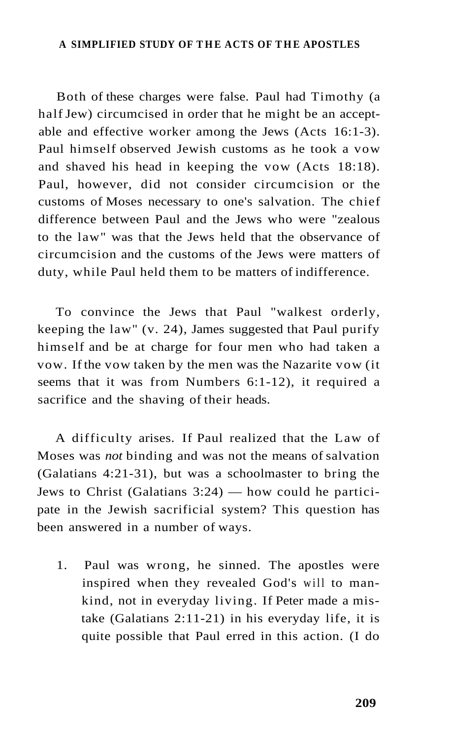Both of these charges were false. Paul had Timothy (a half Jew) circumcised in order that he might be an acceptable and effective worker among the Jews (Acts 16:1-3). Paul himself observed Jewish customs as he took a vow and shaved his head in keeping the vow (Acts 18:18). Paul, however, did not consider circumcision or the customs of Moses necessary to one's salvation. The chief difference between Paul and the Jews who were "zealous to the law" was that the Jews held that the observance of circumcision and the customs of the Jews were matters of duty, while Paul held them to be matters of indifference.

To convince the Jews that Paul "walkest orderly, keeping the law" (v. 24), James suggested that Paul purify himself and be at charge for four men who had taken a vow. If the vow taken by the men was the Nazarite vow (it seems that it was from Numbers 6:1-12), it required a sacrifice and the shaving of their heads.

A difficulty arises. If Paul realized that the Law of Moses was *not* binding and was not the means of salvation (Galatians 4:21-31), but was a schoolmaster to bring the Jews to Christ (Galatians 3:24) — how could he participate in the Jewish sacrificial system? This question has been answered in a number of ways.

1. Paul was wrong, he sinned. The apostles were inspired when they revealed God's will to mankind, not in everyday living. If Peter made a mistake (Galatians 2:11-21) in his everyday life, it is quite possible that Paul erred in this action. (I do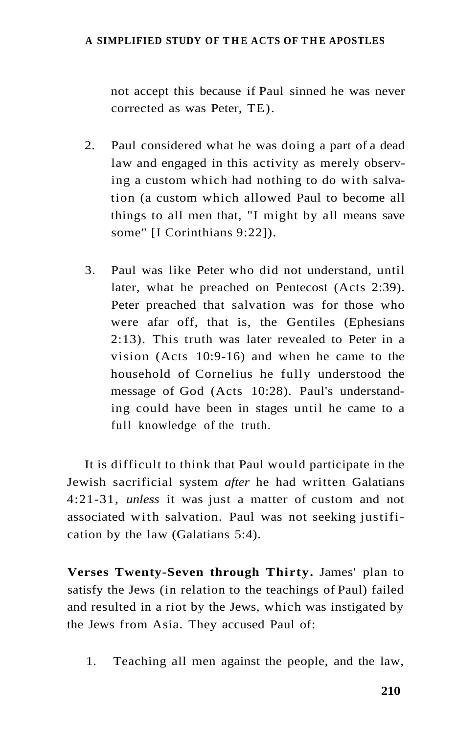not accept this because if Paul sinned he was never corrected as was Peter, TE).

2. Paul considered what he was doing a part of a dead law and engaged in this activity as merely observing a custom which had nothing to do with salvation (a custom which allowed Paul to become all things to all men that, "I might by all means save some" [I Corinthians 9:22]).

3. Paul was like Peter who did not understand, until later, what he preached on Pentecost (Acts 2:39). Peter preached that salvation was for those who were afar off, that is, the Gentiles (Ephesians 2:13). This truth was later revealed to Peter in a vision (Acts 10:9-16) and when he came to the household of Cornelius he fully understood the message of God (Acts 10:28). Paul's understanding could have been in stages until he came to a full knowledge of the truth.

It is difficult to think that Paul would participate in the Jewish sacrificial system *after* he had written Galatians 4:21-31, *unless* it was just a matter of custom and not associated with salvation. Paul was not seeking justification by the law (Galatians 5:4).

**Verses Twenty-Seven through Thirty.** James' plan to satisfy the Jews (in relation to the teachings of Paul) failed and resulted in a riot by the Jews, which was instigated by the Jews from Asia. They accused Paul of:

1. Teaching all men against the people, and the law,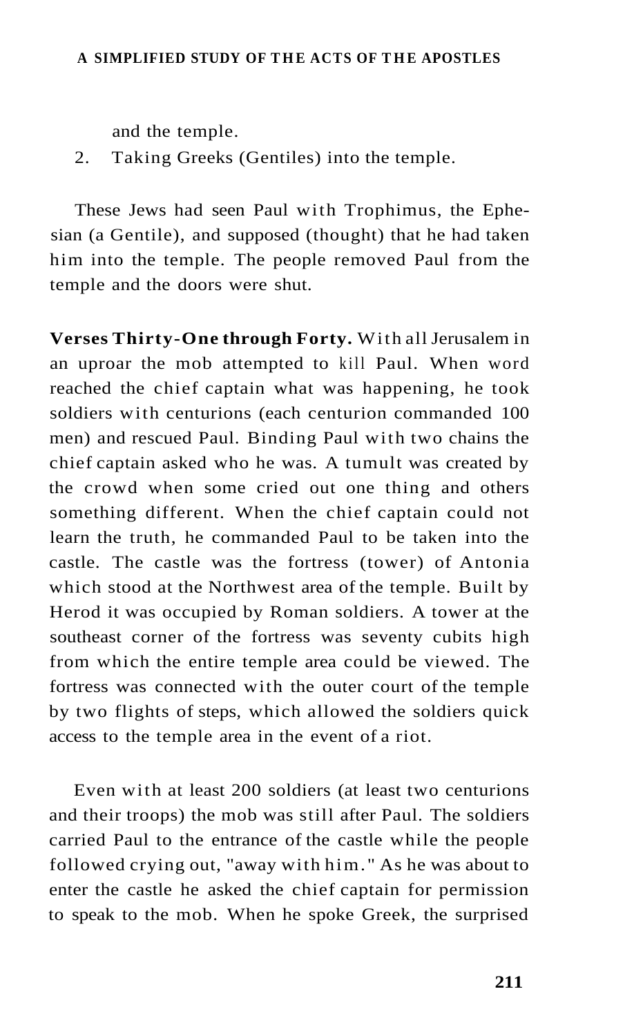and the temple.

2. Taking Greeks (Gentiles) into the temple.

These Jews had seen Paul with Trophimus, the Ephesian (a Gentile), and supposed (thought) that he had taken him into the temple. The people removed Paul from the temple and the doors were shut.

**Verses Thirty-One through Forty.** With all Jerusalem in an uproar the mob attempted to kill Paul. When word reached the chief captain what was happening, he took soldiers with centurions (each centurion commanded 100 men) and rescued Paul. Binding Paul with two chains the chief captain asked who he was. A tumult was created by the crowd when some cried out one thing and others something different. When the chief captain could not learn the truth, he commanded Paul to be taken into the castle. The castle was the fortress (tower) of Antonia which stood at the Northwest area of the temple. Built by Herod it was occupied by Roman soldiers. A tower at the southeast corner of the fortress was seventy cubits high from which the entire temple area could be viewed. The fortress was connected with the outer court of the temple by two flights of steps, which allowed the soldiers quick access to the temple area in the event of a riot.

Even with at least 200 soldiers (at least two centurions and their troops) the mob was still after Paul. The soldiers carried Paul to the entrance of the castle while the people followed crying out, "away with him." As he was about to enter the castle he asked the chief captain for permission to speak to the mob. When he spoke Greek, the surprised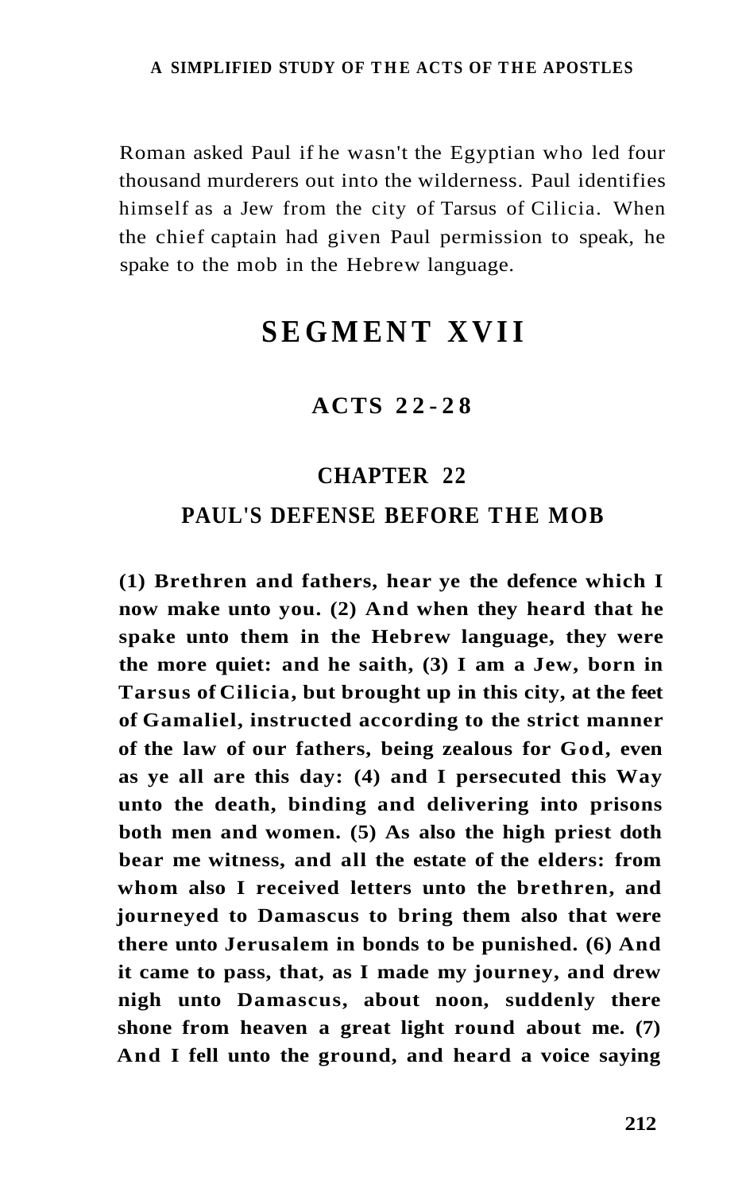Roman asked Paul if he wasn't the Egyptian who led four thousand murderers out into the wilderness. Paul identifies himself as a Jew from the city of Tarsus of Cilicia. When the chief captain had given Paul permission to speak, he spake to the mob in the Hebrew language.

# SEGMENT XVII

## ACTS 22-28

### CHAPTER 22

### PAUL'S DEFENSE BEFORE THE MOB

**(1) Brethren and fathers, hear ye the defence which I now make unto you. (2) And when they heard that he spake unto them in the Hebrew language, they were the more quiet: and he saith, (3) I am a Jew, born in Tarsus of Cilicia, but brought up in this city, at the feet of Gamaliel, instructed according to the strict manner of the law of our fathers, being zealous for God, even as ye all are this day: (4) and I persecuted this Way unto the death, binding and delivering into prisons both men and women. (5) As also the high priest doth bear me witness, and all the estate of the elders: from whom also I received letters unto the brethren, and journeyed to Damascus to bring them also that were there unto Jerusalem in bonds to be punished. (6) And it came to pass, that, as I made my journey, and drew nigh unto Damascus, about noon, suddenly there shone from heaven a great light round about me. (7) And I fell unto the ground, and heard a voice saying**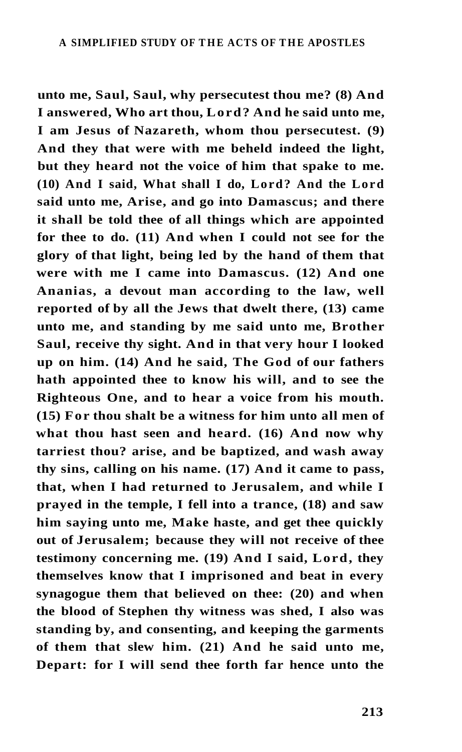**unto me, Saul, Saul, why persecutest thou me? (8) And I answered, Who art thou, Lord? And he said unto me, I am Jesus of Nazareth, whom thou persecutest. (9) And they that were with me beheld indeed the light, but they heard not the voice of him that spake to me. (10) And I said, What shall I do, Lord? And the Lord said unto me, Arise, and go into Damascus; and there it shall be told thee of all things which are appointed for thee to do. (11) And when I could not see for the glory of that light, being led by the hand of them that were with me I came into Damascus. (12) And one Ananias, a devout man according to the law, well reported of by all the Jews that dwelt there, (13) came unto me, and standing by me said unto me, Brother Saul, receive thy sight. And in that very hour I looked up on him. (14) And he said, The God of our fathers hath appointed thee to know his will, and to see the Righteous One, and to hear a voice from his mouth. (15) For thou shalt be a witness for him unto all men of what thou hast seen and heard. (16) And now why tarriest thou? arise, and be baptized, and wash away thy sins, calling on his name. (17) And it came to pass, that, when I had returned to Jerusalem, and while I prayed in the temple, I fell into a trance, (18) and saw him saying unto me, Make haste, and get thee quickly out of Jerusalem; because they will not receive of thee testimony concerning me. (19) And I said, Lord, they themselves know that I imprisoned and beat in every synagogue them that believed on thee: (20) and when the blood of Stephen thy witness was shed, I also was standing by, and consenting, and keeping the garments of them that slew him. (21) And he said unto me, Depart: for I will send thee forth far hence unto the**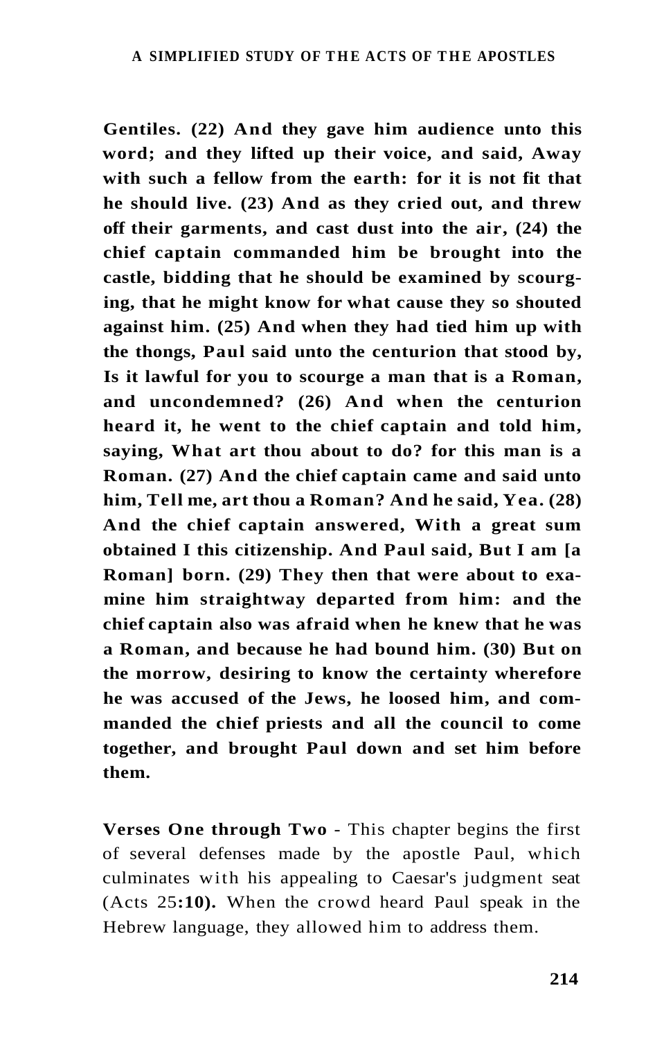**Gentiles. (22) And they gave him audience unto this word; and they lifted up their voice, and said, Away with such a fellow from the earth: for it is not fit that he should live. (23) And as they cried out, and threw off their garments, and cast dust into the air, (24) the chief captain commanded him be brought into the castle, bidding that he should be examined by scourging, that he might know for what cause they so shouted against him. (25) And when they had tied him up with the thongs, Paul said unto the centurion that stood by, Is it lawful for you to scourge a man that is a Roman, and uncondemned? (26) And when the centurion heard it, he went to the chief captain and told him, saying, What art thou about to do? for this man is a Roman. (27) And the chief captain came and said unto him, Tell me, art thou a Roman? And he said, Yea. (28) And the chief captain answered, With a great sum obtained I this citizenship. And Paul said, But I am [a Roman] born. (29) They then that were about to examine him straightway departed from him: and the chief captain also was afraid when he knew that he was a Roman, and because he had bound him. (30) But on the morrow, desiring to know the certainty wherefore he was accused of the Jews, he loosed him, and commanded the chief priests and all the council to come together, and brought Paul down and set him before them.**

**Verses One through Two** - This chapter begins the first of several defenses made by the apostle Paul, which culminates with his appealing to Caesar's judgment seat (Acts 25**:10).** When the crowd heard Paul speak in the Hebrew language, they allowed him to address them.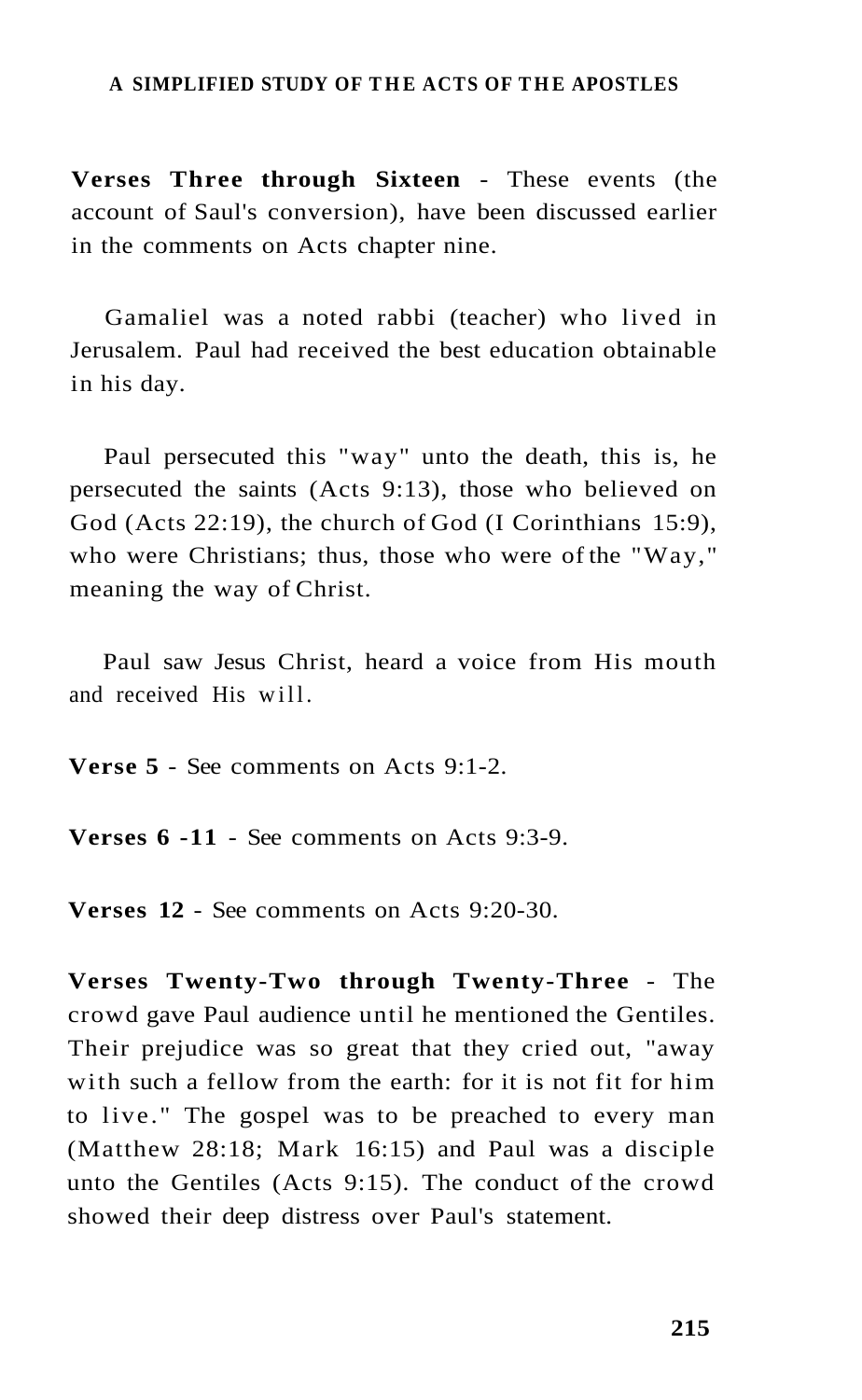**Verses Three through Sixteen** - These events (the account of Saul's conversion), have been discussed earlier in the comments on Acts chapter nine.

Gamaliel was a noted rabbi (teacher) who lived in Jerusalem. Paul had received the best education obtainable in his day.

Paul persecuted this "way" unto the death, this is, he persecuted the saints (Acts 9:13), those who believed on God (Acts 22:19), the church of God (I Corinthians 15:9), who were Christians; thus, those who were of the "Way," meaning the way of Christ.

Paul saw Jesus Christ, heard a voice from His mouth and received His will.

**Verse 5** - See comments on Acts 9:1-2.

**Verses 6 -11** - See comments on Acts 9:3-9.

**Verses 12** - See comments on Acts 9:20-30.

**Verses Twenty-Two through Twenty-Three** - The crowd gave Paul audience until he mentioned the Gentiles. Their prejudice was so great that they cried out, "away with such a fellow from the earth: for it is not fit for him to live." The gospel was to be preached to every man (Matthew 28:18; Mark 16:15) and Paul was a disciple unto the Gentiles (Acts 9:15). The conduct of the crowd showed their deep distress over Paul's statement.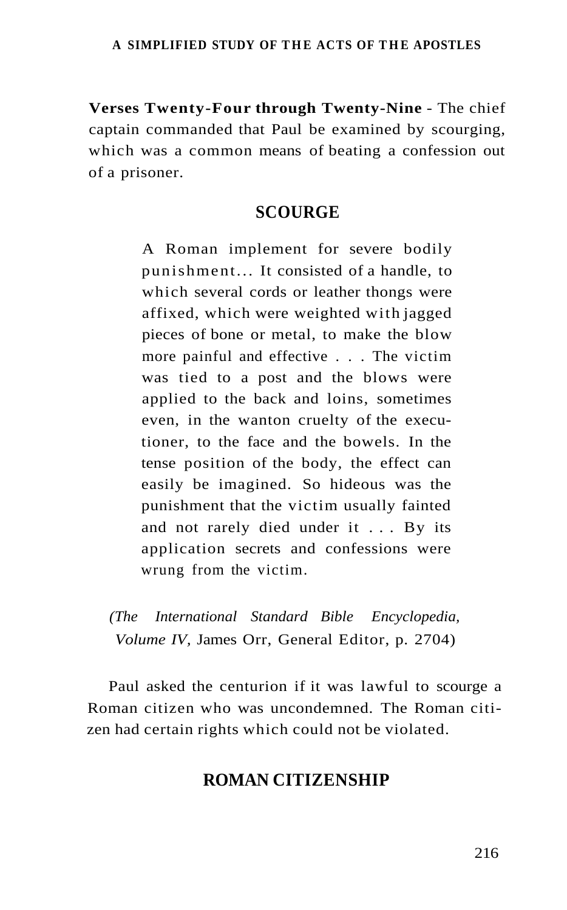**Verses Twenty-Four through Twenty-Nine** - The chief captain commanded that Paul be examined by scourging, which was a common means of beating a confession out of a prisoner.

## SCOURGE

> A Roman implement for severe bodily punishment... It consisted of a handle, to which several cords or leather thongs were affixed, which were weighted with jagged pieces of bone or metal, to make the blow more painful and effective . . . The victim was tied to a post and the blows were applied to the back and loins, sometimes even, in the wanton cruelty of the executioner, to the face and the bowels. In the tense position of the body, the effect can easily be imagined. So hideous was the punishment that the victim usually fainted and not rarely died under it . . . By its application secrets and confessions were wrung from the victim.

*(The International Standard Bible Encyclopedia, Volume IV*, James Orr, General Editor, p. 2704)

Paul asked the centurion if it was lawful to scourge a Roman citizen who was uncondemned. The Roman citizen had certain rights which could not be violated.

## ROMAN CITIZENSHIP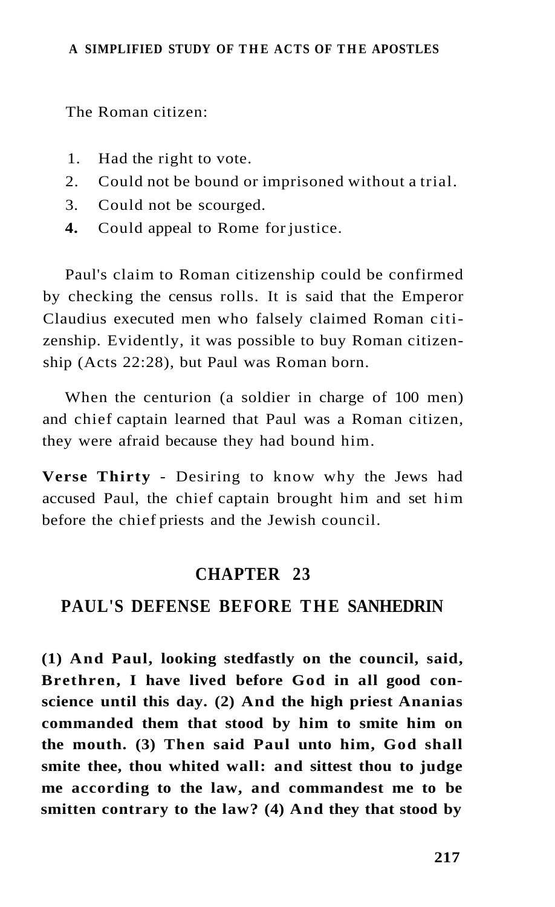The Roman citizen:

1. Had the right to vote.
2. Could not be bound or imprisoned without a trial.
3. Could not be scourged.
4. Could appeal to Rome for justice.

Paul's claim to Roman citizenship could be confirmed by checking the census rolls. It is said that the Emperor Claudius executed men who falsely claimed Roman citizenship. Evidently, it was possible to buy Roman citizenship (Acts 22:28), but Paul was Roman born.

When the centurion (a soldier in charge of 100 men) and chief captain learned that Paul was a Roman citizen, they were afraid because they had bound him.

**Verse Thirty** - Desiring to know why the Jews had accused Paul, the chief captain brought him and set him before the chief priests and the Jewish council.

## CHAPTER 23

## PAUL'S DEFENSE BEFORE THE SANHEDRIN

**(1) And Paul, looking stedfastly on the council, said, Brethren, I have lived before God in all good conscience until this day. (2) And the high priest Ananias commanded them that stood by him to smite him on the mouth. (3) Then said Paul unto him, God shall smite thee, thou whited wall: and sittest thou to judge me according to the law, and commandest me to be smitten contrary to the law? (4) And they that stood by**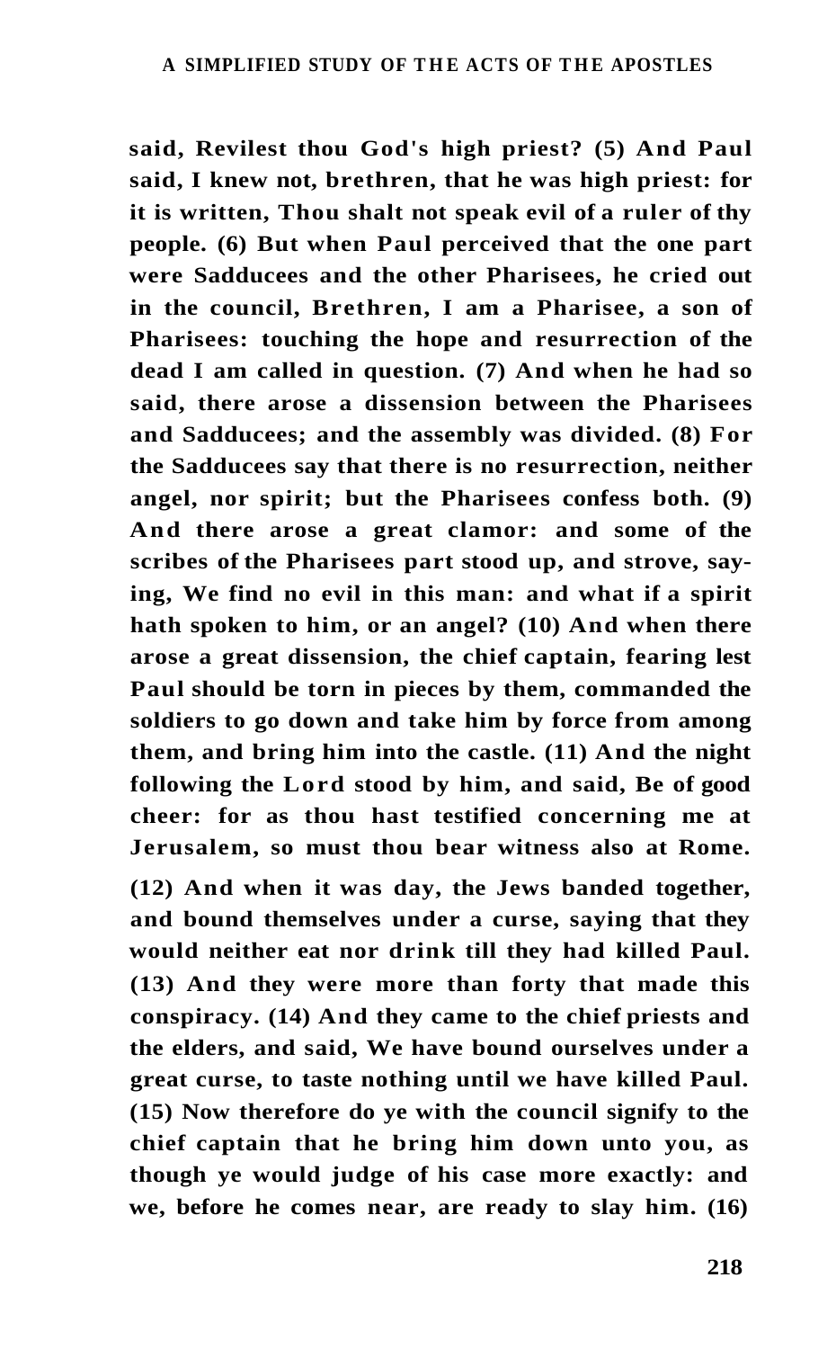**said, Revilest thou God's high priest? (5) And Paul said, I knew not, brethren, that he was high priest: for it is written, Thou shalt not speak evil of a ruler of thy people. (6) But when Paul perceived that the one part were Sadducees and the other Pharisees, he cried out in the council, Brethren, I am a Pharisee, a son of Pharisees: touching the hope and resurrection of the dead I am called in question. (7) And when he had so said, there arose a dissension between the Pharisees and Sadducees; and the assembly was divided. (8) For the Sadducees say that there is no resurrection, neither angel, nor spirit; but the Pharisees confess both. (9) And there arose a great clamor: and some of the scribes of the Pharisees part stood up, and strove, saying, We find no evil in this man: and what if a spirit hath spoken to him, or an angel? (10) And when there arose a great dissension, the chief captain, fearing lest Paul should be torn in pieces by them, commanded the soldiers to go down and take him by force from among them, and bring him into the castle. (11) And the night following the Lord stood by him, and said, Be of good cheer: for as thou hast testified concerning me at Jerusalem, so must thou bear witness also at Rome.**

**(12) And when it was day, the Jews banded together, and bound themselves under a curse, saying that they would neither eat nor drink till they had killed Paul. (13) And they were more than forty that made this conspiracy. (14) And they came to the chief priests and the elders, and said, We have bound ourselves under a great curse, to taste nothing until we have killed Paul. (15) Now therefore do ye with the council signify to the chief captain that he bring him down unto you, as though ye would judge of his case more exactly: and we, before he comes near, are ready to slay him. (16)**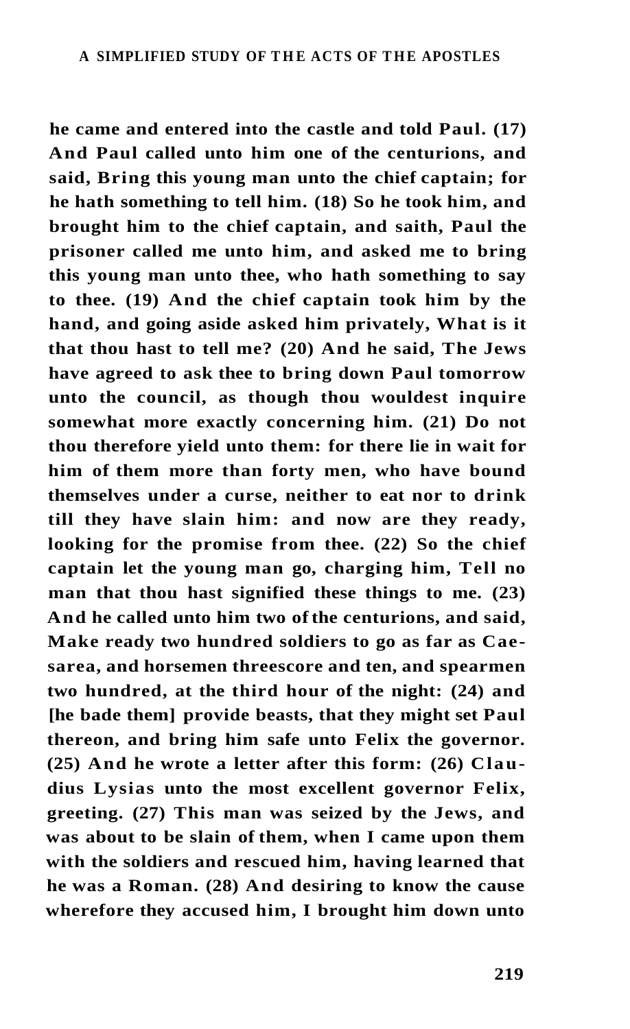**he came and entered into the castle and told Paul. (17) And Paul called unto him one of the centurions, and said, Bring this young man unto the chief captain; for he hath something to tell him. (18) So he took him, and brought him to the chief captain, and saith, Paul the prisoner called me unto him, and asked me to bring this young man unto thee, who hath something to say to thee. (19) And the chief captain took him by the hand, and going aside asked him privately, What is it that thou hast to tell me? (20) And he said, The Jews have agreed to ask thee to bring down Paul tomorrow unto the council, as though thou wouldest inquire somewhat more exactly concerning him. (21) Do not thou therefore yield unto them: for there lie in wait for him of them more than forty men, who have bound themselves under a curse, neither to eat nor to drink till they have slain him: and now are they ready, looking for the promise from thee. (22) So the chief captain let the young man go, charging him, Tell no man that thou hast signified these things to me. (23) And he called unto him two of the centurions, and said, Make ready two hundred soldiers to go as far as Caesarea, and horsemen threescore and ten, and spearmen two hundred, at the third hour of the night: (24) and [he bade them] provide beasts, that they might set Paul thereon, and bring him safe unto Felix the governor. (25) And he wrote a letter after this form: (26) Claudius Lysias unto the most excellent governor Felix, greeting. (27) This man was seized by the Jews, and was about to be slain of them, when I came upon them with the soldiers and rescued him, having learned that he was a Roman. (28) And desiring to know the cause wherefore they accused him, I brought him down unto**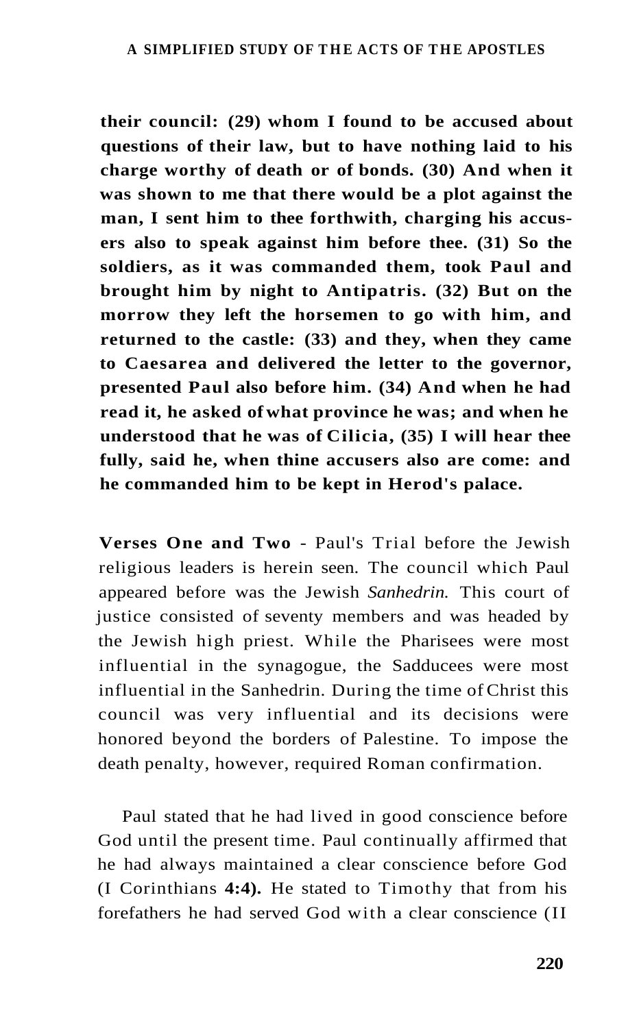**their council: (29) whom I found to be accused about questions of their law, but to have nothing laid to his charge worthy of death or of bonds. (30) And when it was shown to me that there would be a plot against the man, I sent him to thee forthwith, charging his accusers also to speak against him before thee. (31) So the soldiers, as it was commanded them, took Paul and brought him by night to Antipatris. (32) But on the morrow they left the horsemen to go with him, and returned to the castle: (33) and they, when they came to Caesarea and delivered the letter to the governor, presented Paul also before him. (34) And when he had read it, he asked of what province he was; and when he understood that he was of Cilicia, (35) I will hear thee fully, said he, when thine accusers also are come: and he commanded him to be kept in Herod's palace.**

**Verses One and Two** - Paul's Trial before the Jewish religious leaders is herein seen. The council which Paul appeared before was the Jewish *Sanhedrin.* This court of justice consisted of seventy members and was headed by the Jewish high priest. While the Pharisees were most influential in the synagogue, the Sadducees were most influential in the Sanhedrin. During the time of Christ this council was very influential and its decisions were honored beyond the borders of Palestine. To impose the death penalty, however, required Roman confirmation.

Paul stated that he had lived in good conscience before God until the present time. Paul continually affirmed that he had always maintained a clear conscience before God (I Corinthians **4:4).** He stated to Timothy that from his forefathers he had served God with a clear conscience (II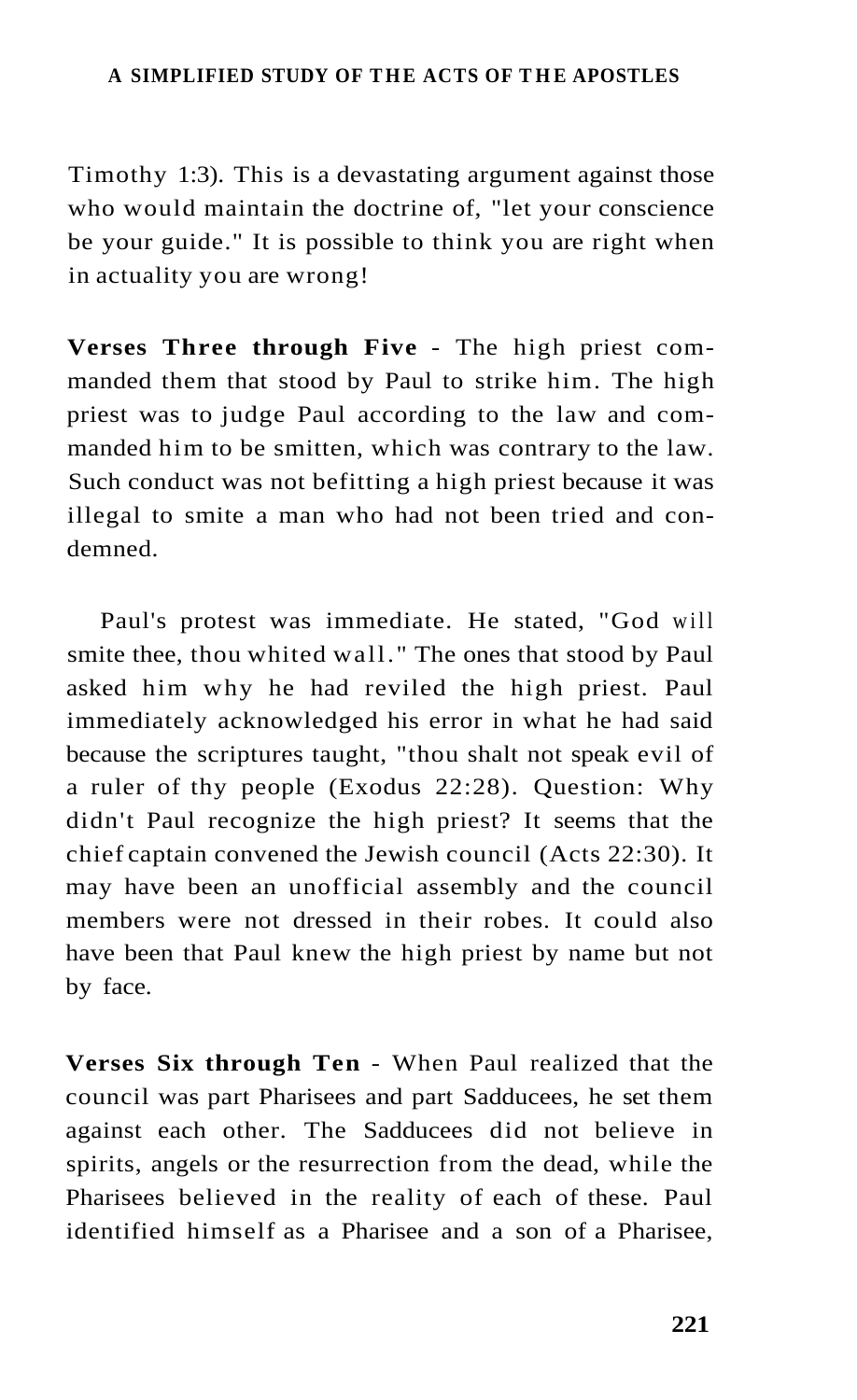Timothy 1:3). This is a devastating argument against those who would maintain the doctrine of, "let your conscience be your guide." It is possible to think you are right when in actuality you are wrong!

**Verses Three through Five** - The high priest commanded them that stood by Paul to strike him. The high priest was to judge Paul according to the law and commanded him to be smitten, which was contrary to the law. Such conduct was not befitting a high priest because it was illegal to smite a man who had not been tried and condemned.

Paul's protest was immediate. He stated, "God will smite thee, thou whited wall." The ones that stood by Paul asked him why he had reviled the high priest. Paul immediately acknowledged his error in what he had said because the scriptures taught, "thou shalt not speak evil of a ruler of thy people (Exodus 22:28). Question: Why didn't Paul recognize the high priest? It seems that the chief captain convened the Jewish council (Acts 22:30). It may have been an unofficial assembly and the council members were not dressed in their robes. It could also have been that Paul knew the high priest by name but not by face.

**Verses Six through Ten** - When Paul realized that the council was part Pharisees and part Sadducees, he set them against each other. The Sadducees did not believe in spirits, angels or the resurrection from the dead, while the Pharisees believed in the reality of each of these. Paul identified himself as a Pharisee and a son of a Pharisee,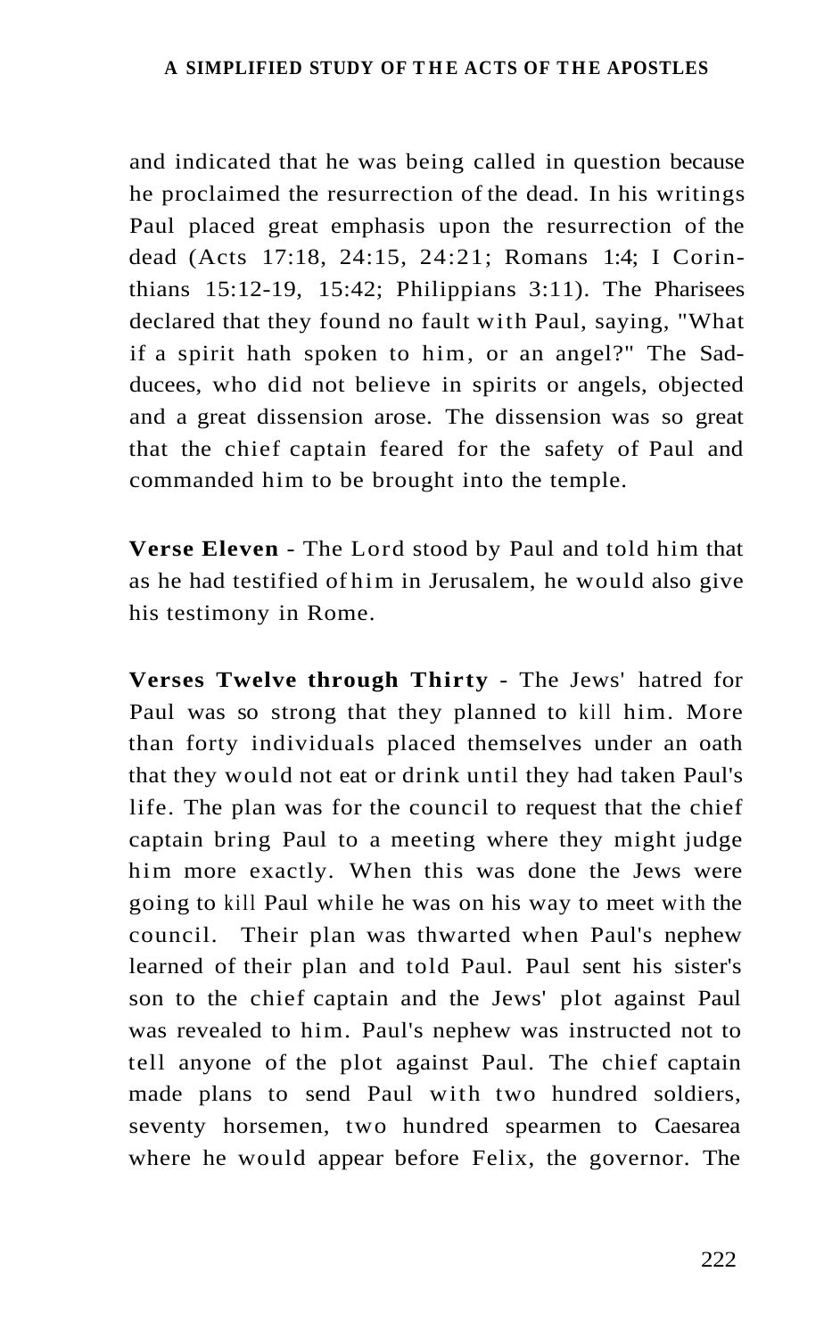and indicated that he was being called in question because he proclaimed the resurrection of the dead. In his writings Paul placed great emphasis upon the resurrection of the dead (Acts 17:18, 24:15, 24:21; Romans 1:4; I Corinthians 15:12-19, 15:42; Philippians 3:11). The Pharisees declared that they found no fault with Paul, saying, "What if a spirit hath spoken to him, or an angel?" The Sadducees, who did not believe in spirits or angels, objected and a great dissension arose. The dissension was so great that the chief captain feared for the safety of Paul and commanded him to be brought into the temple.

**Verse Eleven** - The Lord stood by Paul and told him that as he had testified of him in Jerusalem, he would also give his testimony in Rome.

**Verses Twelve through Thirty** - The Jews' hatred for Paul was so strong that they planned to kill him. More than forty individuals placed themselves under an oath that they would not eat or drink until they had taken Paul's life. The plan was for the council to request that the chief captain bring Paul to a meeting where they might judge him more exactly. When this was done the Jews were going to kill Paul while he was on his way to meet with the council. Their plan was thwarted when Paul's nephew learned of their plan and told Paul. Paul sent his sister's son to the chief captain and the Jews' plot against Paul was revealed to him. Paul's nephew was instructed not to tell anyone of the plot against Paul. The chief captain made plans to send Paul with two hundred soldiers, seventy horsemen, two hundred spearmen to Caesarea where he would appear before Felix, the governor. The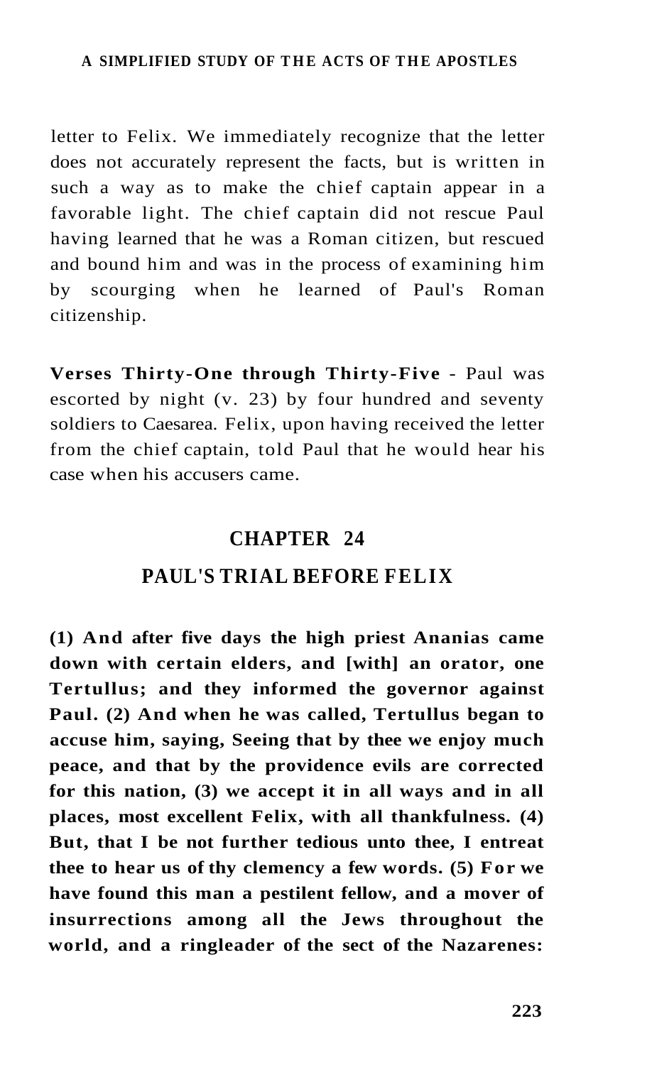letter to Felix. We immediately recognize that the letter does not accurately represent the facts, but is written in such a way as to make the chief captain appear in a favorable light. The chief captain did not rescue Paul having learned that he was a Roman citizen, but rescued and bound him and was in the process of examining him by scourging when he learned of Paul's Roman citizenship.

**Verses Thirty-One through Thirty-Five** - Paul was escorted by night (v. 23) by four hundred and seventy soldiers to Caesarea. Felix, upon having received the letter from the chief captain, told Paul that he would hear his case when his accusers came.

## CHAPTER 24

## PAUL'S TRIAL BEFORE FELIX

**(1) And after five days the high priest Ananias came down with certain elders, and [with] an orator, one Tertullus; and they informed the governor against Paul. (2) And when he was called, Tertullus began to accuse him, saying, Seeing that by thee we enjoy much peace, and that by the providence evils are corrected for this nation, (3) we accept it in all ways and in all places, most excellent Felix, with all thankfulness. (4) But, that I be not further tedious unto thee, I entreat thee to hear us of thy clemency a few words. (5) For we have found this man a pestilent fellow, and a mover of insurrections among all the Jews throughout the world, and a ringleader of the sect of the Nazarenes:**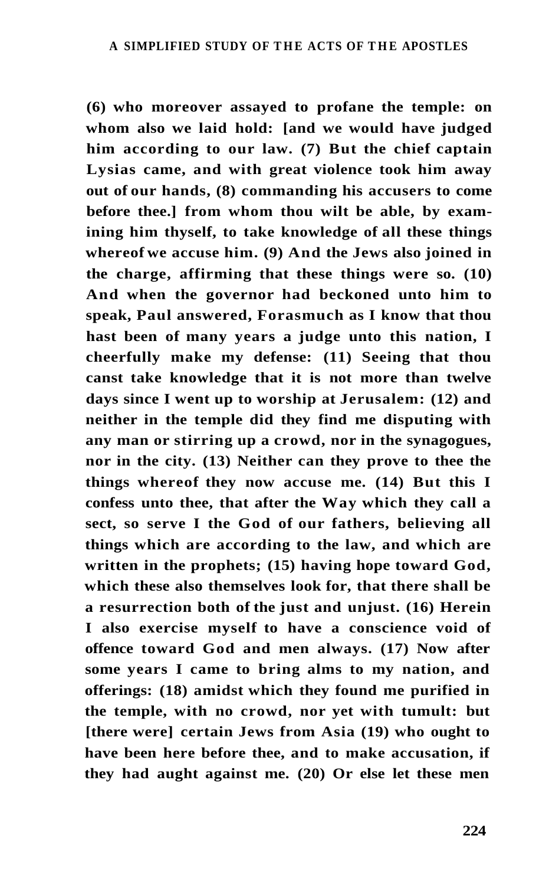**(6) who moreover assayed to profane the temple: on whom also we laid hold: [and we would have judged him according to our law. (7) But the chief captain Lysias came, and with great violence took him away out of our hands, (8) commanding his accusers to come before thee.] from whom thou wilt be able, by examining him thyself, to take knowledge of all these things whereof we accuse him. (9) And the Jews also joined in the charge, affirming that these things were so. (10) And when the governor had beckoned unto him to speak, Paul answered, Forasmuch as I know that thou hast been of many years a judge unto this nation, I cheerfully make my defense: (11) Seeing that thou canst take knowledge that it is not more than twelve days since I went up to worship at Jerusalem: (12) and neither in the temple did they find me disputing with any man or stirring up a crowd, nor in the synagogues, nor in the city. (13) Neither can they prove to thee the things whereof they now accuse me. (14) But this I confess unto thee, that after the Way which they call a sect, so serve I the God of our fathers, believing all things which are according to the law, and which are written in the prophets; (15) having hope toward God, which these also themselves look for, that there shall be a resurrection both of the just and unjust. (16) Herein I also exercise myself to have a conscience void of offence toward God and men always. (17) Now after some years I came to bring alms to my nation, and offerings: (18) amidst which they found me purified in the temple, with no crowd, nor yet with tumult: but [there were] certain Jews from Asia (19) who ought to have been here before thee, and to make accusation, if they had aught against me. (20) Or else let these men**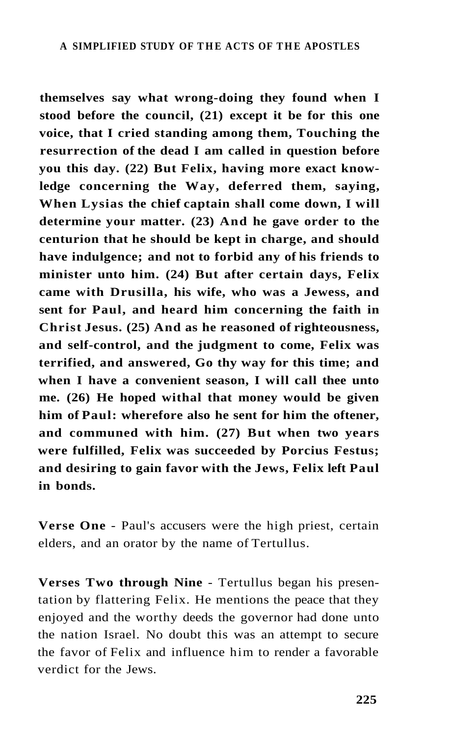**themselves say what wrong-doing they found when I stood before the council, (21) except it be for this one voice, that I cried standing among them, Touching the resurrection of the dead I am called in question before you this day. (22) But Felix, having more exact knowledge concerning the Way, deferred them, saying, When Lysias the chief captain shall come down, I will determine your matter. (23) And he gave order to the centurion that he should be kept in charge, and should have indulgence; and not to forbid any of his friends to minister unto him. (24) But after certain days, Felix came with Drusilla, his wife, who was a Jewess, and sent for Paul, and heard him concerning the faith in Christ Jesus. (25) And as he reasoned of righteousness, and self-control, and the judgment to come, Felix was terrified, and answered, Go thy way for this time; and when I have a convenient season, I will call thee unto me. (26) He hoped withal that money would be given him of Paul: wherefore also he sent for him the oftener, and communed with him. (27) But when two years were fulfilled, Felix was succeeded by Porcius Festus; and desiring to gain favor with the Jews, Felix left Paul in bonds.**

**Verse One** - Paul's accusers were the high priest, certain elders, and an orator by the name of Tertullus.

**Verses Two through Nine** - Tertullus began his presentation by flattering Felix. He mentions the peace that they enjoyed and the worthy deeds the governor had done unto the nation Israel. No doubt this was an attempt to secure the favor of Felix and influence him to render a favorable verdict for the Jews.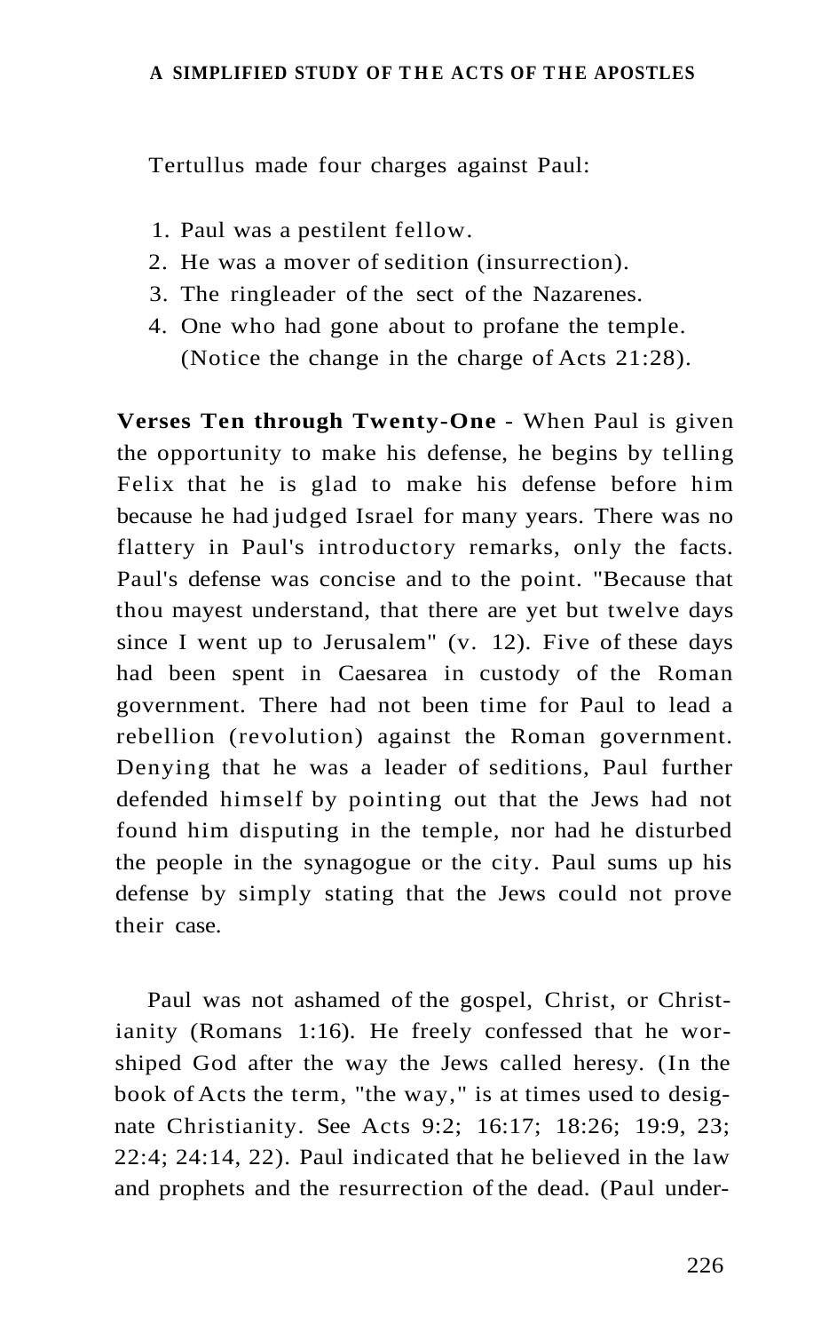Tertullus made four charges against Paul:

1. Paul was a pestilent fellow.
2. He was a mover of sedition (insurrection).
3. The ringleader of the sect of the Nazarenes.
4. One who had gone about to profane the temple. (Notice the change in the charge of Acts 21:28).

**Verses Ten through Twenty-One** - When Paul is given the opportunity to make his defense, he begins by telling Felix that he is glad to make his defense before him because he had judged Israel for many years. There was no flattery in Paul's introductory remarks, only the facts. Paul's defense was concise and to the point. "Because that thou mayest understand, that there are yet but twelve days since I went up to Jerusalem" (v. 12). Five of these days had been spent in Caesarea in custody of the Roman government. There had not been time for Paul to lead a rebellion (revolution) against the Roman government. Denying that he was a leader of seditions, Paul further defended himself by pointing out that the Jews had not found him disputing in the temple, nor had he disturbed the people in the synagogue or the city. Paul sums up his defense by simply stating that the Jews could not prove their case.

Paul was not ashamed of the gospel, Christ, or Christianity (Romans 1:16). He freely confessed that he worshiped God after the way the Jews called heresy. (In the book of Acts the term, "the way," is at times used to designate Christianity. See Acts 9:2; 16:17; 18:26; 19:9, 23; 22:4; 24:14, 22). Paul indicated that he believed in the law and prophets and the resurrection of the dead. (Paul under-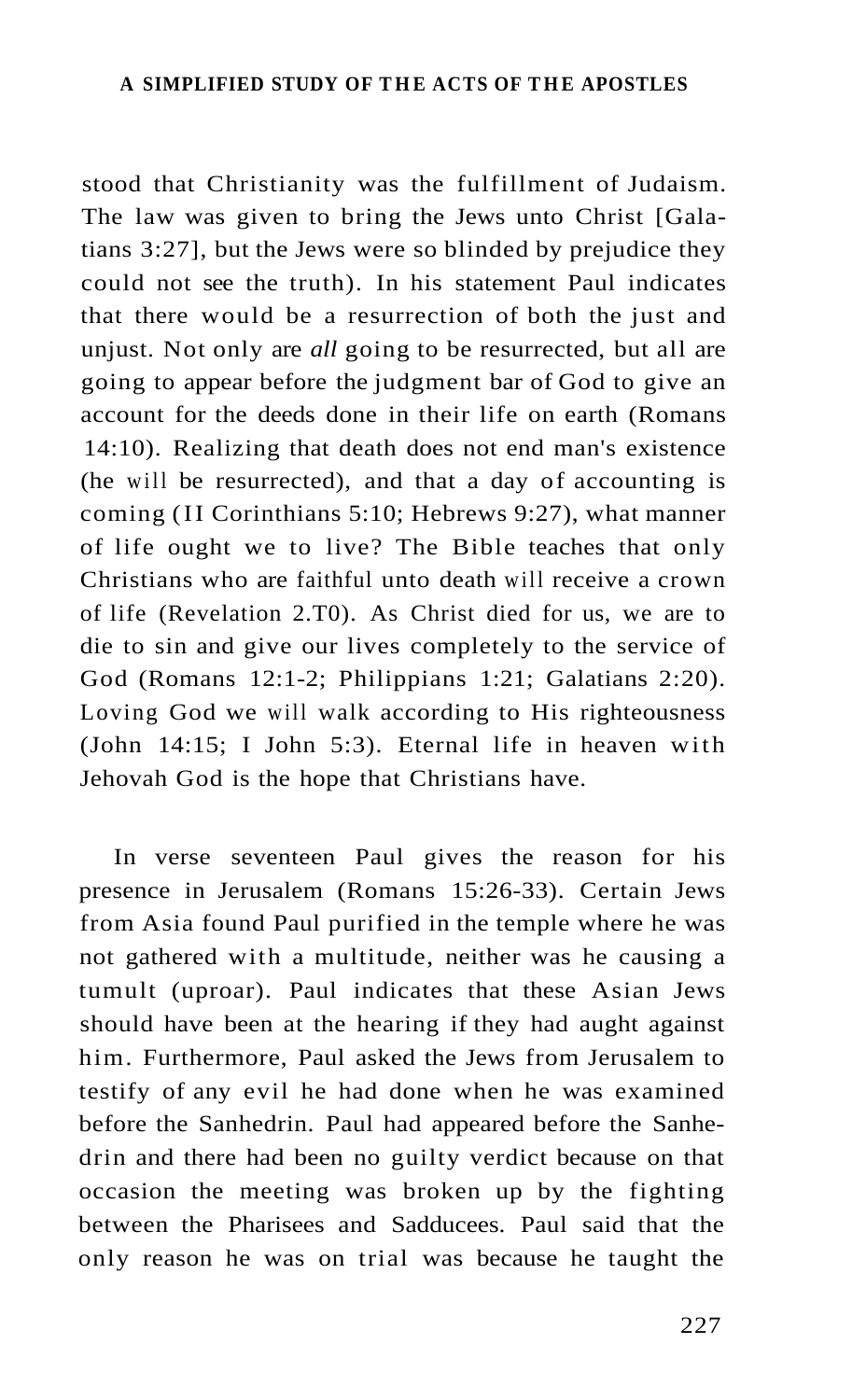stood that Christianity was the fulfillment of Judaism. The law was given to bring the Jews unto Christ [Galatians 3:27], but the Jews were so blinded by prejudice they could not see the truth). In his statement Paul indicates that there would be a resurrection of both the just and unjust. Not only are *all* going to be resurrected, but all are going to appear before the judgment bar of God to give an account for the deeds done in their life on earth (Romans 14:10). Realizing that death does not end man's existence (he will be resurrected), and that a day of accounting is coming (II Corinthians 5:10; Hebrews 9:27), what manner of life ought we to live? The Bible teaches that only Christians who are faithful unto death will receive a crown of life (Revelation 2.T0). As Christ died for us, we are to die to sin and give our lives completely to the service of God (Romans 12:1-2; Philippians 1:21; Galatians 2:20). Loving God we will walk according to His righteousness (John 14:15; I John 5:3). Eternal life in heaven with Jehovah God is the hope that Christians have.

In verse seventeen Paul gives the reason for his presence in Jerusalem (Romans 15:26-33). Certain Jews from Asia found Paul purified in the temple where he was not gathered with a multitude, neither was he causing a tumult (uproar). Paul indicates that these Asian Jews should have been at the hearing if they had aught against him. Furthermore, Paul asked the Jews from Jerusalem to testify of any evil he had done when he was examined before the Sanhedrin. Paul had appeared before the Sanhedrin and there had been no guilty verdict because on that occasion the meeting was broken up by the fighting between the Pharisees and Sadducees. Paul said that the only reason he was on trial was because he taught the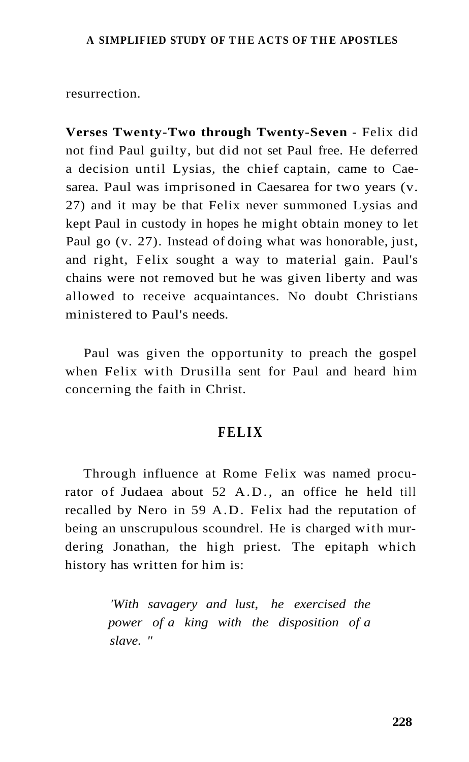resurrection.

**Verses Twenty-Two through Twenty-Seven** - Felix did not find Paul guilty, but did not set Paul free. He deferred a decision until Lysias, the chief captain, came to Caesarea. Paul was imprisoned in Caesarea for two years (v. 27) and it may be that Felix never summoned Lysias and kept Paul in custody in hopes he might obtain money to let Paul go (v. 27). Instead of doing what was honorable, just, and right, Felix sought a way to material gain. Paul's chains were not removed but he was given liberty and was allowed to receive acquaintances. No doubt Christians ministered to Paul's needs.

Paul was given the opportunity to preach the gospel when Felix with Drusilla sent for Paul and heard him concerning the faith in Christ.

## FELIX

Through influence at Rome Felix was named procurator of Judaea about 52 A.D., an office he held till recalled by Nero in 59 A.D. Felix had the reputation of being an unscrupulous scoundrel. He is charged with murdering Jonathan, the high priest. The epitaph which history has written for him is:

> *'With savagery and lust, he exercised the power of a king with the disposition of a slave. "*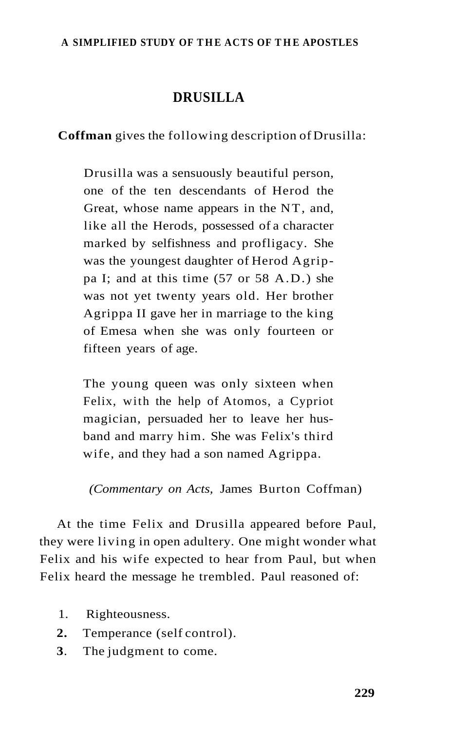## DRUSILLA

**Coffman** gives the following description of Drusilla:

> Drusilla was a sensuously beautiful person, one of the ten descendants of Herod the Great, whose name appears in the NT, and, like all the Herods, possessed of a character marked by selfishness and profligacy. She was the youngest daughter of Herod Agrippa I; and at this time (57 or 58 A.D.) she was not yet twenty years old. Her brother Agrippa II gave her in marriage to the king of Emesa when she was only fourteen or fifteen years of age.
>
> The young queen was only sixteen when Felix, with the help of Atomos, a Cypriot magician, persuaded her to leave her husband and marry him. She was Felix's third wife, and they had a son named Agrippa.
>
> *(Commentary on Acts,* James Burton Coffman)

At the time Felix and Drusilla appeared before Paul, they were living in open adultery. One might wonder what Felix and his wife expected to hear from Paul, but when Felix heard the message he trembled. Paul reasoned of:

1. Righteousness.
2. Temperance (self control).
3. The judgment to come.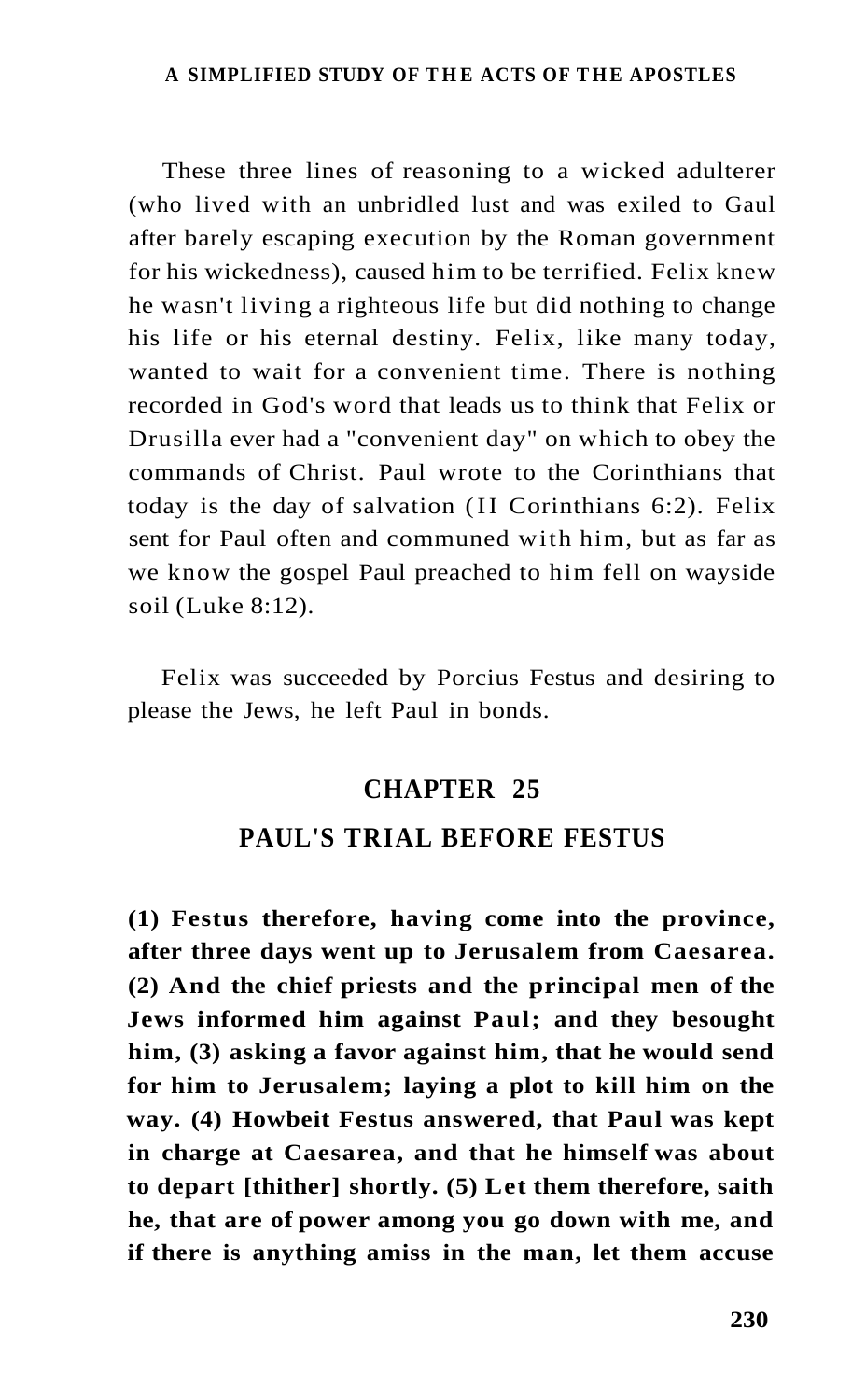These three lines of reasoning to a wicked adulterer (who lived with an unbridled lust and was exiled to Gaul after barely escaping execution by the Roman government for his wickedness), caused him to be terrified. Felix knew he wasn't living a righteous life but did nothing to change his life or his eternal destiny. Felix, like many today, wanted to wait for a convenient time. There is nothing recorded in God's word that leads us to think that Felix or Drusilla ever had a "convenient day" on which to obey the commands of Christ. Paul wrote to the Corinthians that today is the day of salvation (II Corinthians 6:2). Felix sent for Paul often and communed with him, but as far as we know the gospel Paul preached to him fell on wayside soil (Luke 8:12).

Felix was succeeded by Porcius Festus and desiring to please the Jews, he left Paul in bonds.

## CHAPTER 25

## PAUL'S TRIAL BEFORE FESTUS

**(1) Festus therefore, having come into the province, after three days went up to Jerusalem from Caesarea. (2) And the chief priests and the principal men of the Jews informed him against Paul; and they besought him, (3) asking a favor against him, that he would send for him to Jerusalem; laying a plot to kill him on the way. (4) Howbeit Festus answered, that Paul was kept in charge at Caesarea, and that he himself was about to depart [thither] shortly. (5) Let them therefore, saith he, that are of power among you go down with me, and if there is anything amiss in the man, let them accuse**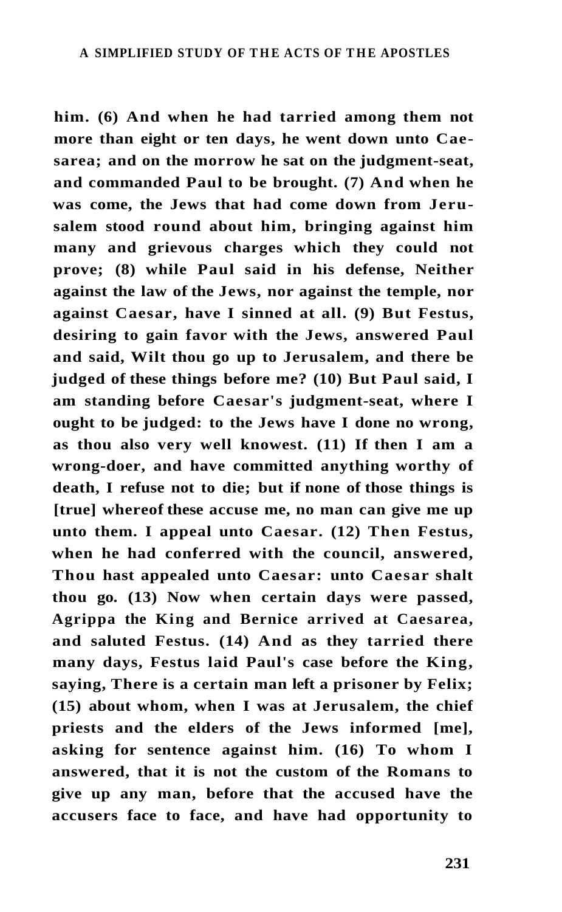**him. (6) And when he had tarried among them not more than eight or ten days, he went down unto Caesarea; and on the morrow he sat on the judgment-seat, and commanded Paul to be brought. (7) And when he was come, the Jews that had come down from Jerusalem stood round about him, bringing against him many and grievous charges which they could not prove; (8) while Paul said in his defense, Neither against the law of the Jews, nor against the temple, nor against Caesar, have I sinned at all. (9) But Festus, desiring to gain favor with the Jews, answered Paul and said, Wilt thou go up to Jerusalem, and there be judged of these things before me? (10) But Paul said, I am standing before Caesar's judgment-seat, where I ought to be judged: to the Jews have I done no wrong, as thou also very well knowest. (11) If then I am a wrong-doer, and have committed anything worthy of death, I refuse not to die; but if none of those things is [true] whereof these accuse me, no man can give me up unto them. I appeal unto Caesar. (12) Then Festus, when he had conferred with the council, answered, Thou hast appealed unto Caesar: unto Caesar shalt thou go. (13) Now when certain days were passed, Agrippa the King and Bernice arrived at Caesarea, and saluted Festus. (14) And as they tarried there many days, Festus laid Paul's case before the King, saying, There is a certain man left a prisoner by Felix; (15) about whom, when I was at Jerusalem, the chief priests and the elders of the Jews informed [me], asking for sentence against him. (16) To whom I answered, that it is not the custom of the Romans to give up any man, before that the accused have the accusers face to face, and have had opportunity to**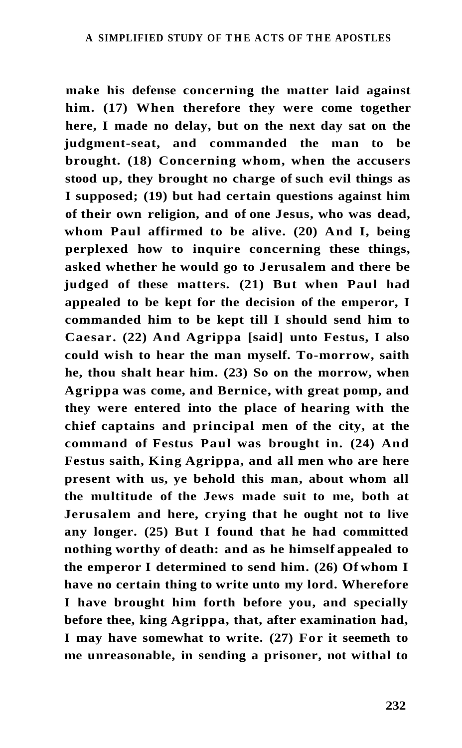**make his defense concerning the matter laid against him. (17) When therefore they were come together here, I made no delay, but on the next day sat on the judgment-seat, and commanded the man to be brought. (18) Concerning whom, when the accusers stood up, they brought no charge of such evil things as I supposed; (19) but had certain questions against him of their own religion, and of one Jesus, who was dead, whom Paul affirmed to be alive. (20) And I, being perplexed how to inquire concerning these things, asked whether he would go to Jerusalem and there be judged of these matters. (21) But when Paul had appealed to be kept for the decision of the emperor, I commanded him to be kept till I should send him to Caesar. (22) And Agrippa [said] unto Festus, I also could wish to hear the man myself. To-morrow, saith he, thou shalt hear him. (23) So on the morrow, when Agrippa was come, and Bernice, with great pomp, and they were entered into the place of hearing with the chief captains and principal men of the city, at the command of Festus Paul was brought in. (24) And Festus saith, King Agrippa, and all men who are here present with us, ye behold this man, about whom all the multitude of the Jews made suit to me, both at Jerusalem and here, crying that he ought not to live any longer. (25) But I found that he had committed nothing worthy of death: and as he himself appealed to the emperor I determined to send him. (26) Of whom I have no certain thing to write unto my lord. Wherefore I have brought him forth before you, and specially before thee, king Agrippa, that, after examination had, I may have somewhat to write. (27) For it seemeth to me unreasonable, in sending a prisoner, not withal to**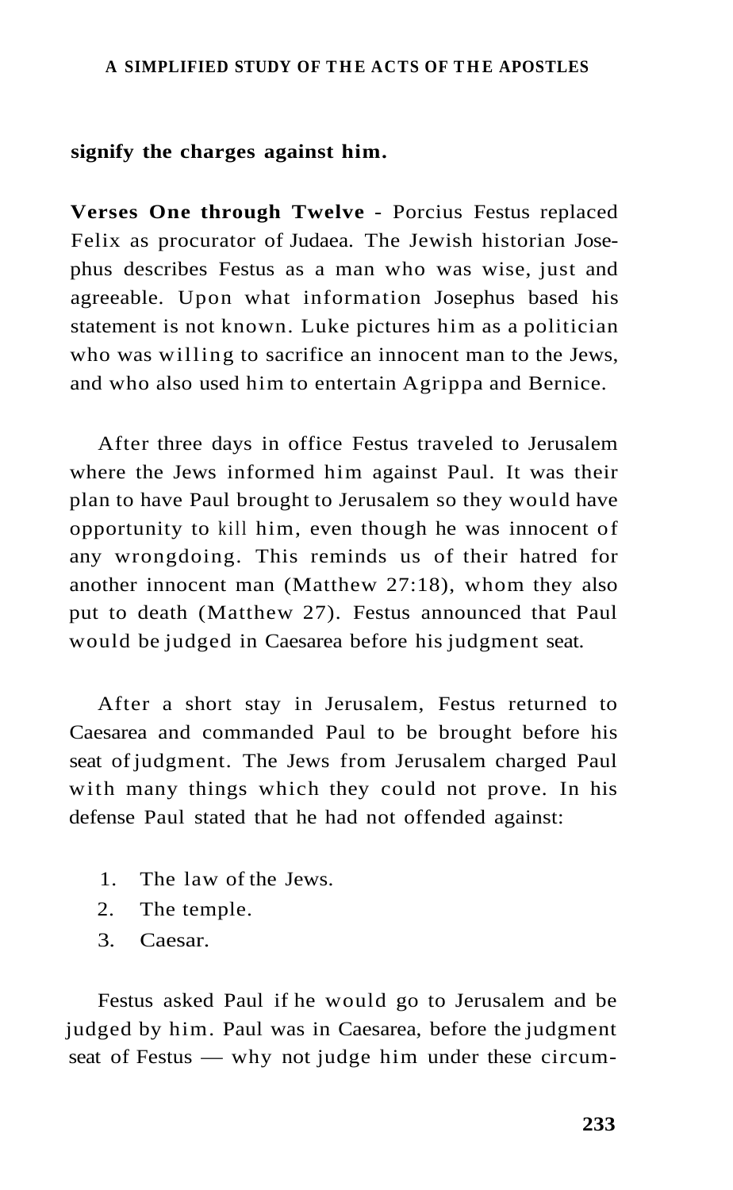**signify the charges against him.**

**Verses One through Twelve** - Porcius Festus replaced Felix as procurator of Judaea. The Jewish historian Josephus describes Festus as a man who was wise, just and agreeable. Upon what information Josephus based his statement is not known. Luke pictures him as a politician who was willing to sacrifice an innocent man to the Jews, and who also used him to entertain Agrippa and Bernice.

After three days in office Festus traveled to Jerusalem where the Jews informed him against Paul. It was their plan to have Paul brought to Jerusalem so they would have opportunity to kill him, even though he was innocent of any wrongdoing. This reminds us of their hatred for another innocent man (Matthew 27:18), whom they also put to death (Matthew 27). Festus announced that Paul would be judged in Caesarea before his judgment seat.

After a short stay in Jerusalem, Festus returned to Caesarea and commanded Paul to be brought before his seat of judgment. The Jews from Jerusalem charged Paul with many things which they could not prove. In his defense Paul stated that he had not offended against:

1. The law of the Jews.
2. The temple.
3. Caesar.

Festus asked Paul if he would go to Jerusalem and be judged by him. Paul was in Caesarea, before the judgment seat of Festus — why not judge him under these circum-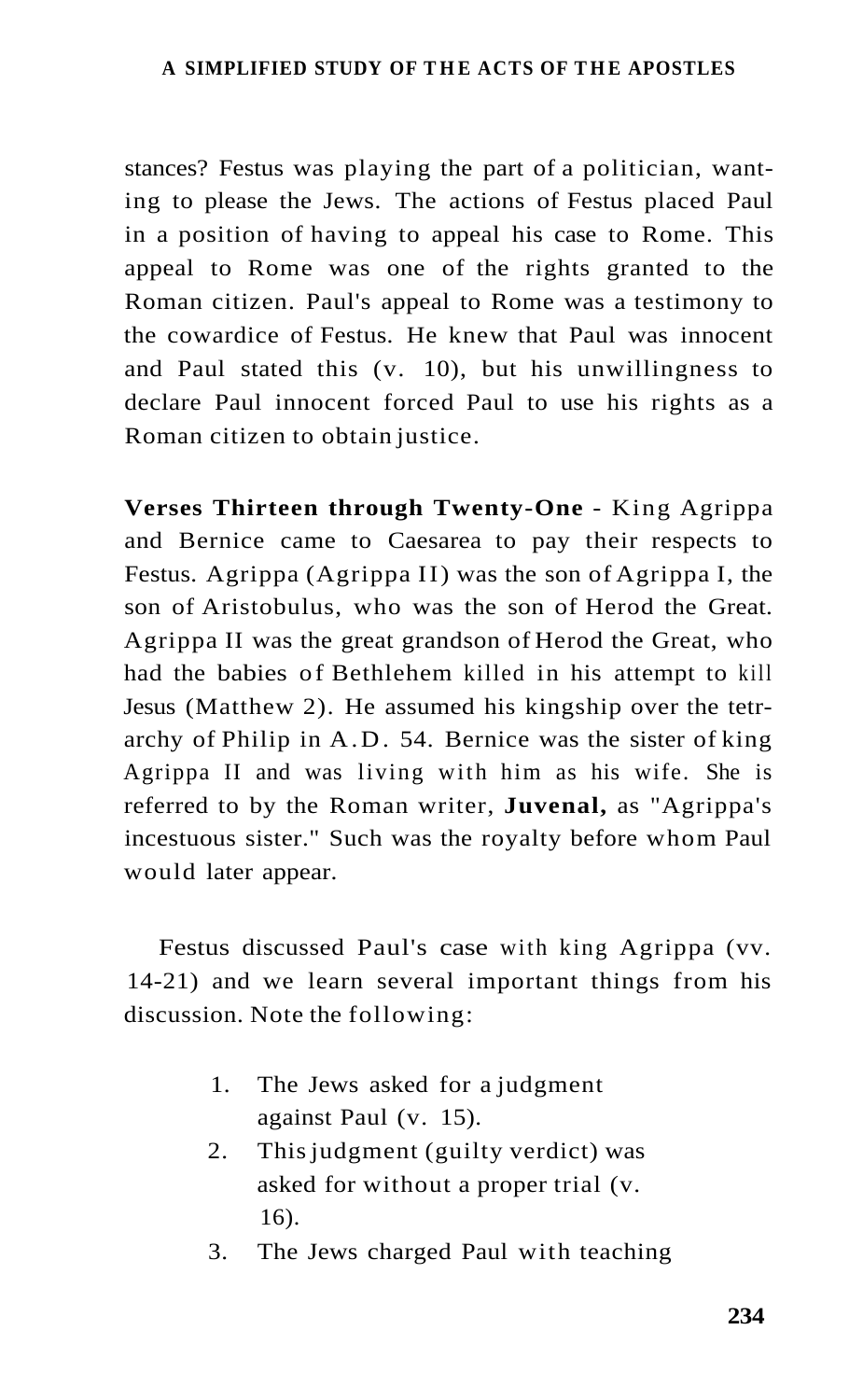stances? Festus was playing the part of a politician, wanting to please the Jews. The actions of Festus placed Paul in a position of having to appeal his case to Rome. This appeal to Rome was one of the rights granted to the Roman citizen. Paul's appeal to Rome was a testimony to the cowardice of Festus. He knew that Paul was innocent and Paul stated this (v. 10), but his unwillingness to declare Paul innocent forced Paul to use his rights as a Roman citizen to obtain justice.

**Verses Thirteen through Twenty-One** - King Agrippa and Bernice came to Caesarea to pay their respects to Festus. Agrippa (Agrippa II) was the son of Agrippa I, the son of Aristobulus, who was the son of Herod the Great. Agrippa II was the great grandson of Herod the Great, who had the babies of Bethlehem killed in his attempt to kill Jesus (Matthew 2). He assumed his kingship over the tetrarchy of Philip in A.D. 54. Bernice was the sister of king Agrippa II and was living with him as his wife. She is referred to by the Roman writer, **Juvenal,** as "Agrippa's incestuous sister." Such was the royalty before whom Paul would later appear.

Festus discussed Paul's case with king Agrippa (vv. 14-21) and we learn several important things from his discussion. Note the following:

1. The Jews asked for a judgment against Paul (v. 15).
2. This judgment (guilty verdict) was asked for without a proper trial (v. 16).
3. The Jews charged Paul with teaching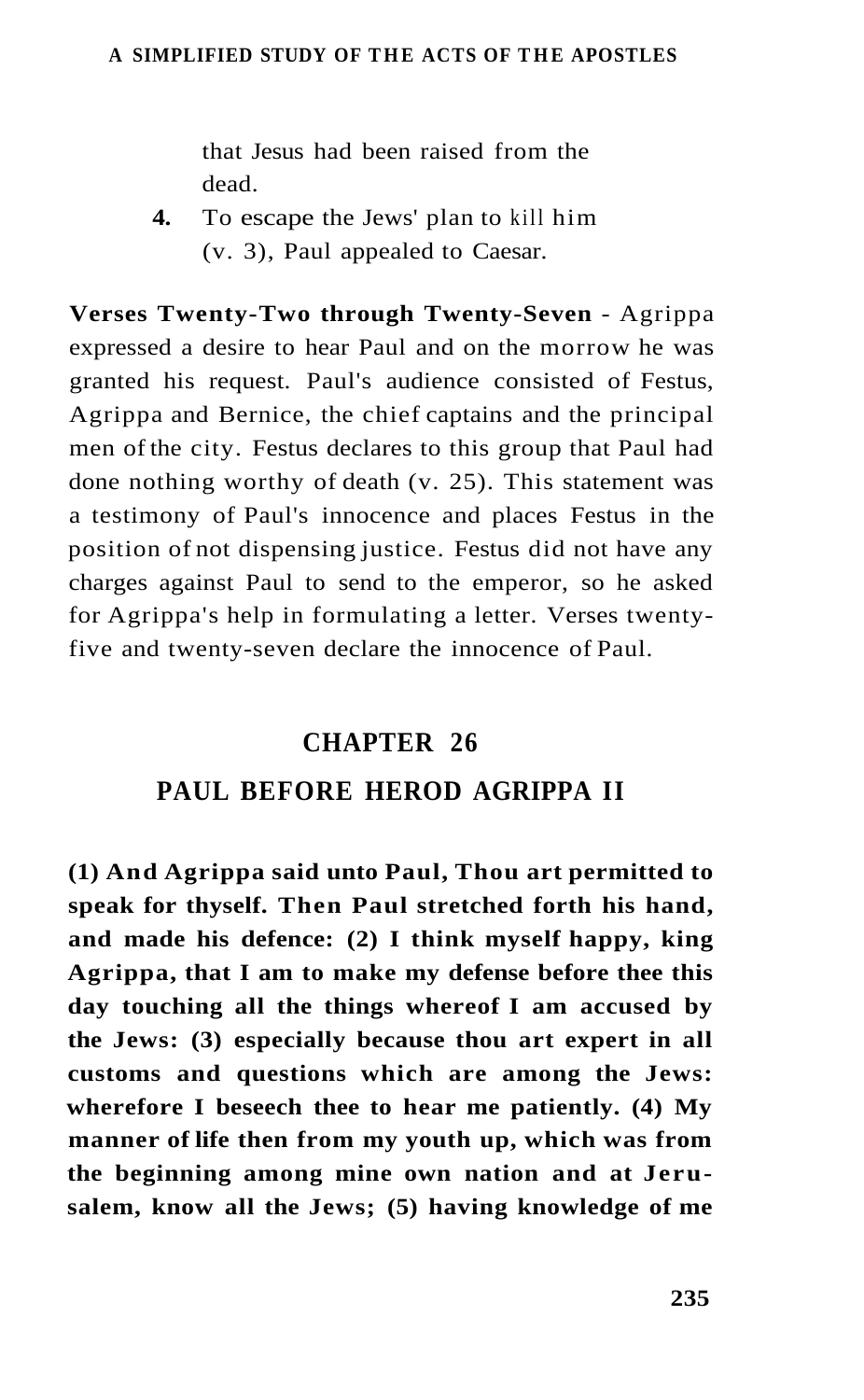that Jesus had been raised from the dead.

4. To escape the Jews' plan to kill him (v. 3), Paul appealed to Caesar.

**Verses Twenty-Two through Twenty-Seven** - Agrippa expressed a desire to hear Paul and on the morrow he was granted his request. Paul's audience consisted of Festus, Agrippa and Bernice, the chief captains and the principal men of the city. Festus declares to this group that Paul had done nothing worthy of death (v. 25). This statement was a testimony of Paul's innocence and places Festus in the position of not dispensing justice. Festus did not have any charges against Paul to send to the emperor, so he asked for Agrippa's help in formulating a letter. Verses twenty-five and twenty-seven declare the innocence of Paul.

## CHAPTER 26

## PAUL BEFORE HEROD AGRIPPA II

**(1) And Agrippa said unto Paul, Thou art permitted to speak for thyself. Then Paul stretched forth his hand, and made his defence: (2) I think myself happy, king Agrippa, that I am to make my defense before thee this day touching all the things whereof I am accused by the Jews: (3) especially because thou art expert in all customs and questions which are among the Jews: wherefore I beseech thee to hear me patiently. (4) My manner of life then from my youth up, which was from the beginning among mine own nation and at Jerusalem, know all the Jews; (5) having knowledge of me**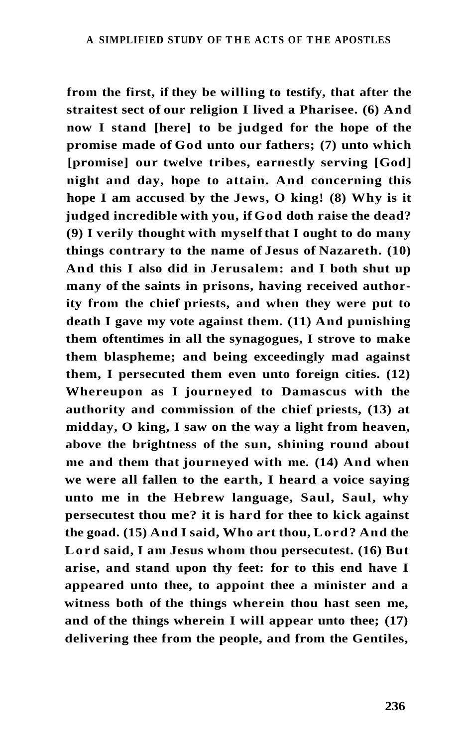**from the first, if they be willing to testify, that after the straitest sect of our religion I lived a Pharisee. (6) And now I stand [here] to be judged for the hope of the promise made of God unto our fathers; (7) unto which [promise] our twelve tribes, earnestly serving [God] night and day, hope to attain. And concerning this hope I am accused by the Jews, O king! (8) Why is it judged incredible with you, if God doth raise the dead? (9) I verily thought with myself that I ought to do many things contrary to the name of Jesus of Nazareth. (10) And this I also did in Jerusalem: and I both shut up many of the saints in prisons, having received authority from the chief priests, and when they were put to death I gave my vote against them. (11) And punishing them oftentimes in all the synagogues, I strove to make them blaspheme; and being exceedingly mad against them, I persecuted them even unto foreign cities. (12) Whereupon as I journeyed to Damascus with the authority and commission of the chief priests, (13) at midday, O king, I saw on the way a light from heaven, above the brightness of the sun, shining round about me and them that journeyed with me. (14) And when we were all fallen to the earth, I heard a voice saying unto me in the Hebrew language, Saul, Saul, why persecutest thou me? it is hard for thee to kick against the goad. (15) And I said, Who art thou, Lord? And the Lord said, I am Jesus whom thou persecutest. (16) But arise, and stand upon thy feet: for to this end have I appeared unto thee, to appoint thee a minister and a witness both of the things wherein thou hast seen me, and of the things wherein I will appear unto thee; (17) delivering thee from the people, and from the Gentiles,**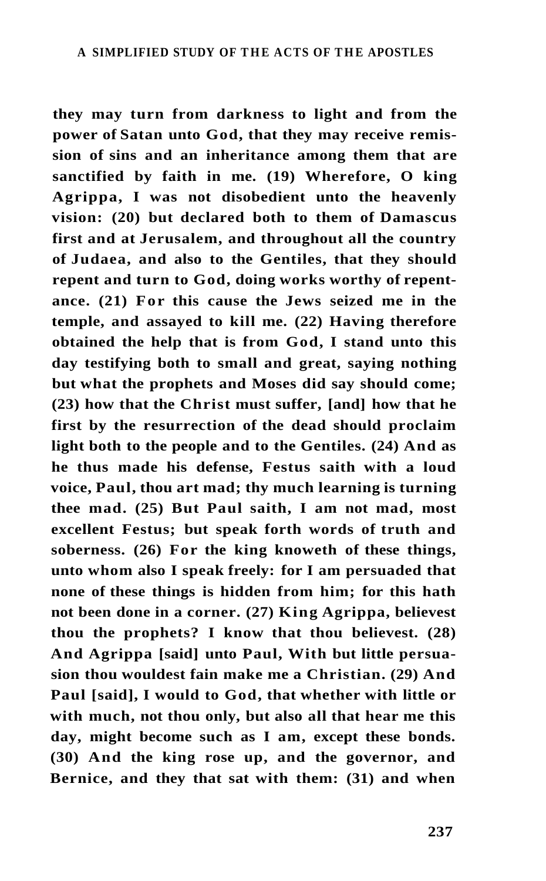**they may turn from darkness to light and from the power of Satan unto God, that they may receive remission of sins and an inheritance among them that are sanctified by faith in me. (19) Wherefore, O king Agrippa, I was not disobedient unto the heavenly vision: (20) but declared both to them of Damascus first and at Jerusalem, and throughout all the country of Judaea, and also to the Gentiles, that they should repent and turn to God, doing works worthy of repentance. (21) For this cause the Jews seized me in the temple, and assayed to kill me. (22) Having therefore obtained the help that is from God, I stand unto this day testifying both to small and great, saying nothing but what the prophets and Moses did say should come; (23) how that the Christ must suffer, [and] how that he first by the resurrection of the dead should proclaim light both to the people and to the Gentiles. (24) And as he thus made his defense, Festus saith with a loud voice, Paul, thou art mad; thy much learning is turning thee mad. (25) But Paul saith, I am not mad, most excellent Festus; but speak forth words of truth and soberness. (26) For the king knoweth of these things, unto whom also I speak freely: for I am persuaded that none of these things is hidden from him; for this hath not been done in a corner. (27) King Agrippa, believest thou the prophets? I know that thou believest. (28) And Agrippa [said] unto Paul, With but little persuasion thou wouldest fain make me a Christian. (29) And Paul [said], I would to God, that whether with little or with much, not thou only, but also all that hear me this day, might become such as I am, except these bonds. (30) And the king rose up, and the governor, and Bernice, and they that sat with them: (31) and when**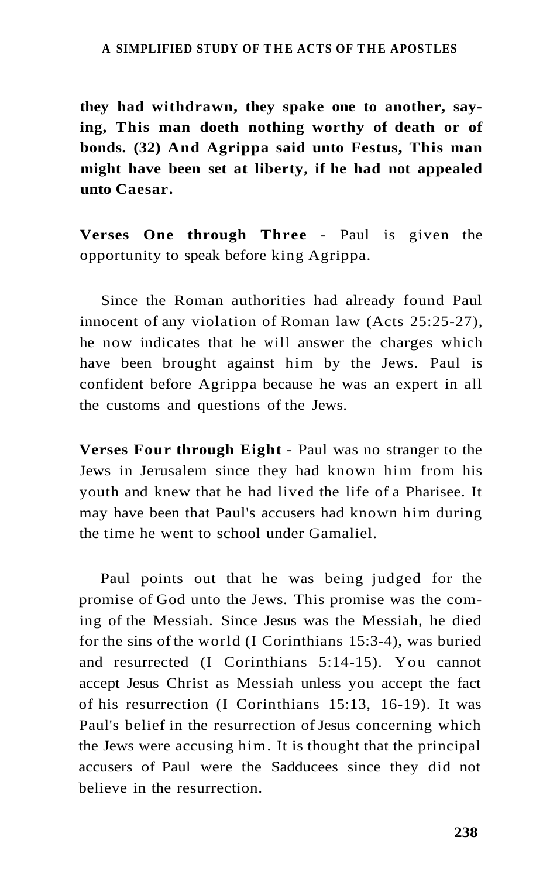**they had withdrawn, they spake one to another, saying, This man doeth nothing worthy of death or of bonds. (32) And Agrippa said unto Festus, This man might have been set at liberty, if he had not appealed unto Caesar.**

**Verses One through Three** - Paul is given the opportunity to speak before king Agrippa.

Since the Roman authorities had already found Paul innocent of any violation of Roman law (Acts 25:25-27), he now indicates that he will answer the charges which have been brought against him by the Jews. Paul is confident before Agrippa because he was an expert in all the customs and questions of the Jews.

**Verses Four through Eight** - Paul was no stranger to the Jews in Jerusalem since they had known him from his youth and knew that he had lived the life of a Pharisee. It may have been that Paul's accusers had known him during the time he went to school under Gamaliel.

Paul points out that he was being judged for the promise of God unto the Jews. This promise was the coming of the Messiah. Since Jesus was the Messiah, he died for the sins of the world (I Corinthians 15:3-4), was buried and resurrected (I Corinthians 5:14-15). You cannot accept Jesus Christ as Messiah unless you accept the fact of his resurrection (I Corinthians 15:13, 16-19). It was Paul's belief in the resurrection of Jesus concerning which the Jews were accusing him. It is thought that the principal accusers of Paul were the Sadducees since they did not believe in the resurrection.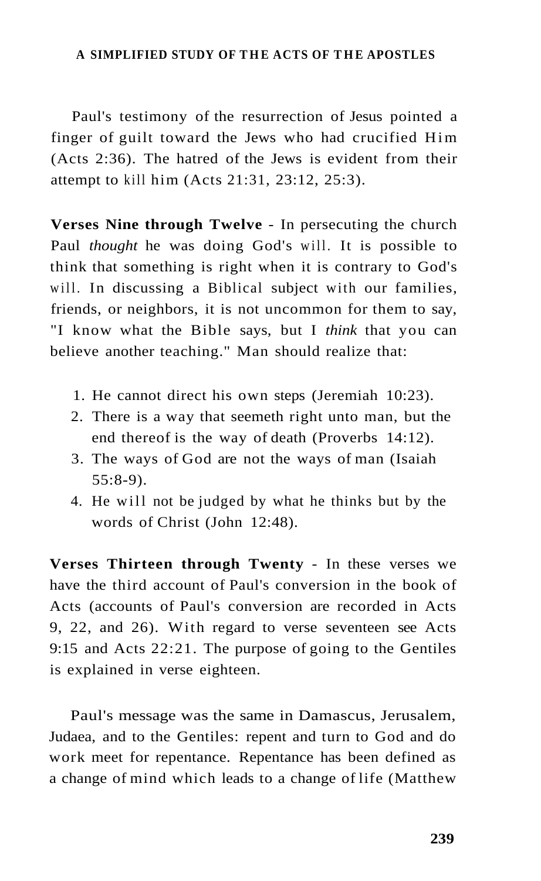Paul's testimony of the resurrection of Jesus pointed a finger of guilt toward the Jews who had crucified Him (Acts 2:36). The hatred of the Jews is evident from their attempt to kill him (Acts 21:31, 23:12, 25:3).

**Verses Nine through Twelve** - In persecuting the church Paul *thought* he was doing God's will. It is possible to think that something is right when it is contrary to God's will. In discussing a Biblical subject with our families, friends, or neighbors, it is not uncommon for them to say, "I know what the Bible says, but I *think* that you can believe another teaching." Man should realize that:

1. He cannot direct his own steps (Jeremiah 10:23).
2. There is a way that seemeth right unto man, but the end thereof is the way of death (Proverbs 14:12).
3. The ways of God are not the ways of man (Isaiah 55:8-9).
4. He will not be judged by what he thinks but by the words of Christ (John 12:48).

**Verses Thirteen through Twenty** - In these verses we have the third account of Paul's conversion in the book of Acts (accounts of Paul's conversion are recorded in Acts 9, 22, and 26). With regard to verse seventeen see Acts 9:15 and Acts 22:21. The purpose of going to the Gentiles is explained in verse eighteen.

Paul's message was the same in Damascus, Jerusalem, Judaea, and to the Gentiles: repent and turn to God and do work meet for repentance. Repentance has been defined as a change of mind which leads to a change of life (Matthew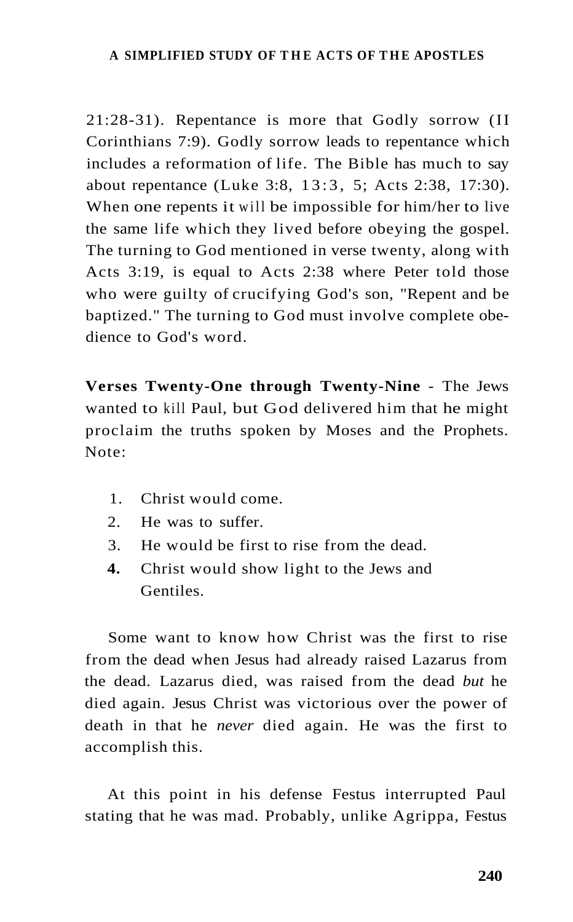21:28-31). Repentance is more that Godly sorrow (II Corinthians 7:9). Godly sorrow leads to repentance which includes a reformation of life. The Bible has much to say about repentance (Luke 3:8, 13:3, 5; Acts 2:38, 17:30). When one repents it will be impossible for him/her to live the same life which they lived before obeying the gospel. The turning to God mentioned in verse twenty, along with Acts 3:19, is equal to Acts 2:38 where Peter told those who were guilty of crucifying God's son, "Repent and be baptized." The turning to God must involve complete obedience to God's word.

**Verses Twenty-One through Twenty-Nine** - The Jews wanted to kill Paul, but God delivered him that he might proclaim the truths spoken by Moses and the Prophets. Note:

1. Christ would come.
2. He was to suffer.
3. He would be first to rise from the dead.
4. Christ would show light to the Jews and Gentiles.

Some want to know how Christ was the first to rise from the dead when Jesus had already raised Lazarus from the dead. Lazarus died, was raised from the dead *but* he died again. Jesus Christ was victorious over the power of death in that he *never* died again. He was the first to accomplish this.

At this point in his defense Festus interrupted Paul stating that he was mad. Probably, unlike Agrippa, Festus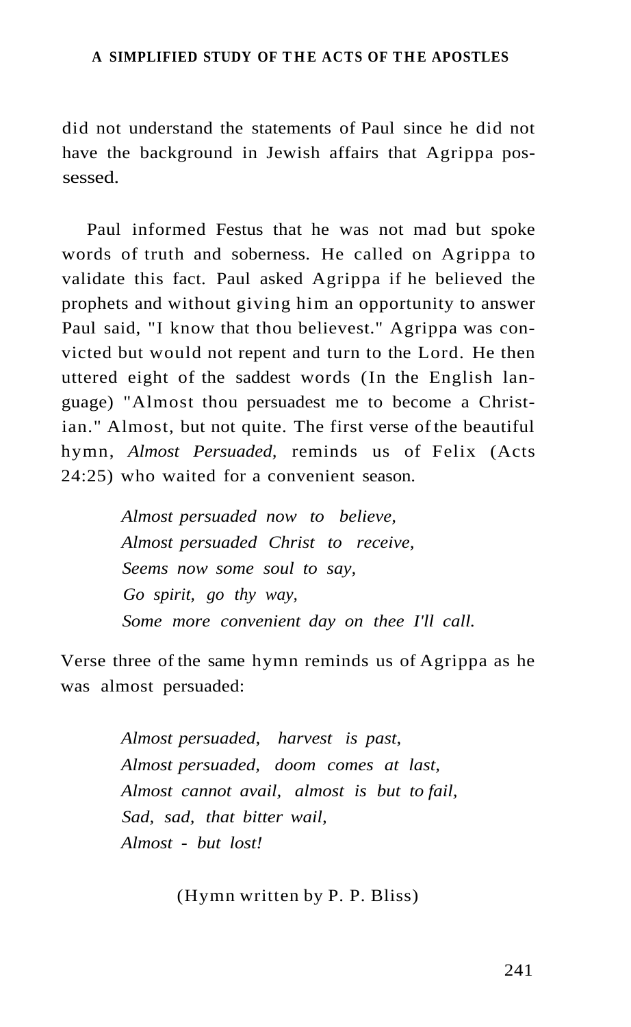did not understand the statements of Paul since he did not have the background in Jewish affairs that Agrippa possessed.

Paul informed Festus that he was not mad but spoke words of truth and soberness. He called on Agrippa to validate this fact. Paul asked Agrippa if he believed the prophets and without giving him an opportunity to answer Paul said, "I know that thou believest." Agrippa was convicted but would not repent and turn to the Lord. He then uttered eight of the saddest words (In the English language) "Almost thou persuadest me to become a Christian." Almost, but not quite. The first verse of the beautiful hymn, *Almost Persuaded,* reminds us of Felix (Acts 24:25) who waited for a convenient season.

> *Almost persuaded now to believe,*
> *Almost persuaded Christ to receive,*
> *Seems now some soul to say,*
> *Go spirit, go thy way,*
> *Some more convenient day on thee I'll call.*

Verse three of the same hymn reminds us of Agrippa as he was almost persuaded:

> *Almost persuaded, harvest is past,*
> *Almost persuaded, doom comes at last,*
> *Almost cannot avail, almost is but to fail,*
> *Sad, sad, that bitter wail,*
> *Almost - but lost!*

(Hymn written by P. P. Bliss)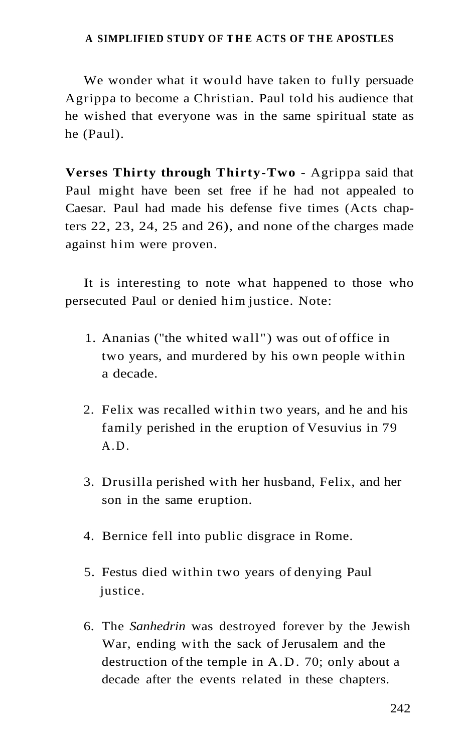We wonder what it would have taken to fully persuade Agrippa to become a Christian. Paul told his audience that he wished that everyone was in the same spiritual state as he (Paul).

**Verses Thirty through Thirty-Two** - Agrippa said that Paul might have been set free if he had not appealed to Caesar. Paul had made his defense five times (Acts chapters 22, 23, 24, 25 and 26), and none of the charges made against him were proven.

It is interesting to note what happened to those who persecuted Paul or denied him justice. Note:

1. Ananias ("the whited wall") was out of office in two years, and murdered by his own people within a decade.
2. Felix was recalled within two years, and he and his family perished in the eruption of Vesuvius in 79 A.D.
3. Drusilla perished with her husband, Felix, and her son in the same eruption.
4. Bernice fell into public disgrace in Rome.
5. Festus died within two years of denying Paul justice.
6. The *Sanhedrin* was destroyed forever by the Jewish War, ending with the sack of Jerusalem and the destruction of the temple in A.D. 70; only about a decade after the events related in these chapters.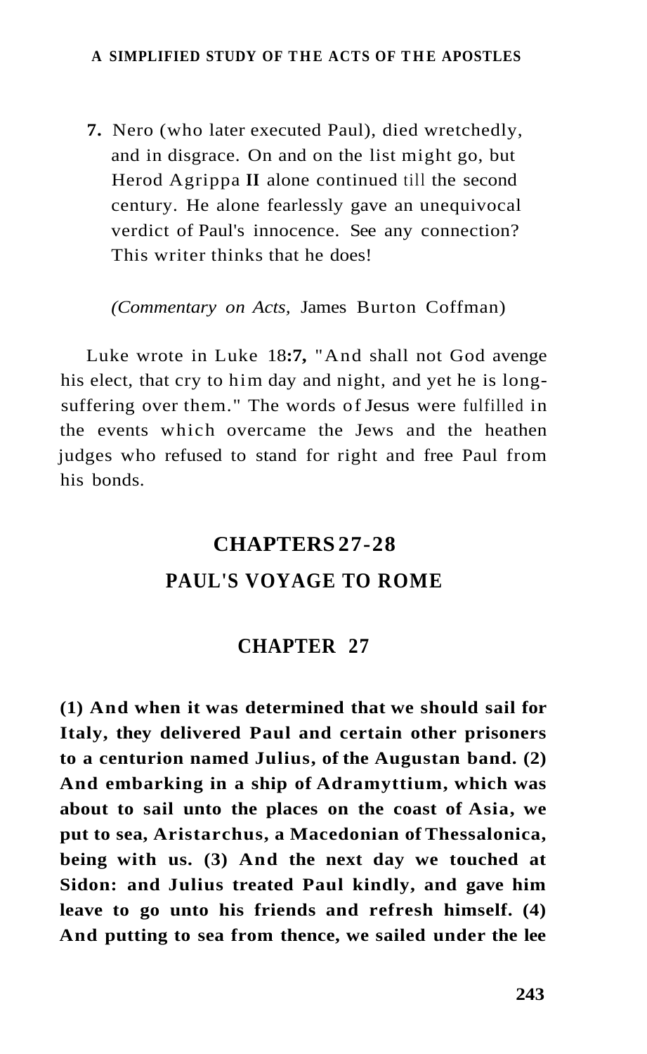7. Nero (who later executed Paul), died wretchedly, and in disgrace. On and on the list might go, but Herod Agrippa II alone continued till the second century. He alone fearlessly gave an unequivocal verdict of Paul's innocence. See any connection? This writer thinks that he does!

*(Commentary on Acts,* James Burton Coffman)

Luke wrote in Luke 18:7, "And shall not God avenge his elect, that cry to him day and night, and yet he is long-suffering over them." The words of Jesus were fulfilled in the events which overcame the Jews and the heathen judges who refused to stand for right and free Paul from his bonds.

# CHAPTERS 27-28

# PAUL'S VOYAGE TO ROME

## CHAPTER 27

**(1) And when it was determined that we should sail for Italy, they delivered Paul and certain other prisoners to a centurion named Julius, of the Augustan band. (2) And embarking in a ship of Adramyttium, which was about to sail unto the places on the coast of Asia, we put to sea, Aristarchus, a Macedonian of Thessalonica, being with us. (3) And the next day we touched at Sidon: and Julius treated Paul kindly, and gave him leave to go unto his friends and refresh himself. (4) And putting to sea from thence, we sailed under the lee**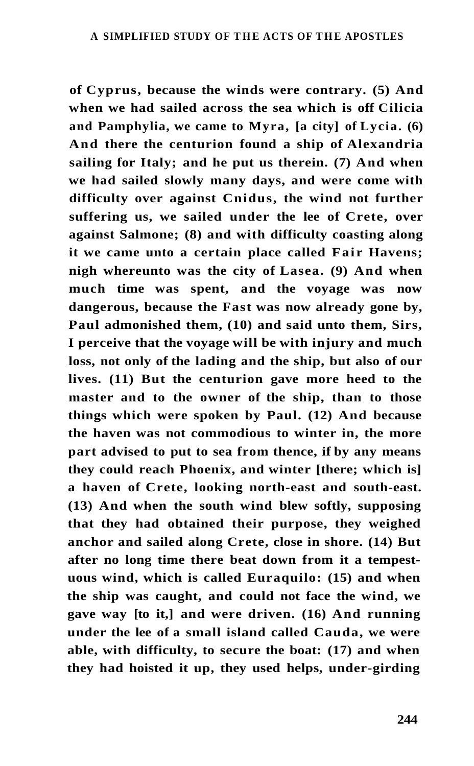**of Cyprus, because the winds were contrary. (5) And when we had sailed across the sea which is off Cilicia and Pamphylia, we came to Myra, [a city] of Lycia. (6) And there the centurion found a ship of Alexandria sailing for Italy; and he put us therein. (7) And when we had sailed slowly many days, and were come with difficulty over against Cnidus, the wind not further suffering us, we sailed under the lee of Crete, over against Salmone; (8) and with difficulty coasting along it we came unto a certain place called Fair Havens; nigh whereunto was the city of Lasea. (9) And when much time was spent, and the voyage was now dangerous, because the Fast was now already gone by, Paul admonished them, (10) and said unto them, Sirs, I perceive that the voyage will be with injury and much loss, not only of the lading and the ship, but also of our lives. (11) But the centurion gave more heed to the master and to the owner of the ship, than to those things which were spoken by Paul. (12) And because the haven was not commodious to winter in, the more part advised to put to sea from thence, if by any means they could reach Phoenix, and winter [there; which is] a haven of Crete, looking north-east and south-east. (13) And when the south wind blew softly, supposing that they had obtained their purpose, they weighed anchor and sailed along Crete, close in shore. (14) But after no long time there beat down from it a tempestuous wind, which is called Euraquilo: (15) and when the ship was caught, and could not face the wind, we gave way [to it,] and were driven. (16) And running under the lee of a small island called Cauda, we were able, with difficulty, to secure the boat: (17) and when they had hoisted it up, they used helps, under-girding**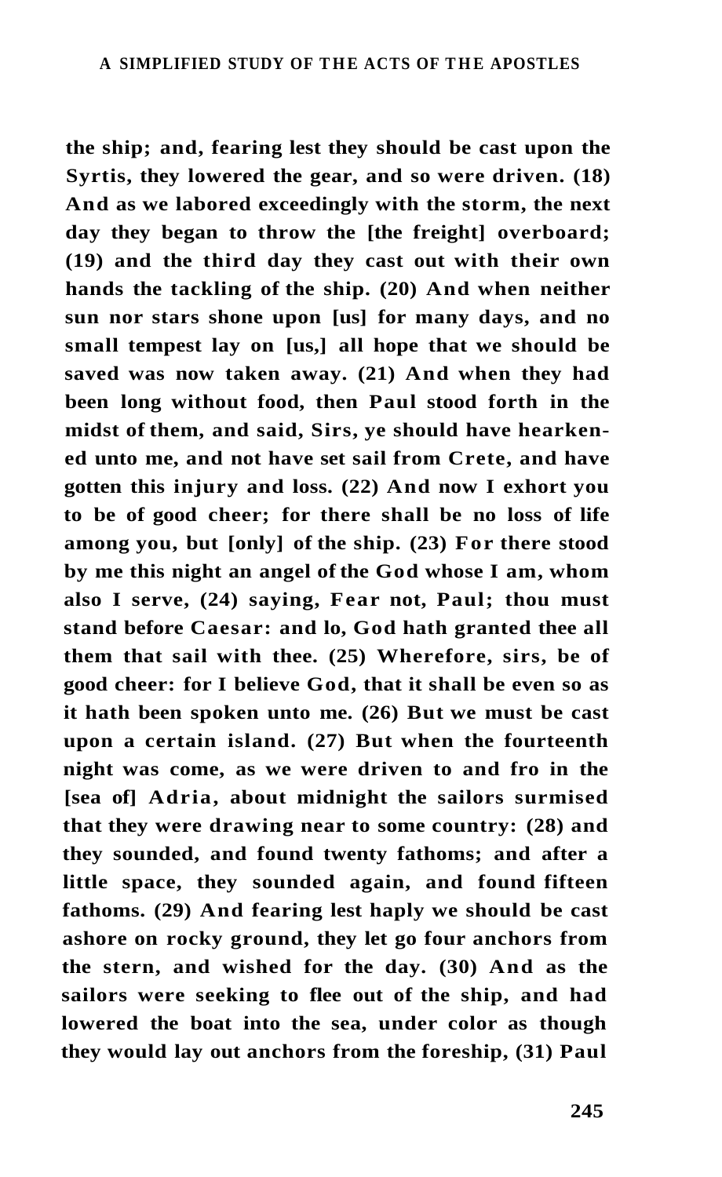**the ship; and, fearing lest they should be cast upon the Syrtis, they lowered the gear, and so were driven. (18) And as we labored exceedingly with the storm, the next day they began to throw the [the freight] overboard; (19) and the third day they cast out with their own hands the tackling of the ship. (20) And when neither sun nor stars shone upon [us] for many days, and no small tempest lay on [us,] all hope that we should be saved was now taken away. (21) And when they had been long without food, then Paul stood forth in the midst of them, and said, Sirs, ye should have hearkened unto me, and not have set sail from Crete, and have gotten this injury and loss. (22) And now I exhort you to be of good cheer; for there shall be no loss of life among you, but [only] of the ship. (23) For there stood by me this night an angel of the God whose I am, whom also I serve, (24) saying, Fear not, Paul; thou must stand before Caesar: and lo, God hath granted thee all them that sail with thee. (25) Wherefore, sirs, be of good cheer: for I believe God, that it shall be even so as it hath been spoken unto me. (26) But we must be cast upon a certain island. (27) But when the fourteenth night was come, as we were driven to and fro in the [sea of] Adria, about midnight the sailors surmised that they were drawing near to some country: (28) and they sounded, and found twenty fathoms; and after a little space, they sounded again, and found fifteen fathoms. (29) And fearing lest haply we should be cast ashore on rocky ground, they let go four anchors from the stern, and wished for the day. (30) And as the sailors were seeking to flee out of the ship, and had lowered the boat into the sea, under color as though they would lay out anchors from the foreship, (31) Paul**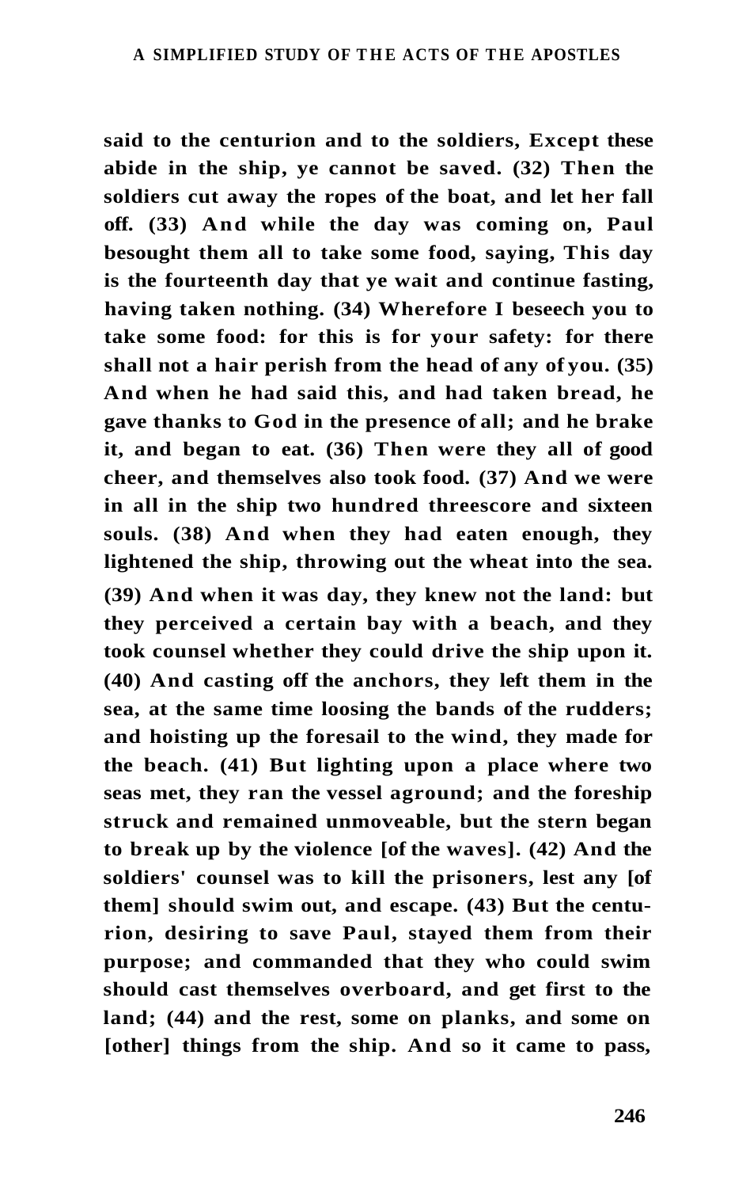**said to the centurion and to the soldiers, Except these abide in the ship, ye cannot be saved. (32) Then the soldiers cut away the ropes of the boat, and let her fall off. (33) And while the day was coming on, Paul besought them all to take some food, saying, This day is the fourteenth day that ye wait and continue fasting, having taken nothing. (34) Wherefore I beseech you to take some food: for this is for your safety: for there shall not a hair perish from the head of any of you. (35) And when he had said this, and had taken bread, he gave thanks to God in the presence of all; and he brake it, and began to eat. (36) Then were they all of good cheer, and themselves also took food. (37) And we were in all in the ship two hundred threescore and sixteen souls. (38) And when they had eaten enough, they lightened the ship, throwing out the wheat into the sea. (39) And when it was day, they knew not the land: but they perceived a certain bay with a beach, and they took counsel whether they could drive the ship upon it. (40) And casting off the anchors, they left them in the sea, at the same time loosing the bands of the rudders; and hoisting up the foresail to the wind, they made for the beach. (41) But lighting upon a place where two seas met, they ran the vessel aground; and the foreship struck and remained unmoveable, but the stern began to break up by the violence [of the waves]. (42) And the soldiers' counsel was to kill the prisoners, lest any [of them] should swim out, and escape. (43) But the centurion, desiring to save Paul, stayed them from their purpose; and commanded that they who could swim should cast themselves overboard, and get first to the land; (44) and the rest, some on planks, and some on [other] things from the ship. And so it came to pass,**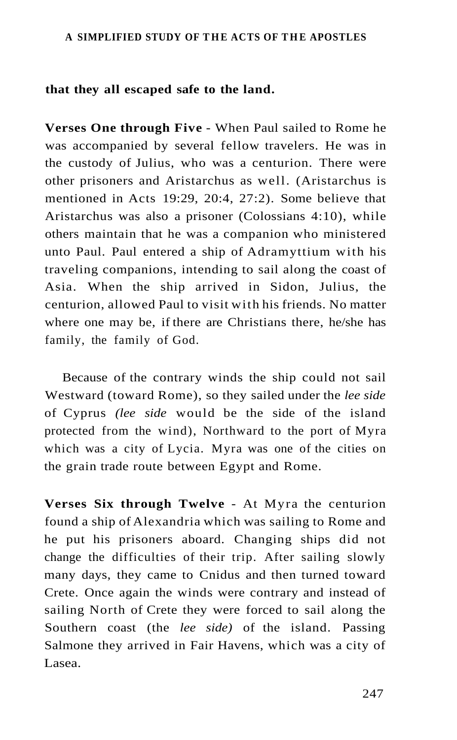**that they all escaped safe to the land.**

**Verses One through Five** - When Paul sailed to Rome he was accompanied by several fellow travelers. He was in the custody of Julius, who was a centurion. There were other prisoners and Aristarchus as well. (Aristarchus is mentioned in Acts 19:29, 20:4, 27:2). Some believe that Aristarchus was also a prisoner (Colossians 4:10), while others maintain that he was a companion who ministered unto Paul. Paul entered a ship of Adramyttium with his traveling companions, intending to sail along the coast of Asia. When the ship arrived in Sidon, Julius, the centurion, allowed Paul to visit with his friends. No matter where one may be, if there are Christians there, he/she has family, the family of God.

Because of the contrary winds the ship could not sail Westward (toward Rome), so they sailed under the *lee side* of Cyprus *(lee side* would be the side of the island protected from the wind), Northward to the port of Myra which was a city of Lycia. Myra was one of the cities on the grain trade route between Egypt and Rome.

**Verses Six through Twelve** - At Myra the centurion found a ship of Alexandria which was sailing to Rome and he put his prisoners aboard. Changing ships did not change the difficulties of their trip. After sailing slowly many days, they came to Cnidus and then turned toward Crete. Once again the winds were contrary and instead of sailing North of Crete they were forced to sail along the Southern coast (the *lee side)* of the island. Passing Salmone they arrived in Fair Havens, which was a city of Lasea.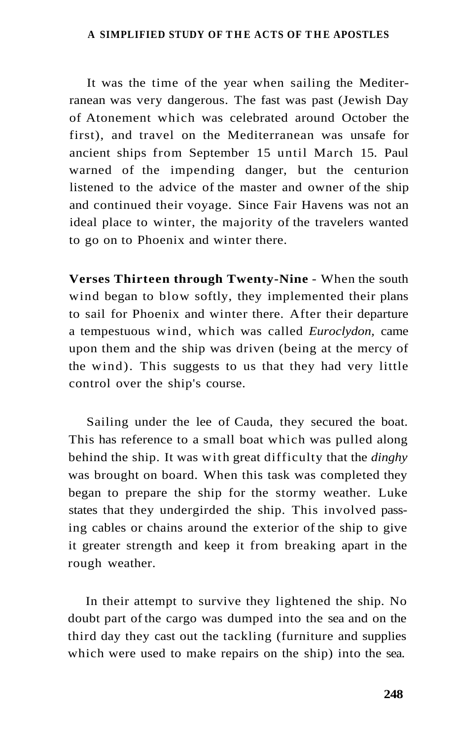It was the time of the year when sailing the Mediterranean was very dangerous. The fast was past (Jewish Day of Atonement which was celebrated around October the first), and travel on the Mediterranean was unsafe for ancient ships from September 15 until March 15. Paul warned of the impending danger, but the centurion listened to the advice of the master and owner of the ship and continued their voyage. Since Fair Havens was not an ideal place to winter, the majority of the travelers wanted to go on to Phoenix and winter there.

**Verses Thirteen through Twenty-Nine** - When the south wind began to blow softly, they implemented their plans to sail for Phoenix and winter there. After their departure a tempestuous wind, which was called *Euroclydon,* came upon them and the ship was driven (being at the mercy of the wind). This suggests to us that they had very little control over the ship's course.

Sailing under the lee of Cauda, they secured the boat. This has reference to a small boat which was pulled along behind the ship. It was with great difficulty that the *dinghy* was brought on board. When this task was completed they began to prepare the ship for the stormy weather. Luke states that they undergirded the ship. This involved passing cables or chains around the exterior of the ship to give it greater strength and keep it from breaking apart in the rough weather.

In their attempt to survive they lightened the ship. No doubt part of the cargo was dumped into the sea and on the third day they cast out the tackling (furniture and supplies which were used to make repairs on the ship) into the sea.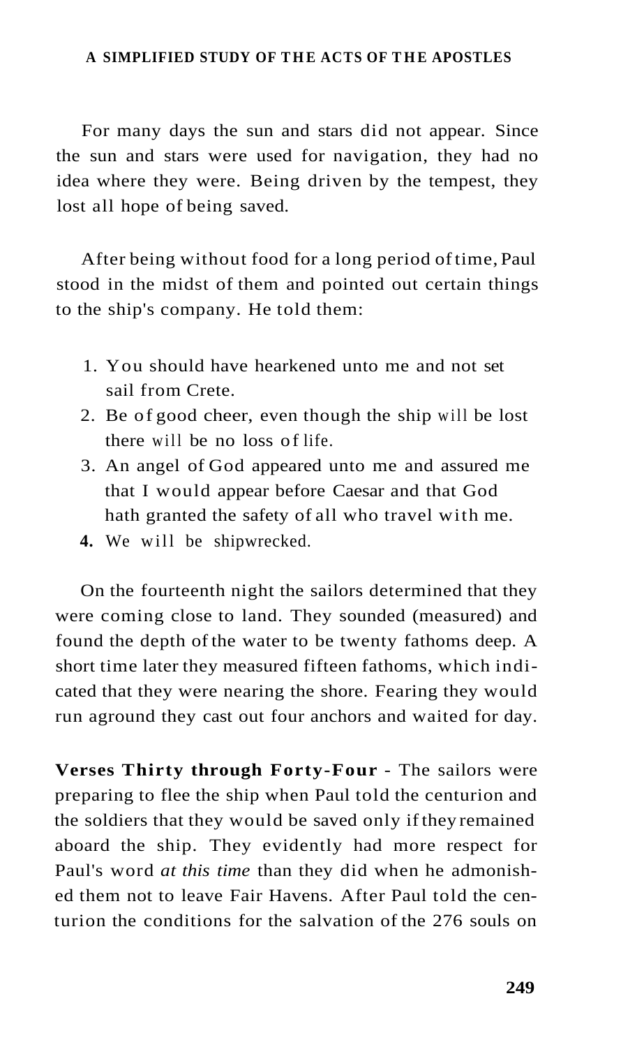For many days the sun and stars did not appear. Since the sun and stars were used for navigation, they had no idea where they were. Being driven by the tempest, they lost all hope of being saved.

After being without food for a long period of time, Paul stood in the midst of them and pointed out certain things to the ship's company. He told them:

1. You should have hearkened unto me and not set sail from Crete.
2. Be of good cheer, even though the ship will be lost there will be no loss of life.
3. An angel of God appeared unto me and assured me that I would appear before Caesar and that God hath granted the safety of all who travel with me.
4. We will be shipwrecked.

On the fourteenth night the sailors determined that they were coming close to land. They sounded (measured) and found the depth of the water to be twenty fathoms deep. A short time later they measured fifteen fathoms, which indicated that they were nearing the shore. Fearing they would run aground they cast out four anchors and waited for day.

**Verses Thirty through Forty-Four** - The sailors were preparing to flee the ship when Paul told the centurion and the soldiers that they would be saved only if they remained aboard the ship. They evidently had more respect for Paul's word *at this time* than they did when he admonished them not to leave Fair Havens. After Paul told the centurion the conditions for the salvation of the 276 souls on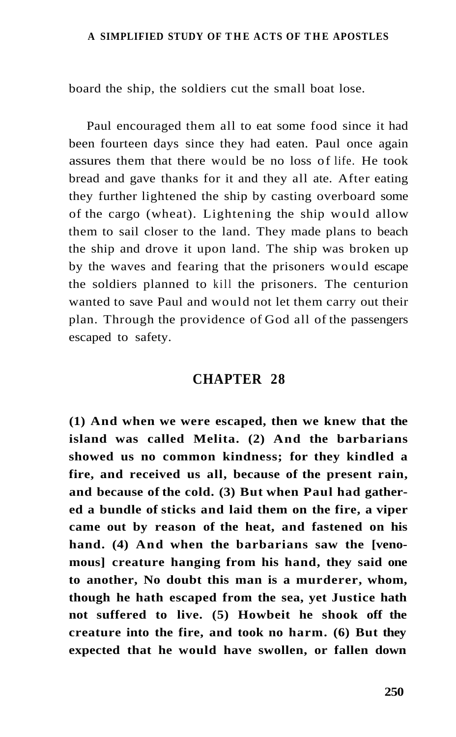board the ship, the soldiers cut the small boat lose.

Paul encouraged them all to eat some food since it had been fourteen days since they had eaten. Paul once again assures them that there would be no loss of life. He took bread and gave thanks for it and they all ate. After eating they further lightened the ship by casting overboard some of the cargo (wheat). Lightening the ship would allow them to sail closer to the land. They made plans to beach the ship and drove it upon land. The ship was broken up by the waves and fearing that the prisoners would escape the soldiers planned to kill the prisoners. The centurion wanted to save Paul and would not let them carry out their plan. Through the providence of God all of the passengers escaped to safety.

## CHAPTER 28

**(1) And when we were escaped, then we knew that the island was called Melita. (2) And the barbarians showed us no common kindness; for they kindled a fire, and received us all, because of the present rain, and because of the cold. (3) But when Paul had gathered a bundle of sticks and laid them on the fire, a viper came out by reason of the heat, and fastened on his hand. (4) And when the barbarians saw the [venomous] creature hanging from his hand, they said one to another, No doubt this man is a murderer, whom, though he hath escaped from the sea, yet Justice hath not suffered to live. (5) Howbeit he shook off the creature into the fire, and took no harm. (6) But they expected that he would have swollen, or fallen down**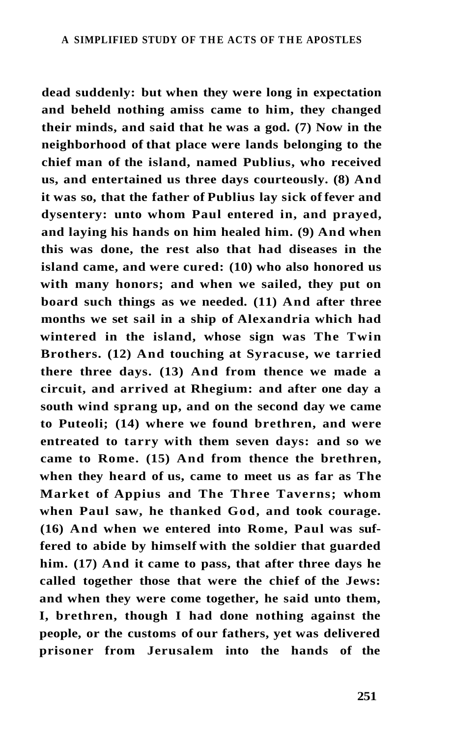**dead suddenly: but when they were long in expectation and beheld nothing amiss came to him, they changed their minds, and said that he was a god. (7) Now in the neighborhood of that place were lands belonging to the chief man of the island, named Publius, who received us, and entertained us three days courteously. (8) And it was so, that the father of Publius lay sick of fever and dysentery: unto whom Paul entered in, and prayed, and laying his hands on him healed him. (9) And when this was done, the rest also that had diseases in the island came, and were cured: (10) who also honored us with many honors; and when we sailed, they put on board such things as we needed. (11) And after three months we set sail in a ship of Alexandria which had wintered in the island, whose sign was The Twin Brothers. (12) And touching at Syracuse, we tarried there three days. (13) And from thence we made a circuit, and arrived at Rhegium: and after one day a south wind sprang up, and on the second day we came to Puteoli; (14) where we found brethren, and were entreated to tarry with them seven days: and so we came to Rome. (15) And from thence the brethren, when they heard of us, came to meet us as far as The Market of Appius and The Three Taverns; whom when Paul saw, he thanked God, and took courage. (16) And when we entered into Rome, Paul was suffered to abide by himself with the soldier that guarded him. (17) And it came to pass, that after three days he called together those that were the chief of the Jews: and when they were come together, he said unto them, I, brethren, though I had done nothing against the people, or the customs of our fathers, yet was delivered prisoner from Jerusalem into the hands of the**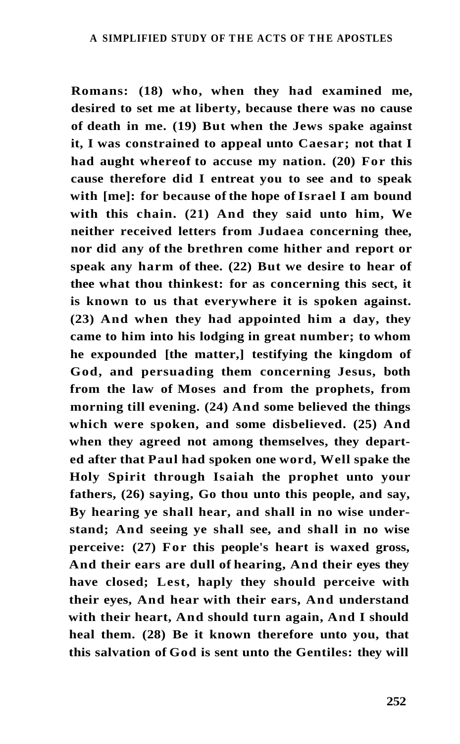**Romans: (18) who, when they had examined me, desired to set me at liberty, because there was no cause of death in me. (19) But when the Jews spake against it, I was constrained to appeal unto Caesar; not that I had aught whereof to accuse my nation. (20) For this cause therefore did I entreat you to see and to speak with [me]: for because of the hope of Israel I am bound with this chain. (21) And they said unto him, We neither received letters from Judaea concerning thee, nor did any of the brethren come hither and report or speak any harm of thee. (22) But we desire to hear of thee what thou thinkest: for as concerning this sect, it is known to us that everywhere it is spoken against. (23) And when they had appointed him a day, they came to him into his lodging in great number; to whom he expounded [the matter,] testifying the kingdom of God, and persuading them concerning Jesus, both from the law of Moses and from the prophets, from morning till evening. (24) And some believed the things which were spoken, and some disbelieved. (25) And when they agreed not among themselves, they departed after that Paul had spoken one word, Well spake the Holy Spirit through Isaiah the prophet unto your fathers, (26) saying, Go thou unto this people, and say, By hearing ye shall hear, and shall in no wise understand; And seeing ye shall see, and shall in no wise perceive: (27) For this people's heart is waxed gross, And their ears are dull of hearing, And their eyes they have closed; Lest, haply they should perceive with their eyes, And hear with their ears, And understand with their heart, And should turn again, And I should heal them. (28) Be it known therefore unto you, that this salvation of God is sent unto the Gentiles: they will**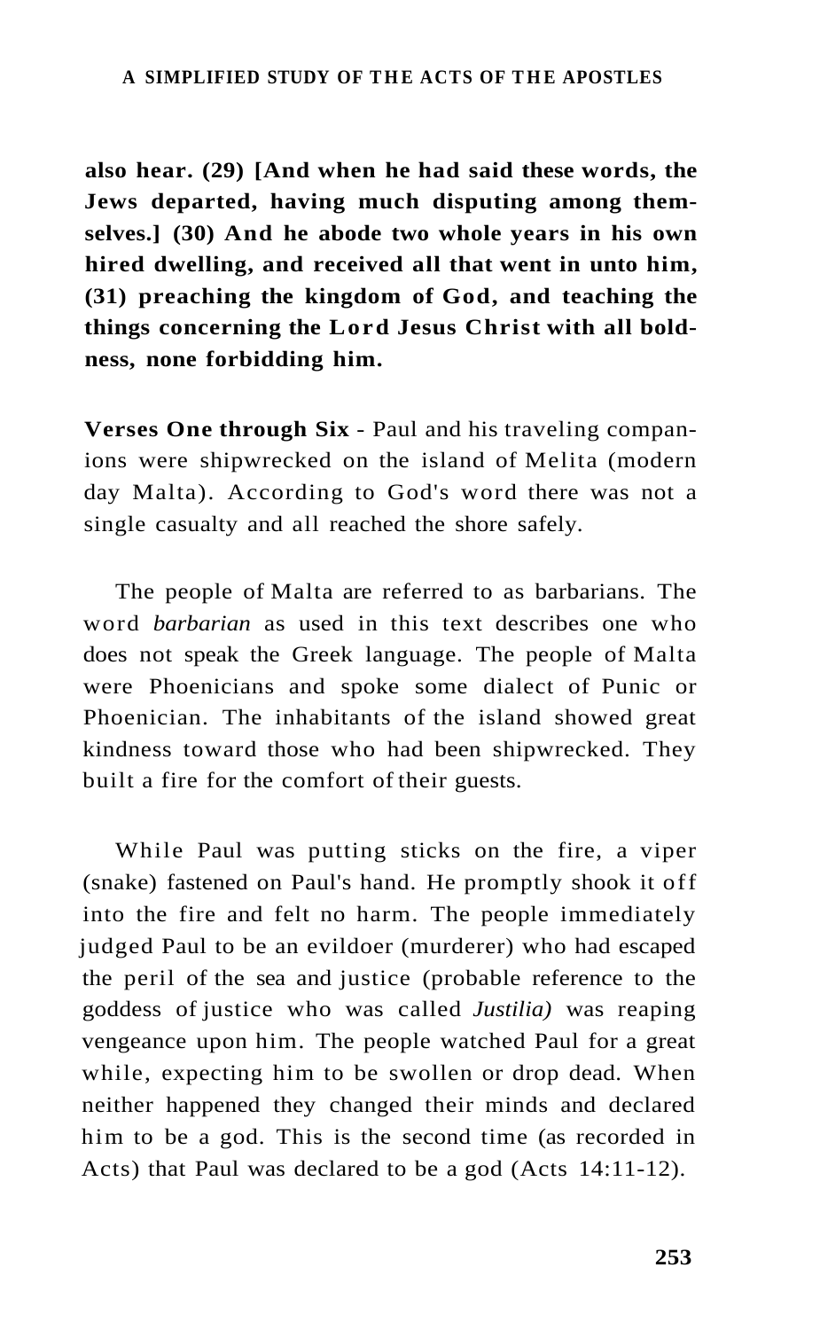**also hear. (29) [And when he had said these words, the Jews departed, having much disputing among themselves.] (30) And he abode two whole years in his own hired dwelling, and received all that went in unto him, (31) preaching the kingdom of God, and teaching the things concerning the Lord Jesus Christ with all boldness, none forbidding him.**

**Verses One through Six** - Paul and his traveling companions were shipwrecked on the island of Melita (modern day Malta). According to God's word there was not a single casualty and all reached the shore safely.

The people of Malta are referred to as barbarians. The word *barbarian* as used in this text describes one who does not speak the Greek language. The people of Malta were Phoenicians and spoke some dialect of Punic or Phoenician. The inhabitants of the island showed great kindness toward those who had been shipwrecked. They built a fire for the comfort of their guests.

While Paul was putting sticks on the fire, a viper (snake) fastened on Paul's hand. He promptly shook it off into the fire and felt no harm. The people immediately judged Paul to be an evildoer (murderer) who had escaped the peril of the sea and justice (probable reference to the goddess of justice who was called *Justilia)* was reaping vengeance upon him. The people watched Paul for a great while, expecting him to be swollen or drop dead. When neither happened they changed their minds and declared him to be a god. This is the second time (as recorded in Acts) that Paul was declared to be a god (Acts 14:11-12).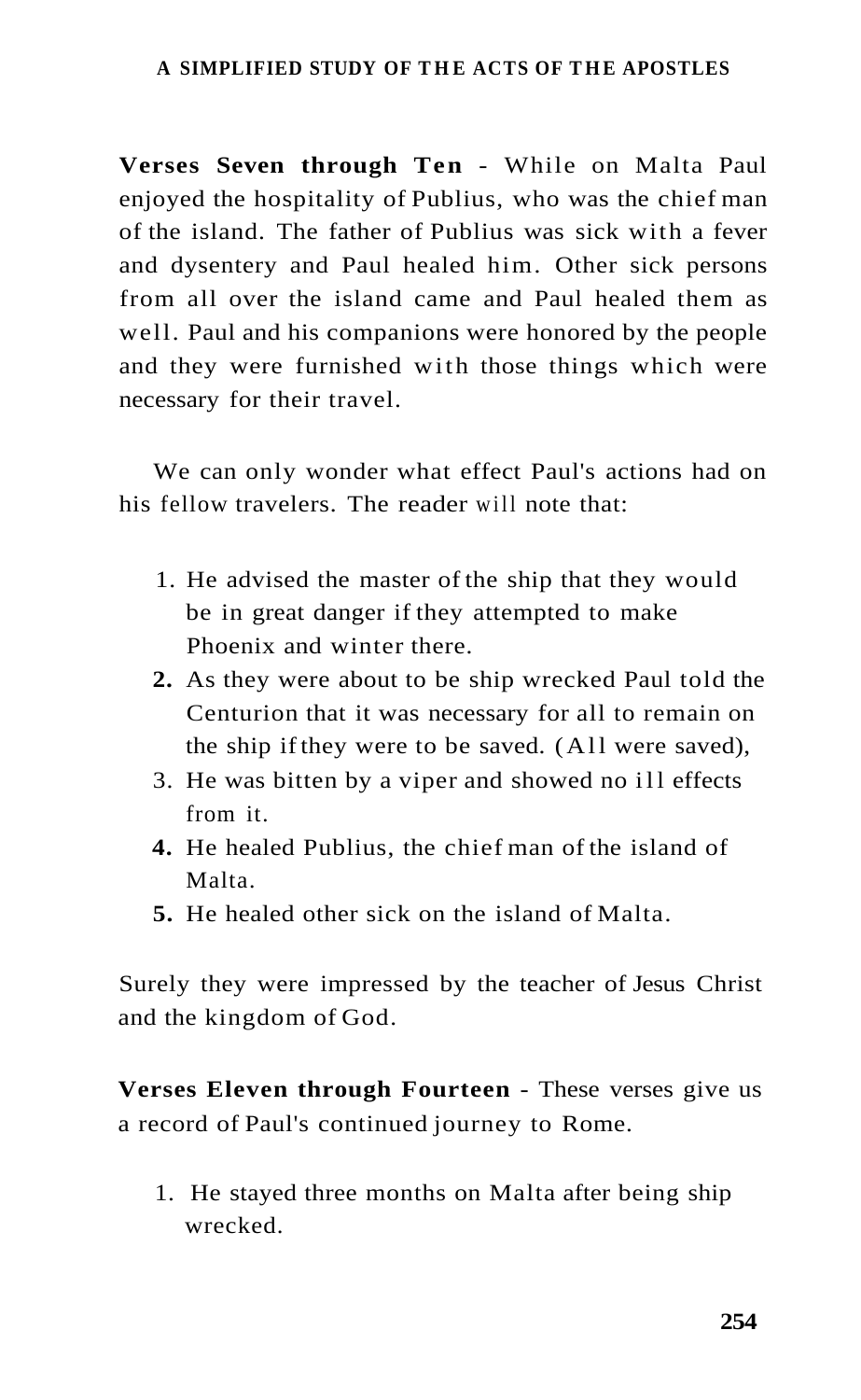**Verses Seven through Ten** - While on Malta Paul enjoyed the hospitality of Publius, who was the chief man of the island. The father of Publius was sick with a fever and dysentery and Paul healed him. Other sick persons from all over the island came and Paul healed them as well. Paul and his companions were honored by the people and they were furnished with those things which were necessary for their travel.

We can only wonder what effect Paul's actions had on his fellow travelers. The reader will note that:

1. He advised the master of the ship that they would be in great danger if they attempted to make Phoenix and winter there.
2. As they were about to be ship wrecked Paul told the Centurion that it was necessary for all to remain on the ship if they were to be saved. (All were saved),
3. He was bitten by a viper and showed no ill effects from it.
4. He healed Publius, the chief man of the island of Malta.
5. He healed other sick on the island of Malta.

Surely they were impressed by the teacher of Jesus Christ and the kingdom of God.

**Verses Eleven through Fourteen** - These verses give us a record of Paul's continued journey to Rome.

1. He stayed three months on Malta after being ship wrecked.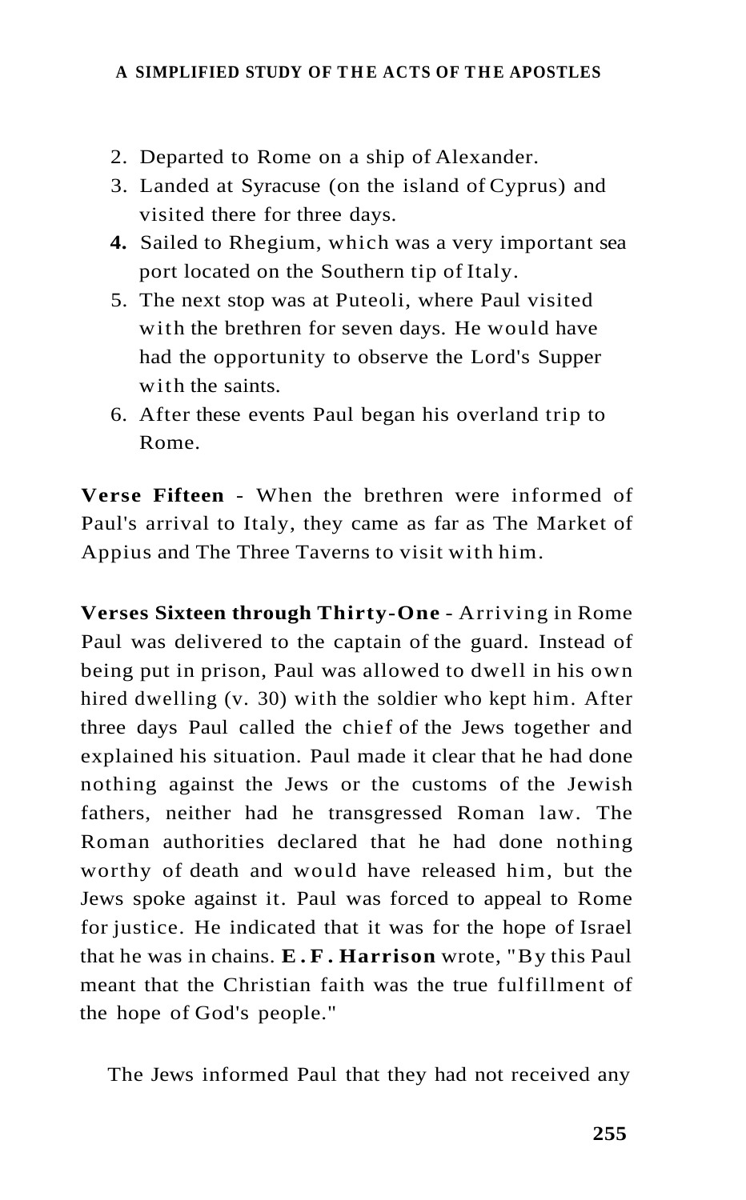2. Departed to Rome on a ship of Alexander.
3. Landed at Syracuse (on the island of Cyprus) and visited there for three days.
4. Sailed to Rhegium, which was a very important sea port located on the Southern tip of Italy.
5. The next stop was at Puteoli, where Paul visited with the brethren for seven days. He would have had the opportunity to observe the Lord's Supper with the saints.
6. After these events Paul began his overland trip to Rome.

**Verse Fifteen** - When the brethren were informed of Paul's arrival to Italy, they came as far as The Market of Appius and The Three Taverns to visit with him.

**Verses Sixteen through Thirty-One** - Arriving in Rome Paul was delivered to the captain of the guard. Instead of being put in prison, Paul was allowed to dwell in his own hired dwelling (v. 30) with the soldier who kept him. After three days Paul called the chief of the Jews together and explained his situation. Paul made it clear that he had done nothing against the Jews or the customs of the Jewish fathers, neither had he transgressed Roman law. The Roman authorities declared that he had done nothing worthy of death and would have released him, but the Jews spoke against it. Paul was forced to appeal to Rome for justice. He indicated that it was for the hope of Israel that he was in chains. **E. F. Harrison** wrote, "By this Paul meant that the Christian faith was the true fulfillment of the hope of God's people."

The Jews informed Paul that they had not received any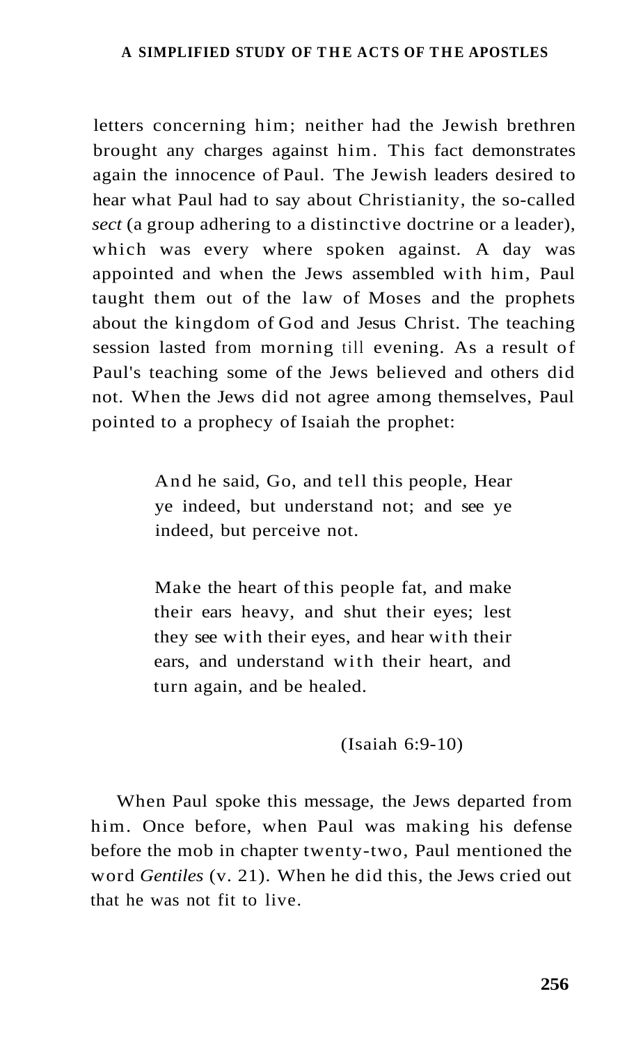letters concerning him; neither had the Jewish brethren brought any charges against him. This fact demonstrates again the innocence of Paul. The Jewish leaders desired to hear what Paul had to say about Christianity, the so-called *sect* (a group adhering to a distinctive doctrine or a leader), which was every where spoken against. A day was appointed and when the Jews assembled with him, Paul taught them out of the law of Moses and the prophets about the kingdom of God and Jesus Christ. The teaching session lasted from morning till evening. As a result of Paul's teaching some of the Jews believed and others did not. When the Jews did not agree among themselves, Paul pointed to a prophecy of Isaiah the prophet:

> And he said, Go, and tell this people, Hear ye indeed, but understand not; and see ye indeed, but perceive not.
>
> Make the heart of this people fat, and make their ears heavy, and shut their eyes; lest they see with their eyes, and hear with their ears, and understand with their heart, and turn again, and be healed.
>
> (Isaiah 6:9-10)

When Paul spoke this message, the Jews departed from him. Once before, when Paul was making his defense before the mob in chapter twenty-two, Paul mentioned the word *Gentiles* (v. 21). When he did this, the Jews cried out that he was not fit to live.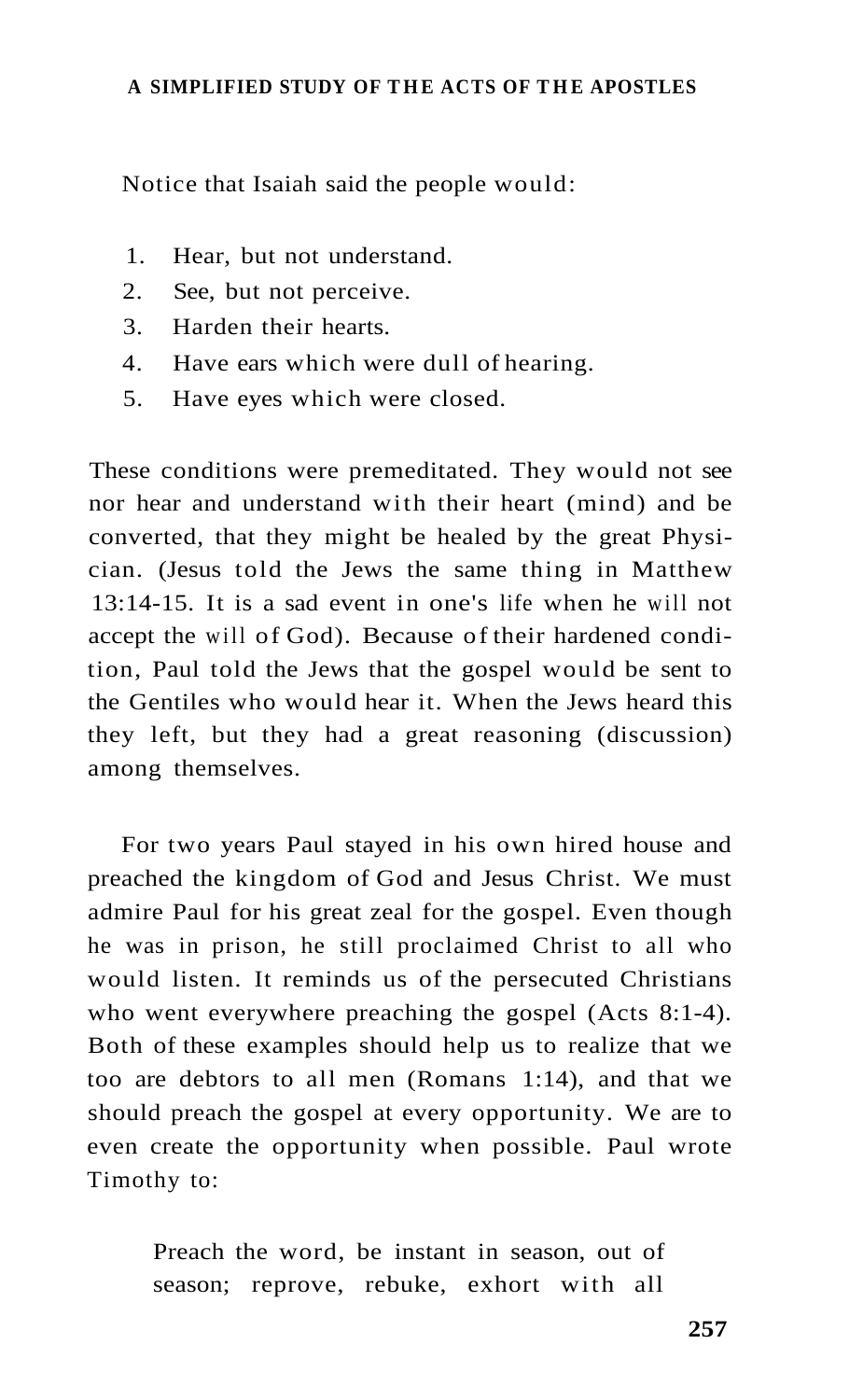Notice that Isaiah said the people would:

1. Hear, but not understand.
2. See, but not perceive.
3. Harden their hearts.
4. Have ears which were dull of hearing.
5. Have eyes which were closed.

These conditions were premeditated. They would not see nor hear and understand with their heart (mind) and be converted, that they might be healed by the great Physician. (Jesus told the Jews the same thing in Matthew 13:14-15. It is a sad event in one's life when he will not accept the will of God). Because of their hardened condition, Paul told the Jews that the gospel would be sent to the Gentiles who would hear it. When the Jews heard this they left, but they had a great reasoning (discussion) among themselves.

For two years Paul stayed in his own hired house and preached the kingdom of God and Jesus Christ. We must admire Paul for his great zeal for the gospel. Even though he was in prison, he still proclaimed Christ to all who would listen. It reminds us of the persecuted Christians who went everywhere preaching the gospel (Acts 8:1-4). Both of these examples should help us to realize that we too are debtors to all men (Romans 1:14), and that we should preach the gospel at every opportunity. We are to even create the opportunity when possible. Paul wrote Timothy to:

> Preach the word, be instant in season, out of season; reprove, rebuke, exhort with all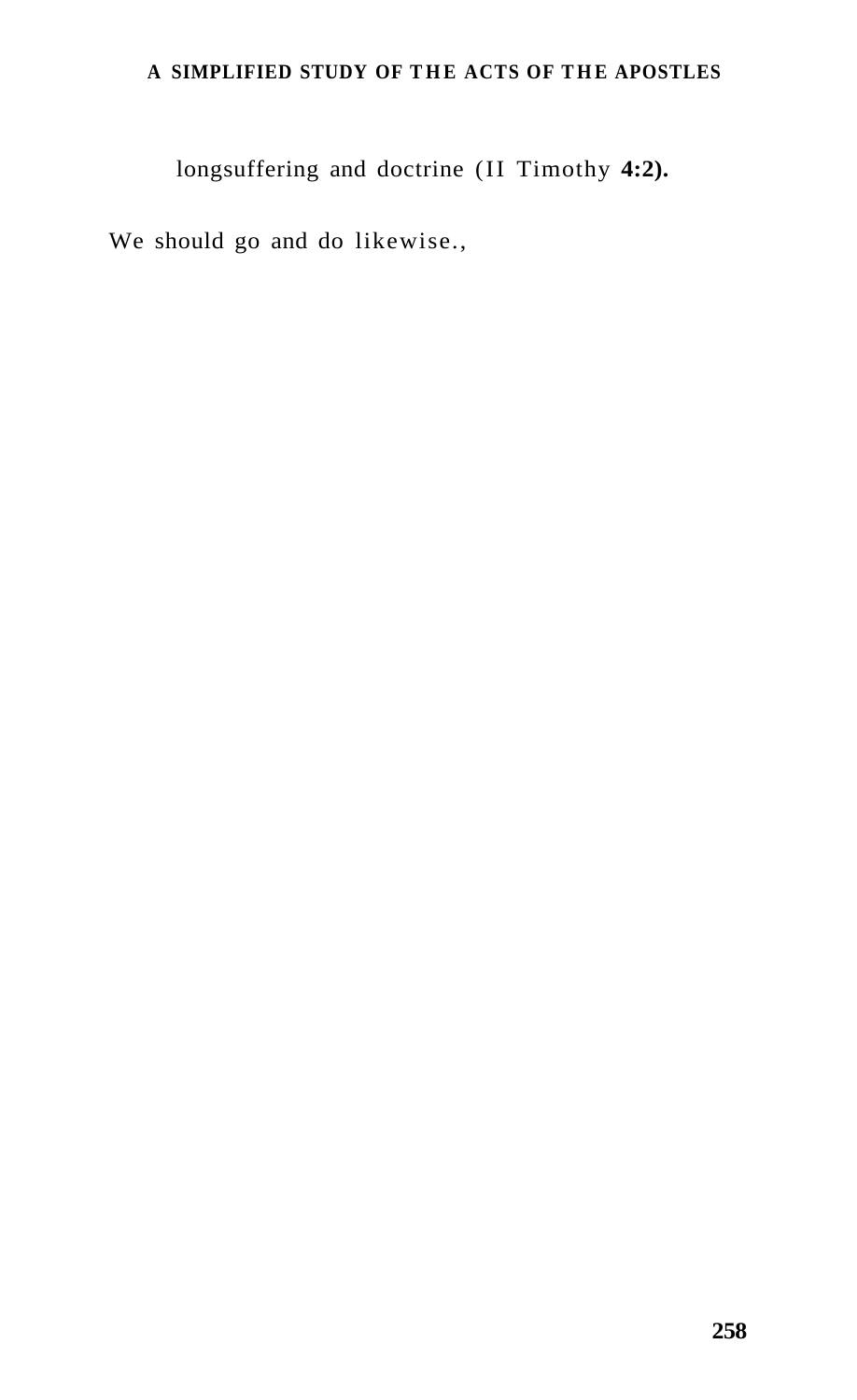longsuffering and doctrine (II Timothy **4:2).**

We should go and do likewise.,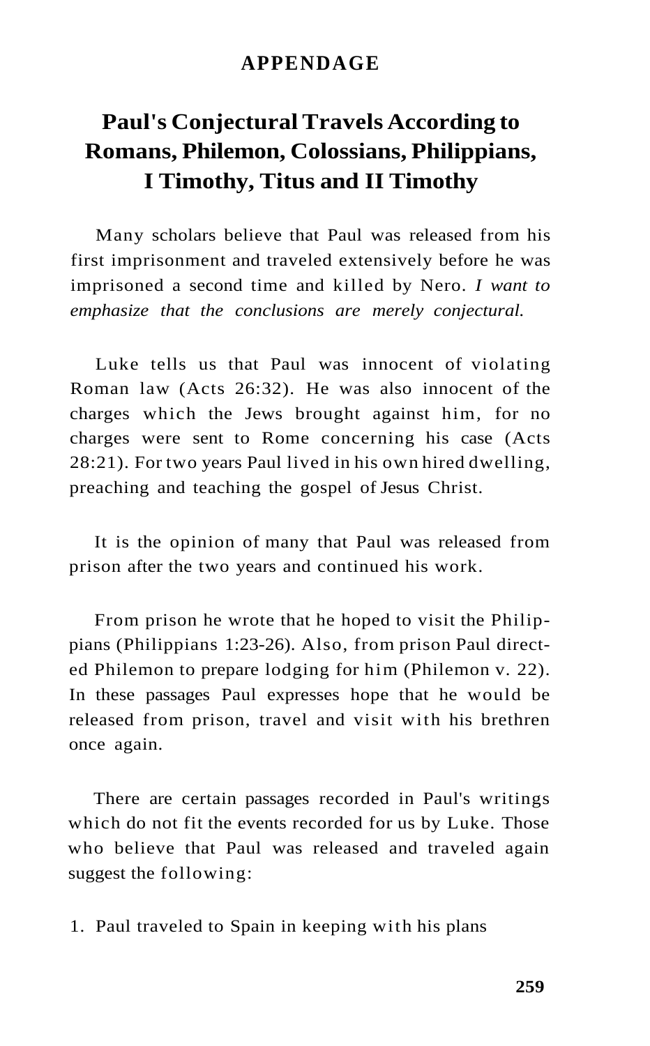## APPENDAGE

# Paul's Conjectural Travels According to Romans, Philemon, Colossians, Philippians, I Timothy, Titus and II Timothy

Many scholars believe that Paul was released from his first imprisonment and traveled extensively before he was imprisoned a second time and killed by Nero. *I want to emphasize that the conclusions are merely conjectural.*

Luke tells us that Paul was innocent of violating Roman law (Acts 26:32). He was also innocent of the charges which the Jews brought against him, for no charges were sent to Rome concerning his case (Acts 28:21). For two years Paul lived in his own hired dwelling, preaching and teaching the gospel of Jesus Christ.

It is the opinion of many that Paul was released from prison after the two years and continued his work.

From prison he wrote that he hoped to visit the Philippians (Philippians 1:23-26). Also, from prison Paul directed Philemon to prepare lodging for him (Philemon v. 22). In these passages Paul expresses hope that he would be released from prison, travel and visit with his brethren once again.

There are certain passages recorded in Paul's writings which do not fit the events recorded for us by Luke. Those who believe that Paul was released and traveled again suggest the following:

1. Paul traveled to Spain in keeping with his plans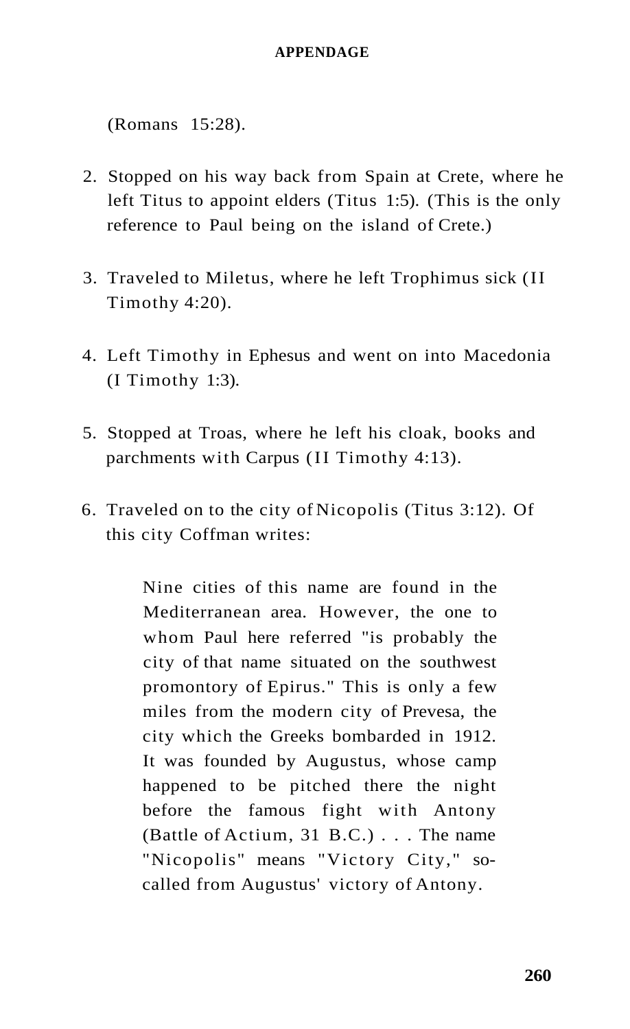(Romans 15:28).

2. Stopped on his way back from Spain at Crete, where he left Titus to appoint elders (Titus 1:5). (This is the only reference to Paul being on the island of Crete.)

3. Traveled to Miletus, where he left Trophimus sick (II Timothy 4:20).

4. Left Timothy in Ephesus and went on into Macedonia (I Timothy 1:3).

5. Stopped at Troas, where he left his cloak, books and parchments with Carpus (II Timothy 4:13).

6. Traveled on to the city of Nicopolis (Titus 3:12). Of this city Coffman writes:

> Nine cities of this name are found in the Mediterranean area. However, the one to whom Paul here referred "is probably the city of that name situated on the southwest promontory of Epirus." This is only a few miles from the modern city of Prevesa, the city which the Greeks bombarded in 1912. It was founded by Augustus, whose camp happened to be pitched there the night before the famous fight with Antony (Battle of Actium, 31 B.C.) . . . The name "Nicopolis" means "Victory City," so-called from Augustus' victory of Antony.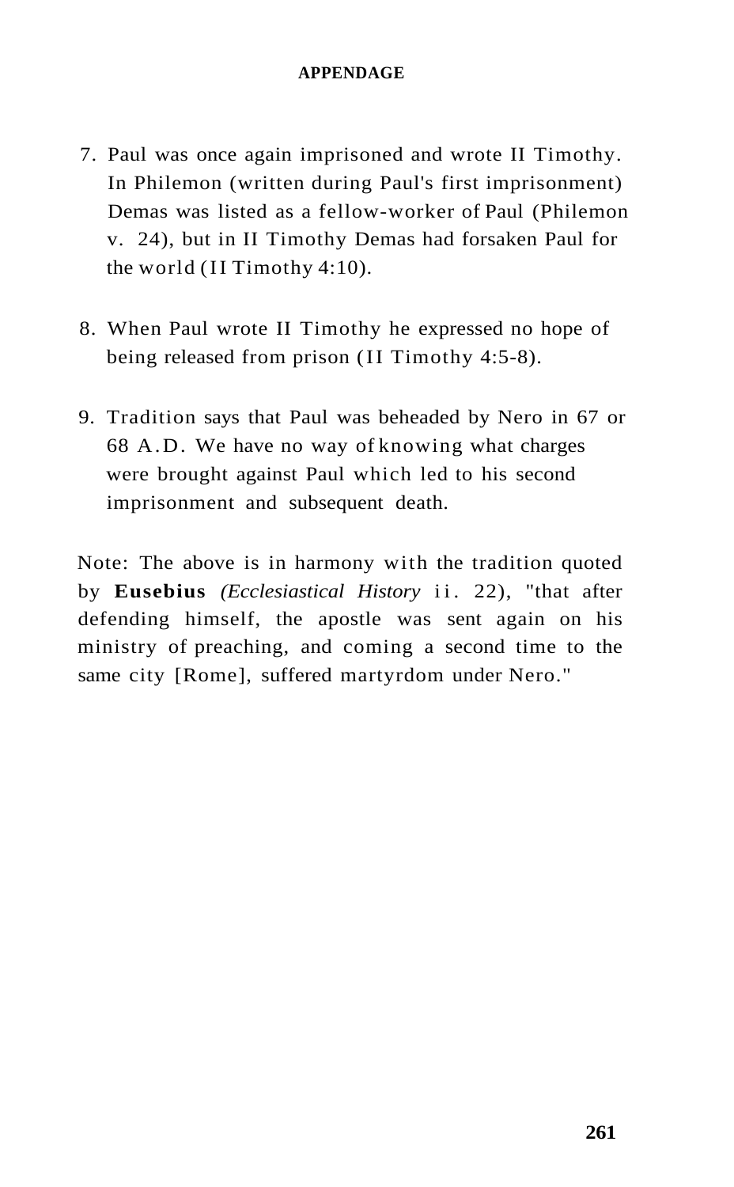7. Paul was once again imprisoned and wrote II Timothy. In Philemon (written during Paul's first imprisonment) Demas was listed as a fellow-worker of Paul (Philemon v. 24), but in II Timothy Demas had forsaken Paul for the world (II Timothy 4:10).

8. When Paul wrote II Timothy he expressed no hope of being released from prison (II Timothy 4:5-8).

9. Tradition says that Paul was beheaded by Nero in 67 or 68 A.D. We have no way of knowing what charges were brought against Paul which led to his second imprisonment and subsequent death.

Note: The above is in harmony with the tradition quoted by **Eusebius** *(Ecclesiastical History* ii. 22), "that after defending himself, the apostle was sent again on his ministry of preaching, and coming a second time to the same city [Rome], suffered martyrdom under Nero."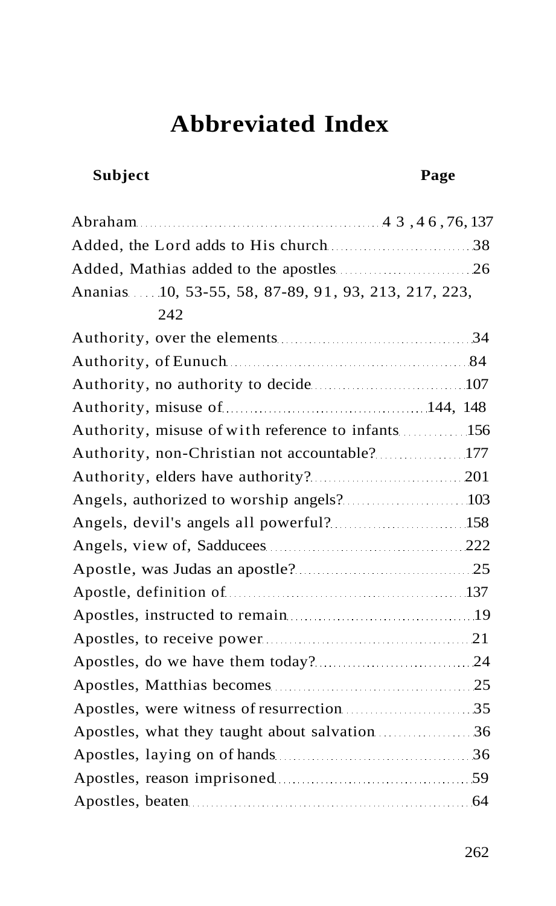# Abbreviated Index

| Subject | Page |
|---|---|
| Abraham | 43, 46, 76, 137 |
| Added, the Lord adds to His church | 38 |
| Added, Mathias added to the apostles | 26 |
| Ananias | 10, 53-55, 58, 87-89, 91, 93, 213, 217, 223, 242 |
| Authority, over the elements | 34 |
| Authority, of Eunuch | 84 |
| Authority, no authority to decide | 107 |
| Authority, misuse of | 144, 148 |
| Authority, misuse of with reference to infants | 156 |
| Authority, non-Christian not accountable? | 177 |
| Authority, elders have authority? | 201 |
| Angels, authorized to worship angels? | 103 |
| Angels, devil's angels all powerful? | 158 |
| Angels, view of, Sadducees | 222 |
| Apostle, was Judas an apostle? | 25 |
| Apostle, definition of | 137 |
| Apostles, instructed to remain | 19 |
| Apostles, to receive power | 21 |
| Apostles, do we have them today? | 24 |
| Apostles, Matthias becomes | 25 |
| Apostles, were witness of resurrection | 35 |
| Apostles, what they taught about salvation | 36 |
| Apostles, laying on of hands | 36 |
| Apostles, reason imprisoned | 59 |
| Apostles, beaten | 64 |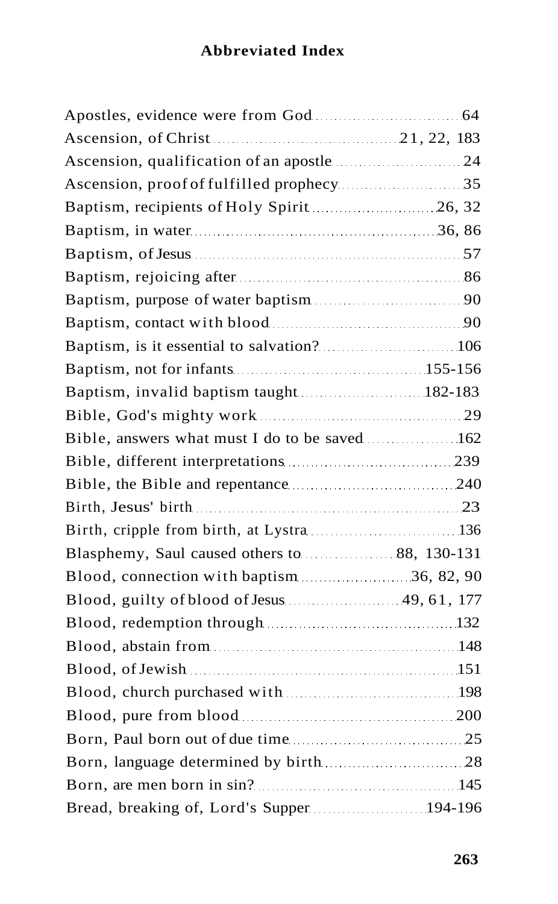## Abbreviated Index

Apostles, evidence were from God ... 64
Ascension, of Christ ... 21, 22, 183
Ascension, qualification of an apostle ... 24
Ascension, proof of fulfilled prophecy ... 35
Baptism, recipients of Holy Spirit ... 26, 32
Baptism, in water ... 36, 86
Baptism, of Jesus ... 57
Baptism, rejoicing after ... 86
Baptism, purpose of water baptism ... 90
Baptism, contact with blood ... 90
Baptism, is it essential to salvation? ... 106
Baptism, not for infants ... 155-156
Baptism, invalid baptism taught ... 182-183
Bible, God's mighty work ... 29
Bible, answers what must I do to be saved ... 162
Bible, different interpretations ... 239
Bible, the Bible and repentance ... 240
Birth, Jesus' birth ... 23
Birth, cripple from birth, at Lystra ... 136
Blasphemy, Saul caused others to ... 88, 130-131
Blood, connection with baptism ... 36, 82, 90
Blood, guilty of blood of Jesus ... 49, 61, 177
Blood, redemption through ... 132
Blood, abstain from ... 148
Blood, of Jewish ... 151
Blood, church purchased with ... 198
Blood, pure from blood ... 200
Born, Paul born out of due time ... 25
Born, language determined by birth ... 28
Born, are men born in sin? ... 145
Bread, breaking of, Lord's Supper ... 194-196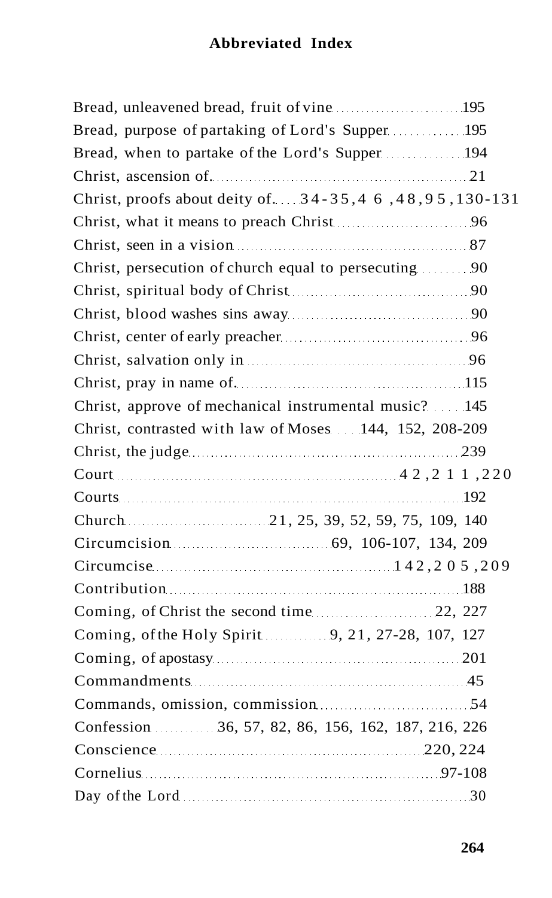# Abbreviated Index

Bread, unleavened bread, fruit of vine 195
Bread, purpose of partaking of Lord's Supper 195
Bread, when to partake of the Lord's Supper 194
Christ, ascension of 21
Christ, proofs about deity of 34-35, 46, 48, 95, 130-131
Christ, what it means to preach Christ 96
Christ, seen in a vision 87
Christ, persecution of church equal to persecuting 90
Christ, spiritual body of Christ 90
Christ, blood washes sins away 90
Christ, center of early preacher 96
Christ, salvation only in 96
Christ, pray in name of 115
Christ, approve of mechanical instrumental music? 145
Christ, contrasted with law of Moses 144, 152, 208-209
Christ, the judge 239
Court 42, 211, 220
Courts 192
Church 21, 25, 39, 52, 59, 75, 109, 140
Circumcision 69, 106-107, 134, 209
Circumcise 142, 205, 209
Contribution 188
Coming, of Christ the second time 22, 227
Coming, of the Holy Spirit 9, 21, 27-28, 107, 127
Coming, of apostasy 201
Commandments 45
Commands, omission, commission 54
Confession 36, 57, 82, 86, 156, 162, 187, 216, 226
Conscience 220, 224
Cornelius 97-108
Day of the Lord 30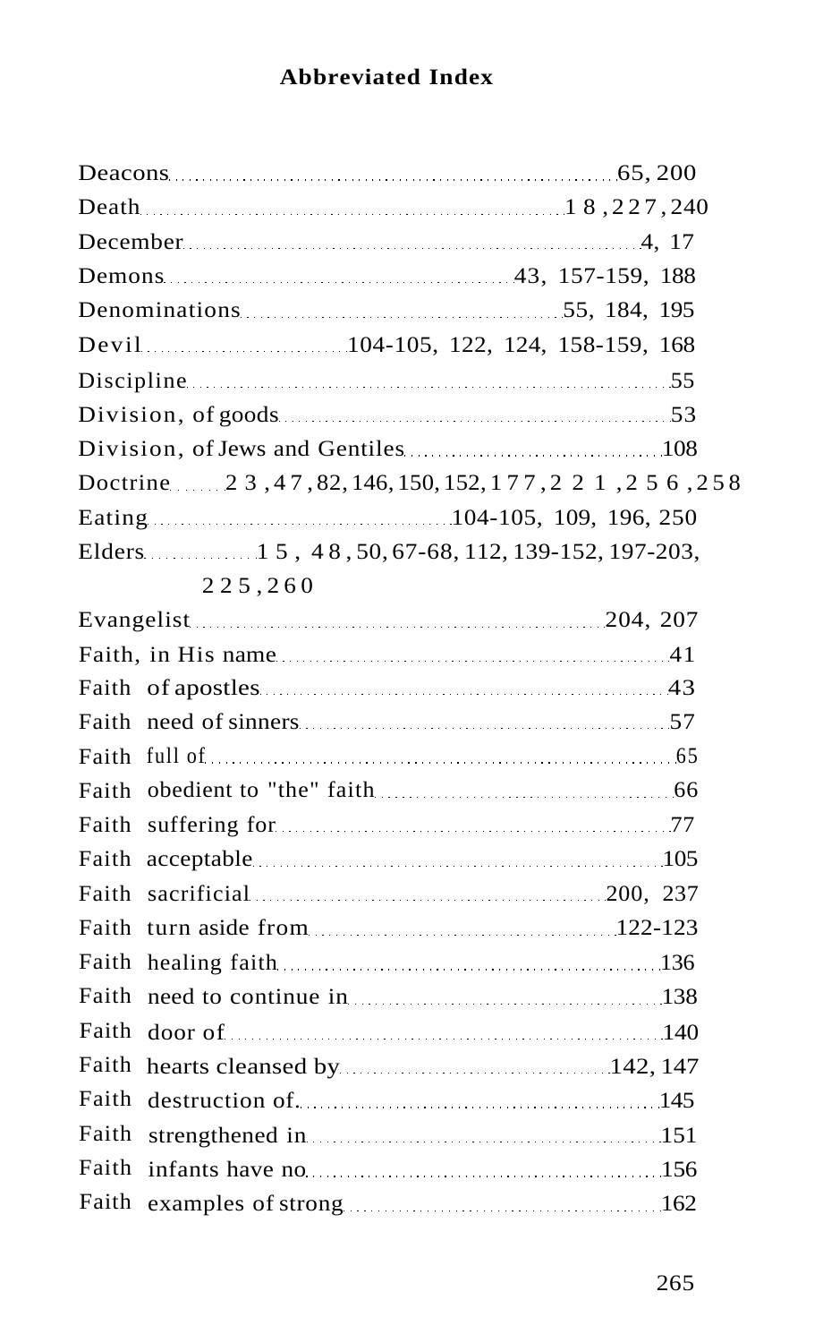# Abbreviated Index

Deacons ... 65, 200
Death ... 18, 227, 240
December ... 4, 17
Demons ... 43, 157-159, 188
Denominations ... 55, 184, 195
Devil ... 104-105, 122, 124, 158-159, 168
Discipline ... 55
Division, of goods ... 53
Division, of Jews and Gentiles ... 108
Doctrine ... 23, 47, 82, 146, 150, 152, 177, 221, 256, 258
Eating ... 104-105, 109, 196, 250
Elders ... 15, 48, 50, 67-68, 112, 139-152, 197-203, 225, 260
Evangelist ... 204, 207
Faith, in His name ... 41
Faith of apostles ... 43
Faith need of sinners ... 57
Faith full of ... 65
Faith obedient to "the" faith ... 66
Faith suffering for ... 77
Faith acceptable ... 105
Faith sacrificial ... 200, 237
Faith turn aside from ... 122-123
Faith healing faith ... 136
Faith need to continue in ... 138
Faith door of ... 140
Faith hearts cleansed by ... 142, 147
Faith destruction of ... 145
Faith strengthened in ... 151
Faith infants have no ... 156
Faith examples of strong ... 162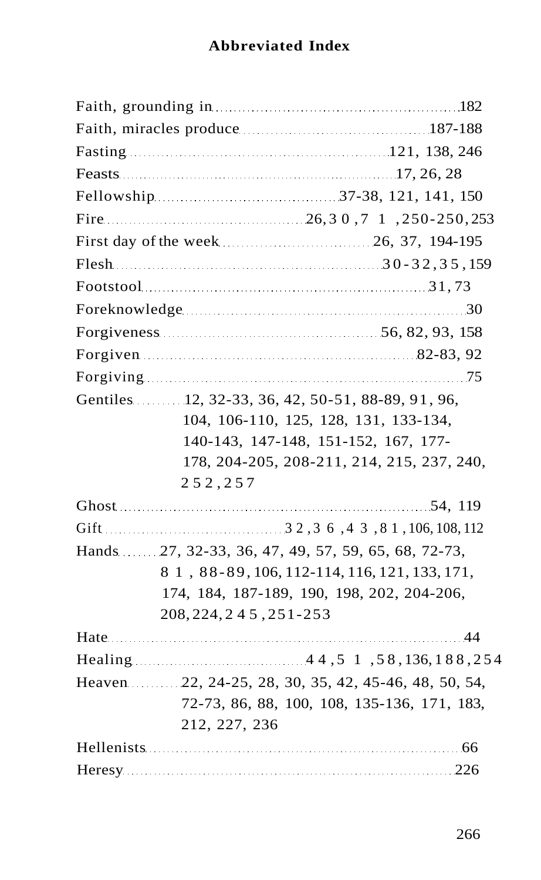## Abbreviated Index

Faith, grounding in ........ 182
Faith, miracles produce ........ 187-188
Fasting ........ 121, 138, 246
Feasts ........ 17, 26, 28
Fellowship ........ 37-38, 121, 141, 150
Fire ........ 26, 30, 71, 250-250, 253
First day of the week ........ 26, 37, 194-195
Flesh ........ 30-32, 35, 159
Footstool ........ 31, 73
Foreknowledge ........ 30
Forgiveness ........ 56, 82, 93, 158
Forgiven ........ 82-83, 92
Forgiving ........ 75
Gentiles ........ 12, 32-33, 36, 42, 50-51, 88-89, 91, 96, 104, 106-110, 125, 128, 131, 133-134, 140-143, 147-148, 151-152, 167, 177-178, 204-205, 208-211, 214, 215, 237, 240, 252, 257
Ghost ........ 54, 119
Gift ........ 32, 36, 43, 81, 106, 108, 112
Hands ........ 27, 32-33, 36, 47, 49, 57, 59, 65, 68, 72-73, 81, 88-89, 106, 112-114, 116, 121, 133, 171, 174, 184, 187-189, 190, 198, 202, 204-206, 208, 224, 245, 251-253
Hate ........ 44
Healing ........ 44, 51, 58, 136, 188, 254
Heaven ........ 22, 24-25, 28, 30, 35, 42, 45-46, 48, 50, 54, 72-73, 86, 88, 100, 108, 135-136, 171, 183, 212, 227, 236
Hellenists ........ 66
Heresy ........ 226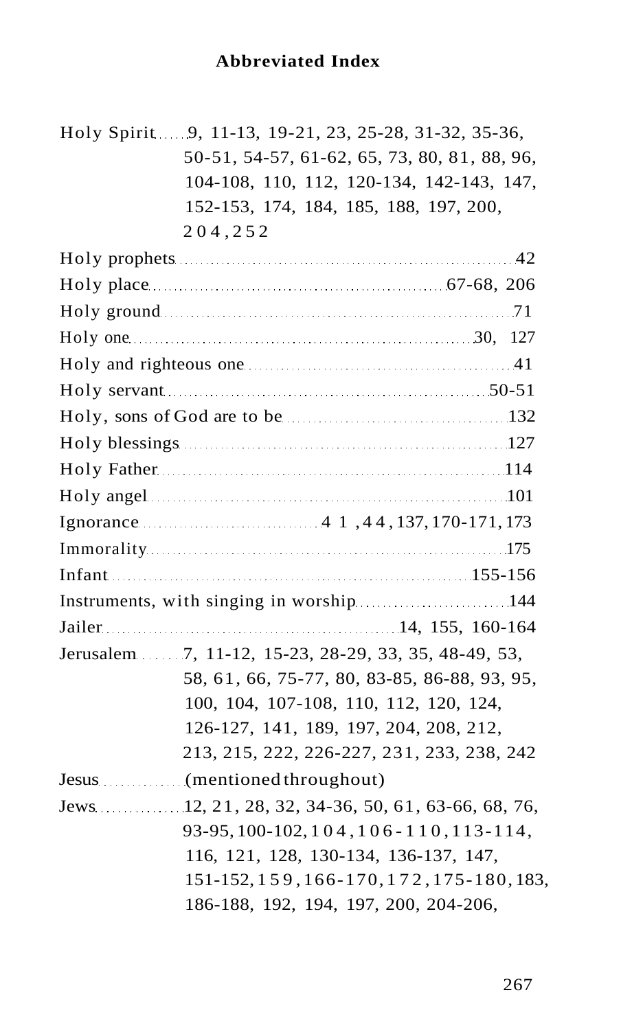## Abbreviated Index

Holy Spirit ...... 9, 11-13, 19-21, 23, 25-28, 31-32, 35-36, 50-51, 54-57, 61-62, 65, 73, 80, 81, 88, 96, 104-108, 110, 112, 120-134, 142-143, 147, 152-153, 174, 184, 185, 188, 197, 200, 204, 252

Holy prophets ...... 42

Holy place ...... 67-68, 206

Holy ground ...... 71

Holy one ...... 30, 127

Holy and righteous one ...... 41

Holy servant ...... 50-51

Holy, sons of God are to be ...... 132

Holy blessings ...... 127

Holy Father ...... 114

Holy angel ...... 101

Ignorance ...... 41, 44, 137, 170-171, 173

Immorality ...... 175

Infant ...... 155-156

Instruments, with singing in worship ...... 144

Jailer ...... 14, 155, 160-164

Jerusalem ...... 7, 11-12, 15-23, 28-29, 33, 35, 48-49, 53, 58, 61, 66, 75-77, 80, 83-85, 86-88, 93, 95, 100, 104, 107-108, 110, 112, 120, 124, 126-127, 141, 189, 197, 204, 208, 212, 213, 215, 222, 226-227, 231, 233, 238, 242

Jesus ...... (mentioned throughout)

Jews ...... 12, 21, 28, 32, 34-36, 50, 61, 63-66, 68, 76, 93-95, 100-102, 104, 106-110, 113-114, 116, 121, 128, 130-134, 136-137, 147, 151-152, 159, 166-170, 172, 175-180, 183, 186-188, 192, 194, 197, 200, 204-206,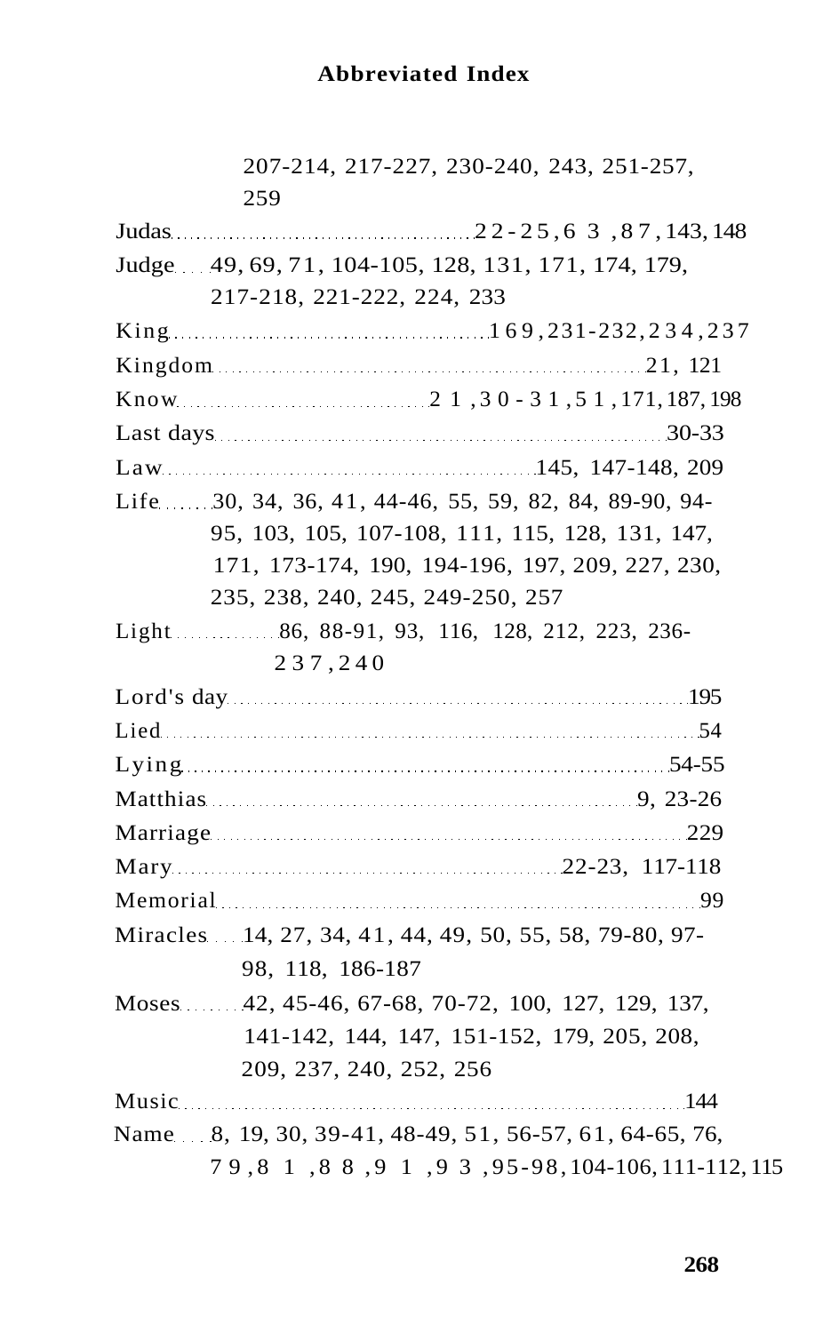## Abbreviated Index

207-214, 217-227, 230-240, 243, 251-257, 259

Judas ... 22-25, 63, 87, 143, 148

Judge ... 49, 69, 71, 104-105, 128, 131, 171, 174, 179, 217-218, 221-222, 224, 233

King ... 169, 231-232, 234, 237

Kingdom ... 21, 121

Know ... 21, 30-31, 51, 171, 187, 198

Last days ... 30-33

Law ... 145, 147-148, 209

Life ... 30, 34, 36, 41, 44-46, 55, 59, 82, 84, 89-90, 94-95, 103, 105, 107-108, 111, 115, 128, 131, 147, 171, 173-174, 190, 194-196, 197, 209, 227, 230, 235, 238, 240, 245, 249-250, 257

Light ... 86, 88-91, 93, 116, 128, 212, 223, 236-237, 240

Lord's day ... 195

Lied ... 54

Lying ... 54-55

Matthias ... 9, 23-26

Marriage ... 229

Mary ... 22-23, 117-118

Memorial ... 99

Miracles ... 14, 27, 34, 41, 44, 49, 50, 55, 58, 79-80, 97-98, 118, 186-187

Moses ... 42, 45-46, 67-68, 70-72, 100, 127, 129, 137, 141-142, 144, 147, 151-152, 179, 205, 208, 209, 237, 240, 252, 256

Music ... 144

Name ... 8, 19, 30, 39-41, 48-49, 51, 56-57, 61, 64-65, 76, 79, 81, 88, 91, 93, 95-98, 104-106, 111-112, 115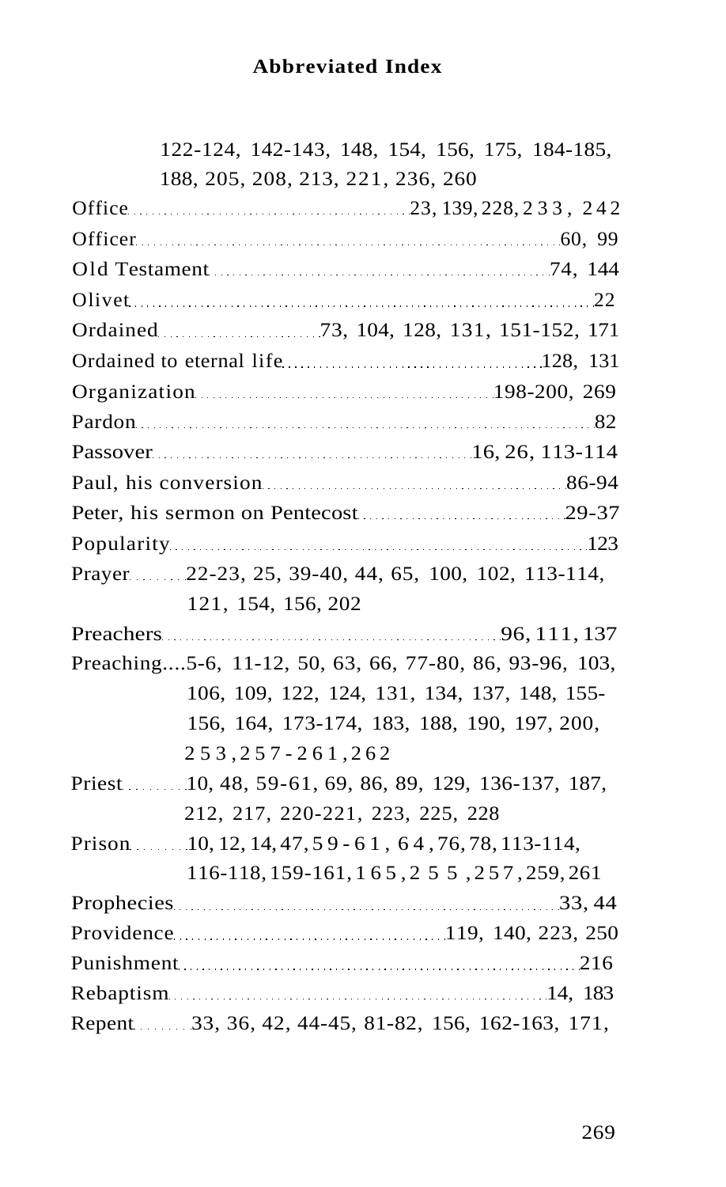## Abbreviated Index

122-124, 142-143, 148, 154, 156, 175, 184-185, 188, 205, 208, 213, 221, 236, 260

Office ........ 23, 139, 228, 233, 242

Officer ........ 60, 99

Old Testament ........ 74, 144

Olivet ........ 22

Ordained ........ 73, 104, 128, 131, 151-152, 171

Ordained to eternal life ........ 128, 131

Organization ........ 198-200, 269

Pardon ........ 82

Passover ........ 16, 26, 113-114

Paul, his conversion ........ 86-94

Peter, his sermon on Pentecost ........ 29-37

Popularity ........ 123

Prayer ........ 22-23, 25, 39-40, 44, 65, 100, 102, 113-114, 121, 154, 156, 202

Preachers ........ 96, 111, 137

Preaching....5-6, 11-12, 50, 63, 66, 77-80, 86, 93-96, 103, 106, 109, 122, 124, 131, 134, 137, 148, 155-156, 164, 173-174, 183, 188, 190, 197, 200, 253, 257-261, 262

Priest ........ 10, 48, 59-61, 69, 86, 89, 129, 136-137, 187, 212, 217, 220-221, 223, 225, 228

Prison ........ 10, 12, 14, 47, 59-61, 64, 76, 78, 113-114, 116-118, 159-161, 165, 255, 257, 259, 261

Prophecies ........ 33, 44

Providence ........ 119, 140, 223, 250

Punishment ........ 216

Rebaptism ........ 14, 183

Repent ........ 33, 36, 42, 44-45, 81-82, 156, 162-163, 171,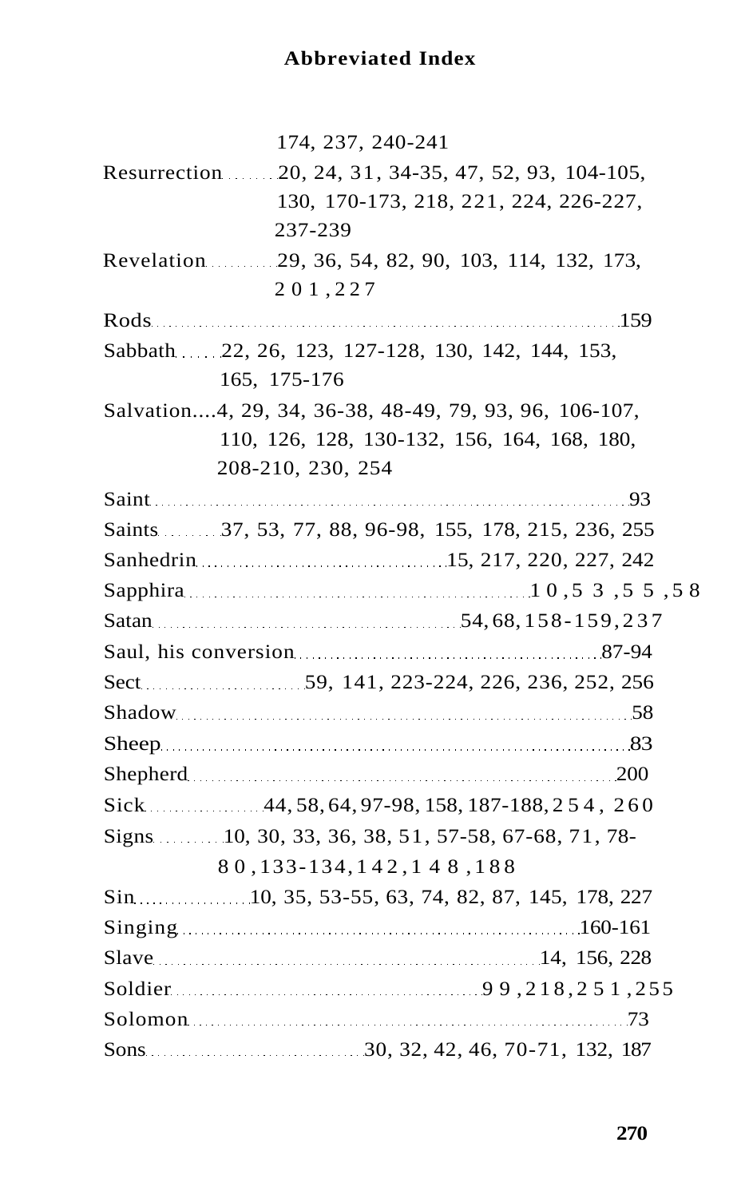## Abbreviated Index

174, 237, 240-241

Resurrection........20, 24, 31, 34-35, 47, 52, 93, 104-105, 130, 170-173, 218, 221, 224, 226-227, 237-239

Revelation..........29, 36, 54, 82, 90, 103, 114, 132, 173, 201, 227

Rods..........159

Sabbath......22, 26, 123, 127-128, 130, 142, 144, 153, 165, 175-176

Salvation....4, 29, 34, 36-38, 48-49, 79, 93, 96, 106-107, 110, 126, 128, 130-132, 156, 164, 168, 180, 208-210, 230, 254

Saint..........93

Saints.........37, 53, 77, 88, 96-98, 155, 178, 215, 236, 255

Sanhedrin..........15, 217, 220, 227, 242

Sapphira..........10, 53, 55, 58

Satan..........54, 68, 158-159, 237

Saul, his conversion..........87-94

Sect..........59, 141, 223-224, 226, 236, 252, 256

Shadow..........58

Sheep..........83

Shepherd..........200

Sick..........44, 58, 64, 97-98, 158, 187-188, 254, 260

Signs..........10, 30, 33, 36, 38, 51, 57-58, 67-68, 71, 78-80, 133-134, 142, 148, 188

Sin..........10, 35, 53-55, 63, 74, 82, 87, 145, 178, 227

Singing..........160-161

Slave..........14, 156, 228

Soldier..........99, 218, 251, 255

Solomon..........73

Sons..........30, 32, 42, 46, 70-71, 132, 187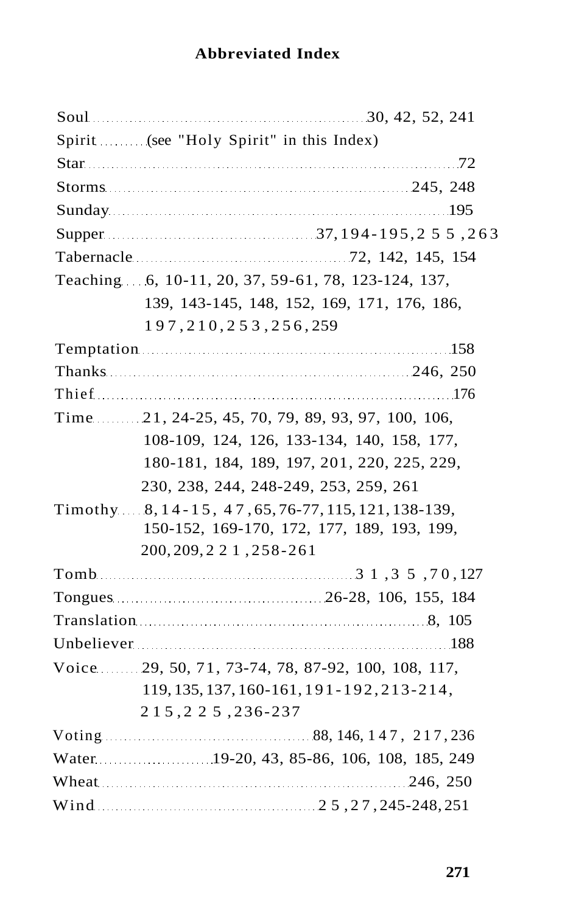## Abbreviated Index

Soul ........ 30, 42, 52, 241
Spirit ........ (see "Holy Spirit" in this Index)
Star ........ 72
Storms ........ 245, 248
Sunday ........ 195
Supper ........ 37, 194-195, 255, 263
Tabernacle ........ 72, 142, 145, 154
Teaching ........ 6, 10-11, 20, 37, 59-61, 78, 123-124, 137, 139, 143-145, 148, 152, 169, 171, 176, 186, 197, 210, 253, 256, 259
Temptation ........ 158
Thanks ........ 246, 250
Thief ........ 176
Time ........ 21, 24-25, 45, 70, 79, 89, 93, 97, 100, 106, 108-109, 124, 126, 133-134, 140, 158, 177, 180-181, 184, 189, 197, 201, 220, 225, 229, 230, 238, 244, 248-249, 253, 259, 261
Timothy ........ 8, 14-15, 47, 65, 76-77, 115, 121, 138-139, 150-152, 169-170, 172, 177, 189, 193, 199, 200, 209, 221, 258-261
Tomb ........ 31, 35, 70, 127
Tongues ........ 26-28, 106, 155, 184
Translation ........ 8, 105
Unbeliever ........ 188
Voice ........ 29, 50, 71, 73-74, 78, 87-92, 100, 108, 117, 119, 135, 137, 160-161, 191-192, 213-214, 215, 225, 236-237
Voting ........ 88, 146, 147, 217, 236
Water ........ 19-20, 43, 85-86, 106, 108, 185, 249
Wheat ........ 246, 250
Wind ........ 25, 27, 245-248, 251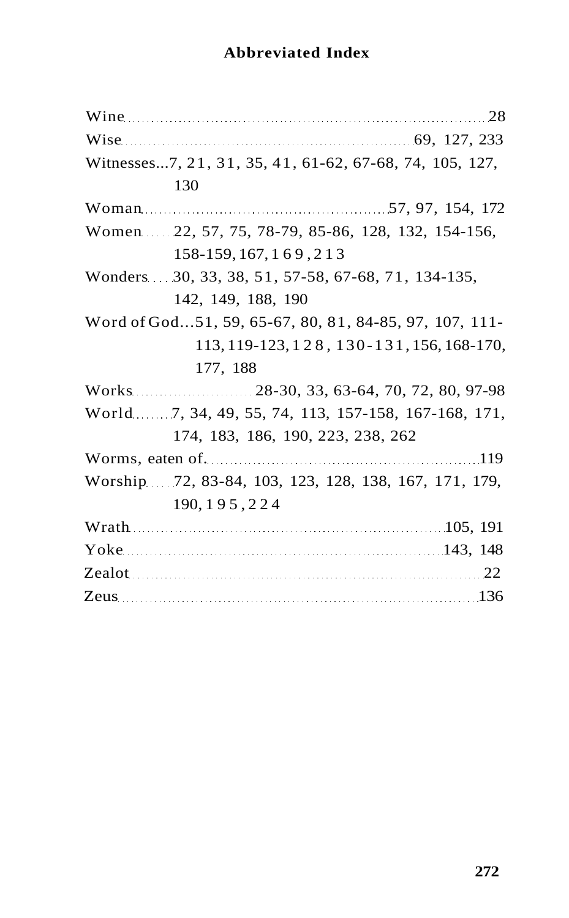# Abbreviated Index

Wine ........ 28

Wise ........ 69, 127, 233

Witnesses...7, 21, 31, 35, 41, 61-62, 67-68, 74, 105, 127, 130

Woman ........ 57, 97, 154, 172

Women ...... 22, 57, 75, 78-79, 85-86, 128, 132, 154-156, 158-159, 167, 169, 213

Wonders .... 30, 33, 38, 51, 57-58, 67-68, 71, 134-135, 142, 149, 188, 190

Word of God...51, 59, 65-67, 80, 81, 84-85, 97, 107, 111-113, 119-123, 128, 130-131, 156, 168-170, 177, 188

Works ........ 28-30, 33, 63-64, 70, 72, 80, 97-98

World ........ 7, 34, 49, 55, 74, 113, 157-158, 167-168, 171, 174, 183, 186, 190, 223, 238, 262

Worms, eaten of. ........ 119

Worship ...... 72, 83-84, 103, 123, 128, 138, 167, 171, 179, 190, 195, 224

Wrath ........ 105, 191

Yoke ........ 143, 148

Zealot ........ 22

Zeus ........ 136